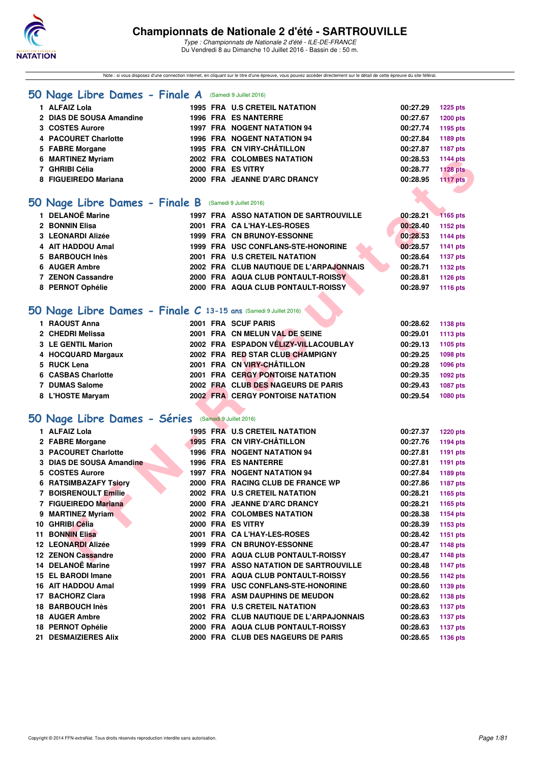# Championnats de Nationale 2 d'été - SARTROUVILLE

*Type : Championnats de Nationale 2 d'été - ILE-DE-FRANCE*
Du Vendredi 8 au Dimanche 10 Juillet 2016 - Bassin de : 50 m.

Note : si vous disposez d'une connexion internet, en cliquant sur le titre d'une épreuve, vous pouvez accéder directement sur le détail de cette épreuve du site féféral.

## 50 Nage Libre Dames - Finale A (Samedi 9 Juillet 2016)

| | | | | | | |
|---|---|---|---|---|---|---|
| 1 | ALFAIZ Lola | 1995 | FRA | U.S CRETEIL NATATION | 00:27.29 | 1225 pts |
| 2 | DIAS DE SOUSA Amandine | 1996 | FRA | ES NANTERRE | 00:27.67 | 1200 pts |
| 3 | COSTES Aurore | 1997 | FRA | NOGENT NATATION 94 | 00:27.74 | 1195 pts |
| 4 | PACOURET Charlotte | 1996 | FRA | NOGENT NATATION 94 | 00:27.84 | 1189 pts |
| 5 | FABRE Morgane | 1995 | FRA | CN VIRY-CHÂTILLON | 00:27.87 | 1187 pts |
| 6 | MARTINEZ Myriam | 2002 | FRA | COLOMBES NATATION | 00:28.53 | 1144 pts |
| 7 | GHRIBI Célia | 2000 | FRA | ES VITRY | 00:28.77 | 1128 pts |
| 8 | FIGUEIREDO Mariana | 2000 | FRA | JEANNE D'ARC DRANCY | 00:28.95 | 1117 pts |

## 50 Nage Libre Dames - Finale B (Samedi 9 Juillet 2016)

| | | | | | | |
|---|---|---|---|---|---|---|
| 1 | DELANOË Marine | 1997 | FRA | ASSO NATATION DE SARTROUVILLE | 00:28.21 | 1165 pts |
| 2 | BONNIN Elisa | 2001 | FRA | CA L'HAY-LES-ROSES | 00:28.40 | 1152 pts |
| 3 | LEONARDI Alizée | 1999 | FRA | CN BRUNOY-ESSONNE | 00:28.53 | 1144 pts |
| 4 | AIT HADDOU Amal | 1999 | FRA | USC CONFLANS-STE-HONORINE | 00:28.57 | 1141 pts |
| 5 | BARBOUCH Inès | 2001 | FRA | U.S CRETEIL NATATION | 00:28.64 | 1137 pts |
| 6 | AUGER Ambre | 2002 | FRA | CLUB NAUTIQUE DE L'ARPAJONNAIS | 00:28.71 | 1132 pts |
| 7 | ZENON Cassandre | 2000 | FRA | AQUA CLUB PONTAULT-ROISSY | 00:28.81 | 1126 pts |
| 8 | PERNOT Ophélie | 2000 | FRA | AQUA CLUB PONTAULT-ROISSY | 00:28.97 | 1116 pts |

## 50 Nage Libre Dames - Finale C 13-15 ans (Samedi 9 Juillet 2016)

| | | | | | | |
|---|---|---|---|---|---|---|
| 1 | RAOUST Anna | 2001 | FRA | SCUF PARIS | 00:28.62 | 1138 pts |
| 2 | CHEDRI Melissa | 2001 | FRA | CN MELUN VAL DE SEINE | 00:29.01 | 1113 pts |
| 3 | LE GENTIL Marion | 2002 | FRA | ESPADON VÉLIZY-VILLACOUBLAY | 00:29.13 | 1105 pts |
| 4 | HOCQUARD Margaux | 2002 | FRA | RED STAR CLUB CHAMPIGNY | 00:29.25 | 1098 pts |
| 5 | RUCK Lena | 2001 | FRA | CN VIRY-CHÂTILLON | 00:29.28 | 1096 pts |
| 6 | CASBAS Charlotte | 2001 | FRA | CERGY PONTOISE NATATION | 00:29.35 | 1092 pts |
| 7 | DUMAS Salome | 2002 | FRA | CLUB DES NAGEURS DE PARIS | 00:29.43 | 1087 pts |
| 8 | L'HOSTE Maryam | 2002 | FRA | CERGY PONTOISE NATATION | 00:29.54 | 1080 pts |

## 50 Nage Libre Dames - Séries (Samedi 9 Juillet 2016)

| | | | | | | |
|---|---|---|---|---|---|---|
| 1 | ALFAIZ Lola | 1995 | FRA | U.S CRETEIL NATATION | 00:27.37 | 1220 pts |
| 2 | FABRE Morgane | 1995 | FRA | CN VIRY-CHÂTILLON | 00:27.76 | 1194 pts |
| 3 | PACOURET Charlotte | 1996 | FRA | NOGENT NATATION 94 | 00:27.81 | 1191 pts |
| 3 | DIAS DE SOUSA Amandine | 1996 | FRA | ES NANTERRE | 00:27.81 | 1191 pts |
| 5 | COSTES Aurore | 1997 | FRA | NOGENT NATATION 94 | 00:27.84 | 1189 pts |
| 6 | RATSIMBAZAFY Tsiory | 2000 | FRA | RACING CLUB DE FRANCE WP | 00:27.86 | 1187 pts |
| 7 | BOISRENOULT Emilie | 2002 | FRA | U.S CRETEIL NATATION | 00:28.21 | 1165 pts |
| 7 | FIGUEIREDO Mariana | 2000 | FRA | JEANNE D'ARC DRANCY | 00:28.21 | 1165 pts |
| 9 | MARTINEZ Myriam | 2002 | FRA | COLOMBES NATATION | 00:28.38 | 1154 pts |
| 10 | GHRIBI Célia | 2000 | FRA | ES VITRY | 00:28.39 | 1153 pts |
| 11 | BONNIN Elisa | 2001 | FRA | CA L'HAY-LES-ROSES | 00:28.42 | 1151 pts |
| 12 | LEONARDI Alizée | 1999 | FRA | CN BRUNOY-ESSONNE | 00:28.47 | 1148 pts |
| 12 | ZENON Cassandre | 2000 | FRA | AQUA CLUB PONTAULT-ROISSY | 00:28.47 | 1148 pts |
| 14 | DELANOË Marine | 1997 | FRA | ASSO NATATION DE SARTROUVILLE | 00:28.48 | 1147 pts |
| 15 | EL BARODI Imane | 2001 | FRA | AQUA CLUB PONTAULT-ROISSY | 00:28.56 | 1142 pts |
| 16 | AIT HADDOU Amal | 1999 | FRA | USC CONFLANS-STE-HONORINE | 00:28.60 | 1139 pts |
| 17 | BACHORZ Clara | 1998 | FRA | ASM DAUPHINS DE MEUDON | 00:28.62 | 1138 pts |
| 18 | BARBOUCH Inès | 2001 | FRA | U.S CRETEIL NATATION | 00:28.63 | 1137 pts |
| 18 | AUGER Ambre | 2002 | FRA | CLUB NAUTIQUE DE L'ARPAJONNAIS | 00:28.63 | 1137 pts |
| 18 | PERNOT Ophélie | 2000 | FRA | AQUA CLUB PONTAULT-ROISSY | 00:28.63 | 1137 pts |
| 21 | DESMAIZIERES Alix | 2000 | FRA | CLUB DES NAGEURS DE PARIS | 00:28.65 | 1136 pts |

Copyright © 2014 FFN-extraNat. Tous droits réservés reproduction interdite sans autorisation.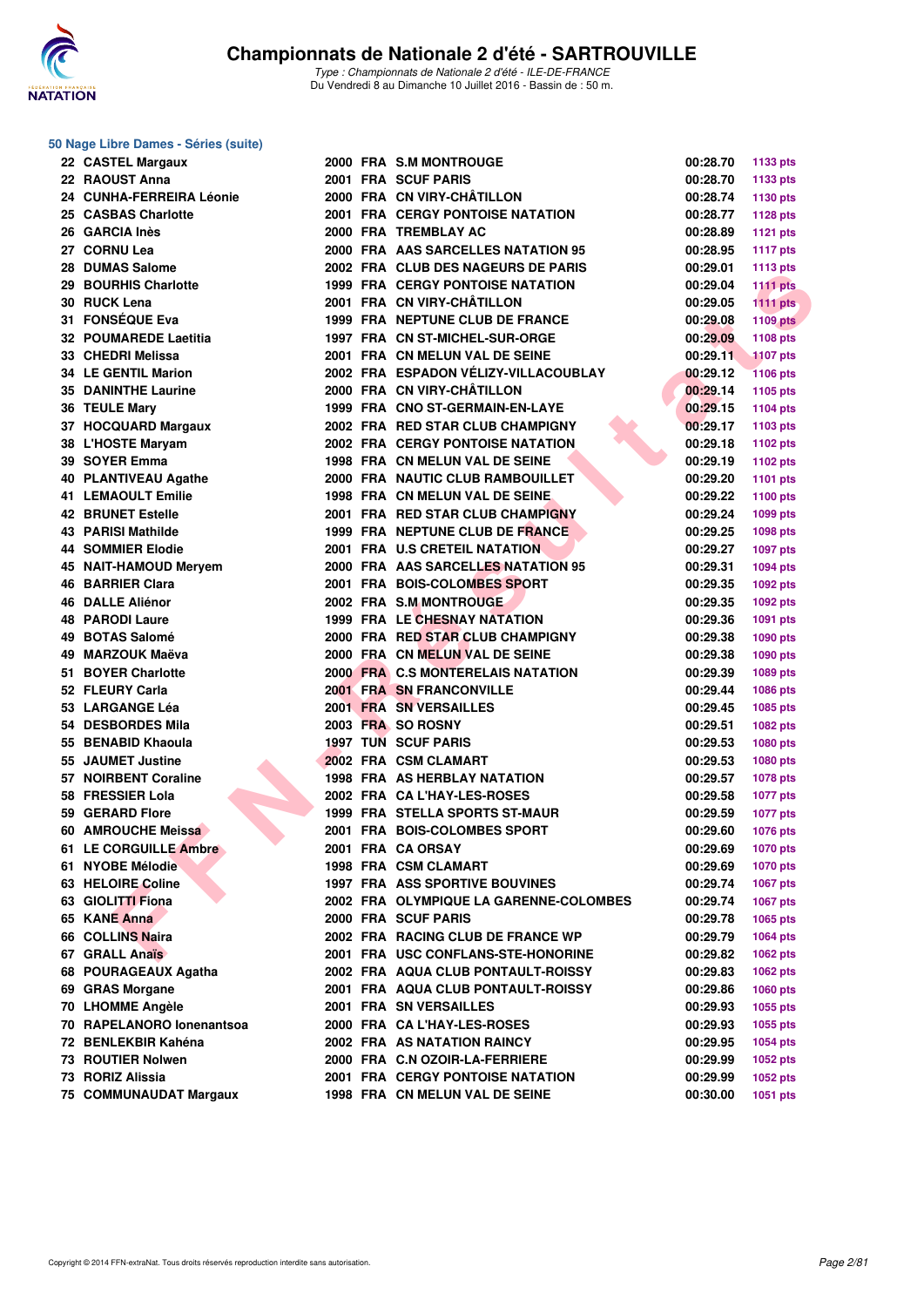# Championnats de Nationale 2 d'été - SARTROUVILLE

*Type : Championnats de Nationale 2 d'été - ILE-DE-FRANCE*
Du Vendredi 8 au Dimanche 10 Juillet 2016 - Bassin de : 50 m.

## 50 Nage Libre Dames - Séries (suite)

| Rang | Nom | Année | Nat. | Club | Temps | Points |
|---|---|---|---|---|---|---|
| 22 | CASTEL Margaux | 2000 | FRA | S.M MONTROUGE | 00:28.70 | 1133 pts |
| 22 | RAOUST Anna | 2001 | FRA | SCUF PARIS | 00:28.70 | 1133 pts |
| 24 | CUNHA-FERREIRA Léonie | 2000 | FRA | CN VIRY-CHÂTILLON | 00:28.74 | 1130 pts |
| 25 | CASBAS Charlotte | 2001 | FRA | CERGY PONTOISE NATATION | 00:28.77 | 1128 pts |
| 26 | GARCIA Inès | 2000 | FRA | TREMBLAY AC | 00:28.89 | 1121 pts |
| 27 | CORNU Lea | 2000 | FRA | AAS SARCELLES NATATION 95 | 00:28.95 | 1117 pts |
| 28 | DUMAS Salome | 2002 | FRA | CLUB DES NAGEURS DE PARIS | 00:29.01 | 1113 pts |
| 29 | BOURHIS Charlotte | 1999 | FRA | CERGY PONTOISE NATATION | 00:29.04 | 1111 pts |
| 30 | RUCK Lena | 2001 | FRA | CN VIRY-CHÂTILLON | 00:29.05 | 1111 pts |
| 31 | FONSÉQUE Eva | 1999 | FRA | NEPTUNE CLUB DE FRANCE | 00:29.08 | 1109 pts |
| 32 | POUMAREDE Laetitia | 1997 | FRA | CN ST-MICHEL-SUR-ORGE | 00:29.09 | 1108 pts |
| 33 | CHEDRI Melissa | 2001 | FRA | CN MELUN VAL DE SEINE | 00:29.11 | 1107 pts |
| 34 | LE GENTIL Marion | 2002 | FRA | ESPADON VÉLIZY-VILLACOUBLAY | 00:29.12 | 1106 pts |
| 35 | DANINTHE Laurine | 2000 | FRA | CN VIRY-CHÂTILLON | 00:29.14 | 1105 pts |
| 36 | TEULE Mary | 1999 | FRA | CNO ST-GERMAIN-EN-LAYE | 00:29.15 | 1104 pts |
| 37 | HOCQUARD Margaux | 2002 | FRA | RED STAR CLUB CHAMPIGNY | 00:29.17 | 1103 pts |
| 38 | L'HOSTE Maryam | 2002 | FRA | CERGY PONTOISE NATATION | 00:29.18 | 1102 pts |
| 39 | SOYER Emma | 1998 | FRA | CN MELUN VAL DE SEINE | 00:29.19 | 1102 pts |
| 40 | PLANTIVEAU Agathe | 2000 | FRA | NAUTIC CLUB RAMBOUILLET | 00:29.20 | 1101 pts |
| 41 | LEMAOULT Emilie | 1998 | FRA | CN MELUN VAL DE SEINE | 00:29.22 | 1100 pts |
| 42 | BRUNET Estelle | 2001 | FRA | RED STAR CLUB CHAMPIGNY | 00:29.24 | 1099 pts |
| 43 | PARISI Mathilde | 1999 | FRA | NEPTUNE CLUB DE FRANCE | 00:29.25 | 1098 pts |
| 44 | SOMMIER Elodie | 2001 | FRA | U.S CRETEIL NATATION | 00:29.27 | 1097 pts |
| 45 | NAIT-HAMOUD Meryem | 2000 | FRA | AAS SARCELLES NATATION 95 | 00:29.31 | 1094 pts |
| 46 | BARRIER Clara | 2001 | FRA | BOIS-COLOMBES SPORT | 00:29.35 | 1092 pts |
| 46 | DALLE Aliénor | 2002 | FRA | S.M MONTROUGE | 00:29.35 | 1092 pts |
| 48 | PARODI Laure | 1999 | FRA | LE CHESNAY NATATION | 00:29.36 | 1091 pts |
| 49 | BOTAS Salomé | 2000 | FRA | RED STAR CLUB CHAMPIGNY | 00:29.38 | 1090 pts |
| 49 | MARZOUK Maëva | 2000 | FRA | CN MELUN VAL DE SEINE | 00:29.38 | 1090 pts |
| 51 | BOYER Charlotte | 2000 | FRA | C.S MONTERELAIS NATATION | 00:29.39 | 1089 pts |
| 52 | FLEURY Carla | 2001 | FRA | SN FRANCONVILLE | 00:29.44 | 1086 pts |
| 53 | LARGANGE Léa | 2001 | FRA | SN VERSAILLES | 00:29.45 | 1085 pts |
| 54 | DESBORDES Mila | 2003 | FRA | SO ROSNY | 00:29.51 | 1082 pts |
| 55 | BENABID Khaoula | 1997 | TUN | SCUF PARIS | 00:29.53 | 1080 pts |
| 55 | JAUMET Justine | 2002 | FRA | CSM CLAMART | 00:29.53 | 1080 pts |
| 57 | NOIRBENT Coraline | 1998 | FRA | AS HERBLAY NATATION | 00:29.57 | 1078 pts |
| 58 | FRESSIER Lola | 2002 | FRA | CA L'HAY-LES-ROSES | 00:29.58 | 1077 pts |
| 59 | GERARD Flore | 1999 | FRA | STELLA SPORTS ST-MAUR | 00:29.59 | 1077 pts |
| 60 | AMROUCHE Meissa | 2001 | FRA | BOIS-COLOMBES SPORT | 00:29.60 | 1076 pts |
| 61 | LE CORGUILLE Ambre | 2001 | FRA | CA ORSAY | 00:29.69 | 1070 pts |
| 61 | NYOBE Mélodie | 1998 | FRA | CSM CLAMART | 00:29.69 | 1070 pts |
| 63 | HELOIRE Coline | 1997 | FRA | ASS SPORTIVE BOUVINES | 00:29.74 | 1067 pts |
| 63 | GIOLITTI Fiona | 2002 | FRA | OLYMPIQUE LA GARENNE-COLOMBES | 00:29.74 | 1067 pts |
| 65 | KANE Anna | 2000 | FRA | SCUF PARIS | 00:29.78 | 1065 pts |
| 66 | COLLINS Naira | 2002 | FRA | RACING CLUB DE FRANCE WP | 00:29.79 | 1064 pts |
| 67 | GRALL Anaïs | 2001 | FRA | USC CONFLANS-STE-HONORINE | 00:29.82 | 1062 pts |
| 68 | POURAGEAUX Agatha | 2002 | FRA | AQUA CLUB PONTAULT-ROISSY | 00:29.83 | 1062 pts |
| 69 | GRAS Morgane | 2001 | FRA | AQUA CLUB PONTAULT-ROISSY | 00:29.86 | 1060 pts |
| 70 | LHOMME Angèle | 2001 | FRA | SN VERSAILLES | 00:29.93 | 1055 pts |
| 70 | RAPELANORO Ionenantsoa | 2000 | FRA | CA L'HAY-LES-ROSES | 00:29.93 | 1055 pts |
| 72 | BENLEKBIR Kahéna | 2002 | FRA | AS NATATION RAINCY | 00:29.95 | 1054 pts |
| 73 | ROUTIER Nolwen | 2000 | FRA | C.N OZOIR-LA-FERRIERE | 00:29.99 | 1052 pts |
| 73 | RORIZ Alissia | 2001 | FRA | CERGY PONTOISE NATATION | 00:29.99 | 1052 pts |
| 75 | COMMUNAUDAT Margaux | 1998 | FRA | CN MELUN VAL DE SEINE | 00:30.00 | 1051 pts |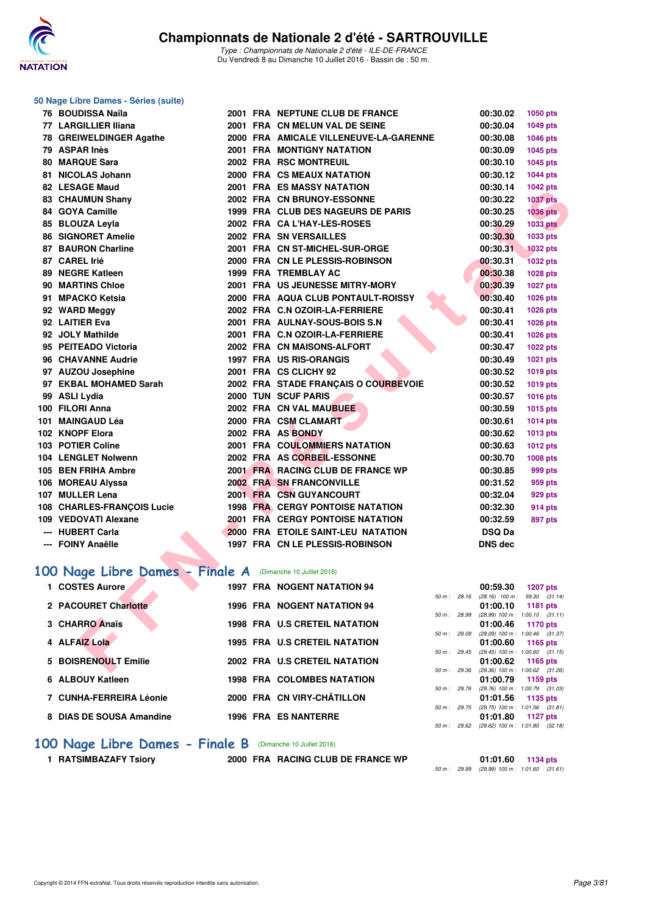# Championnats de Nationale 2 d'été - SARTROUVILLE

*Type : Championnats de Nationale 2 d'été - ILE-DE-FRANCE*
Du Vendredi 8 au Dimanche 10 Juillet 2016 - Bassin de : 50 m.

## 50 Nage Libre Dames - Séries (suite)

| Rang | Nom | Année | Nat | Club | Temps | Points |
|---|---|---|---|---|---|---|
| 76 | BOUDISSA Naïla | 2001 | FRA | NEPTUNE CLUB DE FRANCE | 00:30.02 | 1050 pts |
| 77 | LARGILLIER Iliana | 2001 | FRA | CN MELUN VAL DE SEINE | 00:30.04 | 1049 pts |
| 78 | GREIWELDINGER Agathe | 2000 | FRA | AMICALE VILLENEUVE-LA-GARENNE | 00:30.08 | 1046 pts |
| 79 | ASPAR Inès | 2001 | FRA | MONTIGNY NATATION | 00:30.09 | 1045 pts |
| 80 | MARQUE Sara | 2002 | FRA | RSC MONTREUIL | 00:30.10 | 1045 pts |
| 81 | NICOLAS Johann | 2000 | FRA | CS MEAUX NATATION | 00:30.12 | 1044 pts |
| 82 | LESAGE Maud | 2001 | FRA | ES MASSY NATATION | 00:30.14 | 1042 pts |
| 83 | CHAUMUN Shany | 2002 | FRA | CN BRUNOY-ESSONNE | 00:30.22 | 1037 pts |
| 84 | GOYA Camille | 1999 | FRA | CLUB DES NAGEURS DE PARIS | 00:30.25 | 1036 pts |
| 85 | BLOUZA Leyla | 2002 | FRA | CA L'HAY-LES-ROSES | 00:30.29 | 1033 pts |
| 86 | SIGNORET Amelie | 2002 | FRA | SN VERSAILLES | 00:30.30 | 1033 pts |
| 87 | BAURON Charline | 2001 | FRA | CN ST-MICHEL-SUR-ORGE | 00:30.31 | 1032 pts |
| 87 | CAREL Irié | 2000 | FRA | CN LE PLESSIS-ROBINSON | 00:30.31 | 1032 pts |
| 89 | NEGRE Katleen | 1999 | FRA | TREMBLAY AC | 00:30.38 | 1028 pts |
| 90 | MARTINS Chloe | 2001 | FRA | US JEUNESSE MITRY-MORY | 00:30.39 | 1027 pts |
| 91 | MPACKO Ketsia | 2000 | FRA | AQUA CLUB PONTAULT-ROISSY | 00:30.40 | 1026 pts |
| 92 | WARD Meggy | 2002 | FRA | C.N OZOIR-LA-FERRIERE | 00:30.41 | 1026 pts |
| 92 | LAITIER Eva | 2001 | FRA | AULNAY-SOUS-BOIS S.N | 00:30.41 | 1026 pts |
| 92 | JOLY Mathilde | 2001 | FRA | C.N OZOIR-LA-FERRIERE | 00:30.41 | 1026 pts |
| 95 | PEITEADO Victoria | 2002 | FRA | CN MAISONS-ALFORT | 00:30.47 | 1022 pts |
| 96 | CHAVANNE Audrie | 1997 | FRA | US RIS-ORANGIS | 00:30.49 | 1021 pts |
| 97 | AUZOU Josephine | 2001 | FRA | CS CLICHY 92 | 00:30.52 | 1019 pts |
| 97 | EKBAL MOHAMED Sarah | 2002 | FRA | STADE FRANÇAIS O COURBEVOIE | 00:30.52 | 1019 pts |
| 99 | ASLI Lydia | 2000 | TUN | SCUF PARIS | 00:30.57 | 1016 pts |
| 100 | FILORI Anna | 2002 | FRA | CN VAL MAUBUEE | 00:30.59 | 1015 pts |
| 101 | MAINGAUD Léa | 2000 | FRA | CSM CLAMART | 00:30.61 | 1014 pts |
| 102 | KNOPF Elora | 2002 | FRA | AS BONDY | 00:30.62 | 1013 pts |
| 103 | POTIER Coline | 2001 | FRA | COULOMMIERS NATATION | 00:30.63 | 1012 pts |
| 104 | LENGLET Nolwenn | 2002 | FRA | AS CORBEIL-ESSONNE | 00:30.70 | 1008 pts |
| 105 | BEN FRIHA Ambre | 2001 | FRA | RACING CLUB DE FRANCE WP | 00:30.85 | 999 pts |
| 106 | MOREAU Alyssa | 2002 | FRA | SN FRANCONVILLE | 00:31.52 | 959 pts |
| 107 | MULLER Lena | 2001 | FRA | CSN GUYANCOURT | 00:32.04 | 929 pts |
| 108 | CHARLES-FRANÇOIS Lucie | 1998 | FRA | CERGY PONTOISE NATATION | 00:32.30 | 914 pts |
| 109 | VEDOVATI Alexane | 2001 | FRA | CERGY PONTOISE NATATION | 00:32.59 | 897 pts |
| --- | HUBERT Carla | 2000 | FRA | ETOILE SAINT-LEU NATATION | DSQ Da | |
| --- | FOINY Anaëlle | 1997 | FRA | CN LE PLESSIS-ROBINSON | DNS dec | |

## 100 Nage Libre Dames - Finale A (Dimanche 10 Juillet 2016)

| Rang | Nom | Année | Nat | Club | Temps | Points | Splits |
|---|---|---|---|---|---|---|---|
| 1 | COSTES Aurore | 1997 | FRA | NOGENT NATATION 94 | 00:59.30 | 1207 pts | 50 m : 28.16 (28.16) 100 m : 59.30 (31.14) |
| 2 | PACOURET Charlotte | 1996 | FRA | NOGENT NATATION 94 | 01:00.10 | 1181 pts | 50 m : 28.99 (28.99) 100 m : 1:00.10 (31.11) |
| 3 | CHARRO Anaïs | 1998 | FRA | U.S CRETEIL NATATION | 01:00.46 | 1170 pts | 50 m : 29.09 (29.09) 100 m : 1:00.46 (31.37) |
| 4 | ALFAIZ Lola | 1995 | FRA | U.S CRETEIL NATATION | 01:00.60 | 1165 pts | 50 m : 29.45 (29.45) 100 m : 1:00.60 (31.15) |
| 5 | BOISRENOULT Emilie | 2002 | FRA | U.S CRETEIL NATATION | 01:00.62 | 1165 pts | 50 m : 29.36 (29.36) 100 m : 1:00.62 (31.26) |
| 6 | ALBOUY Katleen | 1998 | FRA | COLOMBES NATATION | 01:00.79 | 1159 pts | 50 m : 29.76 (29.76) 100 m : 1:00.79 (31.03) |
| 7 | CUNHA-FERREIRA Léonie | 2000 | FRA | CN VIRY-CHÂTILLON | 01:01.56 | 1135 pts | 50 m : 29.75 (29.75) 100 m : 1:01.56 (31.81) |
| 8 | DIAS DE SOUSA Amandine | 1996 | FRA | ES NANTERRE | 01:01.80 | 1127 pts | 50 m : 29.62 (29.62) 100 m : 1:01.80 (32.18) |

## 100 Nage Libre Dames - Finale B (Dimanche 10 Juillet 2016)

| Rang | Nom | Année | Nat | Club | Temps | Points | Splits |
|---|---|---|---|---|---|---|---|
| 1 | RATSIMBAZAFY Tsiory | 2000 | FRA | RACING CLUB DE FRANCE WP | 01:01.60 | 1134 pts | 50 m : 29.99 (29.99) 100 m : 1:01.60 (31.61) |

Copyright © 2014 FFN-extraNat. Tous droits réservés reproduction interdite sans autorisation.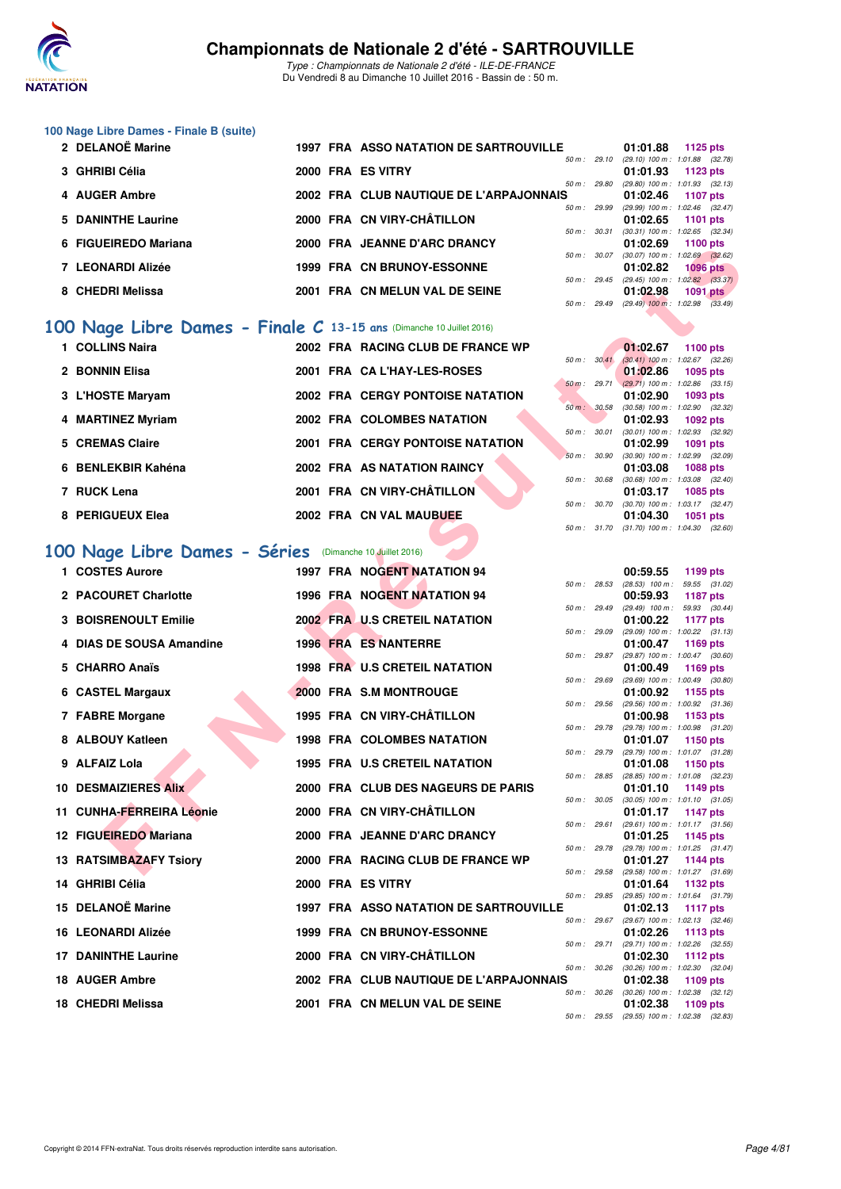# Championnats de Nationale 2 d'été - SARTROUVILLE

*Type : Championnats de Nationale 2 d'été - ILE-DE-FRANCE*
Du Vendredi 8 au Dimanche 10 Juillet 2016 - Bassin de : 50 m.

## 100 Nage Libre Dames - Finale B (suite)

| Rang | Nom | Année | Nat. | Club | Temps | Points | Splits |
|---|---|---|---|---|---|---|---|
| 2 | DELANOË Marine | 1997 | FRA | ASSO NATATION DE SARTROUVILLE | 01:01.88 | 1125 pts | 50 m : 29.10 (29.10) 100 m : 1:01.88 (32.78) |
| 3 | GHRIBI Célia | 2000 | FRA | ES VITRY | 01:01.93 | 1123 pts | 50 m : 29.80 (29.80) 100 m : 1:01.93 (32.13) |
| 4 | AUGER Ambre | 2002 | FRA | CLUB NAUTIQUE DE L'ARPAJONNAIS | 01:02.46 | 1107 pts | 50 m : 29.99 (29.99) 100 m : 1:02.46 (32.47) |
| 5 | DANINTHE Laurine | 2000 | FRA | CN VIRY-CHÂTILLON | 01:02.65 | 1101 pts | 50 m : 30.31 (30.31) 100 m : 1:02.65 (32.34) |
| 6 | FIGUEIREDO Mariana | 2000 | FRA | JEANNE D'ARC DRANCY | 01:02.69 | 1100 pts | 50 m : 30.07 (30.07) 100 m : 1:02.69 (32.62) |
| 7 | LEONARDI Alizée | 1999 | FRA | CN BRUNOY-ESSONNE | 01:02.82 | 1096 pts | 50 m : 29.45 (29.45) 100 m : 1:02.82 (33.37) |
| 8 | CHEDRI Melissa | 2001 | FRA | CN MELUN VAL DE SEINE | 01:02.98 | 1091 pts | 50 m : 29.49 (29.49) 100 m : 1:02.98 (33.49) |

## 100 Nage Libre Dames - Finale C 13-15 ans (Dimanche 10 Juillet 2016)

| Rang | Nom | Année | Nat. | Club | Temps | Points | Splits |
|---|---|---|---|---|---|---|---|
| 1 | COLLINS Naira | 2002 | FRA | RACING CLUB DE FRANCE WP | 01:02.67 | 1100 pts | 50 m : 30.41 (30.41) 100 m : 1:02.67 (32.26) |
| 2 | BONNIN Elisa | 2001 | FRA | CA L'HAY-LES-ROSES | 01:02.86 | 1095 pts | 50 m : 29.71 (29.71) 100 m : 1:02.86 (33.15) |
| 3 | L'HOSTE Maryam | 2002 | FRA | CERGY PONTOISE NATATION | 01:02.90 | 1093 pts | 50 m : 30.58 (30.58) 100 m : 1:02.90 (32.32) |
| 4 | MARTINEZ Myriam | 2002 | FRA | COLOMBES NATATION | 01:02.93 | 1092 pts | 50 m : 30.01 (30.01) 100 m : 1:02.93 (32.92) |
| 5 | CREMAS Claire | 2001 | FRA | CERGY PONTOISE NATATION | 01:02.99 | 1091 pts | 50 m : 30.90 (30.90) 100 m : 1:02.99 (32.09) |
| 6 | BENLEKBIR Kahéna | 2002 | FRA | AS NATATION RAINCY | 01:03.08 | 1088 pts | 50 m : 30.68 (30.68) 100 m : 1:03.08 (32.40) |
| 7 | RUCK Lena | 2001 | FRA | CN VIRY-CHÂTILLON | 01:03.17 | 1085 pts | 50 m : 30.70 (30.70) 100 m : 1:03.17 (32.47) |
| 8 | PERIGUEUX Elea | 2002 | FRA | CN VAL MAUBUEE | 01:04.30 | 1051 pts | 50 m : 31.70 (31.70) 100 m : 1:04.30 (32.60) |

## 100 Nage Libre Dames - Séries (Dimanche 10 Juillet 2016)

| Rang | Nom | Année | Nat. | Club | Temps | Points | Splits |
|---|---|---|---|---|---|---|---|
| 1 | COSTES Aurore | 1997 | FRA | NOGENT NATATION 94 | 00:59.55 | 1199 pts | 50 m : 28.53 (28.53) 100 m : 59.55 (31.02) |
| 2 | PACOURET Charlotte | 1996 | FRA | NOGENT NATATION 94 | 00:59.93 | 1187 pts | 50 m : 29.49 (29.49) 100 m : 59.93 (30.44) |
| 3 | BOISRENOULT Emilie | 2002 | FRA | U.S CRETEIL NATATION | 01:00.22 | 1177 pts | 50 m : 29.09 (29.09) 100 m : 1:00.22 (31.13) |
| 4 | DIAS DE SOUSA Amandine | 1996 | FRA | ES NANTERRE | 01:00.47 | 1169 pts | 50 m : 29.87 (29.87) 100 m : 1:00.47 (30.60) |
| 5 | CHARRO Anaïs | 1998 | FRA | U.S CRETEIL NATATION | 01:00.49 | 1169 pts | 50 m : 29.69 (29.69) 100 m : 1:00.49 (30.80) |
| 6 | CASTEL Margaux | 2000 | FRA | S.M MONTROUGE | 01:00.92 | 1155 pts | 50 m : 29.56 (29.56) 100 m : 1:00.92 (31.36) |
| 7 | FABRE Morgane | 1995 | FRA | CN VIRY-CHÂTILLON | 01:00.98 | 1153 pts | 50 m : 29.78 (29.78) 100 m : 1:00.98 (31.20) |
| 8 | ALBOUY Katleen | 1998 | FRA | COLOMBES NATATION | 01:01.07 | 1150 pts | 50 m : 29.79 (29.79) 100 m : 1:01.07 (31.28) |
| 9 | ALFAIZ Lola | 1995 | FRA | U.S CRETEIL NATATION | 01:01.08 | 1150 pts | 50 m : 28.85 (28.85) 100 m : 1:01.08 (32.23) |
| 10 | DESMAIZIERES Alix | 2000 | FRA | CLUB DES NAGEURS DE PARIS | 01:01.10 | 1149 pts | 50 m : 30.05 (30.05) 100 m : 1:01.10 (31.05) |
| 11 | CUNHA-FERREIRA Léonie | 2000 | FRA | CN VIRY-CHÂTILLON | 01:01.17 | 1147 pts | 50 m : 29.61 (29.61) 100 m : 1:01.17 (31.56) |
| 12 | FIGUEIREDO Mariana | 2000 | FRA | JEANNE D'ARC DRANCY | 01:01.25 | 1145 pts | 50 m : 29.78 (29.78) 100 m : 1:01.25 (31.47) |
| 13 | RATSIMBAZAFY Tsiory | 2000 | FRA | RACING CLUB DE FRANCE WP | 01:01.27 | 1144 pts | 50 m : 29.58 (29.58) 100 m : 1:01.27 (31.69) |
| 14 | GHRIBI Célia | 2000 | FRA | ES VITRY | 01:01.64 | 1132 pts | 50 m : 29.85 (29.85) 100 m : 1:01.64 (31.79) |
| 15 | DELANOË Marine | 1997 | FRA | ASSO NATATION DE SARTROUVILLE | 01:02.13 | 1117 pts | 50 m : 29.67 (29.67) 100 m : 1:02.13 (32.46) |
| 16 | LEONARDI Alizée | 1999 | FRA | CN BRUNOY-ESSONNE | 01:02.26 | 1113 pts | 50 m : 29.71 (29.71) 100 m : 1:02.26 (32.55) |
| 17 | DANINTHE Laurine | 2000 | FRA | CN VIRY-CHÂTILLON | 01:02.30 | 1112 pts | 50 m : 30.26 (30.26) 100 m : 1:02.30 (32.04) |
| 18 | AUGER Ambre | 2002 | FRA | CLUB NAUTIQUE DE L'ARPAJONNAIS | 01:02.38 | 1109 pts | 50 m : 30.26 (30.26) 100 m : 1:02.38 (32.12) |
| 18 | CHEDRI Melissa | 2001 | FRA | CN MELUN VAL DE SEINE | 01:02.38 | 1109 pts | 50 m : 29.55 (29.55) 100 m : 1:02.38 (32.83) |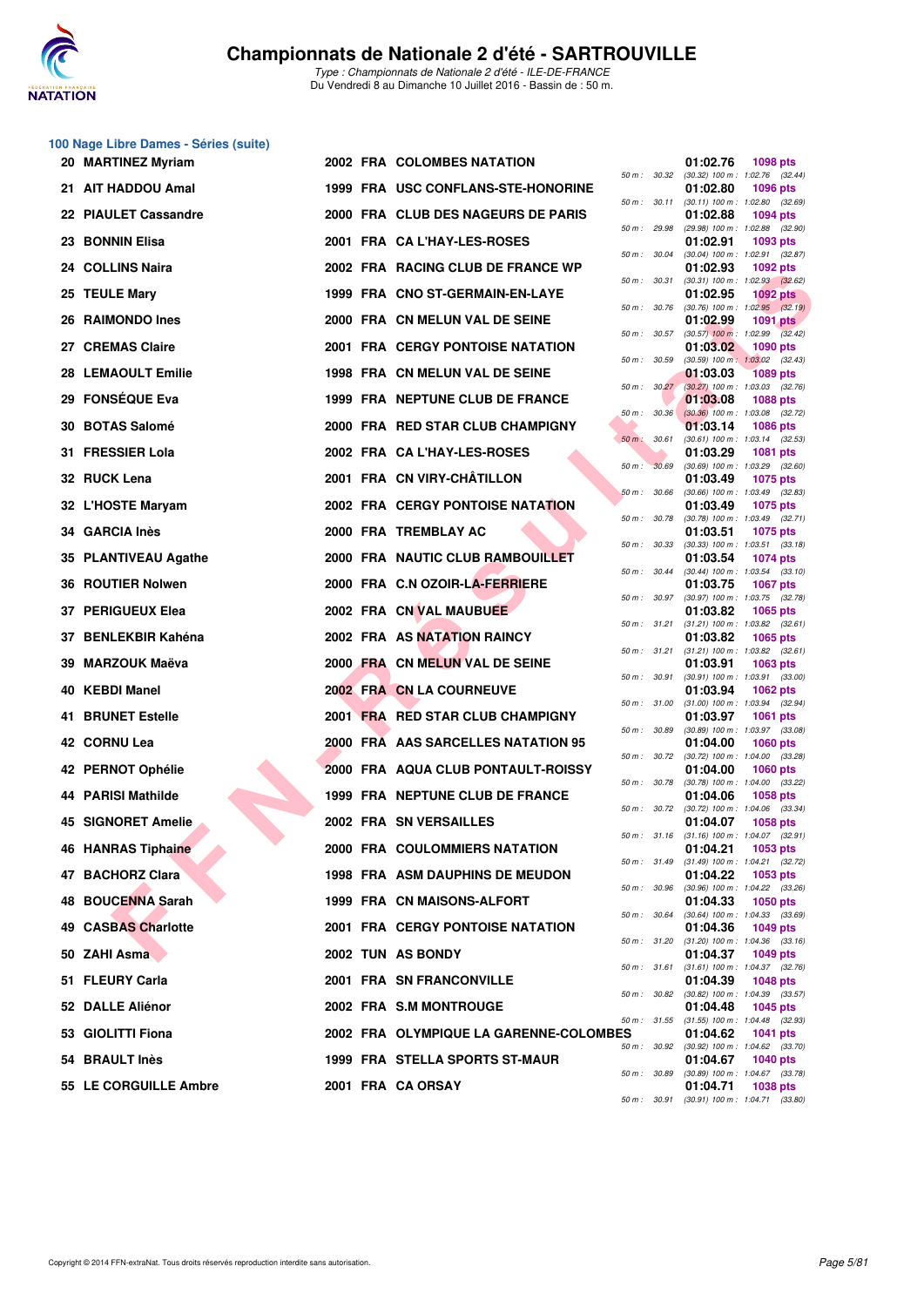# Championnats de Nationale 2 d'été - SARTROUVILLE

*Type : Championnats de Nationale 2 d'été - ILE-DE-FRANCE*
Du Vendredi 8 au Dimanche 10 Juillet 2016 - Bassin de : 50 m.

## 100 Nage Libre Dames - Séries (suite)

| Rang | Nom | Année | Nat. | Club | Temps | Points | Splits |
|---|---|---|---|---|---|---|---|
| 20 | MARTINEZ Myriam | 2002 | FRA | COLOMBES NATATION | 01:02.76 | 1098 pts | 50 m : 30.32 (30.32) 100 m : 1:02.76 (32.44) |
| 21 | AIT HADDOU Amal | 1999 | FRA | USC CONFLANS-STE-HONORINE | 01:02.80 | 1096 pts | 50 m : 30.11 (30.11) 100 m : 1:02.80 (32.69) |
| 22 | PIAULET Cassandre | 2000 | FRA | CLUB DES NAGEURS DE PARIS | 01:02.88 | 1094 pts | 50 m : 29.98 (29.98) 100 m : 1:02.88 (32.90) |
| 23 | BONNIN Elisa | 2001 | FRA | CA L'HAY-LES-ROSES | 01:02.91 | 1093 pts | 50 m : 30.04 (30.04) 100 m : 1:02.91 (32.87) |
| 24 | COLLINS Naira | 2002 | FRA | RACING CLUB DE FRANCE WP | 01:02.93 | 1092 pts | 50 m : 30.31 (30.31) 100 m : 1:02.93 (32.62) |
| 25 | TEULE Mary | 1999 | FRA | CNO ST-GERMAIN-EN-LAYE | 01:02.95 | 1092 pts | 50 m : 30.76 (30.76) 100 m : 1:02.95 (32.19) |
| 26 | RAIMONDO Ines | 2000 | FRA | CN MELUN VAL DE SEINE | 01:02.99 | 1091 pts | 50 m : 30.57 (30.57) 100 m : 1:02.99 (32.42) |
| 27 | CREMAS Claire | 2001 | FRA | CERGY PONTOISE NATATION | 01:03.02 | 1090 pts | 50 m : 30.59 (30.59) 100 m : 1:03.02 (32.43) |
| 28 | LEMAOULT Emilie | 1998 | FRA | CN MELUN VAL DE SEINE | 01:03.03 | 1089 pts | 50 m : 30.27 (30.27) 100 m : 1:03.03 (32.76) |
| 29 | FONSÉQUE Eva | 1999 | FRA | NEPTUNE CLUB DE FRANCE | 01:03.08 | 1088 pts | 50 m : 30.36 (30.36) 100 m : 1:03.08 (32.72) |
| 30 | BOTAS Salomé | 2000 | FRA | RED STAR CLUB CHAMPIGNY | 01:03.14 | 1086 pts | 50 m : 30.61 (30.61) 100 m : 1:03.14 (32.53) |
| 31 | FRESSIER Lola | 2002 | FRA | CA L'HAY-LES-ROSES | 01:03.29 | 1081 pts | 50 m : 30.69 (30.69) 100 m : 1:03.29 (32.60) |
| 32 | RUCK Lena | 2001 | FRA | CN VIRY-CHÂTILLON | 01:03.49 | 1075 pts | 50 m : 30.66 (30.66) 100 m : 1:03.49 (32.83) |
| 32 | L'HOSTE Maryam | 2002 | FRA | CERGY PONTOISE NATATION | 01:03.49 | 1075 pts | 50 m : 30.78 (30.78) 100 m : 1:03.49 (32.71) |
| 34 | GARCIA Inès | 2000 | FRA | TREMBLAY AC | 01:03.51 | 1075 pts | 50 m : 30.33 (30.33) 100 m : 1:03.51 (33.18) |
| 35 | PLANTIVEAU Agathe | 2000 | FRA | NAUTIC CLUB RAMBOUILLET | 01:03.54 | 1074 pts | 50 m : 30.44 (30.44) 100 m : 1:03.54 (33.10) |
| 36 | ROUTIER Nolwen | 2000 | FRA | C.N OZOIR-LA-FERRIERE | 01:03.75 | 1067 pts | 50 m : 30.97 (30.97) 100 m : 1:03.75 (32.78) |
| 37 | PERIGUEUX Elea | 2002 | FRA | CN VAL MAUBUEE | 01:03.82 | 1065 pts | 50 m : 31.21 (31.21) 100 m : 1:03.82 (32.61) |
| 37 | BENLEKBIR Kahéna | 2002 | FRA | AS NATATION RAINCY | 01:03.82 | 1065 pts | 50 m : 31.21 (31.21) 100 m : 1:03.82 (32.61) |
| 39 | MARZOUK Maëva | 2000 | FRA | CN MELUN VAL DE SEINE | 01:03.91 | 1063 pts | 50 m : 30.91 (30.91) 100 m : 1:03.91 (33.00) |
| 40 | KEBDI Manel | 2002 | FRA | CN LA COURNEUVE | 01:03.94 | 1062 pts | 50 m : 31.00 (31.00) 100 m : 1:03.94 (32.94) |
| 41 | BRUNET Estelle | 2001 | FRA | RED STAR CLUB CHAMPIGNY | 01:03.97 | 1061 pts | 50 m : 30.89 (30.89) 100 m : 1:03.97 (33.08) |
| 42 | CORNU Lea | 2000 | FRA | AAS SARCELLES NATATION 95 | 01:04.00 | 1060 pts | 50 m : 30.72 (30.72) 100 m : 1:04.00 (33.28) |
| 42 | PERNOT Ophélie | 2000 | FRA | AQUA CLUB PONTAULT-ROISSY | 01:04.00 | 1060 pts | 50 m : 30.78 (30.78) 100 m : 1:04.00 (33.22) |
| 44 | PARISI Mathilde | 1999 | FRA | NEPTUNE CLUB DE FRANCE | 01:04.06 | 1058 pts | 50 m : 30.72 (30.72) 100 m : 1:04.06 (33.34) |
| 45 | SIGNORET Amelie | 2002 | FRA | SN VERSAILLES | 01:04.07 | 1058 pts | 50 m : 31.16 (31.16) 100 m : 1:04.07 (32.91) |
| 46 | HANRAS Tiphaine | 2000 | FRA | COULOMMIERS NATATION | 01:04.21 | 1053 pts | 50 m : 31.49 (31.49) 100 m : 1:04.21 (32.72) |
| 47 | BACHORZ Clara | 1998 | FRA | ASM DAUPHINS DE MEUDON | 01:04.22 | 1053 pts | 50 m : 30.96 (30.96) 100 m : 1:04.22 (33.26) |
| 48 | BOUCENNA Sarah | 1999 | FRA | CN MAISONS-ALFORT | 01:04.33 | 1050 pts | 50 m : 30.64 (30.64) 100 m : 1:04.33 (33.69) |
| 49 | CASBAS Charlotte | 2001 | FRA | CERGY PONTOISE NATATION | 01:04.36 | 1049 pts | 50 m : 31.20 (31.20) 100 m : 1:04.36 (33.16) |
| 50 | ZAHI Asma | 2002 | TUN | AS BONDY | 01:04.37 | 1049 pts | 50 m : 31.61 (31.61) 100 m : 1:04.37 (32.76) |
| 51 | FLEURY Carla | 2001 | FRA | SN FRANCONVILLE | 01:04.39 | 1048 pts | 50 m : 30.82 (30.82) 100 m : 1:04.39 (33.57) |
| 52 | DALLE Aliénor | 2002 | FRA | S.M MONTROUGE | 01:04.48 | 1045 pts | 50 m : 31.55 (31.55) 100 m : 1:04.48 (32.93) |
| 53 | GIOLITTI Fiona | 2002 | FRA | OLYMPIQUE LA GARENNE-COLOMBES | 01:04.62 | 1041 pts | 50 m : 30.92 (30.92) 100 m : 1:04.62 (33.70) |
| 54 | BRAULT Inès | 1999 | FRA | STELLA SPORTS ST-MAUR | 01:04.67 | 1040 pts | 50 m : 30.89 (30.89) 100 m : 1:04.67 (33.78) |
| 55 | LE CORGUILLE Ambre | 2001 | FRA | CA ORSAY | 01:04.71 | 1038 pts | 50 m : 30.91 (30.91) 100 m : 1:04.71 (33.80) |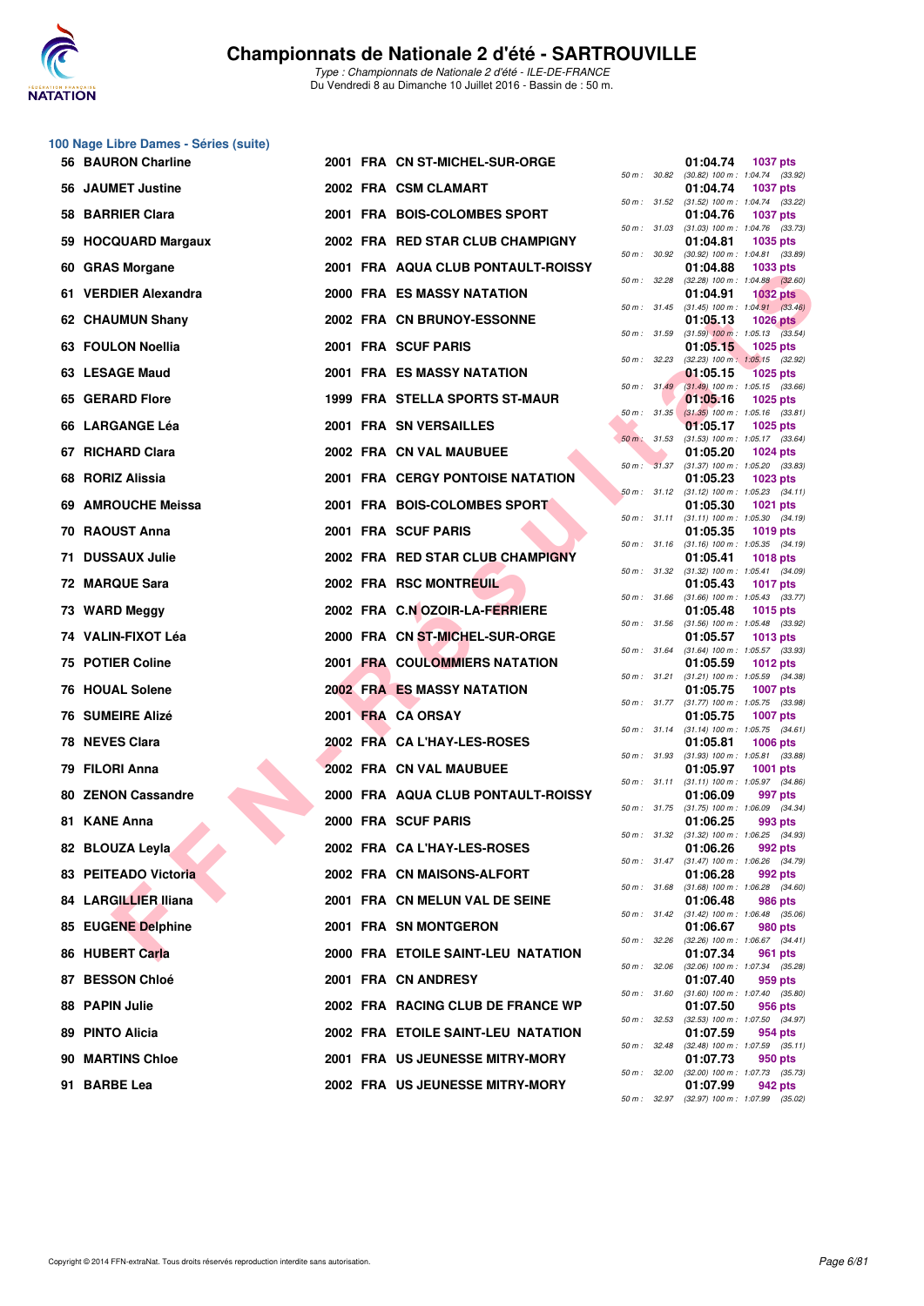# Championnats de Nationale 2 d'été - SARTROUVILLE

*Type : Championnats de Nationale 2 d'été - ILE-DE-FRANCE*
Du Vendredi 8 au Dimanche 10 Juillet 2016 - Bassin de : 50 m.

## 100 Nage Libre Dames - Séries (suite)

| Rg | Nom | Année | Nat | Club | Temps | Points | 50 m | 100 m |
|---|---|---|---|---|---|---|---|---|
| 56 | BAURON Charline | 2001 | FRA | CN ST-MICHEL-SUR-ORGE | 01:04.74 | 1037 pts | 30.82 | (30.82) 1:04.74 (33.92) |
| 56 | JAUMET Justine | 2002 | FRA | CSM CLAMART | 01:04.74 | 1037 pts | 31.52 | (31.52) 1:04.74 (33.22) |
| 58 | BARRIER Clara | 2001 | FRA | BOIS-COLOMBES SPORT | 01:04.76 | 1037 pts | 31.03 | (31.03) 1:04.76 (33.73) |
| 59 | HOCQUARD Margaux | 2002 | FRA | RED STAR CLUB CHAMPIGNY | 01:04.81 | 1035 pts | 30.92 | (30.92) 1:04.81 (33.89) |
| 60 | GRAS Morgane | 2001 | FRA | AQUA CLUB PONTAULT-ROISSY | 01:04.88 | 1033 pts | 32.28 | (32.28) 1:04.88 (32.60) |
| 61 | VERDIER Alexandra | 2000 | FRA | ES MASSY NATATION | 01:04.91 | 1032 pts | 31.45 | (31.45) 1:04.91 (33.46) |
| 62 | CHAUMUN Shany | 2002 | FRA | CN BRUNOY-ESSONNE | 01:05.13 | 1026 pts | 31.59 | (31.59) 1:05.13 (33.54) |
| 63 | FOULON Noellia | 2001 | FRA | SCUF PARIS | 01:05.15 | 1025 pts | 32.23 | (32.23) 1:05.15 (32.92) |
| 63 | LESAGE Maud | 2001 | FRA | ES MASSY NATATION | 01:05.15 | 1025 pts | 31.49 | (31.49) 1:05.15 (33.66) |
| 65 | GERARD Flore | 1999 | FRA | STELLA SPORTS ST-MAUR | 01:05.16 | 1025 pts | 31.35 | (31.35) 1:05.16 (33.81) |
| 66 | LARGANGE Léa | 2001 | FRA | SN VERSAILLES | 01:05.17 | 1025 pts | 31.53 | (31.53) 1:05.17 (33.64) |
| 67 | RICHARD Clara | 2002 | FRA | CN VAL MAUBUEE | 01:05.20 | 1024 pts | 31.37 | (31.37) 1:05.20 (33.83) |
| 68 | RORIZ Alissia | 2001 | FRA | CERGY PONTOISE NATATION | 01:05.23 | 1023 pts | 31.12 | (31.12) 1:05.23 (34.11) |
| 69 | AMROUCHE Meissa | 2001 | FRA | BOIS-COLOMBES SPORT | 01:05.30 | 1021 pts | 31.11 | (31.11) 1:05.30 (34.19) |
| 70 | RAOUST Anna | 2001 | FRA | SCUF PARIS | 01:05.35 | 1019 pts | 31.16 | (31.16) 1:05.35 (34.19) |
| 71 | DUSSAUX Julie | 2002 | FRA | RED STAR CLUB CHAMPIGNY | 01:05.41 | 1018 pts | 31.32 | (31.32) 1:05.41 (34.09) |
| 72 | MARQUE Sara | 2002 | FRA | RSC MONTREUIL | 01:05.43 | 1017 pts | 31.66 | (31.66) 1:05.43 (33.77) |
| 73 | WARD Meggy | 2002 | FRA | C.N OZOIR-LA-FERRIERE | 01:05.48 | 1015 pts | 31.56 | (31.56) 1:05.48 (33.92) |
| 74 | VALIN-FIXOT Léa | 2000 | FRA | CN ST-MICHEL-SUR-ORGE | 01:05.57 | 1013 pts | 31.64 | (31.64) 1:05.57 (33.93) |
| 75 | POTIER Coline | 2001 | FRA | COULOMMIERS NATATION | 01:05.59 | 1012 pts | 31.21 | (31.21) 1:05.59 (34.38) |
| 76 | HOUAL Solene | 2002 | FRA | ES MASSY NATATION | 01:05.75 | 1007 pts | 31.77 | (31.77) 1:05.75 (33.98) |
| 76 | SUMEIRE Alizé | 2001 | FRA | CA ORSAY | 01:05.75 | 1007 pts | 31.14 | (31.14) 1:05.75 (34.61) |
| 78 | NEVES Clara | 2002 | FRA | CA L'HAY-LES-ROSES | 01:05.81 | 1006 pts | 31.93 | (31.93) 1:05.81 (33.88) |
| 79 | FILORI Anna | 2002 | FRA | CN VAL MAUBUEE | 01:05.97 | 1001 pts | 31.11 | (31.11) 1:05.97 (34.86) |
| 80 | ZENON Cassandre | 2000 | FRA | AQUA CLUB PONTAULT-ROISSY | 01:06.09 | 997 pts | 31.75 | (31.75) 1:06.09 (34.34) |
| 81 | KANE Anna | 2000 | FRA | SCUF PARIS | 01:06.25 | 993 pts | 31.32 | (31.32) 1:06.25 (34.93) |
| 82 | BLOUZA Leyla | 2002 | FRA | CA L'HAY-LES-ROSES | 01:06.26 | 992 pts | 31.47 | (31.47) 1:06.26 (34.79) |
| 83 | PEITEADO Victoria | 2002 | FRA | CN MAISONS-ALFORT | 01:06.28 | 992 pts | 31.68 | (31.68) 1:06.28 (34.60) |
| 84 | LARGILLIER Iliana | 2001 | FRA | CN MELUN VAL DE SEINE | 01:06.48 | 986 pts | 31.42 | (31.42) 1:06.48 (35.06) |
| 85 | EUGENE Delphine | 2001 | FRA | SN MONTGERON | 01:06.67 | 980 pts | 32.26 | (32.26) 1:06.67 (34.41) |
| 86 | HUBERT Carla | 2000 | FRA | ETOILE SAINT-LEU NATATION | 01:07.34 | 961 pts | 32.06 | (32.06) 1:07.34 (35.28) |
| 87 | BESSON Chloé | 2001 | FRA | CN ANDRESY | 01:07.40 | 959 pts | 31.60 | (31.60) 1:07.40 (35.80) |
| 88 | PAPIN Julie | 2002 | FRA | RACING CLUB DE FRANCE WP | 01:07.50 | 956 pts | 32.53 | (32.53) 1:07.50 (34.97) |
| 89 | PINTO Alicia | 2002 | FRA | ETOILE SAINT-LEU NATATION | 01:07.59 | 954 pts | 32.48 | (32.48) 1:07.59 (35.11) |
| 90 | MARTINS Chloe | 2001 | FRA | US JEUNESSE MITRY-MORY | 01:07.73 | 950 pts | 32.00 | (32.00) 1:07.73 (35.73) |
| 91 | BARBE Lea | 2002 | FRA | US JEUNESSE MITRY-MORY | 01:07.99 | 942 pts | 32.97 | (32.97) 1:07.99 (35.02) |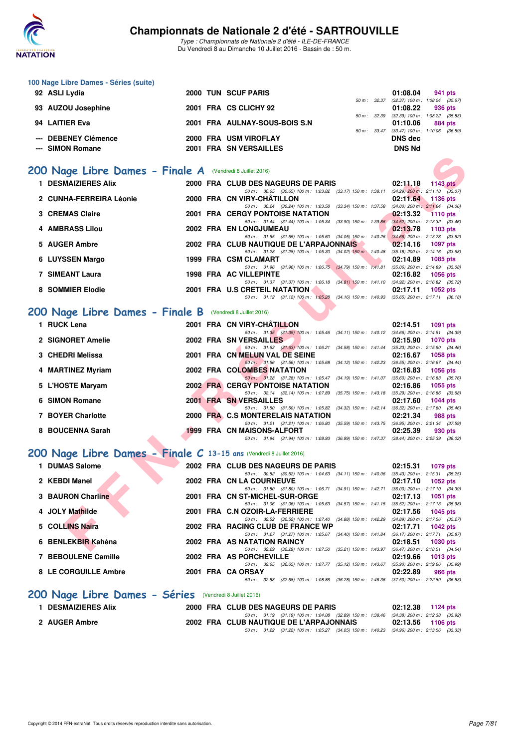### 100 Nage Libre Dames - Séries (suite)

| Rang | Nom | Année | Nat. | Club | Temps | Points |
|---|---|---|---|---|---|---|
| 92 | ASLI Lydia | 2000 | TUN | SCUF PARIS | 01:08.04 | 941 pts |
| | | | | 50 m : 32.37 (32.37) 100 m : 1:08.04 (35.67) | | |
| 93 | AUZOU Josephine | 2001 | FRA | CS CLICHY 92 | 01:08.22 | 936 pts |
| | | | | 50 m : 32.39 (32.39) 100 m : 1:08.22 (35.83) | | |
| 94 | LAITIER Eva | 2001 | FRA | AULNAY-SOUS-BOIS S.N | 01:10.06 | 884 pts |
| | | | | 50 m : 33.47 (33.47) 100 m : 1:10.06 (36.59) | | |
| --- | DEBENEY Clémence | 2000 | FRA | USM VIROFLAY | DNS dec | |
| --- | SIMON Romane | 2001 | FRA | SN VERSAILLES | DNS Nd | |

## 200 Nage Libre Dames - Finale A (Vendredi 8 Juillet 2016)

| Rang | Nom | Année | Nat. | Club | Temps | Points |
|---|---|---|---|---|---|---|
| 1 | DESMAIZIERES Alix | 2000 | FRA | CLUB DES NAGEURS DE PARIS | 02:11.18 | 1143 pts |
| | | | | 50 m : 30.65 (30.65) 100 m : 1:03.82 (33.17) 150 m : 1:38.11 (34.29) 200 m : 2:11.18 (33.07) | | |
| 2 | CUNHA-FERREIRA Léonie | 2000 | FRA | CN VIRY-CHÂTILLON | 02:11.64 | 1136 pts |
| | | | | 50 m : 30.24 (30.24) 100 m : 1:03.58 (33.34) 150 m : 1:37.58 (34.00) 200 m : 2:11.64 (34.06) | | |
| 3 | CREMAS Claire | 2001 | FRA | CERGY PONTOISE NATATION | 02:13.32 | 1110 pts |
| | | | | 50 m : 31.44 (31.44) 100 m : 1:05.34 (33.90) 150 m : 1:39.86 (34.52) 200 m : 2:13.32 (33.46) | | |
| 4 | AMBRASS Lilou | 2002 | FRA | EN LONGJUMEAU | 02:13.78 | 1103 pts |
| | | | | 50 m : 31.55 (31.55) 100 m : 1:05.60 (34.05) 150 m : 1:40.26 (34.66) 200 m : 2:13.78 (33.52) | | |
| 5 | AUGER Ambre | 2002 | FRA | CLUB NAUTIQUE DE L'ARPAJONNAIS | 02:14.16 | 1097 pts |
| | | | | 50 m : 31.28 (31.28) 100 m : 1:05.30 (34.02) 150 m : 1:40.48 (35.18) 200 m : 2:14.16 (33.68) | | |
| 6 | LUYSSEN Margo | 1999 | FRA | CSM CLAMART | 02:14.89 | 1085 pts |
| | | | | 50 m : 31.96 (31.96) 100 m : 1:06.75 (34.79) 150 m : 1:41.81 (35.06) 200 m : 2:14.89 (33.08) | | |
| 7 | SIMEANT Laura | 1998 | FRA | AC VILLEPINTE | 02:16.82 | 1056 pts |
| | | | | 50 m : 31.37 (31.37) 100 m : 1:06.18 (34.81) 150 m : 1:41.10 (34.92) 200 m : 2:16.82 (35.72) | | |
| 8 | SOMMIER Elodie | 2001 | FRA | U.S CRETEIL NATATION | 02:17.11 | 1052 pts |
| | | | | 50 m : 31.12 (31.12) 100 m : 1:05.28 (34.16) 150 m : 1:40.93 (35.65) 200 m : 2:17.11 (36.18) | | |

## 200 Nage Libre Dames - Finale B (Vendredi 8 Juillet 2016)

| Rang | Nom | Année | Nat. | Club | Temps | Points |
|---|---|---|---|---|---|---|
| 1 | RUCK Lena | 2001 | FRA | CN VIRY-CHÂTILLON | 02:14.51 | 1091 pts |
| | | | | 50 m : 31.35 (31.35) 100 m : 1:05.46 (34.11) 150 m : 1:40.12 (34.66) 200 m : 2:14.51 (34.39) | | |
| 2 | SIGNORET Amelie | 2002 | FRA | SN VERSAILLES | 02:15.90 | 1070 pts |
| | | | | 50 m : 31.63 (31.63) 100 m : 1:06.21 (34.58) 150 m : 1:41.44 (35.23) 200 m : 2:15.90 (34.46) | | |
| 3 | CHEDRI Melissa | 2001 | FRA | CN MELUN VAL DE SEINE | 02:16.67 | 1058 pts |
| | | | | 50 m : 31.56 (31.56) 100 m : 1:05.68 (34.12) 150 m : 1:42.23 (36.55) 200 m : 2:16.67 (34.44) | | |
| 4 | MARTINEZ Myriam | 2002 | FRA | COLOMBES NATATION | 02:16.83 | 1056 pts |
| | | | | 50 m : 31.28 (31.28) 100 m : 1:05.47 (34.19) 150 m : 1:41.07 (35.60) 200 m : 2:16.83 (35.76) | | |
| 5 | L'HOSTE Maryam | 2002 | FRA | CERGY PONTOISE NATATION | 02:16.86 | 1055 pts |
| | | | | 50 m : 32.14 (32.14) 100 m : 1:07.89 (35.75) 150 m : 1:43.18 (35.29) 200 m : 2:16.86 (33.68) | | |
| 6 | SIMON Romane | 2001 | FRA | SN VERSAILLES | 02:17.60 | 1044 pts |
| | | | | 50 m : 31.50 (31.50) 100 m : 1:05.82 (34.32) 150 m : 1:42.14 (36.32) 200 m : 2:17.60 (35.46) | | |
| 7 | BOYER Charlotte | 2000 | FRA | C.S MONTERELAIS NATATION | 02:21.34 | 988 pts |
| | | | | 50 m : 31.21 (31.21) 100 m : 1:06.80 (35.59) 150 m : 1:43.75 (36.95) 200 m : 2:21.34 (37.59) | | |
| 8 | BOUCENNA Sarah | 1999 | FRA | CN MAISONS-ALFORT | 02:25.39 | 930 pts |
| | | | | 50 m : 31.94 (31.94) 100 m : 1:08.93 (36.99) 150 m : 1:47.37 (38.44) 200 m : 2:25.39 (38.02) | | |

## 200 Nage Libre Dames - Finale C 13-15 ans (Vendredi 8 Juillet 2016)

| Rang | Nom | Année | Nat. | Club | Temps | Points |
|---|---|---|---|---|---|---|
| 1 | DUMAS Salome | 2002 | FRA | CLUB DES NAGEURS DE PARIS | 02:15.31 | 1079 pts |
| | | | | 50 m : 30.52 (30.52) 100 m : 1:04.63 (34.11) 150 m : 1:40.06 (35.43) 200 m : 2:15.31 (35.25) | | |
| 2 | KEBDI Manel | 2002 | FRA | CN LA COURNEUVE | 02:17.10 | 1052 pts |
| | | | | 50 m : 31.80 (31.80) 100 m : 1:06.71 (34.91) 150 m : 1:42.71 (36.00) 200 m : 2:17.10 (34.39) | | |
| 3 | BAURON Charline | 2001 | FRA | CN ST-MICHEL-SUR-ORGE | 02:17.13 | 1051 pts |
| | | | | 50 m : 31.06 (31.06) 100 m : 1:05.63 (34.57) 150 m : 1:41.15 (35.52) 200 m : 2:17.13 (35.98) | | |
| 4 | JOLY Mathilde | 2001 | FRA | C.N OZOIR-LA-FERRIERE | 02:17.56 | 1045 pts |
| | | | | 50 m : 32.52 (32.52) 100 m : 1:07.40 (34.88) 150 m : 1:42.29 (34.89) 200 m : 2:17.56 (35.27) | | |
| 5 | COLLINS Naira | 2002 | FRA | RACING CLUB DE FRANCE WP | 02:17.71 | 1042 pts |
| | | | | 50 m : 31.27 (31.27) 100 m : 1:05.67 (34.40) 150 m : 1:41.84 (36.17) 200 m : 2:17.71 (35.87) | | |
| 6 | BENLEKBIR Kahéna | 2002 | FRA | AS NATATION RAINCY | 02:18.51 | 1030 pts |
| | | | | 50 m : 32.29 (32.29) 100 m : 1:07.50 (35.21) 150 m : 1:43.97 (36.47) 200 m : 2:18.51 (34.54) | | |
| 7 | BEBOULENE Camille | 2002 | FRA | AS PORCHEVILLE | 02:19.66 | 1013 pts |
| | | | | 50 m : 32.65 (32.65) 100 m : 1:07.77 (35.12) 150 m : 1:43.67 (35.90) 200 m : 2:19.66 (35.99) | | |
| 8 | LE CORGUILLE Ambre | 2001 | FRA | CA ORSAY | 02:22.89 | 966 pts |
| | | | | 50 m : 32.58 (32.58) 100 m : 1:08.86 (36.28) 150 m : 1:46.36 (37.50) 200 m : 2:22.89 (36.53) | | |

## 200 Nage Libre Dames - Séries (Vendredi 8 Juillet 2016)

| Rang | Nom | Année | Nat. | Club | Temps | Points |
|---|---|---|---|---|---|---|
| 1 | DESMAIZIERES Alix | 2000 | FRA | CLUB DES NAGEURS DE PARIS | 02:12.38 | 1124 pts |
| | | | | 50 m : 31.19 (31.19) 100 m : 1:04.08 (32.89) 150 m : 1:38.46 (34.38) 200 m : 2:12.38 (33.92) | | |
| 2 | AUGER Ambre | 2002 | FRA | CLUB NAUTIQUE DE L'ARPAJONNAIS | 02:13.56 | 1106 pts |
| | | | | 50 m : 31.22 (31.22) 100 m : 1:05.27 (34.05) 150 m : 1:40.23 (34.96) 200 m : 2:13.56 (33.33) | | |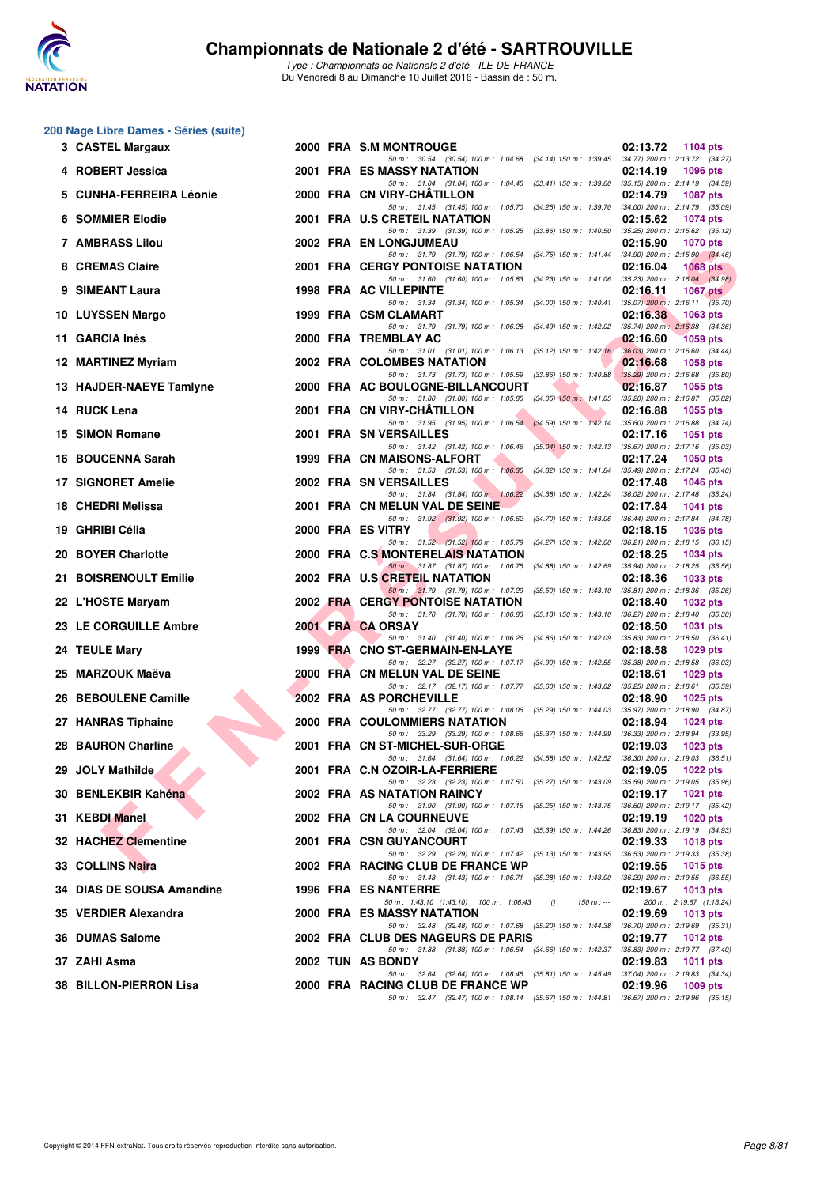# Championnats de Nationale 2 d'été - SARTROUVILLE

*Type : Championnats de Nationale 2 d'été - ILE-DE-FRANCE*
Du Vendredi 8 au Dimanche 10 Juillet 2016 - Bassin de : 50 m.

## 200 Nage Libre Dames - Séries (suite)

| Rang | Nom | Année | Nat | Club | Temps | Points |
|---|---|---|---|---|---|---|
| 3 | CASTEL Margaux | 2000 | FRA | S.M MONTROUGE | 02:13.72 | 1104 pts |
| | 50 m : 30.54 (30.54) 100 m : 1:04.68 (34.14) 150 m : 1:39.45 (34.77) 200 m : 2:13.72 (34.27) | | | | | |
| 4 | ROBERT Jessica | 2001 | FRA | ES MASSY NATATION | 02:14.19 | 1096 pts |
| | 50 m : 31.04 (31.04) 100 m : 1:04.45 (33.41) 150 m : 1:39.60 (35.15) 200 m : 2:14.19 (34.59) | | | | | |
| 5 | CUNHA-FERREIRA Léonie | 2000 | FRA | CN VIRY-CHÂTILLON | 02:14.79 | 1087 pts |
| | 50 m : 31.45 (31.45) 100 m : 1:05.70 (34.25) 150 m : 1:39.70 (34.00) 200 m : 2:14.79 (35.09) | | | | | |
| 6 | SOMMIER Elodie | 2001 | FRA | U.S CRETEIL NATATION | 02:15.62 | 1074 pts |
| | 50 m : 31.39 (31.39) 100 m : 1:05.25 (33.86) 150 m : 1:40.50 (35.25) 200 m : 2:15.62 (35.12) | | | | | |
| 7 | AMBRASS Lilou | 2002 | FRA | EN LONGJUMEAU | 02:15.90 | 1070 pts |
| | 50 m : 31.79 (31.79) 100 m : 1:06.54 (34.75) 150 m : 1:41.44 (34.90) 200 m : 2:15.90 (34.46) | | | | | |
| 8 | CREMAS Claire | 2001 | FRA | CERGY PONTOISE NATATION | 02:16.04 | 1068 pts |
| | 50 m : 31.60 (31.60) 100 m : 1:05.83 (34.23) 150 m : 1:41.06 (35.23) 200 m : 2:16.04 (34.98) | | | | | |
| 9 | SIMEANT Laura | 1998 | FRA | AC VILLEPINTE | 02:16.11 | 1067 pts |
| | 50 m : 31.34 (31.34) 100 m : 1:05.34 (34.00) 150 m : 1:40.41 (35.07) 200 m : 2:16.11 (35.70) | | | | | |
| 10 | LUYSSEN Margo | 1999 | FRA | CSM CLAMART | 02:16.38 | 1063 pts |
| | 50 m : 31.79 (31.79) 100 m : 1:06.28 (34.49) 150 m : 1:42.02 (35.74) 200 m : 2:16.38 (34.36) | | | | | |
| 11 | GARCIA Inès | 2000 | FRA | TREMBLAY AC | 02:16.60 | 1059 pts |
| | 50 m : 31.01 (31.01) 100 m : 1:06.13 (35.12) 150 m : 1:42.16 (36.03) 200 m : 2:16.60 (34.44) | | | | | |
| 12 | MARTINEZ Myriam | 2002 | FRA | COLOMBES NATATION | 02:16.68 | 1058 pts |
| | 50 m : 31.73 (31.73) 100 m : 1:05.59 (33.86) 150 m : 1:40.88 (35.29) 200 m : 2:16.68 (35.80) | | | | | |
| 13 | HAJDER-NAEYE Tamlyne | 2000 | FRA | AC BOULOGNE-BILLANCOURT | 02:16.87 | 1055 pts |
| | 50 m : 31.80 (31.80) 100 m : 1:05.85 (34.05) 150 m : 1:41.05 (35.20) 200 m : 2:16.87 (35.82) | | | | | |
| 14 | RUCK Lena | 2001 | FRA | CN VIRY-CHÂTILLON | 02:16.88 | 1055 pts |
| | 50 m : 31.95 (31.95) 100 m : 1:06.54 (34.59) 150 m : 1:42.14 (35.60) 200 m : 2:16.88 (34.74) | | | | | |
| 15 | SIMON Romane | 2001 | FRA | SN VERSAILLES | 02:17.16 | 1051 pts |
| | 50 m : 31.42 (31.42) 100 m : 1:06.46 (35.04) 150 m : 1:42.13 (35.67) 200 m : 2:17.16 (35.03) | | | | | |
| 16 | BOUCENNA Sarah | 1999 | FRA | CN MAISONS-ALFORT | 02:17.24 | 1050 pts |
| | 50 m : 31.53 (31.53) 100 m : 1:06.35 (34.82) 150 m : 1:41.84 (35.49) 200 m : 2:17.24 (35.40) | | | | | |
| 17 | SIGNORET Amelie | 2002 | FRA | SN VERSAILLES | 02:17.48 | 1046 pts |
| | 50 m : 31.84 (31.84) 100 m : 1:06.22 (34.38) 150 m : 1:42.24 (36.02) 200 m : 2:17.48 (35.24) | | | | | |
| 18 | CHEDRI Melissa | 2001 | FRA | CN MELUN VAL DE SEINE | 02:17.84 | 1041 pts |
| | 50 m : 31.92 (31.92) 100 m : 1:06.62 (34.70) 150 m : 1:43.06 (36.44) 200 m : 2:17.84 (34.78) | | | | | |
| 19 | GHRIBI Célia | 2000 | FRA | ES VITRY | 02:18.15 | 1036 pts |
| | 50 m : 31.52 (31.52) 100 m : 1:05.79 (34.27) 150 m : 1:42.00 (36.21) 200 m : 2:18.15 (36.15) | | | | | |
| 20 | BOYER Charlotte | 2000 | FRA | C.S MONTERELAIS NATATION | 02:18.25 | 1034 pts |
| | 50 m : 31.87 (31.87) 100 m : 1:06.75 (34.88) 150 m : 1:42.69 (35.94) 200 m : 2:18.25 (35.56) | | | | | |
| 21 | BOISRENOULT Emilie | 2002 | FRA | U.S CRETEIL NATATION | 02:18.36 | 1033 pts |
| | 50 m : 31.79 (31.79) 100 m : 1:07.29 (35.50) 150 m : 1:43.10 (35.81) 200 m : 2:18.36 (35.26) | | | | | |
| 22 | L'HOSTE Maryam | 2002 | FRA | CERGY PONTOISE NATATION | 02:18.40 | 1032 pts |
| | 50 m : 31.70 (31.70) 100 m : 1:06.83 (35.13) 150 m : 1:43.10 (36.27) 200 m : 2:18.40 (35.30) | | | | | |
| 23 | LE CORGUILLE Ambre | 2001 | FRA | CA ORSAY | 02:18.50 | 1031 pts |
| | 50 m : 31.40 (31.40) 100 m : 1:06.26 (34.86) 150 m : 1:42.09 (35.83) 200 m : 2:18.50 (36.41) | | | | | |
| 24 | TEULE Mary | 1999 | FRA | CNO ST-GERMAIN-EN-LAYE | 02:18.58 | 1029 pts |
| | 50 m : 32.27 (32.27) 100 m : 1:07.17 (34.90) 150 m : 1:42.55 (35.38) 200 m : 2:18.58 (36.03) | | | | | |
| 25 | MARZOUK Maëva | 2000 | FRA | CN MELUN VAL DE SEINE | 02:18.61 | 1029 pts |
| | 50 m : 32.17 (32.17) 100 m : 1:07.77 (35.60) 150 m : 1:43.02 (35.25) 200 m : 2:18.61 (35.59) | | | | | |
| 26 | BEBOULENE Camille | 2002 | FRA | AS PORCHEVILLE | 02:18.90 | 1025 pts |
| | 50 m : 32.77 (32.77) 100 m : 1:08.06 (35.29) 150 m : 1:44.03 (35.97) 200 m : 2:18.90 (34.87) | | | | | |
| 27 | HANRAS Tiphaine | 2000 | FRA | COULOMMIERS NATATION | 02:18.94 | 1024 pts |
| | 50 m : 33.29 (33.29) 100 m : 1:08.66 (35.37) 150 m : 1:44.99 (36.33) 200 m : 2:18.94 (33.95) | | | | | |
| 28 | BAURON Charline | 2001 | FRA | CN ST-MICHEL-SUR-ORGE | 02:19.03 | 1023 pts |
| | 50 m : 31.64 (31.64) 100 m : 1:06.22 (34.58) 150 m : 1:42.52 (36.30) 200 m : 2:19.03 (36.51) | | | | | |
| 29 | JOLY Mathilde | 2001 | FRA | C.N OZOIR-LA-FERRIERE | 02:19.05 | 1022 pts |
| | 50 m : 32.23 (32.23) 100 m : 1:07.50 (35.27) 150 m : 1:43.09 (35.59) 200 m : 2:19.05 (35.96) | | | | | |
| 30 | BENLEKBIR Kahéna | 2002 | FRA | AS NATATION RAINCY | 02:19.17 | 1021 pts |
| | 50 m : 31.90 (31.90) 100 m : 1:07.15 (35.25) 150 m : 1:43.75 (36.60) 200 m : 2:19.17 (35.42) | | | | | |
| 31 | KEBDI Manel | 2002 | FRA | CN LA COURNEUVE | 02:19.19 | 1020 pts |
| | 50 m : 32.04 (32.04) 100 m : 1:07.43 (35.39) 150 m : 1:44.26 (36.83) 200 m : 2:19.19 (34.93) | | | | | |
| 32 | HACHEZ Clementine | 2001 | FRA | CSN GUYANCOURT | 02:19.33 | 1018 pts |
| | 50 m : 32.29 (32.29) 100 m : 1:07.42 (35.13) 150 m : 1:43.95 (36.53) 200 m : 2:19.33 (35.38) | | | | | |
| 33 | COLLINS Naira | 2002 | FRA | RACING CLUB DE FRANCE WP | 02:19.55 | 1015 pts |
| | 50 m : 31.43 (31.43) 100 m : 1:06.71 (35.28) 150 m : 1:43.00 (36.29) 200 m : 2:19.55 (36.55) | | | | | |
| 34 | DIAS DE SOUSA Amandine | 1996 | FRA | ES NANTERRE | 02:19.67 | 1013 pts |
| | 50 m : 1:43.10 (1:43.10) 100 m : 1:06.43 () 150 m : --- 200 m : 2:19.67 (1:13.24) | | | | | |
| 35 | VERDIER Alexandra | 2000 | FRA | ES MASSY NATATION | 02:19.69 | 1013 pts |
| | 50 m : 32.48 (32.48) 100 m : 1:07.68 (35.20) 150 m : 1:44.38 (36.70) 200 m : 2:19.69 (35.31) | | | | | |
| 36 | DUMAS Salome | 2002 | FRA | CLUB DES NAGEURS DE PARIS | 02:19.77 | 1012 pts |
| | 50 m : 31.88 (31.88) 100 m : 1:06.54 (34.66) 150 m : 1:42.37 (35.83) 200 m : 2:19.77 (37.40) | | | | | |
| 37 | ZAHI Asma | 2002 | TUN | AS BONDY | 02:19.83 | 1011 pts |
| | 50 m : 32.64 (32.64) 100 m : 1:08.45 (35.81) 150 m : 1:45.49 (37.04) 200 m : 2:19.83 (34.34) | | | | | |
| 38 | BILLON-PIERRON Lisa | 2000 | FRA | RACING CLUB DE FRANCE WP | 02:19.96 | 1009 pts |
| | 50 m : 32.47 (32.47) 100 m : 1:08.14 (35.67) 150 m : 1:44.81 (36.67) 200 m : 2:19.96 (35.15) | | | | | |

Copyright © 2014 FFN-extraNat. Tous droits réservés reproduction interdite sans autorisation.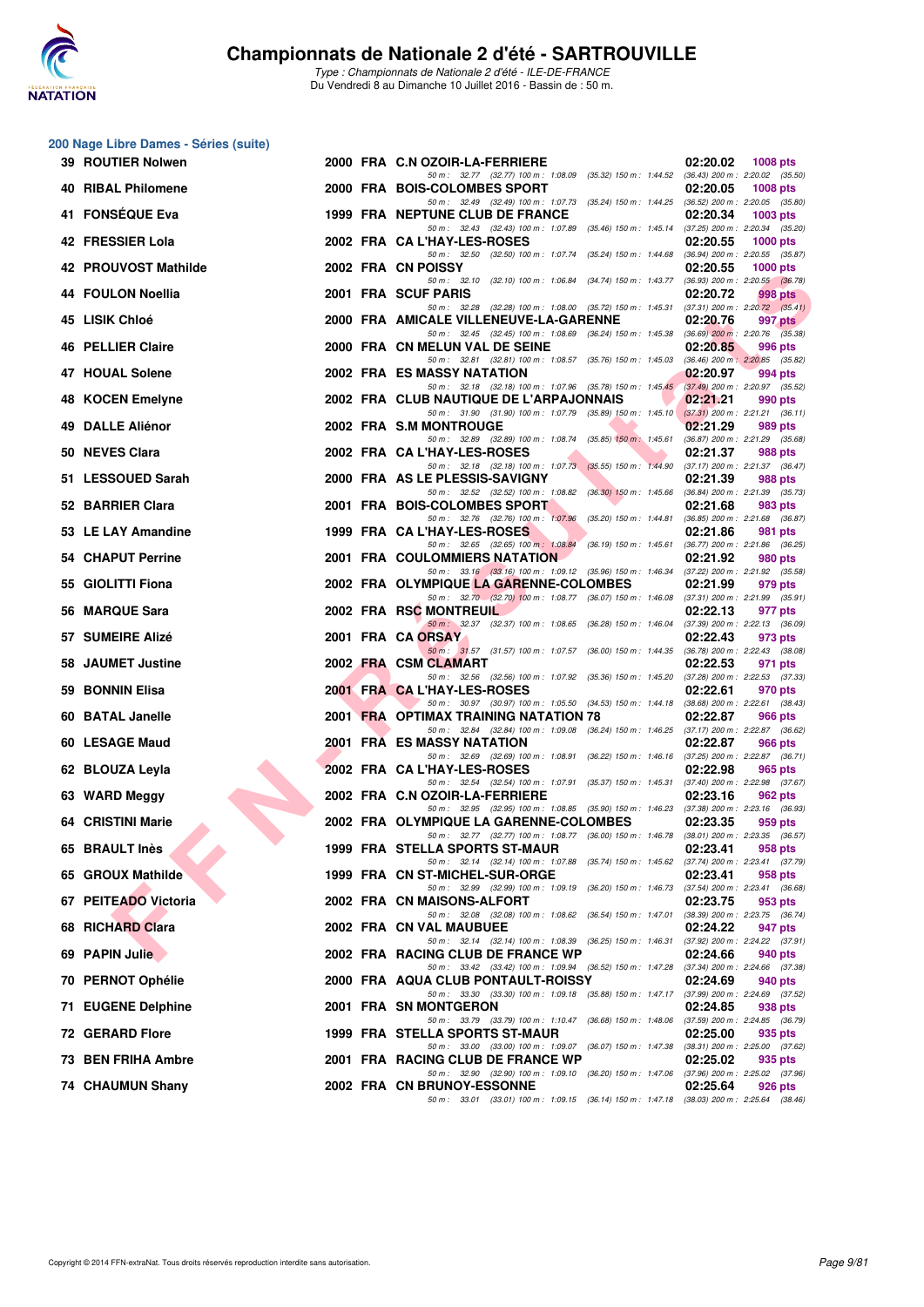## 200 Nage Libre Dames - Séries (suite)

| Rang | Nom | Année | Nat | Club | Temps | Points |
|---|---|---|---|---|---|---|
| 39 | ROUTIER Nolwen | 2000 | FRA | C.N OZOIR-LA-FERRIERE | 02:20.02 | 1008 pts |
| | 50 m : 32.77 (32.77) 100 m : 1:08.09 (35.32) 150 m : 1:44.52 (36.43) 200 m : 2:20.02 (35.50) | | | | | |
| 40 | RIBAL Philomene | 2000 | FRA | BOIS-COLOMBES SPORT | 02:20.05 | 1008 pts |
| | 50 m : 32.49 (32.49) 100 m : 1:07.73 (35.24) 150 m : 1:44.25 (36.52) 200 m : 2:20.05 (35.80) | | | | | |
| 41 | FONSÉQUE Eva | 1999 | FRA | NEPTUNE CLUB DE FRANCE | 02:20.34 | 1003 pts |
| | 50 m : 32.43 (32.43) 100 m : 1:07.89 (35.46) 150 m : 1:45.14 (37.25) 200 m : 2:20.34 (35.20) | | | | | |
| 42 | FRESSIER Lola | 2002 | FRA | CA L'HAY-LES-ROSES | 02:20.55 | 1000 pts |
| | 50 m : 32.50 (32.50) 100 m : 1:07.74 (35.24) 150 m : 1:44.68 (36.94) 200 m : 2:20.55 (35.87) | | | | | |
| 42 | PROUVOST Mathilde | 2002 | FRA | CN POISSY | 02:20.55 | 1000 pts |
| | 50 m : 32.10 (32.10) 100 m : 1:06.84 (34.74) 150 m : 1:43.77 (36.93) 200 m : 2:20.55 (36.78) | | | | | |
| 44 | FOULON Noellia | 2001 | FRA | SCUF PARIS | 02:20.72 | 998 pts |
| | 50 m : 32.28 (32.28) 100 m : 1:08.00 (35.72) 150 m : 1:45.31 (37.31) 200 m : 2:20.72 (35.41) | | | | | |
| 45 | LISIK Chloé | 2000 | FRA | AMICALE VILLENEUVE-LA-GARENNE | 02:20.76 | 997 pts |
| | 50 m : 32.45 (32.45) 100 m : 1:08.69 (36.24) 150 m : 1:45.38 (36.69) 200 m : 2:20.76 (35.38) | | | | | |
| 46 | PELLIER Claire | 2000 | FRA | CN MELUN VAL DE SEINE | 02:20.85 | 996 pts |
| | 50 m : 32.81 (32.81) 100 m : 1:08.57 (35.76) 150 m : 1:45.03 (36.46) 200 m : 2:20.85 (35.82) | | | | | |
| 47 | HOUAL Solene | 2002 | FRA | ES MASSY NATATION | 02:20.97 | 994 pts |
| | 50 m : 32.18 (32.18) 100 m : 1:07.96 (35.78) 150 m : 1:45.45 (37.49) 200 m : 2:20.97 (35.52) | | | | | |
| 48 | KOCEN Emelyne | 2002 | FRA | CLUB NAUTIQUE DE L'ARPAJONNAIS | 02:21.21 | 990 pts |
| | 50 m : 31.90 (31.90) 100 m : 1:07.79 (35.89) 150 m : 1:45.10 (37.31) 200 m : 2:21.21 (36.11) | | | | | |
| 49 | DALLE Aliénor | 2002 | FRA | S.M MONTROUGE | 02:21.29 | 989 pts |
| | 50 m : 32.89 (32.89) 100 m : 1:08.74 (35.85) 150 m : 1:45.61 (36.87) 200 m : 2:21.29 (35.68) | | | | | |
| 50 | NEVES Clara | 2002 | FRA | CA L'HAY-LES-ROSES | 02:21.37 | 988 pts |
| | 50 m : 32.18 (32.18) 100 m : 1:07.73 (35.55) 150 m : 1:44.90 (37.17) 200 m : 2:21.37 (36.47) | | | | | |
| 51 | LESSOUED Sarah | 2000 | FRA | AS LE PLESSIS-SAVIGNY | 02:21.39 | 988 pts |
| | 50 m : 32.52 (32.52) 100 m : 1:08.82 (36.30) 150 m : 1:45.66 (36.84) 200 m : 2:21.39 (35.73) | | | | | |
| 52 | BARRIER Clara | 2001 | FRA | BOIS-COLOMBES SPORT | 02:21.68 | 983 pts |
| | 50 m : 32.76 (32.76) 100 m : 1:07.96 (35.20) 150 m : 1:44.81 (36.85) 200 m : 2:21.68 (36.87) | | | | | |
| 53 | LE LAY Amandine | 1999 | FRA | CA L'HAY-LES-ROSES | 02:21.86 | 981 pts |
| | 50 m : 32.65 (32.65) 100 m : 1:08.84 (36.19) 150 m : 1:45.61 (36.77) 200 m : 2:21.86 (36.25) | | | | | |
| 54 | CHAPUT Perrine | 2001 | FRA | COULOMMIERS NATATION | 02:21.92 | 980 pts |
| | 50 m : 33.16 (33.16) 100 m : 1:09.12 (35.96) 150 m : 1:46.34 (37.22) 200 m : 2:21.92 (35.58) | | | | | |
| 55 | GIOLITTI Fiona | 2002 | FRA | OLYMPIQUE LA GARENNE-COLOMBES | 02:21.99 | 979 pts |
| | 50 m : 32.70 (32.70) 100 m : 1:08.77 (36.07) 150 m : 1:46.08 (37.31) 200 m : 2:21.99 (35.91) | | | | | |
| 56 | MARQUE Sara | 2002 | FRA | RSC MONTREUIL | 02:22.13 | 977 pts |
| | 50 m : 32.37 (32.37) 100 m : 1:08.65 (36.28) 150 m : 1:46.04 (37.39) 200 m : 2:22.13 (36.09) | | | | | |
| 57 | SUMEIRE Alizé | 2001 | FRA | CA ORSAY | 02:22.43 | 973 pts |
| | 50 m : 31.57 (31.57) 100 m : 1:07.57 (36.00) 150 m : 1:44.35 (36.78) 200 m : 2:22.43 (38.08) | | | | | |
| 58 | JAUMET Justine | 2002 | FRA | CSM CLAMART | 02:22.53 | 971 pts |
| | 50 m : 32.56 (32.56) 100 m : 1:07.92 (35.36) 150 m : 1:45.20 (37.28) 200 m : 2:22.53 (37.33) | | | | | |
| 59 | BONNIN Elisa | 2001 | FRA | CA L'HAY-LES-ROSES | 02:22.61 | 970 pts |
| | 50 m : 30.97 (30.97) 100 m : 1:05.50 (34.53) 150 m : 1:44.18 (38.68) 200 m : 2:22.61 (38.43) | | | | | |
| 60 | BATAL Janelle | 2001 | FRA | OPTIMAX TRAINING NATATION 78 | 02:22.87 | 966 pts |
| | 50 m : 32.84 (32.84) 100 m : 1:09.08 (36.24) 150 m : 1:46.25 (37.17) 200 m : 2:22.87 (36.62) | | | | | |
| 60 | LESAGE Maud | 2001 | FRA | ES MASSY NATATION | 02:22.87 | 966 pts |
| | 50 m : 32.69 (32.69) 100 m : 1:08.91 (36.22) 150 m : 1:46.16 (37.25) 200 m : 2:22.87 (36.71) | | | | | |
| 62 | BLOUZA Leyla | 2002 | FRA | CA L'HAY-LES-ROSES | 02:22.98 | 965 pts |
| | 50 m : 32.54 (32.54) 100 m : 1:07.91 (35.37) 150 m : 1:45.31 (37.40) 200 m : 2:22.98 (37.67) | | | | | |
| 63 | WARD Meggy | 2002 | FRA | C.N OZOIR-LA-FERRIERE | 02:23.16 | 962 pts |
| | 50 m : 32.95 (32.95) 100 m : 1:08.85 (35.90) 150 m : 1:46.23 (37.38) 200 m : 2:23.16 (36.93) | | | | | |
| 64 | CRISTINI Marie | 2002 | FRA | OLYMPIQUE LA GARENNE-COLOMBES | 02:23.35 | 959 pts |
| | 50 m : 32.77 (32.77) 100 m : 1:08.77 (36.00) 150 m : 1:46.78 (38.01) 200 m : 2:23.35 (36.57) | | | | | |
| 65 | BRAULT Inès | 1999 | FRA | STELLA SPORTS ST-MAUR | 02:23.41 | 958 pts |
| | 50 m : 32.14 (32.14) 100 m : 1:07.88 (35.74) 150 m : 1:45.62 (37.74) 200 m : 2:23.41 (37.79) | | | | | |
| 65 | GROUX Mathilde | 1999 | FRA | CN ST-MICHEL-SUR-ORGE | 02:23.41 | 958 pts |
| | 50 m : 32.99 (32.99) 100 m : 1:09.19 (36.20) 150 m : 1:46.73 (37.54) 200 m : 2:23.41 (36.68) | | | | | |
| 67 | PEITEADO Victoria | 2002 | FRA | CN MAISONS-ALFORT | 02:23.75 | 953 pts |
| | 50 m : 32.08 (32.08) 100 m : 1:08.62 (36.54) 150 m : 1:47.01 (38.39) 200 m : 2:23.75 (36.74) | | | | | |
| 68 | RICHARD Clara | 2002 | FRA | CN VAL MAUBUEE | 02:24.22 | 947 pts |
| | 50 m : 32.14 (32.14) 100 m : 1:08.39 (36.25) 150 m : 1:46.31 (37.92) 200 m : 2:24.22 (37.91) | | | | | |
| 69 | PAPIN Julie | 2002 | FRA | RACING CLUB DE FRANCE WP | 02:24.66 | 940 pts |
| | 50 m : 33.42 (33.42) 100 m : 1:09.94 (36.52) 150 m : 1:47.28 (37.34) 200 m : 2:24.66 (37.38) | | | | | |
| 70 | PERNOT Ophélie | 2000 | FRA | AQUA CLUB PONTAULT-ROISSY | 02:24.69 | 940 pts |
| | 50 m : 33.30 (33.30) 100 m : 1:09.18 (35.88) 150 m : 1:47.17 (37.99) 200 m : 2:24.69 (37.52) | | | | | |
| 71 | EUGENE Delphine | 2001 | FRA | SN MONTGERON | 02:24.85 | 938 pts |
| | 50 m : 33.79 (33.79) 100 m : 1:10.47 (36.68) 150 m : 1:48.06 (37.59) 200 m : 2:24.85 (36.79) | | | | | |
| 72 | GERARD Flore | 1999 | FRA | STELLA SPORTS ST-MAUR | 02:25.00 | 935 pts |
| | 50 m : 33.00 (33.00) 100 m : 1:09.07 (36.07) 150 m : 1:47.38 (38.31) 200 m : 2:25.00 (37.62) | | | | | |
| 73 | BEN FRIHA Ambre | 2001 | FRA | RACING CLUB DE FRANCE WP | 02:25.02 | 935 pts |
| | 50 m : 32.90 (32.90) 100 m : 1:09.10 (36.20) 150 m : 1:47.06 (37.96) 200 m : 2:25.02 (37.96) | | | | | |
| 74 | CHAUMUN Shany | 2002 | FRA | CN BRUNOY-ESSONNE | 02:25.64 | 926 pts |
| | 50 m : 33.01 (33.01) 100 m : 1:09.15 (36.14) 150 m : 1:47.18 (38.03) 200 m : 2:25.64 (38.46) | | | | | |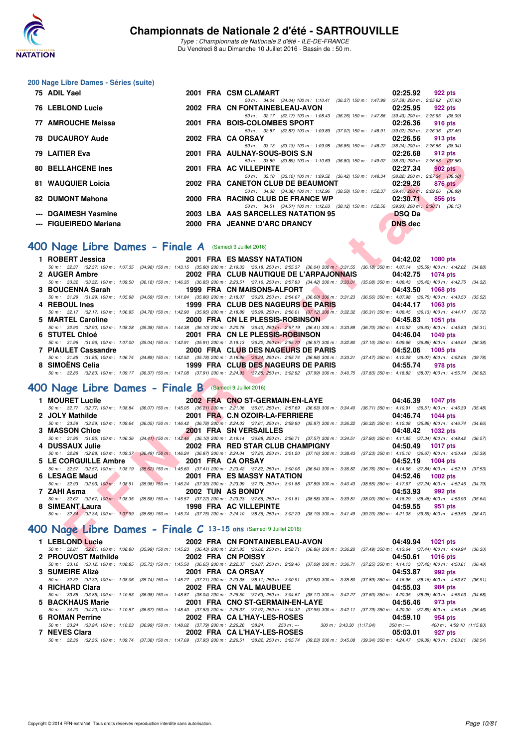## 200 Nage Libre Dames - Séries (suite)

| Rang | Nom | Année | Nat. | Club | Temps | Points |
|---|---|---|---|---|---|---|
| 75 | ADIL Yael | 2001 | FRA | CSM CLAMART | 02:25.92 | 922 pts |
| | 50 m : 34.04 (34.04) 100 m : 1:10.41 (36.37) 150 m : 1:47.99 (37.58) 200 m : 2:25.92 (37.93) | | | | | |
| 76 | LEBLOND Lucie | 2002 | FRA | CN FONTAINEBLEAU-AVON | 02:25.95 | 922 pts |
| | 50 m : 32.17 (32.17) 100 m : 1:08.43 (36.26) 150 m : 1:47.86 (39.43) 200 m : 2:25.95 (38.09) | | | | | |
| 77 | AMROUCHE Meissa | 2001 | FRA | BOIS-COLOMBES SPORT | 02:26.36 | 916 pts |
| | 50 m : 32.87 (32.87) 100 m : 1:09.89 (37.02) 150 m : 1:48.91 (39.02) 200 m : 2:26.36 (37.45) | | | | | |
| 78 | DUCAUROY Aude | 2002 | FRA | CA ORSAY | 02:26.56 | 913 pts |
| | 50 m : 33.13 (33.13) 100 m : 1:09.98 (36.85) 150 m : 1:48.22 (38.24) 200 m : 2:26.56 (38.34) | | | | | |
| 79 | LAITIER Eva | 2001 | FRA | AULNAY-SOUS-BOIS S.N | 02:26.68 | 912 pts |
| | 50 m : 33.89 (33.89) 100 m : 1:10.69 (36.80) 150 m : 1:49.02 (38.33) 200 m : 2:26.68 (37.66) | | | | | |
| 80 | BELLAHCENE Ines | 2001 | FRA | AC VILLEPINTE | 02:27.34 | 902 pts |
| | 50 m : 33.10 (33.10) 100 m : 1:09.52 (36.42) 150 m : 1:48.34 (38.82) 200 m : 2:27.34 (39.00) | | | | | |
| 81 | WAUQUIER Loicia | 2002 | FRA | CANETON CLUB DE BEAUMONT | 02:29.26 | 876 pts |
| | 50 m : 34.38 (34.38) 100 m : 1:12.96 (38.58) 150 m : 1:52.37 (39.41) 200 m : 2:29.26 (36.89) | | | | | |
| 82 | DUMONT Mahona | 2000 | FRA | RACING CLUB DE FRANCE WP | 02:30.71 | 856 pts |
| | 50 m : 34.51 (34.51) 100 m : 1:12.63 (38.12) 150 m : 1:52.56 (39.93) 200 m : 2:30.71 (38.15) | | | | | |
| --- | DGAIMESH Yasmine | 2003 | LBA | AAS SARCELLES NATATION 95 | DSQ Da | |
| --- | FIGUEIREDO Mariana | 2000 | FRA | JEANNE D'ARC DRANCY | DNS dec | |

## 400 Nage Libre Dames - Finale A (Samedi 9 Juillet 2016)

| Rang | Nom | Année | Nat. | Club | Temps | Points |
|---|---|---|---|---|---|---|
| 1 | ROBERT Jessica | 2001 | FRA | ES MASSY NATATION | 04:42.02 | 1080 pts |
| | 50 m : 32.37 (32.37) 100 m : 1:07.35 (34.98) 150 m : 1:43.15 (35.80) 200 m : 2:19.33 (36.18) 250 m : 2:55.37 (36.04) 300 m : 3:31.55 (36.18) 350 m : 4:07.14 (35.59) 400 m : 4:42.02 (34.88) | | | | | |
| 2 | AUGER Ambre | 2002 | FRA | CLUB NAUTIQUE DE L'ARPAJONNAIS | 04:42.75 | 1074 pts |
| | 50 m : 33.32 (33.32) 100 m : 1:09.50 (36.18) 150 m : 1:46.35 (36.85) 200 m : 2:23.51 (37.16) 250 m : 2:57.93 (34.42) 300 m : 3:33.01 (35.08) 350 m : 4:08.43 (35.42) 400 m : 4:42.75 (34.32) | | | | | |
| 3 | BOUCENNA Sarah | 1999 | FRA | CN MAISONS-ALFORT | 04:43.50 | 1068 pts |
| | 50 m : 31.29 (31.29) 100 m : 1:05.98 (34.69) 150 m : 1:41.84 (35.86) 200 m : 2:18.07 (36.23) 250 m : 2:54.67 (36.60) 300 m : 3:31.23 (36.56) 350 m : 4:07.98 (36.75) 400 m : 4:43.50 (35.52) | | | | | |
| 4 | REBOUL Ines | 1999 | FRA | CLUB DES NAGEURS DE PARIS | 04:44.17 | 1063 pts |
| | 50 m : 32.17 (32.17) 100 m : 1:06.95 (34.78) 150 m : 1:42.90 (35.95) 200 m : 2:18.89 (35.99) 250 m : 2:56.01 (37.12) 300 m : 3:32.32 (36.31) 350 m : 4:08.45 (36.13) 400 m : 4:44.17 (35.72) | | | | | |
| 5 | MARTEL Caroline | 2000 | FRA | CN LE PLESSIS-ROBINSON | 04:45.83 | 1051 pts |
| | 50 m : 32.90 (32.90) 100 m : 1:08.28 (35.38) 150 m : 1:44.38 (36.10) 200 m : 2:20.78 (36.40) 250 m : 2:57.19 (36.41) 300 m : 3:33.89 (36.70) 350 m : 4:10.52 (36.63) 400 m : 4:45.83 (35.31) | | | | | |
| 6 | STUTEL Chloé | 2001 | FRA | CN LE PLESSIS-ROBINSON | 04:46.04 | 1049 pts |
| | 50 m : 31.96 (31.96) 100 m : 1:07.00 (35.04) 150 m : 1:42.91 (35.91) 200 m : 2:19.13 (36.22) 250 m : 2:55.70 (36.57) 300 m : 3:32.80 (37.10) 350 m : 4:09.66 (36.86) 400 m : 4:46.04 (36.38) | | | | | |
| 7 | PIAULET Cassandre | 2000 | FRA | CLUB DES NAGEURS DE PARIS | 04:52.06 | 1005 pts |
| | 50 m : 31.85 (31.85) 100 m : 1:06.74 (34.89) 150 m : 1:42.52 (35.78) 200 m : 2:18.86 (36.34) 250 m : 2:55.74 (36.88) 300 m : 3:33.21 (37.47) 350 m : 4:12.28 (39.07) 400 m : 4:52.06 (39.78) | | | | | |
| 8 | SIMOËNS Celia | 1999 | FRA | CLUB DES NAGEURS DE PARIS | 04:55.74 | 978 pts |
| | 50 m : 32.80 (32.80) 100 m : 1:09.17 (36.37) 150 m : 1:47.08 (37.91) 200 m : 2:24.93 (37.85) 250 m : 3:02.92 (37.99) 300 m : 3:40.75 (37.83) 350 m : 4:18.82 (38.07) 400 m : 4:55.74 (36.92) | | | | | |

## 400 Nage Libre Dames - Finale B (Samedi 9 Juillet 2016)

| Rang | Nom | Année | Nat. | Club | Temps | Points |
|---|---|---|---|---|---|---|
| 1 | MOURET Lucile | 2002 | FRA | CNO ST-GERMAIN-EN-LAYE | 04:46.39 | 1047 pts |
| | 50 m : 32.77 (32.77) 100 m : 1:08.84 (36.07) 150 m : 1:45.05 (36.21) 200 m : 2:21.06 (36.01) 250 m : 2:57.69 (36.63) 300 m : 3:34.40 (36.71) 350 m : 4:10.91 (36.51) 400 m : 4:46.39 (35.48) | | | | | |
| 2 | JOLY Mathilde | 2001 | FRA | C.N OZOIR-LA-FERRIERE | 04:46.74 | 1044 pts |
| | 50 m : 33.59 (33.59) 100 m : 1:09.64 (36.05) 150 m : 1:46.42 (36.78) 200 m : 2:24.03 (37.61) 250 m : 2:59.90 (35.87) 300 m : 3:36.22 (36.32) 350 m : 4:12.08 (35.86) 400 m : 4:46.74 (34.66) | | | | | |
| 3 | MASSON Chloe | 2001 | FRA | SN VERSAILLES | 04:48.42 | 1032 pts |
| | 50 m : 31.95 (31.95) 100 m : 1:06.36 (34.41) 150 m : 1:42.46 (36.10) 200 m : 2:19.14 (36.68) 250 m : 2:56.71 (37.57) 300 m : 3:34.51 (37.80) 350 m : 4:11.85 (37.34) 400 m : 4:48.42 (36.57) | | | | | |
| 4 | DUSSAUX Julie | 2002 | FRA | RED STAR CLUB CHAMPIGNY | 04:50.49 | 1017 pts |
| | 50 m : 32.88 (32.88) 100 m : 1:09.37 (36.49) 150 m : 1:46.24 (36.87) 200 m : 2:24.04 (37.80) 250 m : 3:01.20 (37.16) 300 m : 3:38.43 (37.23) 350 m : 4:15.10 (36.67) 400 m : 4:50.49 (35.39) | | | | | |
| 5 | LE CORGUILLE Ambre | 2001 | FRA | CA ORSAY | 04:52.19 | 1004 pts |
| | 50 m : 32.57 (32.57) 100 m : 1:08.19 (35.62) 150 m : 1:45.60 (37.41) 200 m : 2:23.42 (37.82) 250 m : 3:00.06 (36.64) 300 m : 3:36.82 (36.76) 350 m : 4:14.66 (37.84) 400 m : 4:52.19 (37.53) | | | | | |
| 6 | LESAGE Maud | 2001 | FRA | ES MASSY NATATION | 04:52.46 | 1002 pts |
| | 50 m : 32.93 (32.93) 100 m : 1:08.91 (35.98) 150 m : 1:46.24 (37.33) 200 m : 2:23.99 (37.75) 250 m : 3:01.88 (37.89) 300 m : 3:40.43 (38.55) 350 m : 4:17.67 (37.24) 400 m : 4:52.46 (34.79) | | | | | |
| 7 | ZAHI Asma | 2002 | TUN | AS BONDY | 04:53.93 | 992 pts |
| | 50 m : 32.67 (32.67) 100 m : 1:08.35 (35.68) 150 m : 1:45.57 (37.22) 200 m : 2:23.23 (37.66) 250 m : 3:01.81 (38.58) 300 m : 3:39.81 (38.00) 350 m : 4:18.29 (38.48) 400 m : 4:53.93 (35.64) | | | | | |
| 8 | SIMEANT Laura | 1998 | FRA | AC VILLEPINTE | 04:59.55 | 951 pts |
| | 50 m : 32.34 (32.34) 100 m : 1:07.99 (35.65) 150 m : 1:45.74 (37.75) 200 m : 2:24.10 (38.36) 250 m : 3:02.29 (38.19) 300 m : 3:41.49 (39.20) 350 m : 4:21.08 (39.59) 400 m : 4:59.55 (38.47) | | | | | |

## 400 Nage Libre Dames - Finale C 13-15 ans (Samedi 9 Juillet 2016)

| Rang | Nom | Année | Nat. | Club | Temps | Points |
|---|---|---|---|---|---|---|
| 1 | LEBLOND Lucie | 2002 | FRA | CN FONTAINEBLEAU-AVON | 04:49.94 | 1021 pts |
| | 50 m : 32.81 (32.81) 100 m : 1:08.80 (35.99) 150 m : 1:45.23 (36.43) 200 m : 2:21.85 (36.62) 250 m : 2:58.71 (36.86) 300 m : 3:36.20 (37.49) 350 m : 4:13.64 (37.44) 400 m : 4:49.94 (36.30) | | | | | |
| 2 | PROUVOST Mathilde | 2002 | FRA | CN POISSY | 04:50.61 | 1016 pts |
| | 50 m : 33.12 (33.12) 100 m : 1:08.85 (35.73) 150 m : 1:45.50 (36.65) 200 m : 2:22.37 (36.87) 250 m : 2:59.46 (37.09) 300 m : 3:36.71 (37.25) 350 m : 4:14.13 (37.42) 400 m : 4:50.61 (36.48) | | | | | |
| 3 | SUMEIRE Alizé | 2001 | FRA | CA ORSAY | 04:53.87 | 992 pts |
| | 50 m : 32.32 (32.32) 100 m : 1:08.06 (35.74) 150 m : 1:45.27 (37.21) 200 m : 2:23.38 (38.11) 250 m : 3:00.91 (37.53) 300 m : 3:38.80 (37.89) 350 m : 4:16.96 (38.16) 400 m : 4:53.87 (36.91) | | | | | |
| 4 | RICHARD Clara | 2002 | FRA | CN VAL MAUBUEE | 04:55.03 | 984 pts |
| | 50 m : 33.85 (33.85) 100 m : 1:10.83 (36.98) 150 m : 1:48.87 (38.04) 200 m : 2:26.50 (37.63) 250 m : 3:04.67 (38.17) 300 m : 3:42.27 (37.60) 350 m : 4:20.35 (38.08) 400 m : 4:55.03 (34.68) | | | | | |
| 5 | BACKHAUS Marie | 2001 | FRA | CNO ST-GERMAIN-EN-LAYE | 04:56.46 | 973 pts |
| | 50 m : 34.20 (34.20) 100 m : 1:10.87 (36.67) 150 m : 1:48.40 (37.53) 200 m : 2:26.37 (37.97) 250 m : 3:04.32 (37.95) 300 m : 3:42.11 (37.79) 350 m : 4:20.00 (37.89) 400 m : 4:56.46 (36.46) | | | | | |
| 6 | ROMAN Perrine | 2002 | FRA | CA L'HAY-LES-ROSES | 04:59.10 | 954 pts |
| | 50 m : 33.24 (33.24) 100 m : 1:10.23 (36.99) 150 m : 1:48.02 (37.79) 200 m : 2:26.26 (38.24) 250 m : --- 300 m : 3:43.30 (1:17.04) 350 m : --- 400 m : 4:59.10 (1:15.80) | | | | | |
| 7 | NEVES Clara | 2002 | FRA | CA L'HAY-LES-ROSES | 05:03.01 | 927 pts |
| | 50 m : 32.36 (32.36) 100 m : 1:09.74 (37.38) 150 m : 1:47.69 (37.95) 200 m : 2:26.51 (38.82) 250 m : 3:05.74 (39.23) 300 m : 3:45.08 (39.34) 350 m : 4:24.47 (39.39) 400 m : 5:03.01 (38.54) | | | | | |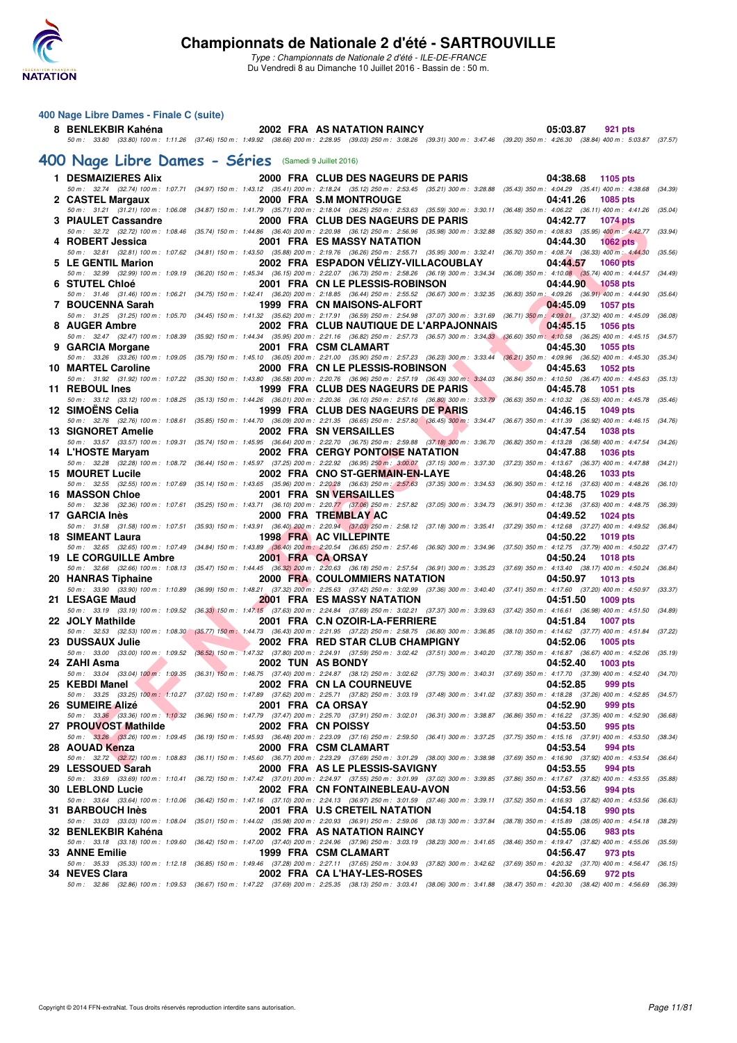### 400 Nage Libre Dames - Finale C (suite)

| Rang | Nom | Année | Nat. | Club | Temps | Points |
|---|---|---|---|---|---|---|
| 8 | BENLEKBIR Kahéna | 2002 | FRA | AS NATATION RAINCY | 05:03.87 | 921 pts |

50 m : 33.80 (33.80) 100 m : 1:11.26 (37.46) 150 m : 1:49.92 (38.66) 200 m : 2:28.95 (39.03) 250 m : 3:08.26 (39.31) 300 m : 3:47.46 (39.20) 350 m : 4:26.30 (38.84) 400 m : 5:03.87 (37.57)

## 400 Nage Libre Dames - Séries (Samedi 9 Juillet 2016)

| Rang | Nom | Année | Nat. | Club | Temps | Points |
|---|---|---|---|---|---|---|
| 1 | DESMAIZIERES Alix | 2000 | FRA | CLUB DES NAGEURS DE PARIS | 04:38.68 | 1105 pts |
| | 50 m : 32.74 (32.74) 100 m : 1:07.71 (34.97) 150 m : 1:43.12 (35.41) 200 m : 2:18.24 (35.12) 250 m : 2:53.45 (35.21) 300 m : 3:28.88 (35.43) 350 m : 4:04.29 (35.41) 400 m : 4:38.68 (34.39) | | | | | |
| 2 | CASTEL Margaux | 2000 | FRA | S.M MONTROUGE | 04:41.26 | 1085 pts |
| | 50 m : 31.21 (31.21) 100 m : 1:06.08 (34.87) 150 m : 1:41.79 (35.71) 200 m : 2:18.04 (36.25) 250 m : 2:53.63 (35.59) 300 m : 3:30.11 (36.48) 350 m : 4:06.22 (36.11) 400 m : 4:41.26 (35.04) | | | | | |
| 3 | PIAULET Cassandre | 2000 | FRA | CLUB DES NAGEURS DE PARIS | 04:42.77 | 1074 pts |
| | 50 m : 32.72 (32.72) 100 m : 1:08.46 (35.74) 150 m : 1:44.86 (36.40) 200 m : 2:20.98 (36.12) 250 m : 2:56.96 (35.98) 300 m : 3:32.88 (35.92) 350 m : 4:08.83 (35.95) 400 m : 4:42.77 (33.94) | | | | | |
| 4 | ROBERT Jessica | 2001 | FRA | ES MASSY NATATION | 04:44.30 | 1062 pts |
| | 50 m : 32.81 (32.81) 100 m : 1:07.62 (34.81) 150 m : 1:43.50 (35.88) 200 m : 2:19.76 (36.26) 250 m : 2:55.71 (35.95) 300 m : 3:32.41 (36.70) 350 m : 4:08.74 (36.33) 400 m : 4:44.30 (35.56) | | | | | |
| 5 | LE GENTIL Marion | 2002 | FRA | ESPADON VÉLIZY-VILLACOUBLAY | 04:44.57 | 1060 pts |
| | 50 m : 32.99 (32.99) 100 m : 1:09.19 (36.20) 150 m : 1:45.34 (36.15) 200 m : 2:22.07 (36.73) 250 m : 2:58.26 (36.19) 300 m : 3:34.34 (36.08) 350 m : 4:10.08 (35.74) 400 m : 4:44.57 (34.49) | | | | | |
| 6 | STUTEL Chloé | 2001 | FRA | CN LE PLESSIS-ROBINSON | 04:44.90 | 1058 pts |
| | 50 m : 31.46 (31.46) 100 m : 1:06.21 (34.75) 150 m : 1:42.41 (36.20) 200 m : 2:18.85 (36.44) 250 m : 2:55.52 (36.67) 300 m : 3:32.35 (36.83) 350 m : 4:09.26 (36.91) 400 m : 4:44.90 (35.64) | | | | | |
| 7 | BOUCENNA Sarah | 1999 | FRA | CN MAISONS-ALFORT | 04:45.09 | 1057 pts |
| | 50 m : 31.25 (31.25) 100 m : 1:05.70 (34.45) 150 m : 1:41.32 (35.62) 200 m : 2:17.91 (36.59) 250 m : 2:54.98 (37.07) 300 m : 3:31.69 (36.71) 350 m : 4:09.01 (37.32) 400 m : 4:45.09 (36.08) | | | | | |
| 8 | AUGER Ambre | 2002 | FRA | CLUB NAUTIQUE DE L'ARPAJONNAIS | 04:45.15 | 1056 pts |
| | 50 m : 32.47 (32.47) 100 m : 1:08.39 (35.92) 150 m : 1:44.34 (35.95) 200 m : 2:21.16 (36.82) 250 m : 2:57.73 (36.57) 300 m : 3:34.33 (36.60) 350 m : 4:10.58 (36.25) 400 m : 4:45.15 (34.57) | | | | | |
| 9 | GARCIA Morgane | 2001 | FRA | CSM CLAMART | 04:45.30 | 1055 pts |
| | 50 m : 33.26 (33.26) 100 m : 1:09.05 (35.79) 150 m : 1:45.10 (36.05) 200 m : 2:21.00 (35.90) 250 m : 2:57.23 (36.23) 300 m : 3:33.44 (36.21) 350 m : 4:09.96 (36.52) 400 m : 4:45.30 (35.34) | | | | | |
| 10 | MARTEL Caroline | 2000 | FRA | CN LE PLESSIS-ROBINSON | 04:45.63 | 1052 pts |
| | 50 m : 31.92 (31.92) 100 m : 1:07.22 (35.30) 150 m : 1:43.80 (36.58) 200 m : 2:20.76 (36.96) 250 m : 2:57.19 (36.43) 300 m : 3:34.03 (36.84) 350 m : 4:10.50 (36.47) 400 m : 4:45.63 (35.13) | | | | | |
| 11 | REBOUL Ines | 1999 | FRA | CLUB DES NAGEURS DE PARIS | 04:45.78 | 1051 pts |
| | 50 m : 33.12 (33.12) 100 m : 1:08.25 (35.13) 150 m : 1:44.26 (36.01) 200 m : 2:20.36 (36.10) 250 m : 2:57.16 (36.80) 300 m : 3:33.79 (36.63) 350 m : 4:10.32 (36.53) 400 m : 4:45.78 (35.46) | | | | | |
| 12 | SIMOËNS Celia | 1999 | FRA | CLUB DES NAGEURS DE PARIS | 04:46.15 | 1049 pts |
| | 50 m : 32.76 (32.76) 100 m : 1:08.61 (35.85) 150 m : 1:44.70 (36.09) 200 m : 2:21.35 (36.65) 250 m : 2:57.80 (36.45) 300 m : 3:34.47 (36.67) 350 m : 4:11.39 (36.92) 400 m : 4:46.15 (34.76) | | | | | |
| 13 | SIGNORET Amelie | 2002 | FRA | SN VERSAILLES | 04:47.54 | 1038 pts |
| | 50 m : 33.57 (33.57) 100 m : 1:09.31 (35.74) 150 m : 1:45.95 (36.64) 200 m : 2:22.70 (36.75) 250 m : 2:59.88 (37.18) 300 m : 3:36.70 (36.82) 350 m : 4:13.28 (36.58) 400 m : 4:47.54 (34.26) | | | | | |
| 14 | L'HOSTE Maryam | 2002 | FRA | CERGY PONTOISE NATATION | 04:47.88 | 1036 pts |
| | 50 m : 32.28 (32.28) 100 m : 1:08.72 (36.44) 150 m : 1:45.97 (37.25) 200 m : 2:22.92 (36.95) 250 m : 3:00.07 (37.15) 300 m : 3:37.30 (37.23) 350 m : 4:13.67 (36.37) 400 m : 4:47.88 (34.21) | | | | | |
| 15 | MOURET Lucile | 2002 | FRA | CNO ST-GERMAIN-EN-LAYE | 04:48.26 | 1033 pts |
| | 50 m : 32.55 (32.55) 100 m : 1:07.69 (35.14) 150 m : 1:43.65 (35.96) 200 m : 2:20.28 (36.63) 250 m : 2:57.63 (37.35) 300 m : 3:34.53 (36.90) 350 m : 4:12.16 (37.63) 400 m : 4:48.26 (36.10) | | | | | |
| 16 | MASSON Chloe | 2001 | FRA | SN VERSAILLES | 04:48.75 | 1029 pts |
| | 50 m : 32.36 (32.36) 100 m : 1:07.61 (35.25) 150 m : 1:43.71 (36.10) 200 m : 2:20.77 (37.06) 250 m : 2:57.82 (37.05) 300 m : 3:34.73 (36.91) 350 m : 4:12.36 (37.63) 400 m : 4:48.75 (36.39) | | | | | |
| 17 | GARCIA Inès | 2000 | FRA | TREMBLAY AC | 04:49.52 | 1024 pts |
| | 50 m : 31.58 (31.58) 100 m : 1:07.51 (35.93) 150 m : 1:43.91 (36.40) 200 m : 2:20.94 (37.03) 250 m : 2:58.12 (37.18) 300 m : 3:35.41 (37.29) 350 m : 4:12.68 (37.27) 400 m : 4:49.52 (36.84) | | | | | |
| 18 | SIMEANT Laura | 1998 | FRA | AC VILLEPINTE | 04:50.22 | 1019 pts |
| | 50 m : 32.65 (32.65) 100 m : 1:07.49 (34.84) 150 m : 1:43.89 (36.40) 200 m : 2:20.54 (36.65) 250 m : 2:57.46 (36.92) 300 m : 3:34.96 (37.50) 350 m : 4:12.75 (37.79) 400 m : 4:50.22 (37.47) | | | | | |
| 19 | LE CORGUILLE Ambre | 2001 | FRA | CA ORSAY | 04:50.24 | 1018 pts |
| | 50 m : 32.66 (32.66) 100 m : 1:08.13 (35.47) 150 m : 1:44.45 (36.32) 200 m : 2:20.63 (36.18) 250 m : 2:57.54 (36.91) 300 m : 3:35.23 (37.69) 350 m : 4:13.40 (38.17) 400 m : 4:50.24 (36.84) | | | | | |
| 20 | HANRAS Tiphaine | 2000 | FRA | COULOMMIERS NATATION | 04:50.97 | 1013 pts |
| | 50 m : 33.90 (33.90) 100 m : 1:10.89 (36.99) 150 m : 1:48.21 (37.32) 200 m : 2:25.63 (37.42) 250 m : 3:02.99 (37.36) 300 m : 3:40.40 (37.41) 350 m : 4:17.60 (37.20) 400 m : 4:50.97 (33.37) | | | | | |
| 21 | LESAGE Maud | 2001 | FRA | ES MASSY NATATION | 04:51.50 | 1009 pts |
| | 50 m : 33.19 (33.19) 100 m : 1:09.52 (36.33) 150 m : 1:47.15 (37.63) 200 m : 2:24.84 (37.69) 250 m : 3:02.21 (37.37) 300 m : 3:39.63 (37.42) 350 m : 4:16.61 (36.98) 400 m : 4:51.50 (34.89) | | | | | |
| 22 | JOLY Mathilde | 2001 | FRA | C.N OZOIR-LA-FERRIERE | 04:51.84 | 1007 pts |
| | 50 m : 32.53 (32.53) 100 m : 1:08.30 (35.77) 150 m : 1:44.73 (36.43) 200 m : 2:21.95 (37.22) 250 m : 2:58.75 (36.80) 300 m : 3:36.85 (38.10) 350 m : 4:14.62 (37.77) 400 m : 4:51.84 (37.22) | | | | | |
| 23 | DUSSAUX Julie | 2002 | FRA | RED STAR CLUB CHAMPIGNY | 04:52.06 | 1005 pts |
| | 50 m : 33.00 (33.00) 100 m : 1:09.52 (36.52) 150 m : 1:47.32 (37.80) 200 m : 2:24.91 (37.59) 250 m : 3:02.42 (37.51) 300 m : 3:40.20 (37.78) 350 m : 4:16.87 (36.67) 400 m : 4:52.06 (35.19) | | | | | |
| 24 | ZAHI Asma | 2002 | TUN | AS BONDY | 04:52.40 | 1003 pts |
| | 50 m : 33.04 (33.04) 100 m : 1:09.35 (36.31) 150 m : 1:46.75 (37.40) 200 m : 2:24.87 (38.12) 250 m : 3:02.62 (37.75) 300 m : 3:40.31 (37.69) 350 m : 4:17.70 (37.39) 400 m : 4:52.40 (34.70) | | | | | |
| 25 | KEBDI Manel | 2002 | FRA | CN LA COURNEUVE | 04:52.85 | 999 pts |
| | 50 m : 33.25 (33.25) 100 m : 1:10.27 (37.02) 150 m : 1:47.89 (37.62) 200 m : 2:25.71 (37.82) 250 m : 3:03.19 (37.48) 300 m : 3:41.02 (37.83) 350 m : 4:18.28 (37.26) 400 m : 4:52.85 (34.57) | | | | | |
| 26 | SUMEIRE Alizé | 2001 | FRA | CA ORSAY | 04:52.90 | 999 pts |
| | 50 m : 33.36 (33.36) 100 m : 1:10.32 (36.96) 150 m : 1:47.79 (37.47) 200 m : 2:25.70 (37.91) 250 m : 3:02.01 (36.31) 300 m : 3:38.87 (36.86) 350 m : 4:16.22 (37.35) 400 m : 4:52.90 (36.68) | | | | | |
| 27 | PROUVOST Mathilde | 2002 | FRA | CN POISSY | 04:53.50 | 995 pts |
| | 50 m : 33.26 (33.26) 100 m : 1:09.45 (36.19) 150 m : 1:45.93 (36.48) 200 m : 2:23.09 (37.16) 250 m : 2:59.50 (36.41) 300 m : 3:37.25 (37.75) 350 m : 4:15.16 (37.91) 400 m : 4:53.50 (38.34) | | | | | |
| 28 | AOUAD Kenza | 2000 | FRA | CSM CLAMART | 04:53.54 | 994 pts |
| | 50 m : 32.72 (32.72) 100 m : 1:08.83 (36.11) 150 m : 1:45.60 (36.77) 200 m : 2:23.29 (37.69) 250 m : 3:01.29 (38.00) 300 m : 3:38.98 (37.69) 350 m : 4:16.90 (37.92) 400 m : 4:53.54 (36.64) | | | | | |
| 29 | LESSOUED Sarah | 2000 | FRA | AS LE PLESSIS-SAVIGNY | 04:53.55 | 994 pts |
| | 50 m : 33.69 (33.69) 100 m : 1:10.41 (36.72) 150 m : 1:47.42 (37.01) 200 m : 2:24.97 (37.55) 250 m : 3:01.99 (37.02) 300 m : 3:39.85 (37.86) 350 m : 4:17.67 (37.82) 400 m : 4:53.55 (35.88) | | | | | |
| 30 | LEBLOND Lucie | 2002 | FRA | CN FONTAINEBLEAU-AVON | 04:53.56 | 994 pts |
| | 50 m : 33.64 (33.64) 100 m : 1:10.06 (36.42) 150 m : 1:47.16 (37.10) 200 m : 2:24.13 (36.97) 250 m : 3:01.59 (37.46) 300 m : 3:39.11 (37.52) 350 m : 4:16.93 (37.82) 400 m : 4:53.56 (36.63) | | | | | |
| 31 | BARBOUCH Inès | 2001 | FRA | U.S CRETEIL NATATION | 04:54.18 | 990 pts |
| | 50 m : 33.03 (33.03) 100 m : 1:08.04 (35.01) 150 m : 1:44.02 (35.98) 200 m : 2:20.93 (36.91) 250 m : 2:59.06 (38.13) 300 m : 3:37.84 (38.78) 350 m : 4:15.89 (38.05) 400 m : 4:54.18 (38.29) | | | | | |
| 32 | BENLEKBIR Kahéna | 2002 | FRA | AS NATATION RAINCY | 04:55.06 | 983 pts |
| | 50 m : 33.18 (33.18) 100 m : 1:09.60 (36.42) 150 m : 1:47.00 (37.40) 200 m : 2:24.96 (37.96) 250 m : 3:03.19 (38.23) 300 m : 3:41.65 (38.46) 350 m : 4:19.47 (37.82) 400 m : 4:55.06 (35.59) | | | | | |
| 33 | ANNE Emilie | 1999 | FRA | CSM CLAMART | 04:56.47 | 973 pts |
| | 50 m : 35.33 (35.33) 100 m : 1:12.18 (36.85) 150 m : 1:49.46 (37.28) 200 m : 2:27.11 (37.65) 250 m : 3:04.93 (37.82) 300 m : 3:42.62 (37.69) 350 m : 4:20.32 (37.70) 400 m : 4:56.47 (36.15) | | | | | |
| 34 | NEVES Clara | 2002 | FRA | CA L'HAY-LES-ROSES | 04:56.69 | 972 pts |
| | 50 m : 32.86 (32.86) 100 m : 1:09.53 (36.67) 150 m : 1:47.22 (37.69) 200 m : 2:25.35 (38.13) 250 m : 3:03.41 (38.06) 300 m : 3:41.88 (38.47) 350 m : 4:20.30 (38.42) 400 m : 4:56.69 (36.39) | | | | | |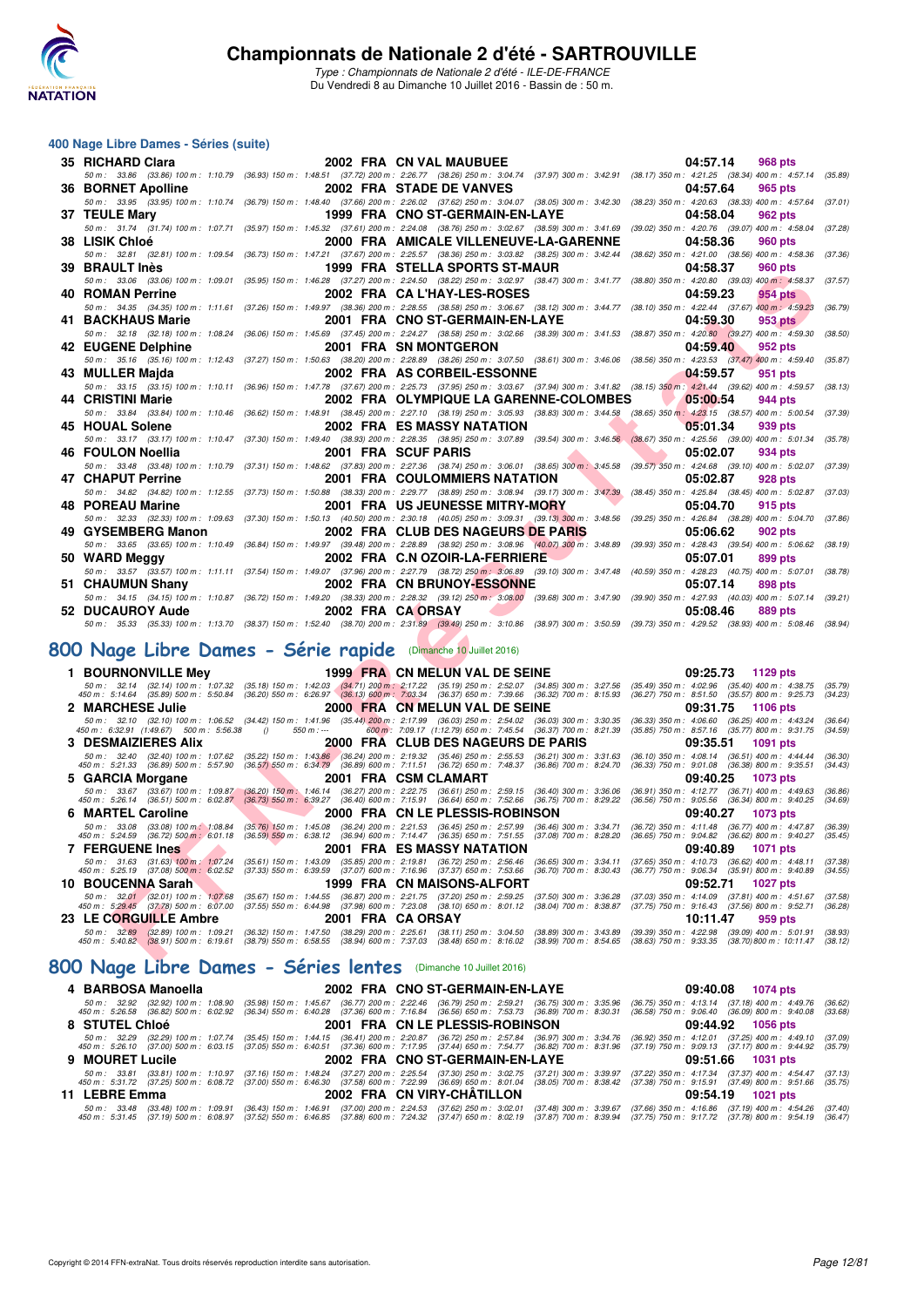# Championnats de Nationale 2 d'été - SARTROUVILLE

*Type : Championnats de Nationale 2 d'été - ILE-DE-FRANCE*
Du Vendredi 8 au Dimanche 10 Juillet 2016 - Bassin de : 50 m.

## 400 Nage Libre Dames - Séries (suite)

**35 RICHARD Clara** — 2002 FRA CN VAL MAUBUEE — 04:57.14 — 968 pts
50 m : 33.86 (33.86) 100 m : 1:10.79 (36.93) 150 m : 1:48.51 (37.72) 200 m : 2:26.77 (38.26) 250 m : 3:04.74 (37.97) 300 m : 3:42.91 (38.17) 350 m : 4:21.25 (38.34) 400 m : 4:57.14 (35.89)

**36 BORNET Apolline** — 2002 FRA STADE DE VANVES — 04:57.64 — 965 pts
50 m : 33.95 (33.95) 100 m : 1:10.74 (36.79) 150 m : 1:48.40 (37.66) 200 m : 2:26.02 (37.62) 250 m : 3:04.07 (38.05) 300 m : 3:42.30 (38.23) 350 m : 4:20.63 (38.33) 400 m : 4:57.64 (37.01)

**37 TEULE Mary** — 1999 FRA CNO ST-GERMAIN-EN-LAYE — 04:58.04 — 962 pts
50 m : 31.74 (31.74) 100 m : 1:07.71 (35.97) 150 m : 1:45.32 (37.61) 200 m : 2:24.08 (38.76) 250 m : 3:02.67 (38.59) 300 m : 3:41.69 (39.02) 350 m : 4:20.76 (39.07) 400 m : 4:58.04 (37.28)

**38 LISIK Chloé** — 2000 FRA AMICALE VILLENEUVE-LA-GARENNE — 04:58.36 — 960 pts
50 m : 32.81 (32.81) 100 m : 1:09.54 (36.73) 150 m : 1:47.21 (37.67) 200 m : 2:25.57 (38.36) 250 m : 3:03.82 (38.25) 300 m : 3:42.44 (38.62) 350 m : 4:21.00 (38.56) 400 m : 4:58.36 (37.36)

**39 BRAULT Inès** — 1999 FRA STELLA SPORTS ST-MAUR — 04:58.37 — 960 pts
50 m : 33.06 (33.06) 100 m : 1:09.01 (35.95) 150 m : 1:46.28 (37.27) 200 m : 2:24.50 (38.22) 250 m : 3:02.97 (38.47) 300 m : 3:41.77 (38.80) 350 m : 4:20.80 (39.03) 400 m : 4:58.37 (37.57)

**40 ROMAN Perrine** — 2002 FRA CA L'HAY-LES-ROSES — 04:59.23 — 954 pts
50 m : 34.35 (34.35) 100 m : 1:11.61 (37.26) 150 m : 1:49.97 (38.36) 200 m : 2:28.55 (38.58) 250 m : 3:06.67 (38.12) 300 m : 3:44.77 (38.10) 350 m : 4:22.44 (37.67) 400 m : 4:59.23 (36.79)

**41 BACKHAUS Marie** — 2001 FRA CNO ST-GERMAIN-EN-LAYE — 04:59.30 — 953 pts
50 m : 32.18 (32.18) 100 m : 1:08.24 (36.06) 150 m : 1:45.69 (37.45) 200 m : 2:24.27 (38.58) 250 m : 3:02.66 (38.39) 300 m : 3:41.53 (38.87) 350 m : 4:20.80 (39.27) 400 m : 4:59.30 (38.50)

**42 EUGENE Delphine** — 2001 FRA SN MONTGERON — 04:59.40 — 952 pts
50 m : 35.16 (35.16) 100 m : 1:12.43 (37.27) 150 m : 1:50.63 (38.20) 200 m : 2:28.89 (38.26) 250 m : 3:07.50 (38.61) 300 m : 3:46.06 (38.56) 350 m : 4:23.53 (37.47) 400 m : 4:59.40 (35.87)

**43 MULLER Majda** — 2002 FRA AS CORBEIL-ESSONNE — 04:59.57 — 951 pts
50 m : 33.15 (33.15) 100 m : 1:10.11 (36.96) 150 m : 1:47.78 (37.67) 200 m : 2:25.73 (37.95) 250 m : 3:03.67 (37.94) 300 m : 3:41.82 (38.15) 350 m : 4:21.44 (39.62) 400 m : 4:59.57 (38.13)

**44 CRISTINI Marie** — 2002 FRA OLYMPIQUE LA GARENNE-COLOMBES — 05:00.54 — 944 pts
50 m : 33.84 (33.84) 100 m : 1:10.46 (36.62) 150 m : 1:48.91 (38.45) 200 m : 2:27.10 (38.19) 250 m : 3:05.93 (38.83) 300 m : 3:44.58 (38.65) 350 m : 4:23.15 (38.57) 400 m : 5:00.54 (37.39)

**45 HOUAL Solene** — 2002 FRA ES MASSY NATATION — 05:01.34 — 939 pts
50 m : 33.17 (33.17) 100 m : 1:10.47 (37.30) 150 m : 1:49.40 (38.93) 200 m : 2:28.35 (38.95) 250 m : 3:07.89 (39.54) 300 m : 3:46.56 (38.67) 350 m : 4:25.56 (39.00) 400 m : 5:01.34 (35.78)

**46 FOULON Noellia** — 2001 FRA SCUF PARIS — 05:02.07 — 934 pts
50 m : 33.48 (33.48) 100 m : 1:10.79 (37.31) 150 m : 1:48.62 (37.83) 200 m : 2:27.36 (38.74) 250 m : 3:06.01 (38.65) 300 m : 3:45.58 (39.57) 350 m : 4:24.68 (39.10) 400 m : 5:02.07 (37.39)

**47 CHAPUT Perrine** — 2001 FRA COULOMMIERS NATATION — 05:02.87 — 928 pts
50 m : 34.82 (34.82) 100 m : 1:12.55 (37.73) 150 m : 1:50.88 (38.33) 200 m : 2:29.77 (38.89) 250 m : 3:08.94 (39.17) 300 m : 3:47.39 (38.45) 350 m : 4:25.84 (38.45) 400 m : 5:02.87 (37.03)

**48 POREAU Marine** — 2001 FRA US JEUNESSE MITRY-MORY — 05:04.70 — 915 pts
50 m : 32.33 (32.33) 100 m : 1:09.63 (37.30) 150 m : 1:50.13 (40.50) 200 m : 2:30.18 (40.05) 250 m : 3:09.31 (39.13) 300 m : 3:48.56 (39.25) 350 m : 4:26.84 (38.28) 400 m : 5:04.70 (37.86)

**49 GYSEMBERG Manon** — 2002 FRA CLUB DES NAGEURS DE PARIS — 05:06.62 — 902 pts
50 m : 33.65 (33.65) 100 m : 1:10.49 (36.84) 150 m : 1:49.97 (39.48) 200 m : 2:28.89 (38.92) 250 m : 3:08.96 (40.07) 300 m : 3:48.89 (39.93) 350 m : 4:28.43 (39.54) 400 m : 5:06.62 (38.19)

**50 WARD Meggy** — 2002 FRA C.N OZOIR-LA-FERRIERE — 05:07.01 — 899 pts
50 m : 33.57 (33.57) 100 m : 1:11.11 (37.54) 150 m : 1:49.07 (37.96) 200 m : 2:27.79 (38.72) 250 m : 3:06.89 (39.10) 300 m : 3:47.48 (40.59) 350 m : 4:28.23 (40.75) 400 m : 5:07.01 (38.78)

**51 CHAUMUN Shany** — 2002 FRA CN BRUNOY-ESSONNE — 05:07.14 — 898 pts
50 m : 34.15 (34.15) 100 m : 1:10.87 (36.72) 150 m : 1:49.20 (38.33) 200 m : 2:28.32 (39.12) 250 m : 3:08.00 (39.68) 300 m : 3:47.90 (39.90) 350 m : 4:27.93 (40.03) 400 m : 5:07.14 (39.21)

**52 DUCAUROY Aude** — 2002 FRA CA ORSAY — 05:08.46 — 889 pts
50 m : 35.33 (35.33) 100 m : 1:13.70 (38.37) 150 m : 1:52.40 (38.70) 200 m : 2:31.89 (39.49) 250 m : 3:10.86 (38.97) 300 m : 3:50.59 (39.73) 350 m : 4:29.52 (38.93) 400 m : 5:08.46 (38.94)

## 800 Nage Libre Dames - Série rapide (Dimanche 10 Juillet 2016)

**1 BOURNONVILLE Mey** — 1999 FRA CN MELUN VAL DE SEINE — 09:25.73 — 1129 pts
50 m : 32.14 (32.14) 100 m : 1:07.32 (35.18) 150 m : 1:42.03 (34.71) 200 m : 2:17.22 (35.19) 250 m : 2:52.07 (34.85) 300 m : 3:27.56 (35.49) 350 m : 4:02.96 (35.40) 400 m : 4:38.75 (35.79)
450 m : 5:14.64 (35.89) 500 m : 5:50.84 (36.20) 550 m : 6:26.97 (36.13) 600 m : 7:03.34 (36.37) 650 m : 7:39.66 (36.32) 700 m : 8:15.93 (36.27) 750 m : 8:51.50 (35.57) 800 m : 9:25.73 (34.23)

**2 MARCHESE Julie** — 2000 FRA CN MELUN VAL DE SEINE — 09:31.75 — 1106 pts
50 m : 32.10 (32.10) 100 m : 1:06.52 (34.42) 150 m : 1:41.96 (35.44) 200 m : 2:17.99 (36.03) 250 m : 2:54.02 (36.03) 300 m : 3:30.35 (36.33) 350 m : 4:06.60 (36.25) 400 m : 4:43.24 (36.64)
450 m : 6:32.91 (1:49.67) 500 m : 5:56.38 () 550 m : --- 600 m : 7:09.17 (1:12.79) 650 m : 7:45.54 (36.37) 700 m : 8:21.39 (35.85) 750 m : 8:57.16 (35.77) 800 m : 9:31.75 (34.59)

**3 DESMAIZIERES Alix** — 2000 FRA CLUB DES NAGEURS DE PARIS — 09:35.51 — 1091 pts
50 m : 32.40 (32.40) 100 m : 1:07.62 (35.22) 150 m : 1:43.86 (36.24) 200 m : 2:19.32 (35.46) 250 m : 2:55.53 (36.21) 300 m : 3:31.63 (36.10) 350 m : 4:08.14 (36.51) 400 m : 4:44.44 (36.30)
450 m : 5:21.33 (36.89) 500 m : 5:57.90 (36.57) 550 m : 6:34.79 (36.89) 600 m : 7:11.51 (36.72) 650 m : 7:48.37 (36.86) 700 m : 8:24.70 (36.33) 750 m : 9:01.08 (36.38) 800 m : 9:35.51 (34.43)

**5 GARCIA Morgane** — 2001 FRA CSM CLAMART — 09:40.25 — 1073 pts
50 m : 33.67 (33.67) 100 m : 1:09.87 (36.20) 150 m : 1:46.14 (36.27) 200 m : 2:22.75 (36.61) 250 m : 2:59.15 (36.40) 300 m : 3:36.06 (36.91) 350 m : 4:12.77 (36.71) 400 m : 4:49.63 (36.86)
450 m : 5:26.14 (36.51) 500 m : 6:02.87 (36.73) 550 m : 6:39.27 (36.40) 600 m : 7:15.91 (36.64) 650 m : 7:52.66 (36.75) 700 m : 8:29.22 (36.56) 750 m : 9:05.56 (36.34) 800 m : 9:40.25 (34.69)

**6 MARTEL Caroline** — 2000 FRA CN LE PLESSIS-ROBINSON — 09:40.27 — 1073 pts
50 m : 33.08 (33.08) 100 m : 1:08.84 (35.76) 150 m : 1:45.08 (36.24) 200 m : 2:21.53 (36.45) 250 m : 2:57.99 (36.46) 300 m : 3:34.71 (36.72) 350 m : 4:11.48 (36.77) 400 m : 4:47.87 (36.39)
450 m : 5:24.59 (36.72) 500 m : 6:01.18 (36.59) 550 m : 6:38.12 (36.94) 600 m : 7:14.47 (36.35) 650 m : 7:51.55 (37.08) 700 m : 8:28.20 (36.65) 750 m : 9:04.82 (36.62) 800 m : 9:40.27 (35.45)

**7 FERGUENE Ines** — 2001 FRA ES MASSY NATATION — 09:40.89 — 1071 pts
50 m : 31.63 (31.63) 100 m : 1:07.24 (35.61) 150 m : 1:43.09 (35.85) 200 m : 2:19.81 (36.72) 250 m : 2:56.46 (36.65) 300 m : 3:34.11 (37.65) 350 m : 4:10.73 (36.62) 400 m : 4:48.11 (37.38)
450 m : 5:25.19 (37.08) 500 m : 6:02.52 (37.33) 550 m : 6:39.59 (37.07) 600 m : 7:16.96 (37.37) 650 m : 7:53.66 (36.70) 700 m : 8:30.43 (36.77) 750 m : 9:06.34 (35.91) 800 m : 9:40.89 (34.55)

**10 BOUCENNA Sarah** — 1999 FRA CN MAISONS-ALFORT — 09:52.71 — 1027 pts
50 m : 32.01 (32.01) 100 m : 1:07.68 (35.67) 150 m : 1:44.55 (36.87) 200 m : 2:21.75 (37.20) 250 m : 2:59.25 (37.50) 300 m : 3:36.28 (37.03) 350 m : 4:14.09 (37.81) 400 m : 4:51.67 (37.58)
450 m : 5:29.45 (37.78) 500 m : 6:07.00 (37.55) 550 m : 6:44.98 (37.98) 600 m : 7:23.08 (38.10) 650 m : 8:01.12 (38.04) 700 m : 8:38.87 (37.75) 750 m : 9:16.43 (37.56) 800 m : 9:52.71 (36.28)

**23 LE CORGUILLE Ambre** — 2001 FRA CA ORSAY — 10:11.47 — 959 pts
50 m : 32.89 (32.89) 100 m : 1:09.21 (36.32) 150 m : 1:47.50 (38.29) 200 m : 2:25.61 (38.11) 250 m : 3:04.50 (38.89) 300 m : 3:43.89 (39.39) 350 m : 4:22.98 (39.09) 400 m : 5:01.91 (38.93)
450 m : 5:40.82 (38.91) 500 m : 6:19.61 (38.79) 550 m : 6:58.55 (38.94) 600 m : 7:37.03 (38.48) 650 m : 8:16.02 (38.99) 700 m : 8:54.65 (38.63) 750 m : 9:33.35 (38.70) 800 m : 10:11.47 (38.12)

## 800 Nage Libre Dames - Séries lentes (Dimanche 10 Juillet 2016)

**4 BARBOSA Manoella** — 2002 FRA CNO ST-GERMAIN-EN-LAYE — 09:40.08 — 1074 pts
50 m : 32.92 (32.92) 100 m : 1:08.90 (35.98) 150 m : 1:45.67 (36.77) 200 m : 2:22.46 (36.79) 250 m : 2:59.21 (36.75) 300 m : 3:35.96 (36.75) 350 m : 4:13.14 (37.18) 400 m : 4:49.76 (36.62)
450 m : 5:26.58 (36.82) 500 m : 6:02.92 (36.34) 550 m : 6:40.28 (37.36) 600 m : 7:16.84 (36.56) 650 m : 7:53.73 (36.89) 700 m : 8:30.31 (36.58) 750 m : 9:06.40 (36.09) 800 m : 9:40.08 (33.68)

**8 STUTEL Chloé** — 2001 FRA CN LE PLESSIS-ROBINSON — 09:44.92 — 1056 pts
50 m : 32.29 (32.29) 100 m : 1:07.74 (35.45) 150 m : 1:44.15 (36.41) 200 m : 2:20.87 (36.72) 250 m : 2:57.84 (36.97) 300 m : 3:34.76 (36.92) 350 m : 4:12.01 (37.25) 400 m : 4:49.10 (37.09)
450 m : 5:26.10 (37.00) 500 m : 6:03.15 (37.05) 550 m : 6:40.51 (37.36) 600 m : 7:17.95 (37.44) 650 m : 7:54.77 (36.82) 700 m : 8:31.96 (37.19) 750 m : 9:09.13 (37.17) 800 m : 9:44.92 (35.79)

**9 MOURET Lucile** — 2002 FRA CNO ST-GERMAIN-EN-LAYE — 09:51.66 — 1031 pts
50 m : 33.81 (33.81) 100 m : 1:10.97 (37.16) 150 m : 1:48.24 (37.27) 200 m : 2:25.54 (37.30) 250 m : 3:02.75 (37.21) 300 m : 3:39.97 (37.22) 350 m : 4:17.34 (37.37) 400 m : 4:54.47 (37.13)
450 m : 5:31.72 (37.25) 500 m : 6:08.72 (37.00) 550 m : 6:46.30 (37.58) 600 m : 7:22.99 (36.69) 650 m : 8:01.04 (38.05) 700 m : 8:38.42 (37.38) 750 m : 9:15.91 (37.49) 800 m : 9:51.66 (35.75)

**11 LEBRE Emma** — 2002 FRA CN VIRY-CHÂTILLON — 09:54.19 — 1021 pts
50 m : 33.48 (33.48) 100 m : 1:09.91 (36.43) 150 m : 1:46.91 (37.00) 200 m : 2:24.53 (37.62) 250 m : 3:02.01 (37.48) 300 m : 3:39.67 (37.66) 350 m : 4:16.86 (37.19) 400 m : 4:54.26 (37.40)
450 m : 5:31.45 (37.19) 500 m : 6:08.97 (37.52) 550 m : 6:46.85 (37.88) 600 m : 7:24.32 (37.47) 650 m : 8:02.19 (37.87) 700 m : 8:39.94 (37.75) 750 m : 9:17.72 (37.78) 800 m : 9:54.19 (36.47)

Copyright © 2014 FFN-extraNat. Tous droits réservés reproduction interdite sans autorisation.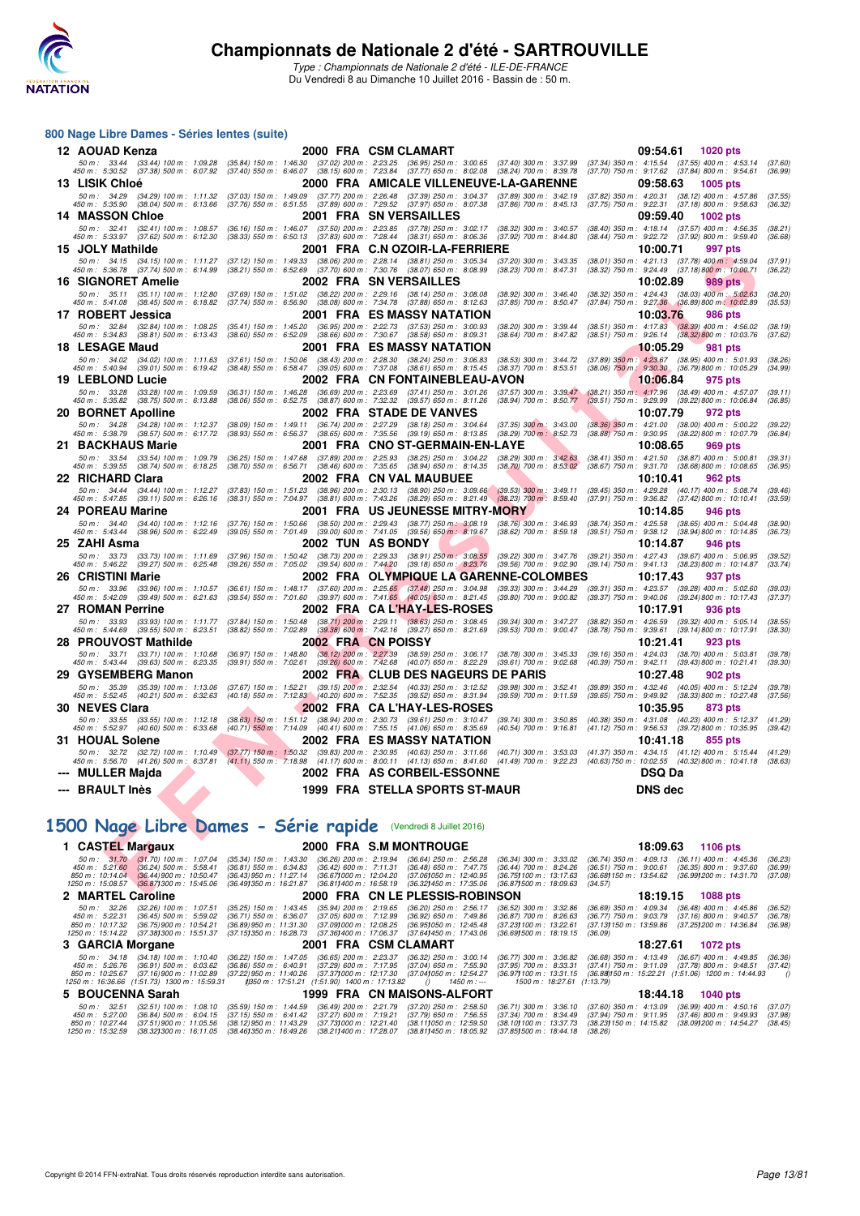# Championnats de Nationale 2 d'été - SARTROUVILLE

*Type : Championnats de Nationale 2 d'été - ILE-DE-FRANCE*

Du Vendredi 8 au Dimanche 10 Juillet 2016 - Bassin de : 50 m.

## 800 Nage Libre Dames - Séries lentes (suite)

**12 AOUAD Kenza** — 2000 FRA CSM CLAMART — 09:54.61 — 1020 pts
50 m : 33.44 (33.44) 100 m : 1:09.28 (35.84) 150 m : 1:46.30 (37.02) 200 m : 2:23.25 (36.95) 250 m : 3:00.65 (37.40) 300 m : 3:37.99 (37.34) 350 m : 4:15.54 (37.55) 400 m : 4:53.14 (37.60)
450 m : 5:30.52 (37.38) 500 m : 6:07.92 (37.40) 550 m : 6:46.07 (38.15) 600 m : 7:23.84 (37.77) 650 m : 8:02.08 (38.24) 700 m : 8:39.78 (37.70) 750 m : 9:17.62 (37.84) 800 m : 9:54.61 (36.99)

**13 LISIK Chloé** — 2000 FRA AMICALE VILLENEUVE-LA-GARENNE — 09:58.63 — 1005 pts
50 m : 34.29 (34.29) 100 m : 1:11.32 (37.03) 150 m : 1:49.09 (37.77) 200 m : 2:26.48 (37.39) 250 m : 3:04.37 (37.89) 300 m : 3:42.19 (37.82) 350 m : 4:20.31 (38.12) 400 m : 4:57.86 (37.55)
450 m : 5:35.90 (38.04) 500 m : 6:13.66 (37.76) 550 m : 6:51.55 (37.89) 600 m : 7:29.52 (37.97) 650 m : 8:07.38 (37.86) 700 m : 8:45.13 (37.75) 750 m : 9:22.31 (37.18) 800 m : 9:58.63 (36.32)

**14 MASSON Chloe** — 2001 FRA SN VERSAILLES — 09:59.40 — 1002 pts
50 m : 32.41 (32.41) 100 m : 1:08.57 (36.16) 150 m : 1:46.07 (37.50) 200 m : 2:23.85 (37.78) 250 m : 3:02.17 (38.32) 300 m : 3:40.57 (38.40) 350 m : 4:18.14 (37.57) 400 m : 4:56.35 (38.21)
450 m : 5:33.97 (37.62) 500 m : 6:12.30 (38.33) 550 m : 6:50.13 (37.83) 600 m : 7:28.44 (38.31) 650 m : 8:06.36 (37.92) 700 m : 8:44.80 (38.44) 750 m : 9:22.72 (37.92) 800 m : 9:59.40 (36.68)

**15 JOLY Mathilde** — 2001 FRA C.N OZOIR-LA-FERRIERE — 10:00.71 — 997 pts
50 m : 34.15 (34.15) 100 m : 1:11.27 (37.12) 150 m : 1:49.33 (38.06) 200 m : 2:28.14 (38.81) 250 m : 3:05.34 (37.20) 300 m : 3:43.35 (38.01) 350 m : 4:21.13 (37.78) 400 m : 4:59.04 (37.91)
450 m : 5:36.78 (37.74) 500 m : 6:14.99 (38.21) 550 m : 6:52.69 (37.70) 600 m : 7:30.76 (38.07) 650 m : 8:08.99 (38.23) 700 m : 8:47.31 (38.32) 750 m : 9:24.49 (37.18) 800 m : 10:00.71 (36.22)

**16 SIGNORET Amelie** — 2002 FRA SN VERSAILLES — 10:02.89 — 989 pts
50 m : 35.11 (35.11) 100 m : 1:12.80 (37.69) 150 m : 1:51.02 (38.22) 200 m : 2:29.16 (38.14) 250 m : 3:08.08 (38.92) 300 m : 3:46.40 (38.32) 350 m : 4:24.43 (38.03) 400 m : 5:02.63 (38.20)
450 m : 5:41.08 (38.45) 500 m : 6:18.82 (37.74) 550 m : 6:56.90 (38.08) 600 m : 7:34.78 (37.88) 650 m : 8:12.63 (37.85) 700 m : 8:50.47 (37.84) 750 m : 9:27.36 (36.89) 800 m : 10:02.89 (35.53)

**17 ROBERT Jessica** — 2001 FRA ES MASSY NATATION — 10:03.76 — 986 pts
50 m : 32.84 (32.84) 100 m : 1:08.25 (35.41) 150 m : 1:45.20 (36.95) 200 m : 2:22.73 (37.53) 250 m : 3:00.93 (38.20) 300 m : 3:39.44 (38.51) 350 m : 4:17.83 (38.39) 400 m : 4:56.02 (38.19)
450 m : 5:34.83 (38.81) 500 m : 6:13.43 (38.60) 550 m : 6:52.09 (38.66) 600 m : 7:30.67 (38.58) 650 m : 8:09.31 (38.64) 700 m : 8:47.82 (38.51) 750 m : 9:26.14 (38.32) 800 m : 10:03.76 (37.62)

**18 LESAGE Maud** — 2001 FRA ES MASSY NATATION — 10:05.29 — 981 pts
50 m : 34.02 (34.02) 100 m : 1:11.63 (37.61) 150 m : 1:50.06 (38.43) 200 m : 2:28.30 (38.24) 250 m : 3:06.83 (38.53) 300 m : 3:44.72 (37.89) 350 m : 4:23.67 (38.95) 400 m : 5:01.93 (38.26)
450 m : 5:40.94 (39.01) 500 m : 6:19.42 (38.48) 550 m : 6:58.47 (39.05) 600 m : 7:37.08 (38.61) 650 m : 8:15.45 (38.37) 700 m : 8:53.51 (38.06) 750 m : 9:30.30 (36.79) 800 m : 10:05.29 (34.99)

**19 LEBLOND Lucie** — 2002 FRA CN FONTAINEBLEAU-AVON — 10:06.84 — 975 pts
50 m : 33.28 (33.28) 100 m : 1:09.59 (36.31) 150 m : 1:46.28 (36.69) 200 m : 2:23.69 (37.41) 250 m : 3:01.26 (37.57) 300 m : 3:39.47 (38.21) 350 m : 4:17.96 (38.49) 400 m : 4:57.07 (39.11)
450 m : 5:35.82 (38.75) 500 m : 6:13.88 (38.06) 550 m : 6:52.75 (38.87) 600 m : 7:32.32 (39.57) 650 m : 8:11.26 (38.94) 700 m : 8:50.77 (39.51) 750 m : 9:29.99 (39.22) 800 m : 10:06.84 (36.85)

**20 BORNET Apolline** — 2002 FRA STADE DE VANVES — 10:07.79 — 972 pts
50 m : 34.28 (34.28) 100 m : 1:12.37 (38.09) 150 m : 1:49.11 (36.74) 200 m : 2:27.29 (38.18) 250 m : 3:04.64 (37.35) 300 m : 3:43.00 (38.36) 350 m : 4:21.00 (38.00) 400 m : 5:00.22 (39.22)
450 m : 5:38.79 (38.57) 500 m : 6:17.72 (38.93) 550 m : 6:56.37 (38.65) 600 m : 7:35.56 (39.19) 650 m : 8:13.85 (38.29) 700 m : 8:52.73 (38.88) 750 m : 9:30.95 (38.22) 800 m : 10:07.79 (36.84)

**21 BACKHAUS Marie** — 2001 FRA CNO ST-GERMAIN-EN-LAYE — 10:08.65 — 969 pts
50 m : 33.54 (33.54) 100 m : 1:09.79 (36.25) 150 m : 1:47.68 (37.89) 200 m : 2:25.93 (38.25) 250 m : 3:04.22 (38.29) 300 m : 3:42.63 (38.41) 350 m : 4:21.50 (38.87) 400 m : 5:00.81 (39.31)
450 m : 5:39.55 (38.74) 500 m : 6:18.25 (38.70) 550 m : 6:56.71 (38.46) 600 m : 7:35.65 (38.94) 650 m : 8:14.35 (38.70) 700 m : 8:53.02 (38.67) 750 m : 9:31.70 (38.68) 800 m : 10:08.65 (36.95)

**22 RICHARD Clara** — 2002 FRA CN VAL MAUBUEE — 10:10.41 — 962 pts
50 m : 34.44 (34.44) 100 m : 1:12.27 (37.83) 150 m : 1:51.23 (38.96) 200 m : 2:30.13 (38.90) 250 m : 3:09.66 (39.53) 300 m : 3:49.11 (39.45) 350 m : 4:29.28 (40.17) 400 m : 5:08.74 (39.46)
450 m : 5:47.85 (39.11) 500 m : 6:26.16 (38.31) 550 m : 7:04.97 (38.81) 600 m : 7:43.26 (38.29) 650 m : 8:21.49 (38.23) 700 m : 8:59.40 (37.91) 750 m : 9:36.82 (37.42) 800 m : 10:10.41 (33.59)

**24 POREAU Marine** — 2001 FRA US JEUNESSE MITRY-MORY — 10:14.85 — 946 pts
50 m : 34.40 (34.40) 100 m : 1:12.16 (37.76) 150 m : 1:50.66 (38.50) 200 m : 2:29.43 (38.77) 250 m : 3:08.19 (38.76) 300 m : 3:46.93 (38.74) 350 m : 4:25.58 (38.65) 400 m : 5:04.48 (38.90)
450 m : 5:43.44 (38.96) 500 m : 6:22.49 (39.05) 550 m : 7:01.49 (39.00) 600 m : 7:41.05 (39.56) 650 m : 8:19.67 (38.62) 700 m : 8:59.18 (39.51) 750 m : 9:38.12 (38.94) 800 m : 10:14.85 (36.73)

**25 ZAHI Asma** — 2002 TUN AS BONDY — 10:14.87 — 946 pts
50 m : 33.73 (33.73) 100 m : 1:11.69 (37.96) 150 m : 1:50.42 (38.73) 200 m : 2:29.33 (38.91) 250 m : 3:08.55 (39.22) 300 m : 3:47.76 (39.21) 350 m : 4:27.43 (39.67) 400 m : 5:06.95 (39.52)
450 m : 5:46.22 (39.27) 500 m : 6:25.48 (39.26) 550 m : 7:05.02 (39.54) 600 m : 7:44.20 (39.18) 650 m : 8:23.76 (39.56) 700 m : 9:02.90 (39.14) 750 m : 9:41.13 (38.23) 800 m : 10:14.87 (33.74)

**26 CRISTINI Marie** — 2002 FRA OLYMPIQUE LA GARENNE-COLOMBES — 10:17.43 — 937 pts
50 m : 33.96 (33.96) 100 m : 1:10.57 (36.61) 150 m : 1:48.17 (37.60) 200 m : 2:25.65 (37.48) 250 m : 3:04.98 (39.33) 300 m : 3:44.29 (39.31) 350 m : 4:23.57 (39.28) 400 m : 5:02.60 (39.03)
450 m : 5:42.09 (39.49) 500 m : 6:21.63 (39.54) 550 m : 7:01.60 (39.97) 600 m : 7:41.65 (40.05) 650 m : 8:21.45 (39.80) 700 m : 9:00.82 (39.37) 750 m : 9:40.06 (39.24) 800 m : 10:17.43 (37.37)

**27 ROMAN Perrine** — 2002 FRA CA L'HAY-LES-ROSES — 10:17.91 — 936 pts
50 m : 33.93 (33.93) 100 m : 1:11.77 (37.84) 150 m : 1:50.48 (38.71) 200 m : 2:29.11 (38.63) 250 m : 3:08.45 (39.34) 300 m : 3:47.27 (38.82) 350 m : 4:26.59 (39.32) 400 m : 5:05.14 (38.55)
450 m : 5:44.69 (39.55) 500 m : 6:23.51 (38.82) 550 m : 7:02.89 (39.38) 600 m : 7:42.16 (39.27) 650 m : 8:21.69 (39.53) 700 m : 9:00.47 (38.78) 750 m : 9:39.61 (39.14) 800 m : 10:17.91 (38.30)

**28 PROUVOST Mathilde** — 2002 FRA CN POISSY — 10:21.41 — 923 pts
50 m : 33.71 (33.71) 100 m : 1:10.68 (36.97) 150 m : 1:48.80 (38.12) 200 m : 2:27.39 (38.59) 250 m : 3:06.17 (38.78) 300 m : 3:45.33 (39.16) 350 m : 4:24.03 (38.70) 400 m : 5:03.81 (39.78)
450 m : 5:43.44 (39.63) 500 m : 6:23.35 (39.91) 550 m : 7:02.61 (39.26) 600 m : 7:42.68 (40.07) 650 m : 8:22.29 (39.61) 700 m : 9:02.68 (40.39) 750 m : 9:42.11 (39.43) 800 m : 10:21.41 (39.30)

**29 GYSEMBERG Manon** — 2002 FRA CLUB DES NAGEURS DE PARIS — 10:27.48 — 902 pts
50 m : 35.39 (35.39) 100 m : 1:13.06 (37.67) 150 m : 1:52.21 (39.15) 200 m : 2:32.54 (40.33) 250 m : 3:12.52 (39.98) 300 m : 3:52.41 (39.89) 350 m : 4:32.46 (40.05) 400 m : 5:12.24 (39.78)
450 m : 5:52.45 (40.21) 500 m : 6:32.63 (40.18) 550 m : 7:12.83 (40.20) 600 m : 7:52.35 (39.52) 650 m : 8:31.94 (39.59) 700 m : 9:11.59 (39.65) 750 m : 9:49.92 (38.33) 800 m : 10:27.48 (37.56)

**30 NEVES Clara** — 2002 FRA CA L'HAY-LES-ROSES — 10:35.95 — 873 pts
50 m : 33.55 (33.55) 100 m : 1:12.18 (38.63) 150 m : 1:51.12 (38.94) 200 m : 2:30.73 (39.61) 250 m : 3:10.47 (39.74) 300 m : 3:50.85 (40.38) 350 m : 4:31.08 (40.23) 400 m : 5:12.37 (41.29)
450 m : 5:52.97 (40.60) 500 m : 6:33.68 (40.71) 550 m : 7:14.09 (40.41) 600 m : 7:55.15 (41.06) 650 m : 8:35.69 (40.54) 700 m : 9:16.81 (41.12) 750 m : 9:56.53 (39.72) 800 m : 10:35.95 (39.42)

**31 HOUAL Solene** — 2002 FRA ES MASSY NATATION — 10:41.18 — 855 pts
50 m : 32.72 (32.72) 100 m : 1:10.49 (37.77) 150 m : 1:50.32 (39.83) 200 m : 2:30.95 (40.63) 250 m : 3:11.66 (40.71) 300 m : 3:53.03 (41.37) 350 m : 4:34.15 (41.12) 400 m : 5:15.44 (41.29)
450 m : 5:56.70 (41.26) 500 m : 6:37.81 (41.11) 550 m : 7:18.98 (41.17) 600 m : 8:00.11 (41.13) 650 m : 8:41.60 (41.49) 700 m : 9:22.23 (40.63) 750 m : 10:02.55 (40.32) 800 m : 10:41.18 (38.63)

**--- MULLER Majda** — 2002 FRA AS CORBEIL-ESSONNE — DSQ Da

**--- BRAULT Inès** — 1999 FRA STELLA SPORTS ST-MAUR — DNS dec

## 1500 Nage Libre Dames - Série rapide (Vendredi 8 Juillet 2016)

**1 CASTEL Margaux** — 2000 FRA S.M MONTROUGE — 18:09.63 — 1106 pts
50 m : 31.70 (31.70) 100 m : 1:07.04 (35.34) 150 m : 1:43.30 (36.26) 200 m : 2:19.94 (36.64) 250 m : 2:56.28 (36.34) 300 m : 3:33.02 (36.74) 350 m : 4:09.13 (36.11) 400 m : 4:45.36 (36.23)
450 m : 5:21.60 (36.24) 500 m : 5:58.41 (36.81) 550 m : 6:34.83 (36.42) 600 m : 7:11.31 (36.48) 650 m : 7:47.75 (36.44) 700 m : 8:24.26 (36.51) 750 m : 9:00.61 (36.35) 800 m : 9:37.60 (36.99)
850 m : 10:14.04 (36.44) 900 m : 10:50.47 (36.43) 950 m : 11:27.14 (36.67) 1000 m : 12:04.20 (37.06) 1050 m : 12:40.95 (36.75) 1100 m : 13:17.63 (36.68) 1150 m : 13:54.62 (36.99) 1200 m : 14:31.70 (37.08)
1250 m : 15:08.57 (36.87) 1300 m : 15:45.06 (36.49) 1350 m : 16:21.87 (36.81) 1400 m : 16:58.19 (36.32) 1450 m : 17:35.06 (36.87) 1500 m : 18:09.63 (34.57)

**2 MARTEL Caroline** — 2000 FRA CN LE PLESSIS-ROBINSON — 18:19.15 — 1088 pts
50 m : 32.26 (32.26) 100 m : 1:07.51 (35.25) 150 m : 1:43.45 (35.94) 200 m : 2:19.65 (36.20) 250 m : 2:56.17 (36.52) 300 m : 3:32.86 (36.69) 350 m : 4:09.34 (36.48) 400 m : 4:45.86 (36.52)
450 m : 5:22.31 (36.45) 500 m : 5:59.02 (36.71) 550 m : 6:36.07 (37.05) 600 m : 7:12.99 (36.92) 650 m : 7:49.86 (36.87) 700 m : 8:26.63 (36.77) 750 m : 9:03.79 (37.16) 800 m : 9:40.57 (36.78)
850 m : 10:17.32 (36.75) 900 m : 10:54.21 (36.89) 950 m : 11:31.30 (37.09) 1000 m : 12:08.25 (36.95) 1050 m : 12:45.48 (37.23) 1100 m : 13:22.61 (37.13) 1150 m : 13:59.86 (37.25) 1200 m : 14:36.84 (36.98)
1250 m : 15:14.22 (37.38) 1300 m : 15:51.37 (37.15) 1350 m : 16:28.73 (37.36) 1400 m : 17:06.37 (37.64) 1450 m : 17:43.06 (36.69) 1500 m : 18:19.15 (36.09)

**3 GARCIA Morgane** — 2001 FRA CSM CLAMART — 18:27.61 — 1072 pts
50 m : 34.18 (34.18) 100 m : 1:10.40 (36.22) 150 m : 1:47.05 (36.65) 200 m : 2:23.37 (36.32) 250 m : 3:00.14 (36.77) 300 m : 3:36.82 (36.68) 350 m : 4:13.49 (36.67) 400 m : 4:49.85 (36.36)
450 m : 5:26.76 (36.91) 500 m : 6:03.62 (36.86) 550 m : 6:40.91 (37.29) 600 m : 7:17.95 (37.04) 650 m : 7:55.90 (37.95) 700 m : 8:33.31 (37.41) 750 m : 9:11.09 (37.78) 800 m : 9:48.51 (37.42)
850 m : 10:25.67 (37.16) 900 m : 11:02.89 (37.22) 950 m : 11:40.26 (37.37) 1000 m : 12:17.30 (37.04) 1050 m : 12:54.27 (36.97) 1100 m : 13:31.15 (36.88) 1150 m : 15:22.21 (1:51.06) 1200 m : 14:44.93 ()
1250 m : 16:36.66 (1:51.73) 1300 m : 15:59.31 () 1350 m : 17:51.21 (1:51.90) 1400 m : 17:13.82 () 1450 m : --- 1500 m : 18:27.61 (1:13.79)

**5 BOUCENNA Sarah** — 1999 FRA CN MAISONS-ALFORT — 18:44.18 — 1040 pts
50 m : 32.51 (32.51) 100 m : 1:08.10 (35.59) 150 m : 1:44.59 (36.49) 200 m : 2:21.79 (37.20) 250 m : 2:58.50 (36.71) 300 m : 3:36.10 (37.60) 350 m : 4:13.09 (36.99) 400 m : 4:50.16 (37.07)
450 m : 5:27.00 (36.84) 500 m : 6:04.15 (37.15) 550 m : 6:41.42 (37.27) 600 m : 7:19.21 (37.79) 650 m : 7:56.55 (37.34) 700 m : 8:34.49 (37.94) 750 m : 9:11.95 (37.46) 800 m : 9:49.93 (37.98)
850 m : 10:27.44 (37.51) 900 m : 11:05.56 (38.12) 950 m : 11:43.29 (37.73) 1000 m : 12:21.40 (38.11) 1050 m : 12:59.50 (38.10) 1100 m : 13:37.73 (38.23) 1150 m : 14:15.82 (38.09) 1200 m : 14:54.27 (38.45)
1250 m : 15:32.59 (38.32) 1300 m : 16:11.05 (38.46) 1350 m : 16:49.26 (38.21) 1400 m : 17:28.07 (38.81) 1450 m : 18:05.92 (37.85) 1500 m : 18:44.18 (38.26)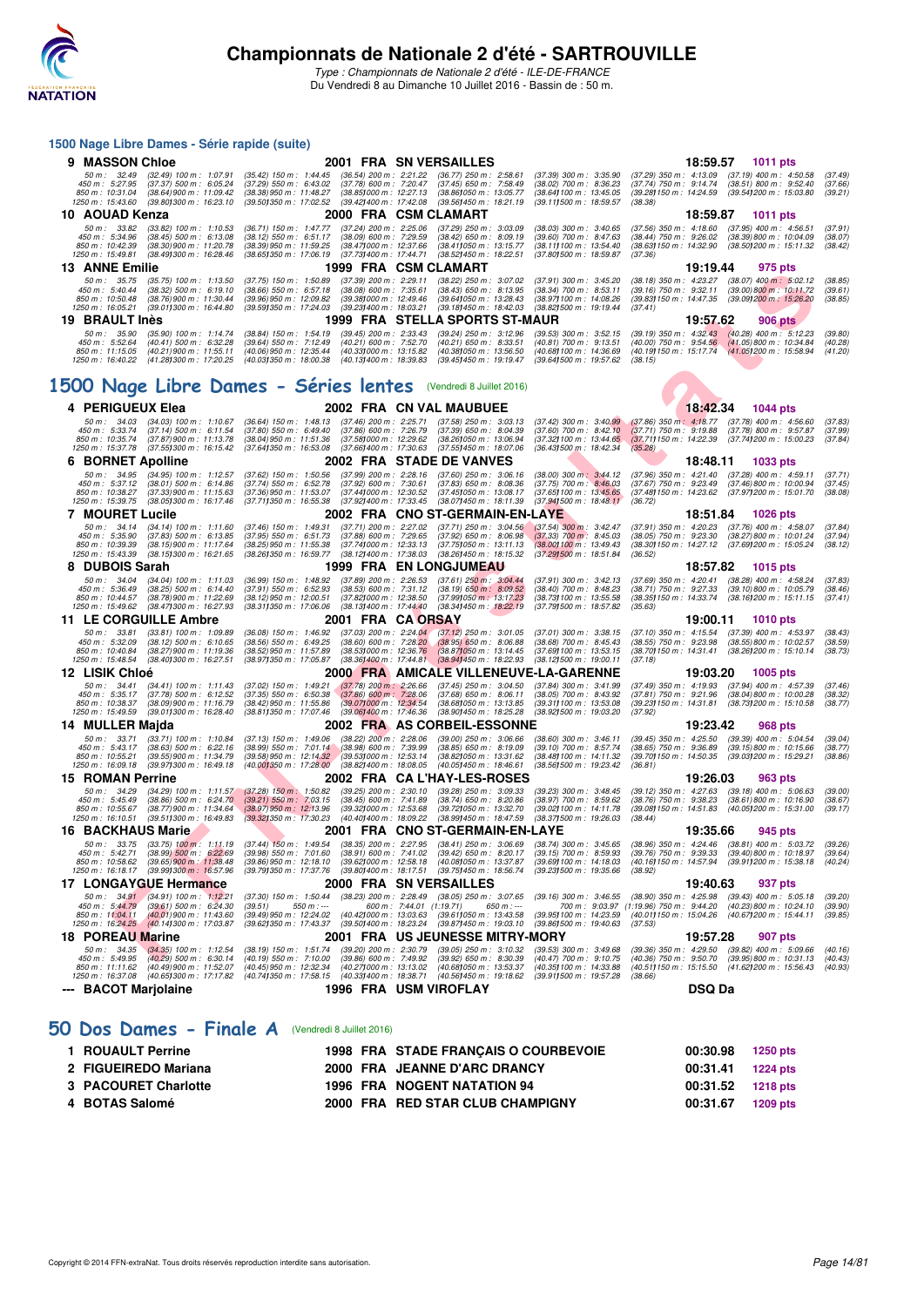## 1500 Nage Libre Dames - Série rapide (suite)

**9 MASSON Chloe** — 2001 FRA SN VERSAILLES — 18:59.57 — 1011 pts

50 m : 32.49 (32.49) 100 m : 1:07.91 (35.42) 150 m : 1:44.45 (36.54) 200 m : 2:21.22 (36.77) 250 m : 2:58.61 (37.39) 300 m : 3:35.90 (37.29) 350 m : 4:13.09 (37.19) 400 m : 4:50.58 (37.49)
450 m : 5:27.95 (37.37) 500 m : 6:05.24 (37.29) 550 m : 6:43.02 (37.78) 600 m : 7:20.47 (37.45) 650 m : 7:58.49 (38.02) 700 m : 8:36.23 (37.74) 750 m : 9:14.74 (38.51) 800 m : 9:52.40 (37.66)
850 m : 10:31.04 (38.64) 900 m : 11:09.42 (38.38) 950 m : 11:48.27 (38.85) 1000 m : 12:27.13 (38.86) 1050 m : 13:05.77 (38.64) 1100 m : 13:45.05 (39.28) 1150 m : 14:24.59 (39.54) 1200 m : 15:03.80 (39.21)
1250 m : 15:43.60 (39.80) 1300 m : 16:23.10 (39.50) 1350 m : 17:02.52 (39.42) 1400 m : 17:42.08 (39.56) 1450 m : 18:21.19 (39.11) 1500 m : 18:59.57 (38.38)

**10 AOUAD Kenza** — 2000 FRA CSM CLAMART — 18:59.87 — 1011 pts

50 m : 33.82 (33.82) 100 m : 1:10.53 (36.71) 150 m : 1:47.77 (37.24) 200 m : 2:25.06 (37.29) 250 m : 3:03.09 (38.03) 300 m : 3:40.65 (37.56) 350 m : 4:18.60 (37.95) 400 m : 4:56.51 (37.91)
450 m : 5:34.96 (38.45) 500 m : 6:13.08 (38.12) 550 m : 6:51.17 (38.09) 600 m : 7:29.59 (38.42) 650 m : 8:09.19 (39.60) 700 m : 8:47.63 (38.44) 750 m : 9:26.02 (38.39) 800 m : 10:04.09 (38.07)
850 m : 10:42.39 (38.30) 900 m : 11:20.78 (38.39) 950 m : 11:59.25 (38.47) 1000 m : 12:37.66 (38.41) 1050 m : 13:15.77 (38.11) 1100 m : 13:54.40 (38.63) 1150 m : 14:32.90 (38.50) 1200 m : 15:11.32 (38.42)
1250 m : 15:49.81 (38.49) 1300 m : 16:28.46 (38.65) 1350 m : 17:06.19 (37.73) 1400 m : 17:44.71 (38.52) 1450 m : 18:22.51 (37.80) 1500 m : 18:59.87 (37.36)

**13 ANNE Emilie** — 1999 FRA CSM CLAMART — 19:19.44 — 975 pts

50 m : 35.75 (35.75) 100 m : 1:13.50 (37.75) 150 m : 1:50.89 (37.39) 200 m : 2:29.11 (38.22) 250 m : 3:07.02 (37.91) 300 m : 3:45.20 (38.18) 350 m : 4:23.27 (38.07) 400 m : 5:02.12 (38.85)
450 m : 5:40.44 (38.32) 500 m : 6:19.10 (38.66) 550 m : 6:57.18 (38.08) 600 m : 7:35.61 (38.43) 650 m : 8:13.95 (38.34) 700 m : 8:53.11 (39.16) 750 m : 9:32.11 (39.00) 800 m : 10:11.72 (39.61)
850 m : 10:50.48 (38.76) 900 m : 11:30.44 (39.96) 950 m : 12:09.82 (39.38) 1000 m : 12:49.46 (39.64) 1050 m : 13:28.43 (38.97) 1100 m : 14:08.26 (39.83) 1150 m : 14:47.35 (39.09) 1200 m : 15:26.20 (38.85)
1250 m : 16:05.21 (39.01) 1300 m : 16:44.80 (39.59) 1350 m : 17:24.03 (39.23) 1400 m : 18:03.21 (39.18) 1450 m : 18:42.03 (38.82) 1500 m : 19:19.44 (37.41)

**19 BRAULT Inès** — 1999 FRA STELLA SPORTS ST-MAUR — 19:57.62 — 906 pts

50 m : 35.90 (35.90) 100 m : 1:14.74 (38.84) 150 m : 1:54.19 (39.45) 200 m : 2:33.43 (39.24) 250 m : 3:12.96 (39.53) 300 m : 3:52.15 (39.19) 350 m : 4:32.43 (40.28) 400 m : 5:12.23 (39.80)
450 m : 5:52.64 (40.41) 500 m : 6:32.28 (39.64) 550 m : 7:12.49 (40.21) 600 m : 7:52.70 (40.21) 650 m : 8:33.51 (40.81) 700 m : 9:13.51 (40.00) 750 m : 9:54.56 (41.05) 800 m : 10:34.84 (40.28)
850 m : 11:15.05 (40.21) 900 m : 11:55.11 (40.06) 950 m : 12:35.44 (40.33) 1000 m : 13:15.82 (40.38) 1050 m : 13:56.50 (40.68) 1100 m : 14:36.69 (40.19) 1150 m : 15:17.74 (41.05) 1200 m : 15:58.94 (41.20)
1250 m : 16:40.22 (41.28) 1300 m : 17:20.25 (40.03) 1350 m : 18:00.38 (40.13) 1400 m : 18:39.83 (39.45) 1450 m : 19:19.47 (39.64) 1500 m : 19:57.62 (38.15)

## 1500 Nage Libre Dames - Séries lentes (Vendredi 8 Juillet 2016)

**4 PERIGUEUX Elea** — 2002 FRA CN VAL MAUBUEE — 18:42.34 — 1044 pts

50 m : 34.03 (34.03) 100 m : 1:10.67 (36.64) 150 m : 1:48.13 (37.46) 200 m : 2:25.71 (37.58) 250 m : 3:03.13 (37.42) 300 m : 3:40.99 (37.86) 350 m : 4:18.77 (37.78) 400 m : 4:56.60 (37.83)
450 m : 5:33.74 (37.14) 500 m : 6:11.54 (37.80) 550 m : 6:49.40 (37.86) 600 m : 7:26.79 (37.39) 650 m : 8:04.39 (37.60) 700 m : 8:42.10 (37.71) 750 m : 9:19.88 (37.78) 800 m : 9:57.87 (37.99)
850 m : 10:35.74 (37.87) 900 m : 11:13.78 (38.04) 950 m : 11:51.36 (37.58) 1000 m : 12:29.62 (38.26) 1050 m : 13:06.94 (37.32) 1100 m : 13:44.65 (37.71) 1150 m : 14:22.39 (37.74) 1200 m : 15:00.23 (37.84)
1250 m : 15:37.78 (37.55) 1300 m : 16:15.42 (37.64) 1350 m : 16:53.08 (37.66) 1400 m : 17:30.63 (37.55) 1450 m : 18:07.06 (36.43) 1500 m : 18:42.34 (35.28)

**6 BORNET Apolline** — 2002 FRA STADE DE VANVES — 18:48.11 — 1033 pts

50 m : 34.95 (34.95) 100 m : 1:12.57 (37.62) 150 m : 1:50.56 (37.99) 200 m : 2:28.16 (37.60) 250 m : 3:06.16 (38.00) 300 m : 3:44.12 (37.96) 350 m : 4:21.40 (37.28) 400 m : 4:59.11 (37.71)
450 m : 5:37.12 (38.01) 500 m : 6:14.86 (37.74) 550 m : 6:52.78 (37.92) 600 m : 7:30.61 (37.83) 650 m : 8:08.36 (37.75) 700 m : 8:46.03 (37.67) 750 m : 9:23.49 (37.46) 800 m : 10:00.94 (37.45)
850 m : 10:38.27 (37.33) 900 m : 11:15.63 (37.36) 950 m : 11:53.07 (37.44) 1000 m : 12:30.52 (37.45) 1050 m : 13:08.17 (37.65) 1100 m : 13:45.65 (37.48) 1150 m : 14:23.62 (37.97) 1200 m : 15:01.70 (38.08)
1250 m : 15:39.75 (38.05) 1300 m : 16:17.46 (37.71) 1350 m : 16:55.38 (37.92) 1400 m : 17:33.45 (38.07) 1450 m : 18:11.39 (37.94) 1500 m : 18:48.11 (36.72)

**7 MOURET Lucile** — 2002 FRA CNO ST-GERMAIN-EN-LAYE — 18:51.84 — 1026 pts

50 m : 34.14 (34.14) 100 m : 1:11.60 (37.46) 150 m : 1:49.31 (37.71) 200 m : 2:27.02 (37.71) 250 m : 3:04.56 (37.54) 300 m : 3:42.47 (37.91) 350 m : 4:20.23 (37.76) 400 m : 4:58.07 (37.84)
450 m : 5:35.90 (37.83) 500 m : 6:13.85 (37.95) 550 m : 6:51.73 (37.88) 600 m : 7:29.65 (37.92) 650 m : 8:06.98 (37.33) 700 m : 8:45.03 (38.05) 750 m : 9:23.30 (38.27) 800 m : 10:01.24 (37.94)
850 m : 10:39.39 (38.15) 900 m : 11:17.64 (38.25) 950 m : 11:55.38 (37.74) 1000 m : 12:33.13 (37.75) 1050 m : 13:11.13 (38.00) 1100 m : 13:49.43 (38.30) 1150 m : 14:27.12 (37.69) 1200 m : 15:05.24 (38.12)
1250 m : 15:43.39 (38.15) 1300 m : 16:21.65 (38.26) 1350 m : 16:59.77 (38.12) 1400 m : 17:38.03 (38.26) 1450 m : 18:15.32 (37.29) 1500 m : 18:51.84 (36.52)

**8 DUBOIS Sarah** — 1999 FRA EN LONGJUMEAU — 18:57.82 — 1015 pts

50 m : 34.04 (34.04) 100 m : 1:11.03 (36.99) 150 m : 1:48.92 (37.89) 200 m : 2:26.53 (37.61) 250 m : 3:04.44 (37.91) 300 m : 3:42.13 (37.69) 350 m : 4:20.41 (38.28) 400 m : 4:58.24 (37.83)
450 m : 5:36.49 (38.25) 500 m : 6:14.40 (37.91) 550 m : 6:52.93 (38.53) 600 m : 7:31.12 (38.19) 650 m : 8:09.52 (38.40) 700 m : 8:48.23 (38.71) 750 m : 9:27.33 (39.10) 800 m : 10:05.79 (38.46)
850 m : 10:44.57 (38.78) 900 m : 11:22.69 (38.12) 950 m : 12:00.51 (37.82) 1000 m : 12:38.50 (37.99) 1050 m : 13:17.23 (38.73) 1100 m : 13:55.58 (38.35) 1150 m : 14:33.74 (38.16) 1200 m : 15:11.15 (37.41)
1250 m : 15:49.62 (38.47) 1300 m : 16:27.93 (38.31) 1350 m : 17:06.06 (38.13) 1400 m : 17:44.40 (38.34) 1450 m : 18:22.19 (37.79) 1500 m : 18:57.82 (35.63)

**11 LE CORGUILLE Ambre** — 2001 FRA CA ORSAY — 19:00.11 — 1010 pts

50 m : 33.81 (33.81) 100 m : 1:09.89 (36.08) 150 m : 1:46.92 (37.03) 200 m : 2:24.04 (37.12) 250 m : 3:01.05 (37.01) 300 m : 3:38.15 (37.10) 350 m : 4:15.54 (37.39) 400 m : 4:53.97 (38.43)
450 m : 5:32.09 (38.12) 500 m : 6:10.65 (38.56) 550 m : 6:49.25 (38.60) 600 m : 7:28.20 (38.95) 650 m : 8:06.88 (38.68) 700 m : 8:45.43 (38.55) 750 m : 9:23.98 (38.55) 800 m : 10:02.57 (38.59)
850 m : 10:40.84 (38.27) 900 m : 11:19.36 (38.52) 950 m : 11:57.89 (38.53) 1000 m : 12:36.76 (38.87) 1050 m : 13:14.45 (37.69) 1100 m : 13:53.15 (38.70) 1150 m : 14:31.41 (38.26) 1200 m : 15:10.14 (38.73)
1250 m : 15:48.54 (38.40) 1300 m : 16:27.51 (38.97) 1350 m : 17:05.87 (38.36) 1400 m : 17:44.81 (38.94) 1450 m : 18:22.93 (38.12) 1500 m : 19:00.11 (37.18)

**12 LISIK Chloé** — 2000 FRA AMICALE VILLENEUVE-LA-GARENNE — 19:03.20 — 1005 pts

50 m : 34.41 (34.41) 100 m : 1:11.43 (37.02) 150 m : 1:49.21 (37.78) 200 m : 2:26.66 (37.45) 250 m : 3:04.50 (37.84) 300 m : 3:41.99 (37.49) 350 m : 4:19.93 (37.94) 400 m : 4:57.39 (37.46)
450 m : 5:35.17 (37.78) 500 m : 6:12.52 (37.35) 550 m : 6:50.38 (37.86) 600 m : 7:28.06 (37.68) 650 m : 8:06.11 (38.05) 700 m : 8:43.92 (37.81) 750 m : 9:21.96 (38.04) 800 m : 10:00.28 (38.32)
850 m : 10:38.37 (38.09) 900 m : 11:16.79 (38.42) 950 m : 11:55.86 (39.07) 1000 m : 12:34.54 (38.68) 1050 m : 13:13.85 (39.31) 1100 m : 13:53.08 (39.23) 1150 m : 14:31.81 (38.73) 1200 m : 15:10.58 (38.77)
1250 m : 15:49.59 (39.01) 1300 m : 16:28.40 (38.81) 1350 m : 17:07.46 (39.06) 1400 m : 17:46.36 (38.90) 1450 m : 18:25.28 (38.92) 1500 m : 19:03.20 (37.92)

**14 MULLER Majda** — 2002 FRA AS CORBEIL-ESSONNE — 19:23.42 — 968 pts

50 m : 33.71 (33.71) 100 m : 1:10.84 (37.13) 150 m : 1:49.06 (38.22) 200 m : 2:28.06 (39.00) 250 m : 3:06.66 (38.60) 300 m : 3:46.11 (39.45) 350 m : 4:25.50 (39.39) 400 m : 5:04.54 (39.04)
450 m : 5:43.17 (38.63) 500 m : 6:22.16 (38.99) 550 m : 7:01.14 (38.98) 600 m : 7:39.99 (38.85) 650 m : 8:19.09 (39.10) 700 m : 8:57.74 (38.65) 750 m : 9:36.89 (39.15) 800 m : 10:15.66 (38.77)
850 m : 10:55.21 (39.55) 900 m : 11:34.79 (39.58) 950 m : 12:14.32 (39.53) 1000 m : 12:53.14 (38.82) 1050 m : 13:31.62 (38.48) 1100 m : 14:11.32 (39.70) 1150 m : 14:50.35 (39.03) 1200 m : 15:29.21 (38.86)
1250 m : 16:09.18 (39.97) 1300 m : 16:49.18 (40.00) 1350 m : 17:28.00 (38.82) 1400 m : 18:08.05 (40.05) 1450 m : 18:46.61 (38.56) 1500 m : 19:23.42 (36.81)

**15 ROMAN Perrine** — 2002 FRA CA L'HAY-LES-ROSES — 19:26.03 — 963 pts

50 m : 34.29 (34.29) 100 m : 1:11.57 (37.28) 150 m : 1:50.82 (39.25) 200 m : 2:30.10 (39.28) 250 m : 3:09.33 (39.23) 300 m : 3:48.45 (39.12) 350 m : 4:27.63 (39.18) 400 m : 5:06.63 (39.00)
450 m : 5:45.49 (38.86) 500 m : 6:24.70 (39.21) 550 m : 7:03.15 (38.45) 600 m : 7:41.89 (38.74) 650 m : 8:20.86 (38.97) 700 m : 8:59.62 (38.76) 750 m : 9:38.23 (38.61) 800 m : 10:16.90 (38.67)
850 m : 10:55.67 (38.77) 900 m : 11:34.64 (38.97) 950 m : 12:13.96 (39.32) 1000 m : 12:53.68 (39.72) 1050 m : 13:32.70 (39.02) 1100 m : 14:11.78 (39.08) 1150 m : 14:51.83 (40.05) 1200 m : 15:31.00 (39.17)
1250 m : 16:10.51 (39.51) 1300 m : 16:49.83 (39.32) 1350 m : 17:30.23 (40.40) 1400 m : 18:09.22 (38.99) 1450 m : 18:47.59 (38.37) 1500 m : 19:26.03 (38.44)

**16 BACKHAUS Marie** — 2001 FRA CNO ST-GERMAIN-EN-LAYE — 19:35.66 — 945 pts

50 m : 33.75 (33.75) 100 m : 1:11.19 (37.44) 150 m : 1:49.54 (38.35) 200 m : 2:27.95 (38.41) 250 m : 3:06.69 (38.74) 300 m : 3:45.65 (38.96) 350 m : 4:24.46 (38.81) 400 m : 5:03.72 (39.26)
450 m : 5:42.71 (38.99) 500 m : 6:22.69 (39.98) 550 m : 7:01.60 (38.91) 600 m : 7:41.02 (39.42) 650 m : 8:20.17 (39.15) 700 m : 8:59.93 (39.76) 750 m : 9:39.33 (39.40) 800 m : 10:18.97 (39.64)
850 m : 10:58.62 (39.65) 900 m : 11:38.48 (39.86) 950 m : 12:18.10 (39.62) 1000 m : 12:58.18 (40.08) 1050 m : 13:37.87 (39.69) 1100 m : 14:18.03 (40.16) 1150 m : 14:57.94 (39.91) 1200 m : 15:38.18 (40.24)
1250 m : 16:18.17 (39.99) 1300 m : 16:57.96 (39.79) 1350 m : 17:37.76 (39.80) 1400 m : 18:17.51 (39.75) 1450 m : 18:56.74 (39.23) 1500 m : 19:35.66 (38.92)

**17 LONGAYGUE Hermance** — 2000 FRA SN VERSAILLES — 19:40.63 — 937 pts

50 m : 34.91 (34.91) 100 m : 1:12.21 (37.30) 150 m : 1:50.44 (38.23) 200 m : 2:28.49 (38.05) 250 m : 3:07.65 (39.16) 300 m : 3:46.55 (38.90) 350 m : 4:25.98 (39.43) 400 m : 5:05.18 (39.20)
450 m : 5:44.79 (39.61) 500 m : 6:24.30 (39.51) 550 m : --- 600 m : 7:44.01 (1:19.71) 650 m : --- 700 m : 9:03.97 (1:19.96) 750 m : 9:44.20 (40.23) 800 m : 10:24.10 (39.90)
850 m : 11:04.11 (40.01) 900 m : 11:43.60 (39.49) 950 m : 12:24.02 (40.42) 1000 m : 13:03.63 (39.61) 1050 m : 13:43.58 (39.95) 1100 m : 14:23.59 (40.01) 1150 m : 15:04.26 (40.67) 1200 m : 15:44.11 (39.85)
1250 m : 16:24.25 (40.14) 1300 m : 17:03.87 (39.62) 1350 m : 17:43.37 (39.50) 1400 m : 18:23.24 (39.87) 1450 m : 19:03.10 (39.86) 1500 m : 19:40.63 (37.53)

**18 POREAU Marine** — 2001 FRA US JEUNESSE MITRY-MORY — 19:57.28 — 907 pts

50 m : 34.35 (34.35) 100 m : 1:12.54 (38.19) 150 m : 1:51.74 (39.20) 200 m : 2:30.79 (39.05) 250 m : 3:10.32 (39.53) 300 m : 3:49.68 (39.36) 350 m : 4:29.50 (39.82) 400 m : 5:09.66 (40.16)
450 m : 5:49.95 (40.29) 500 m : 6:30.14 (40.19) 550 m : 7:10.00 (39.86) 600 m : 7:49.92 (39.92) 650 m : 8:30.39 (40.47) 700 m : 9:10.75 (40.36) 750 m : 9:50.70 (39.95) 800 m : 10:31.13 (40.43)
850 m : 11:11.62 (40.49) 900 m : 11:52.07 (40.45) 950 m : 12:32.34 (40.27) 1000 m : 13:13.02 (40.68) 1050 m : 13:53.37 (40.35) 1100 m : 14:33.88 (40.51) 1150 m : 15:15.50 (41.62) 1200 m : 15:56.43 (40.93)
1250 m : 16:37.08 (40.65) 1300 m : 17:17.82 (40.74) 1350 m : 17:58.15 (40.33) 1400 m : 18:38.71 (40.56) 1450 m : 19:18.62 (39.91) 1500 m : 19:57.28 (38.66)

**--- BACOT Marjolaine** — 1996 FRA USM VIROFLAY — DSQ Da

## 50 Dos Dames - Finale A (Vendredi 8 Juillet 2016)

| Rang | Nom | Année | Nat | Club | Temps | Points |
|---|---|---|---|---|---|---|
| 1 | ROUAULT Perrine | 1998 | FRA | STADE FRANÇAIS O COURBEVOIE | 00:30.98 | 1250 pts |
| 2 | FIGUEIREDO Mariana | 2000 | FRA | JEANNE D'ARC DRANCY | 00:31.41 | 1224 pts |
| 3 | PACOURET Charlotte | 1996 | FRA | NOGENT NATATION 94 | 00:31.52 | 1218 pts |
| 4 | BOTAS Salomé | 2000 | FRA | RED STAR CLUB CHAMPIGNY | 00:31.67 | 1209 pts |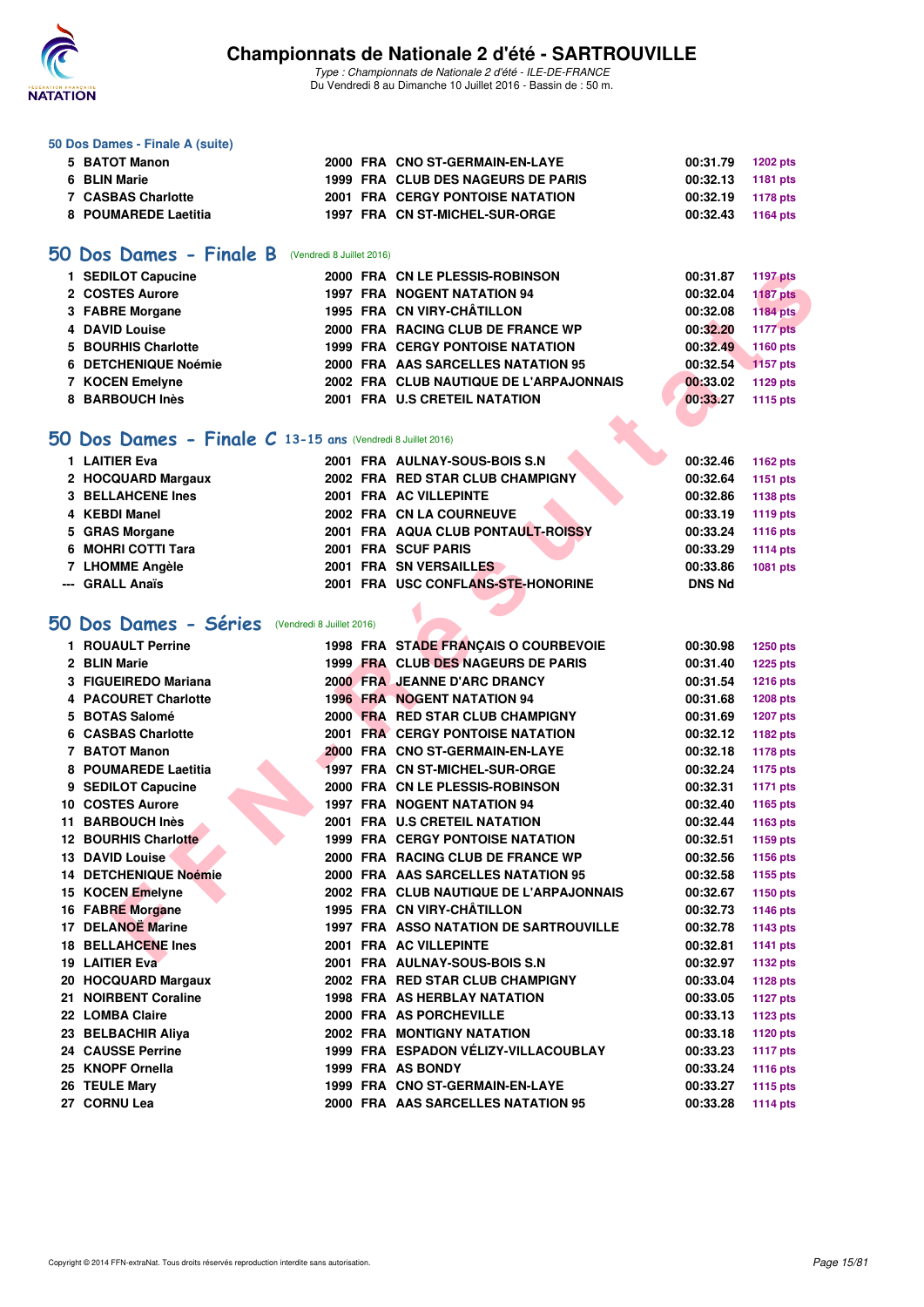## 50 Dos Dames - Finale A (suite)

| | | | | | | |
|---|---|---|---|---|---|---|
| 5 | BATOT Manon | 2000 | FRA | CNO ST-GERMAIN-EN-LAYE | 00:31.79 | 1202 pts |
| 6 | BLIN Marie | 1999 | FRA | CLUB DES NAGEURS DE PARIS | 00:32.13 | 1181 pts |
| 7 | CASBAS Charlotte | 2001 | FRA | CERGY PONTOISE NATATION | 00:32.19 | 1178 pts |
| 8 | POUMAREDE Laetitia | 1997 | FRA | CN ST-MICHEL-SUR-ORGE | 00:32.43 | 1164 pts |

## 50 Dos Dames - Finale B (Vendredi 8 Juillet 2016)

| | | | | | | |
|---|---|---|---|---|---|---|
| 1 | SEDILOT Capucine | 2000 | FRA | CN LE PLESSIS-ROBINSON | 00:31.87 | 1197 pts |
| 2 | COSTES Aurore | 1997 | FRA | NOGENT NATATION 94 | 00:32.04 | 1187 pts |
| 3 | FABRE Morgane | 1995 | FRA | CN VIRY-CHÂTILLON | 00:32.08 | 1184 pts |
| 4 | DAVID Louise | 2000 | FRA | RACING CLUB DE FRANCE WP | 00:32.20 | 1177 pts |
| 5 | BOURHIS Charlotte | 1999 | FRA | CERGY PONTOISE NATATION | 00:32.49 | 1160 pts |
| 6 | DETCHENIQUE Noémie | 2000 | FRA | AAS SARCELLES NATATION 95 | 00:32.54 | 1157 pts |
| 7 | KOCEN Emelyne | 2002 | FRA | CLUB NAUTIQUE DE L'ARPAJONNAIS | 00:33.02 | 1129 pts |
| 8 | BARBOUCH Inès | 2001 | FRA | U.S CRETEIL NATATION | 00:33.27 | 1115 pts |

## 50 Dos Dames - Finale C 13-15 ans (Vendredi 8 Juillet 2016)

| | | | | | | |
|---|---|---|---|---|---|---|
| 1 | LAITIER Eva | 2001 | FRA | AULNAY-SOUS-BOIS S.N | 00:32.46 | 1162 pts |
| 2 | HOCQUARD Margaux | 2002 | FRA | RED STAR CLUB CHAMPIGNY | 00:32.64 | 1151 pts |
| 3 | BELLAHCENE Ines | 2001 | FRA | AC VILLEPINTE | 00:32.86 | 1138 pts |
| 4 | KEBDI Manel | 2002 | FRA | CN LA COURNEUVE | 00:33.19 | 1119 pts |
| 5 | GRAS Morgane | 2001 | FRA | AQUA CLUB PONTAULT-ROISSY | 00:33.24 | 1116 pts |
| 6 | MOHRI COTTI Tara | 2001 | FRA | SCUF PARIS | 00:33.29 | 1114 pts |
| 7 | LHOMME Angèle | 2001 | FRA | SN VERSAILLES | 00:33.86 | 1081 pts |
| --- | GRALL Anaïs | 2001 | FRA | USC CONFLANS-STE-HONORINE | DNS Nd | |

## 50 Dos Dames - Séries (Vendredi 8 Juillet 2016)

| | | | | | | |
|---|---|---|---|---|---|---|
| 1 | ROUAULT Perrine | 1998 | FRA | STADE FRANÇAIS O COURBEVOIE | 00:30.98 | 1250 pts |
| 2 | BLIN Marie | 1999 | FRA | CLUB DES NAGEURS DE PARIS | 00:31.40 | 1225 pts |
| 3 | FIGUEIREDO Mariana | 2000 | FRA | JEANNE D'ARC DRANCY | 00:31.54 | 1216 pts |
| 4 | PACOURET Charlotte | 1996 | FRA | NOGENT NATATION 94 | 00:31.68 | 1208 pts |
| 5 | BOTAS Salomé | 2000 | FRA | RED STAR CLUB CHAMPIGNY | 00:31.69 | 1207 pts |
| 6 | CASBAS Charlotte | 2001 | FRA | CERGY PONTOISE NATATION | 00:32.12 | 1182 pts |
| 7 | BATOT Manon | 2000 | FRA | CNO ST-GERMAIN-EN-LAYE | 00:32.18 | 1178 pts |
| 8 | POUMAREDE Laetitia | 1997 | FRA | CN ST-MICHEL-SUR-ORGE | 00:32.24 | 1175 pts |
| 9 | SEDILOT Capucine | 2000 | FRA | CN LE PLESSIS-ROBINSON | 00:32.31 | 1171 pts |
| 10 | COSTES Aurore | 1997 | FRA | NOGENT NATATION 94 | 00:32.40 | 1165 pts |
| 11 | BARBOUCH Inès | 2001 | FRA | U.S CRETEIL NATATION | 00:32.44 | 1163 pts |
| 12 | BOURHIS Charlotte | 1999 | FRA | CERGY PONTOISE NATATION | 00:32.51 | 1159 pts |
| 13 | DAVID Louise | 2000 | FRA | RACING CLUB DE FRANCE WP | 00:32.56 | 1156 pts |
| 14 | DETCHENIQUE Noémie | 2000 | FRA | AAS SARCELLES NATATION 95 | 00:32.58 | 1155 pts |
| 15 | KOCEN Emelyne | 2002 | FRA | CLUB NAUTIQUE DE L'ARPAJONNAIS | 00:32.67 | 1150 pts |
| 16 | FABRE Morgane | 1995 | FRA | CN VIRY-CHÂTILLON | 00:32.73 | 1146 pts |
| 17 | DELANOË Marine | 1997 | FRA | ASSO NATATION DE SARTROUVILLE | 00:32.78 | 1143 pts |
| 18 | BELLAHCENE Ines | 2001 | FRA | AC VILLEPINTE | 00:32.81 | 1141 pts |
| 19 | LAITIER Eva | 2001 | FRA | AULNAY-SOUS-BOIS S.N | 00:32.97 | 1132 pts |
| 20 | HOCQUARD Margaux | 2002 | FRA | RED STAR CLUB CHAMPIGNY | 00:33.04 | 1128 pts |
| 21 | NOIRBENT Coraline | 1998 | FRA | AS HERBLAY NATATION | 00:33.05 | 1127 pts |
| 22 | LOMBA Claire | 2000 | FRA | AS PORCHEVILLE | 00:33.13 | 1123 pts |
| 23 | BELBACHIR Aliya | 2002 | FRA | MONTIGNY NATATION | 00:33.18 | 1120 pts |
| 24 | CAUSSE Perrine | 1999 | FRA | ESPADON VÉLIZY-VILLACOUBLAY | 00:33.23 | 1117 pts |
| 25 | KNOPF Ornella | 1999 | FRA | AS BONDY | 00:33.24 | 1116 pts |
| 26 | TEULE Mary | 1999 | FRA | CNO ST-GERMAIN-EN-LAYE | 00:33.27 | 1115 pts |
| 27 | CORNU Lea | 2000 | FRA | AAS SARCELLES NATATION 95 | 00:33.28 | 1114 pts |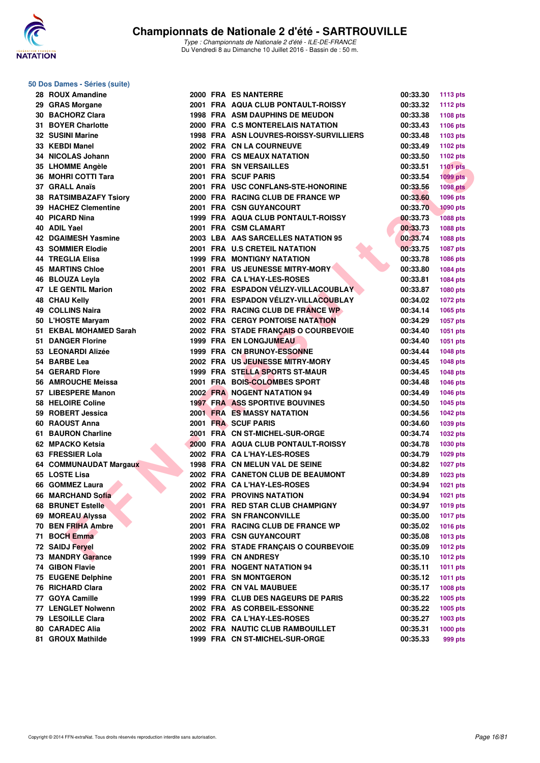# Championnats de Nationale 2 d'été - SARTROUVILLE

*Type : Championnats de Nationale 2 d'été - ILE-DE-FRANCE*
Du Vendredi 8 au Dimanche 10 Juillet 2016 - Bassin de : 50 m.

## 50 Dos Dames - Séries (suite)

| Rang | Nom | Année | Nat. | Club | Temps | Points |
|---|---|---|---|---|---|---|
| 28 | ROUX Amandine | 2000 | FRA | ES NANTERRE | 00:33.30 | 1113 pts |
| 29 | GRAS Morgane | 2001 | FRA | AQUA CLUB PONTAULT-ROISSY | 00:33.32 | 1112 pts |
| 30 | BACHORZ Clara | 1998 | FRA | ASM DAUPHINS DE MEUDON | 00:33.38 | 1108 pts |
| 31 | BOYER Charlotte | 2000 | FRA | C.S MONTERELAIS NATATION | 00:33.43 | 1106 pts |
| 32 | SUSINI Marine | 1998 | FRA | ASN LOUVRES-ROISSY-SURVILLIERS | 00:33.48 | 1103 pts |
| 33 | KEBDI Manel | 2002 | FRA | CN LA COURNEUVE | 00:33.49 | 1102 pts |
| 34 | NICOLAS Johann | 2000 | FRA | CS MEAUX NATATION | 00:33.50 | 1102 pts |
| 35 | LHOMME Angèle | 2001 | FRA | SN VERSAILLES | 00:33.51 | 1101 pts |
| 36 | MOHRI COTTI Tara | 2001 | FRA | SCUF PARIS | 00:33.54 | 1099 pts |
| 37 | GRALL Anaïs | 2001 | FRA | USC CONFLANS-STE-HONORINE | 00:33.56 | 1098 pts |
| 38 | RATSIMBAZAFY Tsiory | 2000 | FRA | RACING CLUB DE FRANCE WP | 00:33.60 | 1096 pts |
| 39 | HACHEZ Clementine | 2001 | FRA | CSN GUYANCOURT | 00:33.70 | 1090 pts |
| 40 | PICARD Nina | 1999 | FRA | AQUA CLUB PONTAULT-ROISSY | 00:33.73 | 1088 pts |
| 40 | ADIL Yael | 2001 | FRA | CSM CLAMART | 00:33.73 | 1088 pts |
| 42 | DGAIMESH Yasmine | 2003 | LBA | AAS SARCELLES NATATION 95 | 00:33.74 | 1088 pts |
| 43 | SOMMIER Elodie | 2001 | FRA | U.S CRETEIL NATATION | 00:33.75 | 1087 pts |
| 44 | TREGLIA Elisa | 1999 | FRA | MONTIGNY NATATION | 00:33.78 | 1086 pts |
| 45 | MARTINS Chloe | 2001 | FRA | US JEUNESSE MITRY-MORY | 00:33.80 | 1084 pts |
| 46 | BLOUZA Leyla | 2002 | FRA | CA L'HAY-LES-ROSES | 00:33.81 | 1084 pts |
| 47 | LE GENTIL Marion | 2002 | FRA | ESPADON VÉLIZY-VILLACOUBLAY | 00:33.87 | 1080 pts |
| 48 | CHAU Kelly | 2001 | FRA | ESPADON VÉLIZY-VILLACOUBLAY | 00:34.02 | 1072 pts |
| 49 | COLLINS Naira | 2002 | FRA | RACING CLUB DE FRANCE WP | 00:34.14 | 1065 pts |
| 50 | L'HOSTE Maryam | 2002 | FRA | CERGY PONTOISE NATATION | 00:34.29 | 1057 pts |
| 51 | EKBAL MOHAMED Sarah | 2002 | FRA | STADE FRANÇAIS O COURBEVOIE | 00:34.40 | 1051 pts |
| 51 | DANGER Florine | 1999 | FRA | EN LONGJUMEAU | 00:34.40 | 1051 pts |
| 53 | LEONARDI Alizée | 1999 | FRA | CN BRUNOY-ESSONNE | 00:34.44 | 1048 pts |
| 54 | BARBE Lea | 2002 | FRA | US JEUNESSE MITRY-MORY | 00:34.45 | 1048 pts |
| 54 | GERARD Flore | 1999 | FRA | STELLA SPORTS ST-MAUR | 00:34.45 | 1048 pts |
| 56 | AMROUCHE Meissa | 2001 | FRA | BOIS-COLOMBES SPORT | 00:34.48 | 1046 pts |
| 57 | LIBESPERE Manon | 2002 | FRA | NOGENT NATATION 94 | 00:34.49 | 1046 pts |
| 58 | HELOIRE Coline | 1997 | FRA | ASS SPORTIVE BOUVINES | 00:34.50 | 1045 pts |
| 59 | ROBERT Jessica | 2001 | FRA | ES MASSY NATATION | 00:34.56 | 1042 pts |
| 60 | RAOUST Anna | 2001 | FRA | SCUF PARIS | 00:34.60 | 1039 pts |
| 61 | BAURON Charline | 2001 | FRA | CN ST-MICHEL-SUR-ORGE | 00:34.74 | 1032 pts |
| 62 | MPACKO Ketsia | 2000 | FRA | AQUA CLUB PONTAULT-ROISSY | 00:34.78 | 1030 pts |
| 63 | FRESSIER Lola | 2002 | FRA | CA L'HAY-LES-ROSES | 00:34.79 | 1029 pts |
| 64 | COMMUNAUDAT Margaux | 1998 | FRA | CN MELUN VAL DE SEINE | 00:34.82 | 1027 pts |
| 65 | LOSTE Lisa | 2002 | FRA | CANETON CLUB DE BEAUMONT | 00:34.89 | 1023 pts |
| 66 | GOMMEZ Laura | 2002 | FRA | CA L'HAY-LES-ROSES | 00:34.94 | 1021 pts |
| 66 | MARCHAND Sofia | 2002 | FRA | PROVINS NATATION | 00:34.94 | 1021 pts |
| 68 | BRUNET Estelle | 2001 | FRA | RED STAR CLUB CHAMPIGNY | 00:34.97 | 1019 pts |
| 69 | MOREAU Alyssa | 2002 | FRA | SN FRANCONVILLE | 00:35.00 | 1017 pts |
| 70 | BEN FRIHA Ambre | 2001 | FRA | RACING CLUB DE FRANCE WP | 00:35.02 | 1016 pts |
| 71 | BOCH Emma | 2003 | FRA | CSN GUYANCOURT | 00:35.08 | 1013 pts |
| 72 | SAIDJ Feryel | 2002 | FRA | STADE FRANÇAIS O COURBEVOIE | 00:35.09 | 1012 pts |
| 73 | MANDRY Garance | 1999 | FRA | CN ANDRESY | 00:35.10 | 1012 pts |
| 74 | GIBON Flavie | 2001 | FRA | NOGENT NATATION 94 | 00:35.11 | 1011 pts |
| 75 | EUGENE Delphine | 2001 | FRA | SN MONTGERON | 00:35.12 | 1011 pts |
| 76 | RICHARD Clara | 2002 | FRA | CN VAL MAUBUEE | 00:35.17 | 1008 pts |
| 77 | GOYA Camille | 1999 | FRA | CLUB DES NAGEURS DE PARIS | 00:35.22 | 1005 pts |
| 77 | LENGLET Nolwenn | 2002 | FRA | AS CORBEIL-ESSONNE | 00:35.22 | 1005 pts |
| 79 | LESOILLE Clara | 2002 | FRA | CA L'HAY-LES-ROSES | 00:35.27 | 1003 pts |
| 80 | CARADEC Alia | 2002 | FRA | NAUTIC CLUB RAMBOUILLET | 00:35.31 | 1000 pts |
| 81 | GROUX Mathilde | 1999 | FRA | CN ST-MICHEL-SUR-ORGE | 00:35.33 | 999 pts |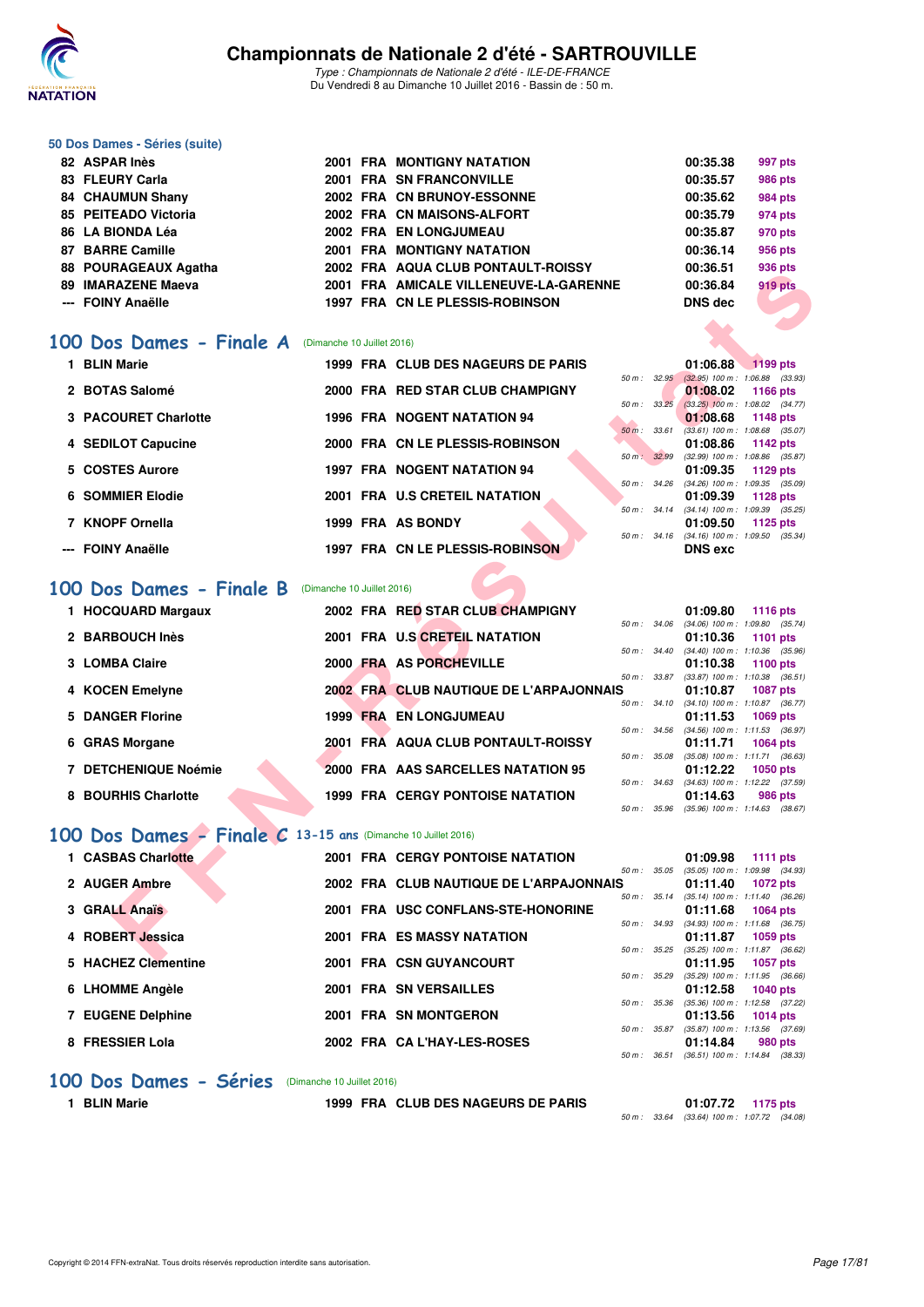# Championnats de Nationale 2 d'été - SARTROUVILLE

*Type : Championnats de Nationale 2 d'été - ILE-DE-FRANCE*
Du Vendredi 8 au Dimanche 10 Juillet 2016 - Bassin de : 50 m.

### 50 Dos Dames - Séries (suite)

| | | | | | | |
|---|---|---|---|---|---|---|
| 82 | ASPAR Inès | 2001 | FRA | MONTIGNY NATATION | 00:35.38 | 997 pts |
| 83 | FLEURY Carla | 2001 | FRA | SN FRANCONVILLE | 00:35.57 | 986 pts |
| 84 | CHAUMUN Shany | 2002 | FRA | CN BRUNOY-ESSONNE | 00:35.62 | 984 pts |
| 85 | PEITEADO Victoria | 2002 | FRA | CN MAISONS-ALFORT | 00:35.79 | 974 pts |
| 86 | LA BIONDA Léa | 2002 | FRA | EN LONGJUMEAU | 00:35.87 | 970 pts |
| 87 | BARRE Camille | 2001 | FRA | MONTIGNY NATATION | 00:36.14 | 956 pts |
| 88 | POURAGEAUX Agatha | 2002 | FRA | AQUA CLUB PONTAULT-ROISSY | 00:36.51 | 936 pts |
| 89 | IMARAZENE Maeva | 2001 | FRA | AMICALE VILLENEUVE-LA-GARENNE | 00:36.84 | 919 pts |
| --- | FOINY Anaëlle | 1997 | FRA | CN LE PLESSIS-ROBINSON | DNS dec | |

## 100 Dos Dames - Finale A (Dimanche 10 Juillet 2016)

| | | | | | | | |
|---|---|---|---|---|---|---|---|
| 1 | BLIN Marie | 1999 | FRA | CLUB DES NAGEURS DE PARIS | 01:06.88 | 1199 pts | 50 m : 32.95 (32.95) 100 m : 1:06.88 (33.93) |
| 2 | BOTAS Salomé | 2000 | FRA | RED STAR CLUB CHAMPIGNY | 01:08.02 | 1166 pts | 50 m : 33.25 (33.25) 100 m : 1:08.02 (34.77) |
| 3 | PACOURET Charlotte | 1996 | FRA | NOGENT NATATION 94 | 01:08.68 | 1148 pts | 50 m : 33.61 (33.61) 100 m : 1:08.68 (35.07) |
| 4 | SEDILOT Capucine | 2000 | FRA | CN LE PLESSIS-ROBINSON | 01:08.86 | 1142 pts | 50 m : 32.99 (32.99) 100 m : 1:08.86 (35.87) |
| 5 | COSTES Aurore | 1997 | FRA | NOGENT NATATION 94 | 01:09.35 | 1129 pts | 50 m : 34.26 (34.26) 100 m : 1:09.35 (35.09) |
| 6 | SOMMIER Elodie | 2001 | FRA | U.S CRETEIL NATATION | 01:09.39 | 1128 pts | 50 m : 34.14 (34.14) 100 m : 1:09.39 (35.25) |
| 7 | KNOPF Ornella | 1999 | FRA | AS BONDY | 01:09.50 | 1125 pts | 50 m : 34.16 (34.16) 100 m : 1:09.50 (35.34) |
| --- | FOINY Anaëlle | 1997 | FRA | CN LE PLESSIS-ROBINSON | DNS exc | | |

## 100 Dos Dames - Finale B (Dimanche 10 Juillet 2016)

| | | | | | | | |
|---|---|---|---|---|---|---|---|
| 1 | HOCQUARD Margaux | 2002 | FRA | RED STAR CLUB CHAMPIGNY | 01:09.80 | 1116 pts | 50 m : 34.06 (34.06) 100 m : 1:09.80 (35.74) |
| 2 | BARBOUCH Inès | 2001 | FRA | U.S CRETEIL NATATION | 01:10.36 | 1101 pts | 50 m : 34.40 (34.40) 100 m : 1:10.36 (35.96) |
| 3 | LOMBA Claire | 2000 | FRA | AS PORCHEVILLE | 01:10.38 | 1100 pts | 50 m : 33.87 (33.87) 100 m : 1:10.38 (36.51) |
| 4 | KOCEN Emelyne | 2002 | FRA | CLUB NAUTIQUE DE L'ARPAJONNAIS | 01:10.87 | 1087 pts | 50 m : 34.10 (34.10) 100 m : 1:10.87 (36.77) |
| 5 | DANGER Florine | 1999 | FRA | EN LONGJUMEAU | 01:11.53 | 1069 pts | 50 m : 34.56 (34.56) 100 m : 1:11.53 (36.97) |
| 6 | GRAS Morgane | 2001 | FRA | AQUA CLUB PONTAULT-ROISSY | 01:11.71 | 1064 pts | 50 m : 35.08 (35.08) 100 m : 1:11.71 (36.63) |
| 7 | DETCHENIQUE Noémie | 2000 | FRA | AAS SARCELLES NATATION 95 | 01:12.22 | 1050 pts | 50 m : 34.63 (34.63) 100 m : 1:12.22 (37.59) |
| 8 | BOURHIS Charlotte | 1999 | FRA | CERGY PONTOISE NATATION | 01:14.63 | 986 pts | 50 m : 35.96 (35.96) 100 m : 1:14.63 (38.67) |

## 100 Dos Dames - Finale C 13-15 ans (Dimanche 10 Juillet 2016)

| | | | | | | | |
|---|---|---|---|---|---|---|---|
| 1 | CASBAS Charlotte | 2001 | FRA | CERGY PONTOISE NATATION | 01:09.98 | 1111 pts | 50 m : 35.05 (35.05) 100 m : 1:09.98 (34.93) |
| 2 | AUGER Ambre | 2002 | FRA | CLUB NAUTIQUE DE L'ARPAJONNAIS | 01:11.40 | 1072 pts | 50 m : 35.14 (35.14) 100 m : 1:11.40 (36.26) |
| 3 | GRALL Anaïs | 2001 | FRA | USC CONFLANS-STE-HONORINE | 01:11.68 | 1064 pts | 50 m : 34.93 (34.93) 100 m : 1:11.68 (36.75) |
| 4 | ROBERT Jessica | 2001 | FRA | ES MASSY NATATION | 01:11.87 | 1059 pts | 50 m : 35.25 (35.25) 100 m : 1:11.87 (36.62) |
| 5 | HACHEZ Clementine | 2001 | FRA | CSN GUYANCOURT | 01:11.95 | 1057 pts | 50 m : 35.29 (35.29) 100 m : 1:11.95 (36.66) |
| 6 | LHOMME Angèle | 2001 | FRA | SN VERSAILLES | 01:12.58 | 1040 pts | 50 m : 35.36 (35.36) 100 m : 1:12.58 (37.22) |
| 7 | EUGENE Delphine | 2001 | FRA | SN MONTGERON | 01:13.56 | 1014 pts | 50 m : 35.87 (35.87) 100 m : 1:13.56 (37.69) |
| 8 | FRESSIER Lola | 2002 | FRA | CA L'HAY-LES-ROSES | 01:14.84 | 980 pts | 50 m : 36.51 (36.51) 100 m : 1:14.84 (38.33) |

## 100 Dos Dames - Séries (Dimanche 10 Juillet 2016)

| | | | | | | | |
|---|---|---|---|---|---|---|---|
| 1 | BLIN Marie | 1999 | FRA | CLUB DES NAGEURS DE PARIS | 01:07.72 | 1175 pts | 50 m : 33.64 (33.64) 100 m : 1:07.72 (34.08) |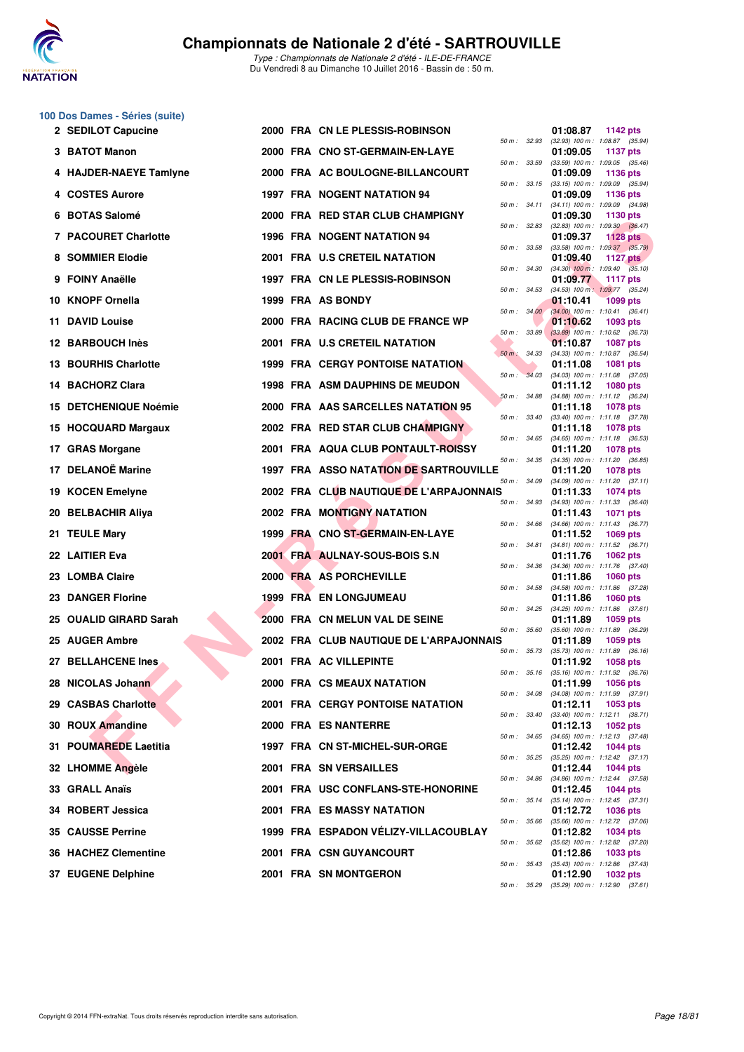# Championnats de Nationale 2 d'été - SARTROUVILLE

*Type : Championnats de Nationale 2 d'été - ILE-DE-FRANCE*
Du Vendredi 8 au Dimanche 10 Juillet 2016 - Bassin de : 50 m.

## 100 Dos Dames - Séries (suite)

| Rang | Nom | Année | Nat | Club | Temps | Points | Splits |
|---|---|---|---|---|---|---|---|
| 2 | SEDILOT Capucine | 2000 | FRA | CN LE PLESSIS-ROBINSON | 01:08.87 | 1142 pts | 50 m : 32.93 (32.93) 100 m : 1:08.87 (35.94) |
| 3 | BATOT Manon | 2000 | FRA | CNO ST-GERMAIN-EN-LAYE | 01:09.05 | 1137 pts | 50 m : 33.59 (33.59) 100 m : 1:09.05 (35.46) |
| 4 | HAJDER-NAEYE Tamlyne | 2000 | FRA | AC BOULOGNE-BILLANCOURT | 01:09.09 | 1136 pts | 50 m : 33.15 (33.15) 100 m : 1:09.09 (35.94) |
| 4 | COSTES Aurore | 1997 | FRA | NOGENT NATATION 94 | 01:09.09 | 1136 pts | 50 m : 34.11 (34.11) 100 m : 1:09.09 (34.98) |
| 6 | BOTAS Salomé | 2000 | FRA | RED STAR CLUB CHAMPIGNY | 01:09.30 | 1130 pts | 50 m : 32.83 (32.83) 100 m : 1:09.30 (36.47) |
| 7 | PACOURET Charlotte | 1996 | FRA | NOGENT NATATION 94 | 01:09.37 | 1128 pts | 50 m : 33.58 (33.58) 100 m : 1:09.37 (35.79) |
| 8 | SOMMIER Elodie | 2001 | FRA | U.S CRETEIL NATATION | 01:09.40 | 1127 pts | 50 m : 34.30 (34.30) 100 m : 1:09.40 (35.10) |
| 9 | FOINY Anaëlle | 1997 | FRA | CN LE PLESSIS-ROBINSON | 01:09.77 | 1117 pts | 50 m : 34.53 (34.53) 100 m : 1:09.77 (35.24) |
| 10 | KNOPF Ornella | 1999 | FRA | AS BONDY | 01:10.41 | 1099 pts | 50 m : 34.00 (34.00) 100 m : 1:10.41 (36.41) |
| 11 | DAVID Louise | 2000 | FRA | RACING CLUB DE FRANCE WP | 01:10.62 | 1093 pts | 50 m : 33.89 (33.89) 100 m : 1:10.62 (36.73) |
| 12 | BARBOUCH Inès | 2001 | FRA | U.S CRETEIL NATATION | 01:10.87 | 1087 pts | 50 m : 34.33 (34.33) 100 m : 1:10.87 (36.54) |
| 13 | BOURHIS Charlotte | 1999 | FRA | CERGY PONTOISE NATATION | 01:11.08 | 1081 pts | 50 m : 34.03 (34.03) 100 m : 1:11.08 (37.05) |
| 14 | BACHORZ Clara | 1998 | FRA | ASM DAUPHINS DE MEUDON | 01:11.12 | 1080 pts | 50 m : 34.88 (34.88) 100 m : 1:11.12 (36.24) |
| 15 | DETCHENIQUE Noémie | 2000 | FRA | AAS SARCELLES NATATION 95 | 01:11.18 | 1078 pts | 50 m : 33.40 (33.40) 100 m : 1:11.18 (37.78) |
| 15 | HOCQUARD Margaux | 2002 | FRA | RED STAR CLUB CHAMPIGNY | 01:11.18 | 1078 pts | 50 m : 34.65 (34.65) 100 m : 1:11.18 (36.53) |
| 17 | GRAS Morgane | 2001 | FRA | AQUA CLUB PONTAULT-ROISSY | 01:11.20 | 1078 pts | 50 m : 34.35 (34.35) 100 m : 1:11.20 (36.85) |
| 17 | DELANOË Marine | 1997 | FRA | ASSO NATATION DE SARTROUVILLE | 01:11.20 | 1078 pts | 50 m : 34.09 (34.09) 100 m : 1:11.20 (37.11) |
| 19 | KOCEN Emelyne | 2002 | FRA | CLUB NAUTIQUE DE L'ARPAJONNAIS | 01:11.33 | 1074 pts | 50 m : 34.93 (34.93) 100 m : 1:11.33 (36.40) |
| 20 | BELBACHIR Aliya | 2002 | FRA | MONTIGNY NATATION | 01:11.43 | 1071 pts | 50 m : 34.66 (34.66) 100 m : 1:11.43 (36.77) |
| 21 | TEULE Mary | 1999 | FRA | CNO ST-GERMAIN-EN-LAYE | 01:11.52 | 1069 pts | 50 m : 34.81 (34.81) 100 m : 1:11.52 (36.71) |
| 22 | LAITIER Eva | 2001 | FRA | AULNAY-SOUS-BOIS S.N | 01:11.76 | 1062 pts | 50 m : 34.36 (34.36) 100 m : 1:11.76 (37.40) |
| 23 | LOMBA Claire | 2000 | FRA | AS PORCHEVILLE | 01:11.86 | 1060 pts | 50 m : 34.58 (34.58) 100 m : 1:11.86 (37.28) |
| 23 | DANGER Florine | 1999 | FRA | EN LONGJUMEAU | 01:11.86 | 1060 pts | 50 m : 34.25 (34.25) 100 m : 1:11.86 (37.61) |
| 25 | OUALID GIRARD Sarah | 2000 | FRA | CN MELUN VAL DE SEINE | 01:11.89 | 1059 pts | 50 m : 35.60 (35.60) 100 m : 1:11.89 (36.29) |
| 25 | AUGER Ambre | 2002 | FRA | CLUB NAUTIQUE DE L'ARPAJONNAIS | 01:11.89 | 1059 pts | 50 m : 35.73 (35.73) 100 m : 1:11.89 (36.16) |
| 27 | BELLAHCENE Ines | 2001 | FRA | AC VILLEPINTE | 01:11.92 | 1058 pts | 50 m : 35.16 (35.16) 100 m : 1:11.92 (36.76) |
| 28 | NICOLAS Johann | 2000 | FRA | CS MEAUX NATATION | 01:11.99 | 1056 pts | 50 m : 34.08 (34.08) 100 m : 1:11.99 (37.91) |
| 29 | CASBAS Charlotte | 2001 | FRA | CERGY PONTOISE NATATION | 01:12.11 | 1053 pts | 50 m : 33.40 (33.40) 100 m : 1:12.11 (38.71) |
| 30 | ROUX Amandine | 2000 | FRA | ES NANTERRE | 01:12.13 | 1052 pts | 50 m : 34.65 (34.65) 100 m : 1:12.13 (37.48) |
| 31 | POUMAREDE Laetitia | 1997 | FRA | CN ST-MICHEL-SUR-ORGE | 01:12.42 | 1044 pts | 50 m : 35.25 (35.25) 100 m : 1:12.42 (37.17) |
| 32 | LHOMME Angèle | 2001 | FRA | SN VERSAILLES | 01:12.44 | 1044 pts | 50 m : 34.86 (34.86) 100 m : 1:12.44 (37.58) |
| 33 | GRALL Anaïs | 2001 | FRA | USC CONFLANS-STE-HONORINE | 01:12.45 | 1044 pts | 50 m : 35.14 (35.14) 100 m : 1:12.45 (37.31) |
| 34 | ROBERT Jessica | 2001 | FRA | ES MASSY NATATION | 01:12.72 | 1036 pts | 50 m : 35.66 (35.66) 100 m : 1:12.72 (37.06) |
| 35 | CAUSSE Perrine | 1999 | FRA | ESPADON VÉLIZY-VILLACOUBLAY | 01:12.82 | 1034 pts | 50 m : 35.62 (35.62) 100 m : 1:12.82 (37.20) |
| 36 | HACHEZ Clementine | 2001 | FRA | CSN GUYANCOURT | 01:12.86 | 1033 pts | 50 m : 35.43 (35.43) 100 m : 1:12.86 (37.43) |
| 37 | EUGENE Delphine | 2001 | FRA | SN MONTGERON | 01:12.90 | 1032 pts | 50 m : 35.29 (35.29) 100 m : 1:12.90 (37.61) |

Copyright © 2014 FFN-extraNat. Tous droits réservés reproduction interdite sans autorisation.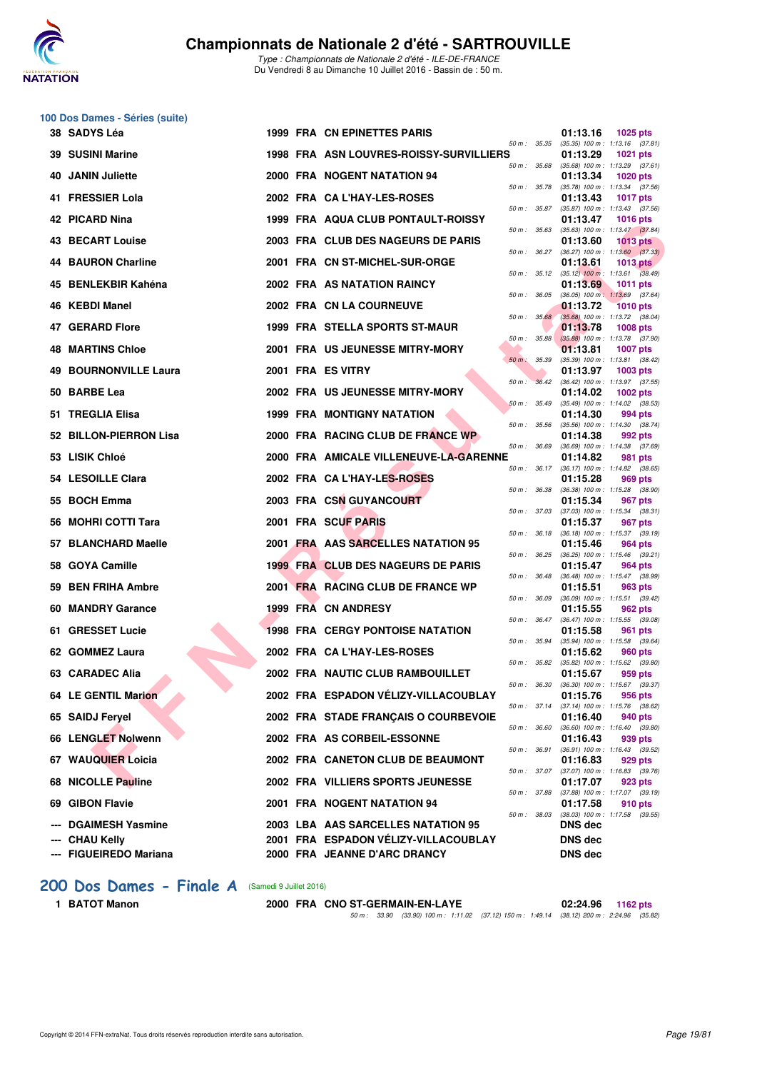## 100 Dos Dames - Séries (suite)

| Rang | Nom | Année | Nat | Club | Temps | Points | Splits |
|---|---|---|---|---|---|---|---|
| 38 | SADYS Léa | 1999 | FRA | CN EPINETTES PARIS | 01:13.16 | 1025 pts | 50 m : 35.35 (35.35) 100 m : 1:13.16 (37.81) |
| 39 | SUSINI Marine | 1998 | FRA | ASN LOUVRES-ROISSY-SURVILLIERS | 01:13.29 | 1021 pts | 50 m : 35.68 (35.68) 100 m : 1:13.29 (37.61) |
| 40 | JANIN Juliette | 2000 | FRA | NOGENT NATATION 94 | 01:13.34 | 1020 pts | 50 m : 35.78 (35.78) 100 m : 1:13.34 (37.56) |
| 41 | FRESSIER Lola | 2002 | FRA | CA L'HAY-LES-ROSES | 01:13.43 | 1017 pts | 50 m : 35.87 (35.87) 100 m : 1:13.43 (37.56) |
| 42 | PICARD Nina | 1999 | FRA | AQUA CLUB PONTAULT-ROISSY | 01:13.47 | 1016 pts | 50 m : 35.63 (35.63) 100 m : 1:13.47 (37.84) |
| 43 | BECART Louise | 2003 | FRA | CLUB DES NAGEURS DE PARIS | 01:13.60 | 1013 pts | 50 m : 36.27 (36.27) 100 m : 1:13.60 (37.33) |
| 44 | BAURON Charline | 2001 | FRA | CN ST-MICHEL-SUR-ORGE | 01:13.61 | 1013 pts | 50 m : 35.12 (35.12) 100 m : 1:13.61 (38.49) |
| 45 | BENLEKBIR Kahéna | 2002 | FRA | AS NATATION RAINCY | 01:13.69 | 1011 pts | 50 m : 36.05 (36.05) 100 m : 1:13.69 (37.64) |
| 46 | KEBDI Manel | 2002 | FRA | CN LA COURNEUVE | 01:13.72 | 1010 pts | 50 m : 35.68 (35.68) 100 m : 1:13.72 (38.04) |
| 47 | GERARD Flore | 1999 | FRA | STELLA SPORTS ST-MAUR | 01:13.78 | 1008 pts | 50 m : 35.88 (35.88) 100 m : 1:13.78 (37.90) |
| 48 | MARTINS Chloe | 2001 | FRA | US JEUNESSE MITRY-MORY | 01:13.81 | 1007 pts | 50 m : 35.39 (35.39) 100 m : 1:13.81 (38.42) |
| 49 | BOURNONVILLE Laura | 2001 | FRA | ES VITRY | 01:13.97 | 1003 pts | 50 m : 36.42 (36.42) 100 m : 1:13.97 (37.55) |
| 50 | BARBE Lea | 2002 | FRA | US JEUNESSE MITRY-MORY | 01:14.02 | 1002 pts | 50 m : 35.49 (35.49) 100 m : 1:14.02 (38.53) |
| 51 | TREGLIA Elisa | 1999 | FRA | MONTIGNY NATATION | 01:14.30 | 994 pts | 50 m : 35.56 (35.56) 100 m : 1:14.30 (38.74) |
| 52 | BILLON-PIERRON Lisa | 2000 | FRA | RACING CLUB DE FRANCE WP | 01:14.38 | 992 pts | 50 m : 36.69 (36.69) 100 m : 1:14.38 (37.69) |
| 53 | LISIK Chloé | 2000 | FRA | AMICALE VILLENEUVE-LA-GARENNE | 01:14.82 | 981 pts | 50 m : 36.17 (36.17) 100 m : 1:14.82 (38.65) |
| 54 | LESOILLE Clara | 2002 | FRA | CA L'HAY-LES-ROSES | 01:15.28 | 969 pts | 50 m : 36.38 (36.38) 100 m : 1:15.28 (38.90) |
| 55 | BOCH Emma | 2003 | FRA | CSN GUYANCOURT | 01:15.34 | 967 pts | 50 m : 37.03 (37.03) 100 m : 1:15.34 (38.31) |
| 56 | MOHRI COTTI Tara | 2001 | FRA | SCUF PARIS | 01:15.37 | 967 pts | 50 m : 36.18 (36.18) 100 m : 1:15.37 (39.19) |
| 57 | BLANCHARD Maelle | 2001 | FRA | AAS SARCELLES NATATION 95 | 01:15.46 | 964 pts | 50 m : 36.25 (36.25) 100 m : 1:15.46 (39.21) |
| 58 | GOYA Camille | 1999 | FRA | CLUB DES NAGEURS DE PARIS | 01:15.47 | 964 pts | 50 m : 36.48 (36.48) 100 m : 1:15.47 (38.99) |
| 59 | BEN FRIHA Ambre | 2001 | FRA | RACING CLUB DE FRANCE WP | 01:15.51 | 963 pts | 50 m : 36.09 (36.09) 100 m : 1:15.51 (39.42) |
| 60 | MANDRY Garance | 1999 | FRA | CN ANDRESY | 01:15.55 | 962 pts | 50 m : 36.47 (36.47) 100 m : 1:15.55 (39.08) |
| 61 | GRESSET Lucie | 1998 | FRA | CERGY PONTOISE NATATION | 01:15.58 | 961 pts | 50 m : 35.94 (35.94) 100 m : 1:15.58 (39.64) |
| 62 | GOMMEZ Laura | 2002 | FRA | CA L'HAY-LES-ROSES | 01:15.62 | 960 pts | 50 m : 35.82 (35.82) 100 m : 1:15.62 (39.80) |
| 63 | CARADEC Alia | 2002 | FRA | NAUTIC CLUB RAMBOUILLET | 01:15.67 | 959 pts | 50 m : 36.30 (36.30) 100 m : 1:15.67 (39.37) |
| 64 | LE GENTIL Marion | 2002 | FRA | ESPADON VÉLIZY-VILLACOUBLAY | 01:15.76 | 956 pts | 50 m : 37.14 (37.14) 100 m : 1:15.76 (38.62) |
| 65 | SAIDJ Feryel | 2002 | FRA | STADE FRANÇAIS O COURBEVOIE | 01:16.40 | 940 pts | 50 m : 36.60 (36.60) 100 m : 1:16.40 (39.80) |
| 66 | LENGLET Nolwenn | 2002 | FRA | AS CORBEIL-ESSONNE | 01:16.43 | 939 pts | 50 m : 36.91 (36.91) 100 m : 1:16.43 (39.52) |
| 67 | WAUQUIER Loicia | 2002 | FRA | CANETON CLUB DE BEAUMONT | 01:16.83 | 929 pts | 50 m : 37.07 (37.07) 100 m : 1:16.83 (39.76) |
| 68 | NICOLLE Pauline | 2002 | FRA | VILLIERS SPORTS JEUNESSE | 01:17.07 | 923 pts | 50 m : 37.88 (37.88) 100 m : 1:17.07 (39.19) |
| 69 | GIBON Flavie | 2001 | FRA | NOGENT NATATION 94 | 01:17.58 | 910 pts | 50 m : 38.03 (38.03) 100 m : 1:17.58 (39.55) |
| --- | DGAIMESH Yasmine | 2003 | LBA | AAS SARCELLES NATATION 95 | DNS dec | | |
| --- | CHAU Kelly | 2001 | FRA | ESPADON VÉLIZY-VILLACOUBLAY | DNS dec | | |
| --- | FIGUEIREDO Mariana | 2000 | FRA | JEANNE D'ARC DRANCY | DNS dec | | |

## 200 Dos Dames - Finale A (Samedi 9 Juillet 2016)

| Rang | Nom | Année | Nat | Club | Temps | Points | Splits |
|---|---|---|---|---|---|---|---|
| 1 | BATOT Manon | 2000 | FRA | CNO ST-GERMAIN-EN-LAYE | 02:24.96 | 1162 pts | 50 m : 33.90 (33.90) 100 m : 1:11.02 (37.12) 150 m : 1:49.14 (38.12) 200 m : 2:24.96 (35.82) |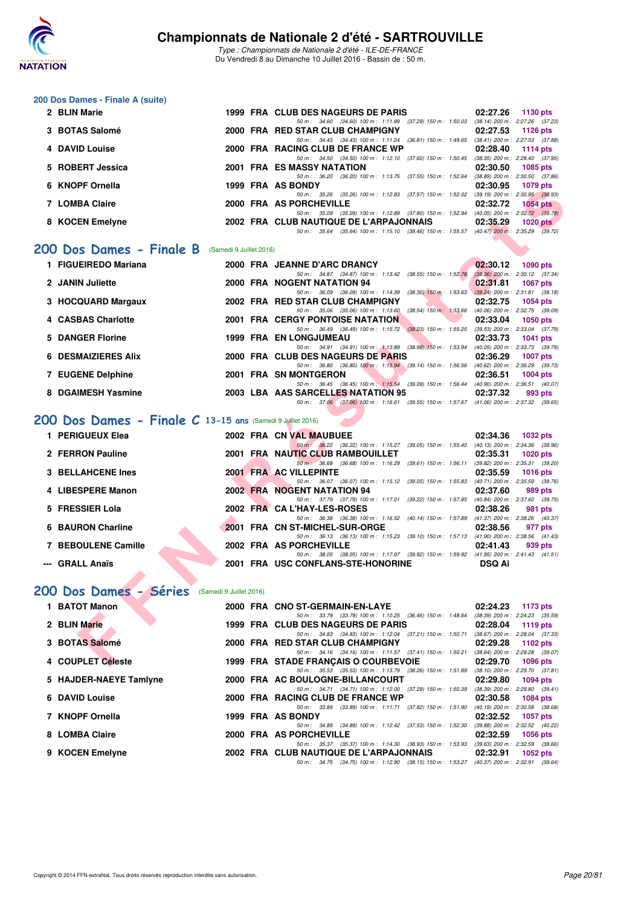# Championnats de Nationale 2 d'été - SARTROUVILLE

*Type : Championnats de Nationale 2 d'été - ILE-DE-FRANCE*
Du Vendredi 8 au Dimanche 10 Juillet 2016 - Bassin de : 50 m.

### 200 Dos Dames - Finale A (suite)

| Rg | Nom | Année | Nat | Club | Temps | Points |
|---|---|---|---|---|---|---|
| 2 | BLIN Marie | 1999 | FRA | CLUB DES NAGEURS DE PARIS | 02:27.26 | 1130 pts |
| | 50 m : 34.60 (34.60) 100 m : 1:11.89 (37.29) 150 m : 1:50.03 (38.14) 200 m : 2:27.26 (37.23) | | | | | |
| 3 | BOTAS Salomé | 2000 | FRA | RED STAR CLUB CHAMPIGNY | 02:27.53 | 1126 pts |
| | 50 m : 34.43 (34.43) 100 m : 1:11.24 (36.81) 150 m : 1:49.65 (38.41) 200 m : 2:27.53 (37.88) | | | | | |
| 4 | DAVID Louise | 2000 | FRA | RACING CLUB DE FRANCE WP | 02:28.40 | 1114 pts |
| | 50 m : 34.50 (34.50) 100 m : 1:12.10 (37.60) 150 m : 1:50.45 (38.35) 200 m : 2:28.40 (37.95) | | | | | |
| 5 | ROBERT Jessica | 2001 | FRA | ES MASSY NATATION | 02:30.50 | 1085 pts |
| | 50 m : 36.20 (36.20) 100 m : 1:13.75 (37.55) 150 m : 1:52.64 (38.89) 200 m : 2:30.50 (37.86) | | | | | |
| 6 | KNOPF Ornella | 1999 | FRA | AS BONDY | 02:30.95 | 1079 pts |
| | 50 m : 35.26 (35.26) 100 m : 1:12.83 (37.57) 150 m : 1:52.02 (39.19) 200 m : 2:30.95 (38.93) | | | | | |
| 7 | LOMBA Claire | 2000 | FRA | AS PORCHEVILLE | 02:32.72 | 1054 pts |
| | 50 m : 35.09 (35.09) 100 m : 1:12.89 (37.80) 150 m : 1:52.94 (40.05) 200 m : 2:32.72 (39.78) | | | | | |
| 8 | KOCEN Emelyne | 2002 | FRA | CLUB NAUTIQUE DE L'ARPAJONNAIS | 02:35.29 | 1020 pts |
| | 50 m : 35.64 (35.64) 100 m : 1:15.10 (39.46) 150 m : 1:55.57 (40.47) 200 m : 2:35.29 (39.72) | | | | | |

## 200 Dos Dames - Finale B (Samedi 9 Juillet 2016)

| Rg | Nom | Année | Nat | Club | Temps | Points |
|---|---|---|---|---|---|---|
| 1 | FIGUEIREDO Mariana | 2000 | FRA | JEANNE D'ARC DRANCY | 02:30.12 | 1090 pts |
| | 50 m : 34.87 (34.87) 100 m : 1:13.42 (38.55) 150 m : 1:52.78 (39.36) 200 m : 2:30.12 (37.34) | | | | | |
| 2 | JANIN Juliette | 2000 | FRA | NOGENT NATATION 94 | 02:31.81 | 1067 pts |
| | 50 m : 36.09 (36.09) 100 m : 1:14.39 (38.30) 150 m : 1:53.63 (39.24) 200 m : 2:31.81 (38.18) | | | | | |
| 3 | HOCQUARD Margaux | 2002 | FRA | RED STAR CLUB CHAMPIGNY | 02:32.75 | 1054 pts |
| | 50 m : 35.06 (35.06) 100 m : 1:13.60 (38.54) 150 m : 1:53.66 (40.06) 200 m : 2:32.75 (39.09) | | | | | |
| 4 | CASBAS Charlotte | 2001 | FRA | CERGY PONTOISE NATATION | 02:33.04 | 1050 pts |
| | 50 m : 36.49 (36.49) 100 m : 1:15.72 (39.23) 150 m : 1:55.25 (39.53) 200 m : 2:33.04 (37.79) | | | | | |
| 5 | DANGER Florine | 1999 | FRA | EN LONGJUMEAU | 02:33.73 | 1041 pts |
| | 50 m : 34.91 (34.91) 100 m : 1:13.89 (38.98) 150 m : 1:53.94 (40.05) 200 m : 2:33.73 (39.79) | | | | | |
| 6 | DESMAIZIERES Alix | 2000 | FRA | CLUB DES NAGEURS DE PARIS | 02:36.29 | 1007 pts |
| | 50 m : 36.80 (36.80) 100 m : 1:15.94 (39.14) 150 m : 1:56.56 (40.62) 200 m : 2:36.29 (39.73) | | | | | |
| 7 | EUGENE Delphine | 2001 | FRA | SN MONTGERON | 02:36.51 | 1004 pts |
| | 50 m : 36.45 (36.45) 100 m : 1:15.54 (39.09) 150 m : 1:56.44 (40.90) 200 m : 2:36.51 (40.07) | | | | | |
| 8 | DGAIMESH Yasmine | 2003 | LBA | AAS SARCELLES NATATION 95 | 02:37.32 | 993 pts |
| | 50 m : 37.06 (37.06) 100 m : 1:16.61 (39.55) 150 m : 1:57.67 (41.06) 200 m : 2:37.32 (39.65) | | | | | |

## 200 Dos Dames - Finale C 13-15 ans (Samedi 9 Juillet 2016)

| Rg | Nom | Année | Nat | Club | Temps | Points |
|---|---|---|---|---|---|---|
| 1 | PERIGUEUX Elea | 2002 | FRA | CN VAL MAUBUEE | 02:34.36 | 1032 pts |
| | 50 m : 36.22 (36.22) 100 m : 1:15.27 (39.05) 150 m : 1:55.40 (40.13) 200 m : 2:34.36 (38.96) | | | | | |
| 2 | FERRON Pauline | 2001 | FRA | NAUTIC CLUB RAMBOUILLET | 02:35.31 | 1020 pts |
| | 50 m : 36.68 (36.68) 100 m : 1:16.29 (39.61) 150 m : 1:56.11 (39.82) 200 m : 2:35.31 (39.20) | | | | | |
| 3 | BELLAHCENE Ines | 2001 | FRA | AC VILLEPINTE | 02:35.59 | 1016 pts |
| | 50 m : 36.07 (36.07) 100 m : 1:15.12 (39.05) 150 m : 1:55.83 (40.71) 200 m : 2:35.59 (39.76) | | | | | |
| 4 | LIBESPERE Manon | 2002 | FRA | NOGENT NATATION 94 | 02:37.60 | 989 pts |
| | 50 m : 37.79 (37.79) 100 m : 1:17.01 (39.22) 150 m : 1:57.85 (40.84) 200 m : 2:37.60 (39.75) | | | | | |
| 5 | FRESSIER Lola | 2002 | FRA | CA L'HAY-LES-ROSES | 02:38.26 | 981 pts |
| | 50 m : 36.38 (36.38) 100 m : 1:16.52 (40.14) 150 m : 1:57.89 (41.37) 200 m : 2:38.26 (40.37) | | | | | |
| 6 | BAURON Charline | 2001 | FRA | CN ST-MICHEL-SUR-ORGE | 02:38.56 | 977 pts |
| | 50 m : 36.13 (36.13) 100 m : 1:15.23 (39.10) 150 m : 1:57.13 (41.90) 200 m : 2:38.56 (41.43) | | | | | |
| 7 | BEBOULENE Camille | 2002 | FRA | AS PORCHEVILLE | 02:41.43 | 939 pts |
| | 50 m : 38.05 (38.05) 100 m : 1:17.97 (39.92) 150 m : 1:59.92 (41.95) 200 m : 2:41.43 (41.51) | | | | | |
| --- | GRALL Anaïs | 2001 | FRA | USC CONFLANS-STE-HONORINE | DSQ Ai | |

## 200 Dos Dames - Séries (Samedi 9 Juillet 2016)

| Rg | Nom | Année | Nat | Club | Temps | Points |
|---|---|---|---|---|---|---|
| 1 | BATOT Manon | 2000 | FRA | CNO ST-GERMAIN-EN-LAYE | 02:24.23 | 1173 pts |
| | 50 m : 33.79 (33.79) 100 m : 1:10.25 (36.46) 150 m : 1:48.64 (38.39) 200 m : 2:24.23 (35.59) | | | | | |
| 2 | BLIN Marie | 1999 | FRA | CLUB DES NAGEURS DE PARIS | 02:28.04 | 1119 pts |
| | 50 m : 34.83 (34.83) 100 m : 1:12.04 (37.21) 150 m : 1:50.71 (38.67) 200 m : 2:28.04 (37.33) | | | | | |
| 3 | BOTAS Salomé | 2000 | FRA | RED STAR CLUB CHAMPIGNY | 02:29.28 | 1102 pts |
| | 50 m : 34.16 (34.16) 100 m : 1:11.57 (37.41) 150 m : 1:50.21 (38.64) 200 m : 2:29.28 (39.07) | | | | | |
| 4 | COUPLET Celeste | 1999 | FRA | STADE FRANÇAIS O COURBEVOIE | 02:29.70 | 1096 pts |
| | 50 m : 35.53 (35.53) 100 m : 1:13.79 (38.26) 150 m : 1:51.89 (38.10) 200 m : 2:29.70 (37.81) | | | | | |
| 5 | HAJDER-NAEYE Tamlyne | 2000 | FRA | AC BOULOGNE-BILLANCOURT | 02:29.80 | 1094 pts |
| | 50 m : 34.71 (34.71) 100 m : 1:12.00 (37.29) 150 m : 1:50.39 (38.39) 200 m : 2:29.80 (39.41) | | | | | |
| 6 | DAVID Louise | 2000 | FRA | RACING CLUB DE FRANCE WP | 02:30.58 | 1084 pts |
| | 50 m : 33.89 (33.89) 100 m : 1:11.71 (37.82) 150 m : 1:51.90 (40.19) 200 m : 2:30.58 (38.68) | | | | | |
| 7 | KNOPF Ornella | 1999 | FRA | AS BONDY | 02:32.52 | 1057 pts |
| | 50 m : 34.89 (34.89) 100 m : 1:12.42 (37.53) 150 m : 1:52.30 (39.88) 200 m : 2:32.52 (40.22) | | | | | |
| 8 | LOMBA Claire | 2000 | FRA | AS PORCHEVILLE | 02:32.59 | 1056 pts |
| | 50 m : 35.37 (35.37) 100 m : 1:14.30 (38.93) 150 m : 1:53.93 (39.63) 200 m : 2:32.59 (38.66) | | | | | |
| 9 | KOCEN Emelyne | 2002 | FRA | CLUB NAUTIQUE DE L'ARPAJONNAIS | 02:32.91 | 1052 pts |
| | 50 m : 34.75 (34.75) 100 m : 1:12.90 (38.15) 150 m : 1:53.27 (40.37) 200 m : 2:32.91 (39.64) | | | | | |

Copyright © 2014 FFN-extraNat. Tous droits réservés reproduction interdite sans autorisation.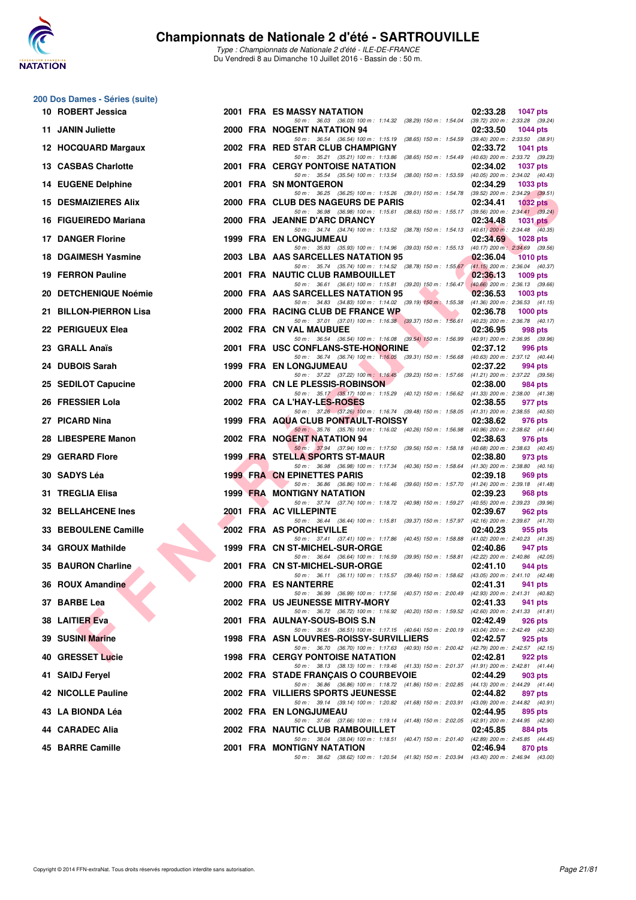# Championnats de Nationale 2 d'été - SARTROUVILLE

*Type : Championnats de Nationale 2 d'été - ILE-DE-FRANCE*
Du Vendredi 8 au Dimanche 10 Juillet 2016 - Bassin de : 50 m.

## 200 Dos Dames - Séries (suite)

| Rang | Nom | Année | Nat. | Club | Temps | Points |
|---|---|---|---|---|---|---|
| 10 | ROBERT Jessica | 2001 | FRA | ES MASSY NATATION | 02:33.28 | 1047 pts |
| | 50 m : 36.03 (36.03) 100 m : 1:14.32 (38.29) 150 m : 1:54.04 (39.72) 200 m : 2:33.28 (39.24) | | | | | |
| 11 | JANIN Juliette | 2000 | FRA | NOGENT NATATION 94 | 02:33.50 | 1044 pts |
| | 50 m : 36.54 (36.54) 100 m : 1:15.19 (38.65) 150 m : 1:54.59 (39.40) 200 m : 2:33.50 (38.91) | | | | | |
| 12 | HOCQUARD Margaux | 2002 | FRA | RED STAR CLUB CHAMPIGNY | 02:33.72 | 1041 pts |
| | 50 m : 35.21 (35.21) 100 m : 1:13.86 (38.65) 150 m : 1:54.49 (40.63) 200 m : 2:33.72 (39.23) | | | | | |
| 13 | CASBAS Charlotte | 2001 | FRA | CERGY PONTOISE NATATION | 02:34.02 | 1037 pts |
| | 50 m : 35.54 (35.54) 100 m : 1:13.54 (38.00) 150 m : 1:53.59 (40.05) 200 m : 2:34.02 (40.43) | | | | | |
| 14 | EUGENE Delphine | 2001 | FRA | SN MONTGERON | 02:34.29 | 1033 pts |
| | 50 m : 36.25 (36.25) 100 m : 1:15.26 (39.01) 150 m : 1:54.78 (39.52) 200 m : 2:34.29 (39.51) | | | | | |
| 15 | DESMAIZIERES Alix | 2000 | FRA | CLUB DES NAGEURS DE PARIS | 02:34.41 | 1032 pts |
| | 50 m : 36.98 (36.98) 100 m : 1:15.61 (38.63) 150 m : 1:55.17 (39.56) 200 m : 2:34.41 (39.24) | | | | | |
| 16 | FIGUEIREDO Mariana | 2000 | FRA | JEANNE D'ARC DRANCY | 02:34.48 | 1031 pts |
| | 50 m : 34.74 (34.74) 100 m : 1:13.52 (38.78) 150 m : 1:54.13 (40.61) 200 m : 2:34.48 (40.35) | | | | | |
| 17 | DANGER Florine | 1999 | FRA | EN LONGJUMEAU | 02:34.69 | 1028 pts |
| | 50 m : 35.93 (35.93) 100 m : 1:14.96 (39.03) 150 m : 1:55.13 (40.17) 200 m : 2:34.69 (39.56) | | | | | |
| 18 | DGAIMESH Yasmine | 2003 | LBA | AAS SARCELLES NATATION 95 | 02:36.04 | 1010 pts |
| | 50 m : 35.74 (35.74) 100 m : 1:14.52 (38.78) 150 m : 1:55.67 (41.15) 200 m : 2:36.04 (40.37) | | | | | |
| 19 | FERRON Pauline | 2001 | FRA | NAUTIC CLUB RAMBOUILLET | 02:36.13 | 1009 pts |
| | 50 m : 36.61 (36.61) 100 m : 1:15.81 (39.20) 150 m : 1:56.47 (40.66) 200 m : 2:36.13 (39.66) | | | | | |
| 20 | DETCHENIQUE Noémie | 2000 | FRA | AAS SARCELLES NATATION 95 | 02:36.53 | 1003 pts |
| | 50 m : 34.83 (34.83) 100 m : 1:14.02 (39.19) 150 m : 1:55.38 (41.36) 200 m : 2:36.53 (41.15) | | | | | |
| 21 | BILLON-PIERRON Lisa | 2000 | FRA | RACING CLUB DE FRANCE WP | 02:36.78 | 1000 pts |
| | 50 m : 37.01 (37.01) 100 m : 1:16.38 (39.37) 150 m : 1:56.61 (40.23) 200 m : 2:36.78 (40.17) | | | | | |
| 22 | PERIGUEUX Elea | 2002 | FRA | CN VAL MAUBUEE | 02:36.95 | 998 pts |
| | 50 m : 36.54 (36.54) 100 m : 1:16.08 (39.54) 150 m : 1:56.99 (40.91) 200 m : 2:36.95 (39.96) | | | | | |
| 23 | GRALL Anaïs | 2001 | FRA | USC CONFLANS-STE-HONORINE | 02:37.12 | 996 pts |
| | 50 m : 36.74 (36.74) 100 m : 1:16.05 (39.31) 150 m : 1:56.68 (40.63) 200 m : 2:37.12 (40.44) | | | | | |
| 24 | DUBOIS Sarah | 1999 | FRA | EN LONGJUMEAU | 02:37.22 | 994 pts |
| | 50 m : 37.22 (37.22) 100 m : 1:16.45 (39.23) 150 m : 1:57.66 (41.21) 200 m : 2:37.22 (39.56) | | | | | |
| 25 | SEDILOT Capucine | 2000 | FRA | CN LE PLESSIS-ROBINSON | 02:38.00 | 984 pts |
| | 50 m : 35.17 (35.17) 100 m : 1:15.29 (40.12) 150 m : 1:56.62 (41.33) 200 m : 2:38.00 (41.38) | | | | | |
| 26 | FRESSIER Lola | 2002 | FRA | CA L'HAY-LES-ROSES | 02:38.55 | 977 pts |
| | 50 m : 37.26 (37.26) 100 m : 1:16.74 (39.48) 150 m : 1:58.05 (41.31) 200 m : 2:38.55 (40.50) | | | | | |
| 27 | PICARD Nina | 1999 | FRA | AQUA CLUB PONTAULT-ROISSY | 02:38.62 | 976 pts |
| | 50 m : 35.76 (35.76) 100 m : 1:16.02 (40.26) 150 m : 1:56.98 (40.96) 200 m : 2:38.62 (41.64) | | | | | |
| 28 | LIBESPERE Manon | 2002 | FRA | NOGENT NATATION 94 | 02:38.63 | 976 pts |
| | 50 m : 37.94 (37.94) 100 m : 1:17.50 (39.56) 150 m : 1:58.18 (40.68) 200 m : 2:38.63 (40.45) | | | | | |
| 29 | GERARD Flore | 1999 | FRA | STELLA SPORTS ST-MAUR | 02:38.80 | 973 pts |
| | 50 m : 36.98 (36.98) 100 m : 1:17.34 (40.36) 150 m : 1:58.64 (41.30) 200 m : 2:38.80 (40.16) | | | | | |
| 30 | SADYS Léa | 1999 | FRA | CN EPINETTES PARIS | 02:39.18 | 969 pts |
| | 50 m : 36.86 (36.86) 100 m : 1:16.46 (39.60) 150 m : 1:57.70 (41.24) 200 m : 2:39.18 (41.48) | | | | | |
| 31 | TREGLIA Elisa | 1999 | FRA | MONTIGNY NATATION | 02:39.23 | 968 pts |
| | 50 m : 37.74 (37.74) 100 m : 1:18.72 (40.98) 150 m : 1:59.27 (40.55) 200 m : 2:39.23 (39.96) | | | | | |
| 32 | BELLAHCENE Ines | 2001 | FRA | AC VILLEPINTE | 02:39.67 | 962 pts |
| | 50 m : 36.44 (36.44) 100 m : 1:15.81 (39.37) 150 m : 1:57.97 (42.16) 200 m : 2:39.67 (41.70) | | | | | |
| 33 | BEBOULENE Camille | 2002 | FRA | AS PORCHEVILLE | 02:40.23 | 955 pts |
| | 50 m : 37.41 (37.41) 100 m : 1:17.86 (40.45) 150 m : 1:58.88 (41.02) 200 m : 2:40.23 (41.35) | | | | | |
| 34 | GROUX Mathilde | 1999 | FRA | CN ST-MICHEL-SUR-ORGE | 02:40.86 | 947 pts |
| | 50 m : 36.64 (36.64) 100 m : 1:16.59 (39.95) 150 m : 1:58.81 (42.22) 200 m : 2:40.86 (42.05) | | | | | |
| 35 | BAURON Charline | 2001 | FRA | CN ST-MICHEL-SUR-ORGE | 02:41.10 | 944 pts |
| | 50 m : 36.11 (36.11) 100 m : 1:15.57 (39.46) 150 m : 1:58.62 (43.05) 200 m : 2:41.10 (42.48) | | | | | |
| 36 | ROUX Amandine | 2000 | FRA | ES NANTERRE | 02:41.31 | 941 pts |
| | 50 m : 36.99 (36.99) 100 m : 1:17.56 (40.57) 150 m : 2:00.49 (42.93) 200 m : 2:41.31 (40.82) | | | | | |
| 37 | BARBE Lea | 2002 | FRA | US JEUNESSE MITRY-MORY | 02:41.33 | 941 pts |
| | 50 m : 36.72 (36.72) 100 m : 1:16.92 (40.20) 150 m : 1:59.52 (42.60) 200 m : 2:41.33 (41.81) | | | | | |
| 38 | LAITIER Eva | 2001 | FRA | AULNAY-SOUS-BOIS S.N | 02:42.49 | 926 pts |
| | 50 m : 36.51 (36.51) 100 m : 1:17.15 (40.64) 150 m : 2:00.19 (43.04) 200 m : 2:42.49 (42.30) | | | | | |
| 39 | SUSINI Marine | 1998 | FRA | ASN LOUVRES-ROISSY-SURVILLIERS | 02:42.57 | 925 pts |
| | 50 m : 36.70 (36.70) 100 m : 1:17.63 (40.93) 150 m : 2:00.42 (42.79) 200 m : 2:42.57 (42.15) | | | | | |
| 40 | GRESSET Lucie | 1998 | FRA | CERGY PONTOISE NATATION | 02:42.81 | 922 pts |
| | 50 m : 38.13 (38.13) 100 m : 1:19.46 (41.33) 150 m : 2:01.37 (41.91) 200 m : 2:42.81 (41.44) | | | | | |
| 41 | SAIDJ Feryel | 2002 | FRA | STADE FRANÇAIS O COURBEVOIE | 02:44.29 | 903 pts |
| | 50 m : 36.86 (36.86) 100 m : 1:18.72 (41.86) 150 m : 2:02.85 (44.13) 200 m : 2:44.29 (41.44) | | | | | |
| 42 | NICOLLE Pauline | 2002 | FRA | VILLIERS SPORTS JEUNESSE | 02:44.82 | 897 pts |
| | 50 m : 39.14 (39.14) 100 m : 1:20.82 (41.68) 150 m : 2:03.91 (43.09) 200 m : 2:44.82 (40.91) | | | | | |
| 43 | LA BIONDA Léa | 2002 | FRA | EN LONGJUMEAU | 02:44.95 | 895 pts |
| | 50 m : 37.66 (37.66) 100 m : 1:19.14 (41.48) 150 m : 2:02.05 (42.91) 200 m : 2:44.95 (42.90) | | | | | |
| 44 | CARADEC Alia | 2002 | FRA | NAUTIC CLUB RAMBOUILLET | 02:45.85 | 884 pts |
| | 50 m : 38.04 (38.04) 100 m : 1:18.51 (40.47) 150 m : 2:01.40 (42.89) 200 m : 2:45.85 (44.45) | | | | | |
| 45 | BARRE Camille | 2001 | FRA | MONTIGNY NATATION | 02:46.94 | 870 pts |
| | 50 m : 38.62 (38.62) 100 m : 1:20.54 (41.92) 150 m : 2:03.94 (43.40) 200 m : 2:46.94 (43.00) | | | | | |

Copyright © 2014 FFN-extraNat. Tous droits réservés reproduction interdite sans autorisation.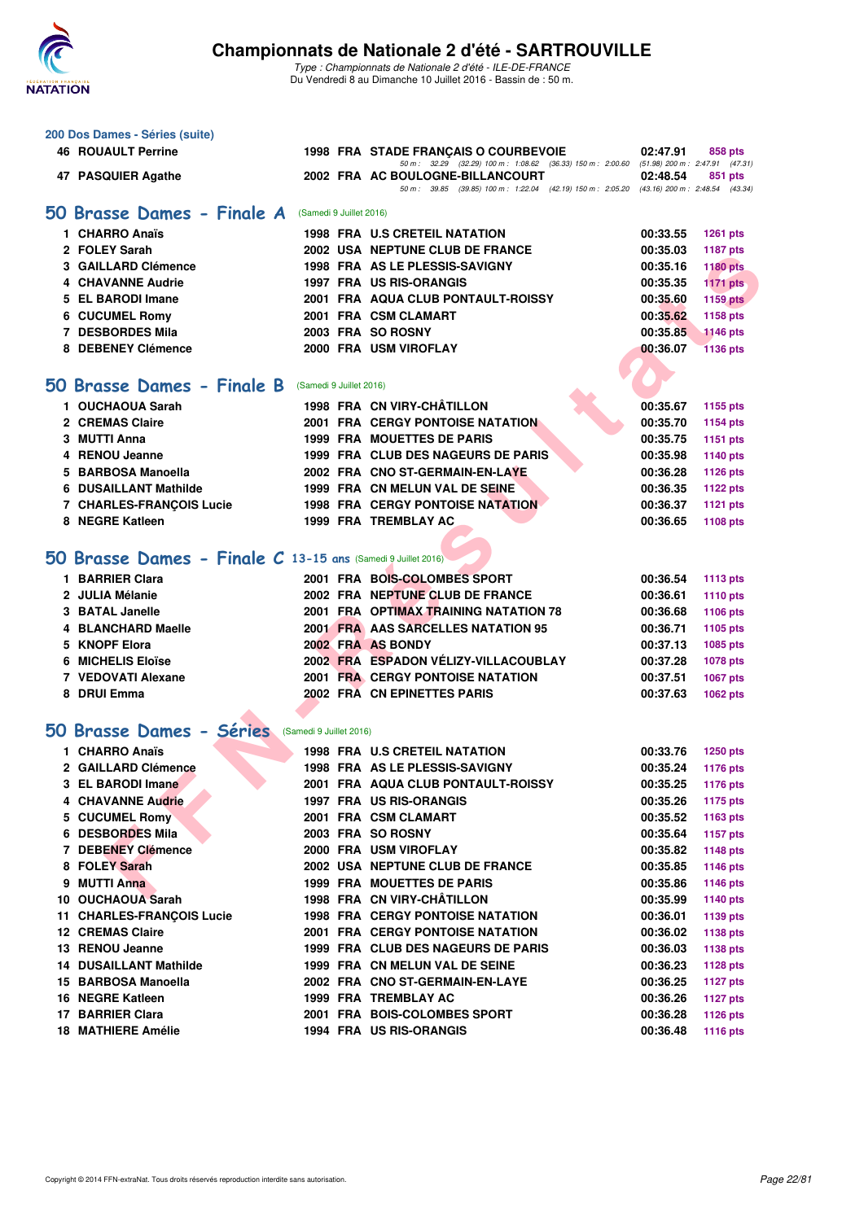## 200 Dos Dames - Séries (suite)

| | | | | | | |
|---|---|---|---|---|---|---|
| 46 | ROUAULT Perrine | 1998 | FRA | STADE FRANÇAIS O COURBEVOIE | 02:47.91 | 858 pts |
| | | | | 50 m : 32.29 (32.29) 100 m : 1:08.62 (36.33) 150 m : 2:00.60 (51.98) 200 m : 2:47.91 (47.31) | | |
| 47 | PASQUIER Agathe | 2002 | FRA | AC BOULOGNE-BILLANCOURT | 02:48.54 | 851 pts |
| | | | | 50 m : 39.85 (39.85) 100 m : 1:22.04 (42.19) 150 m : 2:05.20 (43.16) 200 m : 2:48.54 (43.34) | | |

## 50 Brasse Dames - Finale A (Samedi 9 Juillet 2016)

| | | | | | | |
|---|---|---|---|---|---|---|
| 1 | CHARRO Anaïs | 1998 | FRA | U.S CRETEIL NATATION | 00:33.55 | 1261 pts |
| 2 | FOLEY Sarah | 2002 | USA | NEPTUNE CLUB DE FRANCE | 00:35.03 | 1187 pts |
| 3 | GAILLARD Clémence | 1998 | FRA | AS LE PLESSIS-SAVIGNY | 00:35.16 | 1180 pts |
| 4 | CHAVANNE Audrie | 1997 | FRA | US RIS-ORANGIS | 00:35.35 | 1171 pts |
| 5 | EL BARODI Imane | 2001 | FRA | AQUA CLUB PONTAULT-ROISSY | 00:35.60 | 1159 pts |
| 6 | CUCUMEL Romy | 2001 | FRA | CSM CLAMART | 00:35.62 | 1158 pts |
| 7 | DESBORDES Mila | 2003 | FRA | SO ROSNY | 00:35.85 | 1146 pts |
| 8 | DEBENEY Clémence | 2000 | FRA | USM VIROFLAY | 00:36.07 | 1136 pts |

## 50 Brasse Dames - Finale B (Samedi 9 Juillet 2016)

| | | | | | | |
|---|---|---|---|---|---|---|
| 1 | OUCHAOUA Sarah | 1998 | FRA | CN VIRY-CHÂTILLON | 00:35.67 | 1155 pts |
| 2 | CREMAS Claire | 2001 | FRA | CERGY PONTOISE NATATION | 00:35.70 | 1154 pts |
| 3 | MUTTI Anna | 1999 | FRA | MOUETTES DE PARIS | 00:35.75 | 1151 pts |
| 4 | RENOU Jeanne | 1999 | FRA | CLUB DES NAGEURS DE PARIS | 00:35.98 | 1140 pts |
| 5 | BARBOSA Manoella | 2002 | FRA | CNO ST-GERMAIN-EN-LAYE | 00:36.28 | 1126 pts |
| 6 | DUSAILLANT Mathilde | 1999 | FRA | CN MELUN VAL DE SEINE | 00:36.35 | 1122 pts |
| 7 | CHARLES-FRANÇOIS Lucie | 1998 | FRA | CERGY PONTOISE NATATION | 00:36.37 | 1121 pts |
| 8 | NEGRE Katleen | 1999 | FRA | TREMBLAY AC | 00:36.65 | 1108 pts |

## 50 Brasse Dames - Finale C 13-15 ans (Samedi 9 Juillet 2016)

| | | | | | | |
|---|---|---|---|---|---|---|
| 1 | BARRIER Clara | 2001 | FRA | BOIS-COLOMBES SPORT | 00:36.54 | 1113 pts |
| 2 | JULIA Mélanie | 2002 | FRA | NEPTUNE CLUB DE FRANCE | 00:36.61 | 1110 pts |
| 3 | BATAL Janelle | 2001 | FRA | OPTIMAX TRAINING NATATION 78 | 00:36.68 | 1106 pts |
| 4 | BLANCHARD Maelle | 2001 | FRA | AAS SARCELLES NATATION 95 | 00:36.71 | 1105 pts |
| 5 | KNOPF Elora | 2002 | FRA | AS BONDY | 00:37.13 | 1085 pts |
| 6 | MICHELIS Eloïse | 2002 | FRA | ESPADON VÉLIZY-VILLACOUBLAY | 00:37.28 | 1078 pts |
| 7 | VEDOVATI Alexane | 2001 | FRA | CERGY PONTOISE NATATION | 00:37.51 | 1067 pts |
| 8 | DRUI Emma | 2002 | FRA | CN EPINETTES PARIS | 00:37.63 | 1062 pts |

## 50 Brasse Dames - Séries (Samedi 9 Juillet 2016)

| | | | | | | |
|---|---|---|---|---|---|---|
| 1 | CHARRO Anaïs | 1998 | FRA | U.S CRETEIL NATATION | 00:33.76 | 1250 pts |
| 2 | GAILLARD Clémence | 1998 | FRA | AS LE PLESSIS-SAVIGNY | 00:35.24 | 1176 pts |
| 3 | EL BARODI Imane | 2001 | FRA | AQUA CLUB PONTAULT-ROISSY | 00:35.25 | 1176 pts |
| 4 | CHAVANNE Audrie | 1997 | FRA | US RIS-ORANGIS | 00:35.26 | 1175 pts |
| 5 | CUCUMEL Romy | 2001 | FRA | CSM CLAMART | 00:35.52 | 1163 pts |
| 6 | DESBORDES Mila | 2003 | FRA | SO ROSNY | 00:35.64 | 1157 pts |
| 7 | DEBENEY Clémence | 2000 | FRA | USM VIROFLAY | 00:35.82 | 1148 pts |
| 8 | FOLEY Sarah | 2002 | USA | NEPTUNE CLUB DE FRANCE | 00:35.85 | 1146 pts |
| 9 | MUTTI Anna | 1999 | FRA | MOUETTES DE PARIS | 00:35.86 | 1146 pts |
| 10 | OUCHAOUA Sarah | 1998 | FRA | CN VIRY-CHÂTILLON | 00:35.99 | 1140 pts |
| 11 | CHARLES-FRANÇOIS Lucie | 1998 | FRA | CERGY PONTOISE NATATION | 00:36.01 | 1139 pts |
| 12 | CREMAS Claire | 2001 | FRA | CERGY PONTOISE NATATION | 00:36.02 | 1138 pts |
| 13 | RENOU Jeanne | 1999 | FRA | CLUB DES NAGEURS DE PARIS | 00:36.03 | 1138 pts |
| 14 | DUSAILLANT Mathilde | 1999 | FRA | CN MELUN VAL DE SEINE | 00:36.23 | 1128 pts |
| 15 | BARBOSA Manoella | 2002 | FRA | CNO ST-GERMAIN-EN-LAYE | 00:36.25 | 1127 pts |
| 16 | NEGRE Katleen | 1999 | FRA | TREMBLAY AC | 00:36.26 | 1127 pts |
| 17 | BARRIER Clara | 2001 | FRA | BOIS-COLOMBES SPORT | 00:36.28 | 1126 pts |
| 18 | MATHIERE Amélie | 1994 | FRA | US RIS-ORANGIS | 00:36.48 | 1116 pts |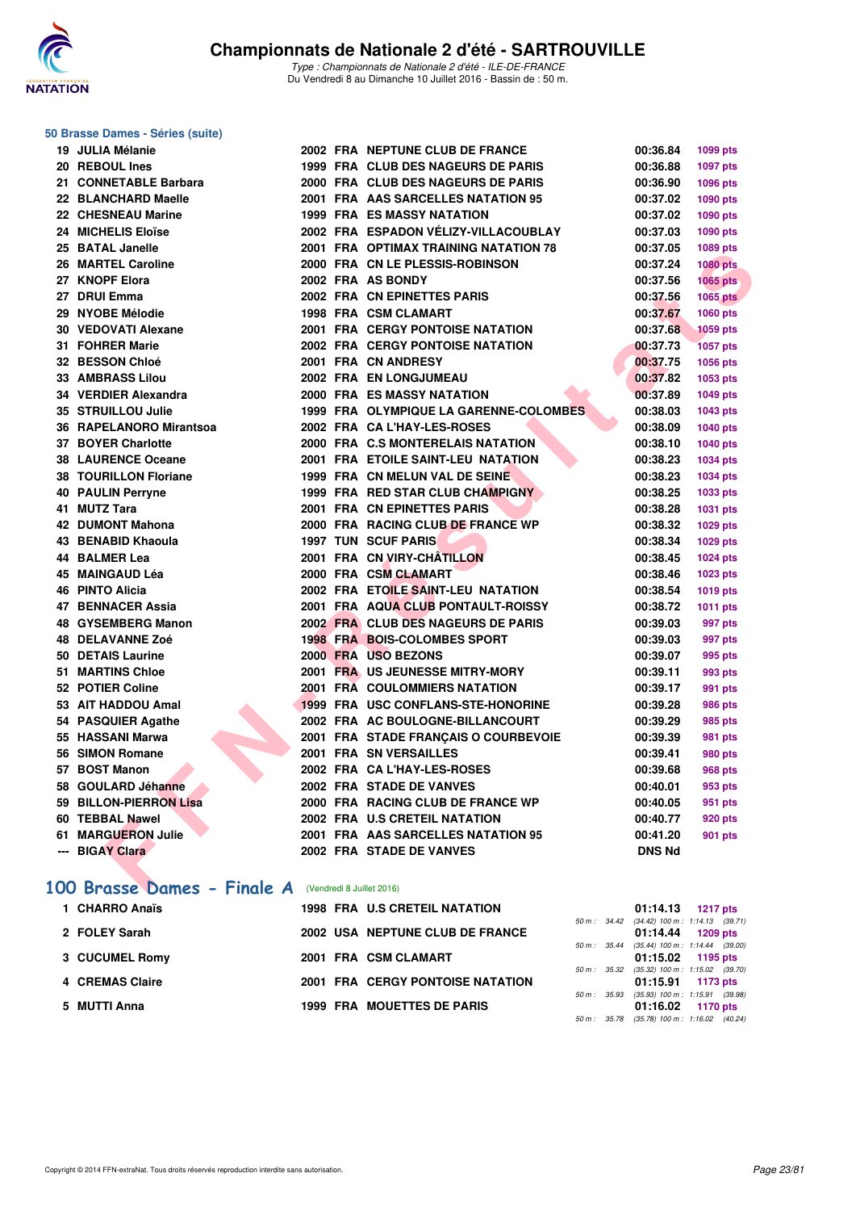# Championnats de Nationale 2 d'été - SARTROUVILLE

*Type : Championnats de Nationale 2 d'été - ILE-DE-FRANCE*
Du Vendredi 8 au Dimanche 10 Juillet 2016 - Bassin de : 50 m.

## 50 Brasse Dames - Séries (suite)

| Rang | Nom | Année | Nat. | Club | Temps | Points |
|---|---|---|---|---|---|---|
| 19 | JULIA Mélanie | 2002 | FRA | NEPTUNE CLUB DE FRANCE | 00:36.84 | 1099 pts |
| 20 | REBOUL Ines | 1999 | FRA | CLUB DES NAGEURS DE PARIS | 00:36.88 | 1097 pts |
| 21 | CONNETABLE Barbara | 2000 | FRA | CLUB DES NAGEURS DE PARIS | 00:36.90 | 1096 pts |
| 22 | BLANCHARD Maelle | 2001 | FRA | AAS SARCELLES NATATION 95 | 00:37.02 | 1090 pts |
| 22 | CHESNEAU Marine | 1999 | FRA | ES MASSY NATATION | 00:37.02 | 1090 pts |
| 24 | MICHELIS Eloïse | 2002 | FRA | ESPADON VÉLIZY-VILLACOUBLAY | 00:37.03 | 1090 pts |
| 25 | BATAL Janelle | 2001 | FRA | OPTIMAX TRAINING NATATION 78 | 00:37.05 | 1089 pts |
| 26 | MARTEL Caroline | 2000 | FRA | CN LE PLESSIS-ROBINSON | 00:37.24 | 1080 pts |
| 27 | KNOPF Elora | 2002 | FRA | AS BONDY | 00:37.56 | 1065 pts |
| 27 | DRUI Emma | 2002 | FRA | CN EPINETTES PARIS | 00:37.56 | 1065 pts |
| 29 | NYOBE Mélodie | 1998 | FRA | CSM CLAMART | 00:37.67 | 1060 pts |
| 30 | VEDOVATI Alexane | 2001 | FRA | CERGY PONTOISE NATATION | 00:37.68 | 1059 pts |
| 31 | FOHRER Marie | 2002 | FRA | CERGY PONTOISE NATATION | 00:37.73 | 1057 pts |
| 32 | BESSON Chloé | 2001 | FRA | CN ANDRESY | 00:37.75 | 1056 pts |
| 33 | AMBRASS Lilou | 2002 | FRA | EN LONGJUMEAU | 00:37.82 | 1053 pts |
| 34 | VERDIER Alexandra | 2000 | FRA | ES MASSY NATATION | 00:37.89 | 1049 pts |
| 35 | STRUILLOU Julie | 1999 | FRA | OLYMPIQUE LA GARENNE-COLOMBES | 00:38.03 | 1043 pts |
| 36 | RAPELANORO Mirantsoa | 2002 | FRA | CA L'HAY-LES-ROSES | 00:38.09 | 1040 pts |
| 37 | BOYER Charlotte | 2000 | FRA | C.S MONTERELAIS NATATION | 00:38.10 | 1040 pts |
| 38 | LAURENCE Oceane | 2001 | FRA | ETOILE SAINT-LEU NATATION | 00:38.23 | 1034 pts |
| 38 | TOURILLON Floriane | 1999 | FRA | CN MELUN VAL DE SEINE | 00:38.23 | 1034 pts |
| 40 | PAULIN Perryne | 1999 | FRA | RED STAR CLUB CHAMPIGNY | 00:38.25 | 1033 pts |
| 41 | MUTZ Tara | 2001 | FRA | CN EPINETTES PARIS | 00:38.28 | 1031 pts |
| 42 | DUMONT Mahona | 2000 | FRA | RACING CLUB DE FRANCE WP | 00:38.32 | 1029 pts |
| 43 | BENABID Khaoula | 1997 | TUN | SCUF PARIS | 00:38.34 | 1029 pts |
| 44 | BALMER Lea | 2001 | FRA | CN VIRY-CHÂTILLON | 00:38.45 | 1024 pts |
| 45 | MAINGAUD Léa | 2000 | FRA | CSM CLAMART | 00:38.46 | 1023 pts |
| 46 | PINTO Alicia | 2002 | FRA | ETOILE SAINT-LEU NATATION | 00:38.54 | 1019 pts |
| 47 | BENNACER Assia | 2001 | FRA | AQUA CLUB PONTAULT-ROISSY | 00:38.72 | 1011 pts |
| 48 | GYSEMBERG Manon | 2002 | FRA | CLUB DES NAGEURS DE PARIS | 00:39.03 | 997 pts |
| 48 | DELAVANNE Zoé | 1998 | FRA | BOIS-COLOMBES SPORT | 00:39.03 | 997 pts |
| 50 | DETAIS Laurine | 2000 | FRA | USO BEZONS | 00:39.07 | 995 pts |
| 51 | MARTINS Chloe | 2001 | FRA | US JEUNESSE MITRY-MORY | 00:39.11 | 993 pts |
| 52 | POTIER Coline | 2001 | FRA | COULOMMIERS NATATION | 00:39.17 | 991 pts |
| 53 | AIT HADDOU Amal | 1999 | FRA | USC CONFLANS-STE-HONORINE | 00:39.28 | 986 pts |
| 54 | PASQUIER Agathe | 2002 | FRA | AC BOULOGNE-BILLANCOURT | 00:39.29 | 985 pts |
| 55 | HASSANI Marwa | 2001 | FRA | STADE FRANÇAIS O COURBEVOIE | 00:39.39 | 981 pts |
| 56 | SIMON Romane | 2001 | FRA | SN VERSAILLES | 00:39.41 | 980 pts |
| 57 | BOST Manon | 2002 | FRA | CA L'HAY-LES-ROSES | 00:39.68 | 968 pts |
| 58 | GOULARD Jéhanne | 2002 | FRA | STADE DE VANVES | 00:40.01 | 953 pts |
| 59 | BILLON-PIERRON Lisa | 2000 | FRA | RACING CLUB DE FRANCE WP | 00:40.05 | 951 pts |
| 60 | TEBBAL Nawel | 2002 | FRA | U.S CRETEIL NATATION | 00:40.77 | 920 pts |
| 61 | MARGUERON Julie | 2001 | FRA | AAS SARCELLES NATATION 95 | 00:41.20 | 901 pts |
| --- | BIGAY Clara | 2002 | FRA | STADE DE VANVES | DNS Nd | |

## 100 Brasse Dames - Finale A (Vendredi 8 Juillet 2016)

| Rang | Nom | Année | Nat. | Club | Temps | Points |
|---|---|---|---|---|---|---|
| 1 | CHARRO Anaïs | 1998 | FRA | U.S CRETEIL NATATION | 01:14.13 | 1217 pts |
| | 50 m : 34.42 (34.42) 100 m : 1:14.13 (39.71) | | | | | |
| 2 | FOLEY Sarah | 2002 | USA | NEPTUNE CLUB DE FRANCE | 01:14.44 | 1209 pts |
| | 50 m : 35.44 (35.44) 100 m : 1:14.44 (39.00) | | | | | |
| 3 | CUCUMEL Romy | 2001 | FRA | CSM CLAMART | 01:15.02 | 1195 pts |
| | 50 m : 35.32 (35.32) 100 m : 1:15.02 (39.70) | | | | | |
| 4 | CREMAS Claire | 2001 | FRA | CERGY PONTOISE NATATION | 01:15.91 | 1173 pts |
| | 50 m : 35.93 (35.93) 100 m : 1:15.91 (39.98) | | | | | |
| 5 | MUTTI Anna | 1999 | FRA | MOUETTES DE PARIS | 01:16.02 | 1170 pts |
| | 50 m : 35.78 (35.78) 100 m : 1:16.02 (40.24) | | | | | |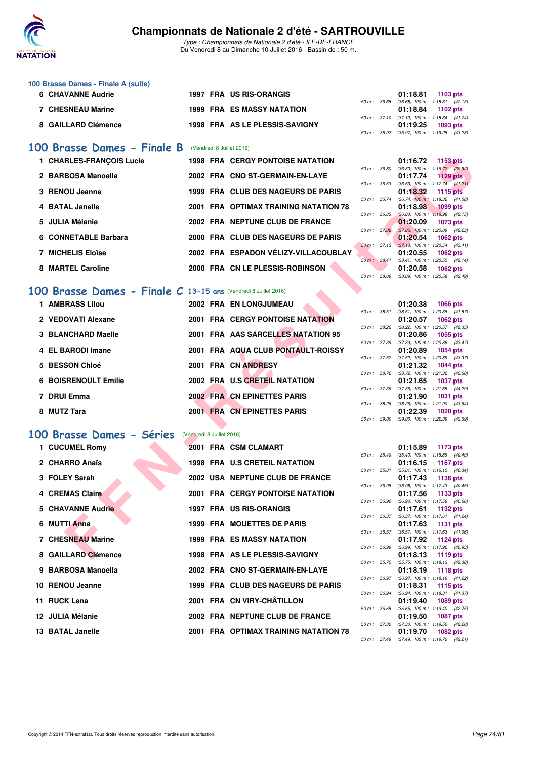#### 100 Brasse Dames - Finale A (suite)

| | Nom | Année | Nat | Club | Temps | Points | Splits |
|---|---|---|---|---|---|---|---|
| 6 | CHAVANNE Audrie | 1997 | FRA | US RIS-ORANGIS | 01:18.81 | 1103 pts | 50 m : 36.68 (36.68) 100 m : 1:18.81 (42.13) |
| 7 | CHESNEAU Marine | 1999 | FRA | ES MASSY NATATION | 01:18.84 | 1102 pts | 50 m : 37.10 (37.10) 100 m : 1:18.84 (41.74) |
| 8 | GAILLARD Clémence | 1998 | FRA | AS LE PLESSIS-SAVIGNY | 01:19.25 | 1093 pts | 50 m : 35.97 (35.97) 100 m : 1:19.25 (43.28) |

## 100 Brasse Dames - Finale B (Vendredi 8 Juillet 2016)

| | Nom | Année | Nat | Club | Temps | Points | Splits |
|---|---|---|---|---|---|---|---|
| 1 | CHARLES-FRANÇOIS Lucie | 1998 | FRA | CERGY PONTOISE NATATION | 01:16.72 | 1153 pts | 50 m : 36.80 (36.80) 100 m : 1:16.72 (39.92) |
| 2 | BARBOSA Manoella | 2002 | FRA | CNO ST-GERMAIN-EN-LAYE | 01:17.74 | 1129 pts | 50 m : 36.53 (36.53) 100 m : 1:17.74 (41.21) |
| 3 | RENOU Jeanne | 1999 | FRA | CLUB DES NAGEURS DE PARIS | 01:18.32 | 1115 pts | 50 m : 36.74 (36.74) 100 m : 1:18.32 (41.58) |
| 4 | BATAL Janelle | 2001 | FRA | OPTIMAX TRAINING NATATION 78 | 01:18.98 | 1099 pts | 50 m : 36.83 (36.83) 100 m : 1:18.98 (42.15) |
| 5 | JULIA Mélanie | 2002 | FRA | NEPTUNE CLUB DE FRANCE | 01:20.09 | 1073 pts | 50 m : 37.86 (37.86) 100 m : 1:20.09 (42.23) |
| 6 | CONNETABLE Barbara | 2000 | FRA | CLUB DES NAGEURS DE PARIS | 01:20.54 | 1062 pts | 50 m : 37.13 (37.13) 100 m : 1:20.54 (43.41) |
| 7 | MICHELIS Eloïse | 2002 | FRA | ESPADON VÉLIZY-VILLACOUBLAY | 01:20.55 | 1062 pts | 50 m : 38.41 (38.41) 100 m : 1:20.55 (42.14) |
| 8 | MARTEL Caroline | 2000 | FRA | CN LE PLESSIS-ROBINSON | 01:20.58 | 1062 pts | 50 m : 38.09 (38.09) 100 m : 1:20.58 (42.49) |

## 100 Brasse Dames - Finale C 13-15 ans (Vendredi 8 Juillet 2016)

| | Nom | Année | Nat | Club | Temps | Points | Splits |
|---|---|---|---|---|---|---|---|
| 1 | AMBRASS Lilou | 2002 | FRA | EN LONGJUMEAU | 01:20.38 | 1066 pts | 50 m : 38.51 (38.51) 100 m : 1:20.38 (41.87) |
| 2 | VEDOVATI Alexane | 2001 | FRA | CERGY PONTOISE NATATION | 01:20.57 | 1062 pts | 50 m : 38.22 (38.22) 100 m : 1:20.57 (42.35) |
| 3 | BLANCHARD Maelle | 2001 | FRA | AAS SARCELLES NATATION 95 | 01:20.86 | 1055 pts | 50 m : 37.39 (37.39) 100 m : 1:20.86 (43.47) |
| 4 | EL BARODI Imane | 2001 | FRA | AQUA CLUB PONTAULT-ROISSY | 01:20.89 | 1054 pts | 50 m : 37.52 (37.52) 100 m : 1:20.89 (43.37) |
| 5 | BESSON Chloé | 2001 | FRA | CN ANDRESY | 01:21.32 | 1044 pts | 50 m : 38.72 (38.72) 100 m : 1:21.32 (42.60) |
| 6 | BOISRENOULT Emilie | 2002 | FRA | U.S CRETEIL NATATION | 01:21.65 | 1037 pts | 50 m : 37.36 (37.36) 100 m : 1:21.65 (44.29) |
| 7 | DRUI Emma | 2002 | FRA | CN EPINETTES PARIS | 01:21.90 | 1031 pts | 50 m : 38.26 (38.26) 100 m : 1:21.90 (43.64) |
| 8 | MUTZ Tara | 2001 | FRA | CN EPINETTES PARIS | 01:22.39 | 1020 pts | 50 m : 39.00 (39.00) 100 m : 1:22.39 (43.39) |

## 100 Brasse Dames - Séries (Vendredi 8 Juillet 2016)

| | Nom | Année | Nat | Club | Temps | Points | Splits |
|---|---|---|---|---|---|---|---|
| 1 | CUCUMEL Romy | 2001 | FRA | CSM CLAMART | 01:15.89 | 1173 pts | 50 m : 35.40 (35.40) 100 m : 1:15.89 (40.49) |
| 2 | CHARRO Anaïs | 1998 | FRA | U.S CRETEIL NATATION | 01:16.15 | 1167 pts | 50 m : 35.81 (35.81) 100 m : 1:16.15 (40.34) |
| 3 | FOLEY Sarah | 2002 | USA | NEPTUNE CLUB DE FRANCE | 01:17.43 | 1136 pts | 50 m : 36.98 (36.98) 100 m : 1:17.43 (40.45) |
| 4 | CREMAS Claire | 2001 | FRA | CERGY PONTOISE NATATION | 01:17.56 | 1133 pts | 50 m : 36.90 (36.90) 100 m : 1:17.56 (40.66) |
| 5 | CHAVANNE Audrie | 1997 | FRA | US RIS-ORANGIS | 01:17.61 | 1132 pts | 50 m : 36.37 (36.37) 100 m : 1:17.61 (41.24) |
| 6 | MUTTI Anna | 1999 | FRA | MOUETTES DE PARIS | 01:17.63 | 1131 pts | 50 m : 36.57 (36.57) 100 m : 1:17.63 (41.06) |
| 7 | CHESNEAU Marine | 1999 | FRA | ES MASSY NATATION | 01:17.92 | 1124 pts | 50 m : 36.99 (36.99) 100 m : 1:17.92 (40.93) |
| 8 | GAILLARD Clémence | 1998 | FRA | AS LE PLESSIS-SAVIGNY | 01:18.13 | 1119 pts | 50 m : 35.75 (35.75) 100 m : 1:18.13 (42.38) |
| 9 | BARBOSA Manoella | 2002 | FRA | CNO ST-GERMAIN-EN-LAYE | 01:18.19 | 1118 pts | 50 m : 36.97 (36.97) 100 m : 1:18.19 (41.22) |
| 10 | RENOU Jeanne | 1999 | FRA | CLUB DES NAGEURS DE PARIS | 01:18.31 | 1115 pts | 50 m : 36.94 (36.94) 100 m : 1:18.31 (41.37) |
| 11 | RUCK Lena | 2001 | FRA | CN VIRY-CHÂTILLON | 01:19.40 | 1089 pts | 50 m : 36.65 (36.65) 100 m : 1:19.40 (42.75) |
| 12 | JULIA Mélanie | 2002 | FRA | NEPTUNE CLUB DE FRANCE | 01:19.50 | 1087 pts | 50 m : 37.30 (37.30) 100 m : 1:19.50 (42.20) |
| 13 | BATAL Janelle | 2001 | FRA | OPTIMAX TRAINING NATATION 78 | 01:19.70 | 1082 pts | 50 m : 37.49 (37.49) 100 m : 1:19.70 (42.21) |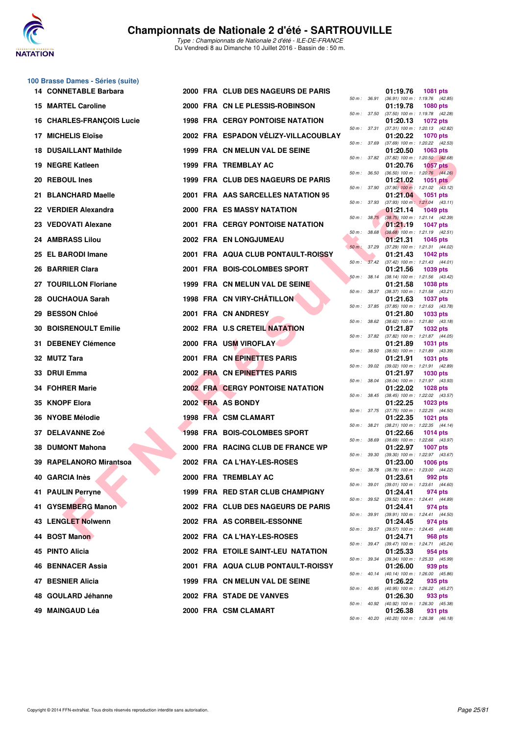# Championnats de Nationale 2 d'été - SARTROUVILLE

*Type : Championnats de Nationale 2 d'été - ILE-DE-FRANCE*
Du Vendredi 8 au Dimanche 10 Juillet 2016 - Bassin de : 50 m.

## 100 Brasse Dames - Séries (suite)

| Rang | Nom | Année | Nat. | Club | Temps | Points | 50 m | 100 m |
|---|---|---|---|---|---|---|---|---|
| 14 | CONNETABLE Barbara | 2000 | FRA | CLUB DES NAGEURS DE PARIS | 01:19.76 | 1081 pts | 36.91 | (36.91) 1:19.76 (42.85) |
| 15 | MARTEL Caroline | 2000 | FRA | CN LE PLESSIS-ROBINSON | 01:19.78 | 1080 pts | 37.50 | (37.50) 1:19.78 (42.28) |
| 16 | CHARLES-FRANÇOIS Lucie | 1998 | FRA | CERGY PONTOISE NATATION | 01:20.13 | 1072 pts | 37.31 | (37.31) 1:20.13 (42.82) |
| 17 | MICHELIS Eloïse | 2002 | FRA | ESPADON VÉLIZY-VILLACOUBLAY | 01:20.22 | 1070 pts | 37.69 | (37.69) 1:20.22 (42.53) |
| 18 | DUSAILLANT Mathilde | 1999 | FRA | CN MELUN VAL DE SEINE | 01:20.50 | 1063 pts | 37.82 | (37.82) 1:20.50 (42.68) |
| 19 | NEGRE Katleen | 1999 | FRA | TREMBLAY AC | 01:20.76 | 1057 pts | 36.50 | (36.50) 1:20.76 (44.26) |
| 20 | REBOUL Ines | 1999 | FRA | CLUB DES NAGEURS DE PARIS | 01:21.02 | 1051 pts | 37.90 | (37.90) 1:21.02 (43.12) |
| 21 | BLANCHARD Maelle | 2001 | FRA | AAS SARCELLES NATATION 95 | 01:21.04 | 1051 pts | 37.93 | (37.93) 1:21.04 (43.11) |
| 22 | VERDIER Alexandra | 2000 | FRA | ES MASSY NATATION | 01:21.14 | 1049 pts | 38.75 | (38.75) 1:21.14 (42.39) |
| 23 | VEDOVATI Alexane | 2001 | FRA | CERGY PONTOISE NATATION | 01:21.19 | 1047 pts | 38.68 | (38.68) 1:21.19 (42.51) |
| 24 | AMBRASS Lilou | 2002 | FRA | EN LONGJUMEAU | 01:21.31 | 1045 pts | 37.29 | (37.29) 1:21.31 (44.02) |
| 25 | EL BARODI Imane | 2001 | FRA | AQUA CLUB PONTAULT-ROISSY | 01:21.43 | 1042 pts | 37.42 | (37.42) 1:21.43 (44.01) |
| 26 | BARRIER Clara | 2001 | FRA | BOIS-COLOMBES SPORT | 01:21.56 | 1039 pts | 38.14 | (38.14) 1:21.56 (43.42) |
| 27 | TOURILLON Floriane | 1999 | FRA | CN MELUN VAL DE SEINE | 01:21.58 | 1038 pts | 38.37 | (38.37) 1:21.58 (43.21) |
| 28 | OUCHAOUA Sarah | 1998 | FRA | CN VIRY-CHÂTILLON | 01:21.63 | 1037 pts | 37.85 | (37.85) 1:21.63 (43.78) |
| 29 | BESSON Chloé | 2001 | FRA | CN ANDRESY | 01:21.80 | 1033 pts | 38.62 | (38.62) 1:21.80 (43.18) |
| 30 | BOISRENOULT Emilie | 2002 | FRA | U.S CRETEIL NATATION | 01:21.87 | 1032 pts | 37.82 | (37.82) 1:21.87 (44.05) |
| 31 | DEBENEY Clémence | 2000 | FRA | USM VIROFLAY | 01:21.89 | 1031 pts | 38.50 | (38.50) 1:21.89 (43.39) |
| 32 | MUTZ Tara | 2001 | FRA | CN EPINETTES PARIS | 01:21.91 | 1031 pts | 39.02 | (39.02) 1:21.91 (42.89) |
| 33 | DRUI Emma | 2002 | FRA | CN EPINETTES PARIS | 01:21.97 | 1030 pts | 38.04 | (38.04) 1:21.97 (43.93) |
| 34 | FOHRER Marie | 2002 | FRA | CERGY PONTOISE NATATION | 01:22.02 | 1028 pts | 38.45 | (38.45) 1:22.02 (43.57) |
| 35 | KNOPF Elora | 2002 | FRA | AS BONDY | 01:22.25 | 1023 pts | 37.75 | (37.75) 1:22.25 (44.50) |
| 36 | NYOBE Mélodie | 1998 | FRA | CSM CLAMART | 01:22.35 | 1021 pts | 38.21 | (38.21) 1:22.35 (44.14) |
| 37 | DELAVANNE Zoé | 1998 | FRA | BOIS-COLOMBES SPORT | 01:22.66 | 1014 pts | 38.69 | (38.69) 1:22.66 (43.97) |
| 38 | DUMONT Mahona | 2000 | FRA | RACING CLUB DE FRANCE WP | 01:22.97 | 1007 pts | 39.30 | (39.30) 1:22.97 (43.67) |
| 39 | RAPELANORO Mirantsoa | 2002 | FRA | CA L'HAY-LES-ROSES | 01:23.00 | 1006 pts | 38.78 | (38.78) 1:23.00 (44.22) |
| 40 | GARCIA Inès | 2000 | FRA | TREMBLAY AC | 01:23.61 | 992 pts | 39.01 | (39.01) 1:23.61 (44.60) |
| 41 | PAULIN Perryne | 1999 | FRA | RED STAR CLUB CHAMPIGNY | 01:24.41 | 974 pts | 39.52 | (39.52) 1:24.41 (44.89) |
| 41 | GYSEMBERG Manon | 2002 | FRA | CLUB DES NAGEURS DE PARIS | 01:24.41 | 974 pts | 39.91 | (39.91) 1:24.41 (44.50) |
| 43 | LENGLET Nolwenn | 2002 | FRA | AS CORBEIL-ESSONNE | 01:24.45 | 974 pts | 39.57 | (39.57) 1:24.45 (44.88) |
| 44 | BOST Manon | 2002 | FRA | CA L'HAY-LES-ROSES | 01:24.71 | 968 pts | 39.47 | (39.47) 1:24.71 (45.24) |
| 45 | PINTO Alicia | 2002 | FRA | ETOILE SAINT-LEU NATATION | 01:25.33 | 954 pts | 39.34 | (39.34) 1:25.33 (45.99) |
| 46 | BENNACER Assia | 2001 | FRA | AQUA CLUB PONTAULT-ROISSY | 01:26.00 | 939 pts | 40.14 | (40.14) 1:26.00 (45.86) |
| 47 | BESNIER Alicia | 1999 | FRA | CN MELUN VAL DE SEINE | 01:26.22 | 935 pts | 40.95 | (40.95) 1:26.22 (45.27) |
| 48 | GOULARD Jéhanne | 2002 | FRA | STADE DE VANVES | 01:26.30 | 933 pts | 40.92 | (40.92) 1:26.30 (45.38) |
| 49 | MAINGAUD Léa | 2000 | FRA | CSM CLAMART | 01:26.38 | 931 pts | 40.20 | (40.20) 1:26.38 (46.18) |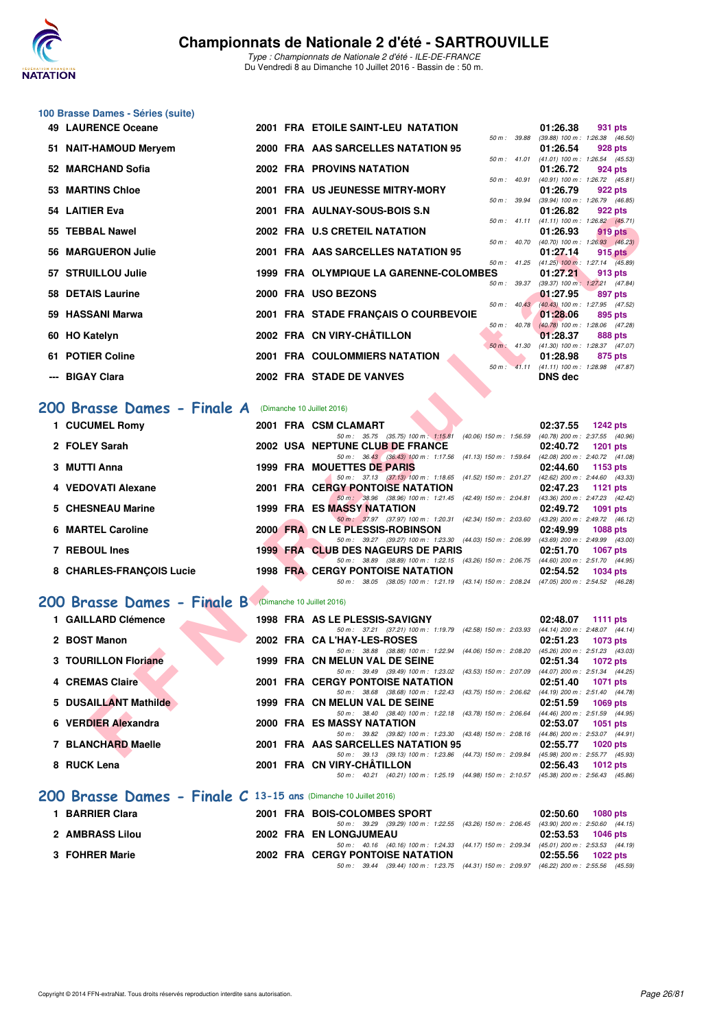# Championnats de Nationale 2 d'été - SARTROUVILLE

*Type : Championnats de Nationale 2 d'été - ILE-DE-FRANCE*
Du Vendredi 8 au Dimanche 10 Juillet 2016 - Bassin de : 50 m.

## 100 Brasse Dames - Séries (suite)

| Rang | Nom | Année | Nat | Club | Temps | Points | Splits |
|---|---|---|---|---|---|---|---|
| 49 | LAURENCE Oceane | 2001 | FRA | ETOILE SAINT-LEU NATATION | 01:26.38 | 931 pts | 50 m : 39.88 (39.88) 100 m : 1:26.38 (46.50) |
| 51 | NAIT-HAMOUD Meryem | 2000 | FRA | AAS SARCELLES NATATION 95 | 01:26.54 | 928 pts | 50 m : 41.01 (41.01) 100 m : 1:26.54 (45.53) |
| 52 | MARCHAND Sofia | 2002 | FRA | PROVINS NATATION | 01:26.72 | 924 pts | 50 m : 40.91 (40.91) 100 m : 1:26.72 (45.81) |
| 53 | MARTINS Chloe | 2001 | FRA | US JEUNESSE MITRY-MORY | 01:26.79 | 922 pts | 50 m : 39.94 (39.94) 100 m : 1:26.79 (46.85) |
| 54 | LAITIER Eva | 2001 | FRA | AULNAY-SOUS-BOIS S.N | 01:26.82 | 922 pts | 50 m : 41.11 (41.11) 100 m : 1:26.82 (45.71) |
| 55 | TEBBAL Nawel | 2002 | FRA | U.S CRETEIL NATATION | 01:26.93 | 919 pts | 50 m : 40.70 (40.70) 100 m : 1:26.93 (46.23) |
| 56 | MARGUERON Julie | 2001 | FRA | AAS SARCELLES NATATION 95 | 01:27.14 | 915 pts | 50 m : 41.25 (41.25) 100 m : 1:27.14 (45.89) |
| 57 | STRUILLOU Julie | 1999 | FRA | OLYMPIQUE LA GARENNE-COLOMBES | 01:27.21 | 913 pts | 50 m : 39.37 (39.37) 100 m : 1:27.21 (47.84) |
| 58 | DETAIS Laurine | 2000 | FRA | USO BEZONS | 01:27.95 | 897 pts | 50 m : 40.43 (40.43) 100 m : 1:27.95 (47.52) |
| 59 | HASSANI Marwa | 2001 | FRA | STADE FRANÇAIS O COURBEVOIE | 01:28.06 | 895 pts | 50 m : 40.78 (40.78) 100 m : 1:28.06 (47.28) |
| 60 | HO Katelyn | 2002 | FRA | CN VIRY-CHÂTILLON | 01:28.37 | 888 pts | 50 m : 41.30 (41.30) 100 m : 1:28.37 (47.07) |
| 61 | POTIER Coline | 2001 | FRA | COULOMMIERS NATATION | 01:28.98 | 875 pts | 50 m : 41.11 (41.11) 100 m : 1:28.98 (47.87) |
| --- | BIGAY Clara | 2002 | FRA | STADE DE VANVES | DNS dec | | |

## 200 Brasse Dames - Finale A (Dimanche 10 Juillet 2016)

| Rang | Nom | Année | Nat | Club | Temps | Points | Splits |
|---|---|---|---|---|---|---|---|
| 1 | CUCUMEL Romy | 2001 | FRA | CSM CLAMART | 02:37.55 | 1242 pts | 50 m : 35.75 (35.75) 100 m : 1:15.81 (40.06) 150 m : 1:56.59 (40.78) 200 m : 2:37.55 (40.96) |
| 2 | FOLEY Sarah | 2002 | USA | NEPTUNE CLUB DE FRANCE | 02:40.72 | 1201 pts | 50 m : 36.43 (36.43) 100 m : 1:17.56 (41.13) 150 m : 1:59.64 (42.08) 200 m : 2:40.72 (41.08) |
| 3 | MUTTI Anna | 1999 | FRA | MOUETTES DE PARIS | 02:44.60 | 1153 pts | 50 m : 37.13 (37.13) 100 m : 1:18.65 (41.52) 150 m : 2:01.27 (42.62) 200 m : 2:44.60 (43.33) |
| 4 | VEDOVATI Alexane | 2001 | FRA | CERGY PONTOISE NATATION | 02:47.23 | 1121 pts | 50 m : 38.96 (38.96) 100 m : 1:21.45 (42.49) 150 m : 2:04.81 (43.36) 200 m : 2:47.23 (42.42) |
| 5 | CHESNEAU Marine | 1999 | FRA | ES MASSY NATATION | 02:49.72 | 1091 pts | 50 m : 37.97 (37.97) 100 m : 1:20.31 (42.34) 150 m : 2:03.60 (43.29) 200 m : 2:49.72 (46.12) |
| 6 | MARTEL Caroline | 2000 | FRA | CN LE PLESSIS-ROBINSON | 02:49.99 | 1088 pts | 50 m : 39.27 (39.27) 100 m : 1:23.30 (44.03) 150 m : 2:06.99 (43.69) 200 m : 2:49.99 (43.00) |
| 7 | REBOUL Ines | 1999 | FRA | CLUB DES NAGEURS DE PARIS | 02:51.70 | 1067 pts | 50 m : 38.89 (38.89) 100 m : 1:22.15 (43.26) 150 m : 2:06.75 (44.60) 200 m : 2:51.70 (44.95) |
| 8 | CHARLES-FRANÇOIS Lucie | 1998 | FRA | CERGY PONTOISE NATATION | 02:54.52 | 1034 pts | 50 m : 38.05 (38.05) 100 m : 1:21.19 (43.14) 150 m : 2:08.24 (47.05) 200 m : 2:54.52 (46.28) |

## 200 Brasse Dames - Finale B (Dimanche 10 Juillet 2016)

| Rang | Nom | Année | Nat | Club | Temps | Points | Splits |
|---|---|---|---|---|---|---|---|
| 1 | GAILLARD Clémence | 1998 | FRA | AS LE PLESSIS-SAVIGNY | 02:48.07 | 1111 pts | 50 m : 37.21 (37.21) 100 m : 1:19.79 (42.58) 150 m : 2:03.93 (44.14) 200 m : 2:48.07 (44.14) |
| 2 | BOST Manon | 2002 | FRA | CA L'HAY-LES-ROSES | 02:51.23 | 1073 pts | 50 m : 38.88 (38.88) 100 m : 1:22.94 (44.06) 150 m : 2:08.20 (45.26) 200 m : 2:51.23 (43.03) |
| 3 | TOURILLON Floriane | 1999 | FRA | CN MELUN VAL DE SEINE | 02:51.34 | 1072 pts | 50 m : 39.49 (39.49) 100 m : 1:23.02 (43.53) 150 m : 2:07.09 (44.07) 200 m : 2:51.34 (44.25) |
| 4 | CREMAS Claire | 2001 | FRA | CERGY PONTOISE NATATION | 02:51.40 | 1071 pts | 50 m : 38.68 (38.68) 100 m : 1:22.43 (43.75) 150 m : 2:06.62 (44.19) 200 m : 2:51.40 (44.78) |
| 5 | DUSAILLANT Mathilde | 1999 | FRA | CN MELUN VAL DE SEINE | 02:51.59 | 1069 pts | 50 m : 38.40 (38.40) 100 m : 1:22.18 (43.78) 150 m : 2:06.64 (44.46) 200 m : 2:51.59 (44.95) |
| 6 | VERDIER Alexandra | 2000 | FRA | ES MASSY NATATION | 02:53.07 | 1051 pts | 50 m : 39.82 (39.82) 100 m : 1:23.30 (43.48) 150 m : 2:08.16 (44.86) 200 m : 2:53.07 (44.91) |
| 7 | BLANCHARD Maelle | 2001 | FRA | AAS SARCELLES NATATION 95 | 02:55.77 | 1020 pts | 50 m : 39.13 (39.13) 100 m : 1:23.86 (44.73) 150 m : 2:09.84 (45.98) 200 m : 2:55.77 (45.93) |
| 8 | RUCK Lena | 2001 | FRA | CN VIRY-CHÂTILLON | 02:56.43 | 1012 pts | 50 m : 40.21 (40.21) 100 m : 1:25.19 (44.98) 150 m : 2:10.57 (45.38) 200 m : 2:56.43 (45.86) |

## 200 Brasse Dames - Finale C 13-15 ans (Dimanche 10 Juillet 2016)

| Rang | Nom | Année | Nat | Club | Temps | Points | Splits |
|---|---|---|---|---|---|---|---|
| 1 | BARRIER Clara | 2001 | FRA | BOIS-COLOMBES SPORT | 02:50.60 | 1080 pts | 50 m : 39.29 (39.29) 100 m : 1:22.55 (43.26) 150 m : 2:06.45 (43.90) 200 m : 2:50.60 (44.15) |
| 2 | AMBRASS Lilou | 2002 | FRA | EN LONGJUMEAU | 02:53.53 | 1046 pts | 50 m : 40.16 (40.16) 100 m : 1:24.33 (44.17) 150 m : 2:09.34 (45.01) 200 m : 2:53.53 (44.19) |
| 3 | FOHRER Marie | 2002 | FRA | CERGY PONTOISE NATATION | 02:55.56 | 1022 pts | 50 m : 39.44 (39.44) 100 m : 1:23.75 (44.31) 150 m : 2:09.97 (46.22) 200 m : 2:55.56 (45.59) |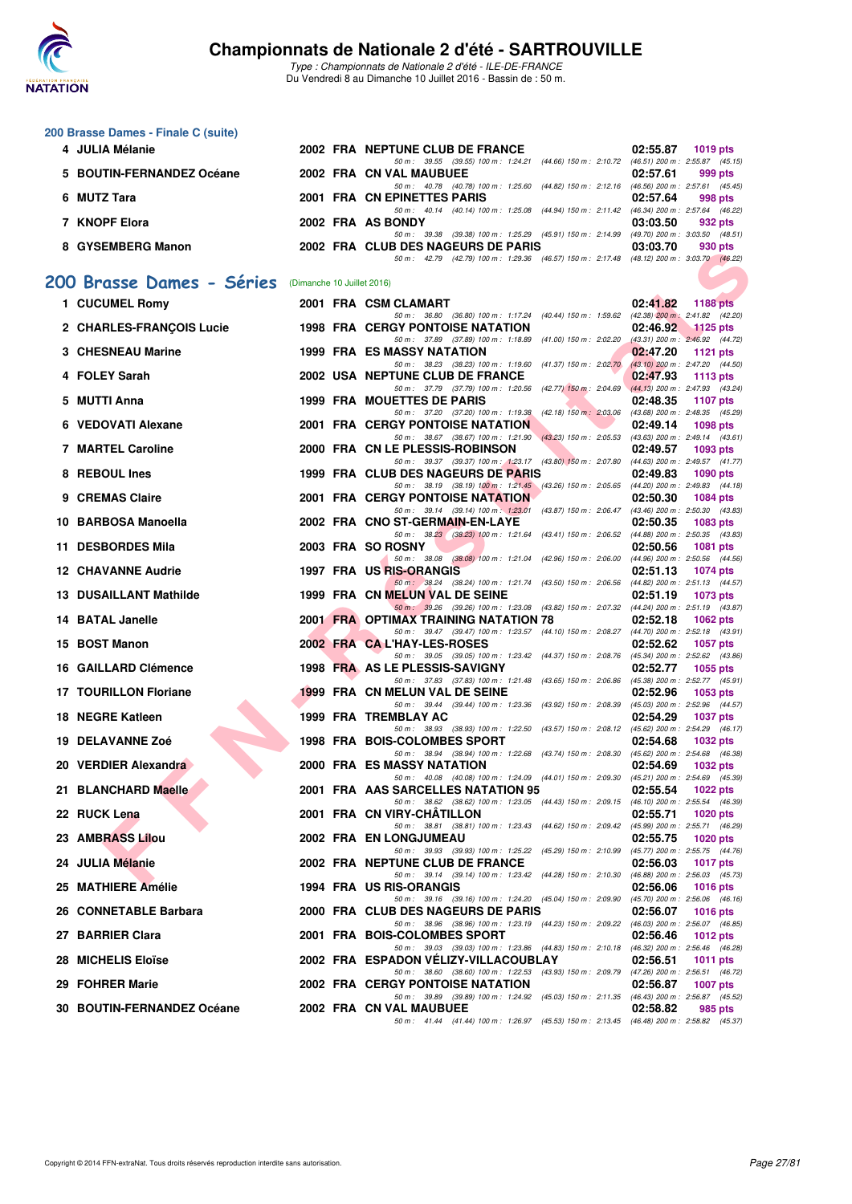## 200 Brasse Dames - Finale C (suite)

| Rang | Nom | Année | Nat. | Club | Temps | Points |
|---|---|---|---|---|---|---|
| 4 | JULIA Mélanie | 2002 | FRA | NEPTUNE CLUB DE FRANCE | 02:55.87 | 1019 pts |
| | 50 m : 39.55 (39.55) 100 m : 1:24.21 (44.66) 150 m : 2:10.72 (46.51) 200 m : 2:55.87 (45.15) | | | | | |
| 5 | BOUTIN-FERNANDEZ Océane | 2002 | FRA | CN VAL MAUBUEE | 02:57.61 | 999 pts |
| | 50 m : 40.78 (40.78) 100 m : 1:25.60 (44.82) 150 m : 2:12.16 (46.56) 200 m : 2:57.61 (45.45) | | | | | |
| 6 | MUTZ Tara | 2001 | FRA | CN EPINETTES PARIS | 02:57.64 | 998 pts |
| | 50 m : 40.14 (40.14) 100 m : 1:25.08 (44.94) 150 m : 2:11.42 (46.34) 200 m : 2:57.64 (46.22) | | | | | |
| 7 | KNOPF Elora | 2002 | FRA | AS BONDY | 03:03.50 | 932 pts |
| | 50 m : 39.38 (39.38) 100 m : 1:25.29 (45.91) 150 m : 2:14.99 (49.70) 200 m : 3:03.50 (48.51) | | | | | |
| 8 | GYSEMBERG Manon | 2002 | FRA | CLUB DES NAGEURS DE PARIS | 03:03.70 | 930 pts |
| | 50 m : 42.79 (42.79) 100 m : 1:29.36 (46.57) 150 m : 2:17.48 (48.12) 200 m : 3:03.70 (46.22) | | | | | |

## 200 Brasse Dames - Séries (Dimanche 10 Juillet 2016)

| Rang | Nom | Année | Nat. | Club | Temps | Points |
|---|---|---|---|---|---|---|
| 1 | CUCUMEL Romy | 2001 | FRA | CSM CLAMART | 02:41.82 | 1188 pts |
| | 50 m : 36.80 (36.80) 100 m : 1:17.24 (40.44) 150 m : 1:59.62 (42.38) 200 m : 2:41.82 (42.20) | | | | | |
| 2 | CHARLES-FRANÇOIS Lucie | 1998 | FRA | CERGY PONTOISE NATATION | 02:46.92 | 1125 pts |
| | 50 m : 37.89 (37.89) 100 m : 1:18.89 (41.00) 150 m : 2:02.20 (43.31) 200 m : 2:46.92 (44.72) | | | | | |
| 3 | CHESNEAU Marine | 1999 | FRA | ES MASSY NATATION | 02:47.20 | 1121 pts |
| | 50 m : 38.23 (38.23) 100 m : 1:19.60 (41.37) 150 m : 2:02.70 (43.10) 200 m : 2:47.20 (44.50) | | | | | |
| 4 | FOLEY Sarah | 2002 | USA | NEPTUNE CLUB DE FRANCE | 02:47.93 | 1113 pts |
| | 50 m : 37.79 (37.79) 100 m : 1:20.56 (42.77) 150 m : 2:04.69 (44.13) 200 m : 2:47.93 (43.24) | | | | | |
| 5 | MUTTI Anna | 1999 | FRA | MOUETTES DE PARIS | 02:48.35 | 1107 pts |
| | 50 m : 37.20 (37.20) 100 m : 1:19.38 (42.18) 150 m : 2:03.06 (43.68) 200 m : 2:48.35 (45.29) | | | | | |
| 6 | VEDOVATI Alexane | 2001 | FRA | CERGY PONTOISE NATATION | 02:49.14 | 1098 pts |
| | 50 m : 38.67 (38.67) 100 m : 1:21.90 (43.23) 150 m : 2:05.53 (43.63) 200 m : 2:49.14 (43.61) | | | | | |
| 7 | MARTEL Caroline | 2000 | FRA | CN LE PLESSIS-ROBINSON | 02:49.57 | 1093 pts |
| | 50 m : 39.37 (39.37) 100 m : 1:23.17 (43.80) 150 m : 2:07.80 (44.63) 200 m : 2:49.57 (41.77) | | | | | |
| 8 | REBOUL Ines | 1999 | FRA | CLUB DES NAGEURS DE PARIS | 02:49.83 | 1090 pts |
| | 50 m : 38.19 (38.19) 100 m : 1:21.45 (43.26) 150 m : 2:05.65 (44.20) 200 m : 2:49.83 (44.18) | | | | | |
| 9 | CREMAS Claire | 2001 | FRA | CERGY PONTOISE NATATION | 02:50.30 | 1084 pts |
| | 50 m : 39.14 (39.14) 100 m : 1:23.01 (43.87) 150 m : 2:06.47 (43.46) 200 m : 2:50.30 (43.83) | | | | | |
| 10 | BARBOSA Manoella | 2002 | FRA | CNO ST-GERMAIN-EN-LAYE | 02:50.35 | 1083 pts |
| | 50 m : 38.23 (38.23) 100 m : 1:21.64 (43.41) 150 m : 2:06.52 (44.88) 200 m : 2:50.35 (43.83) | | | | | |
| 11 | DESBORDES Mila | 2003 | FRA | SO ROSNY | 02:50.56 | 1081 pts |
| | 50 m : 38.08 (38.08) 100 m : 1:21.04 (42.96) 150 m : 2:06.00 (44.96) 200 m : 2:50.56 (44.56) | | | | | |
| 12 | CHAVANNE Audrie | 1997 | FRA | US RIS-ORANGIS | 02:51.13 | 1074 pts |
| | 50 m : 38.24 (38.24) 100 m : 1:21.74 (43.50) 150 m : 2:06.56 (44.82) 200 m : 2:51.13 (44.57) | | | | | |
| 13 | DUSAILLANT Mathilde | 1999 | FRA | CN MELUN VAL DE SEINE | 02:51.19 | 1073 pts |
| | 50 m : 39.26 (39.26) 100 m : 1:23.08 (43.82) 150 m : 2:07.32 (44.24) 200 m : 2:51.19 (43.87) | | | | | |
| 14 | BATAL Janelle | 2001 | FRA | OPTIMAX TRAINING NATATION 78 | 02:52.18 | 1062 pts |
| | 50 m : 39.47 (39.47) 100 m : 1:23.57 (44.10) 150 m : 2:08.27 (44.70) 200 m : 2:52.18 (43.91) | | | | | |
| 15 | BOST Manon | 2002 | FRA | CA L'HAY-LES-ROSES | 02:52.62 | 1057 pts |
| | 50 m : 39.05 (39.05) 100 m : 1:23.42 (44.37) 150 m : 2:08.76 (45.34) 200 m : 2:52.62 (43.86) | | | | | |
| 16 | GAILLARD Clémence | 1998 | FRA | AS LE PLESSIS-SAVIGNY | 02:52.77 | 1055 pts |
| | 50 m : 37.83 (37.83) 100 m : 1:21.48 (43.65) 150 m : 2:06.86 (45.38) 200 m : 2:52.77 (45.91) | | | | | |
| 17 | TOURILLON Floriane | 1999 | FRA | CN MELUN VAL DE SEINE | 02:52.96 | 1053 pts |
| | 50 m : 39.44 (39.44) 100 m : 1:23.36 (43.92) 150 m : 2:08.39 (45.03) 200 m : 2:52.96 (44.57) | | | | | |
| 18 | NEGRE Katleen | 1999 | FRA | TREMBLAY AC | 02:54.29 | 1037 pts |
| | 50 m : 38.93 (38.93) 100 m : 1:22.50 (43.57) 150 m : 2:08.12 (45.62) 200 m : 2:54.29 (46.17) | | | | | |
| 19 | DELAVANNE Zoé | 1998 | FRA | BOIS-COLOMBES SPORT | 02:54.68 | 1032 pts |
| | 50 m : 38.94 (38.94) 100 m : 1:22.68 (43.74) 150 m : 2:08.30 (45.62) 200 m : 2:54.68 (46.38) | | | | | |
| 20 | VERDIER Alexandra | 2000 | FRA | ES MASSY NATATION | 02:54.69 | 1032 pts |
| | 50 m : 40.08 (40.08) 100 m : 1:24.09 (44.01) 150 m : 2:09.30 (45.21) 200 m : 2:54.69 (45.39) | | | | | |
| 21 | BLANCHARD Maelle | 2001 | FRA | AAS SARCELLES NATATION 95 | 02:55.54 | 1022 pts |
| | 50 m : 38.62 (38.62) 100 m : 1:23.05 (44.43) 150 m : 2:09.15 (46.10) 200 m : 2:55.54 (46.39) | | | | | |
| 22 | RUCK Lena | 2001 | FRA | CN VIRY-CHÂTILLON | 02:55.71 | 1020 pts |
| | 50 m : 38.81 (38.81) 100 m : 1:23.43 (44.62) 150 m : 2:09.42 (45.99) 200 m : 2:55.71 (46.29) | | | | | |
| 23 | AMBRASS Lilou | 2002 | FRA | EN LONGJUMEAU | 02:55.75 | 1020 pts |
| | 50 m : 39.93 (39.93) 100 m : 1:25.22 (45.29) 150 m : 2:10.99 (45.77) 200 m : 2:55.75 (44.76) | | | | | |
| 24 | JULIA Mélanie | 2002 | FRA | NEPTUNE CLUB DE FRANCE | 02:56.03 | 1017 pts |
| | 50 m : 39.14 (39.14) 100 m : 1:23.42 (44.28) 150 m : 2:10.30 (46.88) 200 m : 2:56.03 (45.73) | | | | | |
| 25 | MATHIERE Amélie | 1994 | FRA | US RIS-ORANGIS | 02:56.06 | 1016 pts |
| | 50 m : 39.16 (39.16) 100 m : 1:24.20 (45.04) 150 m : 2:09.90 (45.70) 200 m : 2:56.06 (46.16) | | | | | |
| 26 | CONNETABLE Barbara | 2000 | FRA | CLUB DES NAGEURS DE PARIS | 02:56.07 | 1016 pts |
| | 50 m : 38.96 (38.96) 100 m : 1:23.19 (44.23) 150 m : 2:09.22 (46.03) 200 m : 2:56.07 (46.85) | | | | | |
| 27 | BARRIER Clara | 2001 | FRA | BOIS-COLOMBES SPORT | 02:56.46 | 1012 pts |
| | 50 m : 39.03 (39.03) 100 m : 1:23.86 (44.83) 150 m : 2:10.18 (46.32) 200 m : 2:56.46 (46.28) | | | | | |
| 28 | MICHELIS Eloïse | 2002 | FRA | ESPADON VÉLIZY-VILLACOUBLAY | 02:56.51 | 1011 pts |
| | 50 m : 38.60 (38.60) 100 m : 1:22.53 (43.93) 150 m : 2:09.79 (47.26) 200 m : 2:56.51 (46.72) | | | | | |
| 29 | FOHRER Marie | 2002 | FRA | CERGY PONTOISE NATATION | 02:56.87 | 1007 pts |
| | 50 m : 39.89 (39.89) 100 m : 1:24.92 (45.03) 150 m : 2:11.35 (46.43) 200 m : 2:56.87 (45.52) | | | | | |
| 30 | BOUTIN-FERNANDEZ Océane | 2002 | FRA | CN VAL MAUBUEE | 02:58.82 | 985 pts |
| | 50 m : 41.44 (41.44) 100 m : 1:26.97 (45.53) 150 m : 2:13.45 (46.48) 200 m : 2:58.82 (45.37) | | | | | |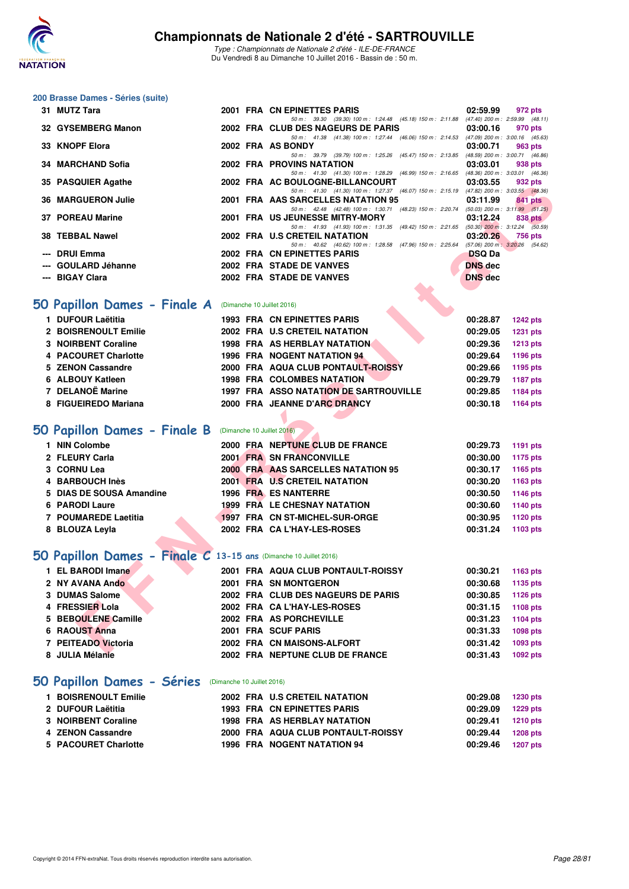# Championnats de Nationale 2 d'été - SARTROUVILLE

*Type : Championnats de Nationale 2 d'été - ILE-DE-FRANCE*
Du Vendredi 8 au Dimanche 10 Juillet 2016 - Bassin de : 50 m.

## 200 Brasse Dames - Séries (suite)

| Rang | Nom | Année | Nat | Club | Temps | Points |
|---|---|---|---|---|---|---|
| 31 | MUTZ Tara | 2001 | FRA | CN EPINETTES PARIS | 02:59.99 | 972 pts |
| | 50 m : 39.30 (39.30) 100 m : 1:24.48 (45.18) 150 m : 2:11.88 (47.40) 200 m : 2:59.99 (48.11) | | | | | |
| 32 | GYSEMBERG Manon | 2002 | FRA | CLUB DES NAGEURS DE PARIS | 03:00.16 | 970 pts |
| | 50 m : 41.38 (41.38) 100 m : 1:27.44 (46.06) 150 m : 2:14.53 (47.09) 200 m : 3:00.16 (45.63) | | | | | |
| 33 | KNOPF Elora | 2002 | FRA | AS BONDY | 03:00.71 | 963 pts |
| | 50 m : 39.79 (39.79) 100 m : 1:25.26 (45.47) 150 m : 2:13.85 (48.59) 200 m : 3:00.71 (46.86) | | | | | |
| 34 | MARCHAND Sofia | 2002 | FRA | PROVINS NATATION | 03:03.01 | 938 pts |
| | 50 m : 41.30 (41.30) 100 m : 1:28.29 (46.99) 150 m : 2:16.65 (48.36) 200 m : 3:03.01 (46.36) | | | | | |
| 35 | PASQUIER Agathe | 2002 | FRA | AC BOULOGNE-BILLANCOURT | 03:03.55 | 932 pts |
| | 50 m : 41.30 (41.30) 100 m : 1:27.37 (46.07) 150 m : 2:15.19 (47.82) 200 m : 3:03.55 (48.36) | | | | | |
| 36 | MARGUERON Julie | 2001 | FRA | AAS SARCELLES NATATION 95 | 03:11.99 | 841 pts |
| | 50 m : 42.48 (42.48) 100 m : 1:30.71 (48.23) 150 m : 2:20.74 (50.03) 200 m : 3:11.99 (51.25) | | | | | |
| 37 | POREAU Marine | 2001 | FRA | US JEUNESSE MITRY-MORY | 03:12.24 | 838 pts |
| | 50 m : 41.93 (41.93) 100 m : 1:31.35 (49.42) 150 m : 2:21.65 (50.30) 200 m : 3:12.24 (50.59) | | | | | |
| 38 | TEBBAL Nawel | 2002 | FRA | U.S CRETEIL NATATION | 03:20.26 | 756 pts |
| | 50 m : 40.62 (40.62) 100 m : 1:28.58 (47.96) 150 m : 2:25.64 (57.06) 200 m : 3:20.26 (54.62) | | | | | |
| --- | DRUI Emma | 2002 | FRA | CN EPINETTES PARIS | DSQ Da | |
| --- | GOULARD Jéhanne | 2002 | FRA | STADE DE VANVES | DNS dec | |
| --- | BIGAY Clara | 2002 | FRA | STADE DE VANVES | DNS dec | |

## 50 Papillon Dames - Finale A (Dimanche 10 Juillet 2016)

| Rang | Nom | Année | Nat | Club | Temps | Points |
|---|---|---|---|---|---|---|
| 1 | DUFOUR Laëtitia | 1993 | FRA | CN EPINETTES PARIS | 00:28.87 | 1242 pts |
| 2 | BOISRENOULT Emilie | 2002 | FRA | U.S CRETEIL NATATION | 00:29.05 | 1231 pts |
| 3 | NOIRBENT Coraline | 1998 | FRA | AS HERBLAY NATATION | 00:29.36 | 1213 pts |
| 4 | PACOURET Charlotte | 1996 | FRA | NOGENT NATATION 94 | 00:29.64 | 1196 pts |
| 5 | ZENON Cassandre | 2000 | FRA | AQUA CLUB PONTAULT-ROISSY | 00:29.66 | 1195 pts |
| 6 | ALBOUY Katleen | 1998 | FRA | COLOMBES NATATION | 00:29.79 | 1187 pts |
| 7 | DELANOË Marine | 1997 | FRA | ASSO NATATION DE SARTROUVILLE | 00:29.85 | 1184 pts |
| 8 | FIGUEIREDO Mariana | 2000 | FRA | JEANNE D'ARC DRANCY | 00:30.18 | 1164 pts |

## 50 Papillon Dames - Finale B (Dimanche 10 Juillet 2016)

| Rang | Nom | Année | Nat | Club | Temps | Points |
|---|---|---|---|---|---|---|
| 1 | NIN Colombe | 2000 | FRA | NEPTUNE CLUB DE FRANCE | 00:29.73 | 1191 pts |
| 2 | FLEURY Carla | 2001 | FRA | SN FRANCONVILLE | 00:30.00 | 1175 pts |
| 3 | CORNU Lea | 2000 | FRA | AAS SARCELLES NATATION 95 | 00:30.17 | 1165 pts |
| 4 | BARBOUCH Inès | 2001 | FRA | U.S CRETEIL NATATION | 00:30.20 | 1163 pts |
| 5 | DIAS DE SOUSA Amandine | 1996 | FRA | ES NANTERRE | 00:30.50 | 1146 pts |
| 6 | PARODI Laure | 1999 | FRA | LE CHESNAY NATATION | 00:30.60 | 1140 pts |
| 7 | POUMAREDE Laetitia | 1997 | FRA | CN ST-MICHEL-SUR-ORGE | 00:30.95 | 1120 pts |
| 8 | BLOUZA Leyla | 2002 | FRA | CA L'HAY-LES-ROSES | 00:31.24 | 1103 pts |

## 50 Papillon Dames - Finale C 13-15 ans (Dimanche 10 Juillet 2016)

| Rang | Nom | Année | Nat | Club | Temps | Points |
|---|---|---|---|---|---|---|
| 1 | EL BARODI Imane | 2001 | FRA | AQUA CLUB PONTAULT-ROISSY | 00:30.21 | 1163 pts |
| 2 | NY AVANA Ando | 2001 | FRA | SN MONTGERON | 00:30.68 | 1135 pts |
| 3 | DUMAS Salome | 2002 | FRA | CLUB DES NAGEURS DE PARIS | 00:30.85 | 1126 pts |
| 4 | FRESSIER Lola | 2002 | FRA | CA L'HAY-LES-ROSES | 00:31.15 | 1108 pts |
| 5 | BEBOULENE Camille | 2002 | FRA | AS PORCHEVILLE | 00:31.23 | 1104 pts |
| 6 | RAOUST Anna | 2001 | FRA | SCUF PARIS | 00:31.33 | 1098 pts |
| 7 | PEITEADO Victoria | 2002 | FRA | CN MAISONS-ALFORT | 00:31.42 | 1093 pts |
| 8 | JULIA Mélanie | 2002 | FRA | NEPTUNE CLUB DE FRANCE | 00:31.43 | 1092 pts |

## 50 Papillon Dames - Séries (Dimanche 10 Juillet 2016)

| Rang | Nom | Année | Nat | Club | Temps | Points |
|---|---|---|---|---|---|---|
| 1 | BOISRENOULT Emilie | 2002 | FRA | U.S CRETEIL NATATION | 00:29.08 | 1230 pts |
| 2 | DUFOUR Laëtitia | 1993 | FRA | CN EPINETTES PARIS | 00:29.09 | 1229 pts |
| 3 | NOIRBENT Coraline | 1998 | FRA | AS HERBLAY NATATION | 00:29.41 | 1210 pts |
| 4 | ZENON Cassandre | 2000 | FRA | AQUA CLUB PONTAULT-ROISSY | 00:29.44 | 1208 pts |
| 5 | PACOURET Charlotte | 1996 | FRA | NOGENT NATATION 94 | 00:29.46 | 1207 pts |

Copyright © 2014 FFN-extraNat. Tous droits réservés reproduction interdite sans autorisation.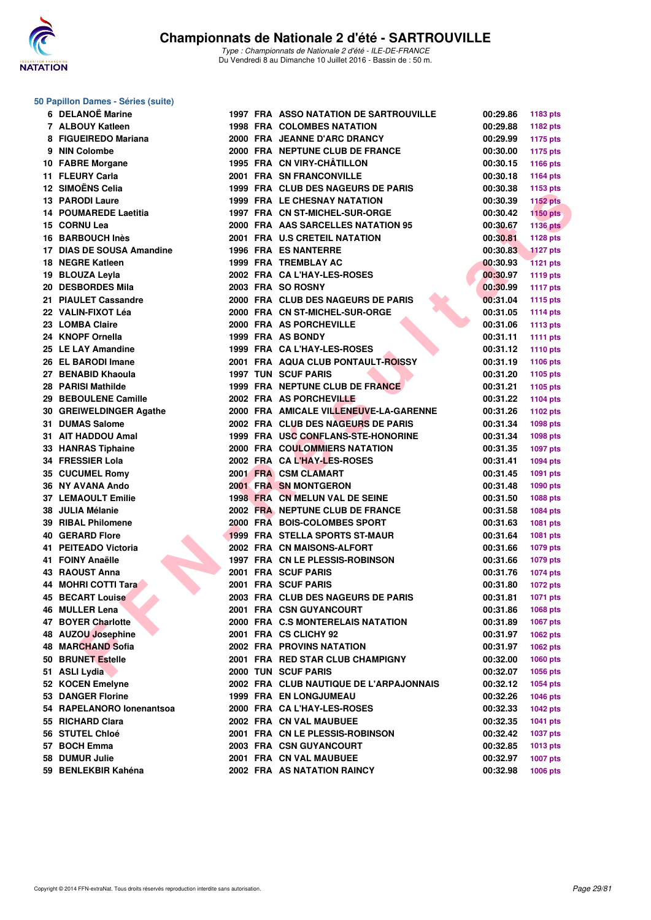# Championnats de Nationale 2 d'été - SARTROUVILLE

*Type : Championnats de Nationale 2 d'été - ILE-DE-FRANCE*
Du Vendredi 8 au Dimanche 10 Juillet 2016 - Bassin de : 50 m.

## 50 Papillon Dames - Séries (suite)

| Rang | Nom | Année | Nat | Club | Temps | Points |
|---|---|---|---|---|---|---|
| 6 | DELANOË Marine | 1997 | FRA | ASSO NATATION DE SARTROUVILLE | 00:29.86 | 1183 pts |
| 7 | ALBOUY Katleen | 1998 | FRA | COLOMBES NATATION | 00:29.88 | 1182 pts |
| 8 | FIGUEIREDO Mariana | 2000 | FRA | JEANNE D'ARC DRANCY | 00:29.99 | 1175 pts |
| 9 | NIN Colombe | 2000 | FRA | NEPTUNE CLUB DE FRANCE | 00:30.00 | 1175 pts |
| 10 | FABRE Morgane | 1995 | FRA | CN VIRY-CHÂTILLON | 00:30.15 | 1166 pts |
| 11 | FLEURY Carla | 2001 | FRA | SN FRANCONVILLE | 00:30.18 | 1164 pts |
| 12 | SIMOËNS Celia | 1999 | FRA | CLUB DES NAGEURS DE PARIS | 00:30.38 | 1153 pts |
| 13 | PARODI Laure | 1999 | FRA | LE CHESNAY NATATION | 00:30.39 | 1152 pts |
| 14 | POUMAREDE Laetitia | 1997 | FRA | CN ST-MICHEL-SUR-ORGE | 00:30.42 | 1150 pts |
| 15 | CORNU Lea | 2000 | FRA | AAS SARCELLES NATATION 95 | 00:30.67 | 1136 pts |
| 16 | BARBOUCH Inès | 2001 | FRA | U.S CRETEIL NATATION | 00:30.81 | 1128 pts |
| 17 | DIAS DE SOUSA Amandine | 1996 | FRA | ES NANTERRE | 00:30.83 | 1127 pts |
| 18 | NEGRE Katleen | 1999 | FRA | TREMBLAY AC | 00:30.93 | 1121 pts |
| 19 | BLOUZA Leyla | 2002 | FRA | CA L'HAY-LES-ROSES | 00:30.97 | 1119 pts |
| 20 | DESBORDES Mila | 2003 | FRA | SO ROSNY | 00:30.99 | 1117 pts |
| 21 | PIAULET Cassandre | 2000 | FRA | CLUB DES NAGEURS DE PARIS | 00:31.04 | 1115 pts |
| 22 | VALIN-FIXOT Léa | 2000 | FRA | CN ST-MICHEL-SUR-ORGE | 00:31.05 | 1114 pts |
| 23 | LOMBA Claire | 2000 | FRA | AS PORCHEVILLE | 00:31.06 | 1113 pts |
| 24 | KNOPF Ornella | 1999 | FRA | AS BONDY | 00:31.11 | 1111 pts |
| 25 | LE LAY Amandine | 1999 | FRA | CA L'HAY-LES-ROSES | 00:31.12 | 1110 pts |
| 26 | EL BARODI Imane | 2001 | FRA | AQUA CLUB PONTAULT-ROISSY | 00:31.19 | 1106 pts |
| 27 | BENABID Khaoula | 1997 | TUN | SCUF PARIS | 00:31.20 | 1105 pts |
| 28 | PARISI Mathilde | 1999 | FRA | NEPTUNE CLUB DE FRANCE | 00:31.21 | 1105 pts |
| 29 | BEBOULENE Camille | 2002 | FRA | AS PORCHEVILLE | 00:31.22 | 1104 pts |
| 30 | GREIWELDINGER Agathe | 2000 | FRA | AMICALE VILLENEUVE-LA-GARENNE | 00:31.26 | 1102 pts |
| 31 | DUMAS Salome | 2002 | FRA | CLUB DES NAGEURS DE PARIS | 00:31.34 | 1098 pts |
| 31 | AIT HADDOU Amal | 1999 | FRA | USC CONFLANS-STE-HONORINE | 00:31.34 | 1098 pts |
| 33 | HANRAS Tiphaine | 2000 | FRA | COULOMMIERS NATATION | 00:31.35 | 1097 pts |
| 34 | FRESSIER Lola | 2002 | FRA | CA L'HAY-LES-ROSES | 00:31.41 | 1094 pts |
| 35 | CUCUMEL Romy | 2001 | FRA | CSM CLAMART | 00:31.45 | 1091 pts |
| 36 | NY AVANA Ando | 2001 | FRA | SN MONTGERON | 00:31.48 | 1090 pts |
| 37 | LEMAOULT Emilie | 1998 | FRA | CN MELUN VAL DE SEINE | 00:31.50 | 1088 pts |
| 38 | JULIA Mélanie | 2002 | FRA | NEPTUNE CLUB DE FRANCE | 00:31.58 | 1084 pts |
| 39 | RIBAL Philomene | 2000 | FRA | BOIS-COLOMBES SPORT | 00:31.63 | 1081 pts |
| 40 | GERARD Flore | 1999 | FRA | STELLA SPORTS ST-MAUR | 00:31.64 | 1081 pts |
| 41 | PEITEADO Victoria | 2002 | FRA | CN MAISONS-ALFORT | 00:31.66 | 1079 pts |
| 41 | FOINY Anaëlle | 1997 | FRA | CN LE PLESSIS-ROBINSON | 00:31.66 | 1079 pts |
| 43 | RAOUST Anna | 2001 | FRA | SCUF PARIS | 00:31.76 | 1074 pts |
| 44 | MOHRI COTTI Tara | 2001 | FRA | SCUF PARIS | 00:31.80 | 1072 pts |
| 45 | BECART Louise | 2003 | FRA | CLUB DES NAGEURS DE PARIS | 00:31.81 | 1071 pts |
| 46 | MULLER Lena | 2001 | FRA | CSN GUYANCOURT | 00:31.86 | 1068 pts |
| 47 | BOYER Charlotte | 2000 | FRA | C.S MONTERELAIS NATATION | 00:31.89 | 1067 pts |
| 48 | AUZOU Josephine | 2001 | FRA | CS CLICHY 92 | 00:31.97 | 1062 pts |
| 48 | MARCHAND Sofia | 2002 | FRA | PROVINS NATATION | 00:31.97 | 1062 pts |
| 50 | BRUNET Estelle | 2001 | FRA | RED STAR CLUB CHAMPIGNY | 00:32.00 | 1060 pts |
| 51 | ASLI Lydia | 2000 | TUN | SCUF PARIS | 00:32.07 | 1056 pts |
| 52 | KOCEN Emelyne | 2002 | FRA | CLUB NAUTIQUE DE L'ARPAJONNAIS | 00:32.12 | 1054 pts |
| 53 | DANGER Florine | 1999 | FRA | EN LONGJUMEAU | 00:32.26 | 1046 pts |
| 54 | RAPELANORO Ionenantsoa | 2000 | FRA | CA L'HAY-LES-ROSES | 00:32.33 | 1042 pts |
| 55 | RICHARD Clara | 2002 | FRA | CN VAL MAUBUEE | 00:32.35 | 1041 pts |
| 56 | STUTEL Chloé | 2001 | FRA | CN LE PLESSIS-ROBINSON | 00:32.42 | 1037 pts |
| 57 | BOCH Emma | 2003 | FRA | CSN GUYANCOURT | 00:32.85 | 1013 pts |
| 58 | DUMUR Julie | 2001 | FRA | CN VAL MAUBUEE | 00:32.97 | 1007 pts |
| 59 | BENLEKBIR Kahéna | 2002 | FRA | AS NATATION RAINCY | 00:32.98 | 1006 pts |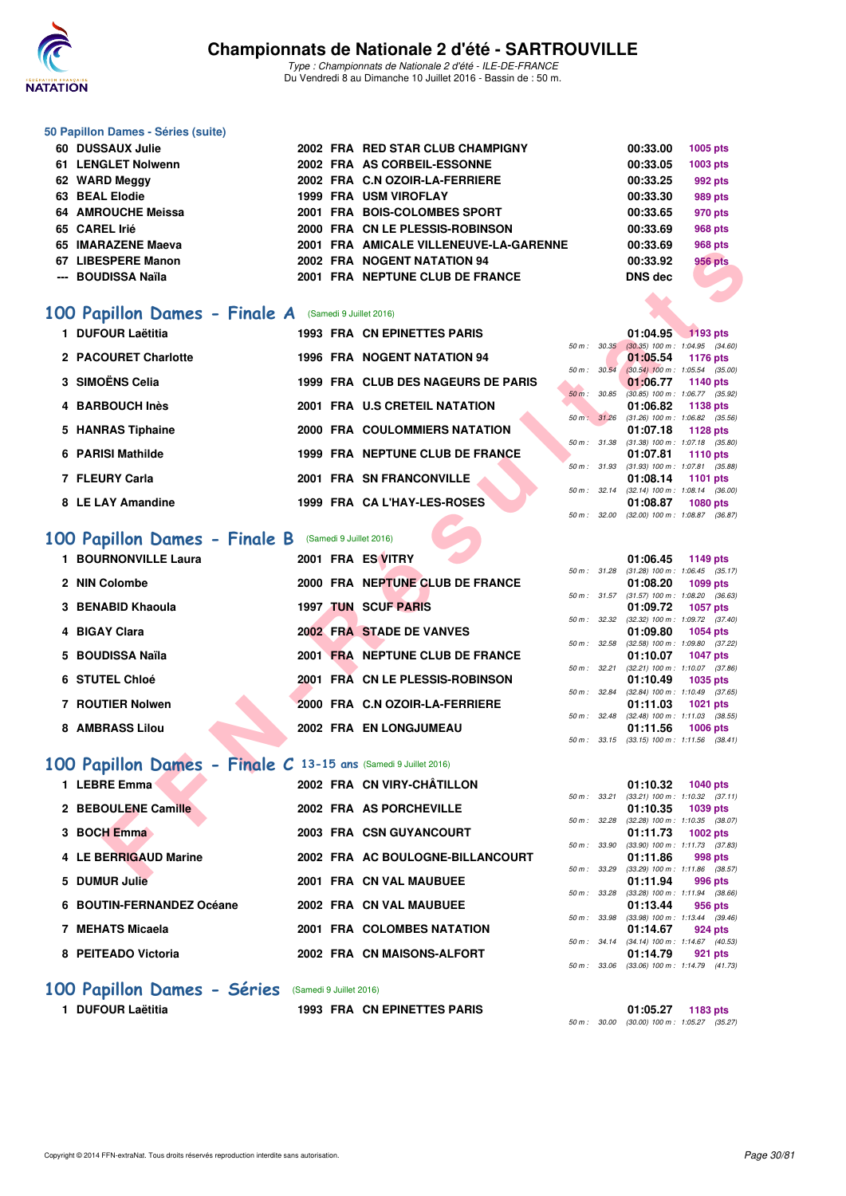# Championnats de Nationale 2 d'été - SARTROUVILLE

*Type : Championnats de Nationale 2 d'été - ILE-DE-FRANCE*
Du Vendredi 8 au Dimanche 10 Juillet 2016 - Bassin de : 50 m.

### 50 Papillon Dames - Séries (suite)

| Pl. | Nom | Année | Nat. | Club | Temps | Points |
|---|---|---|---|---|---|---|
| 60 | DUSSAUX Julie | 2002 | FRA | RED STAR CLUB CHAMPIGNY | 00:33.00 | 1005 pts |
| 61 | LENGLET Nolwenn | 2002 | FRA | AS CORBEIL-ESSONNE | 00:33.05 | 1003 pts |
| 62 | WARD Meggy | 2002 | FRA | C.N OZOIR-LA-FERRIERE | 00:33.25 | 992 pts |
| 63 | BEAL Elodie | 1999 | FRA | USM VIROFLAY | 00:33.30 | 989 pts |
| 64 | AMROUCHE Meissa | 2001 | FRA | BOIS-COLOMBES SPORT | 00:33.65 | 970 pts |
| 65 | CAREL Irié | 2000 | FRA | CN LE PLESSIS-ROBINSON | 00:33.69 | 968 pts |
| 65 | IMARAZENE Maeva | 2001 | FRA | AMICALE VILLENEUVE-LA-GARENNE | 00:33.69 | 968 pts |
| 67 | LIBESPERE Manon | 2002 | FRA | NOGENT NATATION 94 | 00:33.92 | 956 pts |
| --- | BOUDISSA Naïla | 2001 | FRA | NEPTUNE CLUB DE FRANCE | DNS dec | |

## 100 Papillon Dames - Finale A (Samedi 9 Juillet 2016)

| Pl. | Nom | Année | Nat. | Club | Temps | Points | Splits |
|---|---|---|---|---|---|---|---|
| 1 | DUFOUR Laëtitia | 1993 | FRA | CN EPINETTES PARIS | 01:04.95 | 1193 pts | 50 m : 30.35 (30.35) 100 m : 1:04.95 (34.60) |
| 2 | PACOURET Charlotte | 1996 | FRA | NOGENT NATATION 94 | 01:05.54 | 1176 pts | 50 m : 30.54 (30.54) 100 m : 1:05.54 (35.00) |
| 3 | SIMOËNS Celia | 1999 | FRA | CLUB DES NAGEURS DE PARIS | 01:06.77 | 1140 pts | 50 m : 30.85 (30.85) 100 m : 1:06.77 (35.92) |
| 4 | BARBOUCH Inès | 2001 | FRA | U.S CRETEIL NATATION | 01:06.82 | 1138 pts | 50 m : 31.26 (31.26) 100 m : 1:06.82 (35.56) |
| 5 | HANRAS Tiphaine | 2000 | FRA | COULOMMIERS NATATION | 01:07.18 | 1128 pts | 50 m : 31.38 (31.38) 100 m : 1:07.18 (35.80) |
| 6 | PARISI Mathilde | 1999 | FRA | NEPTUNE CLUB DE FRANCE | 01:07.81 | 1110 pts | 50 m : 31.93 (31.93) 100 m : 1:07.81 (35.88) |
| 7 | FLEURY Carla | 2001 | FRA | SN FRANCONVILLE | 01:08.14 | 1101 pts | 50 m : 32.14 (32.14) 100 m : 1:08.14 (36.00) |
| 8 | LE LAY Amandine | 1999 | FRA | CA L'HAY-LES-ROSES | 01:08.87 | 1080 pts | 50 m : 32.00 (32.00) 100 m : 1:08.87 (36.87) |

## 100 Papillon Dames - Finale B (Samedi 9 Juillet 2016)

| Pl. | Nom | Année | Nat. | Club | Temps | Points | Splits |
|---|---|---|---|---|---|---|---|
| 1 | BOURNONVILLE Laura | 2001 | FRA | ES VITRY | 01:06.45 | 1149 pts | 50 m : 31.28 (31.28) 100 m : 1:06.45 (35.17) |
| 2 | NIN Colombe | 2000 | FRA | NEPTUNE CLUB DE FRANCE | 01:08.20 | 1099 pts | 50 m : 31.57 (31.57) 100 m : 1:08.20 (36.63) |
| 3 | BENABID Khaoula | 1997 | TUN | SCUF PARIS | 01:09.72 | 1057 pts | 50 m : 32.32 (32.32) 100 m : 1:09.72 (37.40) |
| 4 | BIGAY Clara | 2002 | FRA | STADE DE VANVES | 01:09.80 | 1054 pts | 50 m : 32.58 (32.58) 100 m : 1:09.80 (37.22) |
| 5 | BOUDISSA Naïla | 2001 | FRA | NEPTUNE CLUB DE FRANCE | 01:10.07 | 1047 pts | 50 m : 32.21 (32.21) 100 m : 1:10.07 (37.86) |
| 6 | STUTEL Chloé | 2001 | FRA | CN LE PLESSIS-ROBINSON | 01:10.49 | 1035 pts | 50 m : 32.84 (32.84) 100 m : 1:10.49 (37.65) |
| 7 | ROUTIER Nolwen | 2000 | FRA | C.N OZOIR-LA-FERRIERE | 01:11.03 | 1021 pts | 50 m : 32.48 (32.48) 100 m : 1:11.03 (38.55) |
| 8 | AMBRASS Lilou | 2002 | FRA | EN LONGJUMEAU | 01:11.56 | 1006 pts | 50 m : 33.15 (33.15) 100 m : 1:11.56 (38.41) |

## 100 Papillon Dames - Finale C 13-15 ans (Samedi 9 Juillet 2016)

| Pl. | Nom | Année | Nat. | Club | Temps | Points | Splits |
|---|---|---|---|---|---|---|---|
| 1 | LEBRE Emma | 2002 | FRA | CN VIRY-CHÂTILLON | 01:10.32 | 1040 pts | 50 m : 33.21 (33.21) 100 m : 1:10.32 (37.11) |
| 2 | BEBOULENE Camille | 2002 | FRA | AS PORCHEVILLE | 01:10.35 | 1039 pts | 50 m : 32.28 (32.28) 100 m : 1:10.35 (38.07) |
| 3 | BOCH Emma | 2003 | FRA | CSN GUYANCOURT | 01:11.73 | 1002 pts | 50 m : 33.90 (33.90) 100 m : 1:11.73 (37.83) |
| 4 | LE BERRIGAUD Marine | 2002 | FRA | AC BOULOGNE-BILLANCOURT | 01:11.86 | 998 pts | 50 m : 33.29 (33.29) 100 m : 1:11.86 (38.57) |
| 5 | DUMUR Julie | 2001 | FRA | CN VAL MAUBUEE | 01:11.94 | 996 pts | 50 m : 33.28 (33.28) 100 m : 1:11.94 (38.66) |
| 6 | BOUTIN-FERNANDEZ Océane | 2002 | FRA | CN VAL MAUBUEE | 01:13.44 | 956 pts | 50 m : 33.98 (33.98) 100 m : 1:13.44 (39.46) |
| 7 | MEHATS Micaela | 2001 | FRA | COLOMBES NATATION | 01:14.67 | 924 pts | 50 m : 34.14 (34.14) 100 m : 1:14.67 (40.53) |
| 8 | PEITEADO Victoria | 2002 | FRA | CN MAISONS-ALFORT | 01:14.79 | 921 pts | 50 m : 33.06 (33.06) 100 m : 1:14.79 (41.73) |

## 100 Papillon Dames - Séries (Samedi 9 Juillet 2016)

| Pl. | Nom | Année | Nat. | Club | Temps | Points | Splits |
|---|---|---|---|---|---|---|---|
| 1 | DUFOUR Laëtitia | 1993 | FRA | CN EPINETTES PARIS | 01:05.27 | 1183 pts | 50 m : 30.00 (30.00) 100 m : 1:05.27 (35.27) |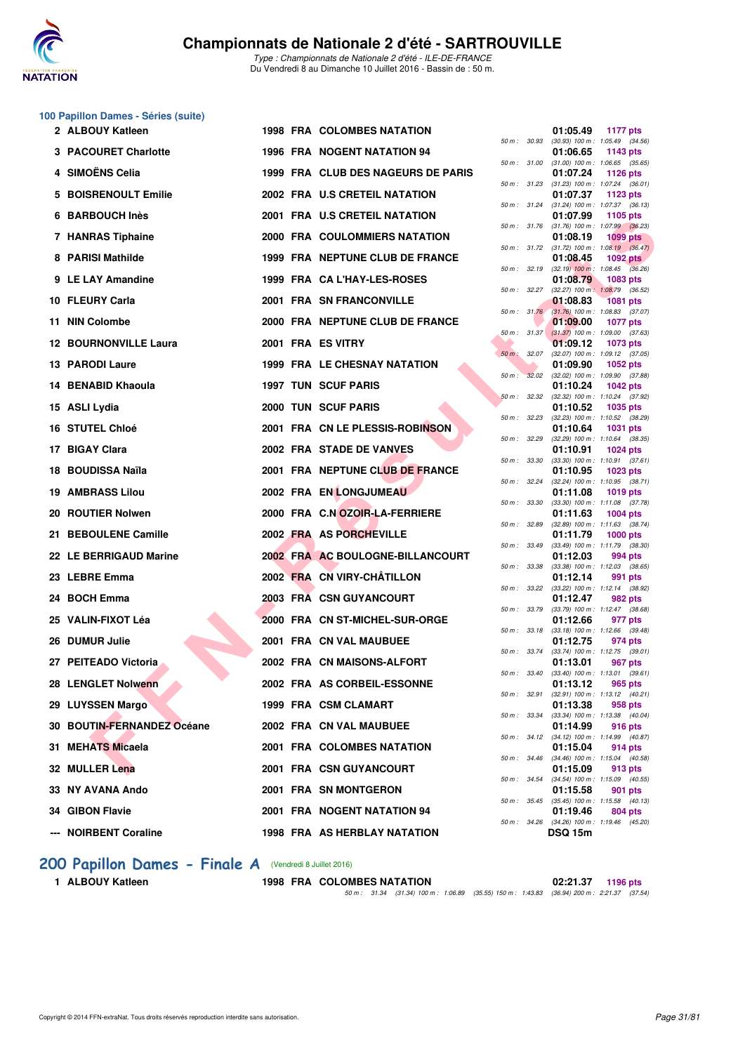## 100 Papillon Dames - Séries (suite)

| Rang | Nom | Année | Nat. | Club | Splits | Temps | Points |
|---|---|---|---|---|---|---|---|
| 2 | ALBOUY Katleen | 1998 | FRA | COLOMBES NATATION | 50 m : 30.93 (30.93) 100 m : 1:05.49 (34.56) | 01:05.49 | 1177 pts |
| 3 | PACOURET Charlotte | 1996 | FRA | NOGENT NATATION 94 | 50 m : 31.00 (31.00) 100 m : 1:06.65 (35.65) | 01:06.65 | 1143 pts |
| 4 | SIMOËNS Celia | 1999 | FRA | CLUB DES NAGEURS DE PARIS | 50 m : 31.23 (31.23) 100 m : 1:07.24 (36.01) | 01:07.24 | 1126 pts |
| 5 | BOISRENOULT Emilie | 2002 | FRA | U.S CRETEIL NATATION | 50 m : 31.24 (31.24) 100 m : 1:07.37 (36.13) | 01:07.37 | 1123 pts |
| 6 | BARBOUCH Inès | 2001 | FRA | U.S CRETEIL NATATION | 50 m : 31.76 (31.76) 100 m : 1:07.99 (36.23) | 01:07.99 | 1105 pts |
| 7 | HANRAS Tiphaine | 2000 | FRA | COULOMMIERS NATATION | 50 m : 31.72 (31.72) 100 m : 1:08.19 (36.47) | 01:08.19 | 1099 pts |
| 8 | PARISI Mathilde | 1999 | FRA | NEPTUNE CLUB DE FRANCE | 50 m : 32.19 (32.19) 100 m : 1:08.45 (36.26) | 01:08.45 | 1092 pts |
| 9 | LE LAY Amandine | 1999 | FRA | CA L'HAY-LES-ROSES | 50 m : 32.27 (32.27) 100 m : 1:08.79 (36.52) | 01:08.79 | 1083 pts |
| 10 | FLEURY Carla | 2001 | FRA | SN FRANCONVILLE | 50 m : 31.76 (31.76) 100 m : 1:08.83 (37.07) | 01:08.83 | 1081 pts |
| 11 | NIN Colombe | 2000 | FRA | NEPTUNE CLUB DE FRANCE | 50 m : 31.37 (31.37) 100 m : 1:09.00 (37.63) | 01:09.00 | 1077 pts |
| 12 | BOURNONVILLE Laura | 2001 | FRA | ES VITRY | 50 m : 32.07 (32.07) 100 m : 1:09.12 (37.05) | 01:09.12 | 1073 pts |
| 13 | PARODI Laure | 1999 | FRA | LE CHESNAY NATATION | 50 m : 32.02 (32.02) 100 m : 1:09.90 (37.88) | 01:09.90 | 1052 pts |
| 14 | BENABID Khaoula | 1997 | TUN | SCUF PARIS | 50 m : 32.32 (32.32) 100 m : 1:10.24 (37.92) | 01:10.24 | 1042 pts |
| 15 | ASLI Lydia | 2000 | TUN | SCUF PARIS | 50 m : 32.23 (32.23) 100 m : 1:10.52 (38.29) | 01:10.52 | 1035 pts |
| 16 | STUTEL Chloé | 2001 | FRA | CN LE PLESSIS-ROBINSON | 50 m : 32.29 (32.29) 100 m : 1:10.64 (38.35) | 01:10.64 | 1031 pts |
| 17 | BIGAY Clara | 2002 | FRA | STADE DE VANVES | 50 m : 33.30 (33.30) 100 m : 1:10.91 (37.61) | 01:10.91 | 1024 pts |
| 18 | BOUDISSA Naïla | 2001 | FRA | NEPTUNE CLUB DE FRANCE | 50 m : 32.24 (32.24) 100 m : 1:10.95 (38.71) | 01:10.95 | 1023 pts |
| 19 | AMBRASS Lilou | 2002 | FRA | EN LONGJUMEAU | 50 m : 33.30 (33.30) 100 m : 1:11.08 (37.78) | 01:11.08 | 1019 pts |
| 20 | ROUTIER Nolwen | 2000 | FRA | C.N OZOIR-LA-FERRIERE | 50 m : 32.89 (32.89) 100 m : 1:11.63 (38.74) | 01:11.63 | 1004 pts |
| 21 | BEBOULENE Camille | 2002 | FRA | AS PORCHEVILLE | 50 m : 33.49 (33.49) 100 m : 1:11.79 (38.30) | 01:11.79 | 1000 pts |
| 22 | LE BERRIGAUD Marine | 2002 | FRA | AC BOULOGNE-BILLANCOURT | 50 m : 33.38 (33.38) 100 m : 1:12.03 (38.65) | 01:12.03 | 994 pts |
| 23 | LEBRE Emma | 2002 | FRA | CN VIRY-CHÂTILLON | 50 m : 33.22 (33.22) 100 m : 1:12.14 (38.92) | 01:12.14 | 991 pts |
| 24 | BOCH Emma | 2003 | FRA | CSN GUYANCOURT | 50 m : 33.79 (33.79) 100 m : 1:12.47 (38.68) | 01:12.47 | 982 pts |
| 25 | VALIN-FIXOT Léa | 2000 | FRA | CN ST-MICHEL-SUR-ORGE | 50 m : 33.18 (33.18) 100 m : 1:12.66 (39.48) | 01:12.66 | 977 pts |
| 26 | DUMUR Julie | 2001 | FRA | CN VAL MAUBUEE | 50 m : 33.74 (33.74) 100 m : 1:12.75 (39.01) | 01:12.75 | 974 pts |
| 27 | PEITEADO Victoria | 2002 | FRA | CN MAISONS-ALFORT | 50 m : 33.40 (33.40) 100 m : 1:13.01 (39.61) | 01:13.01 | 967 pts |
| 28 | LENGLET Nolwenn | 2002 | FRA | AS CORBEIL-ESSONNE | 50 m : 32.91 (32.91) 100 m : 1:13.12 (40.21) | 01:13.12 | 965 pts |
| 29 | LUYSSEN Margo | 1999 | FRA | CSM CLAMART | 50 m : 33.34 (33.34) 100 m : 1:13.38 (40.04) | 01:13.38 | 958 pts |
| 30 | BOUTIN-FERNANDEZ Océane | 2002 | FRA | CN VAL MAUBUEE | 50 m : 34.12 (34.12) 100 m : 1:14.99 (40.87) | 01:14.99 | 916 pts |
| 31 | MEHATS Micaela | 2001 | FRA | COLOMBES NATATION | 50 m : 34.46 (34.46) 100 m : 1:15.04 (40.58) | 01:15.04 | 914 pts |
| 32 | MULLER Lena | 2001 | FRA | CSN GUYANCOURT | 50 m : 34.54 (34.54) 100 m : 1:15.09 (40.55) | 01:15.09 | 913 pts |
| 33 | NY AVANA Ando | 2001 | FRA | SN MONTGERON | 50 m : 35.45 (35.45) 100 m : 1:15.58 (40.13) | 01:15.58 | 901 pts |
| 34 | GIBON Flavie | 2001 | FRA | NOGENT NATATION 94 | 50 m : 34.26 (34.26) 100 m : 1:19.46 (45.20) | 01:19.46 | 804 pts |
| --- | NOIRBENT Coraline | 1998 | FRA | AS HERBLAY NATATION | | DSQ 15m | |

## 200 Papillon Dames - Finale A (Vendredi 8 Juillet 2016)

| Rang | Nom | Année | Nat. | Club | Splits | Temps | Points |
|---|---|---|---|---|---|---|---|
| 1 | ALBOUY Katleen | 1998 | FRA | COLOMBES NATATION | 50 m : 31.34 (31.34) 100 m : 1:06.89 (35.55) 150 m : 1:43.83 (36.94) 200 m : 2:21.37 (37.54) | 02:21.37 | 1196 pts |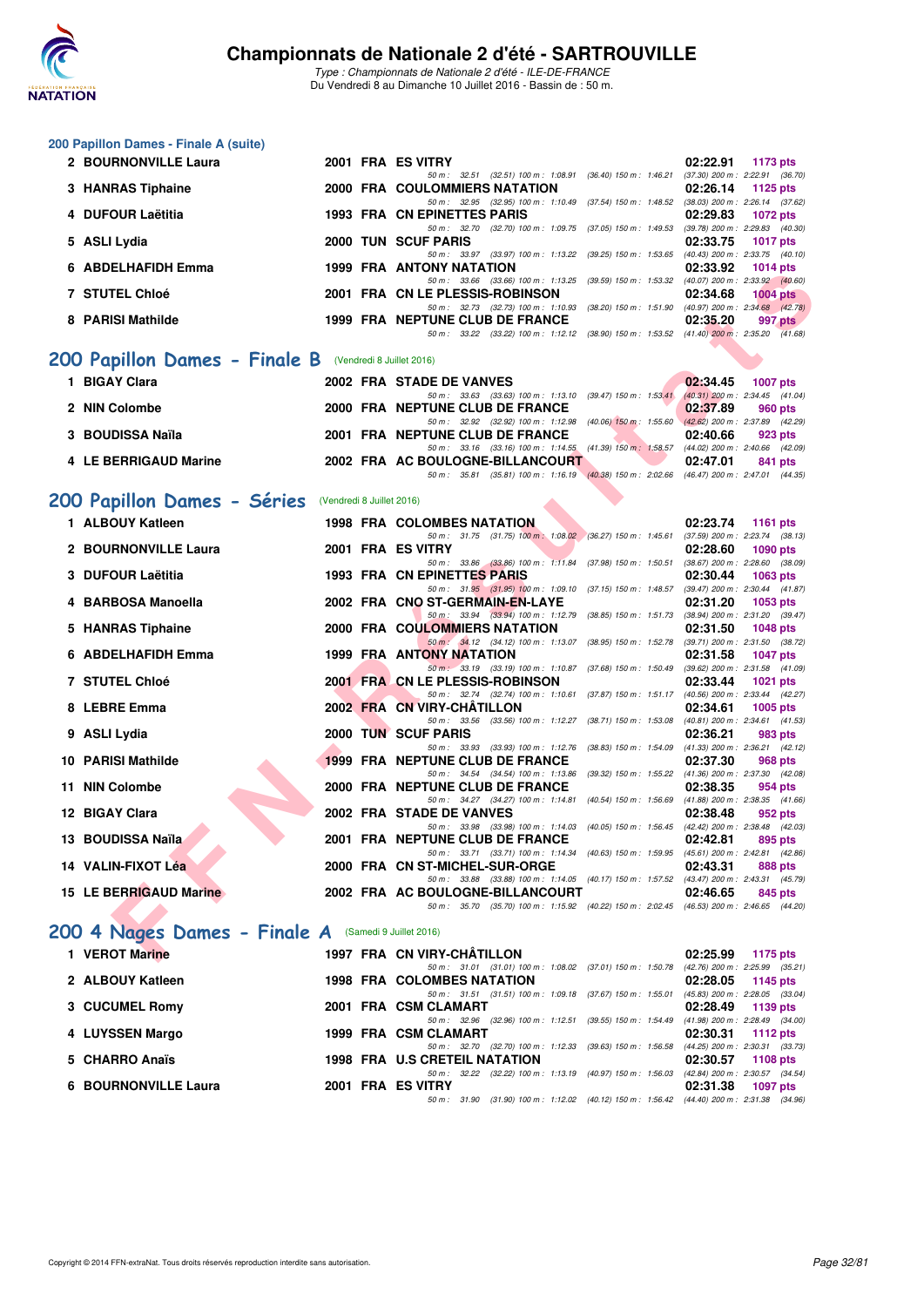# Championnats de Nationale 2 d'été - SARTROUVILLE

*Type : Championnats de Nationale 2 d'été - ILE-DE-FRANCE*
Du Vendredi 8 au Dimanche 10 Juillet 2016 - Bassin de : 50 m.

## 200 Papillon Dames - Finale A (suite)

| Rang | Nom | Année | Nat | Club | Temps | Points |
|---|---|---|---|---|---|---|
| 2 | BOURNONVILLE Laura | 2001 | FRA | ES VITRY | 02:22.91 | 1173 pts |
| | 50 m : 32.51 (32.51) 100 m : 1:08.91 (36.40) 150 m : 1:46.21 (37.30) 200 m : 2:22.91 (36.70) | | | | | |
| 3 | HANRAS Tiphaine | 2000 | FRA | COULOMMIERS NATATION | 02:26.14 | 1125 pts |
| | 50 m : 32.95 (32.95) 100 m : 1:10.49 (37.54) 150 m : 1:48.52 (38.03) 200 m : 2:26.14 (37.62) | | | | | |
| 4 | DUFOUR Laëtitia | 1993 | FRA | CN EPINETTES PARIS | 02:29.83 | 1072 pts |
| | 50 m : 32.70 (32.70) 100 m : 1:09.75 (37.05) 150 m : 1:49.53 (39.78) 200 m : 2:29.83 (40.30) | | | | | |
| 5 | ASLI Lydia | 2000 | TUN | SCUF PARIS | 02:33.75 | 1017 pts |
| | 50 m : 33.97 (33.97) 100 m : 1:13.22 (39.25) 150 m : 1:53.65 (40.43) 200 m : 2:33.75 (40.10) | | | | | |
| 6 | ABDELHAFIDH Emma | 1999 | FRA | ANTONY NATATION | 02:33.92 | 1014 pts |
| | 50 m : 33.66 (33.66) 100 m : 1:13.25 (39.59) 150 m : 1:53.32 (40.07) 200 m : 2:33.92 (40.60) | | | | | |
| 7 | STUTEL Chloé | 2001 | FRA | CN LE PLESSIS-ROBINSON | 02:34.68 | 1004 pts |
| | 50 m : 32.73 (32.73) 100 m : 1:10.93 (38.20) 150 m : 1:51.90 (40.97) 200 m : 2:34.68 (42.78) | | | | | |
| 8 | PARISI Mathilde | 1999 | FRA | NEPTUNE CLUB DE FRANCE | 02:35.20 | 997 pts |
| | 50 m : 33.22 (33.22) 100 m : 1:12.12 (38.90) 150 m : 1:53.52 (41.40) 200 m : 2:35.20 (41.68) | | | | | |

## 200 Papillon Dames - Finale B (Vendredi 8 Juillet 2016)

| Rang | Nom | Année | Nat | Club | Temps | Points |
|---|---|---|---|---|---|---|
| 1 | BIGAY Clara | 2002 | FRA | STADE DE VANVES | 02:34.45 | 1007 pts |
| | 50 m : 33.63 (33.63) 100 m : 1:13.10 (39.47) 150 m : 1:53.41 (40.31) 200 m : 2:34.45 (41.04) | | | | | |
| 2 | NIN Colombe | 2000 | FRA | NEPTUNE CLUB DE FRANCE | 02:37.89 | 960 pts |
| | 50 m : 32.92 (32.92) 100 m : 1:12.98 (40.06) 150 m : 1:55.60 (42.62) 200 m : 2:37.89 (42.29) | | | | | |
| 3 | BOUDISSA Naïla | 2001 | FRA | NEPTUNE CLUB DE FRANCE | 02:40.66 | 923 pts |
| | 50 m : 33.16 (33.16) 100 m : 1:14.55 (41.39) 150 m : 1:58.57 (44.02) 200 m : 2:40.66 (42.09) | | | | | |
| 4 | LE BERRIGAUD Marine | 2002 | FRA | AC BOULOGNE-BILLANCOURT | 02:47.01 | 841 pts |
| | 50 m : 35.81 (35.81) 100 m : 1:16.19 (40.38) 150 m : 2:02.66 (46.47) 200 m : 2:47.01 (44.35) | | | | | |

## 200 Papillon Dames - Séries (Vendredi 8 Juillet 2016)

| Rang | Nom | Année | Nat | Club | Temps | Points |
|---|---|---|---|---|---|---|
| 1 | ALBOUY Katleen | 1998 | FRA | COLOMBES NATATION | 02:23.74 | 1161 pts |
| | 50 m : 31.75 (31.75) 100 m : 1:08.02 (36.27) 150 m : 1:45.61 (37.59) 200 m : 2:23.74 (38.13) | | | | | |
| 2 | BOURNONVILLE Laura | 2001 | FRA | ES VITRY | 02:28.60 | 1090 pts |
| | 50 m : 33.86 (33.86) 100 m : 1:11.84 (37.98) 150 m : 1:50.51 (38.67) 200 m : 2:28.60 (38.09) | | | | | |
| 3 | DUFOUR Laëtitia | 1993 | FRA | CN EPINETTES PARIS | 02:30.44 | 1063 pts |
| | 50 m : 31.95 (31.95) 100 m : 1:09.10 (37.15) 150 m : 1:48.57 (39.47) 200 m : 2:30.44 (41.87) | | | | | |
| 4 | BARBOSA Manoella | 2002 | FRA | CNO ST-GERMAIN-EN-LAYE | 02:31.20 | 1053 pts |
| | 50 m : 33.94 (33.94) 100 m : 1:12.79 (38.85) 150 m : 1:51.73 (38.94) 200 m : 2:31.20 (39.47) | | | | | |
| 5 | HANRAS Tiphaine | 2000 | FRA | COULOMMIERS NATATION | 02:31.50 | 1048 pts |
| | 50 m : 34.12 (34.12) 100 m : 1:13.07 (38.95) 150 m : 1:52.78 (39.71) 200 m : 2:31.50 (38.72) | | | | | |
| 6 | ABDELHAFIDH Emma | 1999 | FRA | ANTONY NATATION | 02:31.58 | 1047 pts |
| | 50 m : 33.19 (33.19) 100 m : 1:10.87 (37.68) 150 m : 1:50.49 (39.62) 200 m : 2:31.58 (41.09) | | | | | |
| 7 | STUTEL Chloé | 2001 | FRA | CN LE PLESSIS-ROBINSON | 02:33.44 | 1021 pts |
| | 50 m : 32.74 (32.74) 100 m : 1:10.61 (37.87) 150 m : 1:51.17 (40.56) 200 m : 2:33.44 (42.27) | | | | | |
| 8 | LEBRE Emma | 2002 | FRA | CN VIRY-CHÂTILLON | 02:34.61 | 1005 pts |
| | 50 m : 33.56 (33.56) 100 m : 1:12.27 (38.71) 150 m : 1:53.08 (40.81) 200 m : 2:34.61 (41.53) | | | | | |
| 9 | ASLI Lydia | 2000 | TUN | SCUF PARIS | 02:36.21 | 983 pts |
| | 50 m : 33.93 (33.93) 100 m : 1:12.76 (38.83) 150 m : 1:54.09 (41.33) 200 m : 2:36.21 (42.12) | | | | | |
| 10 | PARISI Mathilde | 1999 | FRA | NEPTUNE CLUB DE FRANCE | 02:37.30 | 968 pts |
| | 50 m : 34.54 (34.54) 100 m : 1:13.86 (39.32) 150 m : 1:55.22 (41.36) 200 m : 2:37.30 (42.08) | | | | | |
| 11 | NIN Colombe | 2000 | FRA | NEPTUNE CLUB DE FRANCE | 02:38.35 | 954 pts |
| | 50 m : 34.27 (34.27) 100 m : 1:14.81 (40.54) 150 m : 1:56.69 (41.88) 200 m : 2:38.35 (41.66) | | | | | |
| 12 | BIGAY Clara | 2002 | FRA | STADE DE VANVES | 02:38.48 | 952 pts |
| | 50 m : 33.98 (33.98) 100 m : 1:14.03 (40.05) 150 m : 1:56.45 (42.42) 200 m : 2:38.48 (42.03) | | | | | |
| 13 | BOUDISSA Naïla | 2001 | FRA | NEPTUNE CLUB DE FRANCE | 02:42.81 | 895 pts |
| | 50 m : 33.71 (33.71) 100 m : 1:14.34 (40.63) 150 m : 1:59.95 (45.61) 200 m : 2:42.81 (42.86) | | | | | |
| 14 | VALIN-FIXOT Léa | 2000 | FRA | CN ST-MICHEL-SUR-ORGE | 02:43.31 | 888 pts |
| | 50 m : 33.88 (33.88) 100 m : 1:14.05 (40.17) 150 m : 1:57.52 (43.47) 200 m : 2:43.31 (45.79) | | | | | |
| 15 | LE BERRIGAUD Marine | 2002 | FRA | AC BOULOGNE-BILLANCOURT | 02:46.65 | 845 pts |
| | 50 m : 35.70 (35.70) 100 m : 1:15.92 (40.22) 150 m : 2:02.45 (46.53) 200 m : 2:46.65 (44.20) | | | | | |

## 200 4 Nages Dames - Finale A (Samedi 9 Juillet 2016)

| Rang | Nom | Année | Nat | Club | Temps | Points |
|---|---|---|---|---|---|---|
| 1 | VEROT Marine | 1997 | FRA | CN VIRY-CHÂTILLON | 02:25.99 | 1175 pts |
| | 50 m : 31.01 (31.01) 100 m : 1:08.02 (37.01) 150 m : 1:50.78 (42.76) 200 m : 2:25.99 (35.21) | | | | | |
| 2 | ALBOUY Katleen | 1998 | FRA | COLOMBES NATATION | 02:28.05 | 1145 pts |
| | 50 m : 31.51 (31.51) 100 m : 1:09.18 (37.67) 150 m : 1:55.01 (45.83) 200 m : 2:28.05 (33.04) | | | | | |
| 3 | CUCUMEL Romy | 2001 | FRA | CSM CLAMART | 02:28.49 | 1139 pts |
| | 50 m : 32.96 (32.96) 100 m : 1:12.51 (39.55) 150 m : 1:54.49 (41.98) 200 m : 2:28.49 (34.00) | | | | | |
| 4 | LUYSSEN Margo | 1999 | FRA | CSM CLAMART | 02:30.31 | 1112 pts |
| | 50 m : 32.70 (32.70) 100 m : 1:12.33 (39.63) 150 m : 1:56.58 (44.25) 200 m : 2:30.31 (33.73) | | | | | |
| 5 | CHARRO Anaïs | 1998 | FRA | U.S CRETEIL NATATION | 02:30.57 | 1108 pts |
| | 50 m : 32.22 (32.22) 100 m : 1:13.19 (40.97) 150 m : 1:56.03 (42.84) 200 m : 2:30.57 (34.54) | | | | | |
| 6 | BOURNONVILLE Laura | 2001 | FRA | ES VITRY | 02:31.38 | 1097 pts |
| | 50 m : 31.90 (31.90) 100 m : 1:12.02 (40.12) 150 m : 1:56.42 (44.40) 200 m : 2:31.38 (34.96) | | | | | |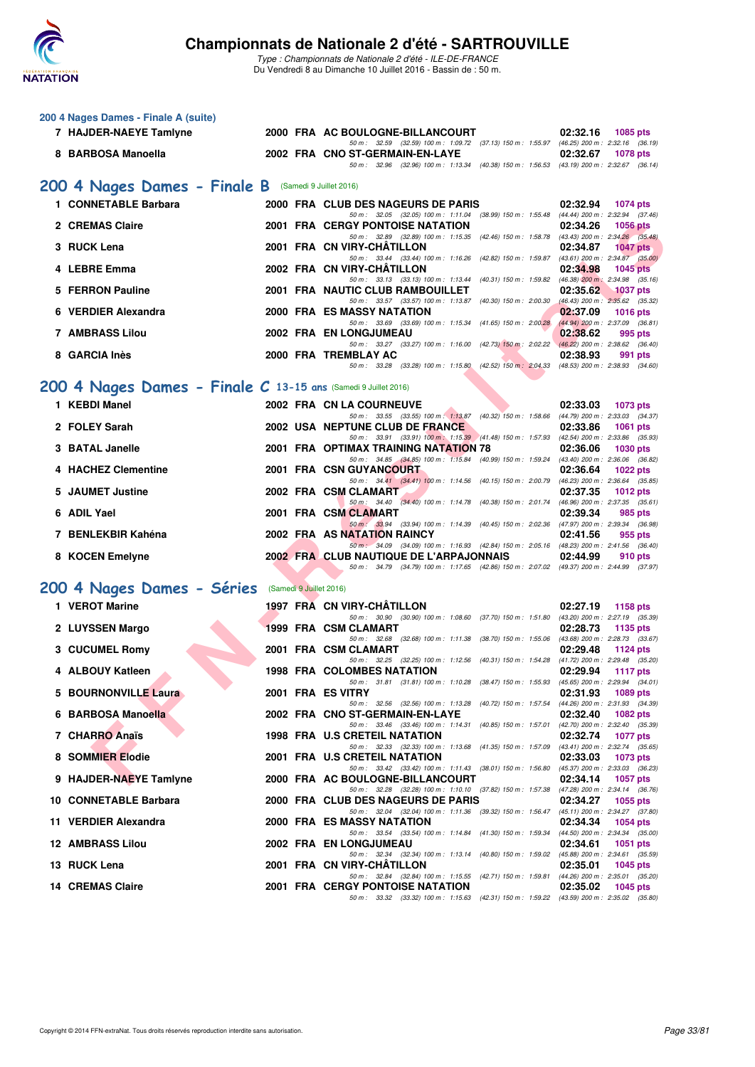# Championnats de Nationale 2 d'été - SARTROUVILLE

*Type : Championnats de Nationale 2 d'été - ILE-DE-FRANCE*
Du Vendredi 8 au Dimanche 10 Juillet 2016 - Bassin de : 50 m.

## 200 4 Nages Dames - Finale A (suite)

| Rang | Nom | Année | Nat | Club | Temps | Points |
|---|---|---|---|---|---|---|
| 7 | HAJDER-NAEYE Tamlyne | 2000 | FRA | AC BOULOGNE-BILLANCOURT | 02:32.16 | 1085 pts |
| | 50 m : 32.59 (32.59) 100 m : 1:09.72 (37.13) 150 m : 1:55.97 (46.25) 200 m : 2:32.16 (36.19) | | | | | |
| 8 | BARBOSA Manoella | 2002 | FRA | CNO ST-GERMAIN-EN-LAYE | 02:32.67 | 1078 pts |
| | 50 m : 32.96 (32.96) 100 m : 1:13.34 (40.38) 150 m : 1:56.53 (43.19) 200 m : 2:32.67 (36.14) | | | | | |

## 200 4 Nages Dames - Finale B (Samedi 9 Juillet 2016)

| Rang | Nom | Année | Nat | Club | Temps | Points |
|---|---|---|---|---|---|---|
| 1 | CONNETABLE Barbara | 2000 | FRA | CLUB DES NAGEURS DE PARIS | 02:32.94 | 1074 pts |
| | 50 m : 32.05 (32.05) 100 m : 1:11.04 (38.99) 150 m : 1:55.48 (44.44) 200 m : 2:32.94 (37.46) | | | | | |
| 2 | CREMAS Claire | 2001 | FRA | CERGY PONTOISE NATATION | 02:34.26 | 1056 pts |
| | 50 m : 32.89 (32.89) 100 m : 1:15.35 (42.46) 150 m : 1:58.78 (43.43) 200 m : 2:34.26 (35.48) | | | | | |
| 3 | RUCK Lena | 2001 | FRA | CN VIRY-CHÂTILLON | 02:34.87 | 1047 pts |
| | 50 m : 33.44 (33.44) 100 m : 1:16.26 (42.82) 150 m : 1:59.87 (43.61) 200 m : 2:34.87 (35.00) | | | | | |
| 4 | LEBRE Emma | 2002 | FRA | CN VIRY-CHÂTILLON | 02:34.98 | 1045 pts |
| | 50 m : 33.13 (33.13) 100 m : 1:13.44 (40.31) 150 m : 1:59.82 (46.38) 200 m : 2:34.98 (35.16) | | | | | |
| 5 | FERRON Pauline | 2001 | FRA | NAUTIC CLUB RAMBOUILLET | 02:35.62 | 1037 pts |
| | 50 m : 33.57 (33.57) 100 m : 1:13.87 (40.30) 150 m : 2:00.30 (46.43) 200 m : 2:35.62 (35.32) | | | | | |
| 6 | VERDIER Alexandra | 2000 | FRA | ES MASSY NATATION | 02:37.09 | 1016 pts |
| | 50 m : 33.69 (33.69) 100 m : 1:15.34 (41.65) 150 m : 2:00.28 (44.94) 200 m : 2:37.09 (36.81) | | | | | |
| 7 | AMBRASS Lilou | 2002 | FRA | EN LONGJUMEAU | 02:38.62 | 995 pts |
| | 50 m : 33.27 (33.27) 100 m : 1:16.00 (42.73) 150 m : 2:02.22 (46.22) 200 m : 2:38.62 (36.40) | | | | | |
| 8 | GARCIA Inès | 2000 | FRA | TREMBLAY AC | 02:38.93 | 991 pts |
| | 50 m : 33.28 (33.28) 100 m : 1:15.80 (42.52) 150 m : 2:04.33 (48.53) 200 m : 2:38.93 (34.60) | | | | | |

## 200 4 Nages Dames - Finale C 13-15 ans (Samedi 9 Juillet 2016)

| Rang | Nom | Année | Nat | Club | Temps | Points |
|---|---|---|---|---|---|---|
| 1 | KEBDI Manel | 2002 | FRA | CN LA COURNEUVE | 02:33.03 | 1073 pts |
| | 50 m : 33.55 (33.55) 100 m : 1:13.87 (40.32) 150 m : 1:58.66 (44.79) 200 m : 2:33.03 (34.37) | | | | | |
| 2 | FOLEY Sarah | 2002 | USA | NEPTUNE CLUB DE FRANCE | 02:33.86 | 1061 pts |
| | 50 m : 33.91 (33.91) 100 m : 1:15.39 (41.48) 150 m : 1:57.93 (42.54) 200 m : 2:33.86 (35.93) | | | | | |
| 3 | BATAL Janelle | 2001 | FRA | OPTIMAX TRAINING NATATION 78 | 02:36.06 | 1030 pts |
| | 50 m : 34.85 (34.85) 100 m : 1:15.84 (40.99) 150 m : 1:59.24 (43.40) 200 m : 2:36.06 (36.82) | | | | | |
| 4 | HACHEZ Clementine | 2001 | FRA | CSN GUYANCOURT | 02:36.64 | 1022 pts |
| | 50 m : 34.41 (34.41) 100 m : 1:14.56 (40.15) 150 m : 2:00.79 (46.23) 200 m : 2:36.64 (35.85) | | | | | |
| 5 | JAUMET Justine | 2002 | FRA | CSM CLAMART | 02:37.35 | 1012 pts |
| | 50 m : 34.40 (34.40) 100 m : 1:14.78 (40.38) 150 m : 2:01.74 (46.96) 200 m : 2:37.35 (35.61) | | | | | |
| 6 | ADIL Yael | 2001 | FRA | CSM CLAMART | 02:39.34 | 985 pts |
| | 50 m : 33.94 (33.94) 100 m : 1:14.39 (40.45) 150 m : 2:02.36 (47.97) 200 m : 2:39.34 (36.98) | | | | | |
| 7 | BENLEKBIR Kahéna | 2002 | FRA | AS NATATION RAINCY | 02:41.56 | 955 pts |
| | 50 m : 34.09 (34.09) 100 m : 1:16.93 (42.84) 150 m : 2:05.16 (48.23) 200 m : 2:41.56 (36.40) | | | | | |
| 8 | KOCEN Emelyne | 2002 | FRA | CLUB NAUTIQUE DE L'ARPAJONNAIS | 02:44.99 | 910 pts |
| | 50 m : 34.79 (34.79) 100 m : 1:17.65 (42.86) 150 m : 2:07.02 (49.37) 200 m : 2:44.99 (37.97) | | | | | |

## 200 4 Nages Dames - Séries (Samedi 9 Juillet 2016)

| Rang | Nom | Année | Nat | Club | Temps | Points |
|---|---|---|---|---|---|---|
| 1 | VEROT Marine | 1997 | FRA | CN VIRY-CHÂTILLON | 02:27.19 | 1158 pts |
| | 50 m : 30.90 (30.90) 100 m : 1:08.60 (37.70) 150 m : 1:51.80 (43.20) 200 m : 2:27.19 (35.39) | | | | | |
| 2 | LUYSSEN Margo | 1999 | FRA | CSM CLAMART | 02:28.73 | 1135 pts |
| | 50 m : 32.68 (32.68) 100 m : 1:11.38 (38.70) 150 m : 1:55.06 (43.68) 200 m : 2:28.73 (33.67) | | | | | |
| 3 | CUCUMEL Romy | 2001 | FRA | CSM CLAMART | 02:29.48 | 1124 pts |
| | 50 m : 32.25 (32.25) 100 m : 1:12.56 (40.31) 150 m : 1:54.28 (41.72) 200 m : 2:29.48 (35.20) | | | | | |
| 4 | ALBOUY Katleen | 1998 | FRA | COLOMBES NATATION | 02:29.94 | 1117 pts |
| | 50 m : 31.81 (31.81) 100 m : 1:10.28 (38.47) 150 m : 1:55.93 (45.65) 200 m : 2:29.94 (34.01) | | | | | |
| 5 | BOURNONVILLE Laura | 2001 | FRA | ES VITRY | 02:31.93 | 1089 pts |
| | 50 m : 32.56 (32.56) 100 m : 1:13.28 (40.72) 150 m : 1:57.54 (44.26) 200 m : 2:31.93 (34.39) | | | | | |
| 6 | BARBOSA Manoella | 2002 | FRA | CNO ST-GERMAIN-EN-LAYE | 02:32.40 | 1082 pts |
| | 50 m : 33.46 (33.46) 100 m : 1:14.31 (40.85) 150 m : 1:57.01 (42.70) 200 m : 2:32.40 (35.39) | | | | | |
| 7 | CHARRO Anaïs | 1998 | FRA | U.S CRETEIL NATATION | 02:32.74 | 1077 pts |
| | 50 m : 32.33 (32.33) 100 m : 1:13.68 (41.35) 150 m : 1:57.09 (43.41) 200 m : 2:32.74 (35.65) | | | | | |
| 8 | SOMMIER Elodie | 2001 | FRA | U.S CRETEIL NATATION | 02:33.03 | 1073 pts |
| | 50 m : 33.42 (33.42) 100 m : 1:11.43 (38.01) 150 m : 1:56.80 (45.37) 200 m : 2:33.03 (36.23) | | | | | |
| 9 | HAJDER-NAEYE Tamlyne | 2000 | FRA | AC BOULOGNE-BILLANCOURT | 02:34.14 | 1057 pts |
| | 50 m : 32.28 (32.28) 100 m : 1:10.10 (37.82) 150 m : 1:57.38 (47.28) 200 m : 2:34.14 (36.76) | | | | | |
| 10 | CONNETABLE Barbara | 2000 | FRA | CLUB DES NAGEURS DE PARIS | 02:34.27 | 1055 pts |
| | 50 m : 32.04 (32.04) 100 m : 1:11.36 (39.32) 150 m : 1:56.47 (45.11) 200 m : 2:34.27 (37.80) | | | | | |
| 11 | VERDIER Alexandra | 2000 | FRA | ES MASSY NATATION | 02:34.34 | 1054 pts |
| | 50 m : 33.54 (33.54) 100 m : 1:14.84 (41.30) 150 m : 1:59.34 (44.50) 200 m : 2:34.34 (35.00) | | | | | |
| 12 | AMBRASS Lilou | 2002 | FRA | EN LONGJUMEAU | 02:34.61 | 1051 pts |
| | 50 m : 32.34 (32.34) 100 m : 1:13.14 (40.80) 150 m : 1:59.02 (45.88) 200 m : 2:34.61 (35.59) | | | | | |
| 13 | RUCK Lena | 2001 | FRA | CN VIRY-CHÂTILLON | 02:35.01 | 1045 pts |
| | 50 m : 32.84 (32.84) 100 m : 1:15.55 (42.71) 150 m : 1:59.81 (44.26) 200 m : 2:35.01 (35.20) | | | | | |
| 14 | CREMAS Claire | 2001 | FRA | CERGY PONTOISE NATATION | 02:35.02 | 1045 pts |
| | 50 m : 33.32 (33.32) 100 m : 1:15.63 (42.31) 150 m : 1:59.22 (43.59) 200 m : 2:35.02 (35.80) | | | | | |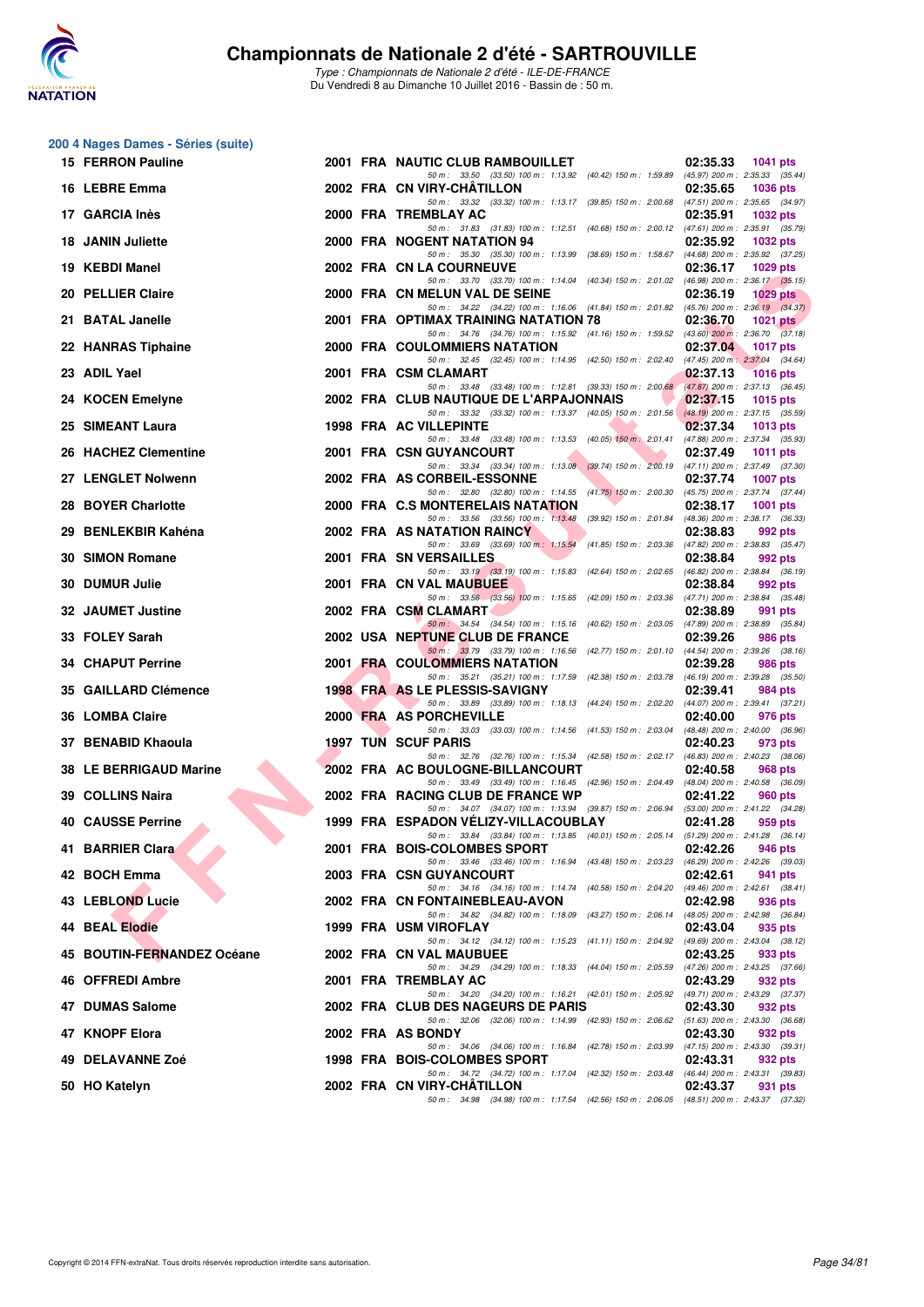# Championnats de Nationale 2 d'été - SARTROUVILLE

*Type : Championnats de Nationale 2 d'été - ILE-DE-FRANCE*
Du Vendredi 8 au Dimanche 10 Juillet 2016 - Bassin de : 50 m.

## 200 4 Nages Dames - Séries (suite)

| Rg | Nom | Année | Nat | Club | Temps | Points |
|---|---|---|---|---|---|---|
| 15 | FERRON Pauline | 2001 | FRA | NAUTIC CLUB RAMBOUILLET | 02:35.33 | 1041 pts |
| | 50 m : 33.50 (33.50) 100 m : 1:13.92 (40.42) 150 m : 1:59.89 (45.97) 200 m : 2:35.33 (35.44) | | | | | |
| 16 | LEBRE Emma | 2002 | FRA | CN VIRY-CHÂTILLON | 02:35.65 | 1036 pts |
| | 50 m : 33.32 (33.32) 100 m : 1:13.17 (39.85) 150 m : 2:00.68 (47.51) 200 m : 2:35.65 (34.97) | | | | | |
| 17 | GARCIA Inès | 2000 | FRA | TREMBLAY AC | 02:35.91 | 1032 pts |
| | 50 m : 31.83 (31.83) 100 m : 1:12.51 (40.68) 150 m : 2:00.12 (47.61) 200 m : 2:35.91 (35.79) | | | | | |
| 18 | JANIN Juliette | 2000 | FRA | NOGENT NATATION 94 | 02:35.92 | 1032 pts |
| | 50 m : 35.30 (35.30) 100 m : 1:13.99 (38.69) 150 m : 1:58.67 (44.68) 200 m : 2:35.92 (37.25) | | | | | |
| 19 | KEBDI Manel | 2002 | FRA | CN LA COURNEUVE | 02:36.17 | 1029 pts |
| | 50 m : 33.70 (33.70) 100 m : 1:14.04 (40.34) 150 m : 2:01.02 (46.98) 200 m : 2:36.17 (35.15) | | | | | |
| 20 | PELLIER Claire | 2000 | FRA | CN MELUN VAL DE SEINE | 02:36.19 | 1029 pts |
| | 50 m : 34.22 (34.22) 100 m : 1:16.06 (41.84) 150 m : 2:01.82 (45.76) 200 m : 2:36.19 (34.37) | | | | | |
| 21 | BATAL Janelle | 2001 | FRA | OPTIMAX TRAINING NATATION 78 | 02:36.70 | 1021 pts |
| | 50 m : 34.76 (34.76) 100 m : 1:15.92 (41.16) 150 m : 1:59.52 (43.60) 200 m : 2:36.70 (37.18) | | | | | |
| 22 | HANRAS Tiphaine | 2000 | FRA | COULOMMIERS NATATION | 02:37.04 | 1017 pts |
| | 50 m : 32.45 (32.45) 100 m : 1:14.95 (42.50) 150 m : 2:02.40 (47.45) 200 m : 2:37.04 (34.64) | | | | | |
| 23 | ADIL Yael | 2001 | FRA | CSM CLAMART | 02:37.13 | 1016 pts |
| | 50 m : 33.48 (33.48) 100 m : 1:12.81 (39.33) 150 m : 2:00.68 (47.87) 200 m : 2:37.13 (36.45) | | | | | |
| 24 | KOCEN Emelyne | 2002 | FRA | CLUB NAUTIQUE DE L'ARPAJONNAIS | 02:37.15 | 1015 pts |
| | 50 m : 33.32 (33.32) 100 m : 1:13.37 (40.05) 150 m : 2:01.56 (48.19) 200 m : 2:37.15 (35.59) | | | | | |
| 25 | SIMEANT Laura | 1998 | FRA | AC VILLEPINTE | 02:37.34 | 1013 pts |
| | 50 m : 33.48 (33.48) 100 m : 1:13.53 (40.05) 150 m : 2:01.41 (47.88) 200 m : 2:37.34 (35.93) | | | | | |
| 26 | HACHEZ Clementine | 2001 | FRA | CSN GUYANCOURT | 02:37.49 | 1011 pts |
| | 50 m : 33.34 (33.34) 100 m : 1:13.08 (39.74) 150 m : 2:00.19 (47.11) 200 m : 2:37.49 (37.30) | | | | | |
| 27 | LENGLET Nolwenn | 2002 | FRA | AS CORBEIL-ESSONNE | 02:37.74 | 1007 pts |
| | 50 m : 32.80 (32.80) 100 m : 1:14.55 (41.75) 150 m : 2:00.30 (45.75) 200 m : 2:37.74 (37.44) | | | | | |
| 28 | BOYER Charlotte | 2000 | FRA | C.S MONTERELAIS NATATION | 02:38.17 | 1001 pts |
| | 50 m : 33.56 (33.56) 100 m : 1:13.48 (39.92) 150 m : 2:01.84 (48.36) 200 m : 2:38.17 (36.33) | | | | | |
| 29 | BENLEKBIR Kahéna | 2002 | FRA | AS NATATION RAINCY | 02:38.83 | 992 pts |
| | 50 m : 33.69 (33.69) 100 m : 1:15.54 (41.85) 150 m : 2:03.36 (47.82) 200 m : 2:38.83 (35.47) | | | | | |
| 30 | SIMON Romane | 2001 | FRA | SN VERSAILLES | 02:38.84 | 992 pts |
| | 50 m : 33.19 (33.19) 100 m : 1:15.83 (42.64) 150 m : 2:02.65 (46.82) 200 m : 2:38.84 (36.19) | | | | | |
| 30 | DUMUR Julie | 2001 | FRA | CN VAL MAUBUEE | 02:38.84 | 992 pts |
| | 50 m : 33.56 (33.56) 100 m : 1:15.65 (42.09) 150 m : 2:03.36 (47.71) 200 m : 2:38.84 (35.48) | | | | | |
| 32 | JAUMET Justine | 2002 | FRA | CSM CLAMART | 02:38.89 | 991 pts |
| | 50 m : 34.54 (34.54) 100 m : 1:15.16 (40.62) 150 m : 2:03.05 (47.89) 200 m : 2:38.89 (35.84) | | | | | |
| 33 | FOLEY Sarah | 2002 | USA | NEPTUNE CLUB DE FRANCE | 02:39.26 | 986 pts |
| | 50 m : 33.79 (33.79) 100 m : 1:16.56 (42.77) 150 m : 2:01.10 (44.54) 200 m : 2:39.26 (38.16) | | | | | |
| 34 | CHAPUT Perrine | 2001 | FRA | COULOMMIERS NATATION | 02:39.28 | 986 pts |
| | 50 m : 35.21 (35.21) 100 m : 1:17.59 (42.38) 150 m : 2:03.78 (46.19) 200 m : 2:39.28 (35.50) | | | | | |
| 35 | GAILLARD Clémence | 1998 | FRA | AS LE PLESSIS-SAVIGNY | 02:39.41 | 984 pts |
| | 50 m : 33.89 (33.89) 100 m : 1:18.13 (44.24) 150 m : 2:02.20 (44.07) 200 m : 2:39.41 (37.21) | | | | | |
| 36 | LOMBA Claire | 2000 | FRA | AS PORCHEVILLE | 02:40.00 | 976 pts |
| | 50 m : 33.03 (33.03) 100 m : 1:14.56 (41.53) 150 m : 2:03.04 (48.48) 200 m : 2:40.00 (36.96) | | | | | |
| 37 | BENABID Khaoula | 1997 | TUN | SCUF PARIS | 02:40.23 | 973 pts |
| | 50 m : 32.76 (32.76) 100 m : 1:15.34 (42.58) 150 m : 2:02.17 (46.83) 200 m : 2:40.23 (38.06) | | | | | |
| 38 | LE BERRIGAUD Marine | 2002 | FRA | AC BOULOGNE-BILLANCOURT | 02:40.58 | 968 pts |
| | 50 m : 33.49 (33.49) 100 m : 1:16.45 (42.96) 150 m : 2:04.49 (48.04) 200 m : 2:40.58 (36.09) | | | | | |
| 39 | COLLINS Naira | 2002 | FRA | RACING CLUB DE FRANCE WP | 02:41.22 | 960 pts |
| | 50 m : 34.07 (34.07) 100 m : 1:13.94 (39.87) 150 m : 2:06.94 (53.00) 200 m : 2:41.22 (34.28) | | | | | |
| 40 | CAUSSE Perrine | 1999 | FRA | ESPADON VÉLIZY-VILLACOUBLAY | 02:41.28 | 959 pts |
| | 50 m : 33.84 (33.84) 100 m : 1:13.85 (40.01) 150 m : 2:05.14 (51.29) 200 m : 2:41.28 (36.14) | | | | | |
| 41 | BARRIER Clara | 2001 | FRA | BOIS-COLOMBES SPORT | 02:42.26 | 946 pts |
| | 50 m : 33.46 (33.46) 100 m : 1:16.94 (43.48) 150 m : 2:03.23 (46.29) 200 m : 2:42.26 (39.03) | | | | | |
| 42 | BOCH Emma | 2003 | FRA | CSN GUYANCOURT | 02:42.61 | 941 pts |
| | 50 m : 34.16 (34.16) 100 m : 1:14.74 (40.58) 150 m : 2:04.20 (49.46) 200 m : 2:42.61 (38.41) | | | | | |
| 43 | LEBLOND Lucie | 2002 | FRA | CN FONTAINEBLEAU-AVON | 02:42.98 | 936 pts |
| | 50 m : 34.82 (34.82) 100 m : 1:18.09 (43.27) 150 m : 2:06.14 (48.05) 200 m : 2:42.98 (36.84) | | | | | |
| 44 | BEAL Elodie | 1999 | FRA | USM VIROFLAY | 02:43.04 | 935 pts |
| | 50 m : 34.12 (34.12) 100 m : 1:15.23 (41.11) 150 m : 2:04.92 (49.69) 200 m : 2:43.04 (38.12) | | | | | |
| 45 | BOUTIN-FERNANDEZ Océane | 2002 | FRA | CN VAL MAUBUEE | 02:43.25 | 933 pts |
| | 50 m : 34.29 (34.29) 100 m : 1:18.33 (44.04) 150 m : 2:05.59 (47.26) 200 m : 2:43.25 (37.66) | | | | | |
| 46 | OFFREDI Ambre | 2001 | FRA | TREMBLAY AC | 02:43.29 | 932 pts |
| | 50 m : 34.20 (34.20) 100 m : 1:16.21 (42.01) 150 m : 2:05.92 (49.71) 200 m : 2:43.29 (37.37) | | | | | |
| 47 | DUMAS Salome | 2002 | FRA | CLUB DES NAGEURS DE PARIS | 02:43.30 | 932 pts |
| | 50 m : 32.06 (32.06) 100 m : 1:14.99 (42.93) 150 m : 2:06.62 (51.63) 200 m : 2:43.30 (36.68) | | | | | |
| 47 | KNOPF Elora | 2002 | FRA | AS BONDY | 02:43.30 | 932 pts |
| | 50 m : 34.06 (34.06) 100 m : 1:16.84 (42.78) 150 m : 2:03.99 (47.15) 200 m : 2:43.30 (39.31) | | | | | |
| 49 | DELAVANNE Zoé | 1998 | FRA | BOIS-COLOMBES SPORT | 02:43.31 | 932 pts |
| | 50 m : 34.72 (34.72) 100 m : 1:17.04 (42.32) 150 m : 2:03.48 (46.44) 200 m : 2:43.31 (39.83) | | | | | |
| 50 | HO Katelyn | 2002 | FRA | CN VIRY-CHÂTILLON | 02:43.37 | 931 pts |
| | 50 m : 34.98 (34.98) 100 m : 1:17.54 (42.56) 150 m : 2:06.05 (48.51) 200 m : 2:43.37 (37.32) | | | | | |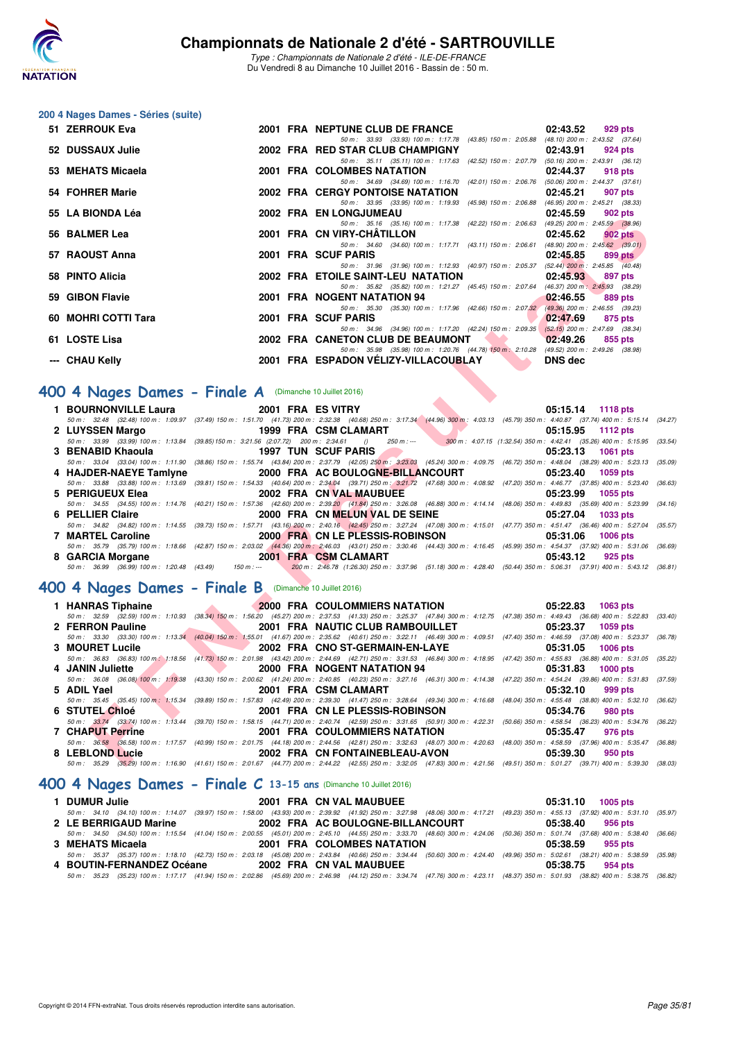# Championnats de Nationale 2 d'été - SARTROUVILLE

*Type : Championnats de Nationale 2 d'été - ILE-DE-FRANCE*
Du Vendredi 8 au Dimanche 10 Juillet 2016 - Bassin de : 50 m.

## 200 4 Nages Dames - Séries (suite)

| Rg | Nom | Année | Nat | Club | Temps | Points |
|---|---|---|---|---|---|---|
| 51 | ZERROUK Eva | 2001 | FRA | NEPTUNE CLUB DE FRANCE | 02:43.52 | 929 pts |
| | 50 m : 33.93 (33.93) 100 m : 1:17.78 (43.85) 150 m : 2:05.88 (48.10) 200 m : 2:43.52 (37.64) | | | | | |
| 52 | DUSSAUX Julie | 2002 | FRA | RED STAR CLUB CHAMPIGNY | 02:43.91 | 924 pts |
| | 50 m : 35.11 (35.11) 100 m : 1:17.63 (42.52) 150 m : 2:07.79 (50.16) 200 m : 2:43.91 (36.12) | | | | | |
| 53 | MEHATS Micaela | 2001 | FRA | COLOMBES NATATION | 02:44.37 | 918 pts |
| | 50 m : 34.69 (34.69) 100 m : 1:16.70 (42.01) 150 m : 2:06.76 (50.06) 200 m : 2:44.37 (37.61) | | | | | |
| 54 | FOHRER Marie | 2002 | FRA | CERGY PONTOISE NATATION | 02:45.21 | 907 pts |
| | 50 m : 33.95 (33.95) 100 m : 1:19.93 (45.98) 150 m : 2:06.88 (46.95) 200 m : 2:45.21 (38.33) | | | | | |
| 55 | LA BIONDA Léa | 2002 | FRA | EN LONGJUMEAU | 02:45.59 | 902 pts |
| | 50 m : 35.16 (35.16) 100 m : 1:17.38 (42.22) 150 m : 2:06.63 (49.25) 200 m : 2:45.59 (38.96) | | | | | |
| 56 | BALMER Lea | 2001 | FRA | CN VIRY-CHÂTILLON | 02:45.62 | 902 pts |
| | 50 m : 34.60 (34.60) 100 m : 1:17.71 (43.11) 150 m : 2:06.61 (48.90) 200 m : 2:45.62 (39.01) | | | | | |
| 57 | RAOUST Anna | 2001 | FRA | SCUF PARIS | 02:45.85 | 899 pts |
| | 50 m : 31.96 (31.96) 100 m : 1:12.93 (40.97) 150 m : 2:05.37 (52.44) 200 m : 2:45.85 (40.48) | | | | | |
| 58 | PINTO Alicia | 2002 | FRA | ETOILE SAINT-LEU NATATION | 02:45.93 | 897 pts |
| | 50 m : 35.82 (35.82) 100 m : 1:21.27 (45.45) 150 m : 2:07.64 (46.37) 200 m : 2:45.93 (38.29) | | | | | |
| 59 | GIBON Flavie | 2001 | FRA | NOGENT NATATION 94 | 02:46.55 | 889 pts |
| | 50 m : 35.30 (35.30) 100 m : 1:17.96 (42.66) 150 m : 2:07.32 (49.36) 200 m : 2:46.55 (39.23) | | | | | |
| 60 | MOHRI COTTI Tara | 2001 | FRA | SCUF PARIS | 02:47.69 | 875 pts |
| | 50 m : 34.96 (34.96) 100 m : 1:17.20 (42.24) 150 m : 2:09.35 (52.15) 200 m : 2:47.69 (38.34) | | | | | |
| 61 | LOSTE Lisa | 2002 | FRA | CANETON CLUB DE BEAUMONT | 02:49.26 | 855 pts |
| | 50 m : 35.98 (35.98) 100 m : 1:20.76 (44.78) 150 m : 2:10.28 (49.52) 200 m : 2:49.26 (38.98) | | | | | |
| --- | CHAU Kelly | 2001 | FRA | ESPADON VÉLIZY-VILLACOUBLAY | DNS dec | |

## 400 4 Nages Dames - Finale A (Dimanche 10 Juillet 2016)

| Rg | Nom | Année | Nat | Club | Temps | Points |
|---|---|---|---|---|---|---|
| 1 | BOURNONVILLE Laura | 2001 | FRA | ES VITRY | 05:15.14 | 1118 pts |
| | 50 m : 32.48 (32.48) 100 m : 1:09.97 (37.49) 150 m : 1:51.70 (41.73) 200 m : 2:32.38 (40.68) 250 m : 3:17.34 (44.96) 300 m : 4:03.13 (45.79) 350 m : 4:40.87 (37.74) 400 m : 5:15.14 (34.27) | | | | | |
| 2 | LUYSSEN Margo | 1999 | FRA | CSM CLAMART | 05:15.95 | 1112 pts |
| | 50 m : 33.99 (33.99) 100 m : 1:13.84 (39.85) 150 m : 3:21.56 (2:07.72) 200 m : 2:34.61 () 250 m : --- 300 m : 4:07.15 (1:32.54) 350 m : 4:42.41 (35.26) 400 m : 5:15.95 (33.54) | | | | | |
| 3 | BENABID Khaoula | 1997 | TUN | SCUF PARIS | 05:23.13 | 1061 pts |
| | 50 m : 33.04 (33.04) 100 m : 1:11.90 (38.86) 150 m : 1:55.74 (43.84) 200 m : 2:37.79 (42.05) 250 m : 3:23.03 (45.24) 300 m : 4:09.75 (46.72) 350 m : 4:48.04 (38.29) 400 m : 5:23.13 (35.09) | | | | | |
| 4 | HAJDER-NAEYE Tamlyne | 2000 | FRA | AC BOULOGNE-BILLANCOURT | 05:23.40 | 1059 pts |
| | 50 m : 33.88 (33.88) 100 m : 1:13.69 (39.81) 150 m : 1:54.33 (40.64) 200 m : 2:34.04 (39.71) 250 m : 3:21.72 (47.68) 300 m : 4:08.92 (47.20) 350 m : 4:46.77 (37.85) 400 m : 5:23.40 (36.63) | | | | | |
| 5 | PERIGUEUX Elea | 2002 | FRA | CN VAL MAUBUEE | 05:23.99 | 1055 pts |
| | 50 m : 34.55 (34.55) 100 m : 1:14.76 (40.21) 150 m : 1:57.36 (42.60) 200 m : 2:39.20 (41.84) 250 m : 3:26.08 (46.88) 300 m : 4:14.14 (48.06) 350 m : 4:49.83 (35.69) 400 m : 5:23.99 (34.16) | | | | | |
| 6 | PELLIER Claire | 2000 | FRA | CN MELUN VAL DE SEINE | 05:27.04 | 1033 pts |
| | 50 m : 34.82 (34.82) 100 m : 1:14.55 (39.73) 150 m : 1:57.71 (43.16) 200 m : 2:40.16 (42.45) 250 m : 3:27.24 (47.08) 300 m : 4:15.01 (47.77) 350 m : 4:51.47 (36.46) 400 m : 5:27.04 (35.57) | | | | | |
| 7 | MARTEL Caroline | 2000 | FRA | CN LE PLESSIS-ROBINSON | 05:31.06 | 1006 pts |
| | 50 m : 35.79 (35.79) 100 m : 1:18.66 (42.87) 150 m : 2:03.02 (44.36) 200 m : 2:46.03 (43.01) 250 m : 3:30.46 (44.43) 300 m : 4:16.45 (45.99) 350 m : 4:54.37 (37.92) 400 m : 5:31.06 (36.69) | | | | | |
| 8 | GARCIA Morgane | 2001 | FRA | CSM CLAMART | 05:43.12 | 925 pts |
| | 50 m : 36.99 (36.99) 100 m : 1:20.48 (43.49) 150 m : --- 200 m : 2:46.78 (1:26.30) 250 m : 3:37.96 (51.18) 300 m : 4:28.40 (50.44) 350 m : 5:06.31 (37.91) 400 m : 5:43.12 (36.81) | | | | | |

## 400 4 Nages Dames - Finale B (Dimanche 10 Juillet 2016)

| Rg | Nom | Année | Nat | Club | Temps | Points |
|---|---|---|---|---|---|---|
| 1 | HANRAS Tiphaine | 2000 | FRA | COULOMMIERS NATATION | 05:22.83 | 1063 pts |
| | 50 m : 32.59 (32.59) 100 m : 1:10.93 (38.34) 150 m : 1:56.20 (45.27) 200 m : 2:37.53 (41.33) 250 m : 3:25.37 (47.84) 300 m : 4:12.75 (47.38) 350 m : 4:49.43 (36.68) 400 m : 5:22.83 (33.40) | | | | | |
| 2 | FERRON Pauline | 2001 | FRA | NAUTIC CLUB RAMBOUILLET | 05:23.37 | 1059 pts |
| | 50 m : 33.30 (33.30) 100 m : 1:13.34 (40.04) 150 m : 1:55.01 (41.67) 200 m : 2:35.62 (40.61) 250 m : 3:22.11 (46.49) 300 m : 4:09.51 (47.40) 350 m : 4:46.59 (37.08) 400 m : 5:23.37 (36.78) | | | | | |
| 3 | MOURET Lucile | 2002 | FRA | CNO ST-GERMAIN-EN-LAYE | 05:31.05 | 1006 pts |
| | 50 m : 36.83 (36.83) 100 m : 1:18.56 (41.73) 150 m : 2:01.98 (43.42) 200 m : 2:44.69 (42.71) 250 m : 3:31.53 (46.84) 300 m : 4:18.95 (47.42) 350 m : 4:55.83 (36.88) 400 m : 5:31.05 (35.22) | | | | | |
| 4 | JANIN Juliette | 2000 | FRA | NOGENT NATATION 94 | 05:31.83 | 1000 pts |
| | 50 m : 36.08 (36.08) 100 m : 1:19.38 (43.30) 150 m : 2:00.62 (41.24) 200 m : 2:40.85 (40.23) 250 m : 3:27.16 (46.31) 300 m : 4:14.38 (47.22) 350 m : 4:54.24 (39.86) 400 m : 5:31.83 (37.59) | | | | | |
| 5 | ADIL Yael | 2001 | FRA | CSM CLAMART | 05:32.10 | 999 pts |
| | 50 m : 35.45 (35.45) 100 m : 1:15.34 (39.89) 150 m : 1:57.83 (42.49) 200 m : 2:39.30 (41.47) 250 m : 3:28.64 (49.34) 300 m : 4:16.68 (48.04) 350 m : 4:55.48 (38.80) 400 m : 5:32.10 (36.62) | | | | | |
| 6 | STUTEL Chloé | 2001 | FRA | CN LE PLESSIS-ROBINSON | 05:34.76 | 980 pts |
| | 50 m : 33.74 (33.74) 100 m : 1:13.44 (39.70) 150 m : 1:58.15 (44.71) 200 m : 2:40.74 (42.59) 250 m : 3:31.65 (50.91) 300 m : 4:22.31 (50.66) 350 m : 4:58.54 (36.23) 400 m : 5:34.76 (36.22) | | | | | |
| 7 | CHAPUT Perrine | 2001 | FRA | COULOMMIERS NATATION | 05:35.47 | 976 pts |
| | 50 m : 36.58 (36.58) 100 m : 1:17.57 (40.99) 150 m : 2:01.75 (44.18) 200 m : 2:44.56 (42.81) 250 m : 3:32.63 (48.07) 300 m : 4:20.63 (48.00) 350 m : 4:58.59 (37.96) 400 m : 5:35.47 (36.88) | | | | | |
| 8 | LEBLOND Lucie | 2002 | FRA | CN FONTAINEBLEAU-AVON | 05:39.30 | 950 pts |
| | 50 m : 35.29 (35.29) 100 m : 1:16.90 (41.61) 150 m : 2:01.67 (44.77) 200 m : 2:44.22 (42.55) 250 m : 3:32.05 (47.83) 300 m : 4:21.56 (49.51) 350 m : 5:01.27 (39.71) 400 m : 5:39.30 (38.03) | | | | | |

## 400 4 Nages Dames - Finale C 13-15 ans (Dimanche 10 Juillet 2016)

| Rg | Nom | Année | Nat | Club | Temps | Points |
|---|---|---|---|---|---|---|
| 1 | DUMUR Julie | 2001 | FRA | CN VAL MAUBUEE | 05:31.10 | 1005 pts |
| | 50 m : 34.10 (34.10) 100 m : 1:14.07 (39.97) 150 m : 1:58.00 (43.93) 200 m : 2:39.92 (41.92) 250 m : 3:27.98 (48.06) 300 m : 4:17.21 (49.23) 350 m : 4:55.13 (37.92) 400 m : 5:31.10 (35.97) | | | | | |
| 2 | LE BERRIGAUD Marine | 2002 | FRA | AC BOULOGNE-BILLANCOURT | 05:38.40 | 956 pts |
| | 50 m : 34.50 (34.50) 100 m : 1:15.54 (41.04) 150 m : 2:00.55 (45.01) 200 m : 2:45.10 (44.55) 250 m : 3:33.70 (48.60) 300 m : 4:24.06 (50.36) 350 m : 5:01.74 (37.68) 400 m : 5:38.40 (36.66) | | | | | |
| 3 | MEHATS Micaela | 2001 | FRA | COLOMBES NATATION | 05:38.59 | 955 pts |
| | 50 m : 35.37 (35.37) 100 m : 1:18.10 (42.73) 150 m : 2:03.18 (45.08) 200 m : 2:43.84 (40.66) 250 m : 3:34.44 (50.60) 300 m : 4:24.40 (49.96) 350 m : 5:02.61 (38.21) 400 m : 5:38.59 (35.98) | | | | | |
| 4 | BOUTIN-FERNANDEZ Océane | 2002 | FRA | CN VAL MAUBUEE | 05:38.75 | 954 pts |
| | 50 m : 35.23 (35.23) 100 m : 1:17.17 (41.94) 150 m : 2:02.86 (45.69) 200 m : 2:46.98 (44.12) 250 m : 3:34.74 (47.76) 300 m : 4:23.11 (48.37) 350 m : 5:01.93 (38.82) 400 m : 5:38.75 (36.82) | | | | | |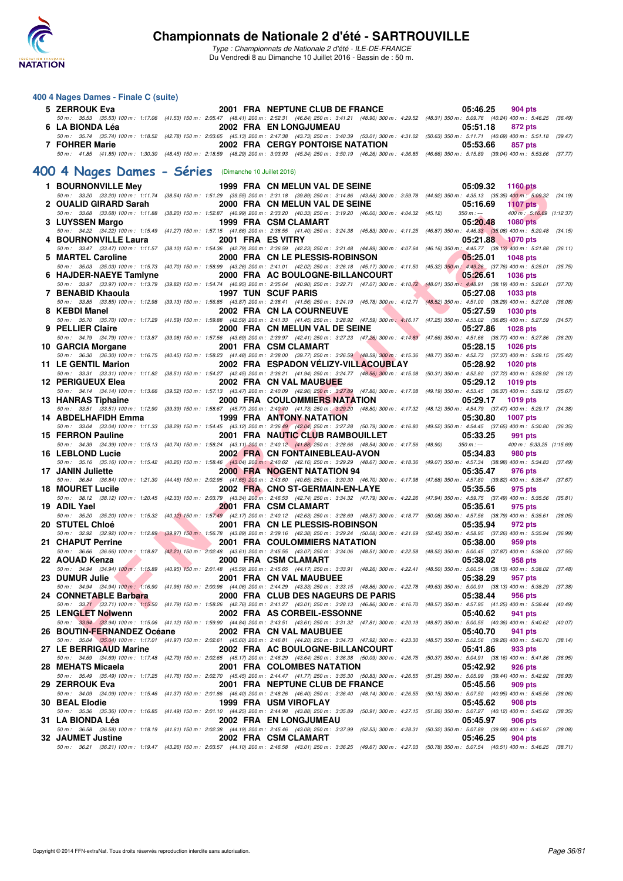# Championnats de Nationale 2 d'été - SARTROUVILLE

*Type : Championnats de Nationale 2 d'été - ILE-DE-FRANCE*
Du Vendredi 8 au Dimanche 10 Juillet 2016 - Bassin de : 50 m.

### 400 4 Nages Dames - Finale C (suite)

**5 ZERROUK Eva** — 2001 FRA NEPTUNE CLUB DE FRANCE — 05:46.25 — 904 pts
50 m : 35.53 (35.53) 100 m : 1:17.06 (41.53) 150 m : 2:05.47 (48.41) 200 m : 2:52.31 (46.84) 250 m : 3:41.21 (48.90) 300 m : 4:29.52 (48.31) 350 m : 5:09.76 (40.24) 400 m : 5:46.25 (36.49)

**6 LA BIONDA Léa** — 2002 FRA EN LONGJUMEAU — 05:51.18 — 872 pts
50 m : 35.74 (35.74) 100 m : 1:18.52 (42.78) 150 m : 2:03.65 (45.13) 200 m : 2:47.38 (43.73) 250 m : 3:40.39 (53.01) 300 m : 4:31.02 (50.63) 350 m : 5:11.71 (40.69) 400 m : 5:51.18 (39.47)

**7 FOHRER Marie** — 2002 FRA CERGY PONTOISE NATATION — 05:53.66 — 857 pts
50 m : 41.85 (41.85) 100 m : 1:30.30 (48.45) 150 m : 2:18.59 (48.29) 200 m : 3:03.93 (45.34) 250 m : 3:50.19 (46.26) 300 m : 4:36.85 (46.66) 350 m : 5:15.89 (39.04) 400 m : 5:53.66 (37.77)

## 400 4 Nages Dames - Séries (Dimanche 10 Juillet 2016)

**1 BOURNONVILLE Mey** — 1999 FRA CN MELUN VAL DE SEINE — 05:09.32 — 1160 pts
50 m : 33.20 (33.20) 100 m : 1:11.74 (38.54) 150 m : 1:51.29 (39.55) 200 m : 2:31.18 (39.89) 250 m : 3:14.86 (43.68) 300 m : 3:59.78 (44.92) 350 m : 4:35.13 (35.35) 400 m : 5:09.32 (34.19)

**2 OUALID GIRARD Sarah** — 2000 FRA CN MELUN VAL DE SEINE — 05:16.69 — 1107 pts
50 m : 33.68 (33.68) 100 m : 1:11.88 (38.20) 150 m : 1:52.87 (40.99) 200 m : 2:33.20 (40.33) 250 m : 3:19.20 (46.00) 300 m : 4:04.32 (45.12) 350 m : --- 400 m : 5:16.69 (1:12.37)

**3 LUYSSEN Margo** — 1999 FRA CSM CLAMART — 05:20.48 — 1080 pts
50 m : 34.22 (34.22) 100 m : 1:15.49 (41.27) 150 m : 1:57.15 (41.66) 200 m : 2:38.55 (41.40) 250 m : 3:24.38 (45.83) 300 m : 4:11.25 (46.87) 350 m : 4:46.33 (35.08) 400 m : 5:20.48 (34.15)

**4 BOURNONVILLE Laura** — 2001 FRA ES VITRY — 05:21.88 — 1070 pts
50 m : 33.47 (33.47) 100 m : 1:11.57 (38.10) 150 m : 1:54.36 (42.79) 200 m : 2:36.59 (42.23) 250 m : 3:21.48 (44.89) 300 m : 4:07.64 (46.16) 350 m : 4:45.77 (38.13) 400 m : 5:21.88 (36.11)

**5 MARTEL Caroline** — 2000 FRA CN LE PLESSIS-ROBINSON — 05:25.01 — 1048 pts
50 m : 35.03 (35.03) 100 m : 1:15.73 (40.70) 150 m : 1:58.99 (43.26) 200 m : 2:41.01 (42.02) 250 m : 3:26.18 (45.17) 300 m : 4:11.50 (45.32) 350 m : 4:49.26 (37.76) 400 m : 5:25.01 (35.75)

**6 HAJDER-NAEYE Tamlyne** — 2000 FRA AC BOULOGNE-BILLANCOURT — 05:26.61 — 1036 pts
50 m : 33.97 (33.97) 100 m : 1:13.79 (39.82) 150 m : 1:54.74 (40.95) 200 m : 2:35.64 (40.90) 250 m : 3:22.71 (47.07) 300 m : 4:10.72 (48.01) 350 m : 4:48.91 (38.19) 400 m : 5:26.61 (37.70)

**7 BENABID Khaoula** — 1997 TUN SCUF PARIS — 05:27.08 — 1033 pts
50 m : 33.85 (33.85) 100 m : 1:12.98 (39.13) 150 m : 1:56.85 (43.87) 200 m : 2:38.41 (41.56) 250 m : 3:24.19 (45.78) 300 m : 4:12.71 (48.52) 350 m : 4:51.00 (38.29) 400 m : 5:27.08 (36.08)

**8 KEBDI Manel** — 2002 FRA CN LA COURNEUVE — 05:27.59 — 1030 pts
50 m : 35.70 (35.70) 100 m : 1:17.29 (41.59) 150 m : 1:59.88 (42.59) 200 m : 2:41.33 (41.45) 250 m : 3:28.92 (47.59) 300 m : 4:16.17 (47.25) 350 m : 4:53.02 (36.85) 400 m : 5:27.59 (34.57)

**9 PELLIER Claire** — 2000 FRA CN MELUN VAL DE SEINE — 05:27.86 — 1028 pts
50 m : 34.79 (34.79) 100 m : 1:13.87 (39.08) 150 m : 1:57.56 (43.69) 200 m : 2:39.97 (42.41) 250 m : 3:27.23 (47.26) 300 m : 4:14.89 (47.66) 350 m : 4:51.66 (36.77) 400 m : 5:27.86 (36.20)

**10 GARCIA Morgane** — 2001 FRA CSM CLAMART — 05:28.15 — 1026 pts
50 m : 36.30 (36.30) 100 m : 1:16.75 (40.45) 150 m : 1:58.23 (41.48) 200 m : 2:38.00 (39.77) 250 m : 3:26.59 (48.59) 300 m : 4:15.36 (48.77) 350 m : 4:52.73 (37.37) 400 m : 5:28.15 (35.42)

**11 LE GENTIL Marion** — 2002 FRA ESPADON VÉLIZY-VILLACOUBLAY — 05:28.92 — 1020 pts
50 m : 33.31 (33.31) 100 m : 1:11.82 (38.51) 150 m : 1:54.27 (42.45) 200 m : 2:36.21 (41.94) 250 m : 3:24.77 (48.56) 300 m : 4:15.08 (50.31) 350 m : 4:52.80 (37.72) 400 m : 5:28.92 (36.12)

**12 PERIGUEUX Elea** — 2002 FRA CN VAL MAUBUEE — 05:29.12 — 1019 pts
50 m : 34.14 (34.14) 100 m : 1:13.66 (39.52) 150 m : 1:57.13 (43.47) 200 m : 2:40.09 (42.96) 250 m : 3:27.89 (47.80) 300 m : 4:17.08 (49.19) 350 m : 4:53.45 (36.37) 400 m : 5:29.12 (35.67)

**13 HANRAS Tiphaine** — 2000 FRA COULOMMIERS NATATION — 05:29.17 — 1019 pts
50 m : 33.51 (33.51) 100 m : 1:12.90 (39.39) 150 m : 1:58.67 (45.77) 200 m : 2:40.40 (41.73) 250 m : 3:29.20 (48.80) 300 m : 4:17.32 (48.12) 350 m : 4:54.79 (37.47) 400 m : 5:29.17 (34.38)

**14 ABDELHAFIDH Emma** — 1999 FRA ANTONY NATATION — 05:30.80 — 1007 pts
50 m : 33.04 (33.04) 100 m : 1:11.33 (38.29) 150 m : 1:54.45 (43.12) 200 m : 2:36.49 (42.04) 250 m : 3:27.28 (50.79) 300 m : 4:16.80 (49.52) 350 m : 4:54.45 (37.65) 400 m : 5:30.80 (36.35)

**15 FERRON Pauline** — 2001 FRA NAUTIC CLUB RAMBOUILLET — 05:33.25 — 991 pts
50 m : 34.39 (34.39) 100 m : 1:15.13 (40.74) 150 m : 1:58.24 (43.11) 200 m : 2:40.12 (41.88) 250 m : 3:28.66 (48.54) 300 m : 4:17.56 (48.90) 350 m : --- 400 m : 5:33.25 (1:15.69)

**16 LEBLOND Lucie** — 2002 FRA CN FONTAINEBLEAU-AVON — 05:34.83 — 980 pts
50 m : 35.16 (35.16) 100 m : 1:15.42 (40.26) 150 m : 1:58.46 (43.04) 200 m : 2:40.62 (42.16) 250 m : 3:29.29 (48.67) 300 m : 4:18.36 (49.07) 350 m : 4:57.34 (38.98) 400 m : 5:34.83 (37.49)

**17 JANIN Juliette** — 2000 FRA NOGENT NATATION 94 — 05:35.47 — 976 pts
50 m : 36.84 (36.84) 100 m : 1:21.30 (44.46) 150 m : 2:02.95 (41.65) 200 m : 2:43.60 (40.65) 250 m : 3:30.30 (46.70) 300 m : 4:17.98 (47.68) 350 m : 4:57.80 (39.82) 400 m : 5:35.47 (37.67)

**18 MOURET Lucile** — 2002 FRA CNO ST-GERMAIN-EN-LAYE — 05:35.56 — 975 pts
50 m : 38.12 (38.12) 100 m : 1:20.45 (42.33) 150 m : 2:03.79 (43.34) 200 m : 2:46.53 (42.74) 250 m : 3:34.32 (47.79) 300 m : 4:22.26 (47.94) 350 m : 4:59.75 (37.49) 400 m : 5:35.56 (35.81)

**19 ADIL Yael** — 2001 FRA CSM CLAMART — 05:35.61 — 975 pts
50 m : 35.20 (35.20) 100 m : 1:15.32 (40.12) 150 m : 1:57.49 (42.17) 200 m : 2:40.12 (42.63) 250 m : 3:28.69 (48.57) 300 m : 4:18.77 (50.08) 350 m : 4:57.56 (38.79) 400 m : 5:35.61 (38.05)

**20 STUTEL Chloé** — 2001 FRA CN LE PLESSIS-ROBINSON — 05:35.94 — 972 pts
50 m : 32.92 (32.92) 100 m : 1:12.89 (39.97) 150 m : 1:56.78 (43.89) 200 m : 2:39.16 (42.38) 250 m : 3:29.24 (50.08) 300 m : 4:21.69 (52.45) 350 m : 4:58.95 (37.26) 400 m : 5:35.94 (36.99)

**21 CHAPUT Perrine** — 2001 FRA COULOMMIERS NATATION — 05:38.00 — 959 pts
50 m : 36.66 (36.66) 100 m : 1:18.87 (42.21) 150 m : 2:02.48 (43.61) 200 m : 2:45.55 (43.07) 250 m : 3:34.06 (48.51) 300 m : 4:22.58 (48.52) 350 m : 5:00.45 (37.87) 400 m : 5:38.00 (37.55)

**22 AOUAD Kenza** — 2000 FRA CSM CLAMART — 05:38.02 — 958 pts
50 m : 34.94 (34.94) 100 m : 1:15.89 (40.95) 150 m : 2:01.48 (45.59) 200 m : 2:45.65 (44.17) 250 m : 3:33.91 (48.26) 300 m : 4:22.41 (48.50) 350 m : 5:00.54 (38.13) 400 m : 5:38.02 (37.48)

**23 DUMUR Julie** — 2001 FRA CN VAL MAUBUEE — 05:38.29 — 957 pts
50 m : 34.94 (34.94) 100 m : 1:16.90 (41.96) 150 m : 2:00.96 (44.06) 200 m : 2:44.29 (43.33) 250 m : 3:33.15 (48.86) 300 m : 4:22.78 (49.63) 350 m : 5:00.91 (38.13) 400 m : 5:38.29 (37.38)

**24 CONNETABLE Barbara** — 2000 FRA CLUB DES NAGEURS DE PARIS — 05:38.44 — 956 pts
50 m : 33.71 (33.71) 100 m : 1:15.50 (41.79) 150 m : 1:58.26 (42.76) 200 m : 2:41.27 (43.01) 250 m : 3:28.13 (46.86) 300 m : 4:16.70 (48.57) 350 m : 4:57.95 (41.25) 400 m : 5:38.44 (40.49)

**25 LENGLET Nolwenn** — 2002 FRA AS CORBEIL-ESSONNE — 05:40.62 — 941 pts
50 m : 33.94 (33.94) 100 m : 1:15.06 (41.12) 150 m : 1:59.90 (44.84) 200 m : 2:43.51 (43.61) 250 m : 3:31.32 (47.81) 300 m : 4:20.19 (48.87) 350 m : 5:00.55 (40.36) 400 m : 5:40.62 (40.07)

**26 BOUTIN-FERNANDEZ Océane** — 2002 FRA CN VAL MAUBUEE — 05:40.70 — 941 pts
50 m : 35.04 (35.04) 100 m : 1:17.01 (41.97) 150 m : 2:02.61 (45.60) 200 m : 2:46.81 (44.20) 250 m : 3:34.73 (47.92) 300 m : 4:23.30 (48.57) 350 m : 5:02.56 (39.26) 400 m : 5:40.70 (38.14)

**27 LE BERRIGAUD Marine** — 2002 FRA AC BOULOGNE-BILLANCOURT — 05:41.86 — 933 pts
50 m : 34.69 (34.69) 100 m : 1:17.48 (42.79) 150 m : 2:02.65 (45.17) 200 m : 2:46.29 (43.64) 250 m : 3:36.38 (50.09) 300 m : 4:26.75 (50.37) 350 m : 5:04.91 (38.16) 400 m : 5:41.86 (36.95)

**28 MEHATS Micaela** — 2001 FRA COLOMBES NATATION — 05:42.92 — 926 pts
50 m : 35.49 (35.49) 100 m : 1:17.25 (41.76) 150 m : 2:02.70 (45.45) 200 m : 2:44.47 (41.77) 250 m : 3:35.30 (50.83) 300 m : 4:26.55 (51.25) 350 m : 5:05.99 (39.44) 400 m : 5:42.92 (36.93)

**29 ZERROUK Eva** — 2001 FRA NEPTUNE CLUB DE FRANCE — 05:45.56 — 909 pts
50 m : 34.09 (34.09) 100 m : 1:15.46 (41.37) 150 m : 2:01.86 (46.40) 200 m : 2:48.26 (46.40) 250 m : 3:36.40 (48.14) 300 m : 4:26.55 (50.15) 350 m : 5:07.50 (40.95) 400 m : 5:45.56 (38.06)

**30 BEAL Elodie** — 1999 FRA USM VIROFLAY — 05:45.62 — 908 pts
50 m : 35.36 (35.36) 100 m : 1:16.85 (41.49) 150 m : 2:01.10 (44.25) 200 m : 2:44.98 (43.88) 250 m : 3:35.89 (50.91) 300 m : 4:27.15 (51.26) 350 m : 5:07.27 (40.12) 400 m : 5:45.62 (38.35)

**31 LA BIONDA Léa** — 2002 FRA EN LONGJUMEAU — 05:45.97 — 906 pts
50 m : 36.58 (36.58) 100 m : 1:18.19 (41.61) 150 m : 2:02.38 (44.19) 200 m : 2:45.46 (43.08) 250 m : 3:37.99 (52.53) 300 m : 4:28.31 (50.32) 350 m : 5:07.89 (39.58) 400 m : 5:45.97 (38.08)

**32 JAUMET Justine** — 2002 FRA CSM CLAMART — 05:46.25 — 904 pts
50 m : 36.21 (36.21) 100 m : 1:19.47 (43.26) 150 m : 2:03.57 (44.10) 200 m : 2:46.58 (43.01) 250 m : 3:36.25 (49.67) 300 m : 4:27.03 (50.78) 350 m : 5:07.54 (40.51) 400 m : 5:46.25 (38.71)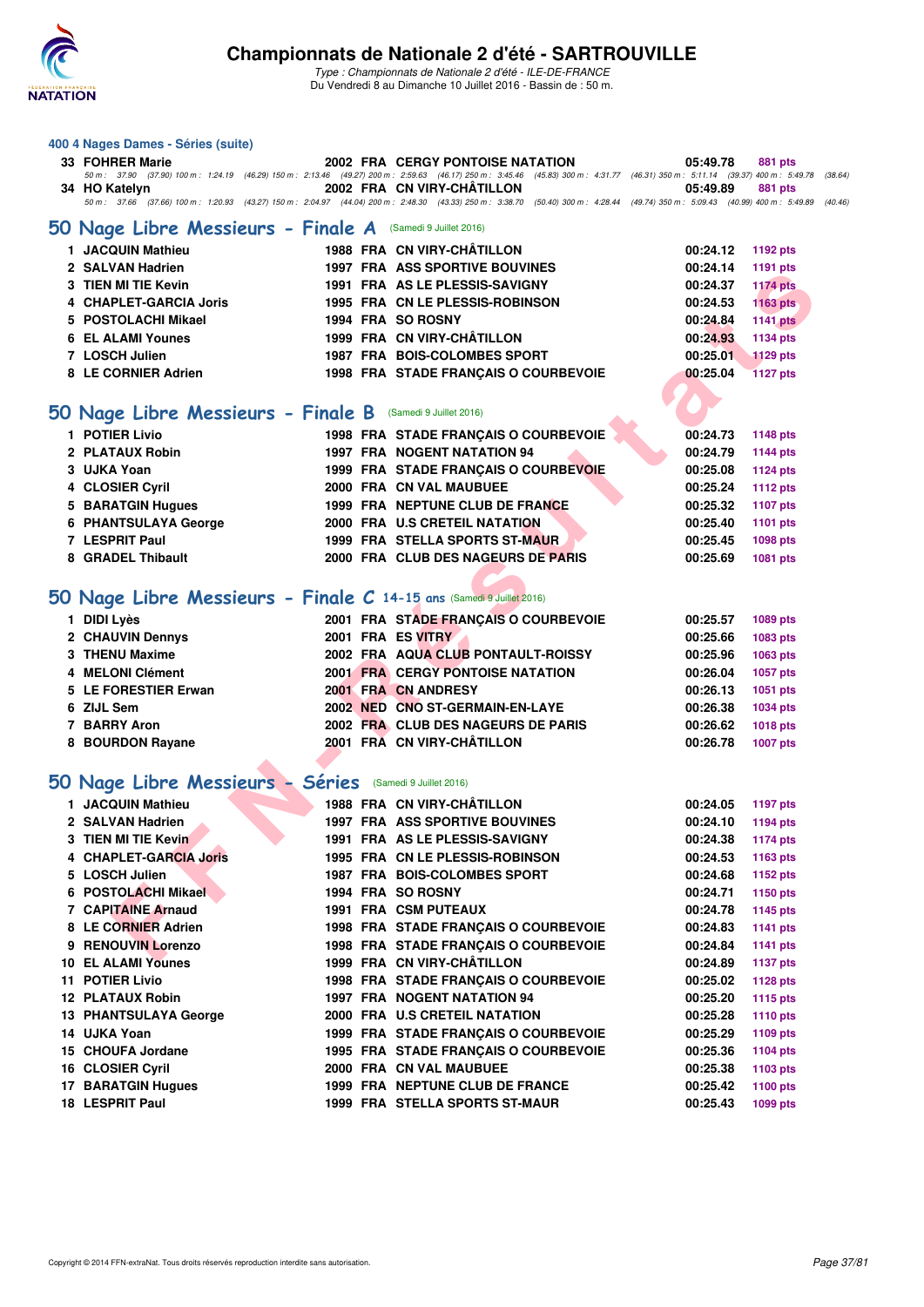### 400 4 Nages Dames - Séries (suite)

| | | | | | | |
|---|---|---|---|---|---|---|
| 33 | FOHRER Marie | 2002 | FRA | CERGY PONTOISE NATATION | 05:49.78 | 881 pts |

50 m : 37.90 (37.90) 100 m : 1:24.19 (46.29) 150 m : 2:13.46 (49.27) 200 m : 2:59.63 (46.17) 250 m : 3:45.46 (45.83) 300 m : 4:31.77 (46.31) 350 m : 5:11.14 (39.37) 400 m : 5:49.78 (38.64)

| | | | | | | |
|---|---|---|---|---|---|---|
| 34 | HO Katelyn | 2002 | FRA | CN VIRY-CHÂTILLON | 05:49.89 | 881 pts |

50 m : 37.66 (37.66) 100 m : 1:20.93 (43.27) 150 m : 2:04.97 (44.04) 200 m : 2:48.30 (43.33) 250 m : 3:38.70 (50.40) 300 m : 4:28.44 (49.74) 350 m : 5:09.43 (40.99) 400 m : 5:49.89 (40.46)

## 50 Nage Libre Messieurs - Finale A (Samedi 9 Juillet 2016)

| | | | | | | |
|---|---|---|---|---|---|---|
| 1 | JACQUIN Mathieu | 1988 | FRA | CN VIRY-CHÂTILLON | 00:24.12 | 1192 pts |
| 2 | SALVAN Hadrien | 1997 | FRA | ASS SPORTIVE BOUVINES | 00:24.14 | 1191 pts |
| 3 | TIEN MI TIE Kevin | 1991 | FRA | AS LE PLESSIS-SAVIGNY | 00:24.37 | 1174 pts |
| 4 | CHAPLET-GARCIA Joris | 1995 | FRA | CN LE PLESSIS-ROBINSON | 00:24.53 | 1163 pts |
| 5 | POSTOLACHI Mikael | 1994 | FRA | SO ROSNY | 00:24.84 | 1141 pts |
| 6 | EL ALAMI Younes | 1999 | FRA | CN VIRY-CHÂTILLON | 00:24.93 | 1134 pts |
| 7 | LOSCH Julien | 1987 | FRA | BOIS-COLOMBES SPORT | 00:25.01 | 1129 pts |
| 8 | LE CORNIER Adrien | 1998 | FRA | STADE FRANÇAIS O COURBEVOIE | 00:25.04 | 1127 pts |

## 50 Nage Libre Messieurs - Finale B (Samedi 9 Juillet 2016)

| | | | | | | |
|---|---|---|---|---|---|---|
| 1 | POTIER Livio | 1998 | FRA | STADE FRANÇAIS O COURBEVOIE | 00:24.73 | 1148 pts |
| 2 | PLATAUX Robin | 1997 | FRA | NOGENT NATATION 94 | 00:24.79 | 1144 pts |
| 3 | UJKA Yoan | 1999 | FRA | STADE FRANÇAIS O COURBEVOIE | 00:25.08 | 1124 pts |
| 4 | CLOSIER Cyril | 2000 | FRA | CN VAL MAUBUEE | 00:25.24 | 1112 pts |
| 5 | BARATGIN Hugues | 1999 | FRA | NEPTUNE CLUB DE FRANCE | 00:25.32 | 1107 pts |
| 6 | PHANTSULAYA George | 2000 | FRA | U.S CRETEIL NATATION | 00:25.40 | 1101 pts |
| 7 | LESPRIT Paul | 1999 | FRA | STELLA SPORTS ST-MAUR | 00:25.45 | 1098 pts |
| 8 | GRADEL Thibault | 2000 | FRA | CLUB DES NAGEURS DE PARIS | 00:25.69 | 1081 pts |

## 50 Nage Libre Messieurs - Finale C 14-15 ans (Samedi 9 Juillet 2016)

| | | | | | | |
|---|---|---|---|---|---|---|
| 1 | DIDI Lyès | 2001 | FRA | STADE FRANÇAIS O COURBEVOIE | 00:25.57 | 1089 pts |
| 2 | CHAUVIN Dennys | 2001 | FRA | ES VITRY | 00:25.66 | 1083 pts |
| 3 | THENU Maxime | 2002 | FRA | AQUA CLUB PONTAULT-ROISSY | 00:25.96 | 1063 pts |
| 4 | MELONI Clément | 2001 | FRA | CERGY PONTOISE NATATION | 00:26.04 | 1057 pts |
| 5 | LE FORESTIER Erwan | 2001 | FRA | CN ANDRESY | 00:26.13 | 1051 pts |
| 6 | ZIJL Sem | 2002 | NED | CNO ST-GERMAIN-EN-LAYE | 00:26.38 | 1034 pts |
| 7 | BARRY Aron | 2002 | FRA | CLUB DES NAGEURS DE PARIS | 00:26.62 | 1018 pts |
| 8 | BOURDON Rayane | 2001 | FRA | CN VIRY-CHÂTILLON | 00:26.78 | 1007 pts |

## 50 Nage Libre Messieurs - Séries (Samedi 9 Juillet 2016)

| | | | | | | |
|---|---|---|---|---|---|---|
| 1 | JACQUIN Mathieu | 1988 | FRA | CN VIRY-CHÂTILLON | 00:24.05 | 1197 pts |
| 2 | SALVAN Hadrien | 1997 | FRA | ASS SPORTIVE BOUVINES | 00:24.10 | 1194 pts |
| 3 | TIEN MI TIE Kevin | 1991 | FRA | AS LE PLESSIS-SAVIGNY | 00:24.38 | 1174 pts |
| 4 | CHAPLET-GARCIA Joris | 1995 | FRA | CN LE PLESSIS-ROBINSON | 00:24.53 | 1163 pts |
| 5 | LOSCH Julien | 1987 | FRA | BOIS-COLOMBES SPORT | 00:24.68 | 1152 pts |
| 6 | POSTOLACHI Mikael | 1994 | FRA | SO ROSNY | 00:24.71 | 1150 pts |
| 7 | CAPITAINE Arnaud | 1991 | FRA | CSM PUTEAUX | 00:24.78 | 1145 pts |
| 8 | LE CORNIER Adrien | 1998 | FRA | STADE FRANÇAIS O COURBEVOIE | 00:24.83 | 1141 pts |
| 9 | RENOUVIN Lorenzo | 1998 | FRA | STADE FRANÇAIS O COURBEVOIE | 00:24.84 | 1141 pts |
| 10 | EL ALAMI Younes | 1999 | FRA | CN VIRY-CHÂTILLON | 00:24.89 | 1137 pts |
| 11 | POTIER Livio | 1998 | FRA | STADE FRANÇAIS O COURBEVOIE | 00:25.02 | 1128 pts |
| 12 | PLATAUX Robin | 1997 | FRA | NOGENT NATATION 94 | 00:25.20 | 1115 pts |
| 13 | PHANTSULAYA George | 2000 | FRA | U.S CRETEIL NATATION | 00:25.28 | 1110 pts |
| 14 | UJKA Yoan | 1999 | FRA | STADE FRANÇAIS O COURBEVOIE | 00:25.29 | 1109 pts |
| 15 | CHOUFA Jordane | 1995 | FRA | STADE FRANÇAIS O COURBEVOIE | 00:25.36 | 1104 pts |
| 16 | CLOSIER Cyril | 2000 | FRA | CN VAL MAUBUEE | 00:25.38 | 1103 pts |
| 17 | BARATGIN Hugues | 1999 | FRA | NEPTUNE CLUB DE FRANCE | 00:25.42 | 1100 pts |
| 18 | LESPRIT Paul | 1999 | FRA | STELLA SPORTS ST-MAUR | 00:25.43 | 1099 pts |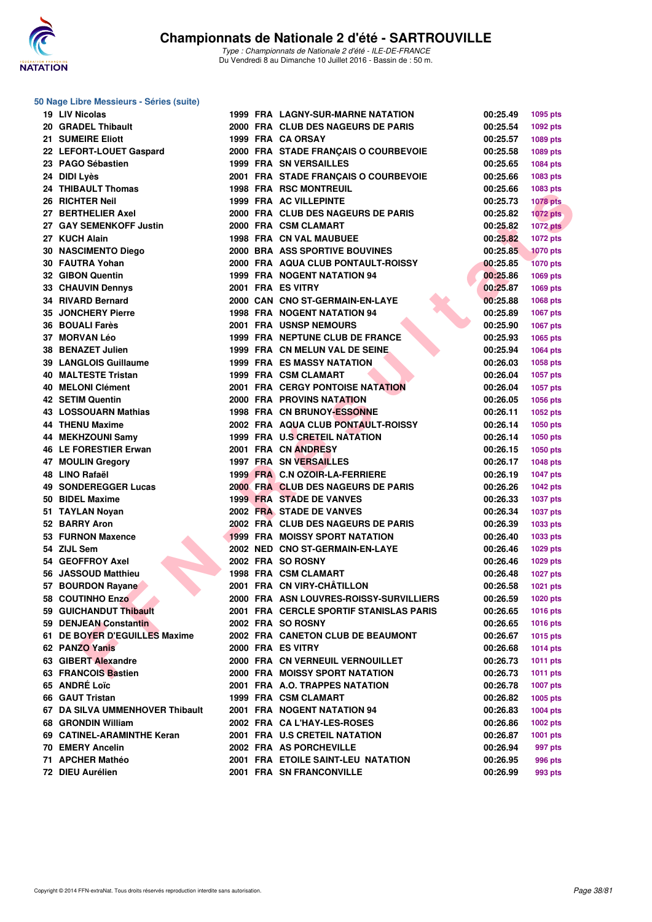# Championnats de Nationale 2 d'été - SARTROUVILLE

*Type : Championnats de Nationale 2 d'été - ILE-DE-FRANCE*
Du Vendredi 8 au Dimanche 10 Juillet 2016 - Bassin de : 50 m.

## 50 Nage Libre Messieurs - Séries (suite)

| Rang | Nom | Année | Nat. | Club | Temps | Points |
|---|---|---|---|---|---|---|
| 19 | LIV Nicolas | 1999 | FRA | LAGNY-SUR-MARNE NATATION | 00:25.49 | 1095 pts |
| 20 | GRADEL Thibault | 2000 | FRA | CLUB DES NAGEURS DE PARIS | 00:25.54 | 1092 pts |
| 21 | SUMEIRE Elliott | 1999 | FRA | CA ORSAY | 00:25.57 | 1089 pts |
| 22 | LEFORT-LOUET Gaspard | 2000 | FRA | STADE FRANÇAIS O COURBEVOIE | 00:25.58 | 1089 pts |
| 23 | PAGO Sébastien | 1999 | FRA | SN VERSAILLES | 00:25.65 | 1084 pts |
| 24 | DIDI Lyès | 2001 | FRA | STADE FRANÇAIS O COURBEVOIE | 00:25.66 | 1083 pts |
| 24 | THIBAULT Thomas | 1998 | FRA | RSC MONTREUIL | 00:25.66 | 1083 pts |
| 26 | RICHTER Neil | 1999 | FRA | AC VILLEPINTE | 00:25.73 | 1078 pts |
| 27 | BERTHELIER Axel | 2000 | FRA | CLUB DES NAGEURS DE PARIS | 00:25.82 | 1072 pts |
| 27 | GAY SEMENKOFF Justin | 2000 | FRA | CSM CLAMART | 00:25.82 | 1072 pts |
| 27 | KUCH Alain | 1998 | FRA | CN VAL MAUBUEE | 00:25.82 | 1072 pts |
| 30 | NASCIMENTO Diego | 2000 | BRA | ASS SPORTIVE BOUVINES | 00:25.85 | 1070 pts |
| 30 | FAUTRA Yohan | 2000 | FRA | AQUA CLUB PONTAULT-ROISSY | 00:25.85 | 1070 pts |
| 32 | GIBON Quentin | 1999 | FRA | NOGENT NATATION 94 | 00:25.86 | 1069 pts |
| 33 | CHAUVIN Dennys | 2001 | FRA | ES VITRY | 00:25.87 | 1069 pts |
| 34 | RIVARD Bernard | 2000 | CAN | CNO ST-GERMAIN-EN-LAYE | 00:25.88 | 1068 pts |
| 35 | JONCHERY Pierre | 1998 | FRA | NOGENT NATATION 94 | 00:25.89 | 1067 pts |
| 36 | BOUALI Farès | 2001 | FRA | USNSP NEMOURS | 00:25.90 | 1067 pts |
| 37 | MORVAN Léo | 1999 | FRA | NEPTUNE CLUB DE FRANCE | 00:25.93 | 1065 pts |
| 38 | BENAZET Julien | 1999 | FRA | CN MELUN VAL DE SEINE | 00:25.94 | 1064 pts |
| 39 | LANGLOIS Guillaume | 1999 | FRA | ES MASSY NATATION | 00:26.03 | 1058 pts |
| 40 | MALTESTE Tristan | 1999 | FRA | CSM CLAMART | 00:26.04 | 1057 pts |
| 40 | MELONI Clément | 2001 | FRA | CERGY PONTOISE NATATION | 00:26.04 | 1057 pts |
| 42 | SETIM Quentin | 2000 | FRA | PROVINS NATATION | 00:26.05 | 1056 pts |
| 43 | LOSSOUARN Mathias | 1998 | FRA | CN BRUNOY-ESSONNE | 00:26.11 | 1052 pts |
| 44 | THENU Maxime | 2002 | FRA | AQUA CLUB PONTAULT-ROISSY | 00:26.14 | 1050 pts |
| 44 | MEKHZOUNI Samy | 1999 | FRA | U.S CRETEIL NATATION | 00:26.14 | 1050 pts |
| 46 | LE FORESTIER Erwan | 2001 | FRA | CN ANDRESY | 00:26.15 | 1050 pts |
| 47 | MOULIN Gregory | 1997 | FRA | SN VERSAILLES | 00:26.17 | 1048 pts |
| 48 | LINO Rafaël | 1999 | FRA | C.N OZOIR-LA-FERRIERE | 00:26.19 | 1047 pts |
| 49 | SONDEREGGER Lucas | 2000 | FRA | CLUB DES NAGEURS DE PARIS | 00:26.26 | 1042 pts |
| 50 | BIDEL Maxime | 1999 | FRA | STADE DE VANVES | 00:26.33 | 1037 pts |
| 51 | TAYLAN Noyan | 2002 | FRA | STADE DE VANVES | 00:26.34 | 1037 pts |
| 52 | BARRY Aron | 2002 | FRA | CLUB DES NAGEURS DE PARIS | 00:26.39 | 1033 pts |
| 53 | FURNON Maxence | 1999 | FRA | MOISSY SPORT NATATION | 00:26.40 | 1033 pts |
| 54 | ZIJL Sem | 2002 | NED | CNO ST-GERMAIN-EN-LAYE | 00:26.46 | 1029 pts |
| 54 | GEOFFROY Axel | 2002 | FRA | SO ROSNY | 00:26.46 | 1029 pts |
| 56 | JASSOUD Matthieu | 1998 | FRA | CSM CLAMART | 00:26.48 | 1027 pts |
| 57 | BOURDON Rayane | 2001 | FRA | CN VIRY-CHÂTILLON | 00:26.58 | 1021 pts |
| 58 | COUTINHO Enzo | 2000 | FRA | ASN LOUVRES-ROISSY-SURVILLIERS | 00:26.59 | 1020 pts |
| 59 | GUICHANDUT Thibault | 2001 | FRA | CERCLE SPORTIF STANISLAS PARIS | 00:26.65 | 1016 pts |
| 59 | DENJEAN Constantin | 2002 | FRA | SO ROSNY | 00:26.65 | 1016 pts |
| 61 | DE BOYER D'EGUILLES Maxime | 2002 | FRA | CANETON CLUB DE BEAUMONT | 00:26.67 | 1015 pts |
| 62 | PANZO Yanis | 2000 | FRA | ES VITRY | 00:26.68 | 1014 pts |
| 63 | GIBERT Alexandre | 2000 | FRA | CN VERNEUIL VERNOUILLET | 00:26.73 | 1011 pts |
| 63 | FRANCOIS Bastien | 2000 | FRA | MOISSY SPORT NATATION | 00:26.73 | 1011 pts |
| 65 | ANDRÉ Loïc | 2001 | FRA | A.O. TRAPPES NATATION | 00:26.78 | 1007 pts |
| 66 | GAUT Tristan | 1999 | FRA | CSM CLAMART | 00:26.82 | 1005 pts |
| 67 | DA SILVA UMMENHOVER Thibault | 2001 | FRA | NOGENT NATATION 94 | 00:26.83 | 1004 pts |
| 68 | GRONDIN William | 2002 | FRA | CA L'HAY-LES-ROSES | 00:26.86 | 1002 pts |
| 69 | CATINEL-ARAMINTHE Keran | 2001 | FRA | U.S CRETEIL NATATION | 00:26.87 | 1001 pts |
| 70 | EMERY Ancelin | 2002 | FRA | AS PORCHEVILLE | 00:26.94 | 997 pts |
| 71 | APCHER Mathéo | 2001 | FRA | ETOILE SAINT-LEU NATATION | 00:26.95 | 996 pts |
| 72 | DIEU Aurélien | 2001 | FRA | SN FRANCONVILLE | 00:26.99 | 993 pts |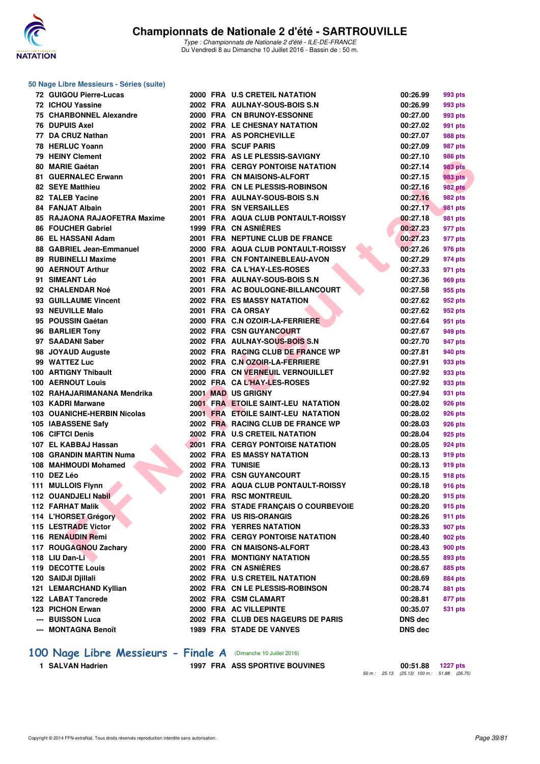## 50 Nage Libre Messieurs - Séries (suite)

| Rang | Nom | Année | Nat. | Club | Temps | Points |
|---|---|---|---|---|---|---|
| 72 | GUIGOU Pierre-Lucas | 2000 | FRA | U.S CRETEIL NATATION | 00:26.99 | 993 pts |
| 72 | ICHOU Yassine | 2002 | FRA | AULNAY-SOUS-BOIS S.N | 00:26.99 | 993 pts |
| 75 | CHARBONNEL Alexandre | 2000 | FRA | CN BRUNOY-ESSONNE | 00:27.00 | 993 pts |
| 76 | DUPUIS Axel | 2002 | FRA | LE CHESNAY NATATION | 00:27.02 | 991 pts |
| 77 | DA CRUZ Nathan | 2001 | FRA | AS PORCHEVILLE | 00:27.07 | 988 pts |
| 78 | HERLUC Yoann | 2000 | FRA | SCUF PARIS | 00:27.09 | 987 pts |
| 79 | HEINY Clement | 2002 | FRA | AS LE PLESSIS-SAVIGNY | 00:27.10 | 986 pts |
| 80 | MARIE Gaétan | 2001 | FRA | CERGY PONTOISE NATATION | 00:27.14 | 983 pts |
| 81 | GUERNALEC Erwann | 2001 | FRA | CN MAISONS-ALFORT | 00:27.15 | 983 pts |
| 82 | SEYE Matthieu | 2002 | FRA | CN LE PLESSIS-ROBINSON | 00:27.16 | 982 pts |
| 82 | TALEB Yacine | 2001 | FRA | AULNAY-SOUS-BOIS S.N | 00:27.16 | 982 pts |
| 84 | FANJAT Albain | 2001 | FRA | SN VERSAILLES | 00:27.17 | 981 pts |
| 85 | RAJAONA RAJAOFETRA Maxime | 2001 | FRA | AQUA CLUB PONTAULT-ROISSY | 00:27.18 | 981 pts |
| 86 | FOUCHER Gabriel | 1999 | FRA | CN ASNIÈRES | 00:27.23 | 977 pts |
| 86 | EL HASSANI Adam | 2001 | FRA | NEPTUNE CLUB DE FRANCE | 00:27.23 | 977 pts |
| 88 | GABRIEL Jean-Emmanuel | 2000 | FRA | AQUA CLUB PONTAULT-ROISSY | 00:27.26 | 976 pts |
| 89 | RUBINELLI Maxime | 2001 | FRA | CN FONTAINEBLEAU-AVON | 00:27.29 | 974 pts |
| 90 | AERNOUT Arthur | 2002 | FRA | CA L'HAY-LES-ROSES | 00:27.33 | 971 pts |
| 91 | SIMEANT Léo | 2001 | FRA | AULNAY-SOUS-BOIS S.N | 00:27.36 | 969 pts |
| 92 | CHALENDAR Noé | 2001 | FRA | AC BOULOGNE-BILLANCOURT | 00:27.58 | 955 pts |
| 93 | GUILLAUME Vincent | 2002 | FRA | ES MASSY NATATION | 00:27.62 | 952 pts |
| 93 | NEUVILLE Malo | 2001 | FRA | CA ORSAY | 00:27.62 | 952 pts |
| 95 | POUSSIN Gaétan | 2000 | FRA | C.N OZOIR-LA-FERRIERE | 00:27.64 | 951 pts |
| 96 | BARLIER Tony | 2002 | FRA | CSN GUYANCOURT | 00:27.67 | 949 pts |
| 97 | SAADANI Saber | 2002 | FRA | AULNAY-SOUS-BOIS S.N | 00:27.70 | 947 pts |
| 98 | JOYAUD Auguste | 2002 | FRA | RACING CLUB DE FRANCE WP | 00:27.81 | 940 pts |
| 99 | WATTEZ Luc | 2002 | FRA | C.N OZOIR-LA-FERRIERE | 00:27.91 | 933 pts |
| 100 | ARTIGNY Thibault | 2000 | FRA | CN VERNEUIL VERNOUILLET | 00:27.92 | 933 pts |
| 100 | AERNOUT Louis | 2002 | FRA | CA L'HAY-LES-ROSES | 00:27.92 | 933 pts |
| 102 | RAHAJARIMANANA Mendrika | 2001 | MAD | US GRIGNY | 00:27.94 | 931 pts |
| 103 | KADRI Marwane | 2001 | FRA | ETOILE SAINT-LEU NATATION | 00:28.02 | 926 pts |
| 103 | OUANICHE-HERBIN Nicolas | 2001 | FRA | ETOILE SAINT-LEU NATATION | 00:28.02 | 926 pts |
| 105 | IABASSENE Safy | 2002 | FRA | RACING CLUB DE FRANCE WP | 00:28.03 | 926 pts |
| 106 | CIFTCI Denis | 2002 | FRA | U.S CRETEIL NATATION | 00:28.04 | 925 pts |
| 107 | EL KABBAJ Hassan | 2001 | FRA | CERGY PONTOISE NATATION | 00:28.05 | 924 pts |
| 108 | GRANDIN MARTIN Numa | 2002 | FRA | ES MASSY NATATION | 00:28.13 | 919 pts |
| 108 | MAHMOUDI Mohamed | 2002 | FRA | TUNISIE | 00:28.13 | 919 pts |
| 110 | DEZ Léo | 2002 | FRA | CSN GUYANCOURT | 00:28.15 | 918 pts |
| 111 | MULLOIS Flynn | 2002 | FRA | AQUA CLUB PONTAULT-ROISSY | 00:28.18 | 916 pts |
| 112 | OUANDJELI Nabil | 2001 | FRA | RSC MONTREUIL | 00:28.20 | 915 pts |
| 112 | FARHAT Malik | 2002 | FRA | STADE FRANÇAIS O COURBEVOIE | 00:28.20 | 915 pts |
| 114 | L'HORSET Grégory | 2002 | FRA | US RIS-ORANGIS | 00:28.26 | 911 pts |
| 115 | LESTRADE Victor | 2002 | FRA | YERRES NATATION | 00:28.33 | 907 pts |
| 116 | RENAUDIN Remi | 2002 | FRA | CERGY PONTOISE NATATION | 00:28.40 | 902 pts |
| 117 | ROUGAGNOU Zachary | 2000 | FRA | CN MAISONS-ALFORT | 00:28.43 | 900 pts |
| 118 | LIU Dan-Li | 2001 | FRA | MONTIGNY NATATION | 00:28.55 | 893 pts |
| 119 | DECOTTE Louis | 2002 | FRA | CN ASNIÈRES | 00:28.67 | 885 pts |
| 120 | SAIDJI Djillali | 2002 | FRA | U.S CRETEIL NATATION | 00:28.69 | 884 pts |
| 121 | LEMARCHAND Kyllian | 2002 | FRA | CN LE PLESSIS-ROBINSON | 00:28.74 | 881 pts |
| 122 | LABAT Tancrede | 2002 | FRA | CSM CLAMART | 00:28.81 | 877 pts |
| 123 | PICHON Erwan | 2000 | FRA | AC VILLEPINTE | 00:35.07 | 531 pts |
| --- | BUISSON Luca | 2002 | FRA | CLUB DES NAGEURS DE PARIS | DNS dec | |
| --- | MONTAGNA Benoît | 1989 | FRA | STADE DE VANVES | DNS dec | |

## 100 Nage Libre Messieurs - Finale A (Dimanche 10 Juillet 2016)

| Rang | Nom | Année | Nat. | Club | Temps | Points |
|---|---|---|---|---|---|---|
| 1 | SALVAN Hadrien | 1997 | FRA | ASS SPORTIVE BOUVINES | 00:51.88 | 1227 pts |

*50 m : 25.13 (25.13) 100 m : 51.88 (26.75)*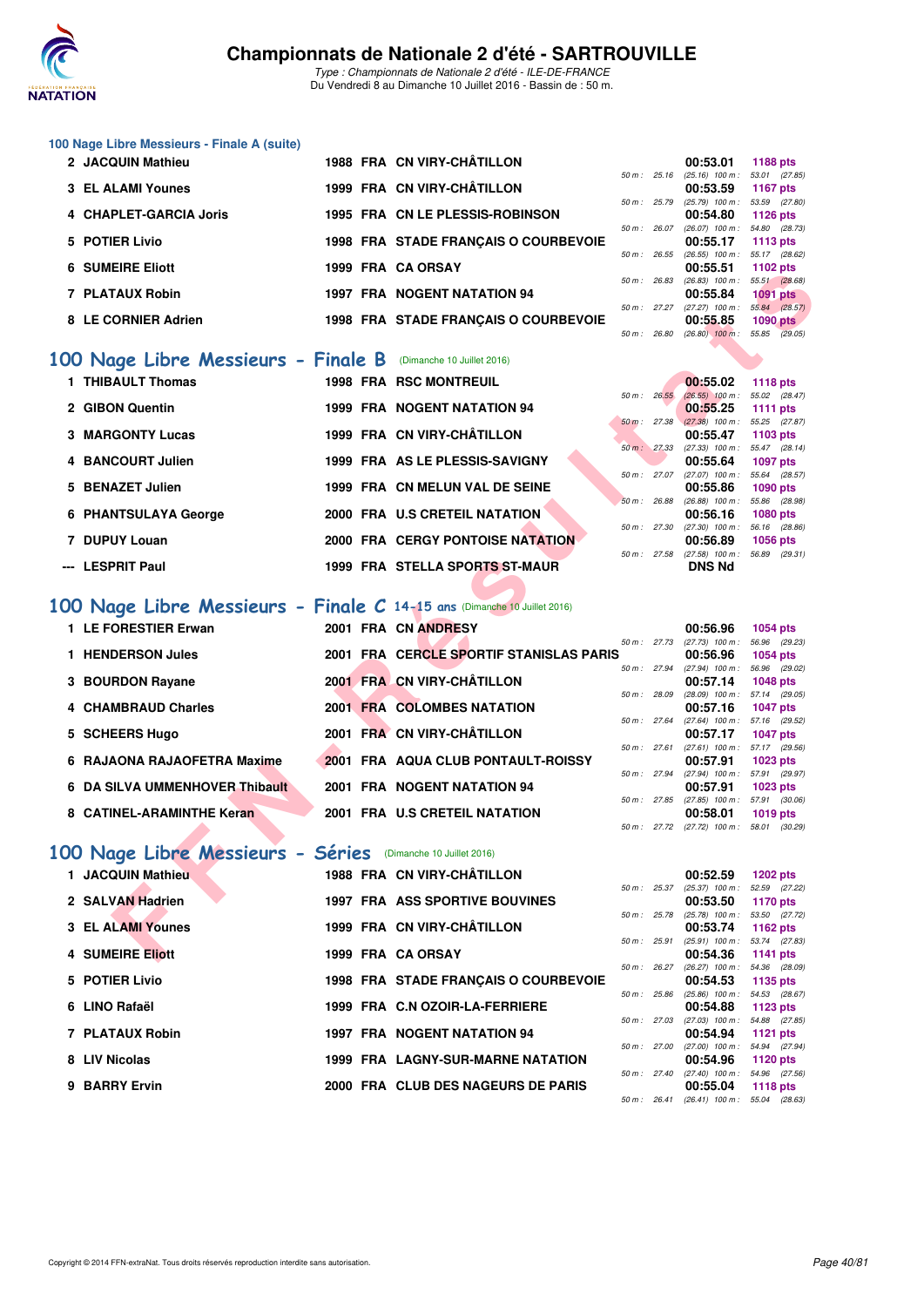# Championnats de Nationale 2 d'été - SARTROUVILLE

*Type : Championnats de Nationale 2 d'été - ILE-DE-FRANCE*
Du Vendredi 8 au Dimanche 10 Juillet 2016 - Bassin de : 50 m.

### 100 Nage Libre Messieurs - Finale A (suite)

| Rang | Nom | Année | Nat. | Club | Temps | Points | Splits |
|---|---|---|---|---|---|---|---|
| 2 | JACQUIN Mathieu | 1988 | FRA | CN VIRY-CHÂTILLON | 00:53.01 | 1188 pts | 50 m : 25.16 (25.16) 100 m : 53.01 (27.85) |
| 3 | EL ALAMI Younes | 1999 | FRA | CN VIRY-CHÂTILLON | 00:53.59 | 1167 pts | 50 m : 25.79 (25.79) 100 m : 53.59 (27.80) |
| 4 | CHAPLET-GARCIA Joris | 1995 | FRA | CN LE PLESSIS-ROBINSON | 00:54.80 | 1126 pts | 50 m : 26.07 (26.07) 100 m : 54.80 (28.73) |
| 5 | POTIER Livio | 1998 | FRA | STADE FRANÇAIS O COURBEVOIE | 00:55.17 | 1113 pts | 50 m : 26.55 (26.55) 100 m : 55.17 (28.62) |
| 6 | SUMEIRE Eliott | 1999 | FRA | CA ORSAY | 00:55.51 | 1102 pts | 50 m : 26.83 (26.83) 100 m : 55.51 (28.68) |
| 7 | PLATAUX Robin | 1997 | FRA | NOGENT NATATION 94 | 00:55.84 | 1091 pts | 50 m : 27.27 (27.27) 100 m : 55.84 (28.57) |
| 8 | LE CORNIER Adrien | 1998 | FRA | STADE FRANÇAIS O COURBEVOIE | 00:55.85 | 1090 pts | 50 m : 26.80 (26.80) 100 m : 55.85 (29.05) |

## 100 Nage Libre Messieurs - Finale B (Dimanche 10 Juillet 2016)

| Rang | Nom | Année | Nat. | Club | Temps | Points | Splits |
|---|---|---|---|---|---|---|---|
| 1 | THIBAULT Thomas | 1998 | FRA | RSC MONTREUIL | 00:55.02 | 1118 pts | 50 m : 26.55 (26.55) 100 m : 55.02 (28.47) |
| 2 | GIBON Quentin | 1999 | FRA | NOGENT NATATION 94 | 00:55.25 | 1111 pts | 50 m : 27.38 (27.38) 100 m : 55.25 (27.87) |
| 3 | MARGONTY Lucas | 1999 | FRA | CN VIRY-CHÂTILLON | 00:55.47 | 1103 pts | 50 m : 27.33 (27.33) 100 m : 55.47 (28.14) |
| 4 | BANCOURT Julien | 1999 | FRA | AS LE PLESSIS-SAVIGNY | 00:55.64 | 1097 pts | 50 m : 27.07 (27.07) 100 m : 55.64 (28.57) |
| 5 | BENAZET Julien | 1999 | FRA | CN MELUN VAL DE SEINE | 00:55.86 | 1090 pts | 50 m : 26.88 (26.88) 100 m : 55.86 (28.98) |
| 6 | PHANTSULAYA George | 2000 | FRA | U.S CRETEIL NATATION | 00:56.16 | 1080 pts | 50 m : 27.30 (27.30) 100 m : 56.16 (28.86) |
| 7 | DUPUY Louan | 2000 | FRA | CERGY PONTOISE NATATION | 00:56.89 | 1056 pts | 50 m : 27.58 (27.58) 100 m : 56.89 (29.31) |
| --- | LESPRIT Paul | 1999 | FRA | STELLA SPORTS ST-MAUR | DNS Nd | | |

## 100 Nage Libre Messieurs - Finale C 14-15 ans (Dimanche 10 Juillet 2016)

| Rang | Nom | Année | Nat. | Club | Temps | Points | Splits |
|---|---|---|---|---|---|---|---|
| 1 | LE FORESTIER Erwan | 2001 | FRA | CN ANDRESY | 00:56.96 | 1054 pts | 50 m : 27.73 (27.73) 100 m : 56.96 (29.23) |
| 1 | HENDERSON Jules | 2001 | FRA | CERCLE SPORTIF STANISLAS PARIS | 00:56.96 | 1054 pts | 50 m : 27.94 (27.94) 100 m : 56.96 (29.02) |
| 3 | BOURDON Rayane | 2001 | FRA | CN VIRY-CHÂTILLON | 00:57.14 | 1048 pts | 50 m : 28.09 (28.09) 100 m : 57.14 (29.05) |
| 4 | CHAMBRAUD Charles | 2001 | FRA | COLOMBES NATATION | 00:57.16 | 1047 pts | 50 m : 27.64 (27.64) 100 m : 57.16 (29.52) |
| 5 | SCHEERS Hugo | 2001 | FRA | CN VIRY-CHÂTILLON | 00:57.17 | 1047 pts | 50 m : 27.61 (27.61) 100 m : 57.17 (29.56) |
| 6 | RAJAONA RAJAOFETRA Maxime | 2001 | FRA | AQUA CLUB PONTAULT-ROISSY | 00:57.91 | 1023 pts | 50 m : 27.94 (27.94) 100 m : 57.91 (29.97) |
| 6 | DA SILVA UMMENHOVER Thibault | 2001 | FRA | NOGENT NATATION 94 | 00:57.91 | 1023 pts | 50 m : 27.85 (27.85) 100 m : 57.91 (30.06) |
| 8 | CATINEL-ARAMINTHE Keran | 2001 | FRA | U.S CRETEIL NATATION | 00:58.01 | 1019 pts | 50 m : 27.72 (27.72) 100 m : 58.01 (30.29) |

## 100 Nage Libre Messieurs - Séries (Dimanche 10 Juillet 2016)

| Rang | Nom | Année | Nat. | Club | Temps | Points | Splits |
|---|---|---|---|---|---|---|---|
| 1 | JACQUIN Mathieu | 1988 | FRA | CN VIRY-CHÂTILLON | 00:52.59 | 1202 pts | 50 m : 25.37 (25.37) 100 m : 52.59 (27.22) |
| 2 | SALVAN Hadrien | 1997 | FRA | ASS SPORTIVE BOUVINES | 00:53.50 | 1170 pts | 50 m : 25.78 (25.78) 100 m : 53.50 (27.72) |
| 3 | EL ALAMI Younes | 1999 | FRA | CN VIRY-CHÂTILLON | 00:53.74 | 1162 pts | 50 m : 25.91 (25.91) 100 m : 53.74 (27.83) |
| 4 | SUMEIRE Eliott | 1999 | FRA | CA ORSAY | 00:54.36 | 1141 pts | 50 m : 26.27 (26.27) 100 m : 54.36 (28.09) |
| 5 | POTIER Livio | 1998 | FRA | STADE FRANÇAIS O COURBEVOIE | 00:54.53 | 1135 pts | 50 m : 25.86 (25.86) 100 m : 54.53 (28.67) |
| 6 | LINO Rafaël | 1999 | FRA | C.N OZOIR-LA-FERRIERE | 00:54.88 | 1123 pts | 50 m : 27.03 (27.03) 100 m : 54.88 (27.85) |
| 7 | PLATAUX Robin | 1997 | FRA | NOGENT NATATION 94 | 00:54.94 | 1121 pts | 50 m : 27.00 (27.00) 100 m : 54.94 (27.94) |
| 8 | LIV Nicolas | 1999 | FRA | LAGNY-SUR-MARNE NATATION | 00:54.96 | 1120 pts | 50 m : 27.40 (27.40) 100 m : 54.96 (27.56) |
| 9 | BARRY Ervin | 2000 | FRA | CLUB DES NAGEURS DE PARIS | 00:55.04 | 1118 pts | 50 m : 26.41 (26.41) 100 m : 55.04 (28.63) |

Copyright © 2014 FFN-extraNat. Tous droits réservés reproduction interdite sans autorisation.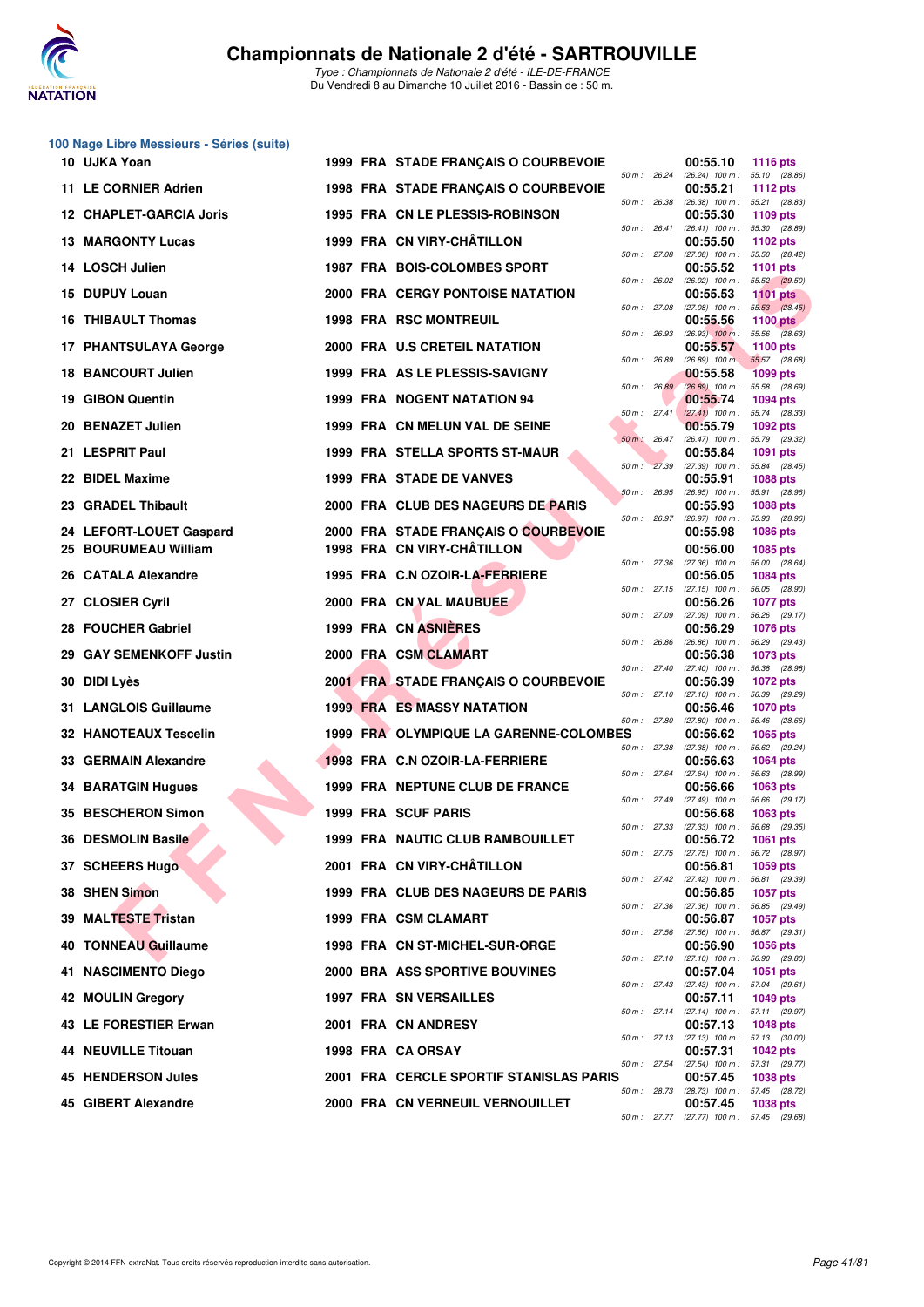# Championnats de Nationale 2 d'été - SARTROUVILLE

*Type : Championnats de Nationale 2 d'été - ILE-DE-FRANCE*
Du Vendredi 8 au Dimanche 10 Juillet 2016 - Bassin de : 50 m.

## 100 Nage Libre Messieurs - Séries (suite)

| Rang | Nom | Année | Nat. | Club | Temps | Points | Splits |
|---|---|---|---|---|---|---|---|
| 10 | UJKA Yoan | 1999 | FRA | STADE FRANÇAIS O COURBEVOIE | 00:55.10 | 1116 pts | 50 m : 26.24 (26.24) 100 m : 55.10 (28.86) |
| 11 | LE CORNIER Adrien | 1998 | FRA | STADE FRANÇAIS O COURBEVOIE | 00:55.21 | 1112 pts | 50 m : 26.38 (26.38) 100 m : 55.21 (28.83) |
| 12 | CHAPLET-GARCIA Joris | 1995 | FRA | CN LE PLESSIS-ROBINSON | 00:55.30 | 1109 pts | 50 m : 26.41 (26.41) 100 m : 55.30 (28.89) |
| 13 | MARGONTY Lucas | 1999 | FRA | CN VIRY-CHÂTILLON | 00:55.50 | 1102 pts | 50 m : 27.08 (27.08) 100 m : 55.50 (28.42) |
| 14 | LOSCH Julien | 1987 | FRA | BOIS-COLOMBES SPORT | 00:55.52 | 1101 pts | 50 m : 26.02 (26.02) 100 m : 55.52 (29.50) |
| 15 | DUPUY Louan | 2000 | FRA | CERGY PONTOISE NATATION | 00:55.53 | 1101 pts | 50 m : 27.08 (27.08) 100 m : 55.53 (28.45) |
| 16 | THIBAULT Thomas | 1998 | FRA | RSC MONTREUIL | 00:55.56 | 1100 pts | 50 m : 26.93 (26.93) 100 m : 55.56 (28.63) |
| 17 | PHANTSULAYA George | 2000 | FRA | U.S CRETEIL NATATION | 00:55.57 | 1100 pts | 50 m : 26.89 (26.89) 100 m : 55.57 (28.68) |
| 18 | BANCOURT Julien | 1999 | FRA | AS LE PLESSIS-SAVIGNY | 00:55.58 | 1099 pts | 50 m : 26.89 (26.89) 100 m : 55.58 (28.69) |
| 19 | GIBON Quentin | 1999 | FRA | NOGENT NATATION 94 | 00:55.74 | 1094 pts | 50 m : 27.41 (27.41) 100 m : 55.74 (28.33) |
| 20 | BENAZET Julien | 1999 | FRA | CN MELUN VAL DE SEINE | 00:55.79 | 1092 pts | 50 m : 26.47 (26.47) 100 m : 55.79 (29.32) |
| 21 | LESPRIT Paul | 1999 | FRA | STELLA SPORTS ST-MAUR | 00:55.84 | 1091 pts | 50 m : 27.39 (27.39) 100 m : 55.84 (28.45) |
| 22 | BIDEL Maxime | 1999 | FRA | STADE DE VANVES | 00:55.91 | 1088 pts | 50 m : 26.95 (26.95) 100 m : 55.91 (28.96) |
| 23 | GRADEL Thibault | 2000 | FRA | CLUB DES NAGEURS DE PARIS | 00:55.93 | 1088 pts | 50 m : 26.97 (26.97) 100 m : 55.93 (28.96) |
| 24 | LEFORT-LOUET Gaspard | 2000 | FRA | STADE FRANÇAIS O COURBEVOIE | 00:55.98 | 1086 pts | |
| 25 | BOURUMEAU William | 1998 | FRA | CN VIRY-CHÂTILLON | 00:56.00 | 1085 pts | 50 m : 27.36 (27.36) 100 m : 56.00 (28.64) |
| 26 | CATALA Alexandre | 1995 | FRA | C.N OZOIR-LA-FERRIERE | 00:56.05 | 1084 pts | 50 m : 27.15 (27.15) 100 m : 56.05 (28.90) |
| 27 | CLOSIER Cyril | 2000 | FRA | CN VAL MAUBUEE | 00:56.26 | 1077 pts | 50 m : 27.09 (27.09) 100 m : 56.26 (29.17) |
| 28 | FOUCHER Gabriel | 1999 | FRA | CN ASNIÈRES | 00:56.29 | 1076 pts | 50 m : 26.86 (26.86) 100 m : 56.29 (29.43) |
| 29 | GAY SEMENKOFF Justin | 2000 | FRA | CSM CLAMART | 00:56.38 | 1073 pts | 50 m : 27.40 (27.40) 100 m : 56.38 (28.98) |
| 30 | DIDI Lyès | 2001 | FRA | STADE FRANÇAIS O COURBEVOIE | 00:56.39 | 1072 pts | 50 m : 27.10 (27.10) 100 m : 56.39 (29.29) |
| 31 | LANGLOIS Guillaume | 1999 | FRA | ES MASSY NATATION | 00:56.46 | 1070 pts | 50 m : 27.80 (27.80) 100 m : 56.46 (28.66) |
| 32 | HANOTEAUX Tescelin | 1999 | FRA | OLYMPIQUE LA GARENNE-COLOMBES | 00:56.62 | 1065 pts | 50 m : 27.38 (27.38) 100 m : 56.62 (29.24) |
| 33 | GERMAIN Alexandre | 1998 | FRA | C.N OZOIR-LA-FERRIERE | 00:56.63 | 1064 pts | 50 m : 27.64 (27.64) 100 m : 56.63 (28.99) |
| 34 | BARATGIN Hugues | 1999 | FRA | NEPTUNE CLUB DE FRANCE | 00:56.66 | 1063 pts | 50 m : 27.49 (27.49) 100 m : 56.66 (29.17) |
| 35 | BESCHERON Simon | 1999 | FRA | SCUF PARIS | 00:56.68 | 1063 pts | 50 m : 27.33 (27.33) 100 m : 56.68 (29.35) |
| 36 | DESMOLIN Basile | 1999 | FRA | NAUTIC CLUB RAMBOUILLET | 00:56.72 | 1061 pts | 50 m : 27.75 (27.75) 100 m : 56.72 (28.97) |
| 37 | SCHEERS Hugo | 2001 | FRA | CN VIRY-CHÂTILLON | 00:56.81 | 1059 pts | 50 m : 27.42 (27.42) 100 m : 56.81 (29.39) |
| 38 | SHEN Simon | 1999 | FRA | CLUB DES NAGEURS DE PARIS | 00:56.85 | 1057 pts | 50 m : 27.36 (27.36) 100 m : 56.85 (29.49) |
| 39 | MALTESTE Tristan | 1999 | FRA | CSM CLAMART | 00:56.87 | 1057 pts | 50 m : 27.56 (27.56) 100 m : 56.87 (29.31) |
| 40 | TONNEAU Guillaume | 1998 | FRA | CN ST-MICHEL-SUR-ORGE | 00:56.90 | 1056 pts | 50 m : 27.10 (27.10) 100 m : 56.90 (29.80) |
| 41 | NASCIMENTO Diego | 2000 | BRA | ASS SPORTIVE BOUVINES | 00:57.04 | 1051 pts | 50 m : 27.43 (27.43) 100 m : 57.04 (29.61) |
| 42 | MOULIN Gregory | 1997 | FRA | SN VERSAILLES | 00:57.11 | 1049 pts | 50 m : 27.14 (27.14) 100 m : 57.11 (29.97) |
| 43 | LE FORESTIER Erwan | 2001 | FRA | CN ANDRESY | 00:57.13 | 1048 pts | 50 m : 27.13 (27.13) 100 m : 57.13 (30.00) |
| 44 | NEUVILLE Titouan | 1998 | FRA | CA ORSAY | 00:57.31 | 1042 pts | 50 m : 27.54 (27.54) 100 m : 57.31 (29.77) |
| 45 | HENDERSON Jules | 2001 | FRA | CERCLE SPORTIF STANISLAS PARIS | 00:57.45 | 1038 pts | 50 m : 28.73 (28.73) 100 m : 57.45 (28.72) |
| 45 | GIBERT Alexandre | 2000 | FRA | CN VERNEUIL VERNOUILLET | 00:57.45 | 1038 pts | 50 m : 27.77 (27.77) 100 m : 57.45 (29.68) |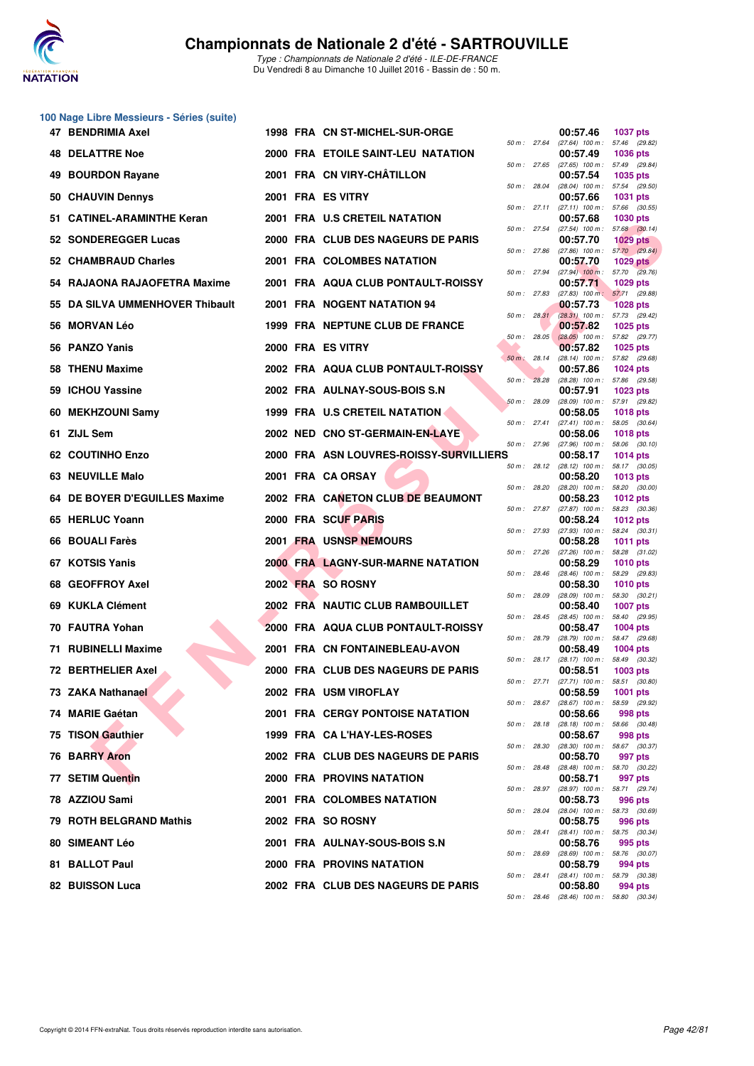# Championnats de Nationale 2 d'été - SARTROUVILLE

*Type : Championnats de Nationale 2 d'été - ILE-DE-FRANCE*
Du Vendredi 8 au Dimanche 10 Juillet 2016 - Bassin de : 50 m.

## 100 Nage Libre Messieurs - Séries (suite)

| Rang | Nom | Année | Nat | Club | Temps | Points | 50 m | 100 m |
|---|---|---|---|---|---|---|---|---|
| 47 | BENDRIMIA Axel | 1998 | FRA | CN ST-MICHEL-SUR-ORGE | 00:57.46 | 1037 pts | 27.64 | (27.64) 57.46 (29.82) |
| 48 | DELATTRE Noe | 2000 | FRA | ETOILE SAINT-LEU NATATION | 00:57.49 | 1036 pts | 27.65 | (27.65) 57.49 (29.84) |
| 49 | BOURDON Rayane | 2001 | FRA | CN VIRY-CHÂTILLON | 00:57.54 | 1035 pts | 28.04 | (28.04) 57.54 (29.50) |
| 50 | CHAUVIN Dennys | 2001 | FRA | ES VITRY | 00:57.66 | 1031 pts | 27.11 | (27.11) 57.66 (30.55) |
| 51 | CATINEL-ARAMINTHE Keran | 2001 | FRA | U.S CRETEIL NATATION | 00:57.68 | 1030 pts | 27.54 | (27.54) 57.68 (30.14) |
| 52 | SONDEREGGER Lucas | 2000 | FRA | CLUB DES NAGEURS DE PARIS | 00:57.70 | 1029 pts | 27.86 | (27.86) 57.70 (29.84) |
| 52 | CHAMBRAUD Charles | 2001 | FRA | COLOMBES NATATION | 00:57.70 | 1029 pts | 27.94 | (27.94) 57.70 (29.76) |
| 54 | RAJAONA RAJAOFETRA Maxime | 2001 | FRA | AQUA CLUB PONTAULT-ROISSY | 00:57.71 | 1029 pts | 27.83 | (27.83) 57.71 (29.88) |
| 55 | DA SILVA UMMENHOVER Thibault | 2001 | FRA | NOGENT NATATION 94 | 00:57.73 | 1028 pts | 28.31 | (28.31) 57.73 (29.42) |
| 56 | MORVAN Léo | 1999 | FRA | NEPTUNE CLUB DE FRANCE | 00:57.82 | 1025 pts | 28.05 | (28.05) 57.82 (29.77) |
| 56 | PANZO Yanis | 2000 | FRA | ES VITRY | 00:57.82 | 1025 pts | 28.14 | (28.14) 57.82 (29.68) |
| 58 | THENU Maxime | 2002 | FRA | AQUA CLUB PONTAULT-ROISSY | 00:57.86 | 1024 pts | 28.28 | (28.28) 57.86 (29.58) |
| 59 | ICHOU Yassine | 2002 | FRA | AULNAY-SOUS-BOIS S.N | 00:57.91 | 1023 pts | 28.09 | (28.09) 57.91 (29.82) |
| 60 | MEKHZOUNI Samy | 1999 | FRA | U.S CRETEIL NATATION | 00:58.05 | 1018 pts | 27.41 | (27.41) 58.05 (30.64) |
| 61 | ZIJL Sem | 2002 | NED | CNO ST-GERMAIN-EN-LAYE | 00:58.06 | 1018 pts | 27.96 | (27.96) 58.06 (30.10) |
| 62 | COUTINHO Enzo | 2000 | FRA | ASN LOUVRES-ROISSY-SURVILLIERS | 00:58.17 | 1014 pts | 28.12 | (28.12) 58.17 (30.05) |
| 63 | NEUVILLE Malo | 2001 | FRA | CA ORSAY | 00:58.20 | 1013 pts | 28.20 | (28.20) 58.20 (30.00) |
| 64 | DE BOYER D'EGUILLES Maxime | 2002 | FRA | CANETON CLUB DE BEAUMONT | 00:58.23 | 1012 pts | 27.87 | (27.87) 58.23 (30.36) |
| 65 | HERLUC Yoann | 2000 | FRA | SCUF PARIS | 00:58.24 | 1012 pts | 27.93 | (27.93) 58.24 (30.31) |
| 66 | BOUALI Farès | 2001 | FRA | USNSP NEMOURS | 00:58.28 | 1011 pts | 27.26 | (27.26) 58.28 (31.02) |
| 67 | KOTSIS Yanis | 2000 | FRA | LAGNY-SUR-MARNE NATATION | 00:58.29 | 1010 pts | 28.46 | (28.46) 58.29 (29.83) |
| 68 | GEOFFROY Axel | 2002 | FRA | SO ROSNY | 00:58.30 | 1010 pts | 28.09 | (28.09) 58.30 (30.21) |
| 69 | KUKLA Clément | 2002 | FRA | NAUTIC CLUB RAMBOUILLET | 00:58.40 | 1007 pts | 28.45 | (28.45) 58.40 (29.95) |
| 70 | FAUTRA Yohan | 2000 | FRA | AQUA CLUB PONTAULT-ROISSY | 00:58.47 | 1004 pts | 28.79 | (28.79) 58.47 (29.68) |
| 71 | RUBINELLI Maxime | 2001 | FRA | CN FONTAINEBLEAU-AVON | 00:58.49 | 1004 pts | 28.17 | (28.17) 58.49 (30.32) |
| 72 | BERTHELIER Axel | 2000 | FRA | CLUB DES NAGEURS DE PARIS | 00:58.51 | 1003 pts | 27.71 | (27.71) 58.51 (30.80) |
| 73 | ZAKA Nathanael | 2002 | FRA | USM VIROFLAY | 00:58.59 | 1001 pts | 28.67 | (28.67) 58.59 (29.92) |
| 74 | MARIE Gaétan | 2001 | FRA | CERGY PONTOISE NATATION | 00:58.66 | 998 pts | 28.18 | (28.18) 58.66 (30.48) |
| 75 | TISON Gauthier | 1999 | FRA | CA L'HAY-LES-ROSES | 00:58.67 | 998 pts | 28.30 | (28.30) 58.67 (30.37) |
| 76 | BARRY Aron | 2002 | FRA | CLUB DES NAGEURS DE PARIS | 00:58.70 | 997 pts | 28.48 | (28.48) 58.70 (30.22) |
| 77 | SETIM Quentin | 2000 | FRA | PROVINS NATATION | 00:58.71 | 997 pts | 28.97 | (28.97) 58.71 (29.74) |
| 78 | AZZIOU Sami | 2001 | FRA | COLOMBES NATATION | 00:58.73 | 996 pts | 28.04 | (28.04) 58.73 (30.69) |
| 79 | ROTH BELGRAND Mathis | 2002 | FRA | SO ROSNY | 00:58.75 | 996 pts | 28.41 | (28.41) 58.75 (30.34) |
| 80 | SIMEANT Léo | 2001 | FRA | AULNAY-SOUS-BOIS S.N | 00:58.76 | 995 pts | 28.69 | (28.69) 58.76 (30.07) |
| 81 | BALLOT Paul | 2000 | FRA | PROVINS NATATION | 00:58.79 | 994 pts | 28.41 | (28.41) 58.79 (30.38) |
| 82 | BUISSON Luca | 2002 | FRA | CLUB DES NAGEURS DE PARIS | 00:58.80 | 994 pts | 28.46 | (28.46) 58.80 (30.34) |

Copyright © 2014 FFN-extraNat. Tous droits réservés reproduction interdite sans autorisation.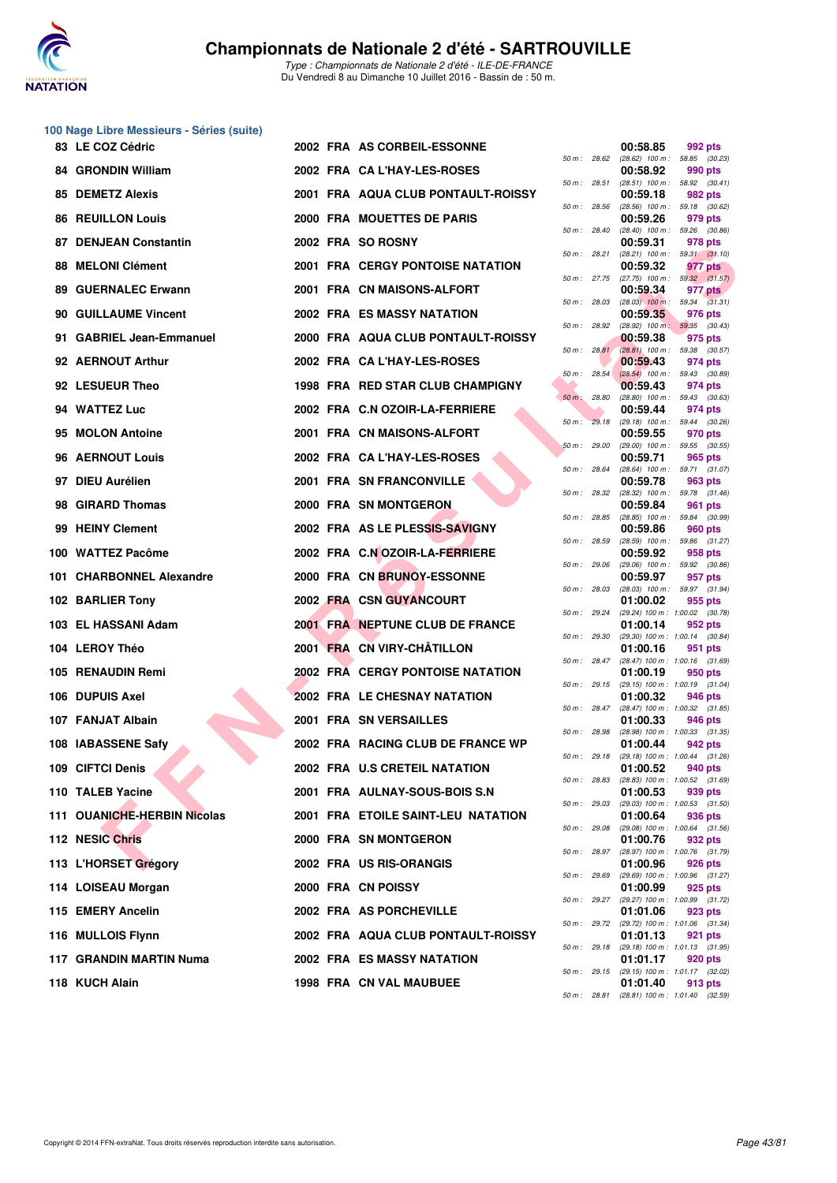# Championnats de Nationale 2 d'été - SARTROUVILLE

*Type : Championnats de Nationale 2 d'été - ILE-DE-FRANCE*
Du Vendredi 8 au Dimanche 10 Juillet 2016 - Bassin de : 50 m.

## 100 Nage Libre Messieurs - Séries (suite)

| Rang | Nom | Année | Nat. | Club | Temps | Points | Intermédiaires |
|---|---|---|---|---|---|---|---|
| 83 | LE COZ Cédric | 2002 | FRA | AS CORBEIL-ESSONNE | 00:58.85 | 992 pts | 50 m : 28.62 (28.62) 100 m : 58.85 (30.23) |
| 84 | GRONDIN William | 2002 | FRA | CA L'HAY-LES-ROSES | 00:58.92 | 990 pts | 50 m : 28.51 (28.51) 100 m : 58.92 (30.41) |
| 85 | DEMETZ Alexis | 2001 | FRA | AQUA CLUB PONTAULT-ROISSY | 00:59.18 | 982 pts | 50 m : 28.56 (28.56) 100 m : 59.18 (30.62) |
| 86 | REUILLON Louis | 2000 | FRA | MOUETTES DE PARIS | 00:59.26 | 979 pts | 50 m : 28.40 (28.40) 100 m : 59.26 (30.86) |
| 87 | DENJEAN Constantin | 2002 | FRA | SO ROSNY | 00:59.31 | 978 pts | 50 m : 28.21 (28.21) 100 m : 59.31 (31.10) |
| 88 | MELONI Clément | 2001 | FRA | CERGY PONTOISE NATATION | 00:59.32 | 977 pts | 50 m : 27.75 (27.75) 100 m : 59.32 (31.57) |
| 89 | GUERNALEC Erwann | 2001 | FRA | CN MAISONS-ALFORT | 00:59.34 | 977 pts | 50 m : 28.03 (28.03) 100 m : 59.34 (31.31) |
| 90 | GUILLAUME Vincent | 2002 | FRA | ES MASSY NATATION | 00:59.35 | 976 pts | 50 m : 28.92 (28.92) 100 m : 59.35 (30.43) |
| 91 | GABRIEL Jean-Emmanuel | 2000 | FRA | AQUA CLUB PONTAULT-ROISSY | 00:59.38 | 975 pts | 50 m : 28.81 (28.81) 100 m : 59.38 (30.57) |
| 92 | AERNOUT Arthur | 2002 | FRA | CA L'HAY-LES-ROSES | 00:59.43 | 974 pts | 50 m : 28.54 (28.54) 100 m : 59.43 (30.89) |
| 92 | LESUEUR Theo | 1998 | FRA | RED STAR CLUB CHAMPIGNY | 00:59.43 | 974 pts | 50 m : 28.80 (28.80) 100 m : 59.43 (30.63) |
| 94 | WATTEZ Luc | 2002 | FRA | C.N OZOIR-LA-FERRIERE | 00:59.44 | 974 pts | 50 m : 29.18 (29.18) 100 m : 59.44 (30.26) |
| 95 | MOLON Antoine | 2001 | FRA | CN MAISONS-ALFORT | 00:59.55 | 970 pts | 50 m : 29.00 (29.00) 100 m : 59.55 (30.55) |
| 96 | AERNOUT Louis | 2002 | FRA | CA L'HAY-LES-ROSES | 00:59.71 | 965 pts | 50 m : 28.64 (28.64) 100 m : 59.71 (31.07) |
| 97 | DIEU Aurélien | 2001 | FRA | SN FRANCONVILLE | 00:59.78 | 963 pts | 50 m : 28.32 (28.32) 100 m : 59.78 (31.46) |
| 98 | GIRARD Thomas | 2000 | FRA | SN MONTGERON | 00:59.84 | 961 pts | 50 m : 28.85 (28.85) 100 m : 59.84 (30.99) |
| 99 | HEINY Clement | 2002 | FRA | AS LE PLESSIS-SAVIGNY | 00:59.86 | 960 pts | 50 m : 28.59 (28.59) 100 m : 59.86 (31.27) |
| 100 | WATTEZ Pacôme | 2002 | FRA | C.N OZOIR-LA-FERRIERE | 00:59.92 | 958 pts | 50 m : 29.06 (29.06) 100 m : 59.92 (30.86) |
| 101 | CHARBONNEL Alexandre | 2000 | FRA | CN BRUNOY-ESSONNE | 00:59.97 | 957 pts | 50 m : 28.03 (28.03) 100 m : 59.97 (31.94) |
| 102 | BARLIER Tony | 2002 | FRA | CSN GUYANCOURT | 01:00.02 | 955 pts | 50 m : 29.24 (29.24) 100 m : 1:00.02 (30.78) |
| 103 | EL HASSANI Adam | 2001 | FRA | NEPTUNE CLUB DE FRANCE | 01:00.14 | 952 pts | 50 m : 29.30 (29.30) 100 m : 1:00.14 (30.84) |
| 104 | LEROY Théo | 2001 | FRA | CN VIRY-CHÂTILLON | 01:00.16 | 951 pts | 50 m : 28.47 (28.47) 100 m : 1:00.16 (31.69) |
| 105 | RENAUDIN Remi | 2002 | FRA | CERGY PONTOISE NATATION | 01:00.19 | 950 pts | 50 m : 29.15 (29.15) 100 m : 1:00.19 (31.04) |
| 106 | DUPUIS Axel | 2002 | FRA | LE CHESNAY NATATION | 01:00.32 | 946 pts | 50 m : 28.47 (28.47) 100 m : 1:00.32 (31.85) |
| 107 | FANJAT Albain | 2001 | FRA | SN VERSAILLES | 01:00.33 | 946 pts | 50 m : 28.98 (28.98) 100 m : 1:00.33 (31.35) |
| 108 | IABASSENE Safy | 2002 | FRA | RACING CLUB DE FRANCE WP | 01:00.44 | 942 pts | 50 m : 29.18 (29.18) 100 m : 1:00.44 (31.26) |
| 109 | CIFTCI Denis | 2002 | FRA | U.S CRETEIL NATATION | 01:00.52 | 940 pts | 50 m : 28.83 (28.83) 100 m : 1:00.52 (31.69) |
| 110 | TALEB Yacine | 2001 | FRA | AULNAY-SOUS-BOIS S.N | 01:00.53 | 939 pts | 50 m : 29.03 (29.03) 100 m : 1:00.53 (31.50) |
| 111 | OUANICHE-HERBIN Nicolas | 2001 | FRA | ETOILE SAINT-LEU NATATION | 01:00.64 | 936 pts | 50 m : 29.08 (29.08) 100 m : 1:00.64 (31.56) |
| 112 | NESIC Chris | 2000 | FRA | SN MONTGERON | 01:00.76 | 932 pts | 50 m : 28.97 (28.97) 100 m : 1:00.76 (31.79) |
| 113 | L'HORSET Grégory | 2002 | FRA | US RIS-ORANGIS | 01:00.96 | 926 pts | 50 m : 29.69 (29.69) 100 m : 1:00.96 (31.27) |
| 114 | LOISEAU Morgan | 2000 | FRA | CN POISSY | 01:00.99 | 925 pts | 50 m : 29.27 (29.27) 100 m : 1:00.99 (31.72) |
| 115 | EMERY Ancelin | 2002 | FRA | AS PORCHEVILLE | 01:01.06 | 923 pts | 50 m : 29.72 (29.72) 100 m : 1:01.06 (31.34) |
| 116 | MULLOIS Flynn | 2002 | FRA | AQUA CLUB PONTAULT-ROISSY | 01:01.13 | 921 pts | 50 m : 29.18 (29.18) 100 m : 1:01.13 (31.95) |
| 117 | GRANDIN MARTIN Numa | 2002 | FRA | ES MASSY NATATION | 01:01.17 | 920 pts | 50 m : 29.15 (29.15) 100 m : 1:01.17 (32.02) |
| 118 | KUCH Alain | 1998 | FRA | CN VAL MAUBUEE | 01:01.40 | 913 pts | 50 m : 28.81 (28.81) 100 m : 1:01.40 (32.59) |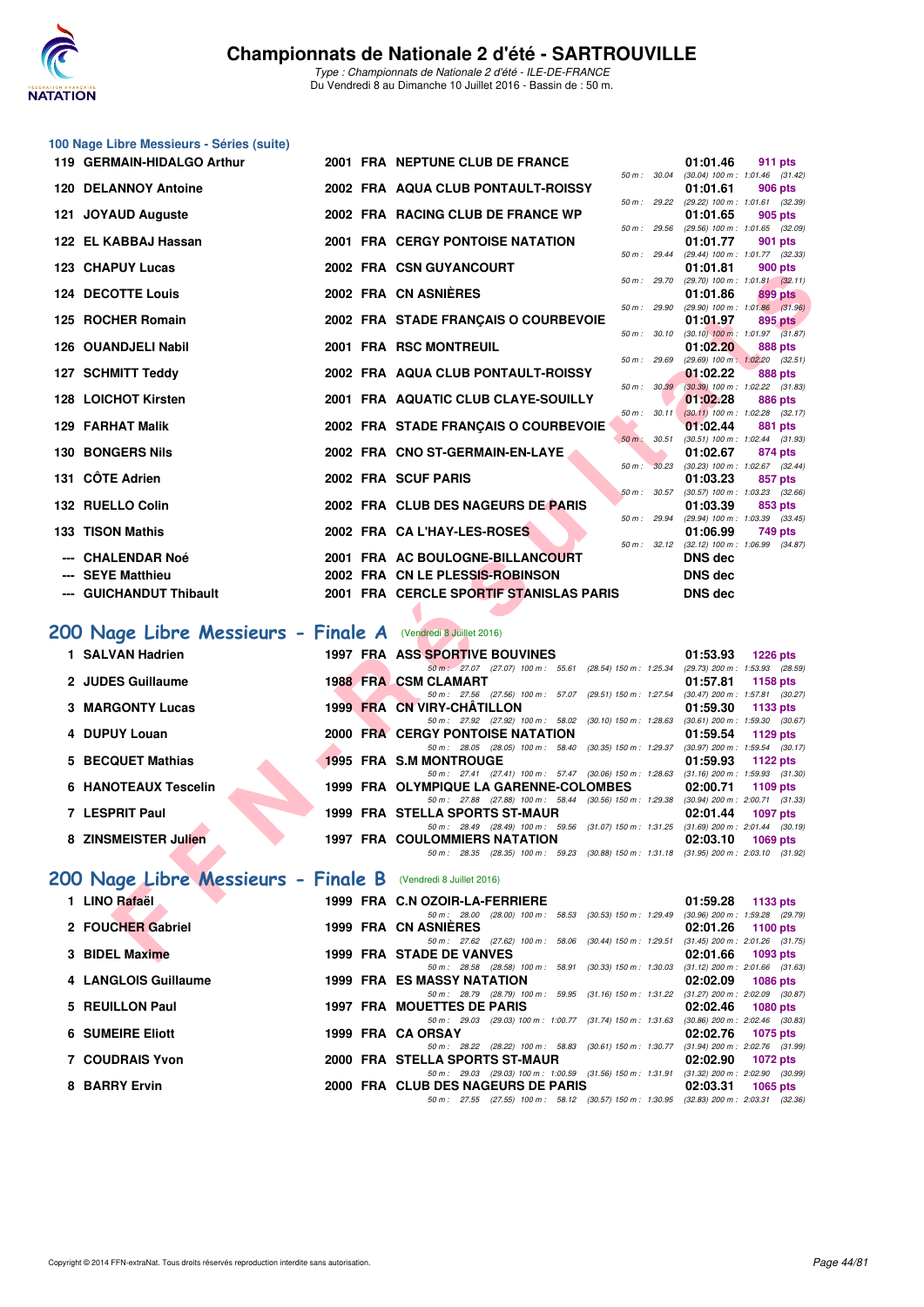# Championnats de Nationale 2 d'été - SARTROUVILLE

*Type : Championnats de Nationale 2 d'été - ILE-DE-FRANCE*
Du Vendredi 8 au Dimanche 10 Juillet 2016 - Bassin de : 50 m.

## 100 Nage Libre Messieurs - Séries (suite)

| Pl. | Nom | Année | Nat. | Club | Temps | Points | Splits |
|---|---|---|---|---|---|---|---|
| 119 | GERMAIN-HIDALGO Arthur | 2001 | FRA | NEPTUNE CLUB DE FRANCE | 01:01.46 | 911 pts | 50 m : 30.04 (30.04) 100 m : 1:01.46 (31.42) |
| 120 | DELANNOY Antoine | 2002 | FRA | AQUA CLUB PONTAULT-ROISSY | 01:01.61 | 906 pts | 50 m : 29.22 (29.22) 100 m : 1:01.61 (32.39) |
| 121 | JOYAUD Auguste | 2002 | FRA | RACING CLUB DE FRANCE WP | 01:01.65 | 905 pts | 50 m : 29.56 (29.56) 100 m : 1:01.65 (32.09) |
| 122 | EL KABBAJ Hassan | 2001 | FRA | CERGY PONTOISE NATATION | 01:01.77 | 901 pts | 50 m : 29.44 (29.44) 100 m : 1:01.77 (32.33) |
| 123 | CHAPUY Lucas | 2002 | FRA | CSN GUYANCOURT | 01:01.81 | 900 pts | 50 m : 29.70 (29.70) 100 m : 1:01.81 (32.11) |
| 124 | DECOTTE Louis | 2002 | FRA | CN ASNIÈRES | 01:01.86 | 899 pts | 50 m : 29.90 (29.90) 100 m : 1:01.86 (31.96) |
| 125 | ROCHER Romain | 2002 | FRA | STADE FRANÇAIS O COURBEVOIE | 01:01.97 | 895 pts | 50 m : 30.10 (30.10) 100 m : 1:01.97 (31.87) |
| 126 | OUANDJELI Nabil | 2001 | FRA | RSC MONTREUIL | 01:02.20 | 888 pts | 50 m : 29.69 (29.69) 100 m : 1:02.20 (32.51) |
| 127 | SCHMITT Teddy | 2002 | FRA | AQUA CLUB PONTAULT-ROISSY | 01:02.22 | 888 pts | 50 m : 30.39 (30.39) 100 m : 1:02.22 (31.83) |
| 128 | LOICHOT Kirsten | 2001 | FRA | AQUATIC CLUB CLAYE-SOUILLY | 01:02.28 | 886 pts | 50 m : 30.11 (30.11) 100 m : 1:02.28 (32.17) |
| 129 | FARHAT Malik | 2002 | FRA | STADE FRANÇAIS O COURBEVOIE | 01:02.44 | 881 pts | 50 m : 30.51 (30.51) 100 m : 1:02.44 (31.93) |
| 130 | BONGERS Nils | 2002 | FRA | CNO ST-GERMAIN-EN-LAYE | 01:02.67 | 874 pts | 50 m : 30.23 (30.23) 100 m : 1:02.67 (32.44) |
| 131 | CÔTE Adrien | 2002 | FRA | SCUF PARIS | 01:03.23 | 857 pts | 50 m : 30.57 (30.57) 100 m : 1:03.23 (32.66) |
| 132 | RUELLO Colin | 2002 | FRA | CLUB DES NAGEURS DE PARIS | 01:03.39 | 853 pts | 50 m : 29.94 (29.94) 100 m : 1:03.39 (33.45) |
| 133 | TISON Mathis | 2002 | FRA | CA L'HAY-LES-ROSES | 01:06.99 | 749 pts | 50 m : 32.12 (32.12) 100 m : 1:06.99 (34.87) |
| --- | CHALENDAR Noé | 2001 | FRA | AC BOULOGNE-BILLANCOURT | DNS dec | | |
| --- | SEYE Matthieu | 2002 | FRA | CN LE PLESSIS-ROBINSON | DNS dec | | |
| --- | GUICHANDUT Thibault | 2001 | FRA | CERCLE SPORTIF STANISLAS PARIS | DNS dec | | |

## 200 Nage Libre Messieurs - Finale A (Vendredi 8 Juillet 2016)

| Pl. | Nom | Année | Nat. | Club | Temps | Points | Splits |
|---|---|---|---|---|---|---|---|
| 1 | SALVAN Hadrien | 1997 | FRA | ASS SPORTIVE BOUVINES | 01:53.93 | 1226 pts | 50 m : 27.07 (27.07) 100 m : 55.61 (28.54) 150 m : 1:25.34 (29.73) 200 m : 1:53.93 (28.59) |
| 2 | JUDES Guillaume | 1988 | FRA | CSM CLAMART | 01:57.81 | 1158 pts | 50 m : 27.56 (27.56) 100 m : 57.07 (29.51) 150 m : 1:27.54 (30.47) 200 m : 1:57.81 (30.27) |
| 3 | MARGONTY Lucas | 1999 | FRA | CN VIRY-CHÂTILLON | 01:59.30 | 1133 pts | 50 m : 27.92 (27.92) 100 m : 58.02 (30.10) 150 m : 1:28.63 (30.61) 200 m : 1:59.30 (30.67) |
| 4 | DUPUY Louan | 2000 | FRA | CERGY PONTOISE NATATION | 01:59.54 | 1129 pts | 50 m : 28.05 (28.05) 100 m : 58.40 (30.35) 150 m : 1:29.37 (30.97) 200 m : 1:59.54 (30.17) |
| 5 | BECQUET Mathias | 1995 | FRA | S.M MONTROUGE | 01:59.93 | 1122 pts | 50 m : 27.41 (27.41) 100 m : 57.47 (30.06) 150 m : 1:28.63 (31.16) 200 m : 1:59.93 (31.30) |
| 6 | HANOTEAUX Tescelin | 1999 | FRA | OLYMPIQUE LA GARENNE-COLOMBES | 02:00.71 | 1109 pts | 50 m : 27.88 (27.88) 100 m : 58.44 (30.56) 150 m : 1:29.38 (30.94) 200 m : 2:00.71 (31.33) |
| 7 | LESPRIT Paul | 1999 | FRA | STELLA SPORTS ST-MAUR | 02:01.44 | 1097 pts | 50 m : 28.49 (28.49) 100 m : 59.56 (31.07) 150 m : 1:31.25 (31.69) 200 m : 2:01.44 (30.19) |
| 8 | ZINSMEISTER Julien | 1997 | FRA | COULOMMIERS NATATION | 02:03.10 | 1069 pts | 50 m : 28.35 (28.35) 100 m : 59.23 (30.88) 150 m : 1:31.18 (31.95) 200 m : 2:03.10 (31.92) |

## 200 Nage Libre Messieurs - Finale B (Vendredi 8 Juillet 2016)

| Pl. | Nom | Année | Nat. | Club | Temps | Points | Splits |
|---|---|---|---|---|---|---|---|
| 1 | LINO Rafaël | 1999 | FRA | C.N OZOIR-LA-FERRIERE | 01:59.28 | 1133 pts | 50 m : 28.00 (28.00) 100 m : 58.53 (30.53) 150 m : 1:29.49 (30.96) 200 m : 1:59.28 (29.79) |
| 2 | FOUCHER Gabriel | 1999 | FRA | CN ASNIÈRES | 02:01.26 | 1100 pts | 50 m : 27.62 (27.62) 100 m : 58.06 (30.44) 150 m : 1:29.51 (31.45) 200 m : 2:01.26 (31.75) |
| 3 | BIDEL Maxime | 1999 | FRA | STADE DE VANVES | 02:01.66 | 1093 pts | 50 m : 28.58 (28.58) 100 m : 58.91 (30.33) 150 m : 1:30.03 (31.12) 200 m : 2:01.66 (31.63) |
| 4 | LANGLOIS Guillaume | 1999 | FRA | ES MASSY NATATION | 02:02.09 | 1086 pts | 50 m : 28.79 (28.79) 100 m : 59.95 (31.16) 150 m : 1:31.22 (31.27) 200 m : 2:02.09 (30.87) |
| 5 | REUILLON Paul | 1997 | FRA | MOUETTES DE PARIS | 02:02.46 | 1080 pts | 50 m : 29.03 (29.03) 100 m : 1:00.77 (31.74) 150 m : 1:31.63 (30.86) 200 m : 2:02.46 (30.83) |
| 6 | SUMEIRE Eliott | 1999 | FRA | CA ORSAY | 02:02.76 | 1075 pts | 50 m : 28.22 (28.22) 100 m : 58.83 (30.61) 150 m : 1:30.77 (31.94) 200 m : 2:02.76 (31.99) |
| 7 | COUDRAIS Yvon | 2000 | FRA | STELLA SPORTS ST-MAUR | 02:02.90 | 1072 pts | 50 m : 29.03 (29.03) 100 m : 1:00.59 (31.56) 150 m : 1:31.91 (31.32) 200 m : 2:02.90 (30.99) |
| 8 | BARRY Ervin | 2000 | FRA | CLUB DES NAGEURS DE PARIS | 02:03.31 | 1065 pts | 50 m : 27.55 (27.55) 100 m : 58.12 (30.57) 150 m : 1:30.95 (32.83) 200 m : 2:03.31 (32.36) |

Copyright © 2014 FFN-extraNat. Tous droits réservés reproduction interdite sans autorisation.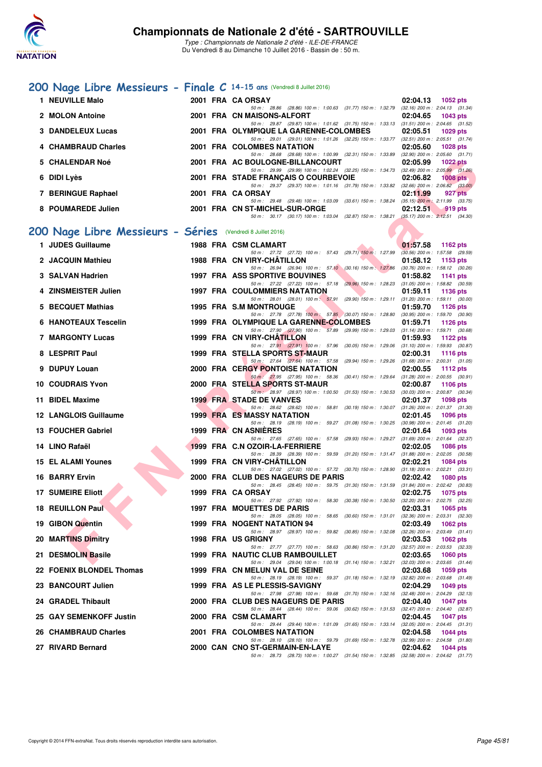# Championnats de Nationale 2 d'été - SARTROUVILLE

*Type : Championnats de Nationale 2 d'été - ILE-DE-FRANCE*
Du Vendredi 8 au Dimanche 10 Juillet 2016 - Bassin de : 50 m.

## 200 Nage Libre Messieurs - Finale C 14-15 ans (Vendredi 8 Juillet 2016)

| Rang | Nom | Année | Nat. | Club | Temps | Points |
|---|---|---|---|---|---|---|
| 1 | NEUVILLE Malo | 2001 | FRA | CA ORSAY | 02:04.13 | 1052 pts |
| | 50 m : 28.86 (28.86) 100 m : 1:00.63 (31.77) 150 m : 1:32.79 (32.16) 200 m : 2:04.13 (31.34) | | | | | |
| 2 | MOLON Antoine | 2001 | FRA | CN MAISONS-ALFORT | 02:04.65 | 1043 pts |
| | 50 m : 29.87 (29.87) 100 m : 1:01.62 (31.75) 150 m : 1:33.13 (31.51) 200 m : 2:04.65 (31.52) | | | | | |
| 3 | DANDELEUX Lucas | 2001 | FRA | OLYMPIQUE LA GARENNE-COLOMBES | 02:05.51 | 1029 pts |
| | 50 m : 29.01 (29.01) 100 m : 1:01.26 (32.25) 150 m : 1:33.77 (32.51) 200 m : 2:05.51 (31.74) | | | | | |
| 4 | CHAMBRAUD Charles | 2001 | FRA | COLOMBES NATATION | 02:05.60 | 1028 pts |
| | 50 m : 28.68 (28.68) 100 m : 1:00.99 (32.31) 150 m : 1:33.89 (32.90) 200 m : 2:05.60 (31.71) | | | | | |
| 5 | CHALENDAR Noé | 2001 | FRA | AC BOULOGNE-BILLANCOURT | 02:05.99 | 1022 pts |
| | 50 m : 29.99 (29.99) 100 m : 1:02.24 (32.25) 150 m : 1:34.73 (32.49) 200 m : 2:05.99 (31.26) | | | | | |
| 6 | DIDI Lyès | 2001 | FRA | STADE FRANÇAIS O COURBEVOIE | 02:06.82 | 1008 pts |
| | 50 m : 29.37 (29.37) 100 m : 1:01.16 (31.79) 150 m : 1:33.82 (32.66) 200 m : 2:06.82 (33.00) | | | | | |
| 7 | BERINGUE Raphael | 2001 | FRA | CA ORSAY | 02:11.99 | 927 pts |
| | 50 m : 29.48 (29.48) 100 m : 1:03.09 (33.61) 150 m : 1:38.24 (35.15) 200 m : 2:11.99 (33.75) | | | | | |
| 8 | POUMAREDE Julien | 2001 | FRA | CN ST-MICHEL-SUR-ORGE | 02:12.51 | 919 pts |
| | 50 m : 30.17 (30.17) 100 m : 1:03.04 (32.87) 150 m : 1:38.21 (35.17) 200 m : 2:12.51 (34.30) | | | | | |

## 200 Nage Libre Messieurs - Séries (Vendredi 8 Juillet 2016)

| Rang | Nom | Année | Nat. | Club | Temps | Points |
|---|---|---|---|---|---|---|
| 1 | JUDES Guillaume | 1988 | FRA | CSM CLAMART | 01:57.58 | 1162 pts |
| | 50 m : 27.72 (27.72) 100 m : 57.43 (29.71) 150 m : 1:27.99 (30.56) 200 m : 1:57.58 (29.59) | | | | | |
| 2 | JACQUIN Mathieu | 1988 | FRA | CN VIRY-CHÂTILLON | 01:58.12 | 1153 pts |
| | 50 m : 26.94 (26.94) 100 m : 57.10 (30.16) 150 m : 1:27.86 (30.76) 200 m : 1:58.12 (30.26) | | | | | |
| 3 | SALVAN Hadrien | 1997 | FRA | ASS SPORTIVE BOUVINES | 01:58.82 | 1141 pts |
| | 50 m : 27.22 (27.22) 100 m : 57.18 (29.96) 150 m : 1:28.23 (31.05) 200 m : 1:58.82 (30.59) | | | | | |
| 4 | ZINSMEISTER Julien | 1997 | FRA | COULOMMIERS NATATION | 01:59.11 | 1136 pts |
| | 50 m : 28.01 (28.01) 100 m : 57.91 (29.90) 150 m : 1:29.11 (31.20) 200 m : 1:59.11 (30.00) | | | | | |
| 5 | BECQUET Mathias | 1995 | FRA | S.M MONTROUGE | 01:59.70 | 1126 pts |
| | 50 m : 27.78 (27.78) 100 m : 57.85 (30.07) 150 m : 1:28.80 (30.95) 200 m : 1:59.70 (30.90) | | | | | |
| 6 | HANOTEAUX Tescelin | 1999 | FRA | OLYMPIQUE LA GARENNE-COLOMBES | 01:59.71 | 1126 pts |
| | 50 m : 27.90 (27.90) 100 m : 57.89 (29.99) 150 m : 1:29.03 (31.14) 200 m : 1:59.71 (30.68) | | | | | |
| 7 | MARGONTY Lucas | 1999 | FRA | CN VIRY-CHÂTILLON | 01:59.93 | 1122 pts |
| | 50 m : 27.91 (27.91) 100 m : 57.96 (30.05) 150 m : 1:29.06 (31.10) 200 m : 1:59.93 (30.87) | | | | | |
| 8 | LESPRIT Paul | 1999 | FRA | STELLA SPORTS ST-MAUR | 02:00.31 | 1116 pts |
| | 50 m : 27.64 (27.64) 100 m : 57.58 (29.94) 150 m : 1:29.26 (31.68) 200 m : 2:00.31 (31.05) | | | | | |
| 9 | DUPUY Louan | 2000 | FRA | CERGY PONTOISE NATATION | 02:00.55 | 1112 pts |
| | 50 m : 27.95 (27.95) 100 m : 58.36 (30.41) 150 m : 1:29.64 (31.28) 200 m : 2:00.55 (30.91) | | | | | |
| 10 | COUDRAIS Yvon | 2000 | FRA | STELLA SPORTS ST-MAUR | 02:00.87 | 1106 pts |
| | 50 m : 28.97 (28.97) 100 m : 1:00.50 (31.53) 150 m : 1:30.53 (30.03) 200 m : 2:00.87 (30.34) | | | | | |
| 11 | BIDEL Maxime | 1999 | FRA | STADE DE VANVES | 02:01.37 | 1098 pts |
| | 50 m : 28.62 (28.62) 100 m : 58.81 (30.19) 150 m : 1:30.07 (31.26) 200 m : 2:01.37 (31.30) | | | | | |
| 12 | LANGLOIS Guillaume | 1999 | FRA | ES MASSY NATATION | 02:01.45 | 1096 pts |
| | 50 m : 28.19 (28.19) 100 m : 59.27 (31.08) 150 m : 1:30.25 (30.98) 200 m : 2:01.45 (31.20) | | | | | |
| 13 | FOUCHER Gabriel | 1999 | FRA | CN ASNIÈRES | 02:01.64 | 1093 pts |
| | 50 m : 27.65 (27.65) 100 m : 57.58 (29.93) 150 m : 1:29.27 (31.69) 200 m : 2:01.64 (32.37) | | | | | |
| 14 | LINO Rafaël | 1999 | FRA | C.N OZOIR-LA-FERRIERE | 02:02.05 | 1086 pts |
| | 50 m : 28.39 (28.39) 100 m : 59.59 (31.20) 150 m : 1:31.47 (31.88) 200 m : 2:02.05 (30.58) | | | | | |
| 15 | EL ALAMI Younes | 1999 | FRA | CN VIRY-CHÂTILLON | 02:02.21 | 1084 pts |
| | 50 m : 27.02 (27.02) 100 m : 57.72 (30.70) 150 m : 1:28.90 (31.18) 200 m : 2:02.21 (33.31) | | | | | |
| 16 | BARRY Ervin | 2000 | FRA | CLUB DES NAGEURS DE PARIS | 02:02.42 | 1080 pts |
| | 50 m : 28.45 (28.45) 100 m : 59.75 (31.30) 150 m : 1:31.59 (31.84) 200 m : 2:02.42 (30.83) | | | | | |
| 17 | SUMEIRE Eliott | 1999 | FRA | CA ORSAY | 02:02.75 | 1075 pts |
| | 50 m : 27.92 (27.92) 100 m : 58.30 (30.38) 150 m : 1:30.50 (32.20) 200 m : 2:02.75 (32.25) | | | | | |
| 18 | REUILLON Paul | 1997 | FRA | MOUETTES DE PARIS | 02:03.31 | 1065 pts |
| | 50 m : 28.05 (28.05) 100 m : 58.65 (30.60) 150 m : 1:31.01 (32.36) 200 m : 2:03.31 (32.30) | | | | | |
| 19 | GIBON Quentin | 1999 | FRA | NOGENT NATATION 94 | 02:03.49 | 1062 pts |
| | 50 m : 28.97 (28.97) 100 m : 59.82 (30.85) 150 m : 1:32.08 (32.26) 200 m : 2:03.49 (31.41) | | | | | |
| 20 | MARTINS Dimitry | 1998 | FRA | US GRIGNY | 02:03.53 | 1062 pts |
| | 50 m : 27.77 (27.77) 100 m : 58.63 (30.86) 150 m : 1:31.20 (32.57) 200 m : 2:03.53 (32.33) | | | | | |
| 21 | DESMOLIN Basile | 1999 | FRA | NAUTIC CLUB RAMBOUILLET | 02:03.65 | 1060 pts |
| | 50 m : 29.04 (29.04) 100 m : 1:00.18 (31.14) 150 m : 1:32.21 (32.03) 200 m : 2:03.65 (31.44) | | | | | |
| 22 | FOENIX BLONDEL Thomas | 1999 | FRA | CN MELUN VAL DE SEINE | 02:03.68 | 1059 pts |
| | 50 m : 28.19 (28.19) 100 m : 59.37 (31.18) 150 m : 1:32.19 (32.82) 200 m : 2:03.68 (31.49) | | | | | |
| 23 | BANCOURT Julien | 1999 | FRA | AS LE PLESSIS-SAVIGNY | 02:04.29 | 1049 pts |
| | 50 m : 27.98 (27.98) 100 m : 59.68 (31.70) 150 m : 1:32.16 (32.48) 200 m : 2:04.29 (32.13) | | | | | |
| 24 | GRADEL Thibault | 2000 | FRA | CLUB DES NAGEURS DE PARIS | 02:04.40 | 1047 pts |
| | 50 m : 28.44 (28.44) 100 m : 59.06 (30.62) 150 m : 1:31.53 (32.47) 200 m : 2:04.40 (32.87) | | | | | |
| 25 | GAY SEMENKOFF Justin | 2000 | FRA | CSM CLAMART | 02:04.45 | 1047 pts |
| | 50 m : 29.44 (29.44) 100 m : 1:01.09 (31.65) 150 m : 1:33.14 (32.05) 200 m : 2:04.45 (31.31) | | | | | |
| 26 | CHAMBRAUD Charles | 2001 | FRA | COLOMBES NATATION | 02:04.58 | 1044 pts |
| | 50 m : 28.10 (28.10) 100 m : 59.79 (31.69) 150 m : 1:32.78 (32.99) 200 m : 2:04.58 (31.80) | | | | | |
| 27 | RIVARD Bernard | 2000 | CAN | CNO ST-GERMAIN-EN-LAYE | 02:04.62 | 1044 pts |
| | 50 m : 28.73 (28.73) 100 m : 1:00.27 (31.54) 150 m : 1:32.85 (32.58) 200 m : 2:04.62 (31.77) | | | | | |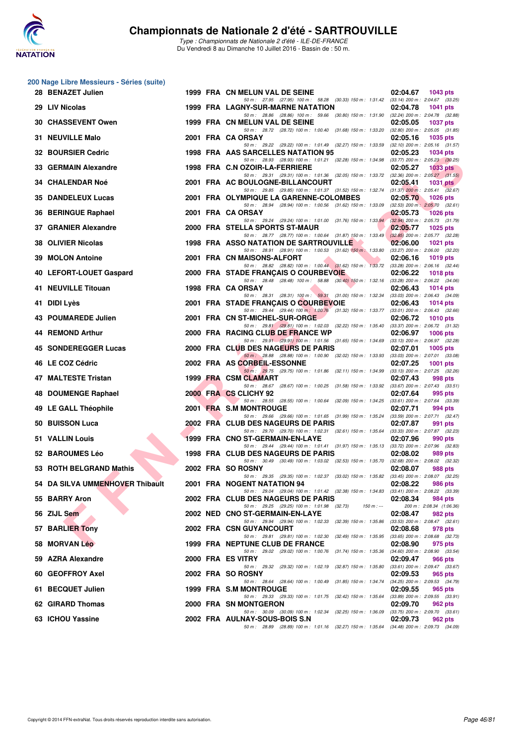# Championnats de Nationale 2 d'été - SARTROUVILLE

*Type : Championnats de Nationale 2 d'été - ILE-DE-FRANCE*
Du Vendredi 8 au Dimanche 10 Juillet 2016 - Bassin de : 50 m.

## 200 Nage Libre Messieurs - Séries (suite)

| Rg | Nom | Année | Nat | Club | Temps | Points |
|---|---|---|---|---|---|---|
| 28 | BENAZET Julien | 1999 | FRA | CN MELUN VAL DE SEINE | 02:04.67 | 1043 pts |
| | 50 m : 27.95 (27.95) 100 m : 58.28 (30.33) 150 m : 1:31.42 (33.14) 200 m : 2:04.67 (33.25) | | | | | |
| 29 | LIV Nicolas | 1999 | FRA | LAGNY-SUR-MARNE NATATION | 02:04.78 | 1041 pts |
| | 50 m : 28.86 (28.86) 100 m : 59.66 (30.80) 150 m : 1:31.90 (32.24) 200 m : 2:04.78 (32.88) | | | | | |
| 30 | CHASSEVENT Owen | 1999 | FRA | CN MELUN VAL DE SEINE | 02:05.05 | 1037 pts |
| | 50 m : 28.72 (28.72) 100 m : 1:00.40 (31.68) 150 m : 1:33.20 (32.80) 200 m : 2:05.05 (31.85) | | | | | |
| 31 | NEUVILLE Malo | 2001 | FRA | CA ORSAY | 02:05.16 | 1035 pts |
| | 50 m : 29.22 (29.22) 100 m : 1:01.49 (32.27) 150 m : 1:33.59 (32.10) 200 m : 2:05.16 (31.57) | | | | | |
| 32 | BOURSIER Cedric | 1998 | FRA | AAS SARCELLES NATATION 95 | 02:05.23 | 1034 pts |
| | 50 m : 28.93 (28.93) 100 m : 1:01.21 (32.28) 150 m : 1:34.98 (33.77) 200 m : 2:05.23 (30.25) | | | | | |
| 33 | GERMAIN Alexandre | 1998 | FRA | C.N OZOIR-LA-FERRIERE | 02:05.27 | 1033 pts |
| | 50 m : 29.31 (29.31) 100 m : 1:01.36 (32.05) 150 m : 1:33.72 (32.36) 200 m : 2:05.27 (31.55) | | | | | |
| 34 | CHALENDAR Noé | 2001 | FRA | AC BOULOGNE-BILLANCOURT | 02:05.41 | 1031 pts |
| | 50 m : 29.85 (29.85) 100 m : 1:01.37 (31.52) 150 m : 1:32.74 (31.37) 200 m : 2:05.41 (32.67) | | | | | |
| 35 | DANDELEUX Lucas | 2001 | FRA | OLYMPIQUE LA GARENNE-COLOMBES | 02:05.70 | 1026 pts |
| | 50 m : 28.94 (28.94) 100 m : 1:00.56 (31.62) 150 m : 1:33.09 (32.53) 200 m : 2:05.70 (32.61) | | | | | |
| 36 | BERINGUE Raphael | 2001 | FRA | CA ORSAY | 02:05.73 | 1026 pts |
| | 50 m : 29.24 (29.24) 100 m : 1:01.00 (31.76) 150 m : 1:33.94 (32.94) 200 m : 2:05.73 (31.79) | | | | | |
| 37 | GRANIER Alexandre | 2000 | FRA | STELLA SPORTS ST-MAUR | 02:05.77 | 1025 pts |
| | 50 m : 28.77 (28.77) 100 m : 1:00.64 (31.87) 150 m : 1:33.49 (32.85) 200 m : 2:05.77 (32.28) | | | | | |
| 38 | OLIVIER Nicolas | 1998 | FRA | ASSO NATATION DE SARTROUVILLE | 02:06.00 | 1021 pts |
| | 50 m : 28.91 (28.91) 100 m : 1:00.53 (31.62) 150 m : 1:33.80 (33.27) 200 m : 2:06.00 (32.20) | | | | | |
| 39 | MOLON Antoine | 2001 | FRA | CN MAISONS-ALFORT | 02:06.16 | 1019 pts |
| | 50 m : 28.82 (28.82) 100 m : 1:00.44 (31.62) 150 m : 1:33.72 (33.28) 200 m : 2:06.16 (32.44) | | | | | |
| 40 | LEFORT-LOUET Gaspard | 2000 | FRA | STADE FRANÇAIS O COURBEVOIE | 02:06.22 | 1018 pts |
| | 50 m : 28.48 (28.48) 100 m : 58.88 (30.40) 150 m : 1:32.16 (33.28) 200 m : 2:06.22 (34.06) | | | | | |
| 41 | NEUVILLE Titouan | 1998 | FRA | CA ORSAY | 02:06.43 | 1014 pts |
| | 50 m : 28.31 (28.31) 100 m : 59.31 (31.00) 150 m : 1:32.34 (33.03) 200 m : 2:06.43 (34.09) | | | | | |
| 41 | DIDI Lyès | 2001 | FRA | STADE FRANÇAIS O COURBEVOIE | 02:06.43 | 1014 pts |
| | 50 m : 29.44 (29.44) 100 m : 1:00.76 (31.32) 150 m : 1:33.77 (33.01) 200 m : 2:06.43 (32.66) | | | | | |
| 43 | POUMAREDE Julien | 2001 | FRA | CN ST-MICHEL-SUR-ORGE | 02:06.72 | 1010 pts |
| | 50 m : 29.81 (29.81) 100 m : 1:02.03 (32.22) 150 m : 1:35.40 (33.37) 200 m : 2:06.72 (31.32) | | | | | |
| 44 | REMOND Arthur | 2000 | FRA | RACING CLUB DE FRANCE WP | 02:06.97 | 1006 pts |
| | 50 m : 29.91 (29.91) 100 m : 1:01.56 (31.65) 150 m : 1:34.69 (33.13) 200 m : 2:06.97 (32.28) | | | | | |
| 45 | SONDEREGGER Lucas | 2000 | FRA | CLUB DES NAGEURS DE PARIS | 02:07.01 | 1005 pts |
| | 50 m : 28.88 (28.88) 100 m : 1:00.90 (32.02) 150 m : 1:33.93 (33.03) 200 m : 2:07.01 (33.08) | | | | | |
| 46 | LE COZ Cédric | 2002 | FRA | AS CORBEIL-ESSONNE | 02:07.25 | 1001 pts |
| | 50 m : 29.75 (29.75) 100 m : 1:01.86 (32.11) 150 m : 1:34.99 (33.13) 200 m : 2:07.25 (32.26) | | | | | |
| 47 | MALTESTE Tristan | 1999 | FRA | CSM CLAMART | 02:07.43 | 998 pts |
| | 50 m : 28.67 (28.67) 100 m : 1:00.25 (31.58) 150 m : 1:33.92 (33.67) 200 m : 2:07.43 (33.51) | | | | | |
| 48 | DOUMENGE Raphael | 2000 | FRA | CS CLICHY 92 | 02:07.64 | 995 pts |
| | 50 m : 28.55 (28.55) 100 m : 1:00.64 (32.09) 150 m : 1:34.25 (33.61) 200 m : 2:07.64 (33.39) | | | | | |
| 49 | LE GALL Théophile | 2001 | FRA | S.M MONTROUGE | 02:07.71 | 994 pts |
| | 50 m : 29.66 (29.66) 100 m : 1:01.65 (31.99) 150 m : 1:35.24 (33.59) 200 m : 2:07.71 (32.47) | | | | | |
| 50 | BUISSON Luca | 2002 | FRA | CLUB DES NAGEURS DE PARIS | 02:07.87 | 991 pts |
| | 50 m : 29.70 (29.70) 100 m : 1:02.31 (32.61) 150 m : 1:35.64 (33.33) 200 m : 2:07.87 (32.23) | | | | | |
| 51 | VALLIN Louis | 1999 | FRA | CNO ST-GERMAIN-EN-LAYE | 02:07.96 | 990 pts |
| | 50 m : 29.44 (29.44) 100 m : 1:01.41 (31.97) 150 m : 1:35.13 (33.72) 200 m : 2:07.96 (32.83) | | | | | |
| 52 | BAROUMES Léo | 1998 | FRA | CLUB DES NAGEURS DE PARIS | 02:08.02 | 989 pts |
| | 50 m : 30.49 (30.49) 100 m : 1:03.02 (32.53) 150 m : 1:35.70 (32.68) 200 m : 2:08.02 (32.32) | | | | | |
| 53 | ROTH BELGRAND Mathis | 2002 | FRA | SO ROSNY | 02:08.07 | 988 pts |
| | 50 m : 29.35 (29.35) 100 m : 1:02.37 (33.02) 150 m : 1:35.82 (33.45) 200 m : 2:08.07 (32.25) | | | | | |
| 54 | DA SILVA UMMENHOVER Thibault | 2001 | FRA | NOGENT NATATION 94 | 02:08.22 | 986 pts |
| | 50 m : 29.04 (29.04) 100 m : 1:01.42 (32.38) 150 m : 1:34.83 (33.41) 200 m : 2:08.22 (33.39) | | | | | |
| 55 | BARRY Aron | 2002 | FRA | CLUB DES NAGEURS DE PARIS | 02:08.34 | 984 pts |
| | 50 m : 29.25 (29.25) 100 m : 1:01.98 (32.73) 150 m : --- 200 m : 2:08.34 (1:06.36) | | | | | |
| 56 | ZIJL Sem | 2002 | NED | CNO ST-GERMAIN-EN-LAYE | 02:08.47 | 982 pts |
| | 50 m : 29.94 (29.94) 100 m : 1:02.33 (32.39) 150 m : 1:35.86 (33.53) 200 m : 2:08.47 (32.61) | | | | | |
| 57 | BARLIER Tony | 2002 | FRA | CSN GUYANCOURT | 02:08.68 | 978 pts |
| | 50 m : 29.81 (29.81) 100 m : 1:02.30 (32.49) 150 m : 1:35.95 (33.65) 200 m : 2:08.68 (32.73) | | | | | |
| 58 | MORVAN Léo | 1999 | FRA | NEPTUNE CLUB DE FRANCE | 02:08.90 | 975 pts |
| | 50 m : 29.02 (29.02) 100 m : 1:00.76 (31.74) 150 m : 1:35.36 (34.60) 200 m : 2:08.90 (33.54) | | | | | |
| 59 | AZRA Alexandre | 2000 | FRA | ES VITRY | 02:09.47 | 966 pts |
| | 50 m : 29.32 (29.32) 100 m : 1:02.19 (32.87) 150 m : 1:35.80 (33.61) 200 m : 2:09.47 (33.67) | | | | | |
| 60 | GEOFFROY Axel | 2002 | FRA | SO ROSNY | 02:09.53 | 965 pts |
| | 50 m : 28.64 (28.64) 100 m : 1:00.49 (31.85) 150 m : 1:34.74 (34.25) 200 m : 2:09.53 (34.79) | | | | | |
| 61 | BECQUET Julien | 1999 | FRA | S.M MONTROUGE | 02:09.55 | 965 pts |
| | 50 m : 29.33 (29.33) 100 m : 1:01.75 (32.42) 150 m : 1:35.64 (33.89) 200 m : 2:09.55 (33.91) | | | | | |
| 62 | GIRARD Thomas | 2000 | FRA | SN MONTGERON | 02:09.70 | 962 pts |
| | 50 m : 30.09 (30.09) 100 m : 1:02.34 (32.25) 150 m : 1:36.09 (33.75) 200 m : 2:09.70 (33.61) | | | | | |
| 63 | ICHOU Yassine | 2002 | FRA | AULNAY-SOUS-BOIS S.N | 02:09.73 | 962 pts |
| | 50 m : 28.89 (28.89) 100 m : 1:01.16 (32.27) 150 m : 1:35.64 (34.48) 200 m : 2:09.73 (34.09) | | | | | |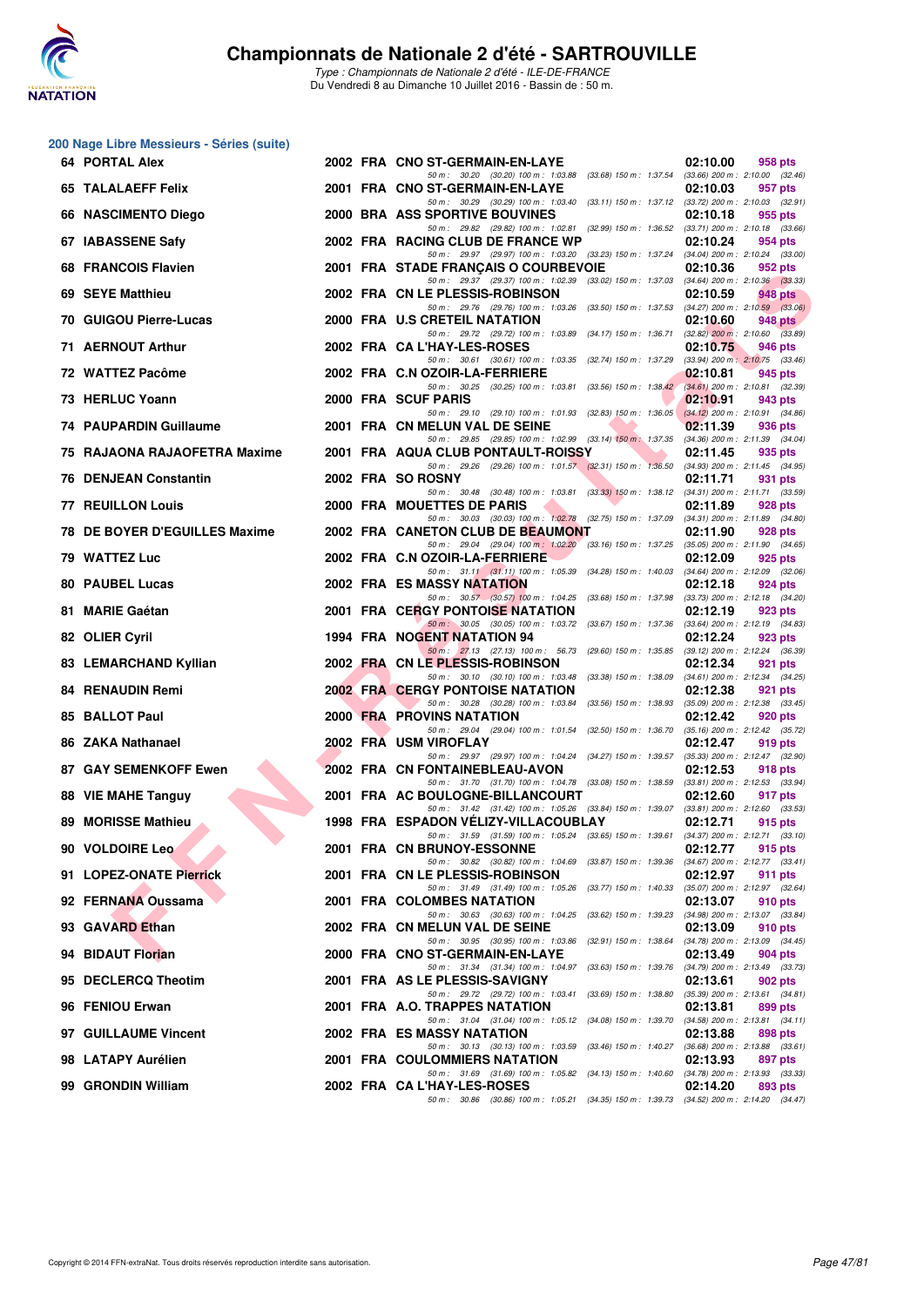# Championnats de Nationale 2 d'été - SARTROUVILLE

*Type : Championnats de Nationale 2 d'été - ILE-DE-FRANCE*
Du Vendredi 8 au Dimanche 10 Juillet 2016 - Bassin de : 50 m.

## 200 Nage Libre Messieurs - Séries (suite)

| Rg | Nom | Année | Nat | Club | Temps | Points |
|---|---|---|---|---|---|---|
| 64 | PORTAL Alex | 2002 | FRA | CNO ST-GERMAIN-EN-LAYE | 02:10.00 | 958 pts |
| | 50 m : 30.20 (30.20) 100 m : 1:03.88 (33.68) 150 m : 1:37.54 (33.66) 200 m : 2:10.00 (32.46) | | | | | |
| 65 | TALALAEFF Felix | 2001 | FRA | CNO ST-GERMAIN-EN-LAYE | 02:10.03 | 957 pts |
| | 50 m : 30.29 (30.29) 100 m : 1:03.40 (33.11) 150 m : 1:37.12 (33.72) 200 m : 2:10.03 (32.91) | | | | | |
| 66 | NASCIMENTO Diego | 2000 | BRA | ASS SPORTIVE BOUVINES | 02:10.18 | 955 pts |
| | 50 m : 29.82 (29.82) 100 m : 1:02.81 (32.99) 150 m : 1:36.52 (33.71) 200 m : 2:10.18 (33.66) | | | | | |
| 67 | IABASSENE Safy | 2002 | FRA | RACING CLUB DE FRANCE WP | 02:10.24 | 954 pts |
| | 50 m : 29.97 (29.97) 100 m : 1:03.20 (33.23) 150 m : 1:37.24 (34.04) 200 m : 2:10.24 (33.00) | | | | | |
| 68 | FRANCOIS Flavien | 2001 | FRA | STADE FRANÇAIS O COURBEVOIE | 02:10.36 | 952 pts |
| | 50 m : 29.37 (29.37) 100 m : 1:02.39 (33.02) 150 m : 1:37.03 (34.64) 200 m : 2:10.36 (33.33) | | | | | |
| 69 | SEYE Matthieu | 2002 | FRA | CN LE PLESSIS-ROBINSON | 02:10.59 | 948 pts |
| | 50 m : 29.76 (29.76) 100 m : 1:03.26 (33.50) 150 m : 1:37.53 (34.27) 200 m : 2:10.59 (33.06) | | | | | |
| 70 | GUIGOU Pierre-Lucas | 2000 | FRA | U.S CRETEIL NATATION | 02:10.60 | 948 pts |
| | 50 m : 29.72 (29.72) 100 m : 1:03.89 (34.17) 150 m : 1:36.71 (32.82) 200 m : 2:10.60 (33.89) | | | | | |
| 71 | AERNOUT Arthur | 2002 | FRA | CA L'HAY-LES-ROSES | 02:10.75 | 946 pts |
| | 50 m : 30.61 (30.61) 100 m : 1:03.35 (32.74) 150 m : 1:37.29 (33.94) 200 m : 2:10.75 (33.46) | | | | | |
| 72 | WATTEZ Pacôme | 2002 | FRA | C.N OZOIR-LA-FERRIERE | 02:10.81 | 945 pts |
| | 50 m : 30.25 (30.25) 100 m : 1:03.81 (33.56) 150 m : 1:38.42 (34.61) 200 m : 2:10.81 (32.39) | | | | | |
| 73 | HERLUC Yoann | 2000 | FRA | SCUF PARIS | 02:10.91 | 943 pts |
| | 50 m : 29.10 (29.10) 100 m : 1:01.93 (32.83) 150 m : 1:36.05 (34.12) 200 m : 2:10.91 (34.86) | | | | | |
| 74 | PAUPARDIN Guillaume | 2001 | FRA | CN MELUN VAL DE SEINE | 02:11.39 | 936 pts |
| | 50 m : 29.85 (29.85) 100 m : 1:02.99 (33.14) 150 m : 1:37.35 (34.36) 200 m : 2:11.39 (34.04) | | | | | |
| 75 | RAJAONA RAJAOFETRA Maxime | 2001 | FRA | AQUA CLUB PONTAULT-ROISSY | 02:11.45 | 935 pts |
| | 50 m : 29.26 (29.26) 100 m : 1:01.57 (32.31) 150 m : 1:36.50 (34.93) 200 m : 2:11.45 (34.95) | | | | | |
| 76 | DENJEAN Constantin | 2002 | FRA | SO ROSNY | 02:11.71 | 931 pts |
| | 50 m : 30.48 (30.48) 100 m : 1:03.81 (33.33) 150 m : 1:38.12 (34.31) 200 m : 2:11.71 (33.59) | | | | | |
| 77 | REUILLON Louis | 2000 | FRA | MOUETTES DE PARIS | 02:11.89 | 928 pts |
| | 50 m : 30.03 (30.03) 100 m : 1:02.78 (32.75) 150 m : 1:37.09 (34.31) 200 m : 2:11.89 (34.80) | | | | | |
| 78 | DE BOYER D'EGUILLES Maxime | 2002 | FRA | CANETON CLUB DE BEAUMONT | 02:11.90 | 928 pts |
| | 50 m : 29.04 (29.04) 100 m : 1:02.20 (33.16) 150 m : 1:37.25 (35.05) 200 m : 2:11.90 (34.65) | | | | | |
| 79 | WATTEZ Luc | 2002 | FRA | C.N OZOIR-LA-FERRIERE | 02:12.09 | 925 pts |
| | 50 m : 31.11 (31.11) 100 m : 1:05.39 (34.28) 150 m : 1:40.03 (34.64) 200 m : 2:12.09 (32.06) | | | | | |
| 80 | PAUBEL Lucas | 2002 | FRA | ES MASSY NATATION | 02:12.18 | 924 pts |
| | 50 m : 30.57 (30.57) 100 m : 1:04.25 (33.68) 150 m : 1:37.98 (33.73) 200 m : 2:12.18 (34.20) | | | | | |
| 81 | MARIE Gaétan | 2001 | FRA | CERGY PONTOISE NATATION | 02:12.19 | 923 pts |
| | 50 m : 30.05 (30.05) 100 m : 1:03.72 (33.67) 150 m : 1:37.36 (33.64) 200 m : 2:12.19 (34.83) | | | | | |
| 82 | OLIER Cyril | 1994 | FRA | NOGENT NATATION 94 | 02:12.24 | 923 pts |
| | 50 m : 27.13 (27.13) 100 m : 56.73 (29.60) 150 m : 1:35.85 (39.12) 200 m : 2:12.24 (36.39) | | | | | |
| 83 | LEMARCHAND Kyllian | 2002 | FRA | CN LE PLESSIS-ROBINSON | 02:12.34 | 921 pts |
| | 50 m : 30.10 (30.10) 100 m : 1:03.48 (33.38) 150 m : 1:38.09 (34.61) 200 m : 2:12.34 (34.25) | | | | | |
| 84 | RENAUDIN Remi | 2002 | FRA | CERGY PONTOISE NATATION | 02:12.38 | 921 pts |
| | 50 m : 30.28 (30.28) 100 m : 1:03.84 (33.56) 150 m : 1:38.93 (35.09) 200 m : 2:12.38 (33.45) | | | | | |
| 85 | BALLOT Paul | 2000 | FRA | PROVINS NATATION | 02:12.42 | 920 pts |
| | 50 m : 29.04 (29.04) 100 m : 1:01.54 (32.50) 150 m : 1:36.70 (35.16) 200 m : 2:12.42 (35.72) | | | | | |
| 86 | ZAKA Nathanael | 2002 | FRA | USM VIROFLAY | 02:12.47 | 919 pts |
| | 50 m : 29.97 (29.97) 100 m : 1:04.24 (34.27) 150 m : 1:39.57 (35.33) 200 m : 2:12.47 (32.90) | | | | | |
| 87 | GAY SEMENKOFF Ewen | 2002 | FRA | CN FONTAINEBLEAU-AVON | 02:12.53 | 918 pts |
| | 50 m : 31.70 (31.70) 100 m : 1:04.78 (33.08) 150 m : 1:38.59 (33.81) 200 m : 2:12.53 (33.94) | | | | | |
| 88 | VIE MAHE Tanguy | 2001 | FRA | AC BOULOGNE-BILLANCOURT | 02:12.60 | 917 pts |
| | 50 m : 31.42 (31.42) 100 m : 1:05.26 (33.84) 150 m : 1:39.07 (33.81) 200 m : 2:12.60 (33.53) | | | | | |
| 89 | MORISSE Mathieu | 1998 | FRA | ESPADON VÉLIZY-VILLACOUBLAY | 02:12.71 | 915 pts |
| | 50 m : 31.59 (31.59) 100 m : 1:05.24 (33.65) 150 m : 1:39.61 (34.37) 200 m : 2:12.71 (33.10) | | | | | |
| 90 | VOLDOIRE Leo | 2001 | FRA | CN BRUNOY-ESSONNE | 02:12.77 | 915 pts |
| | 50 m : 30.82 (30.82) 100 m : 1:04.69 (33.87) 150 m : 1:39.36 (34.67) 200 m : 2:12.77 (33.41) | | | | | |
| 91 | LOPEZ-ONATE Pierrick | 2001 | FRA | CN LE PLESSIS-ROBINSON | 02:12.97 | 911 pts |
| | 50 m : 31.49 (31.49) 100 m : 1:05.26 (33.77) 150 m : 1:40.33 (35.07) 200 m : 2:12.97 (32.64) | | | | | |
| 92 | FERNANA Oussama | 2001 | FRA | COLOMBES NATATION | 02:13.07 | 910 pts |
| | 50 m : 30.63 (30.63) 100 m : 1:04.25 (33.62) 150 m : 1:39.23 (34.98) 200 m : 2:13.07 (33.84) | | | | | |
| 93 | GAVARD Ethan | 2002 | FRA | CN MELUN VAL DE SEINE | 02:13.09 | 910 pts |
| | 50 m : 30.95 (30.95) 100 m : 1:03.86 (32.91) 150 m : 1:38.64 (34.78) 200 m : 2:13.09 (34.45) | | | | | |
| 94 | BIDAUT Florian | 2000 | FRA | CNO ST-GERMAIN-EN-LAYE | 02:13.49 | 904 pts |
| | 50 m : 31.34 (31.34) 100 m : 1:04.97 (33.63) 150 m : 1:39.76 (34.79) 200 m : 2:13.49 (33.73) | | | | | |
| 95 | DECLERCQ Theotim | 2001 | FRA | AS LE PLESSIS-SAVIGNY | 02:13.61 | 902 pts |
| | 50 m : 29.72 (29.72) 100 m : 1:03.41 (33.69) 150 m : 1:38.80 (35.39) 200 m : 2:13.61 (34.81) | | | | | |
| 96 | FENIOU Erwan | 2001 | FRA | A.O. TRAPPES NATATION | 02:13.81 | 899 pts |
| | 50 m : 31.04 (31.04) 100 m : 1:05.12 (34.08) 150 m : 1:39.70 (34.58) 200 m : 2:13.81 (34.11) | | | | | |
| 97 | GUILLAUME Vincent | 2002 | FRA | ES MASSY NATATION | 02:13.88 | 898 pts |
| | 50 m : 30.13 (30.13) 100 m : 1:03.59 (33.46) 150 m : 1:40.27 (36.68) 200 m : 2:13.88 (33.61) | | | | | |
| 98 | LATAPY Aurélien | 2001 | FRA | COULOMMIERS NATATION | 02:13.93 | 897 pts |
| | 50 m : 31.69 (31.69) 100 m : 1:05.82 (34.13) 150 m : 1:40.60 (34.78) 200 m : 2:13.93 (33.33) | | | | | |
| 99 | GRONDIN William | 2002 | FRA | CA L'HAY-LES-ROSES | 02:14.20 | 893 pts |
| | 50 m : 30.86 (30.86) 100 m : 1:05.21 (34.35) 150 m : 1:39.73 (34.52) 200 m : 2:14.20 (34.47) | | | | | |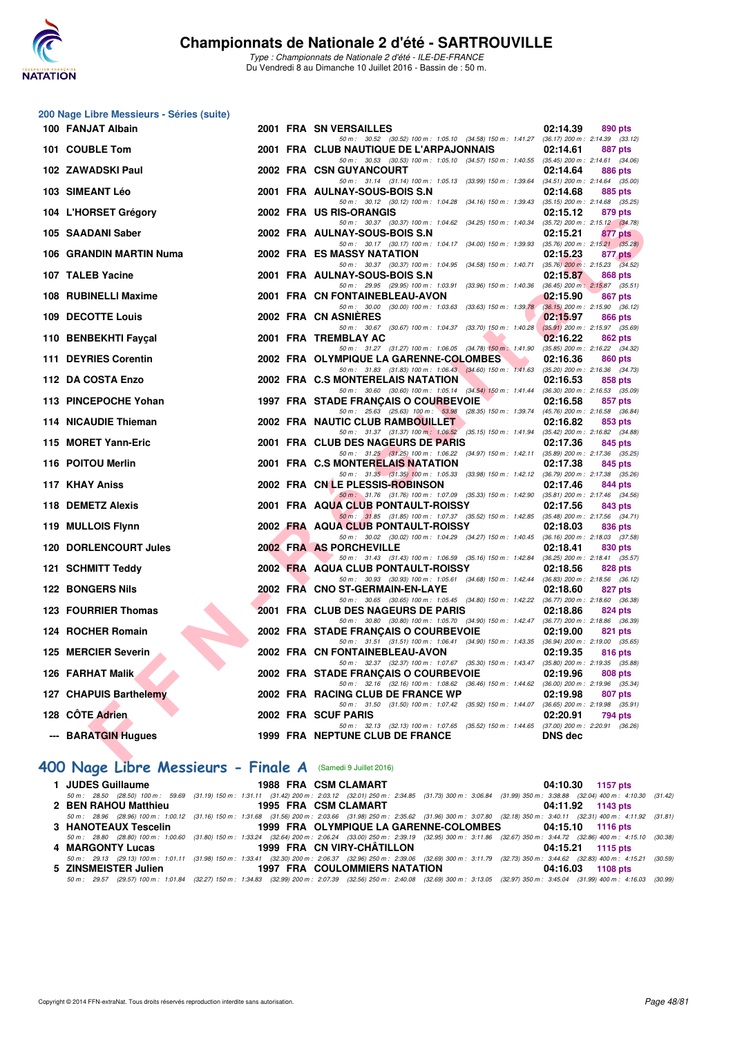# Championnats de Nationale 2 d'été - SARTROUVILLE

*Type : Championnats de Nationale 2 d'été - ILE-DE-FRANCE*
Du Vendredi 8 au Dimanche 10 Juillet 2016 - Bassin de : 50 m.

## 200 Nage Libre Messieurs - Séries (suite)

| Rang | Nom | Année | Nat | Club | Temps | Points |
|---|---|---|---|---|---|---|
| 100 | FANJAT Albain | 2001 | FRA | SN VERSAILLES | 02:14.39 | 890 pts |
| | *50 m : 30.52 (30.52) 100 m : 1:05.10 (34.58) 150 m : 1:41.27 (36.17) 200 m : 2:14.39 (33.12)* | | | | | |
| 101 | COUBLE Tom | 2001 | FRA | CLUB NAUTIQUE DE L'ARPAJONNAIS | 02:14.61 | 887 pts |
| | *50 m : 30.53 (30.53) 100 m : 1:05.10 (34.57) 150 m : 1:40.55 (35.45) 200 m : 2:14.61 (34.06)* | | | | | |
| 102 | ZAWADSKI Paul | 2002 | FRA | CSN GUYANCOURT | 02:14.64 | 886 pts |
| | *50 m : 31.14 (31.14) 100 m : 1:05.13 (33.99) 150 m : 1:39.64 (34.51) 200 m : 2:14.64 (35.00)* | | | | | |
| 103 | SIMEANT Léo | 2001 | FRA | AULNAY-SOUS-BOIS S.N | 02:14.68 | 885 pts |
| | *50 m : 30.12 (30.12) 100 m : 1:04.28 (34.16) 150 m : 1:39.43 (35.15) 200 m : 2:14.68 (35.25)* | | | | | |
| 104 | L'HORSET Grégory | 2002 | FRA | US RIS-ORANGIS | 02:15.12 | 879 pts |
| | *50 m : 30.37 (30.37) 100 m : 1:04.62 (34.25) 150 m : 1:40.34 (35.72) 200 m : 2:15.12 (34.78)* | | | | | |
| 105 | SAADANI Saber | 2002 | FRA | AULNAY-SOUS-BOIS S.N | 02:15.21 | 877 pts |
| | *50 m : 30.17 (30.17) 100 m : 1:04.17 (34.00) 150 m : 1:39.93 (35.76) 200 m : 2:15.21 (35.28)* | | | | | |
| 106 | GRANDIN MARTIN Numa | 2002 | FRA | ES MASSY NATATION | 02:15.23 | 877 pts |
| | *50 m : 30.37 (30.37) 100 m : 1:04.95 (34.58) 150 m : 1:40.71 (35.76) 200 m : 2:15.23 (34.52)* | | | | | |
| 107 | TALEB Yacine | 2001 | FRA | AULNAY-SOUS-BOIS S.N | 02:15.87 | 868 pts |
| | *50 m : 29.95 (29.95) 100 m : 1:03.91 (33.96) 150 m : 1:40.36 (36.45) 200 m : 2:15.87 (35.51)* | | | | | |
| 108 | RUBINELLI Maxime | 2001 | FRA | CN FONTAINEBLEAU-AVON | 02:15.90 | 867 pts |
| | *50 m : 30.00 (30.00) 100 m : 1:03.63 (33.63) 150 m : 1:39.78 (36.15) 200 m : 2:15.90 (36.12)* | | | | | |
| 109 | DECOTTE Louis | 2002 | FRA | CN ASNIÈRES | 02:15.97 | 866 pts |
| | *50 m : 30.67 (30.67) 100 m : 1:04.37 (33.70) 150 m : 1:40.28 (35.91) 200 m : 2:15.97 (35.69)* | | | | | |
| 110 | BENBEKHTI Fayçal | 2001 | FRA | TREMBLAY AC | 02:16.22 | 862 pts |
| | *50 m : 31.27 (31.27) 100 m : 1:06.05 (34.78) 150 m : 1:41.90 (35.85) 200 m : 2:16.22 (34.32)* | | | | | |
| 111 | DEYRIES Corentin | 2002 | FRA | OLYMPIQUE LA GARENNE-COLOMBES | 02:16.36 | 860 pts |
| | *50 m : 31.83 (31.83) 100 m : 1:06.43 (34.60) 150 m : 1:41.63 (35.20) 200 m : 2:16.36 (34.73)* | | | | | |
| 112 | DA COSTA Enzo | 2002 | FRA | C.S MONTERELAIS NATATION | 02:16.53 | 858 pts |
| | *50 m : 30.60 (30.60) 100 m : 1:05.14 (34.54) 150 m : 1:41.44 (36.30) 200 m : 2:16.53 (35.09)* | | | | | |
| 113 | PINCEPOCHE Yohan | 1997 | FRA | STADE FRANÇAIS O COURBEVOIE | 02:16.58 | 857 pts |
| | *50 m : 25.63 (25.63) 100 m : 53.98 (28.35) 150 m : 1:39.74 (45.76) 200 m : 2:16.58 (36.84)* | | | | | |
| 114 | NICAUDIE Thieman | 2002 | FRA | NAUTIC CLUB RAMBOUILLET | 02:16.82 | 853 pts |
| | *50 m : 31.37 (31.37) 100 m : 1:06.52 (35.15) 150 m : 1:41.94 (35.42) 200 m : 2:16.82 (34.88)* | | | | | |
| 115 | MORET Yann-Eric | 2001 | FRA | CLUB DES NAGEURS DE PARIS | 02:17.36 | 845 pts |
| | *50 m : 31.25 (31.25) 100 m : 1:06.22 (34.97) 150 m : 1:42.11 (35.89) 200 m : 2:17.36 (35.25)* | | | | | |
| 116 | POITOU Merlin | 2001 | FRA | C.S MONTERELAIS NATATION | 02:17.38 | 845 pts |
| | *50 m : 31.35 (31.35) 100 m : 1:05.33 (33.98) 150 m : 1:42.12 (36.79) 200 m : 2:17.38 (35.26)* | | | | | |
| 117 | KHAY Aniss | 2002 | FRA | CN LE PLESSIS-ROBINSON | 02:17.46 | 844 pts |
| | *50 m : 31.76 (31.76) 100 m : 1:07.09 (35.33) 150 m : 1:42.90 (35.81) 200 m : 2:17.46 (34.56)* | | | | | |
| 118 | DEMETZ Alexis | 2001 | FRA | AQUA CLUB PONTAULT-ROISSY | 02:17.56 | 843 pts |
| | *50 m : 31.85 (31.85) 100 m : 1:07.37 (35.52) 150 m : 1:42.85 (35.48) 200 m : 2:17.56 (34.71)* | | | | | |
| 119 | MULLOIS Flynn | 2002 | FRA | AQUA CLUB PONTAULT-ROISSY | 02:18.03 | 836 pts |
| | *50 m : 30.02 (30.02) 100 m : 1:04.29 (34.27) 150 m : 1:40.45 (36.16) 200 m : 2:18.03 (37.58)* | | | | | |
| 120 | DORLENCOURT Jules | 2002 | FRA | AS PORCHEVILLE | 02:18.41 | 830 pts |
| | *50 m : 31.43 (31.43) 100 m : 1:06.59 (35.16) 150 m : 1:42.84 (36.25) 200 m : 2:18.41 (35.57)* | | | | | |
| 121 | SCHMITT Teddy | 2002 | FRA | AQUA CLUB PONTAULT-ROISSY | 02:18.56 | 828 pts |
| | *50 m : 30.93 (30.93) 100 m : 1:05.61 (34.68) 150 m : 1:42.44 (36.83) 200 m : 2:18.56 (36.12)* | | | | | |
| 122 | BONGERS Nils | 2002 | FRA | CNO ST-GERMAIN-EN-LAYE | 02:18.60 | 827 pts |
| | *50 m : 30.65 (30.65) 100 m : 1:05.45 (34.80) 150 m : 1:42.22 (36.77) 200 m : 2:18.60 (36.38)* | | | | | |
| 123 | FOURRIER Thomas | 2001 | FRA | CLUB DES NAGEURS DE PARIS | 02:18.86 | 824 pts |
| | *50 m : 30.80 (30.80) 100 m : 1:05.70 (34.90) 150 m : 1:42.47 (36.77) 200 m : 2:18.86 (36.39)* | | | | | |
| 124 | ROCHER Romain | 2002 | FRA | STADE FRANÇAIS O COURBEVOIE | 02:19.00 | 821 pts |
| | *50 m : 31.51 (31.51) 100 m : 1:06.41 (34.90) 150 m : 1:43.35 (36.94) 200 m : 2:19.00 (35.65)* | | | | | |
| 125 | MERCIER Severin | 2002 | FRA | CN FONTAINEBLEAU-AVON | 02:19.35 | 816 pts |
| | *50 m : 32.37 (32.37) 100 m : 1:07.67 (35.30) 150 m : 1:43.47 (35.80) 200 m : 2:19.35 (35.88)* | | | | | |
| 126 | FARHAT Malik | 2002 | FRA | STADE FRANÇAIS O COURBEVOIE | 02:19.96 | 808 pts |
| | *50 m : 32.16 (32.16) 100 m : 1:08.62 (36.46) 150 m : 1:44.62 (36.00) 200 m : 2:19.96 (35.34)* | | | | | |
| 127 | CHAPUIS Barthelemy | 2002 | FRA | RACING CLUB DE FRANCE WP | 02:19.98 | 807 pts |
| | *50 m : 31.50 (31.50) 100 m : 1:07.42 (35.92) 150 m : 1:44.07 (36.65) 200 m : 2:19.98 (35.91)* | | | | | |
| 128 | CÔTE Adrien | 2002 | FRA | SCUF PARIS | 02:20.91 | 794 pts |
| | *50 m : 32.13 (32.13) 100 m : 1:07.65 (35.52) 150 m : 1:44.65 (37.00) 200 m : 2:20.91 (36.26)* | | | | | |
| --- | BARATGIN Hugues | 1999 | FRA | NEPTUNE CLUB DE FRANCE | DNS dec | |

## 400 Nage Libre Messieurs - Finale A (Samedi 9 Juillet 2016)

| Rang | Nom | Année | Nat | Club | Temps | Points |
|---|---|---|---|---|---|---|
| 1 | JUDES Guillaume | 1988 | FRA | CSM CLAMART | 04:10.30 | 1157 pts |
| | *50 m : 28.50 (28.50) 100 m : 59.69 (31.19) 150 m : 1:31.11 (31.42) 200 m : 2:03.12 (32.01) 250 m : 2:34.85 (31.73) 300 m : 3:06.84 (31.99) 350 m : 3:38.88 (32.04) 400 m : 4:10.30 (31.42)* | | | | | |
| 2 | BEN RAHOU Matthieu | 1995 | FRA | CSM CLAMART | 04:11.92 | 1143 pts |
| | *50 m : 28.96 (28.96) 100 m : 1:00.12 (31.16) 150 m : 1:31.68 (31.56) 200 m : 2:03.66 (31.98) 250 m : 2:35.62 (31.96) 300 m : 3:07.80 (32.18) 350 m : 3:40.11 (32.31) 400 m : 4:11.92 (31.81)* | | | | | |
| 3 | HANOTEAUX Tescelin | 1999 | FRA | OLYMPIQUE LA GARENNE-COLOMBES | 04:15.10 | 1116 pts |
| | *50 m : 28.80 (28.80) 100 m : 1:00.60 (31.80) 150 m : 1:33.24 (32.64) 200 m : 2:06.24 (33.00) 250 m : 2:39.19 (32.95) 300 m : 3:11.86 (32.67) 350 m : 3:44.72 (32.86) 400 m : 4:15.10 (30.38)* | | | | | |
| 4 | MARGONTY Lucas | 1999 | FRA | CN VIRY-CHÂTILLON | 04:15.21 | 1115 pts |
| | *50 m : 29.13 (29.13) 100 m : 1:01.11 (31.98) 150 m : 1:33.41 (32.30) 200 m : 2:06.37 (32.96) 250 m : 2:39.06 (32.69) 300 m : 3:11.79 (32.73) 350 m : 3:44.62 (32.83) 400 m : 4:15.21 (30.59)* | | | | | |
| 5 | ZINSMEISTER Julien | 1997 | FRA | COULOMMIERS NATATION | 04:16.03 | 1108 pts |
| | *50 m : 29.57 (29.57) 100 m : 1:01.84 (32.27) 150 m : 1:34.83 (32.99) 200 m : 2:07.39 (32.56) 250 m : 2:40.08 (32.69) 300 m : 3:13.05 (32.97) 350 m : 3:45.04 (31.99) 400 m : 4:16.03 (30.99)* | | | | | |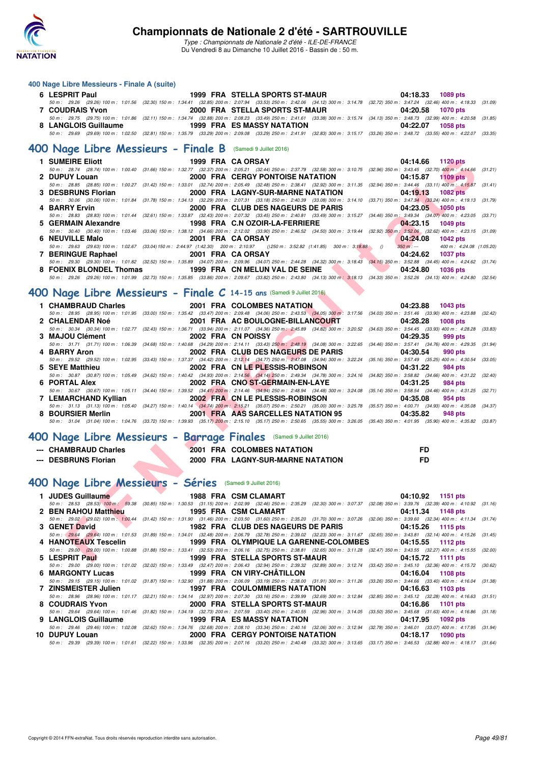# Championnats de Nationale 2 d'été - SARTROUVILLE

*Type : Championnats de Nationale 2 d'été - ILE-DE-FRANCE*

Du Vendredi 8 au Dimanche 10 Juillet 2016 - Bassin de : 50 m.

### 400 Nage Libre Messieurs - Finale A (suite)

6 **LESPRIT Paul** 1999 FRA STELLA SPORTS ST-MAUR 04:18.33 1089 pts
50 m : 29.26 (29.26) 100 m : 1:01.56 (32.30) 150 m : 1:34.41 (32.85) 200 m : 2:07.94 (33.53) 250 m : 2:42.06 (34.12) 300 m : 3:14.78 (32.72) 350 m : 3:47.24 (32.46) 400 m : 4:18.33 (31.09)

7 **COUDRAIS Yvon** 2000 FRA STELLA SPORTS ST-MAUR 04:20.58 1070 pts
50 m : 29.75 (29.75) 100 m : 1:01.86 (32.11) 150 m : 1:34.74 (32.88) 200 m : 2:08.23 (33.49) 250 m : 2:41.61 (33.38) 300 m : 3:15.74 (34.13) 350 m : 3:48.73 (32.99) 400 m : 4:20.58 (31.85)

8 **LANGLOIS Guillaume** 1999 FRA ES MASSY NATATION 04:22.07 1058 pts
50 m : 29.69 (29.69) 100 m : 1:02.50 (32.81) 150 m : 1:35.79 (33.29) 200 m : 2:09.08 (33.29) 250 m : 2:41.91 (32.83) 300 m : 3:15.17 (33.26) 350 m : 3:48.72 (33.55) 400 m : 4:22.07 (33.35)

## 400 Nage Libre Messieurs - Finale B (Samedi 9 Juillet 2016)

1 **SUMEIRE Eliott** 1999 FRA CA ORSAY 04:14.66 1120 pts
50 m : 28.74 (28.74) 100 m : 1:00.40 (31.66) 150 m : 1:32.77 (32.37) 200 m : 2:05.21 (32.44) 250 m : 2:37.79 (32.58) 300 m : 3:10.75 (32.96) 350 m : 3:43.45 (32.70) 400 m : 4:14.66 (31.21)

2 **DUPUY Louan** 2000 FRA CERGY PONTOISE NATATION 04:15.87 1109 pts
50 m : 28.85 (28.85) 100 m : 1:00.27 (31.42) 150 m : 1:33.01 (32.74) 200 m : 2:05.49 (32.48) 250 m : 2:38.41 (32.92) 300 m : 3:11.35 (32.94) 350 m : 3:44.46 (33.11) 400 m : 4:15.87 (31.41)

3 **DESBRUNS Florian** 2000 FRA LAGNY-SUR-MARNE NATATION 04:19.13 1082 pts
50 m : 30.06 (30.06) 100 m : 1:01.84 (31.78) 150 m : 1:34.13 (32.29) 200 m : 2:07.31 (33.18) 250 m : 2:40.39 (33.08) 300 m : 3:14.10 (33.71) 350 m : 3:47.34 (33.24) 400 m : 4:19.13 (31.79)

4 **BARRY Ervin** 2000 FRA CLUB DES NAGEURS DE PARIS 04:23.05 1050 pts
50 m : 28.83 (28.83) 100 m : 1:01.44 (32.61) 150 m : 1:33.87 (32.43) 200 m : 2:07.32 (33.45) 250 m : 2:40.81 (33.49) 300 m : 3:15.27 (34.46) 350 m : 3:49.34 (34.07) 400 m : 4:23.05 (33.71)

5 **GERMAIN Alexandre** 1998 FRA C.N OZOIR-LA-FERRIERE 04:23.15 1049 pts
50 m : 30.40 (30.40) 100 m : 1:03.46 (33.06) 150 m : 1:38.12 (34.66) 200 m : 2:12.02 (33.90) 250 m : 2:46.52 (34.50) 300 m : 3:19.44 (32.92) 350 m : 3:52.06 (32.62) 400 m : 4:23.15 (31.09)

6 **NEUVILLE Malo** 2001 FRA CA ORSAY 04:24.08 1042 pts
50 m : 29.63 (29.63) 100 m : 1:02.67 (33.04) 150 m : 2:44.97 (1:42.30) 200 m : 2:10.97 () 250 m : 3:52.82 (1:41.85) 300 m : 3:18.88 () 350 m : --- 400 m : 4:24.08 (1:05.20)

7 **BERINGUE Raphael** 2001 FRA CA ORSAY 04:24.62 1037 pts
50 m : 29.30 (29.30) 100 m : 1:01.82 (32.52) 150 m : 1:35.89 (34.07) 200 m : 2:09.96 (34.07) 250 m : 2:44.28 (34.32) 300 m : 3:18.43 (34.15) 350 m : 3:52.88 (34.45) 400 m : 4:24.62 (31.74)

8 **FOENIX BLONDEL Thomas** 1999 FRA CN MELUN VAL DE SEINE 04:24.80 1036 pts
50 m : 29.26 (29.26) 100 m : 1:01.99 (32.73) 150 m : 1:35.85 (33.86) 200 m : 2:09.67 (33.82) 250 m : 2:43.80 (34.13) 300 m : 3:18.13 (34.33) 350 m : 3:52.26 (34.13) 400 m : 4:24.80 (32.54)

## 400 Nage Libre Messieurs - Finale C 14-15 ans (Samedi 9 Juillet 2016)

1 **CHAMBRAUD Charles** 2001 FRA COLOMBES NATATION 04:23.88 1043 pts
50 m : 28.95 (28.95) 100 m : 1:01.95 (33.00) 150 m : 1:35.42 (33.47) 200 m : 2:09.48 (34.06) 250 m : 2:43.53 (34.05) 300 m : 3:17.56 (34.03) 350 m : 3:51.46 (33.90) 400 m : 4:23.88 (32.42)

2 **CHALENDAR Noé** 2001 FRA AC BOULOGNE-BILLANCOURT 04:28.28 1008 pts
50 m : 30.34 (30.34) 100 m : 1:02.77 (32.43) 150 m : 1:36.71 (33.94) 200 m : 2:11.07 (34.36) 250 m : 2:45.89 (34.82) 300 m : 3:20.52 (34.63) 350 m : 3:54.45 (33.93) 400 m : 4:28.28 (33.83)

3 **MAJOU Clément** 2002 FRA CN POISSY 04:29.35 999 pts
50 m : 31.71 (31.71) 100 m : 1:06.39 (34.68) 150 m : 1:40.68 (34.29) 200 m : 2:14.11 (33.43) 250 m : 2:48.19 (34.08) 300 m : 3:22.65 (34.46) 350 m : 3:57.41 (34.76) 400 m : 4:29.35 (31.94)

4 **BARRY Aron** 2002 FRA CLUB DES NAGEURS DE PARIS 04:30.54 990 pts
50 m : 29.52 (29.52) 100 m : 1:02.95 (33.43) 150 m : 1:37.37 (34.42) 200 m : 2:12.14 (34.77) 250 m : 2:47.08 (34.94) 300 m : 3:22.24 (35.16) 350 m : 3:57.49 (35.25) 400 m : 4:30.54 (33.05)

5 **SEYE Matthieu** 2002 FRA CN LE PLESSIS-ROBINSON 04:31.22 984 pts
50 m : 30.87 (30.87) 100 m : 1:05.49 (34.62) 150 m : 1:40.42 (34.93) 200 m : 2:14.56 (34.14) 250 m : 2:49.34 (34.78) 300 m : 3:24.16 (34.82) 350 m : 3:58.82 (34.66) 400 m : 4:31.22 (32.40)

6 **PORTAL Alex** 2002 FRA CNO ST-GERMAIN-EN-LAYE 04:31.25 984 pts
50 m : 30.67 (30.67) 100 m : 1:05.11 (34.44) 150 m : 1:39.52 (34.41) 200 m : 2:14.46 (34.94) 250 m : 2:48.94 (34.48) 300 m : 3:24.08 (35.14) 350 m : 3:58.54 (34.46) 400 m : 4:31.25 (32.71)

7 **LEMARCHAND Kyllian** 2002 FRA CN LE PLESSIS-ROBINSON 04:35.08 954 pts
50 m : 31.13 (31.13) 100 m : 1:05.40 (34.27) 150 m : 1:40.14 (34.74) 200 m : 2:15.21 (35.07) 250 m : 2:50.21 (35.00) 300 m : 3:25.78 (35.57) 350 m : 4:00.71 (34.93) 400 m : 4:35.08 (34.37)

8 **BOURSIER Merlin** 2001 FRA AAS SARCELLES NATATION 95 04:35.82 948 pts
50 m : 31.04 (31.04) 100 m : 1:04.76 (33.72) 150 m : 1:39.93 (35.17) 200 m : 2:15.10 (35.17) 250 m : 2:50.65 (35.55) 300 m : 3:26.05 (35.40) 350 m : 4:01.95 (35.90) 400 m : 4:35.82 (33.87)

## 400 Nage Libre Messieurs - Barrage Finales (Samedi 9 Juillet 2016)

--- **CHAMBRAUD Charles** 2001 FRA COLOMBES NATATION FD

--- **DESBRUNS Florian** 2000 FRA LAGNY-SUR-MARNE NATATION FD

## 400 Nage Libre Messieurs - Séries (Samedi 9 Juillet 2016)

1 **JUDES Guillaume** 1988 FRA CSM CLAMART 04:10.92 1151 pts
50 m : 28.53 (28.53) 100 m : 59.38 (30.85) 150 m : 1:30.53 (31.15) 200 m : 2:02.99 (32.46) 250 m : 2:35.29 (32.30) 300 m : 3:07.37 (32.08) 350 m : 3:39.76 (32.39) 400 m : 4:10.92 (31.16)

2 **BEN RAHOU Matthieu** 1995 FRA CSM CLAMART 04:11.34 1148 pts
50 m : 29.02 (29.02) 100 m : 1:00.44 (31.42) 150 m : 1:31.90 (31.46) 200 m : 2:03.50 (31.60) 250 m : 2:35.20 (31.70) 300 m : 3:07.26 (32.06) 350 m : 3:39.60 (32.34) 400 m : 4:11.34 (31.74)

3 **GENET David** 1982 FRA CLUB DES NAGEURS DE PARIS 04:15.26 1115 pts
50 m : 29.64 (29.64) 100 m : 1:01.53 (31.89) 150 m : 1:34.01 (32.48) 200 m : 2:06.79 (32.78) 250 m : 2:39.02 (32.23) 300 m : 3:11.67 (32.65) 350 m : 3:43.81 (32.14) 400 m : 4:15.26 (31.45)

4 **HANOTEAUX Tescelin** 1999 FRA OLYMPIQUE LA GARENNE-COLOMBES 04:15.55 1112 pts
50 m : 29.00 (29.00) 100 m : 1:00.88 (31.88) 150 m : 1:33.41 (32.53) 200 m : 2:06.16 (32.75) 250 m : 2:38.81 (32.65) 300 m : 3:11.28 (32.47) 350 m : 3:43.55 (32.27) 400 m : 4:15.55 (32.00)

5 **LESPRIT Paul** 1999 FRA STELLA SPORTS ST-MAUR 04:15.72 1111 pts
50 m : 29.00 (29.00) 100 m : 1:01.02 (32.02) 150 m : 1:33.49 (32.47) 200 m : 2:06.43 (32.94) 250 m : 2:39.32 (32.89) 300 m : 3:12.74 (33.42) 350 m : 3:45.10 (32.36) 400 m : 4:15.72 (30.62)

6 **MARGONTY Lucas** 1999 FRA CN VIRY-CHÂTILLON 04:16.04 1108 pts
50 m : 29.15 (29.15) 100 m : 1:01.02 (31.87) 150 m : 1:32.90 (31.88) 200 m : 2:06.09 (33.19) 250 m : 2:38.00 (31.91) 300 m : 3:11.26 (33.26) 350 m : 3:44.66 (33.40) 400 m : 4:16.04 (31.38)

7 **ZINSMEISTER Julien** 1997 FRA COULOMMIERS NATATION 04:16.63 1103 pts
50 m : 28.96 (28.96) 100 m : 1:01.17 (32.21) 150 m : 1:34.14 (32.97) 200 m : 2:07.30 (33.16) 250 m : 2:39.99 (32.69) 300 m : 3:12.84 (32.85) 350 m : 3:45.12 (32.28) 400 m : 4:16.63 (31.51)

8 **COUDRAIS Yvon** 2000 FRA STELLA SPORTS ST-MAUR 04:16.86 1101 pts
50 m : 29.64 (29.64) 100 m : 1:01.46 (31.82) 150 m : 1:34.19 (32.73) 200 m : 2:07.59 (33.40) 250 m : 2:40.55 (32.96) 300 m : 3:14.05 (33.50) 350 m : 3:45.68 (31.63) 400 m : 4:16.86 (31.18)

9 **LANGLOIS Guillaume** 1999 FRA ES MASSY NATATION 04:17.95 1092 pts
50 m : 29.46 (29.46) 100 m : 1:02.08 (32.62) 150 m : 1:34.76 (32.68) 200 m : 2:08.10 (33.34) 250 m : 2:40.16 (32.06) 300 m : 3:12.94 (32.78) 350 m : 3:46.01 (33.07) 400 m : 4:17.95 (31.94)

10 **DUPUY Louan** 2000 FRA CERGY PONTOISE NATATION 04:18.17 1090 pts
50 m : 29.39 (29.39) 100 m : 1:01.61 (32.22) 150 m : 1:33.96 (32.35) 200 m : 2:07.16 (33.20) 250 m : 2:40.48 (33.32) 300 m : 3:13.65 (33.17) 350 m : 3:46.53 (32.88) 400 m : 4:18.17 (31.64)

Copyright © 2014 FFN-extraNat. Tous droits réservés reproduction interdite sans autorisation.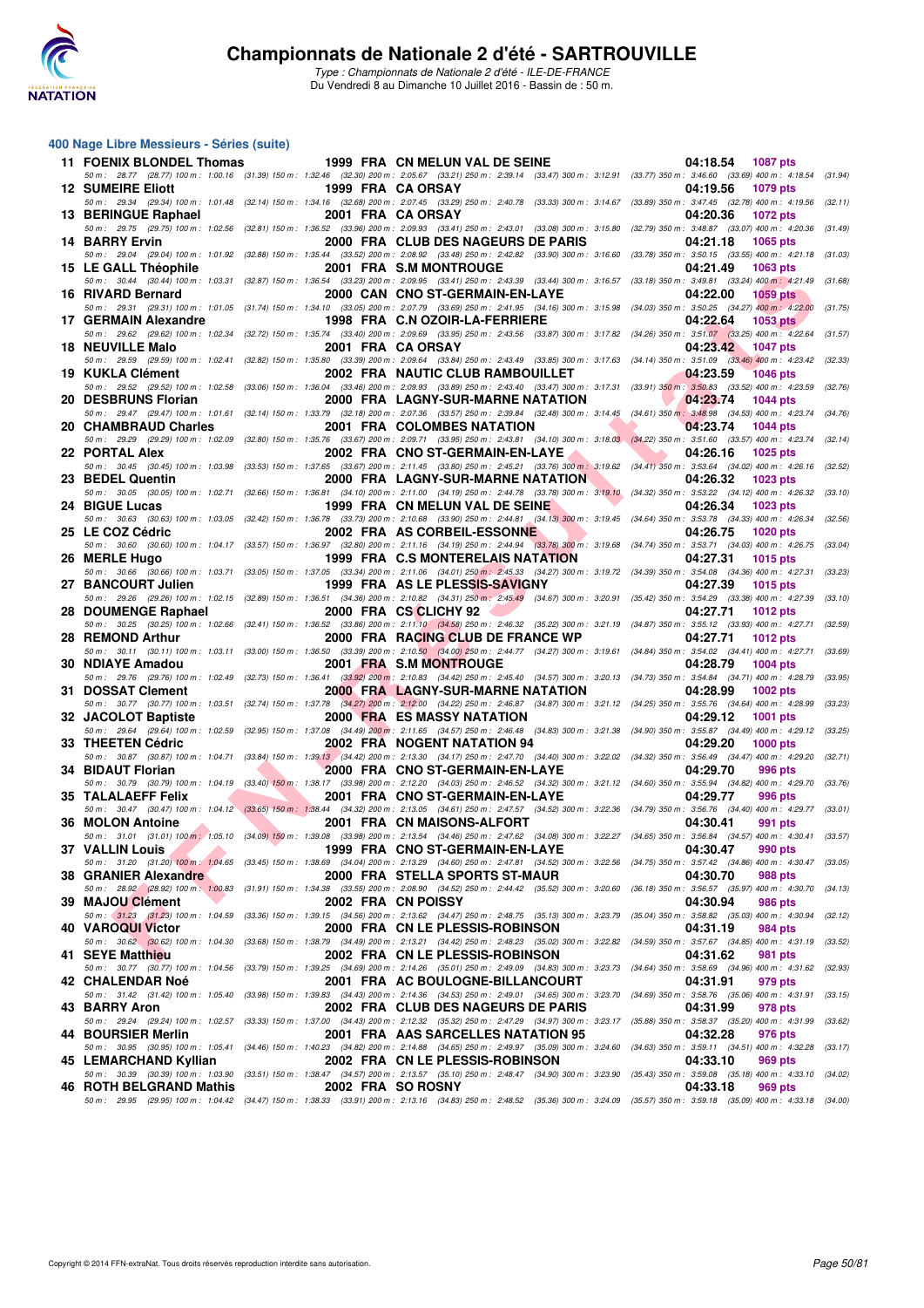# Championnats de Nationale 2 d'été - SARTROUVILLE

*Type : Championnats de Nationale 2 d'été - ILE-DE-FRANCE*
Du Vendredi 8 au Dimanche 10 Juillet 2016 - Bassin de : 50 m.

## 400 Nage Libre Messieurs - Séries (suite)

| Rg | Nom | Année | Nat | Club | Temps | Points |
|---|---|---|---|---|---|---|
| 11 | FOENIX BLONDEL Thomas | 1999 | FRA | CN MELUN VAL DE SEINE | 04:18.54 | 1087 pts |
| | 50 m : 28.77 (28.77) 100 m : 1:00.16 (31.39) 150 m : 1:32.46 (32.30) 200 m : 2:05.67 (33.21) 250 m : 2:39.14 (33.47) 300 m : 3:12.91 (33.77) 350 m : 3:46.60 (33.69) 400 m : 4:18.54 (31.94) | | | | | |
| 12 | SUMEIRE Eliott | 1999 | FRA | CA ORSAY | 04:19.56 | 1079 pts |
| | 50 m : 29.34 (29.34) 100 m : 1:01.48 (32.14) 150 m : 1:34.16 (32.68) 200 m : 2:07.45 (33.29) 250 m : 2:40.78 (33.33) 300 m : 3:14.67 (33.89) 350 m : 3:47.45 (32.78) 400 m : 4:19.56 (32.11) | | | | | |
| 13 | BERINGUE Raphael | 2001 | FRA | CA ORSAY | 04:20.36 | 1072 pts |
| | 50 m : 29.75 (29.75) 100 m : 1:02.56 (32.81) 150 m : 1:36.52 (33.96) 200 m : 2:09.93 (33.41) 250 m : 2:43.01 (33.08) 300 m : 3:15.80 (32.79) 350 m : 3:48.87 (33.07) 400 m : 4:20.36 (31.49) | | | | | |
| 14 | BARRY Ervin | 2000 | FRA | CLUB DES NAGEURS DE PARIS | 04:21.18 | 1065 pts |
| | 50 m : 29.04 (29.04) 100 m : 1:01.92 (32.88) 150 m : 1:35.44 (33.52) 200 m : 2:08.92 (33.48) 250 m : 2:42.82 (33.90) 300 m : 3:16.60 (33.78) 350 m : 3:50.15 (33.55) 400 m : 4:21.18 (31.03) | | | | | |
| 15 | LE GALL Théophile | 2001 | FRA | S.M MONTROUGE | 04:21.49 | 1063 pts |
| | 50 m : 30.44 (30.44) 100 m : 1:03.31 (32.87) 150 m : 1:36.54 (33.23) 200 m : 2:09.95 (33.41) 250 m : 2:43.39 (33.44) 300 m : 3:16.57 (33.18) 350 m : 3:49.81 (33.24) 400 m : 4:21.49 (31.68) | | | | | |
| 16 | RIVARD Bernard | 2000 | CAN | CNO ST-GERMAIN-EN-LAYE | 04:22.00 | 1059 pts |
| | 50 m : 29.31 (29.31) 100 m : 1:01.05 (31.74) 150 m : 1:34.10 (33.05) 200 m : 2:07.79 (33.69) 250 m : 2:41.95 (34.16) 300 m : 3:15.98 (34.03) 350 m : 3:50.25 (34.27) 400 m : 4:22.00 (31.75) | | | | | |
| 17 | GERMAIN Alexandre | 1998 | FRA | C.N OZOIR-LA-FERRIERE | 04:22.64 | 1053 pts |
| | 50 m : 29.62 (29.62) 100 m : 1:02.34 (32.72) 150 m : 1:35.74 (33.40) 200 m : 2:09.69 (33.95) 250 m : 2:43.56 (33.87) 300 m : 3:17.82 (34.26) 350 m : 3:51.07 (33.25) 400 m : 4:22.64 (31.57) | | | | | |
| 18 | NEUVILLE Malo | 2001 | FRA | CA ORSAY | 04:23.42 | 1047 pts |
| | 50 m : 29.59 (29.59) 100 m : 1:02.41 (32.82) 150 m : 1:35.80 (33.39) 200 m : 2:09.64 (33.84) 250 m : 2:43.49 (33.85) 300 m : 3:17.63 (34.14) 350 m : 3:51.09 (33.46) 400 m : 4:23.42 (32.33) | | | | | |
| 19 | KUKLA Clément | 2002 | FRA | NAUTIC CLUB RAMBOUILLET | 04:23.59 | 1046 pts |
| | 50 m : 29.52 (29.52) 100 m : 1:02.58 (33.06) 150 m : 1:36.04 (33.46) 200 m : 2:09.93 (33.89) 250 m : 2:43.40 (33.47) 300 m : 3:17.31 (33.91) 350 m : 3:50.83 (33.52) 400 m : 4:23.59 (32.76) | | | | | |
| 20 | DESBRUNS Florian | 2000 | FRA | LAGNY-SUR-MARNE NATATION | 04:23.74 | 1044 pts |
| | 50 m : 29.47 (29.47) 100 m : 1:01.61 (32.14) 150 m : 1:33.79 (32.18) 200 m : 2:07.36 (33.57) 250 m : 2:39.84 (32.48) 300 m : 3:14.45 (34.61) 350 m : 3:48.98 (34.53) 400 m : 4:23.74 (34.76) | | | | | |
| 20 | CHAMBRAUD Charles | 2001 | FRA | COLOMBES NATATION | 04:23.74 | 1044 pts |
| | 50 m : 29.29 (29.29) 100 m : 1:02.09 (32.80) 150 m : 1:35.76 (33.67) 200 m : 2:09.71 (33.95) 250 m : 2:43.81 (34.10) 300 m : 3:18.03 (34.22) 350 m : 3:51.60 (33.57) 400 m : 4:23.74 (32.14) | | | | | |
| 22 | PORTAL Alex | 2002 | FRA | CNO ST-GERMAIN-EN-LAYE | 04:26.16 | 1025 pts |
| | 50 m : 30.45 (30.45) 100 m : 1:03.98 (33.53) 150 m : 1:37.65 (33.67) 200 m : 2:11.45 (33.80) 250 m : 2:45.21 (33.76) 300 m : 3:19.62 (34.41) 350 m : 3:53.64 (34.02) 400 m : 4:26.16 (32.52) | | | | | |
| 23 | BEDEL Quentin | 2000 | FRA | LAGNY-SUR-MARNE NATATION | 04:26.32 | 1023 pts |
| | 50 m : 30.05 (30.05) 100 m : 1:02.71 (32.66) 150 m : 1:36.81 (34.10) 200 m : 2:11.00 (34.19) 250 m : 2:44.78 (33.78) 300 m : 3:19.10 (34.32) 350 m : 3:53.22 (34.12) 400 m : 4:26.32 (33.10) | | | | | |
| 24 | BIGUE Lucas | 1999 | FRA | CN MELUN VAL DE SEINE | 04:26.34 | 1023 pts |
| | 50 m : 30.63 (30.63) 100 m : 1:03.05 (32.42) 150 m : 1:36.78 (33.73) 200 m : 2:10.68 (33.90) 250 m : 2:44.81 (34.13) 300 m : 3:19.45 (34.64) 350 m : 3:53.78 (34.33) 400 m : 4:26.34 (32.56) | | | | | |
| 25 | LE COZ Cédric | 2002 | FRA | AS CORBEIL-ESSONNE | 04:26.75 | 1020 pts |
| | 50 m : 30.60 (30.60) 100 m : 1:04.17 (33.57) 150 m : 1:36.97 (32.80) 200 m : 2:11.16 (34.19) 250 m : 2:44.94 (33.78) 300 m : 3:19.68 (34.74) 350 m : 3:53.71 (34.03) 400 m : 4:26.75 (33.04) | | | | | |
| 26 | MERLE Hugo | 1999 | FRA | C.S MONTERELAIS NATATION | 04:27.31 | 1015 pts |
| | 50 m : 30.66 (30.66) 100 m : 1:03.71 (33.05) 150 m : 1:37.05 (33.34) 200 m : 2:11.06 (34.01) 250 m : 2:45.33 (34.27) 300 m : 3:19.72 (34.39) 350 m : 3:54.08 (34.36) 400 m : 4:27.31 (33.23) | | | | | |
| 27 | BANCOURT Julien | 1999 | FRA | AS LE PLESSIS-SAVIGNY | 04:27.39 | 1015 pts |
| | 50 m : 29.26 (29.26) 100 m : 1:02.15 (32.89) 150 m : 1:36.51 (34.36) 200 m : 2:10.82 (34.31) 250 m : 2:45.49 (34.67) 300 m : 3:20.91 (35.42) 350 m : 3:54.29 (33.38) 400 m : 4:27.39 (33.10) | | | | | |
| 28 | DOUMENGE Raphael | 2000 | FRA | CS CLICHY 92 | 04:27.71 | 1012 pts |
| | 50 m : 30.25 (30.25) 100 m : 1:02.66 (32.41) 150 m : 1:36.52 (33.86) 200 m : 2:11.10 (34.58) 250 m : 2:46.32 (35.22) 300 m : 3:21.19 (34.87) 350 m : 3:55.12 (33.93) 400 m : 4:27.71 (32.59) | | | | | |
| 28 | REMOND Arthur | 2000 | FRA | RACING CLUB DE FRANCE WP | 04:27.71 | 1012 pts |
| | 50 m : 30.11 (30.11) 100 m : 1:03.11 (33.00) 150 m : 1:36.50 (33.39) 200 m : 2:10.50 (34.00) 250 m : 2:44.77 (34.27) 300 m : 3:19.61 (34.84) 350 m : 3:54.02 (34.41) 400 m : 4:27.71 (33.69) | | | | | |
| 30 | NDIAYE Amadou | 2001 | FRA | S.M MONTROUGE | 04:28.79 | 1004 pts |
| | 50 m : 29.76 (29.76) 100 m : 1:02.49 (32.73) 150 m : 1:36.41 (33.92) 200 m : 2:10.83 (34.42) 250 m : 2:45.40 (34.57) 300 m : 3:20.13 (34.73) 350 m : 3:54.84 (34.71) 400 m : 4:28.79 (33.95) | | | | | |
| 31 | DOSSAT Clement | 2000 | FRA | LAGNY-SUR-MARNE NATATION | 04:28.99 | 1002 pts |
| | 50 m : 30.77 (30.77) 100 m : 1:03.51 (32.74) 150 m : 1:37.78 (34.27) 200 m : 2:12.00 (34.22) 250 m : 2:46.87 (34.87) 300 m : 3:21.12 (34.25) 350 m : 3:55.76 (34.64) 400 m : 4:28.99 (33.23) | | | | | |
| 32 | JACOLOT Baptiste | 2000 | FRA | ES MASSY NATATION | 04:29.12 | 1001 pts |
| | 50 m : 29.64 (29.64) 100 m : 1:02.59 (32.95) 150 m : 1:37.08 (34.49) 200 m : 2:11.65 (34.57) 250 m : 2:46.48 (34.83) 300 m : 3:21.38 (34.90) 350 m : 3:55.87 (34.49) 400 m : 4:29.12 (33.25) | | | | | |
| 33 | THEETEN Cédric | 2002 | FRA | NOGENT NATATION 94 | 04:29.20 | 1000 pts |
| | 50 m : 30.87 (30.87) 100 m : 1:04.71 (33.84) 150 m : 1:39.13 (34.42) 200 m : 2:13.30 (34.17) 250 m : 2:47.70 (34.40) 300 m : 3:22.02 (34.32) 350 m : 3:56.49 (34.47) 400 m : 4:29.20 (32.71) | | | | | |
| 34 | BIDAUT Florian | 2000 | FRA | CNO ST-GERMAIN-EN-LAYE | 04:29.70 | 996 pts |
| | 50 m : 30.79 (30.79) 100 m : 1:04.19 (33.40) 150 m : 1:38.17 (33.98) 200 m : 2:12.20 (34.03) 250 m : 2:46.52 (34.32) 300 m : 3:21.12 (34.60) 350 m : 3:55.94 (34.82) 400 m : 4:29.70 (33.76) | | | | | |
| 35 | TALALAEFF Felix | 2001 | FRA | CNO ST-GERMAIN-EN-LAYE | 04:29.77 | 996 pts |
| | 50 m : 30.47 (30.47) 100 m : 1:04.12 (33.65) 150 m : 1:38.44 (34.32) 200 m : 2:13.05 (34.61) 250 m : 2:47.57 (34.52) 300 m : 3:22.36 (34.79) 350 m : 3:56.76 (34.40) 400 m : 4:29.77 (33.01) | | | | | |
| 36 | MOLON Antoine | 2001 | FRA | CN MAISONS-ALFORT | 04:30.41 | 991 pts |
| | 50 m : 31.01 (31.01) 100 m : 1:05.10 (34.09) 150 m : 1:39.08 (33.98) 200 m : 2:13.54 (34.46) 250 m : 2:47.62 (34.08) 300 m : 3:22.27 (34.65) 350 m : 3:56.84 (34.57) 400 m : 4:30.41 (33.57) | | | | | |
| 37 | VALLIN Louis | 1999 | FRA | CNO ST-GERMAIN-EN-LAYE | 04:30.47 | 990 pts |
| | 50 m : 31.20 (31.20) 100 m : 1:04.65 (33.45) 150 m : 1:38.69 (34.04) 200 m : 2:13.29 (34.60) 250 m : 2:47.81 (34.52) 300 m : 3:22.56 (34.75) 350 m : 3:57.42 (34.86) 400 m : 4:30.47 (33.05) | | | | | |
| 38 | GRANIER Alexandre | 2000 | FRA | STELLA SPORTS ST-MAUR | 04:30.70 | 988 pts |
| | 50 m : 28.92 (28.92) 100 m : 1:00.83 (31.91) 150 m : 1:34.38 (33.55) 200 m : 2:08.90 (34.52) 250 m : 2:44.42 (35.52) 300 m : 3:20.60 (36.18) 350 m : 3:56.57 (35.97) 400 m : 4:30.70 (34.13) | | | | | |
| 39 | MAJOU Clément | 2002 | FRA | CN POISSY | 04:30.94 | 986 pts |
| | 50 m : 31.23 (31.23) 100 m : 1:04.59 (33.36) 150 m : 1:39.15 (34.56) 200 m : 2:13.62 (34.47) 250 m : 2:48.75 (35.13) 300 m : 3:23.79 (35.04) 350 m : 3:58.82 (35.03) 400 m : 4:30.94 (32.12) | | | | | |
| 40 | VAROQUI Victor | 2000 | FRA | CN LE PLESSIS-ROBINSON | 04:31.19 | 984 pts |
| | 50 m : 30.62 (30.62) 100 m : 1:04.30 (33.68) 150 m : 1:38.79 (34.49) 200 m : 2:13.21 (34.42) 250 m : 2:48.23 (35.02) 300 m : 3:22.82 (34.59) 350 m : 3:57.67 (34.85) 400 m : 4:31.19 (33.52) | | | | | |
| 41 | SEYE Matthieu | 2002 | FRA | CN LE PLESSIS-ROBINSON | 04:31.62 | 981 pts |
| | 50 m : 30.77 (30.77) 100 m : 1:04.56 (33.79) 150 m : 1:39.25 (34.69) 200 m : 2:14.26 (35.01) 250 m : 2:49.09 (34.83) 300 m : 3:23.73 (34.64) 350 m : 3:58.69 (34.96) 400 m : 4:31.62 (32.93) | | | | | |
| 42 | CHALENDAR Noé | 2001 | FRA | AC BOULOGNE-BILLANCOURT | 04:31.91 | 979 pts |
| | 50 m : 31.42 (31.42) 100 m : 1:05.40 (33.98) 150 m : 1:39.83 (34.43) 200 m : 2:14.36 (34.53) 250 m : 2:49.01 (34.65) 300 m : 3:23.70 (34.69) 350 m : 3:58.76 (35.06) 400 m : 4:31.91 (33.15) | | | | | |
| 43 | BARRY Aron | 2002 | FRA | CLUB DES NAGEURS DE PARIS | 04:31.99 | 978 pts |
| | 50 m : 29.24 (29.24) 100 m : 1:02.57 (33.33) 150 m : 1:37.00 (34.43) 200 m : 2:12.32 (35.32) 250 m : 2:47.29 (34.97) 300 m : 3:23.17 (35.88) 350 m : 3:58.37 (35.20) 400 m : 4:31.99 (33.62) | | | | | |
| 44 | BOURSIER Merlin | 2001 | FRA | AAS SARCELLES NATATION 95 | 04:32.28 | 976 pts |
| | 50 m : 30.95 (30.95) 100 m : 1:05.41 (34.46) 150 m : 1:40.23 (34.82) 200 m : 2:14.88 (34.65) 250 m : 2:49.97 (35.09) 300 m : 3:24.60 (34.63) 350 m : 3:59.11 (34.51) 400 m : 4:32.28 (33.17) | | | | | |
| 45 | LEMARCHAND Kyllian | 2002 | FRA | CN LE PLESSIS-ROBINSON | 04:33.10 | 969 pts |
| | 50 m : 30.39 (30.39) 100 m : 1:03.90 (33.51) 150 m : 1:38.47 (34.57) 200 m : 2:13.57 (35.10) 250 m : 2:48.47 (34.90) 300 m : 3:23.90 (35.43) 350 m : 3:59.08 (35.18) 400 m : 4:33.10 (34.02) | | | | | |
| 46 | ROTH BELGRAND Mathis | 2002 | FRA | SO ROSNY | 04:33.18 | 969 pts |
| | 50 m : 29.95 (29.95) 100 m : 1:04.42 (34.47) 150 m : 1:38.33 (33.91) 200 m : 2:13.16 (34.83) 250 m : 2:48.52 (35.36) 300 m : 3:24.09 (35.57) 350 m : 3:59.18 (35.09) 400 m : 4:33.18 (34.00) | | | | | |

Copyright © 2014 FFN-extraNat. Tous droits réservés reproduction interdite sans autorisation.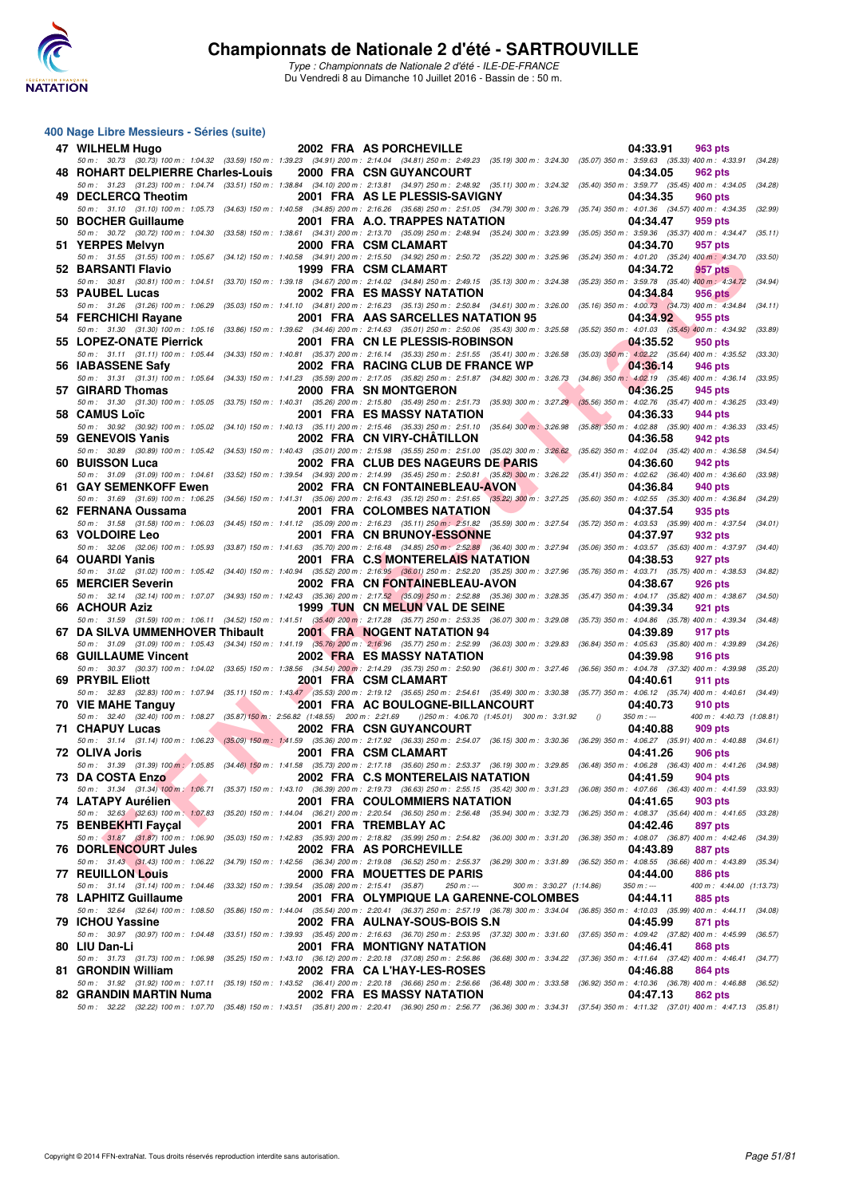# Championnats de Nationale 2 d'été - SARTROUVILLE

*Type : Championnats de Nationale 2 d'été - ILE-DE-FRANCE*
Du Vendredi 8 au Dimanche 10 Juillet 2016 - Bassin de : 50 m.

## 400 Nage Libre Messieurs - Séries (suite)

| Rg | Nom | Année | Nat | Club | Temps | Points |
|---|---|---|---|---|---|---|
| 47 | WILHELM Hugo | 2002 | FRA | AS PORCHEVILLE | 04:33.91 | 963 pts |
| | 50 m : 30.73 (30.73) 100 m : 1:04.32 (33.59) 150 m : 1:39.23 (34.91) 200 m : 2:14.04 (34.81) 250 m : 2:49.23 (35.19) 300 m : 3:24.30 (35.07) 350 m : 3:59.63 (35.33) 400 m : 4:33.91 (34.28) | | | | | |
| 48 | ROHART DELPIERRE Charles-Louis | 2000 | FRA | CSN GUYANCOURT | 04:34.05 | 962 pts |
| | 50 m : 31.23 (31.23) 100 m : 1:04.74 (33.51) 150 m : 1:38.84 (34.10) 200 m : 2:13.81 (34.97) 250 m : 2:48.92 (35.11) 300 m : 3:24.32 (35.40) 350 m : 3:59.77 (35.45) 400 m : 4:34.05 (34.28) | | | | | |
| 49 | DECLERCQ Theotim | 2001 | FRA | AS LE PLESSIS-SAVIGNY | 04:34.35 | 960 pts |
| | 50 m : 31.10 (31.10) 100 m : 1:05.73 (34.63) 150 m : 1:40.58 (34.85) 200 m : 2:16.26 (35.68) 250 m : 2:51.05 (34.79) 300 m : 3:26.79 (35.74) 350 m : 4:01.36 (34.57) 400 m : 4:34.35 (32.99) | | | | | |
| 50 | BOCHER Guillaume | 2001 | FRA | A.O. TRAPPES NATATION | 04:34.47 | 959 pts |
| | 50 m : 30.72 (30.72) 100 m : 1:04.30 (33.58) 150 m : 1:38.61 (34.31) 200 m : 2:13.70 (35.09) 250 m : 2:48.94 (35.24) 300 m : 3:23.99 (35.05) 350 m : 3:59.36 (35.37) 400 m : 4:34.47 (35.11) | | | | | |
| 51 | YERPES Melvyn | 2000 | FRA | CSM CLAMART | 04:34.70 | 957 pts |
| | 50 m : 31.55 (31.55) 100 m : 1:05.67 (34.12) 150 m : 1:40.58 (34.91) 200 m : 2:15.50 (34.92) 250 m : 2:50.72 (35.22) 300 m : 3:25.96 (35.24) 350 m : 4:01.20 (35.24) 400 m : 4:34.70 (33.50) | | | | | |
| 52 | BARSANTI Flavio | 1999 | FRA | CSM CLAMART | 04:34.72 | 957 pts |
| | 50 m : 30.81 (30.81) 100 m : 1:04.51 (33.70) 150 m : 1:39.18 (34.67) 200 m : 2:14.02 (34.84) 250 m : 2:49.15 (35.13) 300 m : 3:24.38 (35.23) 350 m : 3:59.78 (35.40) 400 m : 4:34.72 (34.94) | | | | | |
| 53 | PAUBEL Lucas | 2002 | FRA | ES MASSY NATATION | 04:34.84 | 956 pts |
| | 50 m : 31.26 (31.26) 100 m : 1:06.29 (35.03) 150 m : 1:41.10 (34.81) 200 m : 2:16.23 (35.13) 250 m : 2:50.84 (34.61) 300 m : 3:26.00 (35.16) 350 m : 4:00.73 (34.73) 400 m : 4:34.84 (34.11) | | | | | |
| 54 | FERCHICHI Rayane | 2001 | FRA | AAS SARCELLES NATATION 95 | 04:34.92 | 955 pts |
| | 50 m : 31.30 (31.30) 100 m : 1:05.16 (33.86) 150 m : 1:39.62 (34.46) 200 m : 2:14.63 (35.01) 250 m : 2:50.06 (35.43) 300 m : 3:25.58 (35.52) 350 m : 4:01.03 (35.45) 400 m : 4:34.92 (33.89) | | | | | |
| 55 | LOPEZ-ONATE Pierrick | 2001 | FRA | CN LE PLESSIS-ROBINSON | 04:35.52 | 950 pts |
| | 50 m : 31.11 (31.11) 100 m : 1:05.44 (34.33) 150 m : 1:40.81 (35.37) 200 m : 2:16.14 (35.33) 250 m : 2:51.55 (35.41) 300 m : 3:26.58 (35.03) 350 m : 4:02.22 (35.64) 400 m : 4:35.52 (33.30) | | | | | |
| 56 | IABASSENE Safy | 2002 | FRA | RACING CLUB DE FRANCE WP | 04:36.14 | 946 pts |
| | 50 m : 31.31 (31.31) 100 m : 1:05.64 (34.33) 150 m : 1:41.23 (35.59) 200 m : 2:17.05 (35.82) 250 m : 2:51.87 (34.82) 300 m : 3:26.73 (34.86) 350 m : 4:02.19 (35.46) 400 m : 4:36.14 (33.95) | | | | | |
| 57 | GIRARD Thomas | 2000 | FRA | SN MONTGERON | 04:36.25 | 945 pts |
| | 50 m : 31.30 (31.30) 100 m : 1:05.05 (33.75) 150 m : 1:40.31 (35.26) 200 m : 2:15.80 (35.49) 250 m : 2:51.73 (35.93) 300 m : 3:27.29 (35.56) 350 m : 4:02.76 (35.47) 400 m : 4:36.25 (33.49) | | | | | |
| 58 | CAMUS Loïc | 2001 | FRA | ES MASSY NATATION | 04:36.33 | 944 pts |
| | 50 m : 30.92 (30.92) 100 m : 1:05.02 (34.10) 150 m : 1:40.13 (35.11) 200 m : 2:15.46 (35.33) 250 m : 2:51.10 (35.64) 300 m : 3:26.98 (35.88) 350 m : 4:02.88 (35.90) 400 m : 4:36.33 (33.45) | | | | | |
| 59 | GENEVOIS Yanis | 2002 | FRA | CN VIRY-CHÂTILLON | 04:36.58 | 942 pts |
| | 50 m : 30.89 (30.89) 100 m : 1:05.42 (34.53) 150 m : 1:40.43 (35.01) 200 m : 2:15.98 (35.55) 250 m : 2:51.00 (35.02) 300 m : 3:26.62 (35.62) 350 m : 4:02.04 (35.42) 400 m : 4:36.58 (34.54) | | | | | |
| 60 | BUISSON Luca | 2002 | FRA | CLUB DES NAGEURS DE PARIS | 04:36.60 | 942 pts |
| | 50 m : 31.09 (31.09) 100 m : 1:04.61 (33.52) 150 m : 1:39.54 (34.93) 200 m : 2:14.99 (35.45) 250 m : 2:50.81 (35.82) 300 m : 3:26.22 (35.41) 350 m : 4:02.62 (36.40) 400 m : 4:36.60 (33.98) | | | | | |
| 61 | GAY SEMENKOFF Ewen | 2002 | FRA | CN FONTAINEBLEAU-AVON | 04:36.84 | 940 pts |
| | 50 m : 31.69 (31.69) 100 m : 1:06.25 (34.56) 150 m : 1:41.31 (35.06) 200 m : 2:16.43 (35.12) 250 m : 2:51.65 (35.22) 300 m : 3:27.25 (35.60) 350 m : 4:02.55 (35.30) 400 m : 4:36.84 (34.29) | | | | | |
| 62 | FERNANA Oussama | 2001 | FRA | COLOMBES NATATION | 04:37.54 | 935 pts |
| | 50 m : 31.58 (31.58) 100 m : 1:06.03 (34.45) 150 m : 1:41.12 (35.09) 200 m : 2:16.23 (35.11) 250 m : 2:51.82 (35.59) 300 m : 3:27.54 (35.72) 350 m : 4:03.53 (35.99) 400 m : 4:37.54 (34.01) | | | | | |
| 63 | VOLDOIRE Leo | 2001 | FRA | CN BRUNOY-ESSONNE | 04:37.97 | 932 pts |
| | 50 m : 32.06 (32.06) 100 m : 1:05.93 (33.87) 150 m : 1:41.63 (35.70) 200 m : 2:16.48 (34.85) 250 m : 2:52.88 (36.40) 300 m : 3:27.94 (35.06) 350 m : 4:03.57 (35.63) 400 m : 4:37.97 (34.40) | | | | | |
| 64 | OUARDI Yanis | 2001 | FRA | C.S MONTERELAIS NATATION | 04:38.53 | 927 pts |
| | 50 m : 31.02 (31.02) 100 m : 1:05.42 (34.40) 150 m : 1:40.94 (35.52) 200 m : 2:16.95 (36.01) 250 m : 2:52.20 (35.25) 300 m : 3:27.96 (35.76) 350 m : 4:03.71 (35.75) 400 m : 4:38.53 (34.82) | | | | | |
| 65 | MERCIER Severin | 2002 | FRA | CN FONTAINEBLEAU-AVON | 04:38.67 | 926 pts |
| | 50 m : 32.14 (32.14) 100 m : 1:07.07 (34.93) 150 m : 1:42.43 (35.36) 200 m : 2:17.52 (35.09) 250 m : 2:52.88 (35.36) 300 m : 3:28.35 (35.47) 350 m : 4:04.17 (35.82) 400 m : 4:38.67 (34.50) | | | | | |
| 66 | ACHOUR Aziz | 1999 | TUN | CN MELUN VAL DE SEINE | 04:39.34 | 921 pts |
| | 50 m : 31.59 (31.59) 100 m : 1:06.11 (34.52) 150 m : 1:41.51 (35.40) 200 m : 2:17.28 (35.77) 250 m : 2:53.35 (36.07) 300 m : 3:29.08 (35.73) 350 m : 4:04.86 (35.78) 400 m : 4:39.34 (34.48) | | | | | |
| 67 | DA SILVA UMMENHOVER Thibault | 2001 | FRA | NOGENT NATATION 94 | 04:39.89 | 917 pts |
| | 50 m : 31.09 (31.09) 100 m : 1:05.43 (34.34) 150 m : 1:41.19 (35.76) 200 m : 2:16.96 (35.77) 250 m : 2:52.99 (36.03) 300 m : 3:29.83 (36.84) 350 m : 4:05.63 (35.80) 400 m : 4:39.89 (34.26) | | | | | |
| 68 | GUILLAUME Vincent | 2002 | FRA | ES MASSY NATATION | 04:39.98 | 916 pts |
| | 50 m : 30.37 (30.37) 100 m : 1:04.02 (33.65) 150 m : 1:38.56 (34.54) 200 m : 2:14.29 (35.73) 250 m : 2:50.90 (36.61) 300 m : 3:27.46 (36.56) 350 m : 4:04.78 (37.32) 400 m : 4:39.98 (35.20) | | | | | |
| 69 | PRYBIL Eliott | 2001 | FRA | CSM CLAMART | 04:40.61 | 911 pts |
| | 50 m : 32.83 (32.83) 100 m : 1:07.94 (35.11) 150 m : 1:43.47 (35.53) 200 m : 2:19.12 (35.65) 250 m : 2:54.61 (35.49) 300 m : 3:30.38 (35.77) 350 m : 4:06.12 (35.74) 400 m : 4:40.61 (34.49) | | | | | |
| 70 | VIE MAHE Tanguy | 2001 | FRA | AC BOULOGNE-BILLANCOURT | 04:40.73 | 910 pts |
| | 50 m : 32.40 (32.40) 100 m : 1:08.27 (35.87) 150 m : 2:56.82 (1:48.55) 200 m : 2:21.69 () 250 m : 4:06.70 (1:45.01) 300 m : 3:31.92 () 350 m : --- 400 m : 4:40.73 (1:08.81) | | | | | |
| 71 | CHAPUY Lucas | 2002 | FRA | CSN GUYANCOURT | 04:40.88 | 909 pts |
| | 50 m : 31.14 (31.14) 100 m : 1:06.23 (35.09) 150 m : 1:41.59 (35.36) 200 m : 2:17.92 (36.33) 250 m : 2:54.07 (36.15) 300 m : 3:30.36 (36.29) 350 m : 4:06.27 (35.91) 400 m : 4:40.88 (34.61) | | | | | |
| 72 | OLIVA Joris | 2001 | FRA | CSM CLAMART | 04:41.26 | 906 pts |
| | 50 m : 31.39 (31.39) 100 m : 1:05.85 (34.46) 150 m : 1:41.58 (35.73) 200 m : 2:17.18 (35.60) 250 m : 2:53.37 (36.19) 300 m : 3:29.85 (36.48) 350 m : 4:06.28 (36.43) 400 m : 4:41.26 (34.98) | | | | | |
| 73 | DA COSTA Enzo | 2002 | FRA | C.S MONTERELAIS NATATION | 04:41.59 | 904 pts |
| | 50 m : 31.34 (31.34) 100 m : 1:06.71 (35.37) 150 m : 1:43.10 (36.39) 200 m : 2:19.73 (36.63) 250 m : 2:55.15 (35.42) 300 m : 3:31.23 (36.08) 350 m : 4:07.66 (36.43) 400 m : 4:41.59 (33.93) | | | | | |
| 74 | LATAPY Aurélien | 2001 | FRA | COULOMMIERS NATATION | 04:41.65 | 903 pts |
| | 50 m : 32.63 (32.63) 100 m : 1:07.83 (35.20) 150 m : 1:44.04 (36.21) 200 m : 2:20.54 (36.50) 250 m : 2:56.48 (35.94) 300 m : 3:32.73 (36.25) 350 m : 4:08.37 (35.64) 400 m : 4:41.65 (33.28) | | | | | |
| 75 | BENBEKHTI Fayçal | 2001 | FRA | TREMBLAY AC | 04:42.46 | 897 pts |
| | 50 m : 31.87 (31.87) 100 m : 1:06.90 (35.03) 150 m : 1:42.83 (35.93) 200 m : 2:18.82 (35.99) 250 m : 2:54.82 (36.00) 300 m : 3:31.20 (36.38) 350 m : 4:08.07 (36.87) 400 m : 4:42.46 (34.39) | | | | | |
| 76 | DORLENCOURT Jules | 2002 | FRA | AS PORCHEVILLE | 04:43.89 | 887 pts |
| | 50 m : 31.43 (31.43) 100 m : 1:06.22 (34.79) 150 m : 1:42.56 (36.34) 200 m : 2:19.08 (36.52) 250 m : 2:55.37 (36.29) 300 m : 3:31.89 (36.52) 350 m : 4:08.55 (36.66) 400 m : 4:43.89 (35.34) | | | | | |
| 77 | REUILLON Louis | 2000 | FRA | MOUETTES DE PARIS | 04:44.00 | 886 pts |
| | 50 m : 31.14 (31.14) 100 m : 1:04.46 (33.32) 150 m : 1:39.54 (35.08) 200 m : 2:15.41 (35.87) 250 m : --- 300 m : 3:30.27 (1:14.86) 350 m : --- 400 m : 4:44.00 (1:13.73) | | | | | |
| 78 | LAPHITZ Guillaume | 2001 | FRA | OLYMPIQUE LA GARENNE-COLOMBES | 04:44.11 | 885 pts |
| | 50 m : 32.64 (32.64) 100 m : 1:08.50 (35.86) 150 m : 1:44.04 (35.54) 200 m : 2:20.41 (36.37) 250 m : 2:57.19 (36.78) 300 m : 3:34.04 (36.85) 350 m : 4:10.03 (35.99) 400 m : 4:44.11 (34.08) | | | | | |
| 79 | ICHOU Yassine | 2002 | FRA | AULNAY-SOUS-BOIS S.N | 04:45.99 | 871 pts |
| | 50 m : 30.97 (30.97) 100 m : 1:04.48 (33.51) 150 m : 1:39.93 (35.45) 200 m : 2:16.63 (36.70) 250 m : 2:53.95 (37.32) 300 m : 3:31.60 (37.65) 350 m : 4:09.42 (37.82) 400 m : 4:45.99 (36.57) | | | | | |
| 80 | LIU Dan-Li | 2001 | FRA | MONTIGNY NATATION | 04:46.41 | 868 pts |
| | 50 m : 31.73 (31.73) 100 m : 1:06.98 (35.25) 150 m : 1:43.10 (36.12) 200 m : 2:20.18 (37.08) 250 m : 2:56.86 (36.68) 300 m : 3:34.22 (37.36) 350 m : 4:11.64 (37.42) 400 m : 4:46.41 (34.77) | | | | | |
| 81 | GRONDIN William | 2002 | FRA | CA L'HAY-LES-ROSES | 04:46.88 | 864 pts |
| | 50 m : 31.92 (31.92) 100 m : 1:07.11 (35.19) 150 m : 1:43.52 (36.41) 200 m : 2:20.18 (36.66) 250 m : 2:56.66 (36.48) 300 m : 3:33.58 (36.92) 350 m : 4:10.36 (36.78) 400 m : 4:46.88 (36.52) | | | | | |
| 82 | GRANDIN MARTIN Numa | 2002 | FRA | ES MASSY NATATION | 04:47.13 | 862 pts |
| | 50 m : 32.22 (32.22) 100 m : 1:07.70 (35.48) 150 m : 1:43.51 (35.81) 200 m : 2:20.41 (36.90) 250 m : 2:56.77 (36.36) 300 m : 3:34.31 (37.54) 350 m : 4:11.32 (37.01) 400 m : 4:47.13 (35.81) | | | | | |

Copyright © 2014 FFN-extraNat. Tous droits réservés reproduction interdite sans autorisation.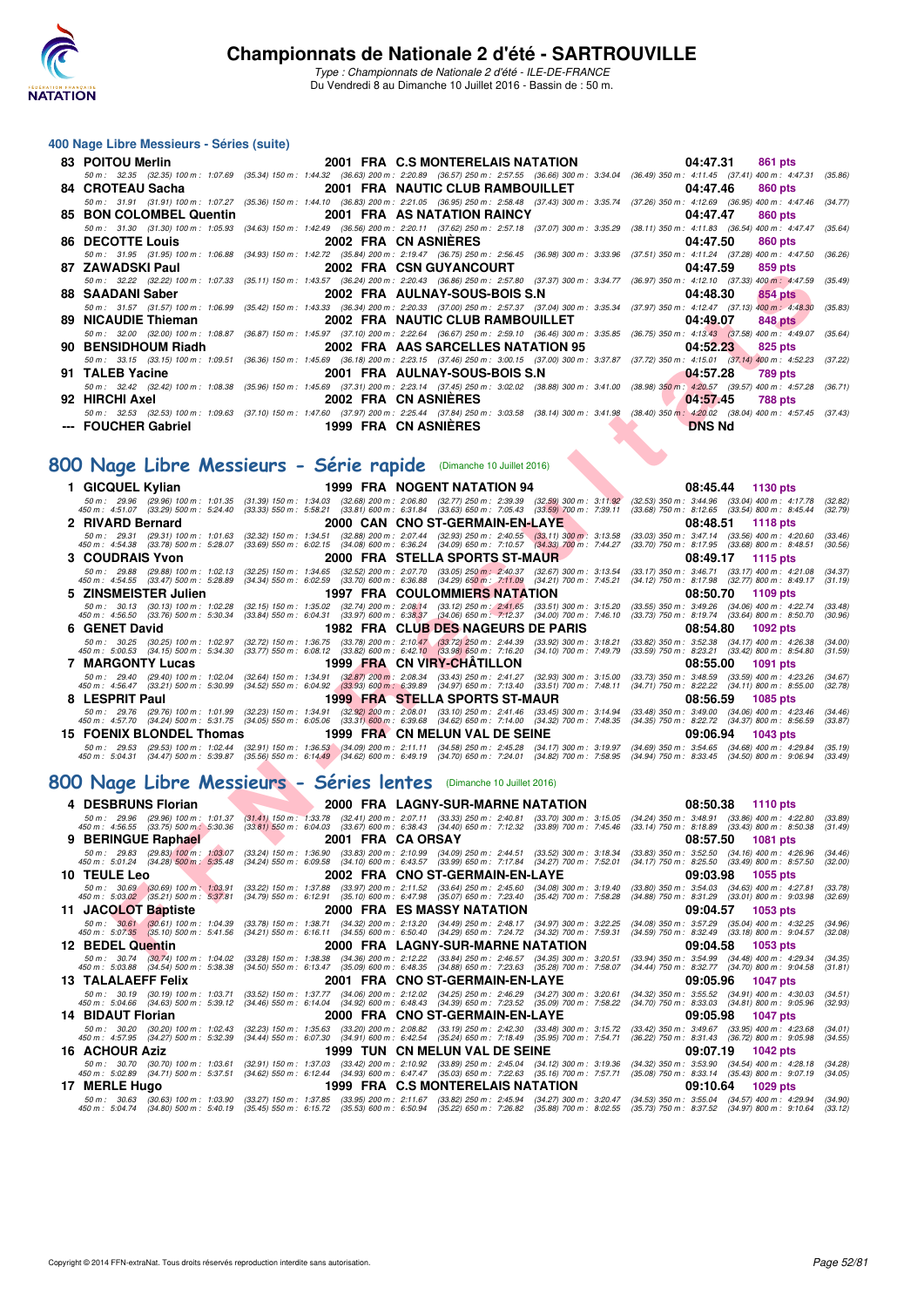# Championnats de Nationale 2 d'été - SARTROUVILLE

*Type : Championnats de Nationale 2 d'été - ILE-DE-FRANCE*
Du Vendredi 8 au Dimanche 10 Juillet 2016 - Bassin de : 50 m.

## 400 Nage Libre Messieurs - Séries (suite)

**83 POITOU Merlin** — 2001 FRA C.S MONTERELAIS NATATION — 04:47.31 — 861 pts
50 m : 32.35 (32.35) 100 m : 1:07.69 (35.34) 150 m : 1:44.32 (36.63) 200 m : 2:20.89 (36.57) 250 m : 2:57.55 (36.66) 300 m : 3:34.04 (36.49) 350 m : 4:11.45 (37.41) 400 m : 4:47.31 (35.86)

**84 CROTEAU Sacha** — 2001 FRA NAUTIC CLUB RAMBOUILLET — 04:47.46 — 860 pts
50 m : 31.91 (31.91) 100 m : 1:07.27 (35.36) 150 m : 1:44.10 (36.83) 200 m : 2:21.05 (36.95) 250 m : 2:58.48 (37.43) 300 m : 3:35.74 (37.26) 350 m : 4:12.69 (36.95) 400 m : 4:47.46 (34.77)

**85 BON COLOMBEL Quentin** — 2001 FRA AS NATATION RAINCY — 04:47.47 — 860 pts
50 m : 31.30 (31.30) 100 m : 1:05.93 (34.63) 150 m : 1:42.49 (36.56) 200 m : 2:20.11 (37.62) 250 m : 2:57.18 (37.07) 300 m : 3:35.29 (38.11) 350 m : 4:11.83 (36.54) 400 m : 4:47.47 (35.64)

**86 DECOTTE Louis** — 2002 FRA CN ASNIÈRES — 04:47.50 — 860 pts
50 m : 31.95 (31.95) 100 m : 1:06.88 (34.93) 150 m : 1:42.72 (35.84) 200 m : 2:19.47 (36.75) 250 m : 2:56.45 (36.98) 300 m : 3:33.96 (37.51) 350 m : 4:11.24 (37.28) 400 m : 4:47.50 (36.26)

**87 ZAWADSKI Paul** — 2002 FRA CSN GUYANCOURT — 04:47.59 — 859 pts
50 m : 32.22 (32.22) 100 m : 1:07.33 (35.11) 150 m : 1:43.57 (36.24) 200 m : 2:20.43 (36.86) 250 m : 2:57.80 (37.37) 300 m : 3:34.77 (36.97) 350 m : 4:12.10 (37.33) 400 m : 4:47.59 (35.49)

**88 SAADANI Saber** — 2002 FRA AULNAY-SOUS-BOIS S.N — 04:48.30 — 854 pts
50 m : 31.57 (31.57) 100 m : 1:06.99 (35.42) 150 m : 1:43.33 (36.34) 200 m : 2:20.33 (37.00) 250 m : 2:57.37 (37.04) 300 m : 3:35.34 (37.97) 350 m : 4:12.47 (37.13) 400 m : 4:48.30 (35.83)

**89 NICAUDIE Thieman** — 2002 FRA NAUTIC CLUB RAMBOUILLET — 04:49.07 — 848 pts
50 m : 32.00 (32.00) 100 m : 1:08.87 (36.87) 150 m : 1:45.97 (37.10) 200 m : 2:22.64 (36.67) 250 m : 2:59.10 (36.46) 300 m : 3:35.85 (36.75) 350 m : 4:13.43 (37.58) 400 m : 4:49.07 (35.64)

**90 BENSIDHOUM Riadh** — 2002 FRA AAS SARCELLES NATATION 95 — 04:52.23 — 825 pts
50 m : 33.15 (33.15) 100 m : 1:09.51 (36.36) 150 m : 1:45.69 (36.18) 200 m : 2:23.15 (37.46) 250 m : 3:00.15 (37.00) 300 m : 3:37.87 (37.72) 350 m : 4:15.01 (37.14) 400 m : 4:52.23 (37.22)

**91 TALEB Yacine** — 2001 FRA AULNAY-SOUS-BOIS S.N — 04:57.28 — 789 pts
50 m : 32.42 (32.42) 100 m : 1:08.38 (35.96) 150 m : 1:45.69 (37.31) 200 m : 2:23.14 (37.45) 250 m : 3:02.02 (38.88) 300 m : 3:41.00 (38.98) 350 m : 4:20.57 (39.57) 400 m : 4:57.28 (36.71)

**92 HIRCHI Axel** — 2002 FRA CN ASNIÈRES — 04:57.45 — 788 pts
50 m : 32.53 (32.53) 100 m : 1:09.63 (37.10) 150 m : 1:47.60 (37.97) 200 m : 2:25.44 (37.84) 250 m : 3:03.58 (38.14) 300 m : 3:41.98 (38.40) 350 m : 4:20.02 (38.04) 400 m : 4:57.45 (37.43)

**--- FOUCHER Gabriel** — 1999 FRA CN ASNIÈRES — DNS Nd

## 800 Nage Libre Messieurs - Série rapide (Dimanche 10 Juillet 2016)

**1 GICQUEL Kylian** — 1999 FRA NOGENT NATATION 94 — 08:45.44 — 1130 pts
50 m : 29.96 (29.96) 100 m : 1:01.35 (31.39) 150 m : 1:34.03 (32.68) 200 m : 2:06.80 (32.77) 250 m : 2:39.39 (32.59) 300 m : 3:11.92 (32.53) 350 m : 3:44.96 (33.04) 400 m : 4:17.78 (32.82)
450 m : 4:51.07 (33.29) 500 m : 5:24.40 (33.33) 550 m : 5:58.21 (33.81) 600 m : 6:31.84 (33.63) 650 m : 7:05.43 (33.59) 700 m : 7:39.11 (33.68) 750 m : 8:12.65 (33.54) 800 m : 8:45.44 (32.79)

**2 RIVARD Bernard** — 2000 CAN CNO ST-GERMAIN-EN-LAYE — 08:48.51 — 1118 pts
50 m : 29.31 (29.31) 100 m : 1:01.63 (32.32) 150 m : 1:34.51 (32.88) 200 m : 2:07.44 (32.93) 250 m : 2:40.55 (33.11) 300 m : 3:13.58 (33.03) 350 m : 3:47.14 (33.56) 400 m : 4:20.60 (33.46)
450 m : 4:54.38 (33.78) 500 m : 5:28.07 (33.69) 550 m : 6:02.15 (34.08) 600 m : 6:36.24 (34.09) 650 m : 7:10.57 (34.33) 700 m : 7:44.27 (33.70) 750 m : 8:17.95 (33.68) 800 m : 8:48.51 (30.56)

**3 COUDRAIS Yvon** — 2000 FRA STELLA SPORTS ST-MAUR — 08:49.17 — 1115 pts
50 m : 29.88 (29.88) 100 m : 1:02.13 (32.25) 150 m : 1:34.65 (32.52) 200 m : 2:07.70 (33.05) 250 m : 2:40.37 (32.67) 300 m : 3:13.54 (33.17) 350 m : 3:46.71 (33.17) 400 m : 4:21.08 (34.37)
450 m : 4:54.55 (33.47) 500 m : 5:28.89 (34.34) 550 m : 6:02.59 (33.70) 600 m : 6:36.88 (34.29) 650 m : 7:11.09 (34.21) 700 m : 7:45.21 (34.12) 750 m : 8:17.98 (32.77) 800 m : 8:49.17 (31.19)

**5 ZINSMEISTER Julien** — 1997 FRA COULOMMIERS NATATION — 08:50.70 — 1109 pts
50 m : 30.13 (30.13) 100 m : 1:02.28 (32.15) 150 m : 1:35.02 (32.74) 200 m : 2:08.14 (33.12) 250 m : 2:41.65 (33.51) 300 m : 3:15.20 (33.55) 350 m : 3:49.26 (34.06) 400 m : 4:22.74 (33.48)
450 m : 4:56.50 (33.76) 500 m : 5:30.34 (33.84) 550 m : 6:04.31 (33.97) 600 m : 6:38.37 (34.06) 650 m : 7:12.37 (34.00) 700 m : 7:46.10 (33.73) 750 m : 8:19.74 (33.64) 800 m : 8:50.70 (30.96)

**6 GENET David** — 1982 FRA CLUB DES NAGEURS DE PARIS — 08:54.80 — 1092 pts
50 m : 30.25 (30.25) 100 m : 1:02.97 (32.72) 150 m : 1:36.75 (33.78) 200 m : 2:10.47 (33.72) 250 m : 2:44.39 (33.92) 300 m : 3:18.21 (33.82) 350 m : 3:52.38 (34.17) 400 m : 4:26.38 (34.00)
450 m : 5:00.53 (34.15) 500 m : 5:34.30 (33.77) 550 m : 6:08.12 (33.82) 600 m : 6:42.10 (33.98) 650 m : 7:16.20 (34.10) 700 m : 7:49.79 (33.59) 750 m : 8:23.21 (33.42) 800 m : 8:54.80 (31.59)

**7 MARGONTY Lucas** — 1999 FRA CN VIRY-CHÂTILLON — 08:55.00 — 1091 pts
50 m : 29.40 (29.40) 100 m : 1:02.04 (32.64) 150 m : 1:34.91 (32.87) 200 m : 2:08.34 (33.43) 250 m : 2:41.27 (32.93) 300 m : 3:15.00 (33.73) 350 m : 3:48.59 (33.59) 400 m : 4:23.26 (34.67)
450 m : 4:56.47 (33.21) 500 m : 5:30.99 (34.52) 550 m : 6:04.92 (33.93) 600 m : 6:39.89 (34.97) 650 m : 7:13.40 (33.51) 700 m : 7:48.11 (34.71) 750 m : 8:22.22 (34.11) 800 m : 8:55.00 (32.78)

**8 LESPRIT Paul** — 1999 FRA STELLA SPORTS ST-MAUR — 08:56.59 — 1085 pts
50 m : 29.76 (29.76) 100 m : 1:01.99 (32.23) 150 m : 1:34.91 (32.92) 200 m : 2:08.01 (33.10) 250 m : 2:41.46 (33.45) 300 m : 3:14.94 (33.48) 350 m : 3:49.00 (34.06) 400 m : 4:23.46 (34.46)
450 m : 4:57.70 (34.24) 500 m : 5:31.75 (34.05) 550 m : 6:05.06 (33.31) 600 m : 6:39.68 (34.62) 650 m : 7:14.00 (34.32) 700 m : 7:48.35 (34.35) 750 m : 8:22.72 (34.37) 800 m : 8:56.59 (33.87)

**15 FOENIX BLONDEL Thomas** — 1999 FRA CN MELUN VAL DE SEINE — 09:06.94 — 1043 pts
50 m : 29.53 (29.53) 100 m : 1:02.44 (32.91) 150 m : 1:36.53 (34.09) 200 m : 2:11.11 (34.58) 250 m : 2:45.28 (34.17) 300 m : 3:19.97 (34.69) 350 m : 3:54.65 (34.68) 400 m : 4:29.84 (35.19)
450 m : 5:04.31 (34.47) 500 m : 5:39.87 (35.56) 550 m : 6:14.49 (34.62) 600 m : 6:49.19 (34.70) 650 m : 7:24.01 (34.82) 700 m : 7:58.95 (34.94) 750 m : 8:33.45 (34.50) 800 m : 9:06.94 (33.49)

## 800 Nage Libre Messieurs - Séries lentes (Dimanche 10 Juillet 2016)

**4 DESBRUNS Florian** — 2000 FRA LAGNY-SUR-MARNE NATATION — 08:50.38 — 1110 pts
50 m : 29.96 (29.96) 100 m : 1:01.37 (31.41) 150 m : 1:33.78 (32.41) 200 m : 2:07.11 (33.33) 250 m : 2:40.81 (33.70) 300 m : 3:15.05 (34.24) 350 m : 3:48.91 (33.86) 400 m : 4:22.80 (33.89)
450 m : 4:56.55 (33.75) 500 m : 5:30.36 (33.81) 550 m : 6:04.03 (33.67) 600 m : 6:38.43 (34.40) 650 m : 7:12.32 (33.89) 700 m : 7:45.46 (33.14) 750 m : 8:18.89 (33.43) 800 m : 8:50.38 (31.49)

**9 BERINGUE Raphael** — 2001 FRA CA ORSAY — 08:57.50 — 1081 pts
50 m : 29.83 (29.83) 100 m : 1:03.07 (33.24) 150 m : 1:36.90 (33.83) 200 m : 2:10.99 (34.09) 250 m : 2:44.51 (33.52) 300 m : 3:18.34 (33.83) 350 m : 3:52.50 (34.16) 400 m : 4:26.96 (34.46)
450 m : 5:01.24 (34.28) 500 m : 5:35.48 (34.24) 550 m : 6:09.58 (34.10) 600 m : 6:43.57 (33.99) 650 m : 7:17.84 (34.27) 700 m : 7:52.01 (34.17) 750 m : 8:25.50 (33.49) 800 m : 8:57.50 (32.00)

**10 TEULE Leo** — 2002 FRA CNO ST-GERMAIN-EN-LAYE — 09:03.98 — 1055 pts
50 m : 30.69 (30.69) 100 m : 1:03.91 (33.22) 150 m : 1:37.88 (33.97) 200 m : 2:11.52 (33.64) 250 m : 2:45.60 (34.08) 300 m : 3:19.40 (33.80) 350 m : 3:54.03 (34.63) 400 m : 4:27.81 (33.78)
450 m : 5:03.02 (35.21) 500 m : 5:37.81 (34.79) 550 m : 6:12.91 (35.10) 600 m : 6:47.98 (35.07) 650 m : 7:23.40 (35.42) 700 m : 7:58.28 (34.88) 750 m : 8:31.29 (33.01) 800 m : 9:03.98 (32.69)

**11 JACOLOT Baptiste** — 2000 FRA ES MASSY NATATION — 09:04.57 — 1053 pts
50 m : 30.61 (30.61) 100 m : 1:04.39 (33.78) 150 m : 1:38.71 (34.32) 200 m : 2:13.20 (34.49) 250 m : 2:48.17 (34.97) 300 m : 3:22.25 (34.08) 350 m : 3:57.29 (35.04) 400 m : 4:32.25 (34.96)
450 m : 5:07.35 (35.10) 500 m : 5:41.56 (34.21) 550 m : 6:16.11 (34.55) 600 m : 6:50.40 (34.29) 650 m : 7:24.72 (34.32) 700 m : 7:59.31 (34.59) 750 m : 8:32.49 (33.18) 800 m : 9:04.57 (32.08)

**12 BEDEL Quentin** — 2000 FRA LAGNY-SUR-MARNE NATATION — 09:04.58 — 1053 pts
50 m : 30.74 (30.74) 100 m : 1:04.02 (33.28) 150 m : 1:38.38 (34.36) 200 m : 2:12.22 (33.84) 250 m : 2:46.57 (34.35) 300 m : 3:20.51 (33.94) 350 m : 3:54.99 (34.48) 400 m : 4:29.34 (34.35)
450 m : 5:03.88 (34.54) 500 m : 5:38.38 (34.50) 550 m : 6:13.47 (35.09) 600 m : 6:48.35 (34.88) 650 m : 7:23.63 (35.28) 700 m : 7:58.07 (34.44) 750 m : 8:32.77 (34.70) 800 m : 9:04.58 (31.81)

**13 TALALAEFF Felix** — 2001 FRA CNO ST-GERMAIN-EN-LAYE — 09:05.96 — 1047 pts
50 m : 30.19 (30.19) 100 m : 1:03.71 (33.52) 150 m : 1:37.77 (34.06) 200 m : 2:12.02 (34.25) 250 m : 2:46.29 (34.27) 300 m : 3:20.61 (34.32) 350 m : 3:55.52 (34.91) 400 m : 4:30.03 (34.51)
450 m : 5:04.66 (34.63) 500 m : 5:39.12 (34.46) 550 m : 6:14.04 (34.92) 600 m : 6:48.43 (34.39) 650 m : 7:23.52 (35.09) 700 m : 7:58.22 (34.70) 750 m : 8:33.03 (34.81) 800 m : 9:05.96 (32.93)

**14 BIDAUT Florian** — 2000 FRA CNO ST-GERMAIN-EN-LAYE — 09:05.98 — 1047 pts
50 m : 30.20 (30.20) 100 m : 1:02.43 (32.23) 150 m : 1:35.63 (33.20) 200 m : 2:08.82 (33.19) 250 m : 2:42.30 (33.48) 300 m : 3:15.72 (33.42) 350 m : 3:49.67 (33.95) 400 m : 4:23.68 (34.01)
450 m : 4:57.95 (34.27) 500 m : 5:32.39 (34.44) 550 m : 6:07.30 (34.91) 600 m : 6:42.54 (35.24) 650 m : 7:18.49 (35.95) 700 m : 7:54.71 (36.22) 750 m : 8:31.43 (36.72) 800 m : 9:05.98 (34.55)

**16 ACHOUR Aziz** — 1999 TUN CN MELUN VAL DE SEINE — 09:07.19 — 1042 pts
50 m : 30.70 (30.70) 100 m : 1:03.61 (32.91) 150 m : 1:37.03 (33.42) 200 m : 2:10.92 (33.89) 250 m : 2:45.04 (34.12) 300 m : 3:19.36 (34.32) 350 m : 3:53.90 (34.54) 400 m : 4:28.18 (34.28)
450 m : 5:02.89 (34.71) 500 m : 5:37.51 (34.62) 550 m : 6:12.44 (34.93) 600 m : 6:47.47 (35.03) 650 m : 7:22.63 (35.16) 700 m : 7:57.71 (35.08) 750 m : 8:33.14 (35.43) 800 m : 9:07.19 (34.05)

**17 MERLE Hugo** — 1999 FRA C.S MONTERELAIS NATATION — 09:10.64 — 1029 pts
50 m : 30.63 (30.63) 100 m : 1:03.90 (33.27) 150 m : 1:37.85 (33.95) 200 m : 2:11.67 (33.82) 250 m : 2:45.94 (34.27) 300 m : 3:20.47 (34.53) 350 m : 3:55.04 (34.57) 400 m : 4:29.94 (34.90)
450 m : 5:04.74 (34.80) 500 m : 5:40.19 (35.45) 550 m : 6:15.72 (35.53) 600 m : 6:50.94 (35.22) 650 m : 7:26.82 (35.88) 700 m : 8:02.55 (35.73) 750 m : 8:37.52 (34.97) 800 m : 9:10.64 (33.12)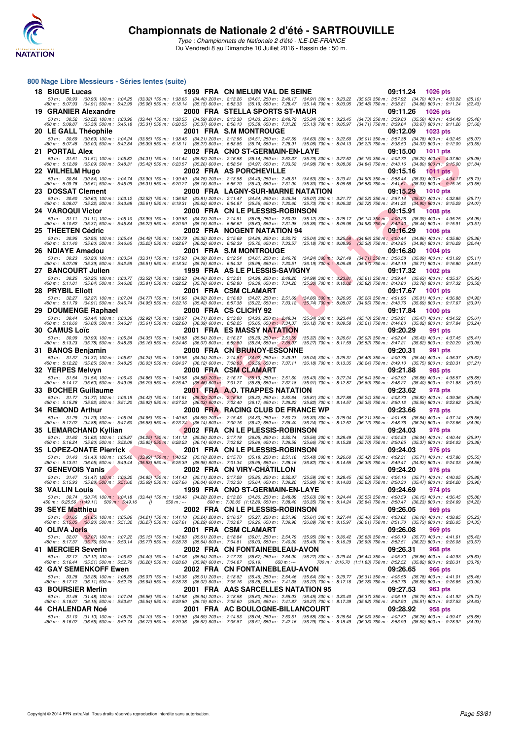# Championnats de Nationale 2 d'été - SARTROUVILLE

*Type : Championnats de Nationale 2 d'été - ILE-DE-FRANCE*
Du Vendredi 8 au Dimanche 10 Juillet 2016 - Bassin de : 50 m.

## 800 Nage Libre Messieurs - Séries lentes (suite)

**18 BIGUE Lucas** — 1999 FRA — CN MELUN VAL DE SEINE — 09:11.24 — 1026 pts
50 m : 30.93 (30.93) 100 m : 1:04.25 (33.32) 150 m : 1:38.65 (34.40) 200 m : 2:13.26 (34.61) 250 m : 2:48.17 (34.91) 300 m : 3:23.22 (35.05) 350 m : 3:57.92 (34.70) 400 m : 4:33.02 (35.10)
450 m : 5:07.93 (34.91) 500 m : 5:42.99 (35.06) 550 m : 6:18.14 (35.15) 600 m : 6:53.33 (35.19) 650 m : 7:28.47 (35.14) 700 m : 8:03.95 (35.48) 750 m : 8:38.81 (34.86) 800 m : 9:11.24 (32.43)

**19 GRANIER Alexandre** — 2000 FRA — STELLA SPORTS ST-MAUR — 09:11.26 — 1026 pts
50 m : 30.52 (30.52) 100 m : 1:03.96 (33.44) 150 m : 1:38.55 (34.59) 200 m : 2:13.38 (34.83) 250 m : 2:48.72 (35.34) 300 m : 3:23.45 (34.73) 350 m : 3:59.03 (35.58) 400 m : 4:34.49 (35.46)
450 m : 5:09.87 (35.38) 500 m : 5:45.18 (35.31) 550 m : 6:20.55 (35.37) 600 m : 6:56.13 (35.58) 650 m : 7:31.26 (35.13) 700 m : 8:05.97 (34.71) 750 m : 8:39.64 (33.67) 800 m : 9:11.26 (31.62)

**20 LE GALL Théophile** — 2001 FRA — S.M MONTROUGE — 09:12.09 — 1023 pts
50 m : 30.69 (30.69) 100 m : 1:04.24 (33.55) 150 m : 1:38.45 (34.21) 200 m : 2:12.96 (34.51) 250 m : 2:47.59 (34.63) 300 m : 3:22.60 (35.01) 350 m : 3:57.38 (34.78) 400 m : 4:32.45 (35.07)
450 m : 5:07.45 (35.00) 500 m : 5:42.84 (35.39) 550 m : 6:18.11 (35.27) 600 m : 6:53.85 (35.74) 650 m : 7:28.91 (35.06) 700 m : 8:04.13 (35.22) 750 m : 8:38.50 (34.37) 800 m : 9:12.09 (33.59)

**21 PORTAL Alex** — 2002 FRA — CNO ST-GERMAIN-EN-LAYE — 09:15.00 — 1011 pts
50 m : 31.51 (31.51) 100 m : 1:05.82 (34.31) 150 m : 1:41.44 (35.62) 200 m : 2:16.58 (35.14) 250 m : 2:52.37 (35.79) 300 m : 3:27.52 (35.15) 350 m : 4:02.72 (35.20) 400 m : 4:37.80 (35.08)
450 m : 5:12.89 (35.09) 500 m : 5:48.31 (35.42) 550 m : 6:23.57 (35.26) 600 m : 6:58.54 (34.97) 650 m : 7:33.52 (34.98) 700 m : 8:08.36 (34.84) 750 m : 8:43.16 (34.80) 800 m : 9:15.00 (31.84)

**22 WILHELM Hugo** — 2002 FRA — AS PORCHEVILLE — 09:15.16 — 1011 pts
50 m : 30.84 (30.84) 100 m : 1:04.74 (33.90) 150 m : 1:39.49 (34.75) 200 m : 2:13.98 (34.49) 250 m : 2:48.51 (34.53) 300 m : 3:23.41 (34.90) 350 m : 3:58.44 (35.03) 400 m : 4:34.17 (35.73)
450 m : 5:09.78 (35.61) 500 m : 5:45.09 (35.31) 550 m : 6:20.27 (35.18) 600 m : 6:55.70 (35.43) 650 m : 7:31.00 (35.30) 700 m : 8:06.58 (35.58) 750 m : 8:41.61 (35.03) 800 m : 9:15.16 (33.55)

**23 DOSSAT Clement** — 2000 FRA — LAGNY-SUR-MARNE NATATION — 09:15.29 — 1010 pts
50 m : 30.60 (30.60) 100 m : 1:03.12 (32.52) 150 m : 1:36.93 (33.81) 200 m : 2:11.47 (34.54) 250 m : 2:46.54 (35.07) 300 m : 3:21.77 (35.23) 350 m : 3:57.14 (35.37) 400 m : 4:32.85 (35.71)
450 m : 5:08.07 (35.22) 500 m : 5:43.68 (35.61) 550 m : 6:19.31 (35.63) 600 m : 6:54.87 (35.56) 650 m : 7:30.60 (35.73) 700 m : 8:06.32 (35.72) 750 m : 8:41.22 (34.90) 800 m : 9:15.29 (34.07)

**24 VAROQUI Victor** — 2000 FRA — CN LE PLESSIS-ROBINSON — 09:15.91 — 1008 pts
50 m : 31.11 (31.11) 100 m : 1:05.10 (33.99) 150 m : 1:39.83 (34.73) 200 m : 2:14.91 (35.08) 250 m : 2:50.03 (35.12) 300 m : 3:25.17 (35.14) 350 m : 4:00.26 (35.09) 400 m : 4:35.25 (34.99)
450 m : 5:10.62 (35.37) 500 m : 5:45.84 (35.22) 550 m : 6:20.99 (35.15) 600 m : 6:56.62 (35.63) 650 m : 7:31.98 (35.36) 700 m : 8:06.96 (34.98) 750 m : 8:42.40 (35.44) 800 m : 9:15.91 (33.51)

**25 THEETEN Cédric** — 2002 FRA — NOGENT NATATION 94 — 09:16.29 — 1006 pts
50 m : 30.95 (30.95) 100 m : 1:05.44 (34.49) 150 m : 1:40.79 (35.35) 200 m : 2:15.68 (34.89) 250 m : 2:50.72 (35.04) 300 m : 3:25.58 (34.86) 350 m : 4:00.44 (34.86) 400 m : 4:35.80 (35.36)
450 m : 5:11.40 (35.60) 500 m : 5:46.65 (35.25) 550 m : 6:22.67 (36.02) 600 m : 6:58.39 (35.72) 650 m : 7:33.57 (35.18) 700 m : 8:08.95 (35.38) 750 m : 8:43.85 (34.90) 800 m : 9:16.29 (32.44)

**26 NDIAYE Amadou** — 2001 FRA — S.M MONTROUGE — 09:16.80 — 1004 pts
50 m : 30.23 (30.23) 100 m : 1:03.54 (33.31) 150 m : 1:37.93 (34.39) 200 m : 2:12.54 (34.61) 250 m : 2:46.78 (34.24) 300 m : 3:21.49 (34.71) 350 m : 3:56.58 (35.09) 400 m : 4:31.69 (35.11)
450 m : 5:07.08 (35.39) 500 m : 5:42.59 (35.51) 550 m : 6:18.34 (35.75) 600 m : 6:54.32 (35.98) 650 m : 7:30.51 (36.19) 700 m : 8:06.48 (35.97) 750 m : 8:42.19 (35.71) 800 m : 9:16.80 (34.61)

**27 BANCOURT Julien** — 1999 FRA — AS LE PLESSIS-SAVIGNY — 09:17.32 — 1002 pts
50 m : 30.25 (30.25) 100 m : 1:03.77 (33.52) 150 m : 1:38.23 (34.46) 200 m : 2:13.21 (34.98) 250 m : 2:48.20 (34.99) 300 m : 3:23.81 (35.61) 350 m : 3:59.44 (35.63) 400 m : 4:35.37 (35.93)
450 m : 5:11.01 (35.64) 500 m : 5:46.82 (35.81) 550 m : 6:22.52 (35.70) 600 m : 6:58.90 (36.38) 650 m : 7:34.20 (35.30) 700 m : 8:10.02 (35.82) 750 m : 8:43.80 (33.78) 800 m : 9:17.32 (33.52)

**28 PRYBIL Eliott** — 2001 FRA — CSM CLAMART — 09:17.67 — 1001 pts
50 m : 32.27 (32.27) 100 m : 1:07.04 (34.77) 150 m : 1:41.96 (34.92) 200 m : 2:16.83 (34.87) 250 m : 2:51.69 (34.86) 300 m : 3:26.95 (35.26) 350 m : 4:01.96 (35.01) 400 m : 4:36.88 (34.92)
450 m : 5:11.79 (34.91) 500 m : 5:46.74 (34.95) 550 m : 6:22.16 (35.42) 600 m : 6:57.38 (35.22) 650 m : 7:33.12 (35.74) 700 m : 8:08.07 (34.95) 750 m : 8:43.76 (35.69) 800 m : 9:17.67 (33.91)

**29 DOUMENGE Raphael** — 2000 FRA — CS CLICHY 92 — 09:17.84 — 1000 pts
50 m : 30.44 (30.44) 100 m : 1:03.36 (32.92) 150 m : 1:38.07 (34.71) 200 m : 2:13.00 (34.93) 250 m : 2:48.34 (35.34) 300 m : 3:23.44 (35.10) 350 m : 3:58.91 (35.47) 400 m : 4:34.52 (35.61)
450 m : 5:10.60 (36.08) 500 m : 5:46.21 (35.61) 550 m : 6:22.60 (36.39) 600 m : 6:58.25 (35.65) 650 m : 7:34.37 (36.12) 700 m : 8:09.58 (35.21) 750 m : 8:44.60 (35.02) 800 m : 9:17.84 (33.24)

**30 CAMUS Loïc** — 2001 FRA — ES MASSY NATATION — 09:20.29 — 991 pts
50 m : 30.99 (30.99) 100 m : 1:05.34 (34.35) 150 m : 1:40.88 (35.54) 200 m : 2:16.27 (35.39) 250 m : 2:51.59 (35.32) 300 m : 3:26.61 (35.02) 350 m : 4:02.04 (35.43) 400 m : 4:37.45 (35.41)
450 m : 5:13.23 (35.78) 500 m : 5:48.39 (35.16) 550 m : 6:24.46 (36.07) 600 m : 6:59.80 (35.34) 650 m : 7:36.07 (36.27) 700 m : 8:11.59 (35.52) 750 m : 8:47.21 (35.62) 800 m : 9:20.29 (33.08)

**31 BANOS Benjamin** — 2000 FRA — CN BRUNOY-ESSONNE — 09:20.31 — 991 pts
50 m : 31.37 (31.37) 100 m : 1:05.61 (34.24) 150 m : 1:39.95 (34.34) 200 m : 2:14.87 (34.92) 250 m : 2:49.91 (35.04) 300 m : 3:25.31 (35.40) 350 m : 4:00.75 (35.44) 400 m : 4:36.37 (35.62)
450 m : 5:12.22 (35.85) 500 m : 5:48.25 (36.03) 550 m : 6:24.37 (36.12) 600 m : 7:00.93 (36.56) 650 m : 7:37.11 (36.18) 700 m : 8:13.35 (36.24) 750 m : 8:49.10 (35.75) 800 m : 9:20.31 (31.21)

**32 YERPES Melvyn** — 2000 FRA — CSM CLAMART — 09:21.88 — 985 pts
50 m : 31.54 (31.54) 100 m : 1:06.40 (34.86) 150 m : 1:40.98 (34.58) 200 m : 2:16.17 (35.19) 250 m : 2:51.60 (35.43) 300 m : 3:27.24 (35.64) 350 m : 4:02.92 (35.68) 400 m : 4:38.57 (35.65)
450 m : 5:14.17 (35.60) 500 m : 5:49.96 (35.79) 550 m : 6:25.42 (35.46) 600 m : 7:01.27 (35.85) 650 m : 7:37.18 (35.91) 700 m : 8:12.87 (35.69) 750 m : 8:48.27 (35.40) 800 m : 9:21.88 (33.61)

**33 BOCHER Guillaume** — 2001 FRA — A.O. TRAPPES NATATION — 09:23.62 — 978 pts
50 m : 31.77 (31.77) 100 m : 1:06.19 (34.42) 150 m : 1:41.51 (35.32) 200 m : 2:16.83 (35.32) 250 m : 2:52.64 (35.81) 300 m : 3:27.88 (35.24) 350 m : 4:03.70 (35.82) 400 m : 4:39.36 (35.66)
450 m : 5:15.28 (35.92) 500 m : 5:51.20 (35.92) 550 m : 6:27.23 (36.03) 600 m : 7:03.40 (36.17) 650 m : 7:39.22 (35.82) 700 m : 8:14.57 (35.35) 750 m : 8:50.12 (35.55) 800 m : 9:23.62 (33.50)

**34 REMOND Arthur** — 2000 FRA — RACING CLUB DE FRANCE WP — 09:23.66 — 978 pts
50 m : 31.29 (31.29) 100 m : 1:05.94 (34.65) 150 m : 1:40.63 (34.69) 200 m : 2:15.43 (34.80) 250 m : 2:50.73 (35.30) 300 m : 3:25.94 (35.21) 350 m : 4:01.58 (35.64) 400 m : 4:37.14 (35.56)
450 m : 5:12.02 (34.88) 500 m : 5:47.60 (35.58) 550 m : 6:23.74 (36.14) 600 m : 7:00.16 (36.42) 650 m : 7:36.40 (36.24) 700 m : 8:12.52 (36.12) 750 m : 8:48.76 (36.24) 800 m : 9:23.66 (34.90)

**35 LEMARCHAND Kyllian** — 2002 FRA — CN LE PLESSIS-ROBINSON — 09:24.03 — 976 pts
50 m : 31.62 (31.62) 100 m : 1:05.87 (34.25) 150 m : 1:41.13 (35.26) 200 m : 2:17.18 (36.05) 250 m : 2:52.74 (35.56) 300 m : 3:28.49 (35.75) 350 m : 4:04.53 (36.04) 400 m : 4:40.44 (35.91)
450 m : 5:16.24 (35.80) 500 m : 5:52.09 (35.85) 550 m : 6:28.23 (36.14) 600 m : 7:03.92 (35.69) 650 m : 7:39.58 (35.66) 700 m : 8:15.28 (35.70) 750 m : 8:50.65 (35.37) 800 m : 9:24.03 (33.38)

**35 LOPEZ-ONATE Pierrick** — 2001 FRA — CN LE PLESSIS-ROBINSON — 09:24.03 — 976 pts
50 m : 31.43 (31.43) 100 m : 1:05.42 (33.99) 150 m : 1:40.52 (35.10) 200 m : 2:15.70 (35.18) 250 m : 2:51.18 (35.48) 300 m : 3:26.60 (35.42) 350 m : 4:02.31 (35.71) 400 m : 4:37.86 (35.55)
450 m : 5:13.91 (36.05) 500 m : 5:49.44 (35.53) 550 m : 6:25.39 (35.95) 600 m : 7:01.34 (35.95) 650 m : 7:38.16 (36.82) 700 m : 8:14.55 (36.39) 750 m : 8:49.47 (34.92) 800 m : 9:24.03 (34.56)

**37 GENEVOIS Yanis** — 2002 FRA — CN VIRY-CHÂTILLON — 09:24.20 — 976 pts
50 m : 31.47 (31.47) 100 m : 1:06.32 (34.85) 150 m : 1:41.43 (35.11) 200 m : 2:17.28 (35.85) 250 m : 2:52.87 (35.59) 300 m : 3:28.45 (35.58) 350 m : 4:04.16 (35.71) 400 m : 4:40.05 (35.89)
450 m : 5:15.93 (35.88) 500 m : 5:51.62 (35.69) 550 m : 6:27.66 (36.04) 600 m : 7:03.30 (35.64) 650 m : 7:39.20 (35.90) 700 m : 8:14.83 (35.63) 750 m : 8:50.30 (35.47) 800 m : 9:24.20 (33.90)

**38 VALLIN Louis** — 1999 FRA — CNO ST-GERMAIN-EN-LAYE — 09:24.69 — 974 pts
50 m : 30.74 (30.74) 100 m : 1:04.18 (33.44) 150 m : 1:38.46 (34.28) 200 m : 2:13.26 (34.80) 250 m : 2:48.89 (35.63) 300 m : 3:24.44 (35.55) 350 m : 4:00.59 (36.15) 400 m : 4:36.45 (35.86)
450 m : 6:25.56 (1:49.11) 500 m : 5:49.16 () 550 m : --- 600 m : 7:02.05 (1:12.89) 650 m : 7:38.40 (36.35) 700 m : 8:14.24 (35.84) 750 m : 8:50.47 (36.23) 800 m : 9:24.69 (34.22)

**39 SEYE Matthieu** — 2002 FRA — CN LE PLESSIS-ROBINSON — 09:26.05 — 969 pts
50 m : 31.65 (31.65) 100 m : 1:05.86 (34.21) 150 m : 1:41.10 (35.24) 200 m : 2:16.37 (35.27) 250 m : 2:51.98 (35.61) 300 m : 3:27.44 (35.46) 350 m : 4:03.62 (36.18) 400 m : 4:38.85 (35.23)
450 m : 5:15.05 (36.20) 500 m : 5:51.32 (36.27) 550 m : 6:27.61 (36.29) 600 m : 7:03.87 (36.26) 650 m : 7:39.96 (36.09) 700 m : 8:15.97 (36.01) 750 m : 8:51.70 (35.73) 800 m : 9:26.05 (34.35)

**40 OLIVA Joris** — 2001 FRA — CSM CLAMART — 09:26.08 — 969 pts
50 m : 32.07 (32.07) 100 m : 1:07.22 (35.15) 150 m : 1:42.83 (35.61) 200 m : 2:18.84 (36.01) 250 m : 2:54.79 (35.95) 300 m : 3:30.42 (35.63) 350 m : 4:06.19 (35.77) 400 m : 4:41.61 (35.42)
450 m : 5:17.37 (35.76) 500 m : 5:53.14 (35.77) 550 m : 6:28.78 (35.64) 600 m : 7:04.81 (36.03) 650 m : 7:40.30 (35.49) 700 m : 8:16.29 (35.99) 750 m : 8:52.51 (36.22) 800 m : 9:26.08 (33.57)

**41 MERCIER Severin** — 2002 FRA — CN FONTAINEBLEAU-AVON — 09:26.31 — 968 pts
50 m : 32.12 (32.12) 100 m : 1:06.52 (34.40) 150 m : 1:42.06 (35.54) 200 m : 2:17.73 (35.67) 250 m : 2:54.00 (36.27) 300 m : 3:29.44 (35.44) 350 m : 4:05.30 (35.86) 400 m : 4:40.93 (35.63)
450 m : 5:16.44 (35.51) 500 m : 5:52.70 (36.26) 550 m : 6:28.68 (35.98) 600 m : 7:04.87 (36.19) 650 m : --- 700 m : 8:16.70 (1:11.83) 750 m : 8:52.52 (35.82) 800 m : 9:26.31 (33.79)

**42 GAY SEMENKOFF Ewen** — 2002 FRA — CN FONTAINEBLEAU-AVON — 09:26.65 — 966 pts
50 m : 33.28 (33.28) 100 m : 1:08.35 (35.07) 150 m : 1:43.36 (35.01) 200 m : 2:18.82 (35.46) 250 m : 2:54.46 (35.64) 300 m : 3:29.77 (35.31) 350 m : 4:05.55 (35.78) 400 m : 4:41.01 (35.46)
450 m : 5:17.12 (36.11) 500 m : 5:52.76 (35.64) 550 m : 6:28.78 (36.02) 600 m : 7:05.16 (36.38) 650 m : 7:41.38 (36.22) 700 m : 8:17.16 (35.78) 750 m : 8:52.75 (35.59) 800 m : 9:26.65 (33.90)

**43 BOURSIER Merlin** — 2001 FRA — AAS SARCELLES NATATION 95 — 09:27.53 — 963 pts
50 m : 31.48 (31.48) 100 m : 1:07.04 (35.56) 150 m : 1:42.98 (35.94) 200 m : 2:18.58 (35.60) 250 m : 2:55.03 (36.45) 300 m : 3:30.40 (35.37) 350 m : 4:06.19 (35.79) 400 m : 4:41.92 (35.73)
450 m : 5:18.07 (36.15) 500 m : 5:53.61 (35.54) 550 m : 6:29.80 (36.19) 600 m : 7:05.60 (35.80) 650 m : 7:41.87 (36.27) 700 m : 8:17.39 (35.52) 750 m : 8:52.90 (35.51) 800 m : 9:27.53 (34.63)

**44 CHALENDAR Noé** — 2001 FRA — AC BOULOGNE-BILLANCOURT — 09:28.92 — 958 pts
50 m : 31.10 (31.10) 100 m : 1:05.20 (34.10) 150 m : 1:39.89 (34.69) 200 m : 2:14.93 (35.04) 250 m : 2:50.51 (35.58) 300 m : 3:26.54 (36.03) 350 m : 4:02.82 (36.28) 400 m : 4:39.47 (36.65)
450 m : 5:16.02 (36.55) 500 m : 5:52.74 (36.72) 550 m : 6:29.36 (36.62) 600 m : 7:05.87 (36.51) 650 m : 7:42.16 (36.29) 700 m : 8:18.49 (36.33) 750 m : 8:53.99 (35.50) 800 m : 9:28.92 (34.93)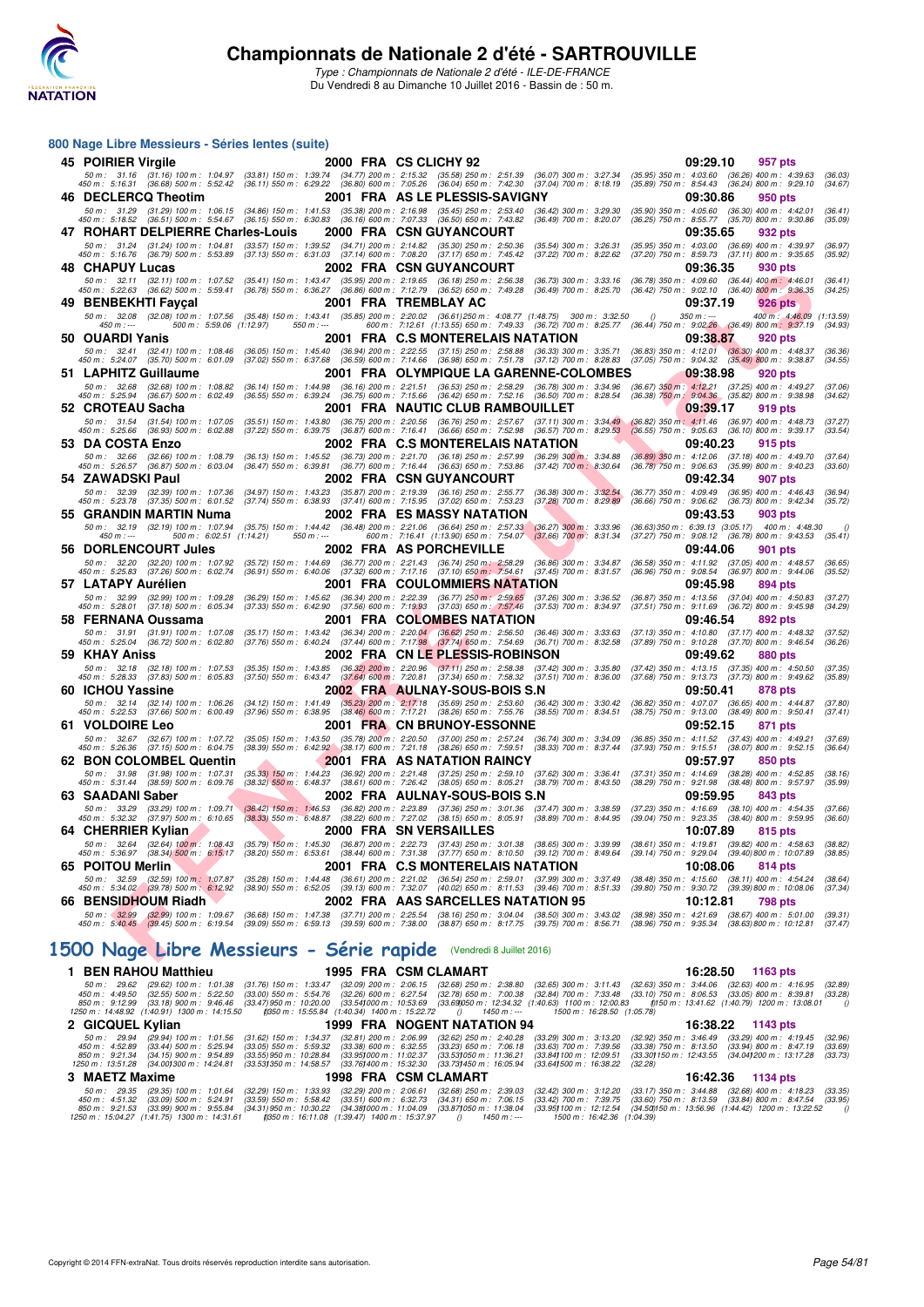# Championnats de Nationale 2 d'été - SARTROUVILLE

*Type : Championnats de Nationale 2 d'été - ILE-DE-FRANCE*
Du Vendredi 8 au Dimanche 10 Juillet 2016 - Bassin de : 50 m.

## 800 Nage Libre Messieurs - Séries lentes (suite)

**45 POIRIER Virgile** — 2000 FRA CS CLICHY 92 — 09:29.10 — 957 pts
50 m : 31.16 (31.16) 100 m : 1:04.97 (33.81) 150 m : 1:39.74 (34.77) 200 m : 2:15.32 (35.58) 250 m : 2:51.39 (36.07) 300 m : 3:27.34 (35.95) 350 m : 4:03.60 (36.26) 400 m : 4:39.63 (36.03)
450 m : 5:16.31 (36.68) 500 m : 5:52.42 (36.11) 550 m : 6:29.22 (36.80) 600 m : 7:05.26 (36.04) 650 m : 7:42.30 (37.04) 700 m : 8:18.19 (35.89) 750 m : 8:54.43 (36.24) 800 m : 9:29.10 (34.67)

**46 DECLERCQ Theotim** — 2001 FRA AS LE PLESSIS-SAVIGNY — 09:30.86 — 950 pts
50 m : 31.29 (31.29) 100 m : 1:06.15 (34.86) 150 m : 1:41.53 (35.38) 200 m : 2:16.98 (35.45) 250 m : 2:53.40 (36.42) 300 m : 3:29.30 (35.90) 350 m : 4:05.60 (36.30) 400 m : 4:42.01 (36.41)
450 m : 5:18.52 (36.51) 500 m : 5:54.67 (36.15) 550 m : 6:30.83 (36.16) 600 m : 7:07.33 (36.50) 650 m : 7:43.82 (36.49) 700 m : 8:20.07 (36.25) 750 m : 8:55.77 (35.70) 800 m : 9:30.86 (35.09)

**47 ROHART DELPIERRE Charles-Louis** — 2000 FRA CSN GUYANCOURT — 09:35.65 — 932 pts
50 m : 31.24 (31.24) 100 m : 1:04.81 (33.57) 150 m : 1:39.52 (34.71) 200 m : 2:14.82 (35.30) 250 m : 2:50.36 (35.54) 300 m : 3:26.31 (35.95) 350 m : 4:03.00 (36.69) 400 m : 4:39.97 (36.97)
450 m : 5:16.76 (36.79) 500 m : 5:53.89 (37.13) 550 m : 6:31.03 (37.14) 600 m : 7:08.20 (37.17) 650 m : 7:45.42 (37.22) 700 m : 8:22.62 (37.20) 750 m : 8:59.73 (37.11) 800 m : 9:35.65 (35.92)

**48 CHAPUY Lucas** — 2002 FRA CSN GUYANCOURT — 09:36.35 — 930 pts
50 m : 32.11 (32.11) 100 m : 1:07.52 (35.41) 150 m : 1:43.47 (35.95) 200 m : 2:19.65 (36.18) 250 m : 2:56.38 (36.73) 300 m : 3:33.16 (36.78) 350 m : 4:09.60 (36.44) 400 m : 4:46.01 (36.41)
450 m : 5:22.63 (36.62) 500 m : 5:59.41 (36.78) 550 m : 6:36.27 (36.86) 600 m : 7:12.79 (36.52) 650 m : 7:49.28 (36.49) 700 m : 8:25.70 (36.42) 750 m : 9:02.10 (36.40) 800 m : 9:36.35 (34.25)

**49 BENBEKHTI Fayçal** — 2001 FRA TREMBLAY AC — 09:37.19 — 926 pts
50 m : 32.08 (32.08) 100 m : 1:07.56 (35.48) 150 m : 1:43.41 (35.85) 200 m : 2:20.02 (36.61) 250 m : 4:08.77 (1:48.75) 300 m : 3:32.50 () 350 m : --- 400 m : 4:46.09 (1:13.59)
450 m : --- 500 m : 5:59.06 (1:12.97) 550 m : --- 600 m : 7:12.61 (1:13.55) 650 m : 7:49.33 (36.72) 700 m : 8:25.77 (36.44) 750 m : 9:02.26 (36.49) 800 m : 9:37.19 (34.93)

**50 OUARDI Yanis** — 2001 FRA C.S MONTERELAIS NATATION — 09:38.87 — 920 pts
50 m : 32.41 (32.41) 100 m : 1:08.46 (36.05) 150 m : 1:45.40 (36.94) 200 m : 2:22.55 (37.15) 250 m : 2:58.88 (36.33) 300 m : 3:35.71 (36.83) 350 m : 4:12.01 (36.30) 400 m : 4:48.37 (36.36)
450 m : 5:24.07 (35.70) 500 m : 6:01.09 (37.02) 550 m : 6:37.68 (36.59) 600 m : 7:14.66 (36.98) 650 m : 7:51.78 (37.12) 700 m : 8:28.83 (37.05) 750 m : 9:04.32 (35.49) 800 m : 9:38.87 (34.55)

**51 LAPHITZ Guillaume** — 2001 FRA OLYMPIQUE LA GARENNE-COLOMBES — 09:38.98 — 920 pts
50 m : 32.68 (32.68) 100 m : 1:08.82 (36.14) 150 m : 1:44.98 (36.16) 200 m : 2:21.51 (36.53) 250 m : 2:58.29 (36.78) 300 m : 3:34.96 (36.67) 350 m : 4:12.21 (37.25) 400 m : 4:49.27 (37.06)
450 m : 5:25.94 (36.67) 500 m : 6:02.49 (36.55) 550 m : 6:39.24 (36.75) 600 m : 7:15.66 (36.42) 650 m : 7:52.16 (36.50) 700 m : 8:28.54 (36.38) 750 m : 9:04.36 (35.82) 800 m : 9:38.98 (34.62)

**52 CROTEAU Sacha** — 2001 FRA NAUTIC CLUB RAMBOUILLET — 09:39.17 — 919 pts
50 m : 31.54 (31.54) 100 m : 1:07.05 (35.51) 150 m : 1:43.80 (36.75) 200 m : 2:20.56 (36.76) 250 m : 2:57.67 (37.11) 300 m : 3:34.49 (36.82) 350 m : 4:11.46 (36.97) 400 m : 4:48.73 (37.27)
450 m : 5:25.66 (36.93) 500 m : 6:02.88 (37.22) 550 m : 6:39.75 (36.87) 600 m : 7:16.41 (36.66) 650 m : 7:52.98 (36.57) 700 m : 8:29.53 (36.55) 750 m : 9:05.63 (36.10) 800 m : 9:39.17 (33.54)

**53 DA COSTA Enzo** — 2002 FRA C.S MONTERELAIS NATATION — 09:40.23 — 915 pts
50 m : 32.66 (32.66) 100 m : 1:08.79 (36.13) 150 m : 1:45.52 (36.73) 200 m : 2:21.70 (36.18) 250 m : 2:57.99 (36.29) 300 m : 3:34.88 (36.89) 350 m : 4:12.06 (37.18) 400 m : 4:49.70 (37.64)
450 m : 5:26.57 (36.87) 500 m : 6:03.04 (36.47) 550 m : 6:39.81 (36.77) 600 m : 7:16.44 (36.63) 650 m : 7:53.86 (37.42) 700 m : 8:30.64 (36.78) 750 m : 9:06.63 (35.99) 800 m : 9:40.23 (33.60)

**54 ZAWADSKI Paul** — 2002 FRA CSN GUYANCOURT — 09:42.34 — 907 pts
50 m : 32.39 (32.39) 100 m : 1:07.36 (34.97) 150 m : 1:43.23 (35.87) 200 m : 2:19.39 (36.16) 250 m : 2:55.77 (36.38) 300 m : 3:32.54 (36.77) 350 m : 4:09.49 (36.95) 400 m : 4:46.43 (36.94)
450 m : 5:23.78 (37.35) 500 m : 6:01.52 (37.74) 550 m : 6:38.93 (37.41) 600 m : 7:15.95 (37.02) 650 m : 7:53.23 (37.28) 700 m : 8:29.89 (36.66) 750 m : 9:06.62 (36.73) 800 m : 9:42.34 (35.72)

**55 GRANDIN MARTIN Numa** — 2002 FRA ES MASSY NATATION — 09:43.53 — 903 pts
50 m : 32.19 (32.19) 100 m : 1:07.94 (35.75) 150 m : 1:44.42 (36.48) 200 m : 2:21.06 (36.64) 250 m : 2:57.33 (36.27) 300 m : 3:33.96 (36.63) 350 m : 6:39.13 (3:05.17) 400 m : 4:48.30 ()
450 m : --- 500 m : 6:02.51 (1:14.21) 550 m : --- 600 m : 7:16.41 (1:13.90) 650 m : 7:54.07 (37.66) 700 m : 8:31.34 (37.27) 750 m : 9:08.12 (36.78) 800 m : 9:43.53 (35.41)

**56 DORLENCOURT Jules** — 2002 FRA AS PORCHEVILLE — 09:44.06 — 901 pts
50 m : 32.20 (32.20) 100 m : 1:07.92 (35.72) 150 m : 1:44.69 (36.77) 200 m : 2:21.43 (36.74) 250 m : 2:58.29 (36.86) 300 m : 3:34.87 (36.58) 350 m : 4:11.92 (37.05) 400 m : 4:48.57 (36.65)
450 m : 5:25.83 (37.26) 500 m : 6:02.74 (36.91) 550 m : 6:40.06 (37.32) 600 m : 7:17.16 (37.10) 650 m : 7:54.61 (37.45) 700 m : 8:31.57 (36.96) 750 m : 9:08.54 (36.97) 800 m : 9:44.06 (35.52)

**57 LATAPY Aurélien** — 2001 FRA COULOMMIERS NATATION — 09:45.98 — 894 pts
50 m : 32.99 (32.99) 100 m : 1:09.28 (36.29) 150 m : 1:45.62 (36.34) 200 m : 2:22.39 (36.77) 250 m : 2:59.65 (37.26) 300 m : 3:36.52 (36.87) 350 m : 4:13.56 (37.04) 400 m : 4:50.83 (37.27)
450 m : 5:28.01 (37.18) 500 m : 6:05.34 (37.33) 550 m : 6:42.90 (37.56) 600 m : 7:19.93 (37.03) 650 m : 7:57.46 (37.53) 700 m : 8:34.97 (37.51) 750 m : 9:11.69 (36.72) 800 m : 9:45.98 (34.29)

**58 FERNANA Oussama** — 2001 FRA COLOMBES NATATION — 09:46.54 — 892 pts
50 m : 31.91 (31.91) 100 m : 1:07.08 (35.17) 150 m : 1:43.42 (36.34) 200 m : 2:20.04 (36.62) 250 m : 2:56.50 (36.46) 300 m : 3:33.63 (37.13) 350 m : 4:10.80 (37.17) 400 m : 4:48.32 (37.52)
450 m : 5:25.04 (36.72) 500 m : 6:02.80 (37.76) 550 m : 6:40.24 (37.44) 600 m : 7:17.98 (37.74) 650 m : 7:54.69 (36.71) 700 m : 8:32.58 (37.89) 750 m : 9:10.28 (37.70) 800 m : 9:46.54 (36.26)

**59 KHAY Aniss** — 2002 FRA CN LE PLESSIS-ROBINSON — 09:49.62 — 880 pts
50 m : 32.18 (32.18) 100 m : 1:07.53 (35.35) 150 m : 1:43.85 (36.32) 200 m : 2:20.96 (37.11) 250 m : 2:58.38 (37.42) 300 m : 3:35.80 (37.42) 350 m : 4:13.15 (37.35) 400 m : 4:50.50 (37.35)
450 m : 5:28.33 (37.83) 500 m : 6:05.83 (37.50) 550 m : 6:43.47 (37.64) 600 m : 7:20.81 (37.34) 650 m : 7:58.32 (37.51) 700 m : 8:36.00 (37.68) 750 m : 9:13.73 (37.73) 800 m : 9:49.62 (35.89)

**60 ICHOU Yassine** — 2002 FRA AULNAY-SOUS-BOIS S.N — 09:50.41 — 878 pts
50 m : 32.14 (32.14) 100 m : 1:06.26 (34.12) 150 m : 1:41.49 (35.23) 200 m : 2:17.18 (35.69) 250 m : 2:53.60 (36.42) 300 m : 3:30.42 (36.82) 350 m : 4:07.07 (36.65) 400 m : 4:44.87 (37.80)
450 m : 5:22.53 (37.66) 500 m : 6:00.49 (37.96) 550 m : 6:38.95 (38.46) 600 m : 7:17.21 (38.26) 650 m : 7:55.76 (38.55) 700 m : 8:34.51 (38.75) 750 m : 9:13.00 (38.49) 800 m : 9:50.41 (37.41)

**61 VOLDOIRE Leo** — 2001 FRA CN BRUNOY-ESSONNE — 09:52.15 — 871 pts
50 m : 32.67 (32.67) 100 m : 1:07.72 (35.05) 150 m : 1:43.50 (35.78) 200 m : 2:20.50 (37.00) 250 m : 2:57.24 (36.74) 300 m : 3:34.09 (36.85) 350 m : 4:11.52 (37.43) 400 m : 4:49.21 (37.69)
450 m : 5:26.36 (37.15) 500 m : 6:04.75 (38.39) 550 m : 6:42.92 (38.17) 600 m : 7:21.18 (38.26) 650 m : 7:59.51 (38.33) 700 m : 8:37.44 (37.93) 750 m : 9:15.51 (38.07) 800 m : 9:52.15 (36.64)

**62 BON COLOMBEL Quentin** — 2001 FRA AS NATATION RAINCY — 09:57.97 — 850 pts
50 m : 31.98 (31.98) 100 m : 1:07.31 (35.33) 150 m : 1:44.23 (36.92) 200 m : 2:21.48 (37.25) 250 m : 2:59.10 (37.62) 300 m : 3:36.41 (37.31) 350 m : 4:14.69 (38.28) 400 m : 4:52.85 (38.16)
450 m : 5:31.44 (38.59) 500 m : 6:09.76 (38.32) 550 m : 6:48.37 (38.61) 600 m : 7:26.42 (38.05) 650 m : 8:05.21 (38.79) 700 m : 8:43.50 (38.29) 750 m : 9:21.98 (38.48) 800 m : 9:57.97 (35.99)

**63 SAADANI Saber** — 2002 FRA AULNAY-SOUS-BOIS S.N — 09:59.95 — 843 pts
50 m : 33.29 (33.29) 100 m : 1:09.71 (36.42) 150 m : 1:46.53 (36.82) 200 m : 2:23.89 (37.36) 250 m : 3:01.36 (37.47) 300 m : 3:38.59 (37.23) 350 m : 4:16.69 (38.10) 400 m : 4:54.35 (37.66)
450 m : 5:32.32 (37.97) 500 m : 6:10.65 (38.33) 550 m : 6:48.87 (38.22) 600 m : 7:27.02 (38.15) 650 m : 8:05.91 (38.89) 700 m : 8:44.95 (39.04) 750 m : 9:23.35 (38.40) 800 m : 9:59.95 (36.60)

**64 CHERRIER Kylian** — 2000 FRA SN VERSAILLES — 10:07.89 — 815 pts
50 m : 32.64 (32.64) 100 m : 1:08.43 (35.79) 150 m : 1:45.30 (36.87) 200 m : 2:22.73 (37.43) 250 m : 3:01.38 (38.65) 300 m : 3:39.99 (38.61) 350 m : 4:19.81 (39.82) 400 m : 4:58.63 (38.82)
450 m : 5:36.97 (38.34) 500 m : 6:15.17 (38.20) 550 m : 6:53.61 (38.44) 600 m : 7:31.38 (37.77) 650 m : 8:10.50 (39.12) 700 m : 8:49.64 (39.14) 750 m : 9:29.04 (39.40) 800 m : 10:07.89 (38.85)

**65 POITOU Merlin** — 2001 FRA C.S MONTERELAIS NATATION — 10:08.06 — 814 pts
50 m : 32.59 (32.59) 100 m : 1:07.87 (35.28) 150 m : 1:44.48 (36.61) 200 m : 2:21.02 (36.54) 250 m : 2:59.01 (37.99) 300 m : 3:37.49 (38.48) 350 m : 4:15.60 (38.11) 400 m : 4:54.24 (38.64)
450 m : 5:34.02 (39.78) 500 m : 6:12.92 (38.90) 550 m : 6:52.05 (39.13) 600 m : 7:32.07 (40.02) 650 m : 8:11.53 (39.46) 700 m : 8:51.33 (39.80) 750 m : 9:30.72 (39.39) 800 m : 10:08.06 (37.34)

**66 BENSIDHOUM Riadh** — 2002 FRA AAS SARCELLES NATATION 95 — 10:12.81 — 798 pts
50 m : 32.99 (32.99) 100 m : 1:09.67 (36.68) 150 m : 1:47.38 (37.71) 200 m : 2:25.54 (38.16) 250 m : 3:04.04 (38.50) 300 m : 3:43.02 (38.98) 350 m : 4:21.69 (38.67) 400 m : 5:01.00 (39.31)
450 m : 5:40.45 (39.45) 500 m : 6:19.54 (39.09) 550 m : 6:59.13 (39.59) 600 m : 7:38.00 (38.87) 650 m : 8:17.75 (39.75) 700 m : 8:56.71 (38.96) 750 m : 9:35.34 (38.63) 800 m : 10:12.81 (37.47)

## 1500 Nage Libre Messieurs - Série rapide (Vendredi 8 Juillet 2016)

**1 BEN RAHOU Matthieu** — 1995 FRA CSM CLAMART — 16:28.50 — 1163 pts
50 m : 29.62 (29.62) 100 m : 1:01.38 (31.76) 150 m : 1:33.47 (32.09) 200 m : 2:06.15 (32.68) 250 m : 2:38.80 (32.65) 300 m : 3:11.43 (32.63) 350 m : 3:44.06 (32.63) 400 m : 4:16.95 (32.89)
450 m : 4:49.50 (32.55) 500 m : 5:22.50 (33.00) 550 m : 5:54.76 (32.26) 600 m : 6:27.54 (32.78) 650 m : 7:00.38 (32.84) 700 m : 7:33.48 (33.10) 750 m : 8:06.53 (33.05) 800 m : 8:39.81 (33.28)
850 m : 9:12.99 (33.18) 900 m : 9:46.46 (33.47) 950 m : 10:20.00 (33.54) 1000 m : 10:53.69 (33.69) 1050 m : 12:34.32 (1:40.63) 1100 m : 12:00.83 () 1150 m : 13:41.62 (1:40.79) 1200 m : 13:08.01 ()
1250 m : 14:48.92 (1:40.91) 1300 m : 14:15.50 () 1350 m : 15:55.84 (1:40.34) 1400 m : 15:22.72 () 1450 m : --- 1500 m : 16:28.50 (1:05.78)

**2 GICQUEL Kylian** — 1999 FRA NOGENT NATATION 94 — 16:38.22 — 1143 pts
50 m : 29.94 (29.94) 100 m : 1:01.56 (31.62) 150 m : 1:34.37 (32.81) 200 m : 2:06.99 (32.62) 250 m : 2:40.28 (33.29) 300 m : 3:13.20 (32.92) 350 m : 3:46.49 (33.29) 400 m : 4:19.45 (32.96)
450 m : 4:52.89 (33.44) 500 m : 5:25.94 (33.05) 550 m : 5:59.32 (33.38) 600 m : 6:32.55 (33.23) 650 m : 7:06.18 (33.63) 700 m : 7:39.56 (33.38) 750 m : 8:13.50 (33.94) 800 m : 8:47.19 (33.69)
850 m : 9:21.34 (34.15) 900 m : 9:54.89 (33.55) 950 m : 10:28.84 (33.95) 1000 m : 11:02.37 (33.53) 1050 m : 11:36.21 (33.84) 1100 m : 12:09.51 (33.30) 1150 m : 12:43.55 (34.04) 1200 m : 13:17.28 (33.73)
1250 m : 13:51.28 (34.00) 1300 m : 14:24.81 (33.53) 1350 m : 14:58.57 (33.76) 1400 m : 15:32.30 (33.73) 1450 m : 16:05.94 (33.64) 1500 m : 16:38.22 (32.28)

**3 MAETZ Maxime** — 1998 FRA CSM CLAMART — 16:42.36 — 1134 pts
50 m : 29.35 (29.35) 100 m : 1:01.64 (32.29) 150 m : 1:33.93 (32.29) 200 m : 2:06.61 (32.68) 250 m : 2:39.03 (32.42) 300 m : 3:12.20 (33.17) 350 m : 3:44.88 (32.68) 400 m : 4:18.23 (33.35)
450 m : 4:51.32 (33.09) 500 m : 5:24.91 (33.59) 550 m : 5:58.42 (33.51) 600 m : 6:32.73 (34.31) 650 m : 7:06.15 (33.42) 700 m : 7:39.75 (33.60) 750 m : 8:13.59 (33.84) 800 m : 8:47.54 (33.95)
850 m : 9:21.53 (33.99) 900 m : 9:55.84 (34.31) 950 m : 10:30.22 (34.38) 1000 m : 11:04.09 (33.87) 1050 m : 11:38.04 (33.95) 1100 m : 12:12.54 (34.50) 1150 m : 13:56.96 (1:44.42) 1200 m : 13:22.52 ()
1250 m : 15:04.27 (1:41.75) 1300 m : 14:31.61 () 1350 m : 16:11.08 (1:39.47) 1400 m : 15:37.97 () 1450 m : --- 1500 m : 16:42.36 (1:04.39)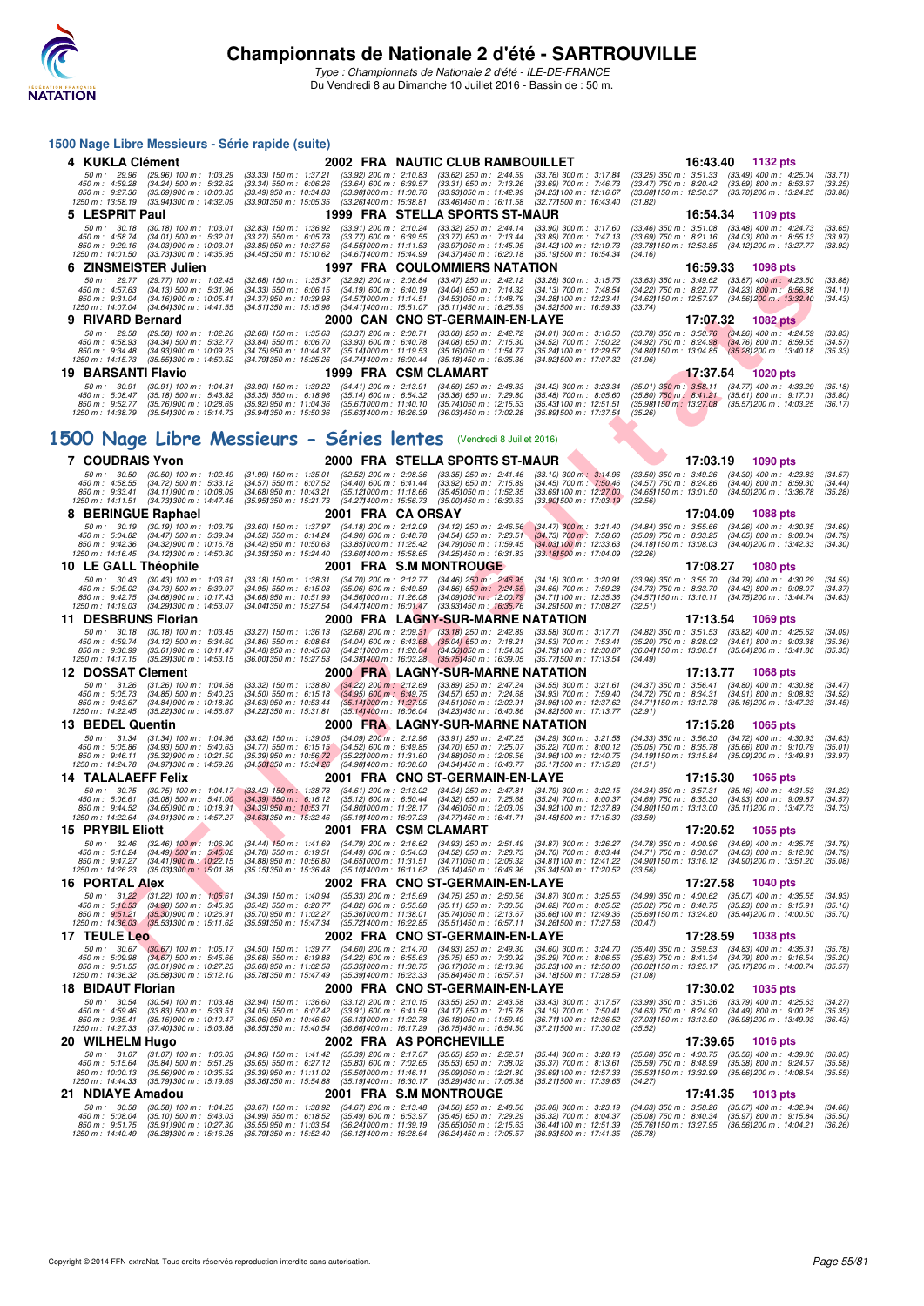# Championnats de Nationale 2 d'été - SARTROUVILLE

*Type : Championnats de Nationale 2 d'été - ILE-DE-FRANCE*
Du Vendredi 8 au Dimanche 10 Juillet 2016 - Bassin de : 50 m.

### 1500 Nage Libre Messieurs - Série rapide (suite)

**4 KUKLA Clément** — 2002 FRA NAUTIC CLUB RAMBOUILLET — 16:43.40 — 1132 pts

50 m : 29.96 (29.96) 100 m : 1:03.29 (33.33) 150 m : 1:37.21 (33.92) 200 m : 2:10.83 (33.62) 250 m : 2:44.59 (33.76) 300 m : 3:17.84 (33.25) 350 m : 3:51.33 (33.49) 400 m : 4:25.04 (33.71)
450 m : 4:59.28 (34.24) 500 m : 5:32.62 (33.34) 550 m : 6:06.26 (33.64) 600 m : 6:39.57 (33.31) 650 m : 7:13.26 (33.69) 700 m : 7:46.73 (33.47) 750 m : 8:20.42 (33.69) 800 m : 8:53.67 (33.25)
850 m : 9:27.36 (33.69) 900 m : 10:00.85 (33.49) 950 m : 10:34.83 (33.98) 1000 m : 11:08.76 (33.93) 1050 m : 11:42.99 (34.23) 1100 m : 12:16.67 (33.68) 1150 m : 12:50.37 (33.70) 1200 m : 13:24.25 (33.88)
1250 m : 13:58.19 (33.94) 1300 m : 14:32.09 (33.90) 1350 m : 15:05.35 (33.26) 1400 m : 15:38.81 (33.46) 1450 m : 16:11.58 (32.77) 1500 m : 16:43.40 (31.82)

**5 LESPRIT Paul** — 1999 FRA STELLA SPORTS ST-MAUR — 16:54.34 — 1109 pts

50 m : 30.18 (30.18) 100 m : 1:03.01 (32.83) 150 m : 1:36.92 (33.91) 200 m : 2:10.24 (33.32) 250 m : 2:44.14 (33.90) 300 m : 3:17.60 (33.46) 350 m : 3:51.08 (33.48) 400 m : 4:24.73 (33.65)
450 m : 4:58.74 (34.01) 500 m : 5:32.01 (33.27) 550 m : 6:05.78 (33.77) 600 m : 6:39.55 (33.77) 650 m : 7:13.44 (33.89) 700 m : 7:47.13 (33.69) 750 m : 8:21.16 (34.03) 800 m : 8:55.13 (33.97)
850 m : 9:29.16 (34.03) 900 m : 10:03.01 (33.85) 950 m : 10:37.56 (34.55) 1000 m : 11:11.53 (33.97) 1050 m : 11:45.95 (34.42) 1100 m : 12:19.73 (33.78) 1150 m : 12:53.85 (34.12) 1200 m : 13:27.77 (33.92)
1250 m : 14:01.50 (33.73) 1300 m : 14:35.95 (34.45) 1350 m : 15:10.62 (34.67) 1400 m : 15:44.99 (34.37) 1450 m : 16:20.18 (35.19) 1500 m : 16:54.34 (34.16)

**6 ZINSMEISTER Julien** — 1997 FRA COULOMMIERS NATATION — 16:59.33 — 1098 pts

50 m : 29.77 (29.77) 100 m : 1:02.45 (32.68) 150 m : 1:35.37 (32.92) 200 m : 2:08.84 (33.47) 250 m : 2:42.12 (33.28) 300 m : 3:15.75 (33.63) 350 m : 3:49.62 (33.87) 400 m : 4:23.50 (33.88)
450 m : 4:57.63 (34.13) 500 m : 5:31.96 (34.33) 550 m : 6:06.15 (34.19) 600 m : 6:40.19 (34.04) 650 m : 7:14.32 (34.13) 700 m : 7:48.54 (34.22) 750 m : 8:22.77 (34.23) 800 m : 8:56.88 (34.11)
850 m : 9:31.04 (34.16) 900 m : 10:05.41 (34.37) 950 m : 10:39.98 (34.57) 1000 m : 11:14.51 (34.53) 1050 m : 11:48.79 (34.28) 1100 m : 12:23.41 (34.62) 1150 m : 12:57.97 (34.56) 1200 m : 13:32.40 (34.43)
1250 m : 14:07.04 (34.64) 1300 m : 14:41.55 (34.51) 1350 m : 15:15.96 (34.41) 1400 m : 15:51.07 (35.11) 1450 m : 16:25.59 (34.52) 1500 m : 16:59.33 (33.74)

**9 RIVARD Bernard** — 2000 CAN CNO ST-GERMAIN-EN-LAYE — 17:07.32 — 1082 pts

50 m : 29.58 (29.58) 100 m : 1:02.26 (32.68) 150 m : 1:35.63 (33.37) 200 m : 2:08.71 (33.08) 250 m : 2:42.72 (34.01) 300 m : 3:16.50 (33.78) 350 m : 3:50.76 (34.26) 400 m : 4:24.59 (33.83)
450 m : 4:58.93 (34.34) 500 m : 5:32.77 (33.84) 550 m : 6:06.70 (33.93) 600 m : 6:40.78 (34.08) 650 m : 7:15.30 (34.52) 700 m : 7:50.22 (34.92) 750 m : 8:24.98 (34.76) 800 m : 8:59.55 (34.57)
850 m : 9:34.48 (34.93) 900 m : 10:09.23 (34.75) 950 m : 10:44.37 (35.14) 1000 m : 11:19.53 (35.16) 1050 m : 11:54.77 (35.24) 1100 m : 12:29.57 (34.80) 1150 m : 13:04.85 (35.28) 1200 m : 13:40.18 (35.33)
1250 m : 14:15.73 (35.55) 1300 m : 14:50.52 (34.79) 1350 m : 15:25.26 (34.74) 1400 m : 16:00.44 (35.18) 1450 m : 16:35.36 (34.92) 1500 m : 17:07.32 (31.96)

**19 BARSANTI Flavio** — 1999 FRA CSM CLAMART — 17:37.54 — 1020 pts

50 m : 30.91 (30.91) 100 m : 1:04.81 (33.90) 150 m : 1:39.22 (34.41) 200 m : 2:13.91 (34.69) 250 m : 2:48.33 (34.42) 300 m : 3:23.34 (35.01) 350 m : 3:58.11 (34.77) 400 m : 4:33.29 (35.18)
450 m : 5:08.47 (35.18) 500 m : 5:43.82 (35.35) 550 m : 6:18.96 (35.14) 600 m : 6:54.32 (35.36) 650 m : 7:29.80 (35.48) 700 m : 8:05.60 (35.80) 750 m : 8:41.21 (35.61) 800 m : 9:17.01 (35.80)
850 m : 9:52.77 (35.76) 900 m : 10:28.69 (35.92) 950 m : 11:04.36 (35.67) 1000 m : 11:40.10 (35.74) 1050 m : 12:15.53 (35.43) 1100 m : 12:51.51 (35.98) 1150 m : 13:27.08 (35.57) 1200 m : 14:03.25 (36.17)
1250 m : 14:38.79 (35.54) 1300 m : 15:14.73 (35.94) 1350 m : 15:50.36 (35.63) 1400 m : 16:26.39 (36.03) 1450 m : 17:02.28 (35.89) 1500 m : 17:37.54 (35.26)

## 1500 Nage Libre Messieurs - Séries lentes (Vendredi 8 Juillet 2016)

**7 COUDRAIS Yvon** — 2000 FRA STELLA SPORTS ST-MAUR — 17:03.19 — 1090 pts

50 m : 30.50 (30.50) 100 m : 1:02.49 (31.99) 150 m : 1:35.01 (32.52) 200 m : 2:08.36 (33.35) 250 m : 2:41.46 (33.10) 300 m : 3:14.96 (33.50) 350 m : 3:49.26 (34.30) 400 m : 4:23.83 (34.57)
450 m : 4:58.55 (34.72) 500 m : 5:33.12 (34.57) 550 m : 6:07.52 (34.40) 600 m : 6:41.44 (33.92) 650 m : 7:15.89 (34.45) 700 m : 7:50.46 (34.57) 750 m : 8:24.86 (34.40) 800 m : 8:59.30 (34.44)
850 m : 9:33.41 (34.11) 900 m : 10:08.09 (34.68) 950 m : 10:43.21 (35.12) 1000 m : 11:18.66 (35.45) 1050 m : 11:52.35 (33.69) 1100 m : 12:27.00 (34.65) 1150 m : 13:01.50 (34.50) 1200 m : 13:36.78 (35.28)
1250 m : 14:11.51 (34.73) 1300 m : 14:47.46 (35.95) 1350 m : 15:21.73 (34.27) 1400 m : 15:56.73 (35.00) 1450 m : 16:30.63 (33.90) 1500 m : 17:03.19 (32.56)

**8 BERINGUE Raphael** — 2001 FRA CA ORSAY — 17:04.09 — 1088 pts

50 m : 30.19 (30.19) 100 m : 1:03.79 (33.60) 150 m : 1:37.97 (34.18) 200 m : 2:12.09 (34.12) 250 m : 2:46.56 (34.47) 300 m : 3:21.40 (34.84) 350 m : 3:55.66 (34.26) 400 m : 4:30.35 (34.69)
450 m : 5:04.82 (34.47) 500 m : 5:39.34 (34.52) 550 m : 6:14.24 (34.90) 600 m : 6:48.78 (34.54) 650 m : 7:23.51 (34.73) 700 m : 7:58.60 (35.09) 750 m : 8:33.25 (34.65) 800 m : 9:08.04 (34.79)
850 m : 9:42.36 (34.32) 900 m : 10:16.78 (34.42) 950 m : 10:50.63 (33.85) 1000 m : 11:25.42 (34.79) 1050 m : 11:59.45 (34.03) 1100 m : 12:33.63 (34.18) 1150 m : 13:08.03 (34.40) 1200 m : 13:42.33 (34.30)
1250 m : 14:16.45 (34.12) 1300 m : 14:50.80 (34.35) 1350 m : 15:24.40 (33.60) 1400 m : 15:58.65 (34.25) 1450 m : 16:31.83 (33.18) 1500 m : 17:04.09 (32.26)

**10 LE GALL Théophile** — 2001 FRA S.M MONTROUGE — 17:08.27 — 1080 pts

50 m : 30.43 (30.43) 100 m : 1:03.61 (33.18) 150 m : 1:38.31 (34.70) 200 m : 2:12.77 (34.46) 250 m : 2:46.95 (34.18) 300 m : 3:20.91 (33.96) 350 m : 3:55.70 (34.79) 400 m : 4:30.29 (34.59)
450 m : 5:05.02 (34.73) 500 m : 5:39.97 (34.95) 550 m : 6:15.03 (35.06) 600 m : 6:49.89 (34.86) 650 m : 7:24.55 (34.66) 700 m : 7:59.28 (34.73) 750 m : 8:33.70 (34.42) 800 m : 9:08.07 (34.37)
850 m : 9:42.75 (34.68) 900 m : 10:17.43 (34.68) 950 m : 10:51.99 (34.56) 1000 m : 11:26.08 (34.09) 1050 m : 12:00.79 (34.71) 1100 m : 12:35.36 (34.57) 1150 m : 13:10.11 (34.75) 1200 m : 13:44.74 (34.63)
1250 m : 14:19.03 (34.29) 1300 m : 14:53.07 (34.04) 1350 m : 15:27.54 (34.47) 1400 m : 16:01.47 (33.93) 1450 m : 16:35.76 (34.29) 1500 m : 17:08.27 (32.51)

**11 DESBRUNS Florian** — 2000 FRA LAGNY-SUR-MARNE NATATION — 17:13.54 — 1069 pts

50 m : 30.18 (30.18) 100 m : 1:03.45 (33.27) 150 m : 1:36.13 (32.68) 200 m : 2:09.31 (33.18) 250 m : 2:42.89 (33.58) 300 m : 3:17.71 (34.82) 350 m : 3:51.53 (33.82) 400 m : 4:25.62 (34.09)
450 m : 4:59.74 (34.12) 500 m : 5:34.60 (34.86) 550 m : 6:08.64 (34.04) 600 m : 6:43.68 (35.04) 650 m : 7:18.21 (34.53) 700 m : 7:53.41 (35.20) 750 m : 8:28.02 (34.61) 800 m : 9:03.38 (35.36)
850 m : 9:36.99 (33.61) 900 m : 10:11.47 (34.48) 950 m : 10:45.68 (34.21) 1000 m : 11:20.04 (34.36) 1050 m : 11:54.83 (34.79) 1100 m : 12:30.87 (36.04) 1150 m : 13:06.51 (35.64) 1200 m : 13:41.86 (35.35)
1250 m : 14:17.15 (35.29) 1300 m : 14:53.15 (36.00) 1350 m : 15:27.53 (34.38) 1400 m : 16:03.28 (35.75) 1450 m : 16:39.05 (35.77) 1500 m : 17:13.54 (34.49)

**12 DOSSAT Clement** — 2000 FRA LAGNY-SUR-MARNE NATATION — 17:13.77 — 1068 pts

50 m : 31.26 (31.26) 100 m : 1:04.58 (33.32) 150 m : 1:38.80 (34.22) 200 m : 2:12.69 (33.89) 250 m : 2:47.24 (34.55) 300 m : 3:21.61 (34.37) 350 m : 3:56.41 (34.80) 400 m : 4:30.88 (34.47)
450 m : 5:05.73 (34.85) 500 m : 5:40.23 (34.50) 550 m : 6:15.18 (34.95) 600 m : 6:49.75 (34.57) 650 m : 7:24.68 (34.93) 700 m : 7:59.40 (34.72) 750 m : 8:34.31 (34.91) 800 m : 9:08.83 (34.52)
850 m : 9:43.67 (34.84) 900 m : 10:18.30 (34.63) 950 m : 10:53.44 (35.14) 1000 m : 11:27.95 (34.51) 1050 m : 12:02.91 (34.96) 1100 m : 12:37.62 (34.71) 1150 m : 13:12.78 (35.16) 1200 m : 13:47.23 (34.45)
1250 m : 14:22.45 (35.22) 1300 m : 14:56.67 (34.22) 1350 m : 15:31.81 (35.14) 1400 m : 16:06.04 (34.23) 1450 m : 16:40.86 (34.82) 1500 m : 17:13.77 (32.91)

**13 BEDEL Quentin** — 2000 FRA LAGNY-SUR-MARNE NATATION — 17:15.28 — 1065 pts

50 m : 31.34 (31.34) 100 m : 1:04.96 (33.62) 150 m : 1:39.05 (34.09) 200 m : 2:12.96 (33.91) 250 m : 2:47.25 (34.29) 300 m : 3:21.58 (34.33) 350 m : 3:56.30 (34.72) 400 m : 4:30.93 (34.63)
450 m : 5:05.86 (34.93) 500 m : 5:40.63 (34.77) 550 m : 6:15.15 (34.52) 600 m : 6:49.85 (34.70) 650 m : 7:25.07 (35.22) 700 m : 8:00.12 (35.05) 750 m : 8:35.78 (35.66) 800 m : 9:10.79 (35.01)
850 m : 9:46.11 (35.32) 900 m : 10:21.50 (35.39) 950 m : 10:56.72 (35.22) 1000 m : 11:31.60 (34.88) 1050 m : 12:06.56 (34.96) 1100 m : 12:40.75 (34.19) 1150 m : 13:15.84 (35.09) 1200 m : 13:49.81 (33.97)
1250 m : 14:24.78 (34.97) 1300 m : 14:59.28 (34.50) 1350 m : 15:33.26 (33.98) 1400 m : 16:08.60 (35.34) 1450 m : 16:43.77 (35.17) 1500 m : 17:15.28 (31.51)

**14 TALALAEFF Felix** — 2001 FRA CNO ST-GERMAIN-EN-LAYE — 17:15.30 — 1065 pts

50 m : 30.75 (30.75) 100 m : 1:04.17 (33.42) 150 m : 1:38.78 (34.61) 200 m : 2:13.02 (34.24) 250 m : 2:47.81 (34.79) 300 m : 3:22.15 (34.34) 350 m : 3:57.31 (35.16) 400 m : 4:31.53 (34.22)
450 m : 5:06.61 (35.08) 500 m : 5:41.00 (34.39) 550 m : 6:16.12 (35.12) 600 m : 6:50.44 (34.32) 650 m : 7:25.68 (35.24) 700 m : 8:00.37 (34.69) 750 m : 8:35.30 (34.93) 800 m : 9:09.87 (34.57)
850 m : 9:44.52 (34.65) 900 m : 10:18.91 (34.39) 950 m : 10:53.71 (34.80) 1000 m : 11:28.17 (34.46) 1050 m : 12:03.09 (34.92) 1100 m : 12:37.89 (34.80) 1150 m : 13:13.00 (35.11) 1200 m : 13:47.73 (34.73)
1250 m : 14:22.64 (34.91) 1300 m : 14:57.27 (34.63) 1350 m : 15:32.46 (35.19) 1400 m : 16:07.23 (34.77) 1450 m : 16:41.71 (34.48) 1500 m : 17:15.30 (33.59)

**15 PRYBIL Eliott** — 2001 FRA CSM CLAMART — 17:20.52 — 1055 pts

50 m : 32.46 (32.46) 100 m : 1:06.90 (34.44) 150 m : 1:41.69 (34.79) 200 m : 2:16.62 (34.93) 250 m : 2:51.49 (34.87) 300 m : 3:26.27 (34.78) 350 m : 4:00.96 (34.69) 400 m : 4:35.75 (34.79)
450 m : 5:10.24 (34.49) 500 m : 5:45.02 (34.78) 550 m : 6:19.51 (34.49) 600 m : 6:54.03 (34.52) 650 m : 7:28.73 (34.70) 700 m : 8:03.44 (34.71) 750 m : 8:38.07 (34.63) 800 m : 9:12.86 (34.79)
850 m : 9:47.27 (34.41) 900 m : 10:22.15 (34.88) 950 m : 10:56.80 (34.65) 1000 m : 11:31.51 (34.71) 1050 m : 12:06.32 (34.81) 1100 m : 12:41.22 (34.90) 1150 m : 13:16.12 (34.90) 1200 m : 13:51.20 (35.08)
1250 m : 14:26.23 (35.03) 1300 m : 15:01.38 (35.15) 1350 m : 15:36.48 (35.10) 1400 m : 16:11.62 (35.14) 1450 m : 16:46.96 (35.34) 1500 m : 17:20.52 (33.56)

**16 PORTAL Alex** — 2002 FRA CNO ST-GERMAIN-EN-LAYE — 17:27.58 — 1040 pts

50 m : 31.22 (31.22) 100 m : 1:05.61 (34.39) 150 m : 1:40.94 (35.33) 200 m : 2:15.69 (34.75) 250 m : 2:50.56 (34.87) 300 m : 3:25.55 (34.99) 350 m : 4:00.62 (35.07) 400 m : 4:35.55 (34.93)
450 m : 5:10.53 (34.98) 500 m : 5:45.95 (35.42) 550 m : 6:20.77 (34.82) 600 m : 6:55.88 (35.11) 650 m : 7:30.50 (34.62) 700 m : 8:05.52 (35.02) 750 m : 8:40.75 (35.23) 800 m : 9:15.91 (35.16)
850 m : 9:51.21 (35.30) 900 m : 10:26.91 (35.70) 950 m : 11:02.27 (35.36) 1000 m : 11:38.01 (35.74) 1050 m : 12:13.67 (35.66) 1100 m : 12:49.36 (35.69) 1150 m : 13:24.80 (35.44) 1200 m : 14:00.50 (35.70)
1250 m : 14:36.03 (35.53) 1300 m : 15:11.62 (35.59) 1350 m : 15:47.34 (35.72) 1400 m : 16:22.85 (35.51) 1450 m : 16:57.11 (34.26) 1500 m : 17:27.58 (30.47)

**17 TEULE Leo** — 2002 FRA CNO ST-GERMAIN-EN-LAYE — 17:28.59 — 1038 pts

50 m : 30.67 (30.67) 100 m : 1:05.17 (34.50) 150 m : 1:39.77 (34.60) 200 m : 2:14.70 (34.93) 250 m : 2:49.30 (34.60) 300 m : 3:24.70 (35.40) 350 m : 3:59.53 (34.83) 400 m : 4:35.31 (35.78)
450 m : 5:09.98 (34.67) 500 m : 5:45.66 (35.68) 550 m : 6:19.88 (34.22) 600 m : 6:55.63 (35.75) 650 m : 7:30.92 (35.29) 700 m : 8:06.55 (35.63) 750 m : 8:41.34 (34.79) 800 m : 9:16.54 (35.20)
850 m : 9:51.55 (35.01) 900 m : 10:27.23 (35.68) 950 m : 11:02.58 (35.35) 1000 m : 11:38.75 (36.17) 1050 m : 12:13.98 (35.23) 1100 m : 12:50.00 (36.02) 1150 m : 13:25.17 (35.17) 1200 m : 14:00.74 (35.57)
1250 m : 14:36.32 (35.58) 1300 m : 15:12.10 (35.78) 1350 m : 15:47.49 (35.39) 1400 m : 16:23.33 (35.84) 1450 m : 16:57.51 (34.18) 1500 m : 17:28.59 (31.08)

**18 BIDAUT Florian** — 2000 FRA CNO ST-GERMAIN-EN-LAYE — 17:30.02 — 1035 pts

50 m : 30.54 (30.54) 100 m : 1:03.48 (32.94) 150 m : 1:36.60 (33.12) 200 m : 2:10.15 (33.55) 250 m : 2:43.58 (33.43) 300 m : 3:17.57 (33.99) 350 m : 3:51.36 (33.79) 400 m : 4:25.63 (34.27)
450 m : 4:59.46 (33.83) 500 m : 5:33.51 (34.05) 550 m : 6:07.42 (33.91) 600 m : 6:41.59 (34.17) 650 m : 7:15.78 (34.19) 700 m : 7:50.41 (34.63) 750 m : 8:24.90 (34.49) 800 m : 9:00.25 (35.35)
850 m : 9:35.41 (35.16) 900 m : 10:10.47 (35.06) 950 m : 10:46.60 (36.13) 1000 m : 11:22.78 (36.18) 1050 m : 11:59.49 (36.71) 1100 m : 12:36.52 (37.03) 1150 m : 13:13.50 (36.98) 1200 m : 13:49.93 (36.43)
1250 m : 14:27.33 (37.40) 1300 m : 15:03.88 (36.55) 1350 m : 15:40.54 (36.66) 1400 m : 16:17.29 (36.75) 1450 m : 16:54.50 (37.21) 1500 m : 17:30.02 (35.52)

**20 WILHELM Hugo** — 2002 FRA AS PORCHEVILLE — 17:39.65 — 1016 pts

50 m : 31.07 (31.07) 100 m : 1:06.03 (34.96) 150 m : 1:41.42 (35.39) 200 m : 2:17.07 (35.65) 250 m : 2:52.51 (35.44) 300 m : 3:28.19 (35.68) 350 m : 4:03.75 (35.56) 400 m : 4:39.80 (36.05)
450 m : 5:15.64 (35.84) 500 m : 5:51.29 (35.65) 550 m : 6:27.12 (35.83) 600 m : 7:02.65 (35.53) 650 m : 7:38.02 (35.37) 700 m : 8:13.61 (35.59) 750 m : 8:48.99 (35.38) 800 m : 9:24.57 (35.58)
850 m : 10:00.13 (35.56) 900 m : 10:35.52 (35.39) 950 m : 11:11.02 (35.50) 1000 m : 11:46.11 (35.09) 1050 m : 12:21.80 (35.69) 1100 m : 12:57.33 (35.53) 1150 m : 13:32.99 (35.66) 1200 m : 14:08.54 (35.55)
1250 m : 14:44.33 (35.79) 1300 m : 15:19.69 (35.36) 1350 m : 15:54.88 (35.19) 1400 m : 16:30.17 (35.29) 1450 m : 17:05.38 (35.21) 1500 m : 17:39.65 (34.27)

**21 NDIAYE Amadou** — 2001 FRA S.M MONTROUGE — 17:41.35 — 1013 pts

50 m : 30.58 (30.58) 100 m : 1:04.25 (33.67) 150 m : 1:38.92 (34.67) 200 m : 2:13.48 (34.56) 250 m : 2:48.56 (35.08) 300 m : 3:23.19 (34.63) 350 m : 3:58.26 (35.07) 400 m : 4:32.94 (34.68)
450 m : 5:08.04 (35.10) 500 m : 5:43.03 (34.99) 550 m : 6:18.52 (35.49) 600 m : 6:53.97 (35.45) 650 m : 7:29.29 (35.32) 700 m : 8:04.37 (35.08) 750 m : 8:40.34 (35.97) 800 m : 9:15.84 (35.50)
850 m : 9:51.75 (35.91) 900 m : 10:27.30 (35.55) 950 m : 11:03.54 (36.24) 1000 m : 11:39.19 (35.65) 1050 m : 12:15.63 (36.44) 1100 m : 12:51.39 (35.76) 1150 m : 13:27.95 (36.56) 1200 m : 14:04.21 (36.26)
1250 m : 14:40.49 (36.28) 1300 m : 15:16.28 (35.79) 1350 m : 15:52.40 (36.12) 1400 m : 16:28.64 (36.24) 1450 m : 17:05.57 (36.93) 1500 m : 17:41.35 (35.78)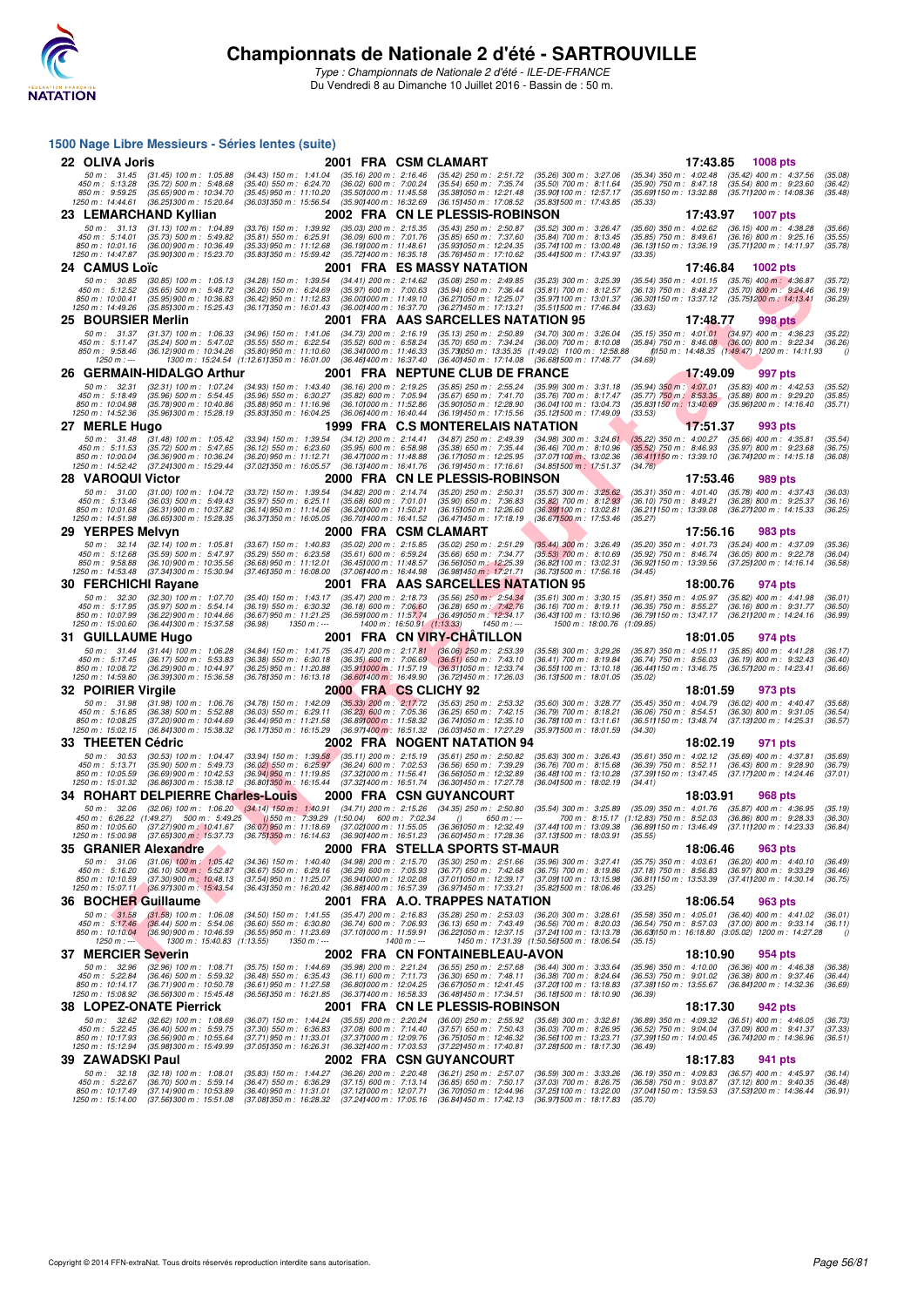# Championnats de Nationale 2 d'été - SARTROUVILLE

*Type : Championnats de Nationale 2 d'été - ILE-DE-FRANCE*
*Du Vendredi 8 au Dimanche 10 Juillet 2016 - Bassin de : 50 m.*

## 1500 Nage Libre Messieurs - Séries lentes (suite)

**22 OLIVA Joris** — 2001 FRA CSM CLAMART — 17:43.85 — 1008 pts

50 m : 31.45 (31.45) 100 m : 1:05.88 (34.43) 150 m : 1:41.04 (35.16) 200 m : 2:16.46 (35.42) 250 m : 2:51.72 (35.26) 300 m : 3:27.06 (35.34) 350 m : 4:02.48 (35.42) 400 m : 4:37.56 (35.08)
450 m : 5:13.28 (35.72) 500 m : 5:48.68 (35.40) 550 m : 6:24.70 (36.02) 600 m : 7:00.24 (35.54) 650 m : 7:35.74 (35.50) 700 m : 8:11.64 (35.90) 750 m : 8:47.18 (35.54) 800 m : 9:23.60 (36.42)
850 m : 9:59.25 (35.65) 900 m : 10:34.70 (35.45) 950 m : 11:10.20 (35.50) 1000 m : 11:45.58 (35.38) 1050 m : 12:21.48 (35.90) 1100 m : 12:57.17 (35.69) 1150 m : 13:32.88 (35.71) 1200 m : 14:08.36 (35.48)
1250 m : 14:44.61 (36.25) 1300 m : 15:20.64 (36.03) 1350 m : 15:56.54 (35.90) 1400 m : 16:32.69 (36.15) 1450 m : 17:08.52 (35.83) 1500 m : 17:43.85 (35.33)

**23 LEMARCHAND Kyllian** — 2002 FRA CN LE PLESSIS-ROBINSON — 17:43.97 — 1007 pts

50 m : 31.13 (31.13) 100 m : 1:04.89 (33.76) 150 m : 1:39.92 (35.03) 200 m : 2:15.35 (35.43) 250 m : 2:50.87 (35.52) 300 m : 3:26.47 (35.60) 350 m : 4:02.62 (36.15) 400 m : 4:38.28 (35.66)
450 m : 5:14.01 (35.73) 500 m : 5:49.82 (35.81) 550 m : 6:25.91 (36.09) 600 m : 7:01.76 (35.85) 650 m : 7:37.60 (35.84) 700 m : 8:13.45 (35.85) 750 m : 8:49.61 (36.16) 800 m : 9:25.16 (35.55)
850 m : 10:01.16 (36.00) 900 m : 10:36.49 (35.33) 950 m : 11:12.68 (36.19) 1000 m : 11:48.61 (35.93) 1050 m : 12:24.35 (35.74) 1100 m : 13:00.48 (36.13) 1150 m : 13:36.19 (35.71) 1200 m : 14:11.97 (35.78)
1250 m : 14:47.87 (35.90) 1300 m : 15:23.70 (35.83) 1350 m : 15:59.42 (35.72) 1400 m : 16:35.18 (35.76) 1450 m : 17:10.62 (35.44) 1500 m : 17:43.97 (33.35)

**24 CAMUS Loïc** — 2001 FRA ES MASSY NATATION — 17:46.84 — 1002 pts

50 m : 30.85 (30.85) 100 m : 1:05.13 (34.28) 150 m : 1:39.54 (34.41) 200 m : 2:14.62 (35.08) 250 m : 2:49.85 (35.23) 300 m : 3:25.39 (35.54) 350 m : 4:01.15 (35.76) 400 m : 4:36.87 (35.72)
450 m : 5:12.52 (35.65) 500 m : 5:48.72 (36.20) 550 m : 6:24.69 (35.97) 600 m : 7:00.63 (35.94) 650 m : 7:36.44 (35.81) 700 m : 8:12.57 (36.13) 750 m : 8:48.27 (35.70) 800 m : 9:24.46 (36.19)
850 m : 10:00.41 (35.95) 900 m : 10:36.83 (36.42) 950 m : 11:12.83 (36.00) 1000 m : 11:49.10 (36.27) 1050 m : 12:25.07 (35.97) 1100 m : 13:01.37 (36.30) 1150 m : 13:37.12 (35.75) 1200 m : 14:13.41 (36.29)
1250 m : 14:49.26 (35.85) 1300 m : 15:25.43 (36.17) 1350 m : 16:01.43 (36.00) 1400 m : 16:37.70 (36.27) 1450 m : 17:13.21 (35.51) 1500 m : 17:46.84 (33.63)

**25 BOURSIER Merlin** — 2001 FRA AAS SARCELLES NATATION 95 — 17:48.77 — 998 pts

50 m : 31.37 (31.37) 100 m : 1:06.33 (34.96) 150 m : 1:41.06 (34.73) 200 m : 2:16.19 (35.13) 250 m : 2:50.89 (34.70) 300 m : 3:26.04 (35.15) 350 m : 4:01.01 (34.97) 400 m : 4:36.23 (35.22)
450 m : 5:11.47 (35.24) 500 m : 5:47.02 (35.55) 550 m : 6:22.54 (35.52) 600 m : 6:58.24 (35.70) 650 m : 7:34.24 (36.00) 700 m : 8:10.08 (35.84) 750 m : 8:46.08 (36.00) 800 m : 9:22.34 (36.26)
850 m : 9:58.46 (36.12) 900 m : 10:34.26 (35.80) 950 m : 11:10.60 (36.34) 1000 m : 11:46.33 (35.73) 1050 m : 13:35.35 (1:49.02) 1100 m : 12:58.88 () 1150 m : 14:48.35 (1:49.47) 1200 m : 14:11.93 ()
1250 m : --- 1300 m : 15:24.54 (1:12.61) 1350 m : 16:01.00 (36.46) 1400 m : 16:37.40 (36.40) 1450 m : 17:14.08 (36.68) 1500 m : 17:48.77 (34.69)

**26 GERMAIN-HIDALGO Arthur** — 2001 FRA NEPTUNE CLUB DE FRANCE — 17:49.09 — 997 pts

50 m : 32.31 (32.31) 100 m : 1:07.24 (34.93) 150 m : 1:43.40 (36.16) 200 m : 2:19.25 (35.85) 250 m : 2:55.24 (35.99) 300 m : 3:31.18 (35.94) 350 m : 4:07.01 (35.83) 400 m : 4:42.53 (35.52)
450 m : 5:18.49 (35.96) 500 m : 5:54.45 (35.96) 550 m : 6:30.27 (35.82) 600 m : 7:05.94 (35.67) 650 m : 7:41.70 (35.76) 700 m : 8:17.47 (35.77) 750 m : 8:53.35 (35.88) 800 m : 9:29.20 (35.85)
850 m : 10:04.98 (35.78) 900 m : 10:40.86 (35.88) 950 m : 11:16.96 (36.10) 1000 m : 11:52.86 (35.90) 1050 m : 12:28.90 (36.04) 1100 m : 13:04.73 (35.83) 1150 m : 13:40.69 (35.96) 1200 m : 14:16.40 (35.71)
1250 m : 14:52.36 (35.96) 1300 m : 15:28.19 (35.83) 1350 m : 16:04.25 (36.06) 1400 m : 16:40.44 (36.19) 1450 m : 17:15.56 (35.12) 1500 m : 17:49.09 (33.53)

**27 MERLE Hugo** — 1999 FRA C.S MONTERELAIS NATATION — 17:51.37 — 993 pts

50 m : 31.48 (31.48) 100 m : 1:05.42 (33.94) 150 m : 1:39.54 (34.12) 200 m : 2:14.41 (34.87) 250 m : 2:49.39 (34.98) 300 m : 3:24.61 (35.22) 350 m : 4:00.27 (35.66) 400 m : 4:35.81 (35.54)
450 m : 5:11.53 (35.72) 500 m : 5:47.65 (36.12) 550 m : 6:23.60 (35.95) 600 m : 6:58.98 (35.38) 650 m : 7:35.44 (36.46) 700 m : 8:10.96 (35.52) 750 m : 8:46.93 (35.97) 800 m : 9:23.68 (36.75)
850 m : 10:00.04 (36.36) 900 m : 10:36.24 (36.20) 950 m : 11:12.71 (36.47) 1000 m : 11:48.88 (36.17) 1050 m : 12:25.95 (37.07) 1100 m : 13:02.36 (36.41) 1150 m : 13:39.10 (36.74) 1200 m : 14:15.18 (36.08)
1250 m : 14:52.42 (37.24) 1300 m : 15:29.44 (37.02) 1350 m : 16:05.57 (36.13) 1400 m : 16:41.76 (36.19) 1450 m : 17:16.61 (34.85) 1500 m : 17:51.37 (34.76)

**28 VAROQUI Victor** — 2000 FRA CN LE PLESSIS-ROBINSON — 17:53.46 — 989 pts

50 m : 31.00 (31.00) 100 m : 1:04.72 (33.72) 150 m : 1:39.54 (34.82) 200 m : 2:14.74 (35.20) 250 m : 2:50.31 (35.57) 300 m : 3:25.62 (35.31) 350 m : 4:01.40 (35.78) 400 m : 4:37.43 (36.03)
450 m : 5:13.46 (36.03) 500 m : 5:49.43 (35.97) 550 m : 6:25.11 (35.68) 600 m : 7:01.01 (35.90) 650 m : 7:36.83 (35.82) 700 m : 8:12.93 (36.10) 750 m : 8:49.21 (36.28) 800 m : 9:25.37 (36.16)
850 m : 10:01.68 (36.31) 900 m : 10:37.82 (36.14) 950 m : 11:14.06 (36.24) 1000 m : 11:50.21 (36.15) 1050 m : 12:26.60 (36.39) 1100 m : 13:02.81 (36.21) 1150 m : 13:39.08 (36.27) 1200 m : 14:15.33 (36.25)
1250 m : 14:51.98 (36.65) 1300 m : 15:28.35 (36.37) 1350 m : 16:05.05 (36.70) 1400 m : 16:41.52 (36.47) 1450 m : 17:18.19 (36.67) 1500 m : 17:53.46 (35.27)

**29 YERPES Melvyn** — 2000 FRA CSM CLAMART — 17:56.16 — 983 pts

50 m : 32.14 (32.14) 100 m : 1:05.81 (33.67) 150 m : 1:40.83 (35.02) 200 m : 2:15.85 (35.02) 250 m : 2:51.29 (35.44) 300 m : 3:26.49 (35.20) 350 m : 4:01.73 (35.24) 400 m : 4:37.09 (35.36)
450 m : 5:12.68 (35.59) 500 m : 5:47.97 (35.29) 550 m : 6:23.58 (35.61) 600 m : 6:59.24 (35.66) 650 m : 7:34.77 (35.53) 700 m : 8:10.69 (35.92) 750 m : 8:46.74 (36.05) 800 m : 9:22.78 (36.04)
850 m : 9:58.88 (36.10) 900 m : 10:35.56 (36.68) 950 m : 11:12.01 (36.45) 1000 m : 11:48.57 (36.56) 1050 m : 12:25.39 (36.82) 1100 m : 13:02.31 (36.92) 1150 m : 13:39.56 (37.25) 1200 m : 14:16.14 (36.58)
1250 m : 14:53.48 (37.34) 1300 m : 15:30.94 (37.46) 1350 m : 16:08.00 (37.06) 1400 m : 16:44.98 (36.98) 1450 m : 17:21.71 (36.73) 1500 m : 17:56.16 (34.45)

**30 FERCHICHI Rayane** — 2001 FRA AAS SARCELLES NATATION 95 — 18:00.76 — 974 pts

50 m : 32.30 (32.30) 100 m : 1:07.70 (35.40) 150 m : 1:43.17 (35.47) 200 m : 2:18.73 (35.56) 250 m : 2:54.34 (35.61) 300 m : 3:30.15 (35.81) 350 m : 4:05.97 (35.82) 400 m : 4:41.98 (36.01)
450 m : 5:17.95 (35.97) 500 m : 5:54.14 (36.19) 550 m : 6:30.32 (36.18) 600 m : 7:06.60 (36.28) 650 m : 7:42.76 (36.16) 700 m : 8:19.11 (36.35) 750 m : 8:55.27 (36.16) 800 m : 9:31.77 (36.50)
850 m : 10:07.99 (36.22) 900 m : 10:44.66 (36.67) 950 m : 11:21.25 (36.59) 1000 m : 11:57.74 (36.49) 1050 m : 12:34.17 (36.43) 1100 m : 13:10.96 (36.79) 1150 m : 13:47.17 (36.21) 1200 m : 14:24.16 (36.99)
1250 m : 15:00.60 (36.44) 1300 m : 15:37.58 (36.98) 1350 m : --- 1400 m : 16:50.91 (1:13.33) 1450 m : --- 1500 m : 18:00.76 (1:09.85)

**31 GUILLAUME Hugo** — 2001 FRA CN VIRY-CHÂTILLON — 18:01.05 — 974 pts

50 m : 31.44 (31.44) 100 m : 1:06.28 (34.84) 150 m : 1:41.75 (35.47) 200 m : 2:17.81 (36.06) 250 m : 2:53.39 (35.58) 300 m : 3:29.26 (35.87) 350 m : 4:05.11 (35.85) 400 m : 4:41.28 (36.17)
450 m : 5:17.45 (36.17) 500 m : 5:53.83 (36.38) 550 m : 6:30.18 (36.35) 600 m : 7:06.69 (36.51) 650 m : 7:43.10 (36.41) 700 m : 8:19.84 (36.74) 750 m : 8:56.03 (36.19) 800 m : 9:32.43 (36.40)
850 m : 10:08.72 (36.29) 900 m : 10:44.97 (36.25) 950 m : 11:20.88 (35.91) 1000 m : 11:57.19 (36.31) 1050 m : 12:33.74 (36.55) 1100 m : 13:10.18 (36.44) 1150 m : 13:46.75 (36.57) 1200 m : 14:23.41 (36.66)
1250 m : 14:59.80 (36.39) 1300 m : 15:36.58 (36.78) 1350 m : 16:13.18 (36.60) 1400 m : 16:49.90 (36.72) 1450 m : 17:26.03 (36.13) 1500 m : 18:01.05 (35.02)

**32 POIRIER Virgile** — 2000 FRA CS CLICHY 92 — 18:01.59 — 973 pts

50 m : 31.98 (31.98) 100 m : 1:06.76 (34.78) 150 m : 1:42.09 (35.33) 200 m : 2:17.72 (35.63) 250 m : 2:53.32 (35.60) 300 m : 3:28.77 (35.45) 350 m : 4:04.79 (36.02) 400 m : 4:40.47 (35.68)
450 m : 5:16.85 (36.38) 500 m : 5:52.88 (36.03) 550 m : 6:29.11 (36.23) 600 m : 7:05.36 (36.25) 650 m : 7:42.15 (36.79) 700 m : 8:18.21 (36.06) 750 m : 8:54.51 (36.30) 800 m : 9:31.05 (36.54)
850 m : 10:08.25 (37.20) 900 m : 10:44.69 (36.44) 950 m : 11:21.58 (36.89) 1000 m : 11:58.32 (36.74) 1050 m : 12:35.10 (36.78) 1100 m : 13:11.61 (36.51) 1150 m : 13:48.74 (37.13) 1200 m : 14:25.31 (36.57)
1250 m : 15:02.15 (36.84) 1300 m : 15:38.32 (36.17) 1350 m : 16:15.29 (36.97) 1400 m : 16:51.32 (36.03) 1450 m : 17:27.29 (35.97) 1500 m : 18:01.59 (34.30)

**33 THEETEN Cédric** — 2002 FRA NOGENT NATATION 94 — 18:02.19 — 971 pts

50 m : 30.53 (30.53) 100 m : 1:04.47 (33.94) 150 m : 1:39.58 (35.11) 200 m : 2:15.19 (35.61) 250 m : 2:50.82 (35.63) 300 m : 3:26.43 (35.61) 350 m : 4:02.12 (35.69) 400 m : 4:37.81 (35.69)
450 m : 5:13.71 (35.90) 500 m : 5:49.73 (36.02) 550 m : 6:25.97 (36.24) 600 m : 7:02.53 (36.56) 650 m : 7:39.29 (36.76) 700 m : 8:15.68 (36.39) 750 m : 8:52.11 (36.43) 800 m : 9:28.90 (36.79)
850 m : 10:05.59 (36.69) 900 m : 10:42.53 (36.94) 950 m : 11:19.85 (37.32) 1000 m : 11:56.41 (36.56) 1050 m : 12:32.89 (36.48) 1100 m : 13:10.28 (37.39) 1150 m : 13:47.45 (37.17) 1200 m : 14:24.46 (37.01)
1250 m : 15:01.32 (36.86) 1300 m : 15:38.12 (36.80) 1350 m : 16:15.44 (37.32) 1400 m : 16:51.74 (36.30) 1450 m : 17:27.78 (36.04) 1500 m : 18:02.19 (34.41)

**34 ROHART DELPIERRE Charles-Louis** — 2000 FRA CSN GUYANCOURT — 18:03.91 — 968 pts

50 m : 32.06 (32.06) 100 m : 1:06.20 (34.14) 150 m : 1:40.91 (34.71) 200 m : 2:15.26 (34.35) 250 m : 2:50.80 (35.54) 300 m : 3:25.89 (35.09) 350 m : 4:01.76 (35.87) 400 m : 4:36.95 (35.19)
450 m : 6:26.22 (1:49.27) 500 m : 5:49.25 () 550 m : 7:39.29 (1:50.04) 600 m : 7:02.34 () 650 m : --- 700 m : 8:15.17 (1:12.83) 750 m : 8:52.03 (36.86) 800 m : 9:28.33 (36.30)
850 m : 10:05.60 (37.27) 900 m : 10:41.67 (36.07) 950 m : 11:18.69 (37.02) 1000 m : 11:55.05 (36.36) 1050 m : 12:32.49 (37.44) 1100 m : 13:09.38 (36.89) 1150 m : 13:46.49 (37.11) 1200 m : 14:23.33 (36.84)
1250 m : 15:00.98 (37.65) 1300 m : 15:37.73 (36.75) 1350 m : 16:14.63 (36.90) 1400 m : 16:51.23 (36.60) 1450 m : 17:28.36 (37.13) 1500 m : 18:03.91 (35.55)

**35 GRANIER Alexandre** — 2000 FRA STELLA SPORTS ST-MAUR — 18:06.46 — 963 pts

50 m : 31.06 (31.06) 100 m : 1:05.42 (34.36) 150 m : 1:40.40 (34.98) 200 m : 2:15.70 (35.30) 250 m : 2:51.66 (35.96) 300 m : 3:27.41 (35.75) 350 m : 4:03.61 (36.20) 400 m : 4:40.10 (36.49)
450 m : 5:16.20 (36.10) 500 m : 5:52.87 (36.67) 550 m : 6:29.16 (36.29) 600 m : 7:05.93 (36.77) 650 m : 7:42.68 (36.75) 700 m : 8:19.86 (37.18) 750 m : 8:56.83 (36.97) 800 m : 9:33.29 (36.46)
850 m : 10:10.59 (37.30) 900 m : 10:48.13 (37.54) 950 m : 11:25.07 (36.94) 1000 m : 12:02.08 (37.01) 1050 m : 12:39.17 (37.09) 1100 m : 13:15.98 (36.81) 1150 m : 13:53.39 (37.41) 1200 m : 14:30.14 (36.75)
1250 m : 15:07.11 (36.97) 1300 m : 15:43.54 (36.43) 1350 m : 16:20.42 (36.88) 1400 m : 16:57.39 (36.97) 1450 m : 17:33.21 (35.82) 1500 m : 18:06.46 (33.25)

**36 BOCHER Guillaume** — 2001 FRA A.O. TRAPPES NATATION — 18:06.54 — 963 pts

50 m : 31.58 (31.58) 100 m : 1:06.08 (34.50) 150 m : 1:41.55 (35.47) 200 m : 2:16.83 (35.28) 250 m : 2:53.03 (36.20) 300 m : 3:28.61 (35.58) 350 m : 4:05.01 (36.40) 400 m : 4:41.02 (36.01)
450 m : 5:17.46 (36.44) 500 m : 5:54.06 (36.60) 550 m : 6:30.80 (36.74) 600 m : 7:06.93 (36.13) 650 m : 7:43.49 (36.56) 700 m : 8:20.03 (36.54) 750 m : 8:57.03 (37.00) 800 m : 9:33.14 (36.11)
850 m : 10:10.04 (36.90) 900 m : 10:46.59 (36.55) 950 m : 11:23.69 (37.10) 1000 m : 11:59.91 (36.22) 1050 m : 12:37.15 (37.24) 1100 m : 13:13.78 (36.63) 1150 m : 16:18.80 (3:05.02) 1200 m : 14:27.28 ()
1250 m : --- 1300 m : 15:40.83 (1:13.55) 1350 m : --- 1400 m : --- 1450 m : 17:31.39 (1:50.56) 1500 m : 18:06.54 (35.15)

**37 MERCIER Severin** — 2002 FRA CN FONTAINEBLEAU-AVON — 18:10.90 — 954 pts

50 m : 32.96 (32.96) 100 m : 1:08.71 (35.75) 150 m : 1:44.69 (35.98) 200 m : 2:21.24 (36.55) 250 m : 2:57.68 (36.44) 300 m : 3:33.64 (35.96) 350 m : 4:10.00 (36.36) 400 m : 4:46.38 (36.38)
450 m : 5:22.84 (36.46) 500 m : 5:59.32 (36.48) 550 m : 6:35.43 (36.11) 600 m : 7:11.73 (36.30) 650 m : 7:48.11 (36.38) 700 m : 8:24.64 (36.53) 750 m : 9:01.02 (36.38) 800 m : 9:37.46 (36.44)
850 m : 10:14.17 (36.71) 900 m : 10:50.78 (36.61) 950 m : 11:27.58 (36.80) 1000 m : 12:04.25 (36.67) 1050 m : 12:41.45 (37.20) 1100 m : 13:18.83 (37.38) 1150 m : 13:55.67 (36.84) 1200 m : 14:32.36 (36.69)
1250 m : 15:08.92 (36.56) 1300 m : 15:45.48 (36.56) 1350 m : 16:21.85 (36.37) 1400 m : 16:58.33 (36.48) 1450 m : 17:34.51 (36.18) 1500 m : 18:10.90 (36.39)

**38 LOPEZ-ONATE Pierrick** — 2001 FRA CN LE PLESSIS-ROBINSON — 18:17.30 — 942 pts

50 m : 32.62 (32.62) 100 m : 1:08.69 (36.07) 150 m : 1:44.24 (35.55) 200 m : 2:20.24 (36.00) 250 m : 2:55.92 (35.68) 300 m : 3:32.81 (36.89) 350 m : 4:09.32 (36.51) 400 m : 4:46.05 (36.73)
450 m : 5:22.45 (36.40) 500 m : 5:59.75 (37.30) 550 m : 6:36.83 (37.08) 600 m : 7:14.40 (37.57) 650 m : 7:50.43 (36.03) 700 m : 8:26.95 (36.52) 750 m : 9:04.04 (37.09) 800 m : 9:41.37 (37.33)
850 m : 10:17.93 (36.56) 900 m : 10:55.64 (37.71) 950 m : 11:33.01 (37.37) 1000 m : 12:09.76 (36.75) 1050 m : 12:46.32 (36.56) 1100 m : 13:23.71 (37.39) 1150 m : 14:00.45 (36.74) 1200 m : 14:36.96 (36.51)
1250 m : 15:12.94 (35.98) 1300 m : 15:49.99 (37.05) 1350 m : 16:26.31 (36.32) 1400 m : 17:03.53 (37.22) 1450 m : 17:40.81 (37.28) 1500 m : 18:17.30 (36.49)

**39 ZAWADSKI Paul** — 2002 FRA CSN GUYANCOURT — 18:17.83 — 941 pts

50 m : 32.18 (32.18) 100 m : 1:08.01 (35.83) 150 m : 1:44.27 (36.26) 200 m : 2:20.48 (36.21) 250 m : 2:57.07 (36.59) 300 m : 3:33.26 (36.19) 350 m : 4:09.83 (36.57) 400 m : 4:45.97 (36.14)
450 m : 5:22.67 (36.70) 500 m : 5:59.14 (36.47) 550 m : 6:36.29 (37.15) 600 m : 7:13.14 (36.85) 650 m : 7:50.17 (37.03) 700 m : 8:26.75 (36.58) 750 m : 9:03.87 (37.12) 800 m : 9:40.35 (36.48)
850 m : 10:17.49 (37.14) 900 m : 10:53.89 (36.40) 950 m : 11:31.01 (37.12) 1000 m : 12:07.71 (36.70) 1050 m : 12:44.96 (37.25) 1100 m : 13:22.00 (37.04) 1150 m : 13:59.53 (37.53) 1200 m : 14:36.44 (36.91)
1250 m : 15:14.00 (37.56) 1300 m : 15:51.08 (37.08) 1350 m : 16:28.32 (37.24) 1400 m : 17:05.16 (36.84) 1450 m : 17:42.13 (36.97) 1500 m : 18:17.83 (35.70)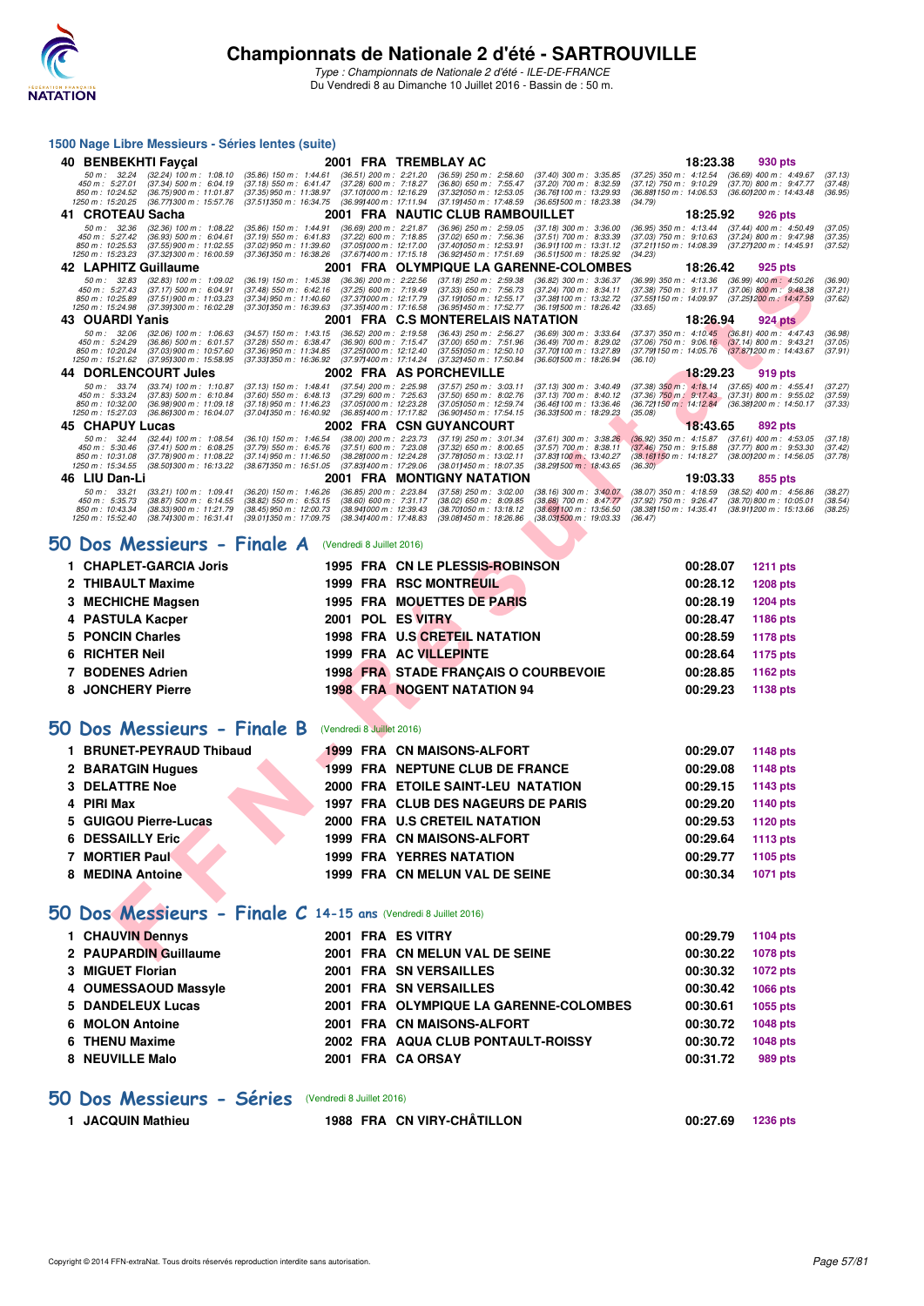## 1500 Nage Libre Messieurs - Séries lentes (suite)

| | Nom | Année | Nat | Club | Temps | Points |
|---|---|---|---|---|---|---|
| 40 | BENBEKHTI Fayçal | 2001 | FRA | TREMBLAY AC | 18:23.38 | 930 pts |
| 41 | CROTEAU Sacha | 2001 | FRA | NAUTIC CLUB RAMBOUILLET | 18:25.92 | 926 pts |
| 42 | LAPHITZ Guillaume | 2001 | FRA | OLYMPIQUE LA GARENNE-COLOMBES | 18:26.42 | 925 pts |
| 43 | OUARDI Yanis | 2001 | FRA | C.S MONTERELAIS NATATION | 18:26.94 | 924 pts |
| 44 | DORLENCOURT Jules | 2002 | FRA | AS PORCHEVILLE | 18:29.23 | 919 pts |
| 45 | CHAPUY Lucas | 2002 | FRA | CSN GUYANCOURT | 18:43.65 | 892 pts |
| 46 | LIU Dan-Li | 2001 | FRA | MONTIGNY NATATION | 19:03.33 | 855 pts |

## 50 Dos Messieurs - Finale A (Vendredi 8 Juillet 2016)

| | Nom | Année | Nat | Club | Temps | Points |
|---|---|---|---|---|---|---|
| 1 | CHAPLET-GARCIA Joris | 1995 | FRA | CN LE PLESSIS-ROBINSON | 00:28.07 | 1211 pts |
| 2 | THIBAULT Maxime | 1999 | FRA | RSC MONTREUIL | 00:28.12 | 1208 pts |
| 3 | MECHICHE Magsen | 1995 | FRA | MOUETTES DE PARIS | 00:28.19 | 1204 pts |
| 4 | PASTULA Kacper | 2001 | POL | ES VITRY | 00:28.47 | 1186 pts |
| 5 | PONCIN Charles | 1998 | FRA | U.S CRETEIL NATATION | 00:28.59 | 1178 pts |
| 6 | RICHTER Neil | 1999 | FRA | AC VILLEPINTE | 00:28.64 | 1175 pts |
| 7 | BODENES Adrien | 1998 | FRA | STADE FRANÇAIS O COURBEVOIE | 00:28.85 | 1162 pts |
| 8 | JONCHERY Pierre | 1998 | FRA | NOGENT NATATION 94 | 00:29.23 | 1138 pts |

## 50 Dos Messieurs - Finale B (Vendredi 8 Juillet 2016)

| | Nom | Année | Nat | Club | Temps | Points |
|---|---|---|---|---|---|---|
| 1 | BRUNET-PEYRAUD Thibaud | 1999 | FRA | CN MAISONS-ALFORT | 00:29.07 | 1148 pts |
| 2 | BARATGIN Hugues | 1999 | FRA | NEPTUNE CLUB DE FRANCE | 00:29.08 | 1148 pts |
| 3 | DELATTRE Noe | 2000 | FRA | ETOILE SAINT-LEU NATATION | 00:29.15 | 1143 pts |
| 4 | PIRI Max | 1997 | FRA | CLUB DES NAGEURS DE PARIS | 00:29.20 | 1140 pts |
| 5 | GUIGOU Pierre-Lucas | 2000 | FRA | U.S CRETEIL NATATION | 00:29.53 | 1120 pts |
| 6 | DESSAILLY Eric | 1999 | FRA | CN MAISONS-ALFORT | 00:29.64 | 1113 pts |
| 7 | MORTIER Paul | 1999 | FRA | YERRES NATATION | 00:29.77 | 1105 pts |
| 8 | MEDINA Antoine | 1999 | FRA | CN MELUN VAL DE SEINE | 00:30.34 | 1071 pts |

## 50 Dos Messieurs - Finale C 14-15 ans (Vendredi 8 Juillet 2016)

| | Nom | Année | Nat | Club | Temps | Points |
|---|---|---|---|---|---|---|
| 1 | CHAUVIN Dennys | 2001 | FRA | ES VITRY | 00:29.79 | 1104 pts |
| 2 | PAUPARDIN Guillaume | 2001 | FRA | CN MELUN VAL DE SEINE | 00:30.22 | 1078 pts |
| 3 | MIGUET Florian | 2001 | FRA | SN VERSAILLES | 00:30.32 | 1072 pts |
| 4 | OUMESSAOUD Massyle | 2001 | FRA | SN VERSAILLES | 00:30.42 | 1066 pts |
| 5 | DANDELEUX Lucas | 2001 | FRA | OLYMPIQUE LA GARENNE-COLOMBES | 00:30.61 | 1055 pts |
| 6 | MOLON Antoine | 2001 | FRA | CN MAISONS-ALFORT | 00:30.72 | 1048 pts |
| 6 | THENU Maxime | 2002 | FRA | AQUA CLUB PONTAULT-ROISSY | 00:30.72 | 1048 pts |
| 8 | NEUVILLE Malo | 2001 | FRA | CA ORSAY | 00:31.72 | 989 pts |

## 50 Dos Messieurs - Séries (Vendredi 8 Juillet 2016)

| | Nom | Année | Nat | Club | Temps | Points |
|---|---|---|---|---|---|---|
| 1 | JACQUIN Mathieu | 1988 | FRA | CN VIRY-CHÂTILLON | 00:27.69 | 1236 pts |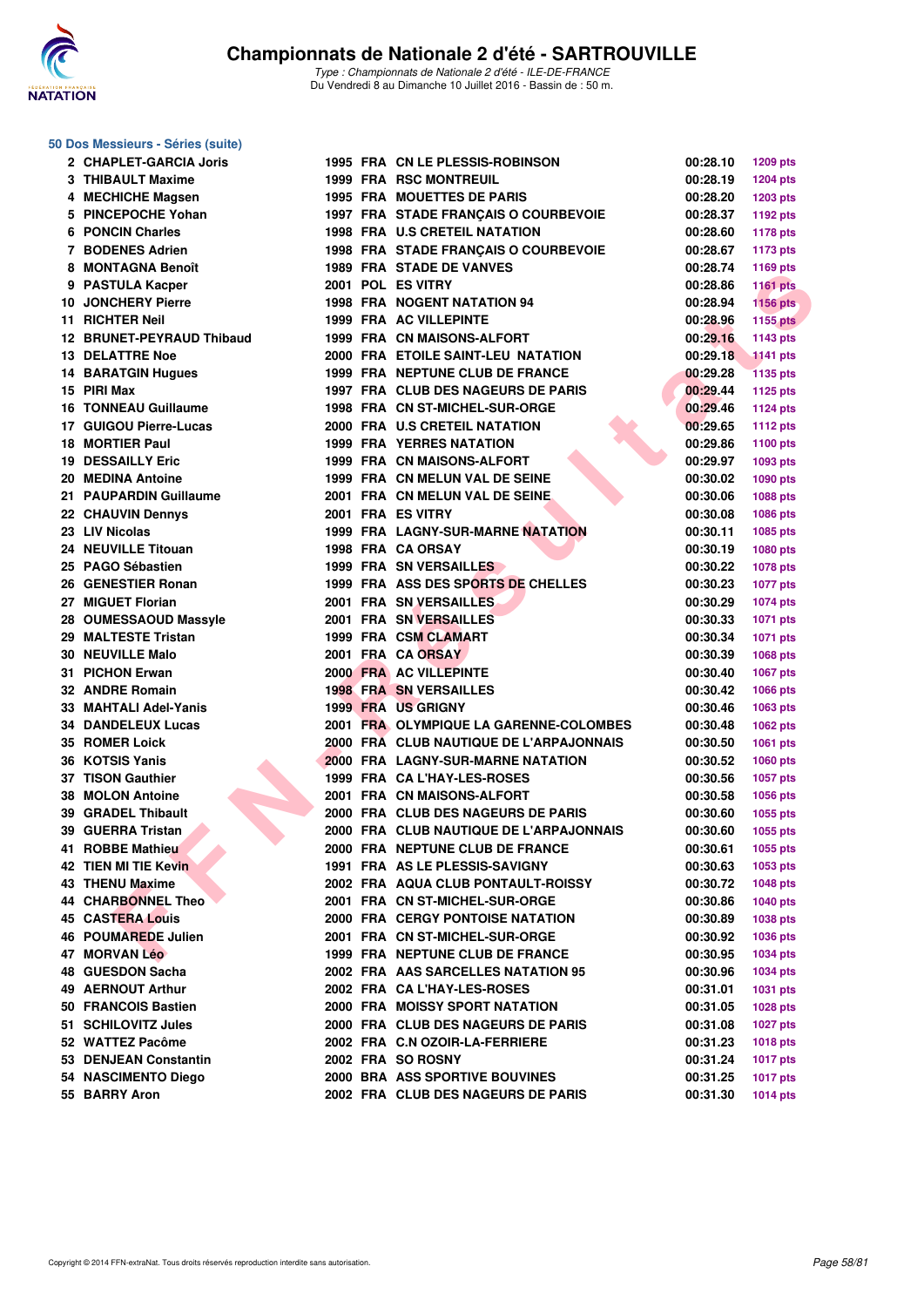## Championnats de Nationale 2 d'été - SARTROUVILLE

*Type : Championnats de Nationale 2 d'été - ILE-DE-FRANCE*
Du Vendredi 8 au Dimanche 10 Juillet 2016 - Bassin de : 50 m.

### 50 Dos Messieurs - Séries (suite)

| Rang | Nom | Année | Nat. | Club | Temps | Points |
|---|---|---|---|---|---|---|
| 2 | CHAPLET-GARCIA Joris | 1995 | FRA | CN LE PLESSIS-ROBINSON | 00:28.10 | 1209 pts |
| 3 | THIBAULT Maxime | 1999 | FRA | RSC MONTREUIL | 00:28.19 | 1204 pts |
| 4 | MECHICHE Magsen | 1995 | FRA | MOUETTES DE PARIS | 00:28.20 | 1203 pts |
| 5 | PINCEPOCHE Yohan | 1997 | FRA | STADE FRANÇAIS O COURBEVOIE | 00:28.37 | 1192 pts |
| 6 | PONCIN Charles | 1998 | FRA | U.S CRETEIL NATATION | 00:28.60 | 1178 pts |
| 7 | BODENES Adrien | 1998 | FRA | STADE FRANÇAIS O COURBEVOIE | 00:28.67 | 1173 pts |
| 8 | MONTAGNA Benoît | 1989 | FRA | STADE DE VANVES | 00:28.74 | 1169 pts |
| 9 | PASTULA Kacper | 2001 | POL | ES VITRY | 00:28.86 | 1161 pts |
| 10 | JONCHERY Pierre | 1998 | FRA | NOGENT NATATION 94 | 00:28.94 | 1156 pts |
| 11 | RICHTER Neil | 1999 | FRA | AC VILLEPINTE | 00:28.96 | 1155 pts |
| 12 | BRUNET-PEYRAUD Thibaud | 1999 | FRA | CN MAISONS-ALFORT | 00:29.16 | 1143 pts |
| 13 | DELATTRE Noe | 2000 | FRA | ETOILE SAINT-LEU NATATION | 00:29.18 | 1141 pts |
| 14 | BARATGIN Hugues | 1999 | FRA | NEPTUNE CLUB DE FRANCE | 00:29.28 | 1135 pts |
| 15 | PIRI Max | 1997 | FRA | CLUB DES NAGEURS DE PARIS | 00:29.44 | 1125 pts |
| 16 | TONNEAU Guillaume | 1998 | FRA | CN ST-MICHEL-SUR-ORGE | 00:29.46 | 1124 pts |
| 17 | GUIGOU Pierre-Lucas | 2000 | FRA | U.S CRETEIL NATATION | 00:29.65 | 1112 pts |
| 18 | MORTIER Paul | 1999 | FRA | YERRES NATATION | 00:29.86 | 1100 pts |
| 19 | DESSAILLY Eric | 1999 | FRA | CN MAISONS-ALFORT | 00:29.97 | 1093 pts |
| 20 | MEDINA Antoine | 1999 | FRA | CN MELUN VAL DE SEINE | 00:30.02 | 1090 pts |
| 21 | PAUPARDIN Guillaume | 2001 | FRA | CN MELUN VAL DE SEINE | 00:30.06 | 1088 pts |
| 22 | CHAUVIN Dennys | 2001 | FRA | ES VITRY | 00:30.08 | 1086 pts |
| 23 | LIV Nicolas | 1999 | FRA | LAGNY-SUR-MARNE NATATION | 00:30.11 | 1085 pts |
| 24 | NEUVILLE Titouan | 1998 | FRA | CA ORSAY | 00:30.19 | 1080 pts |
| 25 | PAGO Sébastien | 1999 | FRA | SN VERSAILLES | 00:30.22 | 1078 pts |
| 26 | GENESTIER Ronan | 1999 | FRA | ASS DES SPORTS DE CHELLES | 00:30.23 | 1077 pts |
| 27 | MIGUET Florian | 2001 | FRA | SN VERSAILLES | 00:30.29 | 1074 pts |
| 28 | OUMESSAOUD Massyle | 2001 | FRA | SN VERSAILLES | 00:30.33 | 1071 pts |
| 29 | MALTESTE Tristan | 1999 | FRA | CSM CLAMART | 00:30.34 | 1071 pts |
| 30 | NEUVILLE Malo | 2001 | FRA | CA ORSAY | 00:30.39 | 1068 pts |
| 31 | PICHON Erwan | 2000 | FRA | AC VILLEPINTE | 00:30.40 | 1067 pts |
| 32 | ANDRE Romain | 1998 | FRA | SN VERSAILLES | 00:30.42 | 1066 pts |
| 33 | MAHTALI Adel-Yanis | 1999 | FRA | US GRIGNY | 00:30.46 | 1063 pts |
| 34 | DANDELEUX Lucas | 2001 | FRA | OLYMPIQUE LA GARENNE-COLOMBES | 00:30.48 | 1062 pts |
| 35 | ROMER Loick | 2000 | FRA | CLUB NAUTIQUE DE L'ARPAJONNAIS | 00:30.50 | 1061 pts |
| 36 | KOTSIS Yanis | 2000 | FRA | LAGNY-SUR-MARNE NATATION | 00:30.52 | 1060 pts |
| 37 | TISON Gauthier | 1999 | FRA | CA L'HAY-LES-ROSES | 00:30.56 | 1057 pts |
| 38 | MOLON Antoine | 2001 | FRA | CN MAISONS-ALFORT | 00:30.58 | 1056 pts |
| 39 | GRADEL Thibault | 2000 | FRA | CLUB DES NAGEURS DE PARIS | 00:30.60 | 1055 pts |
| 39 | GUERRA Tristan | 2000 | FRA | CLUB NAUTIQUE DE L'ARPAJONNAIS | 00:30.60 | 1055 pts |
| 41 | ROBBE Mathieu | 2000 | FRA | NEPTUNE CLUB DE FRANCE | 00:30.61 | 1055 pts |
| 42 | TIEN MI TIE Kevin | 1991 | FRA | AS LE PLESSIS-SAVIGNY | 00:30.63 | 1053 pts |
| 43 | THENU Maxime | 2002 | FRA | AQUA CLUB PONTAULT-ROISSY | 00:30.72 | 1048 pts |
| 44 | CHARBONNEL Theo | 2001 | FRA | CN ST-MICHEL-SUR-ORGE | 00:30.86 | 1040 pts |
| 45 | CASTERA Louis | 2000 | FRA | CERGY PONTOISE NATATION | 00:30.89 | 1038 pts |
| 46 | POUMAREDE Julien | 2001 | FRA | CN ST-MICHEL-SUR-ORGE | 00:30.92 | 1036 pts |
| 47 | MORVAN Léo | 1999 | FRA | NEPTUNE CLUB DE FRANCE | 00:30.95 | 1034 pts |
| 48 | GUESDON Sacha | 2002 | FRA | AAS SARCELLES NATATION 95 | 00:30.96 | 1034 pts |
| 49 | AERNOUT Arthur | 2002 | FRA | CA L'HAY-LES-ROSES | 00:31.01 | 1031 pts |
| 50 | FRANCOIS Bastien | 2000 | FRA | MOISSY SPORT NATATION | 00:31.05 | 1028 pts |
| 51 | SCHILOVITZ Jules | 2000 | FRA | CLUB DES NAGEURS DE PARIS | 00:31.08 | 1027 pts |
| 52 | WATTEZ Pacôme | 2002 | FRA | C.N OZOIR-LA-FERRIERE | 00:31.23 | 1018 pts |
| 53 | DENJEAN Constantin | 2002 | FRA | SO ROSNY | 00:31.24 | 1017 pts |
| 54 | NASCIMENTO Diego | 2000 | BRA | ASS SPORTIVE BOUVINES | 00:31.25 | 1017 pts |
| 55 | BARRY Aron | 2002 | FRA | CLUB DES NAGEURS DE PARIS | 00:31.30 | 1014 pts |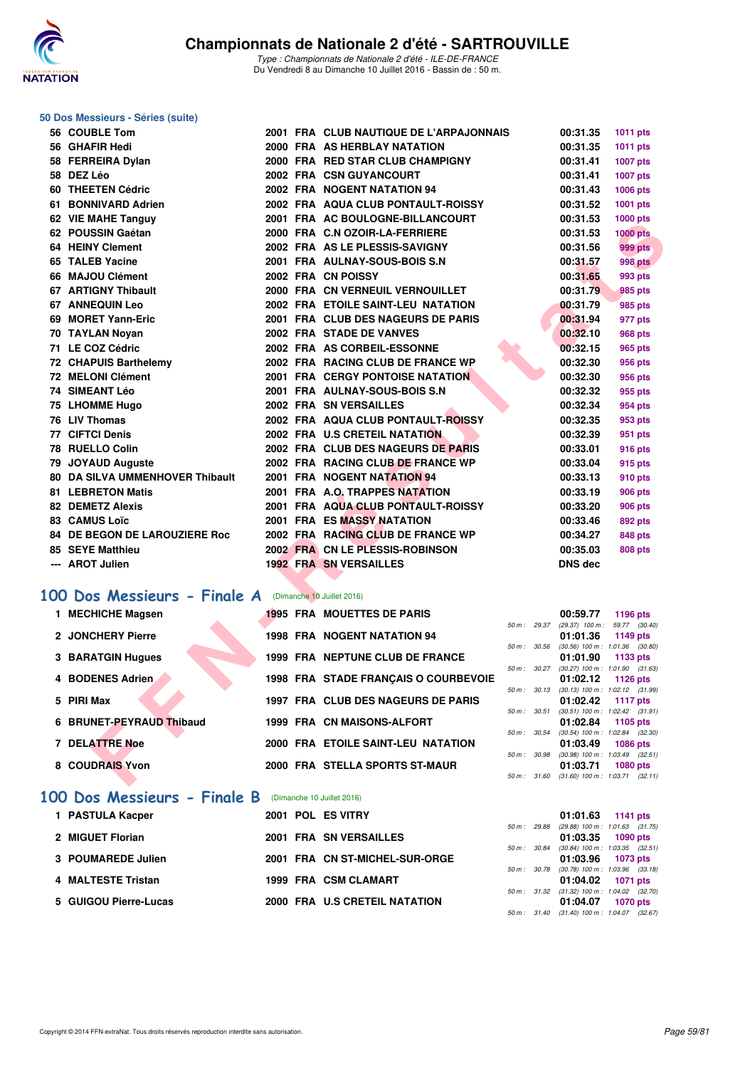### 50 Dos Messieurs - Séries (suite)

| Rang | Nom | Année | Nat | Club | Temps | Points |
|---|---|---|---|---|---|---|
| 56 | COUBLE Tom | 2001 | FRA | CLUB NAUTIQUE DE L'ARPAJONNAIS | 00:31.35 | 1011 pts |
| 56 | GHAFIR Hedi | 2000 | FRA | AS HERBLAY NATATION | 00:31.35 | 1011 pts |
| 58 | FERREIRA Dylan | 2000 | FRA | RED STAR CLUB CHAMPIGNY | 00:31.41 | 1007 pts |
| 58 | DEZ Léo | 2002 | FRA | CSN GUYANCOURT | 00:31.41 | 1007 pts |
| 60 | THEETEN Cédric | 2002 | FRA | NOGENT NATATION 94 | 00:31.43 | 1006 pts |
| 61 | BONNIVARD Adrien | 2002 | FRA | AQUA CLUB PONTAULT-ROISSY | 00:31.52 | 1001 pts |
| 62 | VIE MAHE Tanguy | 2001 | FRA | AC BOULOGNE-BILLANCOURT | 00:31.53 | 1000 pts |
| 62 | POUSSIN Gaétan | 2000 | FRA | C.N OZOIR-LA-FERRIERE | 00:31.53 | 1000 pts |
| 64 | HEINY Clement | 2002 | FRA | AS LE PLESSIS-SAVIGNY | 00:31.56 | 999 pts |
| 65 | TALEB Yacine | 2001 | FRA | AULNAY-SOUS-BOIS S.N | 00:31.57 | 998 pts |
| 66 | MAJOU Clément | 2002 | FRA | CN POISSY | 00:31.65 | 993 pts |
| 67 | ARTIGNY Thibault | 2000 | FRA | CN VERNEUIL VERNOUILLET | 00:31.79 | 985 pts |
| 67 | ANNEQUIN Leo | 2002 | FRA | ETOILE SAINT-LEU NATATION | 00:31.79 | 985 pts |
| 69 | MORET Yann-Eric | 2001 | FRA | CLUB DES NAGEURS DE PARIS | 00:31.94 | 977 pts |
| 70 | TAYLAN Noyan | 2002 | FRA | STADE DE VANVES | 00:32.10 | 968 pts |
| 71 | LE COZ Cédric | 2002 | FRA | AS CORBEIL-ESSONNE | 00:32.15 | 965 pts |
| 72 | CHAPUIS Barthelemy | 2002 | FRA | RACING CLUB DE FRANCE WP | 00:32.30 | 956 pts |
| 72 | MELONI Clément | 2001 | FRA | CERGY PONTOISE NATATION | 00:32.30 | 956 pts |
| 74 | SIMEANT Léo | 2001 | FRA | AULNAY-SOUS-BOIS S.N | 00:32.32 | 955 pts |
| 75 | LHOMME Hugo | 2002 | FRA | SN VERSAILLES | 00:32.34 | 954 pts |
| 76 | LIV Thomas | 2002 | FRA | AQUA CLUB PONTAULT-ROISSY | 00:32.35 | 953 pts |
| 77 | CIFTCI Denis | 2002 | FRA | U.S CRETEIL NATATION | 00:32.39 | 951 pts |
| 78 | RUELLO Colin | 2002 | FRA | CLUB DES NAGEURS DE PARIS | 00:33.01 | 916 pts |
| 79 | JOYAUD Auguste | 2002 | FRA | RACING CLUB DE FRANCE WP | 00:33.04 | 915 pts |
| 80 | DA SILVA UMMENHOVER Thibault | 2001 | FRA | NOGENT NATATION 94 | 00:33.13 | 910 pts |
| 81 | LEBRETON Matis | 2001 | FRA | A.O. TRAPPES NATATION | 00:33.19 | 906 pts |
| 82 | DEMETZ Alexis | 2001 | FRA | AQUA CLUB PONTAULT-ROISSY | 00:33.20 | 906 pts |
| 83 | CAMUS Loïc | 2001 | FRA | ES MASSY NATATION | 00:33.46 | 892 pts |
| 84 | DE BEGON DE LAROUZIERE Roc | 2002 | FRA | RACING CLUB DE FRANCE WP | 00:34.27 | 848 pts |
| 85 | SEYE Matthieu | 2002 | FRA | CN LE PLESSIS-ROBINSON | 00:35.03 | 808 pts |
| --- | AROT Julien | 1992 | FRA | SN VERSAILLES | DNS dec | |

## 100 Dos Messieurs - Finale A (Dimanche 10 Juillet 2016)

| Rang | Nom | Année | Nat | Club | Temps | Points | Splits |
|---|---|---|---|---|---|---|---|
| 1 | MECHICHE Magsen | 1995 | FRA | MOUETTES DE PARIS | 00:59.77 | 1196 pts | 50 m : 29.37 (29.37) 100 m : 59.77 (30.40) |
| 2 | JONCHERY Pierre | 1998 | FRA | NOGENT NATATION 94 | 01:01.36 | 1149 pts | 50 m : 30.56 (30.56) 100 m : 1:01.36 (30.80) |
| 3 | BARATGIN Hugues | 1999 | FRA | NEPTUNE CLUB DE FRANCE | 01:01.90 | 1133 pts | 50 m : 30.27 (30.27) 100 m : 1:01.90 (31.63) |
| 4 | BODENES Adrien | 1998 | FRA | STADE FRANÇAIS O COURBEVOIE | 01:02.12 | 1126 pts | 50 m : 30.13 (30.13) 100 m : 1:02.12 (31.99) |
| 5 | PIRI Max | 1997 | FRA | CLUB DES NAGEURS DE PARIS | 01:02.42 | 1117 pts | 50 m : 30.51 (30.51) 100 m : 1:02.42 (31.91) |
| 6 | BRUNET-PEYRAUD Thibaud | 1999 | FRA | CN MAISONS-ALFORT | 01:02.84 | 1105 pts | 50 m : 30.54 (30.54) 100 m : 1:02.84 (32.30) |
| 7 | DELATTRE Noe | 2000 | FRA | ETOILE SAINT-LEU NATATION | 01:03.49 | 1086 pts | 50 m : 30.98 (30.98) 100 m : 1:03.49 (32.51) |
| 8 | COUDRAIS Yvon | 2000 | FRA | STELLA SPORTS ST-MAUR | 01:03.71 | 1080 pts | 50 m : 31.60 (31.60) 100 m : 1:03.71 (32.11) |

## 100 Dos Messieurs - Finale B (Dimanche 10 Juillet 2016)

| Rang | Nom | Année | Nat | Club | Temps | Points | Splits |
|---|---|---|---|---|---|---|---|
| 1 | PASTULA Kacper | 2001 | POL | ES VITRY | 01:01.63 | 1141 pts | 50 m : 29.88 (29.88) 100 m : 1:01.63 (31.75) |
| 2 | MIGUET Florian | 2001 | FRA | SN VERSAILLES | 01:03.35 | 1090 pts | 50 m : 30.84 (30.84) 100 m : 1:03.35 (32.51) |
| 3 | POUMAREDE Julien | 2001 | FRA | CN ST-MICHEL-SUR-ORGE | 01:03.96 | 1073 pts | 50 m : 30.78 (30.78) 100 m : 1:03.96 (33.18) |
| 4 | MALTESTE Tristan | 1999 | FRA | CSM CLAMART | 01:04.02 | 1071 pts | 50 m : 31.32 (31.32) 100 m : 1:04.02 (32.70) |
| 5 | GUIGOU Pierre-Lucas | 2000 | FRA | U.S CRETEIL NATATION | 01:04.07 | 1070 pts | 50 m : 31.40 (31.40) 100 m : 1:04.07 (32.67) |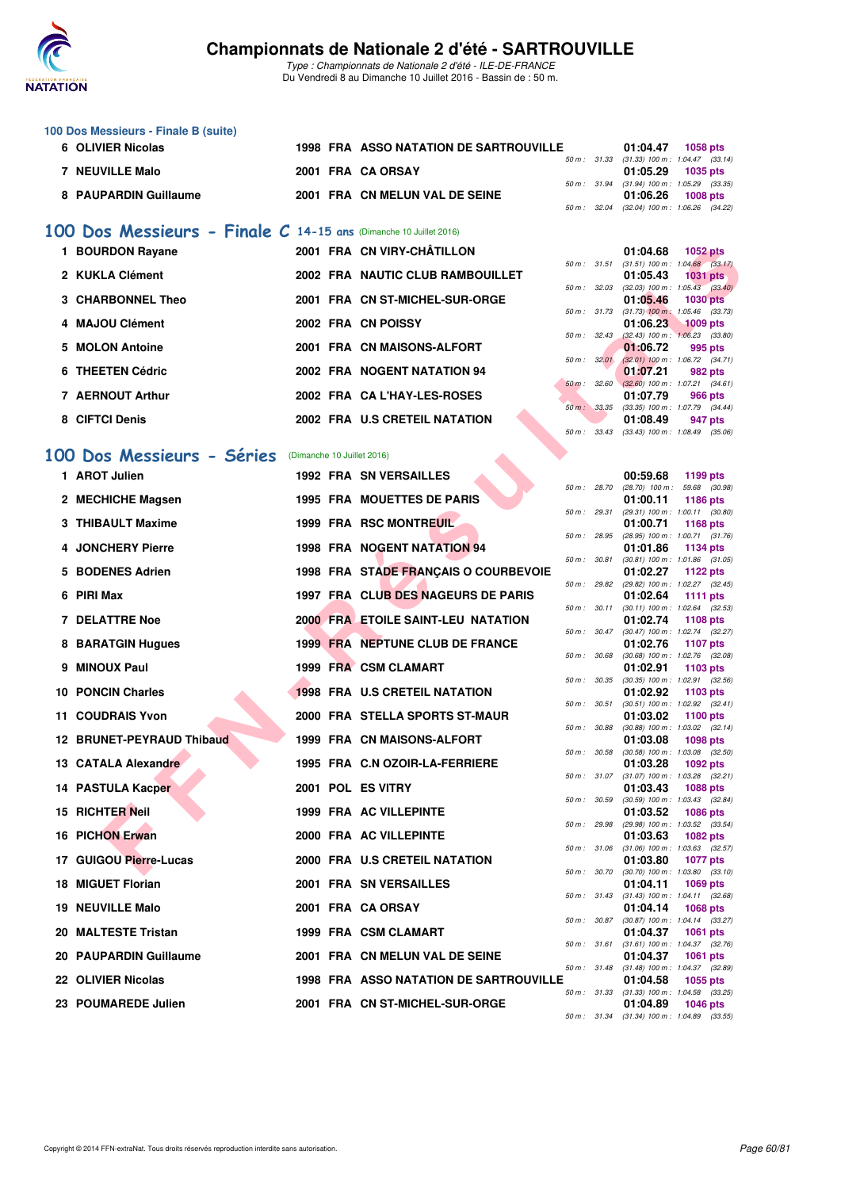# Championnats de Nationale 2 d'été - SARTROUVILLE

*Type : Championnats de Nationale 2 d'été - ILE-DE-FRANCE*
Du Vendredi 8 au Dimanche 10 Juillet 2016 - Bassin de : 50 m.

### 100 Dos Messieurs - Finale B (suite)

| Rang | Nom | Année | Nat | Club | Temps | Points | Splits |
|---|---|---|---|---|---|---|---|
| 6 | OLIVIER Nicolas | 1998 | FRA | ASSO NATATION DE SARTROUVILLE | 01:04.47 | 1058 pts | 50 m : 31.33 (31.33) 100 m : 1:04.47 (33.14) |
| 7 | NEUVILLE Malo | 2001 | FRA | CA ORSAY | 01:05.29 | 1035 pts | 50 m : 31.94 (31.94) 100 m : 1:05.29 (33.35) |
| 8 | PAUPARDIN Guillaume | 2001 | FRA | CN MELUN VAL DE SEINE | 01:06.26 | 1008 pts | 50 m : 32.04 (32.04) 100 m : 1:06.26 (34.22) |

## 100 Dos Messieurs - Finale C 14-15 ans (Dimanche 10 Juillet 2016)

| Rang | Nom | Année | Nat | Club | Temps | Points | Splits |
|---|---|---|---|---|---|---|---|
| 1 | BOURDON Rayane | 2001 | FRA | CN VIRY-CHÂTILLON | 01:04.68 | 1052 pts | 50 m : 31.51 (31.51) 100 m : 1:04.68 (33.17) |
| 2 | KUKLA Clément | 2002 | FRA | NAUTIC CLUB RAMBOUILLET | 01:05.43 | 1031 pts | 50 m : 32.03 (32.03) 100 m : 1:05.43 (33.40) |
| 3 | CHARBONNEL Theo | 2001 | FRA | CN ST-MICHEL-SUR-ORGE | 01:05.46 | 1030 pts | 50 m : 31.73 (31.73) 100 m : 1:05.46 (33.73) |
| 4 | MAJOU Clément | 2002 | FRA | CN POISSY | 01:06.23 | 1009 pts | 50 m : 32.43 (32.43) 100 m : 1:06.23 (33.80) |
| 5 | MOLON Antoine | 2001 | FRA | CN MAISONS-ALFORT | 01:06.72 | 995 pts | 50 m : 32.01 (32.01) 100 m : 1:06.72 (34.71) |
| 6 | THEETEN Cédric | 2002 | FRA | NOGENT NATATION 94 | 01:07.21 | 982 pts | 50 m : 32.60 (32.60) 100 m : 1:07.21 (34.61) |
| 7 | AERNOUT Arthur | 2002 | FRA | CA L'HAY-LES-ROSES | 01:07.79 | 966 pts | 50 m : 33.35 (33.35) 100 m : 1:07.79 (34.44) |
| 8 | CIFTCI Denis | 2002 | FRA | U.S CRETEIL NATATION | 01:08.49 | 947 pts | 50 m : 33.43 (33.43) 100 m : 1:08.49 (35.06) |

## 100 Dos Messieurs - Séries (Dimanche 10 Juillet 2016)

| Rang | Nom | Année | Nat | Club | Temps | Points | Splits |
|---|---|---|---|---|---|---|---|
| 1 | AROT Julien | 1992 | FRA | SN VERSAILLES | 00:59.68 | 1199 pts | 50 m : 28.70 (28.70) 100 m : 59.68 (30.98) |
| 2 | MECHICHE Magsen | 1995 | FRA | MOUETTES DE PARIS | 01:00.11 | 1186 pts | 50 m : 29.31 (29.31) 100 m : 1:00.11 (30.80) |
| 3 | THIBAULT Maxime | 1999 | FRA | RSC MONTREUIL | 01:00.71 | 1168 pts | 50 m : 28.95 (28.95) 100 m : 1:00.71 (31.76) |
| 4 | JONCHERY Pierre | 1998 | FRA | NOGENT NATATION 94 | 01:01.86 | 1134 pts | 50 m : 30.81 (30.81) 100 m : 1:01.86 (31.05) |
| 5 | BODENES Adrien | 1998 | FRA | STADE FRANÇAIS O COURBEVOIE | 01:02.27 | 1122 pts | 50 m : 29.82 (29.82) 100 m : 1:02.27 (32.45) |
| 6 | PIRI Max | 1997 | FRA | CLUB DES NAGEURS DE PARIS | 01:02.64 | 1111 pts | 50 m : 30.11 (30.11) 100 m : 1:02.64 (32.53) |
| 7 | DELATTRE Noe | 2000 | FRA | ETOILE SAINT-LEU NATATION | 01:02.74 | 1108 pts | 50 m : 30.47 (30.47) 100 m : 1:02.74 (32.27) |
| 8 | BARATGIN Hugues | 1999 | FRA | NEPTUNE CLUB DE FRANCE | 01:02.76 | 1107 pts | 50 m : 30.68 (30.68) 100 m : 1:02.76 (32.08) |
| 9 | MINOUX Paul | 1999 | FRA | CSM CLAMART | 01:02.91 | 1103 pts | 50 m : 30.35 (30.35) 100 m : 1:02.91 (32.56) |
| 10 | PONCIN Charles | 1998 | FRA | U.S CRETEIL NATATION | 01:02.92 | 1103 pts | 50 m : 30.51 (30.51) 100 m : 1:02.92 (32.41) |
| 11 | COUDRAIS Yvon | 2000 | FRA | STELLA SPORTS ST-MAUR | 01:03.02 | 1100 pts | 50 m : 30.88 (30.88) 100 m : 1:03.02 (32.14) |
| 12 | BRUNET-PEYRAUD Thibaud | 1999 | FRA | CN MAISONS-ALFORT | 01:03.08 | 1098 pts | 50 m : 30.58 (30.58) 100 m : 1:03.08 (32.50) |
| 13 | CATALA Alexandre | 1995 | FRA | C.N OZOIR-LA-FERRIERE | 01:03.28 | 1092 pts | 50 m : 31.07 (31.07) 100 m : 1:03.28 (32.21) |
| 14 | PASTULA Kacper | 2001 | POL | ES VITRY | 01:03.43 | 1088 pts | 50 m : 30.59 (30.59) 100 m : 1:03.43 (32.84) |
| 15 | RICHTER Neil | 1999 | FRA | AC VILLEPINTE | 01:03.52 | 1086 pts | 50 m : 29.98 (29.98) 100 m : 1:03.52 (33.54) |
| 16 | PICHON Erwan | 2000 | FRA | AC VILLEPINTE | 01:03.63 | 1082 pts | 50 m : 31.06 (31.06) 100 m : 1:03.63 (32.57) |
| 17 | GUIGOU Pierre-Lucas | 2000 | FRA | U.S CRETEIL NATATION | 01:03.80 | 1077 pts | 50 m : 30.70 (30.70) 100 m : 1:03.80 (33.10) |
| 18 | MIGUET Florian | 2001 | FRA | SN VERSAILLES | 01:04.11 | 1069 pts | 50 m : 31.43 (31.43) 100 m : 1:04.11 (32.68) |
| 19 | NEUVILLE Malo | 2001 | FRA | CA ORSAY | 01:04.14 | 1068 pts | 50 m : 30.87 (30.87) 100 m : 1:04.14 (33.27) |
| 20 | MALTESTE Tristan | 1999 | FRA | CSM CLAMART | 01:04.37 | 1061 pts | 50 m : 31.61 (31.61) 100 m : 1:04.37 (32.76) |
| 20 | PAUPARDIN Guillaume | 2001 | FRA | CN MELUN VAL DE SEINE | 01:04.37 | 1061 pts | 50 m : 31.48 (31.48) 100 m : 1:04.37 (32.89) |
| 22 | OLIVIER Nicolas | 1998 | FRA | ASSO NATATION DE SARTROUVILLE | 01:04.58 | 1055 pts | 50 m : 31.33 (31.33) 100 m : 1:04.58 (33.25) |
| 23 | POUMAREDE Julien | 2001 | FRA | CN ST-MICHEL-SUR-ORGE | 01:04.89 | 1046 pts | 50 m : 31.34 (31.34) 100 m : 1:04.89 (33.55) |

Copyright © 2014 FFN-extraNat. Tous droits réservés reproduction interdite sans autorisation.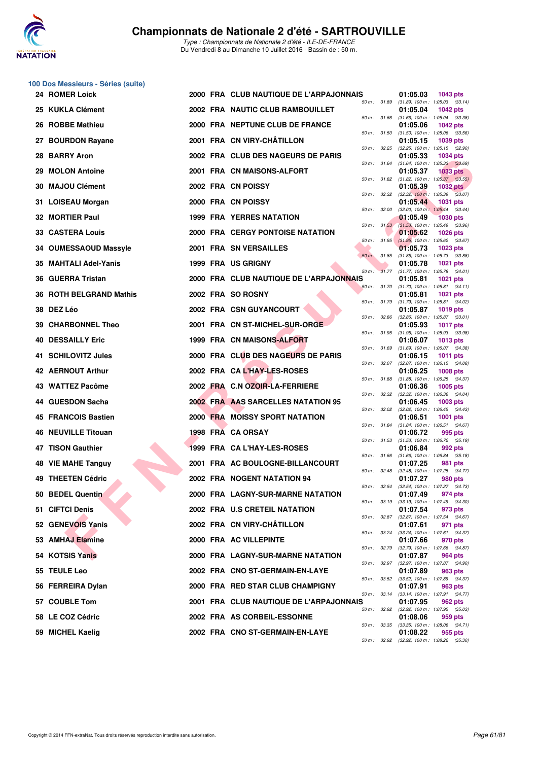# Championnats de Nationale 2 d'été - SARTROUVILLE

*Type : Championnats de Nationale 2 d'été - ILE-DE-FRANCE*

Du Vendredi 8 au Dimanche 10 Juillet 2016 - Bassin de : 50 m.

## 100 Dos Messieurs - Séries (suite)

| Rang | Nom | Année | Nat | Club | Temps | Points | 50 m | 100 m |
|---|---|---|---|---|---|---|---|---|
| 24 | ROMER Loick | 2000 | FRA | CLUB NAUTIQUE DE L'ARPAJONNAIS | 01:05.03 | 1043 pts | 31.89 | (31.89) 1:05.03 (33.14) |
| 25 | KUKLA Clément | 2002 | FRA | NAUTIC CLUB RAMBOUILLET | 01:05.04 | 1042 pts | 31.66 | (31.66) 1:05.04 (33.38) |
| 26 | ROBBE Mathieu | 2000 | FRA | NEPTUNE CLUB DE FRANCE | 01:05.06 | 1042 pts | 31.50 | (31.50) 1:05.06 (33.56) |
| 27 | BOURDON Rayane | 2001 | FRA | CN VIRY-CHÂTILLON | 01:05.15 | 1039 pts | 32.25 | (32.25) 1:05.15 (32.90) |
| 28 | BARRY Aron | 2002 | FRA | CLUB DES NAGEURS DE PARIS | 01:05.33 | 1034 pts | 31.64 | (31.64) 1:05.33 (33.69) |
| 29 | MOLON Antoine | 2001 | FRA | CN MAISONS-ALFORT | 01:05.37 | 1033 pts | 31.82 | (31.82) 1:05.37 (33.55) |
| 30 | MAJOU Clément | 2002 | FRA | CN POISSY | 01:05.39 | 1032 pts | 32.32 | (32.32) 1:05.39 (33.07) |
| 31 | LOISEAU Morgan | 2000 | FRA | CN POISSY | 01:05.44 | 1031 pts | 32.00 | (32.00) 1:05.44 (33.44) |
| 32 | MORTIER Paul | 1999 | FRA | YERRES NATATION | 01:05.49 | 1030 pts | 31.53 | (31.53) 1:05.49 (33.96) |
| 33 | CASTERA Louis | 2000 | FRA | CERGY PONTOISE NATATION | 01:05.62 | 1026 pts | 31.95 | (31.95) 1:05.62 (33.67) |
| 34 | OUMESSAOUD Massyle | 2001 | FRA | SN VERSAILLES | 01:05.73 | 1023 pts | 31.85 | (31.85) 1:05.73 (33.88) |
| 35 | MAHTALI Adel-Yanis | 1999 | FRA | US GRIGNY | 01:05.78 | 1021 pts | 31.77 | (31.77) 1:05.78 (34.01) |
| 36 | GUERRA Tristan | 2000 | FRA | CLUB NAUTIQUE DE L'ARPAJONNAIS | 01:05.81 | 1021 pts | 31.70 | (31.70) 1:05.81 (34.11) |
| 36 | ROTH BELGRAND Mathis | 2002 | FRA | SO ROSNY | 01:05.81 | 1021 pts | 31.79 | (31.79) 1:05.81 (34.02) |
| 38 | DEZ Léo | 2002 | FRA | CSN GUYANCOURT | 01:05.87 | 1019 pts | 32.86 | (32.86) 1:05.87 (33.01) |
| 39 | CHARBONNEL Theo | 2001 | FRA | CN ST-MICHEL-SUR-ORGE | 01:05.93 | 1017 pts | 31.95 | (31.95) 1:05.93 (33.98) |
| 40 | DESSAILLY Eric | 1999 | FRA | CN MAISONS-ALFORT | 01:06.07 | 1013 pts | 31.69 | (31.69) 1:06.07 (34.38) |
| 41 | SCHILOVITZ Jules | 2000 | FRA | CLUB DES NAGEURS DE PARIS | 01:06.15 | 1011 pts | 32.07 | (32.07) 1:06.15 (34.08) |
| 42 | AERNOUT Arthur | 2002 | FRA | CA L'HAY-LES-ROSES | 01:06.25 | 1008 pts | 31.88 | (31.88) 1:06.25 (34.37) |
| 43 | WATTEZ Pacôme | 2002 | FRA | C.N OZOIR-LA-FERRIERE | 01:06.36 | 1005 pts | 32.32 | (32.32) 1:06.36 (34.04) |
| 44 | GUESDON Sacha | 2002 | FRA | AAS SARCELLES NATATION 95 | 01:06.45 | 1003 pts | 32.02 | (32.02) 1:06.45 (34.43) |
| 45 | FRANCOIS Bastien | 2000 | FRA | MOISSY SPORT NATATION | 01:06.51 | 1001 pts | 31.84 | (31.84) 1:06.51 (34.67) |
| 46 | NEUVILLE Titouan | 1998 | FRA | CA ORSAY | 01:06.72 | 995 pts | 31.53 | (31.53) 1:06.72 (35.19) |
| 47 | TISON Gauthier | 1999 | FRA | CA L'HAY-LES-ROSES | 01:06.84 | 992 pts | 31.66 | (31.66) 1:06.84 (35.18) |
| 48 | VIE MAHE Tanguy | 2001 | FRA | AC BOULOGNE-BILLANCOURT | 01:07.25 | 981 pts | 32.48 | (32.48) 1:07.25 (34.77) |
| 49 | THEETEN Cédric | 2002 | FRA | NOGENT NATATION 94 | 01:07.27 | 980 pts | 32.54 | (32.54) 1:07.27 (34.73) |
| 50 | BEDEL Quentin | 2000 | FRA | LAGNY-SUR-MARNE NATATION | 01:07.49 | 974 pts | 33.19 | (33.19) 1:07.49 (34.30) |
| 51 | CIFTCI Denis | 2002 | FRA | U.S CRETEIL NATATION | 01:07.54 | 973 pts | 32.87 | (32.87) 1:07.54 (34.67) |
| 52 | GENEVOIS Yanis | 2002 | FRA | CN VIRY-CHÂTILLON | 01:07.61 | 971 pts | 33.24 | (33.24) 1:07.61 (34.37) |
| 53 | AMHAJ Elamine | 2000 | FRA | AC VILLEPINTE | 01:07.66 | 970 pts | 32.79 | (32.79) 1:07.66 (34.87) |
| 54 | KOTSIS Yanis | 2000 | FRA | LAGNY-SUR-MARNE NATATION | 01:07.87 | 964 pts | 32.97 | (32.97) 1:07.87 (34.90) |
| 55 | TEULE Leo | 2002 | FRA | CNO ST-GERMAIN-EN-LAYE | 01:07.89 | 963 pts | 33.52 | (33.52) 1:07.89 (34.37) |
| 56 | FERREIRA Dylan | 2000 | FRA | RED STAR CLUB CHAMPIGNY | 01:07.91 | 963 pts | 33.14 | (33.14) 1:07.91 (34.77) |
| 57 | COUBLE Tom | 2001 | FRA | CLUB NAUTIQUE DE L'ARPAJONNAIS | 01:07.95 | 962 pts | 32.92 | (32.92) 1:07.95 (35.03) |
| 58 | LE COZ Cédric | 2002 | FRA | AS CORBEIL-ESSONNE | 01:08.06 | 959 pts | 33.35 | (33.35) 1:08.06 (34.71) |
| 59 | MICHEL Kaelig | 2002 | FRA | CNO ST-GERMAIN-EN-LAYE | 01:08.22 | 955 pts | 32.92 | (32.92) 1:08.22 (35.30) |

Copyright © 2014 FFN-extraNat. Tous droits réservés reproduction interdite sans autorisation.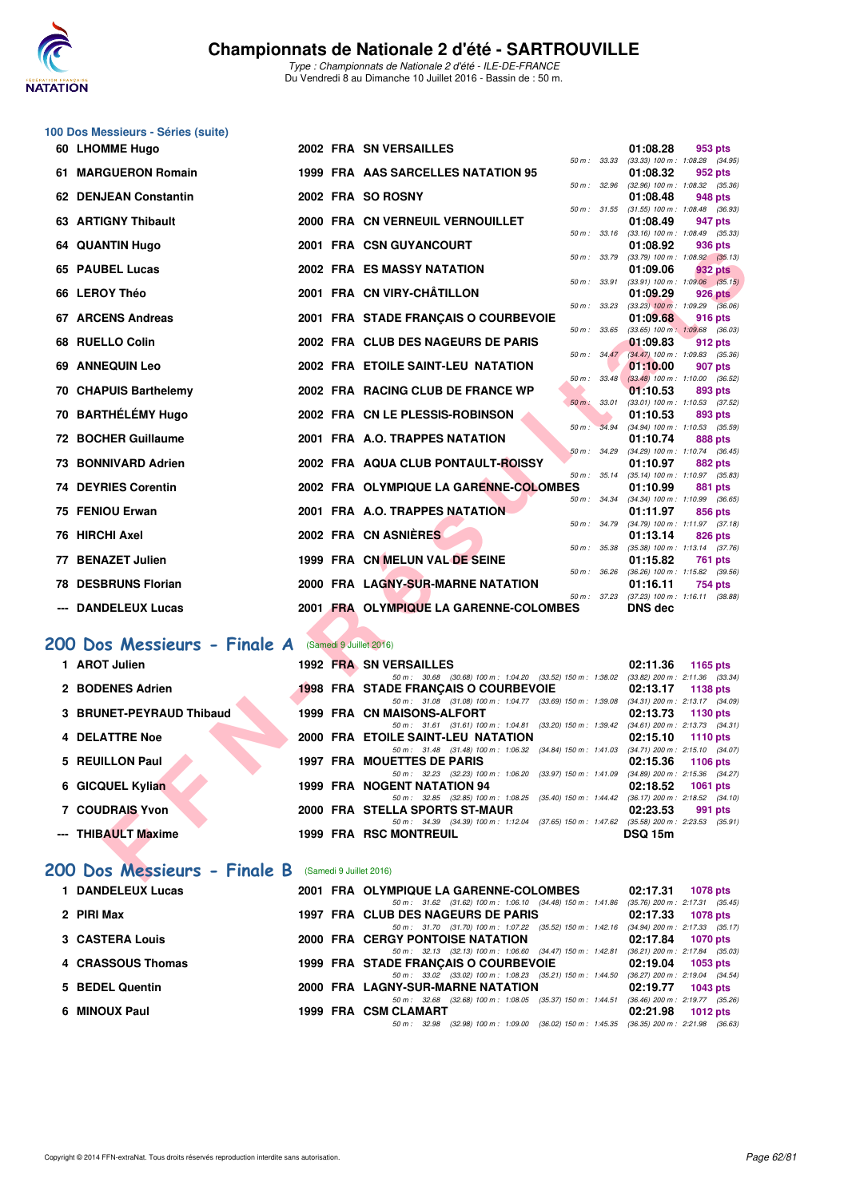# Championnats de Nationale 2 d'été - SARTROUVILLE

*Type : Championnats de Nationale 2 d'été - ILE-DE-FRANCE*
Du Vendredi 8 au Dimanche 10 Juillet 2016 - Bassin de : 50 m.

## 100 Dos Messieurs - Séries (suite)

| Rang | Nom | Année | Nat | Club | Temps | Points | Splits |
|---|---|---|---|---|---|---|---|
| 60 | LHOMME Hugo | 2002 | FRA | SN VERSAILLES | 01:08.28 | 953 pts | 50 m : 33.33 (33.33) 100 m : 1:08.28 (34.95) |
| 61 | MARGUERON Romain | 1999 | FRA | AAS SARCELLES NATATION 95 | 01:08.32 | 952 pts | 50 m : 32.96 (32.96) 100 m : 1:08.32 (35.36) |
| 62 | DENJEAN Constantin | 2002 | FRA | SO ROSNY | 01:08.48 | 948 pts | 50 m : 31.55 (31.55) 100 m : 1:08.48 (36.93) |
| 63 | ARTIGNY Thibault | 2000 | FRA | CN VERNEUIL VERNOUILLET | 01:08.49 | 947 pts | 50 m : 33.16 (33.16) 100 m : 1:08.49 (35.33) |
| 64 | QUANTIN Hugo | 2001 | FRA | CSN GUYANCOURT | 01:08.92 | 936 pts | 50 m : 33.79 (33.79) 100 m : 1:08.92 (35.13) |
| 65 | PAUBEL Lucas | 2002 | FRA | ES MASSY NATATION | 01:09.06 | 932 pts | 50 m : 33.91 (33.91) 100 m : 1:09.06 (35.15) |
| 66 | LEROY Théo | 2001 | FRA | CN VIRY-CHÂTILLON | 01:09.29 | 926 pts | 50 m : 33.23 (33.23) 100 m : 1:09.29 (36.06) |
| 67 | ARCENS Andreas | 2001 | FRA | STADE FRANÇAIS O COURBEVOIE | 01:09.68 | 916 pts | 50 m : 33.65 (33.65) 100 m : 1:09.68 (36.03) |
| 68 | RUELLO Colin | 2002 | FRA | CLUB DES NAGEURS DE PARIS | 01:09.83 | 912 pts | 50 m : 34.47 (34.47) 100 m : 1:09.83 (35.36) |
| 69 | ANNEQUIN Leo | 2002 | FRA | ETOILE SAINT-LEU NATATION | 01:10.00 | 907 pts | 50 m : 33.48 (33.48) 100 m : 1:10.00 (36.52) |
| 70 | CHAPUIS Barthelemy | 2002 | FRA | RACING CLUB DE FRANCE WP | 01:10.53 | 893 pts | 50 m : 33.01 (33.01) 100 m : 1:10.53 (37.52) |
| 70 | BARTHÉLÉMY Hugo | 2002 | FRA | CN LE PLESSIS-ROBINSON | 01:10.53 | 893 pts | 50 m : 34.94 (34.94) 100 m : 1:10.53 (35.59) |
| 72 | BOCHER Guillaume | 2001 | FRA | A.O. TRAPPES NATATION | 01:10.74 | 888 pts | 50 m : 34.29 (34.29) 100 m : 1:10.74 (36.45) |
| 73 | BONNIVARD Adrien | 2002 | FRA | AQUA CLUB PONTAULT-ROISSY | 01:10.97 | 882 pts | 50 m : 35.14 (35.14) 100 m : 1:10.97 (35.83) |
| 74 | DEYRIES Corentin | 2002 | FRA | OLYMPIQUE LA GARENNE-COLOMBES | 01:10.99 | 881 pts | 50 m : 34.34 (34.34) 100 m : 1:10.99 (36.65) |
| 75 | FENIOU Erwan | 2001 | FRA | A.O. TRAPPES NATATION | 01:11.97 | 856 pts | 50 m : 34.79 (34.79) 100 m : 1:11.97 (37.18) |
| 76 | HIRCHI Axel | 2002 | FRA | CN ASNIÈRES | 01:13.14 | 826 pts | 50 m : 35.38 (35.38) 100 m : 1:13.14 (37.76) |
| 77 | BENAZET Julien | 1999 | FRA | CN MELUN VAL DE SEINE | 01:15.82 | 761 pts | 50 m : 36.26 (36.26) 100 m : 1:15.82 (39.56) |
| 78 | DESBRUNS Florian | 2000 | FRA | LAGNY-SUR-MARNE NATATION | 01:16.11 | 754 pts | 50 m : 37.23 (37.23) 100 m : 1:16.11 (38.88) |
| --- | DANDELEUX Lucas | 2001 | FRA | OLYMPIQUE LA GARENNE-COLOMBES | DNS dec | | |

## 200 Dos Messieurs - Finale A (Samedi 9 Juillet 2016)

| Rang | Nom | Année | Nat | Club | Temps | Points | Splits |
|---|---|---|---|---|---|---|---|
| 1 | AROT Julien | 1992 | FRA | SN VERSAILLES | 02:11.36 | 1165 pts | 50 m : 30.68 (30.68) 100 m : 1:04.20 (33.52) 150 m : 1:38.02 (33.82) 200 m : 2:11.36 (33.34) |
| 2 | BODENES Adrien | 1998 | FRA | STADE FRANÇAIS O COURBEVOIE | 02:13.17 | 1138 pts | 50 m : 31.08 (31.08) 100 m : 1:04.77 (33.69) 150 m : 1:39.08 (34.31) 200 m : 2:13.17 (34.09) |
| 3 | BRUNET-PEYRAUD Thibaud | 1999 | FRA | CN MAISONS-ALFORT | 02:13.73 | 1130 pts | 50 m : 31.61 (31.61) 100 m : 1:04.81 (33.20) 150 m : 1:39.42 (34.61) 200 m : 2:13.73 (34.31) |
| 4 | DELATTRE Noe | 2000 | FRA | ETOILE SAINT-LEU NATATION | 02:15.10 | 1110 pts | 50 m : 31.48 (31.48) 100 m : 1:06.32 (34.84) 150 m : 1:41.03 (34.71) 200 m : 2:15.10 (34.07) |
| 5 | REUILLON Paul | 1997 | FRA | MOUETTES DE PARIS | 02:15.36 | 1106 pts | 50 m : 32.23 (32.23) 100 m : 1:06.20 (33.97) 150 m : 1:41.09 (34.89) 200 m : 2:15.36 (34.27) |
| 6 | GICQUEL Kylian | 1999 | FRA | NOGENT NATATION 94 | 02:18.52 | 1061 pts | 50 m : 32.85 (32.85) 100 m : 1:08.25 (35.40) 150 m : 1:44.42 (36.17) 200 m : 2:18.52 (34.10) |
| 7 | COUDRAIS Yvon | 2000 | FRA | STELLA SPORTS ST-MAUR | 02:23.53 | 991 pts | 50 m : 34.39 (34.39) 100 m : 1:12.04 (37.65) 150 m : 1:47.62 (35.58) 200 m : 2:23.53 (35.91) |
| --- | THIBAULT Maxime | 1999 | FRA | RSC MONTREUIL | DSQ 15m | | |

## 200 Dos Messieurs - Finale B (Samedi 9 Juillet 2016)

| Rang | Nom | Année | Nat | Club | Temps | Points | Splits |
|---|---|---|---|---|---|---|---|
| 1 | DANDELEUX Lucas | 2001 | FRA | OLYMPIQUE LA GARENNE-COLOMBES | 02:17.31 | 1078 pts | 50 m : 31.62 (31.62) 100 m : 1:06.10 (34.48) 150 m : 1:41.86 (35.76) 200 m : 2:17.31 (35.45) |
| 2 | PIRI Max | 1997 | FRA | CLUB DES NAGEURS DE PARIS | 02:17.33 | 1078 pts | 50 m : 31.70 (31.70) 100 m : 1:07.22 (35.52) 150 m : 1:42.16 (34.94) 200 m : 2:17.33 (35.17) |
| 3 | CASTERA Louis | 2000 | FRA | CERGY PONTOISE NATATION | 02:17.84 | 1070 pts | 50 m : 32.13 (32.13) 100 m : 1:06.60 (34.47) 150 m : 1:42.81 (36.21) 200 m : 2:17.84 (35.03) |
| 4 | CRASSOUS Thomas | 1999 | FRA | STADE FRANÇAIS O COURBEVOIE | 02:19.04 | 1053 pts | 50 m : 33.02 (33.02) 100 m : 1:08.23 (35.21) 150 m : 1:44.50 (36.27) 200 m : 2:19.04 (34.54) |
| 5 | BEDEL Quentin | 2000 | FRA | LAGNY-SUR-MARNE NATATION | 02:19.77 | 1043 pts | 50 m : 32.68 (32.68) 100 m : 1:08.05 (35.37) 150 m : 1:44.51 (36.46) 200 m : 2:19.77 (35.26) |
| 6 | MINOUX Paul | 1999 | FRA | CSM CLAMART | 02:21.98 | 1012 pts | 50 m : 32.98 (32.98) 100 m : 1:09.00 (36.02) 150 m : 1:45.35 (36.35) 200 m : 2:21.98 (36.63) |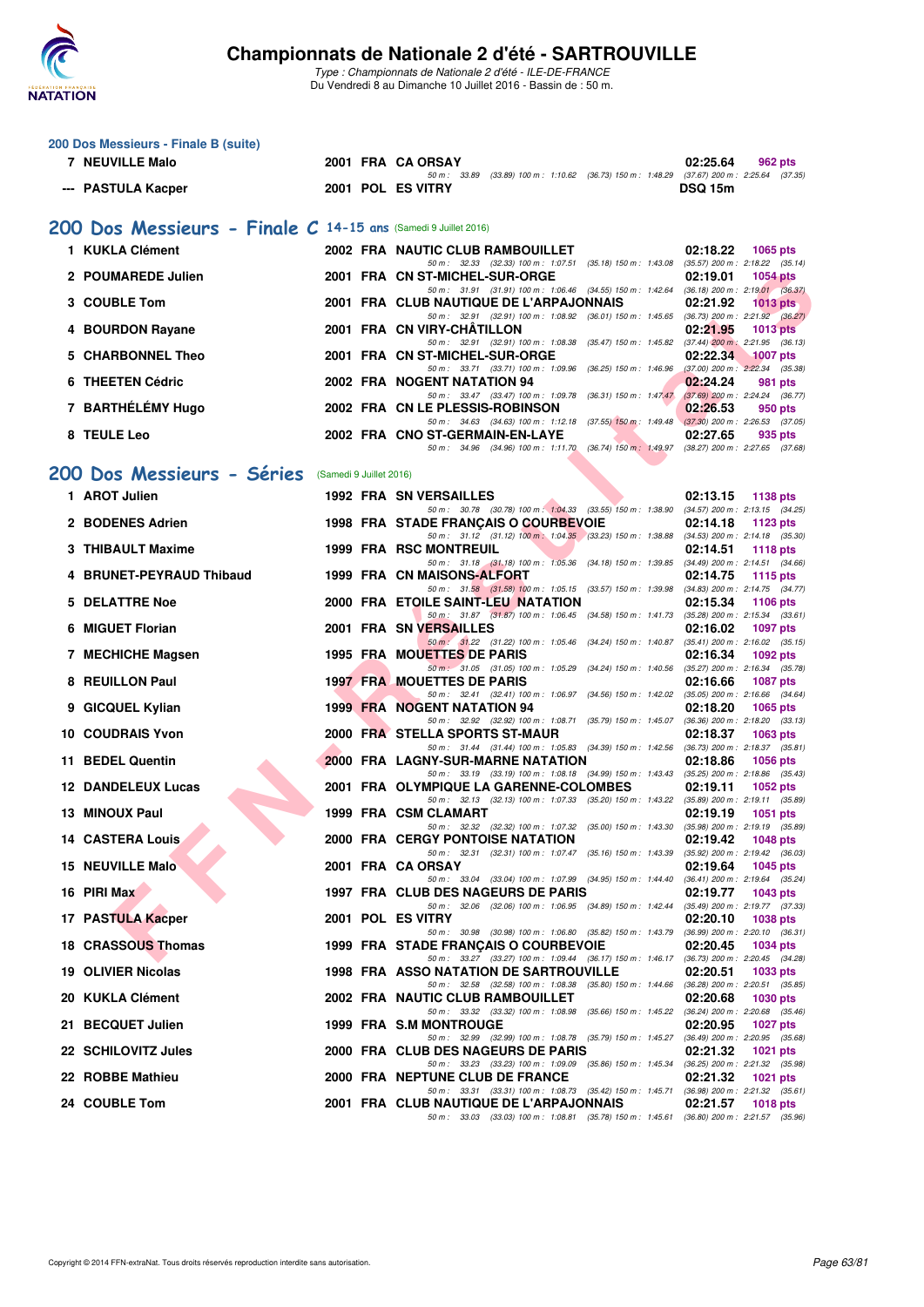# Championnats de Nationale 2 d'été - SARTROUVILLE

*Type : Championnats de Nationale 2 d'été - ILE-DE-FRANCE*
Du Vendredi 8 au Dimanche 10 Juillet 2016 - Bassin de : 50 m.

### 200 Dos Messieurs - Finale B (suite)

| Rang | Nom | Année | Nat. | Club | Temps | Points |
|---|---|---|---|---|---|---|
| 7 | NEUVILLE Malo | 2001 | FRA | CA ORSAY | 02:25.64 | 962 pts |
| | | | | 50 m : 33.89 (33.89) 100 m : 1:10.62 (36.73) 150 m : 1:48.29 (37.67) 200 m : 2:25.64 (37.35) | | |
| --- | PASTULA Kacper | 2001 | POL | ES VITRY | DSQ 15m | |

## 200 Dos Messieurs - Finale C 14-15 ans (Samedi 9 Juillet 2016)

| Rang | Nom | Année | Nat. | Club | Temps | Points |
|---|---|---|---|---|---|---|
| 1 | KUKLA Clément | 2002 | FRA | NAUTIC CLUB RAMBOUILLET | 02:18.22 | 1065 pts |
| | | | | 50 m : 32.33 (32.33) 100 m : 1:07.51 (35.18) 150 m : 1:43.08 (35.57) 200 m : 2:18.22 (35.14) | | |
| 2 | POUMAREDE Julien | 2001 | FRA | CN ST-MICHEL-SUR-ORGE | 02:19.01 | 1054 pts |
| | | | | 50 m : 31.91 (31.91) 100 m : 1:06.46 (34.55) 150 m : 1:42.64 (36.18) 200 m : 2:19.01 (36.37) | | |
| 3 | COUBLE Tom | 2001 | FRA | CLUB NAUTIQUE DE L'ARPAJONNAIS | 02:21.92 | 1013 pts |
| | | | | 50 m : 32.91 (32.91) 100 m : 1:08.92 (36.01) 150 m : 1:45.65 (36.73) 200 m : 2:21.92 (36.27) | | |
| 4 | BOURDON Rayane | 2001 | FRA | CN VIRY-CHÂTILLON | 02:21.95 | 1013 pts |
| | | | | 50 m : 32.91 (32.91) 100 m : 1:08.38 (35.47) 150 m : 1:45.82 (37.44) 200 m : 2:21.95 (36.13) | | |
| 5 | CHARBONNEL Theo | 2001 | FRA | CN ST-MICHEL-SUR-ORGE | 02:22.34 | 1007 pts |
| | | | | 50 m : 33.71 (33.71) 100 m : 1:09.96 (36.25) 150 m : 1:46.96 (37.00) 200 m : 2:22.34 (35.38) | | |
| 6 | THEETEN Cédric | 2002 | FRA | NOGENT NATATION 94 | 02:24.24 | 981 pts |
| | | | | 50 m : 33.47 (33.47) 100 m : 1:09.78 (36.31) 150 m : 1:47.47 (37.69) 200 m : 2:24.24 (36.77) | | |
| 7 | BARTHÉLÉMY Hugo | 2002 | FRA | CN LE PLESSIS-ROBINSON | 02:26.53 | 950 pts |
| | | | | 50 m : 34.63 (34.63) 100 m : 1:12.18 (37.55) 150 m : 1:49.48 (37.30) 200 m : 2:26.53 (37.05) | | |
| 8 | TEULE Leo | 2002 | FRA | CNO ST-GERMAIN-EN-LAYE | 02:27.65 | 935 pts |
| | | | | 50 m : 34.96 (34.96) 100 m : 1:11.70 (36.74) 150 m : 1:49.97 (38.27) 200 m : 2:27.65 (37.68) | | |

## 200 Dos Messieurs - Séries (Samedi 9 Juillet 2016)

| Rang | Nom | Année | Nat. | Club | Temps | Points |
|---|---|---|---|---|---|---|
| 1 | AROT Julien | 1992 | FRA | SN VERSAILLES | 02:13.15 | 1138 pts |
| | | | | 50 m : 30.78 (30.78) 100 m : 1:04.33 (33.55) 150 m : 1:38.90 (34.57) 200 m : 2:13.15 (34.25) | | |
| 2 | BODENES Adrien | 1998 | FRA | STADE FRANÇAIS O COURBEVOIE | 02:14.18 | 1123 pts |
| | | | | 50 m : 31.12 (31.12) 100 m : 1:04.35 (33.23) 150 m : 1:38.88 (34.53) 200 m : 2:14.18 (35.30) | | |
| 3 | THIBAULT Maxime | 1999 | FRA | RSC MONTREUIL | 02:14.51 | 1118 pts |
| | | | | 50 m : 31.18 (31.18) 100 m : 1:05.36 (34.18) 150 m : 1:39.85 (34.49) 200 m : 2:14.51 (34.66) | | |
| 4 | BRUNET-PEYRAUD Thibaud | 1999 | FRA | CN MAISONS-ALFORT | 02:14.75 | 1115 pts |
| | | | | 50 m : 31.58 (31.58) 100 m : 1:05.15 (33.57) 150 m : 1:39.98 (34.83) 200 m : 2:14.75 (34.77) | | |
| 5 | DELATTRE Noe | 2000 | FRA | ETOILE SAINT-LEU NATATION | 02:15.34 | 1106 pts |
| | | | | 50 m : 31.87 (31.87) 100 m : 1:06.45 (34.58) 150 m : 1:41.73 (35.28) 200 m : 2:15.34 (33.61) | | |
| 6 | MIGUET Florian | 2001 | FRA | SN VERSAILLES | 02:16.02 | 1097 pts |
| | | | | 50 m : 31.22 (31.22) 100 m : 1:05.46 (34.24) 150 m : 1:40.87 (35.41) 200 m : 2:16.02 (35.15) | | |
| 7 | MECHICHE Magsen | 1995 | FRA | MOUETTES DE PARIS | 02:16.34 | 1092 pts |
| | | | | 50 m : 31.05 (31.05) 100 m : 1:05.29 (34.24) 150 m : 1:40.56 (35.27) 200 m : 2:16.34 (35.78) | | |
| 8 | REUILLON Paul | 1997 | FRA | MOUETTES DE PARIS | 02:16.66 | 1087 pts |
| | | | | 50 m : 32.41 (32.41) 100 m : 1:06.97 (34.56) 150 m : 1:42.02 (35.05) 200 m : 2:16.66 (34.64) | | |
| 9 | GICQUEL Kylian | 1999 | FRA | NOGENT NATATION 94 | 02:18.20 | 1065 pts |
| | | | | 50 m : 32.92 (32.92) 100 m : 1:08.71 (35.79) 150 m : 1:45.07 (36.36) 200 m : 2:18.20 (33.13) | | |
| 10 | COUDRAIS Yvon | 2000 | FRA | STELLA SPORTS ST-MAUR | 02:18.37 | 1063 pts |
| | | | | 50 m : 31.44 (31.44) 100 m : 1:05.83 (34.39) 150 m : 1:42.56 (36.73) 200 m : 2:18.37 (35.81) | | |
| 11 | BEDEL Quentin | 2000 | FRA | LAGNY-SUR-MARNE NATATION | 02:18.86 | 1056 pts |
| | | | | 50 m : 33.19 (33.19) 100 m : 1:08.18 (34.99) 150 m : 1:43.43 (35.25) 200 m : 2:18.86 (35.43) | | |
| 12 | DANDELEUX Lucas | 2001 | FRA | OLYMPIQUE LA GARENNE-COLOMBES | 02:19.11 | 1052 pts |
| | | | | 50 m : 32.13 (32.13) 100 m : 1:07.33 (35.20) 150 m : 1:43.22 (35.89) 200 m : 2:19.11 (35.89) | | |
| 13 | MINOUX Paul | 1999 | FRA | CSM CLAMART | 02:19.19 | 1051 pts |
| | | | | 50 m : 32.32 (32.32) 100 m : 1:07.32 (35.00) 150 m : 1:43.30 (35.98) 200 m : 2:19.19 (35.89) | | |
| 14 | CASTERA Louis | 2000 | FRA | CERGY PONTOISE NATATION | 02:19.42 | 1048 pts |
| | | | | 50 m : 32.31 (32.31) 100 m : 1:07.47 (35.16) 150 m : 1:43.39 (35.92) 200 m : 2:19.42 (36.03) | | |
| 15 | NEUVILLE Malo | 2001 | FRA | CA ORSAY | 02:19.64 | 1045 pts |
| | | | | 50 m : 33.04 (33.04) 100 m : 1:07.99 (34.95) 150 m : 1:44.40 (36.41) 200 m : 2:19.64 (35.24) | | |
| 16 | PIRI Max | 1997 | FRA | CLUB DES NAGEURS DE PARIS | 02:19.77 | 1043 pts |
| | | | | 50 m : 32.06 (32.06) 100 m : 1:06.95 (34.89) 150 m : 1:42.44 (35.49) 200 m : 2:19.77 (37.33) | | |
| 17 | PASTULA Kacper | 2001 | POL | ES VITRY | 02:20.10 | 1038 pts |
| | | | | 50 m : 30.98 (30.98) 100 m : 1:06.80 (35.82) 150 m : 1:43.79 (36.99) 200 m : 2:20.10 (36.31) | | |
| 18 | CRASSOUS Thomas | 1999 | FRA | STADE FRANÇAIS O COURBEVOIE | 02:20.45 | 1034 pts |
| | | | | 50 m : 33.27 (33.27) 100 m : 1:09.44 (36.17) 150 m : 1:46.17 (36.73) 200 m : 2:20.45 (34.28) | | |
| 19 | OLIVIER Nicolas | 1998 | FRA | ASSO NATATION DE SARTROUVILLE | 02:20.51 | 1033 pts |
| | | | | 50 m : 32.58 (32.58) 100 m : 1:08.38 (35.80) 150 m : 1:44.66 (36.28) 200 m : 2:20.51 (35.85) | | |
| 20 | KUKLA Clément | 2002 | FRA | NAUTIC CLUB RAMBOUILLET | 02:20.68 | 1030 pts |
| | | | | 50 m : 33.32 (33.32) 100 m : 1:08.98 (35.66) 150 m : 1:45.22 (36.24) 200 m : 2:20.68 (35.46) | | |
| 21 | BECQUET Julien | 1999 | FRA | S.M MONTROUGE | 02:20.95 | 1027 pts |
| | | | | 50 m : 32.99 (32.99) 100 m : 1:08.78 (35.79) 150 m : 1:45.27 (36.49) 200 m : 2:20.95 (35.68) | | |
| 22 | SCHILOVITZ Jules | 2000 | FRA | CLUB DES NAGEURS DE PARIS | 02:21.32 | 1021 pts |
| | | | | 50 m : 33.23 (33.23) 100 m : 1:09.09 (35.86) 150 m : 1:45.34 (36.25) 200 m : 2:21.32 (35.98) | | |
| 22 | ROBBE Mathieu | 2000 | FRA | NEPTUNE CLUB DE FRANCE | 02:21.32 | 1021 pts |
| | | | | 50 m : 33.31 (33.31) 100 m : 1:08.73 (35.42) 150 m : 1:45.71 (36.98) 200 m : 2:21.32 (35.61) | | |
| 24 | COUBLE Tom | 2001 | FRA | CLUB NAUTIQUE DE L'ARPAJONNAIS | 02:21.57 | 1018 pts |
| | | | | 50 m : 33.03 (33.03) 100 m : 1:08.81 (35.78) 150 m : 1:45.61 (36.80) 200 m : 2:21.57 (35.96) | | |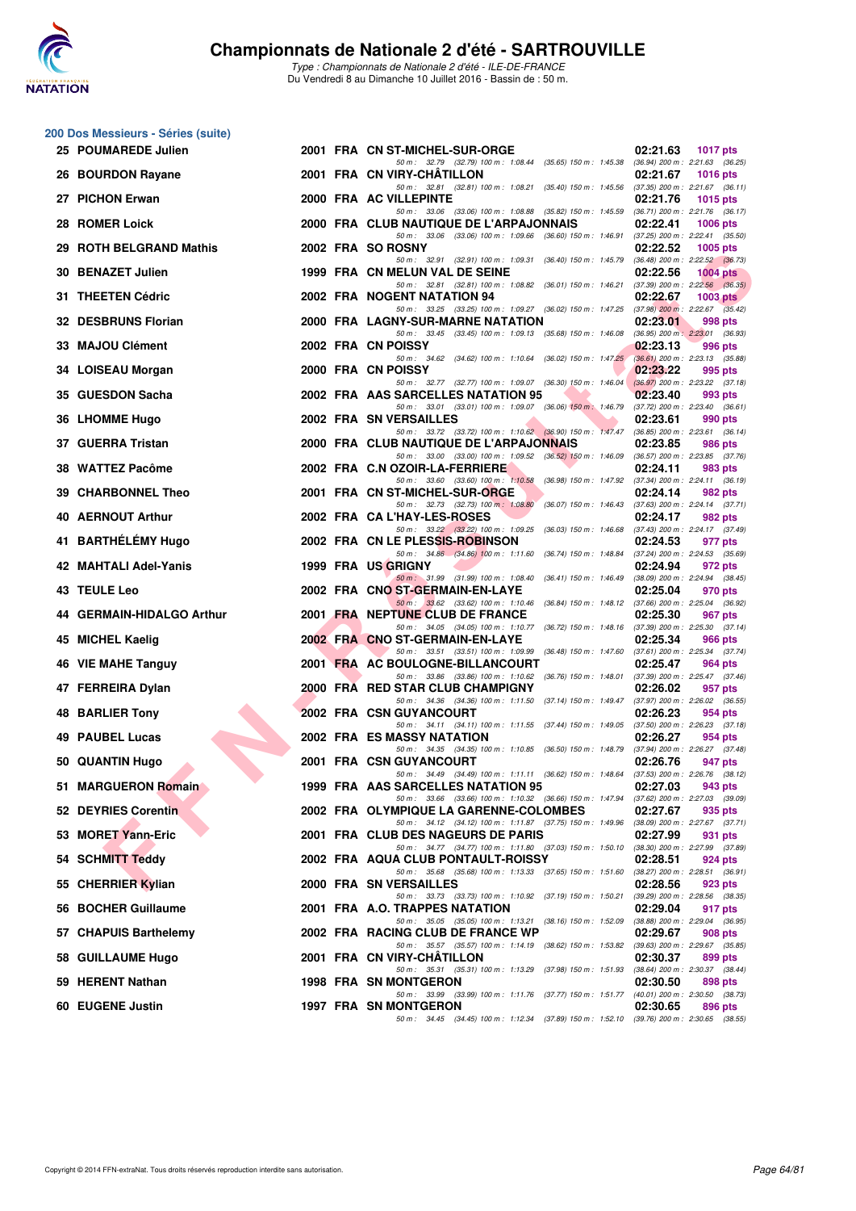# Championnats de Nationale 2 d'été - SARTROUVILLE

*Type : Championnats de Nationale 2 d'été - ILE-DE-FRANCE*
Du Vendredi 8 au Dimanche 10 Juillet 2016 - Bassin de : 50 m.

## 200 Dos Messieurs - Séries (suite)

| Rang | Nom | Année | Nat. | Club | Temps | Points |
|---|---|---|---|---|---|---|
| 25 | POUMAREDE Julien | 2001 | FRA | CN ST-MICHEL-SUR-ORGE | 02:21.63 | 1017 pts |
| | 50 m : 32.79 (32.79) 100 m : 1:08.44 (35.65) 150 m : 1:45.38 (36.94) 200 m : 2:21.63 (36.25) | | | | | |
| 26 | BOURDON Rayane | 2001 | FRA | CN VIRY-CHÂTILLON | 02:21.67 | 1016 pts |
| | 50 m : 32.81 (32.81) 100 m : 1:08.21 (35.40) 150 m : 1:45.56 (37.35) 200 m : 2:21.67 (36.11) | | | | | |
| 27 | PICHON Erwan | 2000 | FRA | AC VILLEPINTE | 02:21.76 | 1015 pts |
| | 50 m : 33.06 (33.06) 100 m : 1:08.88 (35.82) 150 m : 1:45.59 (36.71) 200 m : 2:21.76 (36.17) | | | | | |
| 28 | ROMER Loick | 2000 | FRA | CLUB NAUTIQUE DE L'ARPAJONNAIS | 02:22.41 | 1006 pts |
| | 50 m : 33.06 (33.06) 100 m : 1:09.66 (36.60) 150 m : 1:46.91 (37.25) 200 m : 2:22.41 (35.50) | | | | | |
| 29 | ROTH BELGRAND Mathis | 2002 | FRA | SO ROSNY | 02:22.52 | 1005 pts |
| | 50 m : 32.91 (32.91) 100 m : 1:09.31 (36.40) 150 m : 1:45.79 (36.48) 200 m : 2:22.52 (36.73) | | | | | |
| 30 | BENAZET Julien | 1999 | FRA | CN MELUN VAL DE SEINE | 02:22.56 | 1004 pts |
| | 50 m : 32.81 (32.81) 100 m : 1:08.82 (36.01) 150 m : 1:46.21 (37.39) 200 m : 2:22.56 (36.35) | | | | | |
| 31 | THEETEN Cédric | 2002 | FRA | NOGENT NATATION 94 | 02:22.67 | 1003 pts |
| | 50 m : 33.25 (33.25) 100 m : 1:09.27 (36.02) 150 m : 1:47.25 (37.98) 200 m : 2:22.67 (35.42) | | | | | |
| 32 | DESBRUNS Florian | 2000 | FRA | LAGNY-SUR-MARNE NATATION | 02:23.01 | 998 pts |
| | 50 m : 33.45 (33.45) 100 m : 1:09.13 (35.68) 150 m : 1:46.08 (36.95) 200 m : 2:23.01 (36.93) | | | | | |
| 33 | MAJOU Clément | 2002 | FRA | CN POISSY | 02:23.13 | 996 pts |
| | 50 m : 34.62 (34.62) 100 m : 1:10.64 (36.02) 150 m : 1:47.25 (36.61) 200 m : 2:23.13 (35.88) | | | | | |
| 34 | LOISEAU Morgan | 2000 | FRA | CN POISSY | 02:23.22 | 995 pts |
| | 50 m : 32.77 (32.77) 100 m : 1:09.07 (36.30) 150 m : 1:46.04 (36.97) 200 m : 2:23.22 (37.18) | | | | | |
| 35 | GUESDON Sacha | 2002 | FRA | AAS SARCELLES NATATION 95 | 02:23.40 | 993 pts |
| | 50 m : 33.01 (33.01) 100 m : 1:09.07 (36.06) 150 m : 1:46.79 (37.72) 200 m : 2:23.40 (36.61) | | | | | |
| 36 | LHOMME Hugo | 2002 | FRA | SN VERSAILLES | 02:23.61 | 990 pts |
| | 50 m : 33.72 (33.72) 100 m : 1:10.62 (36.90) 150 m : 1:47.47 (36.85) 200 m : 2:23.61 (36.14) | | | | | |
| 37 | GUERRA Tristan | 2000 | FRA | CLUB NAUTIQUE DE L'ARPAJONNAIS | 02:23.85 | 986 pts |
| | 50 m : 33.00 (33.00) 100 m : 1:09.52 (36.52) 150 m : 1:46.09 (36.57) 200 m : 2:23.85 (37.76) | | | | | |
| 38 | WATTEZ Pacôme | 2002 | FRA | C.N OZOIR-LA-FERRIERE | 02:24.11 | 983 pts |
| | 50 m : 33.60 (33.60) 100 m : 1:10.58 (36.98) 150 m : 1:47.92 (37.34) 200 m : 2:24.11 (36.19) | | | | | |
| 39 | CHARBONNEL Theo | 2001 | FRA | CN ST-MICHEL-SUR-ORGE | 02:24.14 | 982 pts |
| | 50 m : 32.73 (32.73) 100 m : 1:08.80 (36.07) 150 m : 1:46.43 (37.63) 200 m : 2:24.14 (37.71) | | | | | |
| 40 | AERNOUT Arthur | 2002 | FRA | CA L'HAY-LES-ROSES | 02:24.17 | 982 pts |
| | 50 m : 33.22 (33.22) 100 m : 1:09.25 (36.03) 150 m : 1:46.68 (37.43) 200 m : 2:24.17 (37.49) | | | | | |
| 41 | BARTHÉLÉMY Hugo | 2002 | FRA | CN LE PLESSIS-ROBINSON | 02:24.53 | 977 pts |
| | 50 m : 34.86 (34.86) 100 m : 1:11.60 (36.74) 150 m : 1:48.84 (37.24) 200 m : 2:24.53 (35.69) | | | | | |
| 42 | MAHTALI Adel-Yanis | 1999 | FRA | US GRIGNY | 02:24.94 | 972 pts |
| | 50 m : 31.99 (31.99) 100 m : 1:08.40 (36.41) 150 m : 1:46.49 (38.09) 200 m : 2:24.94 (38.45) | | | | | |
| 43 | TEULE Leo | 2002 | FRA | CNO ST-GERMAIN-EN-LAYE | 02:25.04 | 970 pts |
| | 50 m : 33.62 (33.62) 100 m : 1:10.46 (36.84) 150 m : 1:48.12 (37.66) 200 m : 2:25.04 (36.92) | | | | | |
| 44 | GERMAIN-HIDALGO Arthur | 2001 | FRA | NEPTUNE CLUB DE FRANCE | 02:25.30 | 967 pts |
| | 50 m : 34.05 (34.05) 100 m : 1:10.77 (36.72) 150 m : 1:48.16 (37.39) 200 m : 2:25.30 (37.14) | | | | | |
| 45 | MICHEL Kaelig | 2002 | FRA | CNO ST-GERMAIN-EN-LAYE | 02:25.34 | 966 pts |
| | 50 m : 33.51 (33.51) 100 m : 1:09.99 (36.48) 150 m : 1:47.60 (37.61) 200 m : 2:25.34 (37.74) | | | | | |
| 46 | VIE MAHE Tanguy | 2001 | FRA | AC BOULOGNE-BILLANCOURT | 02:25.47 | 964 pts |
| | 50 m : 33.86 (33.86) 100 m : 1:10.62 (36.76) 150 m : 1:48.01 (37.39) 200 m : 2:25.47 (37.46) | | | | | |
| 47 | FERREIRA Dylan | 2000 | FRA | RED STAR CLUB CHAMPIGNY | 02:26.02 | 957 pts |
| | 50 m : 34.36 (34.36) 100 m : 1:11.50 (37.14) 150 m : 1:49.47 (37.97) 200 m : 2:26.02 (36.55) | | | | | |
| 48 | BARLIER Tony | 2002 | FRA | CSN GUYANCOURT | 02:26.23 | 954 pts |
| | 50 m : 34.11 (34.11) 100 m : 1:11.55 (37.44) 150 m : 1:49.05 (37.50) 200 m : 2:26.23 (37.18) | | | | | |
| 49 | PAUBEL Lucas | 2002 | FRA | ES MASSY NATATION | 02:26.27 | 954 pts |
| | 50 m : 34.35 (34.35) 100 m : 1:10.85 (36.50) 150 m : 1:48.79 (37.94) 200 m : 2:26.27 (37.48) | | | | | |
| 50 | QUANTIN Hugo | 2001 | FRA | CSN GUYANCOURT | 02:26.76 | 947 pts |
| | 50 m : 34.49 (34.49) 100 m : 1:11.11 (36.62) 150 m : 1:48.64 (37.53) 200 m : 2:26.76 (38.12) | | | | | |
| 51 | MARGUERON Romain | 1999 | FRA | AAS SARCELLES NATATION 95 | 02:27.03 | 943 pts |
| | 50 m : 33.66 (33.66) 100 m : 1:10.32 (36.66) 150 m : 1:47.94 (37.62) 200 m : 2:27.03 (39.09) | | | | | |
| 52 | DEYRIES Corentin | 2002 | FRA | OLYMPIQUE LA GARENNE-COLOMBES | 02:27.67 | 935 pts |
| | 50 m : 34.12 (34.12) 100 m : 1:11.87 (37.75) 150 m : 1:49.96 (38.09) 200 m : 2:27.67 (37.71) | | | | | |
| 53 | MORET Yann-Eric | 2001 | FRA | CLUB DES NAGEURS DE PARIS | 02:27.99 | 931 pts |
| | 50 m : 34.77 (34.77) 100 m : 1:11.80 (37.03) 150 m : 1:50.10 (38.30) 200 m : 2:27.99 (37.89) | | | | | |
| 54 | SCHMITT Teddy | 2002 | FRA | AQUA CLUB PONTAULT-ROISSY | 02:28.51 | 924 pts |
| | 50 m : 35.68 (35.68) 100 m : 1:13.33 (37.65) 150 m : 1:51.60 (38.27) 200 m : 2:28.51 (36.91) | | | | | |
| 55 | CHERRIER Kylian | 2000 | FRA | SN VERSAILLES | 02:28.56 | 923 pts |
| | 50 m : 33.73 (33.73) 100 m : 1:10.92 (37.19) 150 m : 1:50.21 (39.29) 200 m : 2:28.56 (38.35) | | | | | |
| 56 | BOCHER Guillaume | 2001 | FRA | A.O. TRAPPES NATATION | 02:29.04 | 917 pts |
| | 50 m : 35.05 (35.05) 100 m : 1:13.21 (38.16) 150 m : 1:52.09 (38.88) 200 m : 2:29.04 (36.95) | | | | | |
| 57 | CHAPUIS Barthelemy | 2002 | FRA | RACING CLUB DE FRANCE WP | 02:29.67 | 908 pts |
| | 50 m : 35.57 (35.57) 100 m : 1:14.19 (38.62) 150 m : 1:53.82 (39.63) 200 m : 2:29.67 (35.85) | | | | | |
| 58 | GUILLAUME Hugo | 2001 | FRA | CN VIRY-CHÂTILLON | 02:30.37 | 899 pts |
| | 50 m : 35.31 (35.31) 100 m : 1:13.29 (37.98) 150 m : 1:51.93 (38.64) 200 m : 2:30.37 (38.44) | | | | | |
| 59 | HERENT Nathan | 1998 | FRA | SN MONTGERON | 02:30.50 | 898 pts |
| | 50 m : 33.99 (33.99) 100 m : 1:11.76 (37.77) 150 m : 1:51.77 (40.01) 200 m : 2:30.50 (38.73) | | | | | |
| 60 | EUGENE Justin | 1997 | FRA | SN MONTGERON | 02:30.65 | 896 pts |
| | 50 m : 34.45 (34.45) 100 m : 1:12.34 (37.89) 150 m : 1:52.10 (39.76) 200 m : 2:30.65 (38.55) | | | | | |

Copyright © 2014 FFN-extraNat. Tous droits réservés reproduction interdite sans autorisation.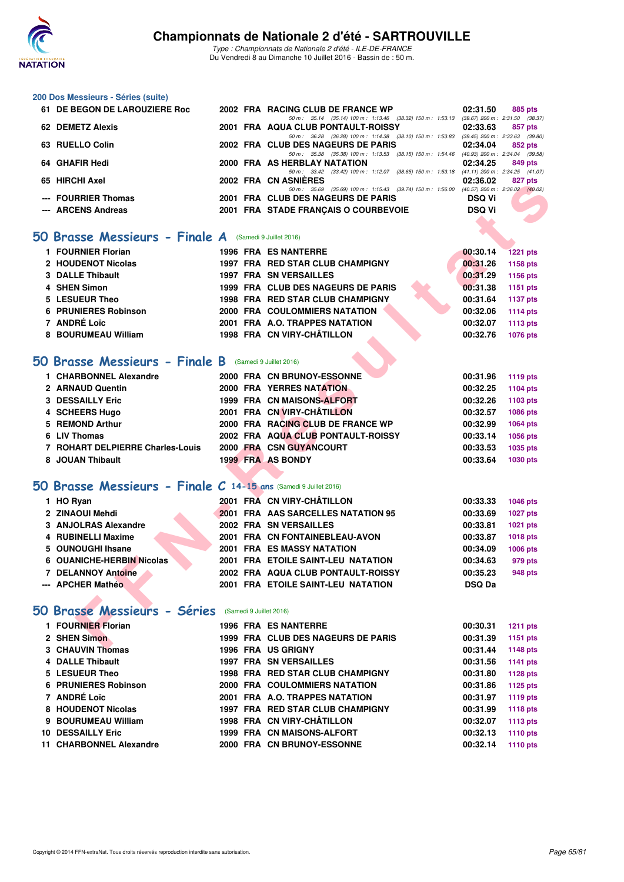# Championnats de Nationale 2 d'été - SARTROUVILLE

*Type : Championnats de Nationale 2 d'été - ILE-DE-FRANCE*
Du Vendredi 8 au Dimanche 10 Juillet 2016 - Bassin de : 50 m.

## 200 Dos Messieurs - Séries (suite)

| | | | | | | |
|---|---|---|---|---|---|---|
| 61 | DE BEGON DE LAROUZIERE Roc | 2002 | FRA | RACING CLUB DE FRANCE WP | 02:31.50 | 885 pts |
| | | | | 50 m : 35.14 (35.14) 100 m : 1:13.46 (38.32) 150 m : 1:53.13 (39.67) 200 m : 2:31.50 (38.37) | | |
| 62 | DEMETZ Alexis | 2001 | FRA | AQUA CLUB PONTAULT-ROISSY | 02:33.63 | 857 pts |
| | | | | 50 m : 36.28 (36.28) 100 m : 1:14.38 (38.10) 150 m : 1:53.83 (39.45) 200 m : 2:33.63 (39.80) | | |
| 63 | RUELLO Colin | 2002 | FRA | CLUB DES NAGEURS DE PARIS | 02:34.04 | 852 pts |
| | | | | 50 m : 35.38 (35.38) 100 m : 1:13.53 (38.15) 150 m : 1:54.46 (40.93) 200 m : 2:34.04 (39.58) | | |
| 64 | GHAFIR Hedi | 2000 | FRA | AS HERBLAY NATATION | 02:34.25 | 849 pts |
| | | | | 50 m : 33.42 (33.42) 100 m : 1:12.07 (38.65) 150 m : 1:53.18 (41.11) 200 m : 2:34.25 (41.07) | | |
| 65 | HIRCHI Axel | 2002 | FRA | CN ASNIÈRES | 02:36.02 | 827 pts |
| | | | | 50 m : 35.69 (35.69) 100 m : 1:15.43 (39.74) 150 m : 1:56.00 (40.57) 200 m : 2:36.02 (40.02) | | |
| --- | FOURRIER Thomas | 2001 | FRA | CLUB DES NAGEURS DE PARIS | DSQ Vi | |
| --- | ARCENS Andreas | 2001 | FRA | STADE FRANÇAIS O COURBEVOIE | DSQ Vi | |

## 50 Brasse Messieurs - Finale A (Samedi 9 Juillet 2016)

| | | | | | | |
|---|---|---|---|---|---|---|
| 1 | FOURNIER Florian | 1996 | FRA | ES NANTERRE | 00:30.14 | 1221 pts |
| 2 | HOUDENOT Nicolas | 1997 | FRA | RED STAR CLUB CHAMPIGNY | 00:31.26 | 1158 pts |
| 3 | DALLE Thibault | 1997 | FRA | SN VERSAILLES | 00:31.29 | 1156 pts |
| 4 | SHEN Simon | 1999 | FRA | CLUB DES NAGEURS DE PARIS | 00:31.38 | 1151 pts |
| 5 | LESUEUR Theo | 1998 | FRA | RED STAR CLUB CHAMPIGNY | 00:31.64 | 1137 pts |
| 6 | PRUNIERES Robinson | 2000 | FRA | COULOMMIERS NATATION | 00:32.06 | 1114 pts |
| 7 | ANDRÉ Loïc | 2001 | FRA | A.O. TRAPPES NATATION | 00:32.07 | 1113 pts |
| 8 | BOURUMEAU William | 1998 | FRA | CN VIRY-CHÂTILLON | 00:32.76 | 1076 pts |

## 50 Brasse Messieurs - Finale B (Samedi 9 Juillet 2016)

| | | | | | | |
|---|---|---|---|---|---|---|
| 1 | CHARBONNEL Alexandre | 2000 | FRA | CN BRUNOY-ESSONNE | 00:31.96 | 1119 pts |
| 2 | ARNAUD Quentin | 2000 | FRA | YERRES NATATION | 00:32.25 | 1104 pts |
| 3 | DESSAILLY Eric | 1999 | FRA | CN MAISONS-ALFORT | 00:32.26 | 1103 pts |
| 4 | SCHEERS Hugo | 2001 | FRA | CN VIRY-CHÂTILLON | 00:32.57 | 1086 pts |
| 5 | REMOND Arthur | 2000 | FRA | RACING CLUB DE FRANCE WP | 00:32.99 | 1064 pts |
| 6 | LIV Thomas | 2002 | FRA | AQUA CLUB PONTAULT-ROISSY | 00:33.14 | 1056 pts |
| 7 | ROHART DELPIERRE Charles-Louis | 2000 | FRA | CSN GUYANCOURT | 00:33.53 | 1035 pts |
| 8 | JOUAN Thibault | 1999 | FRA | AS BONDY | 00:33.64 | 1030 pts |

## 50 Brasse Messieurs - Finale C 14-15 ans (Samedi 9 Juillet 2016)

| | | | | | | |
|---|---|---|---|---|---|---|
| 1 | HO Ryan | 2001 | FRA | CN VIRY-CHÂTILLON | 00:33.33 | 1046 pts |
| 2 | ZINAOUI Mehdi | 2001 | FRA | AAS SARCELLES NATATION 95 | 00:33.69 | 1027 pts |
| 3 | ANJOLRAS Alexandre | 2002 | FRA | SN VERSAILLES | 00:33.81 | 1021 pts |
| 4 | RUBINELLI Maxime | 2001 | FRA | CN FONTAINEBLEAU-AVON | 00:33.87 | 1018 pts |
| 5 | OUNOUGHI Ihsane | 2001 | FRA | ES MASSY NATATION | 00:34.09 | 1006 pts |
| 6 | OUANICHE-HERBIN Nicolas | 2001 | FRA | ETOILE SAINT-LEU NATATION | 00:34.63 | 979 pts |
| 7 | DELANNOY Antoine | 2002 | FRA | AQUA CLUB PONTAULT-ROISSY | 00:35.23 | 948 pts |
| --- | APCHER Mathéo | 2001 | FRA | ETOILE SAINT-LEU NATATION | DSQ Da | |

## 50 Brasse Messieurs - Séries (Samedi 9 Juillet 2016)

| | | | | | | |
|---|---|---|---|---|---|---|
| 1 | FOURNIER Florian | 1996 | FRA | ES NANTERRE | 00:30.31 | 1211 pts |
| 2 | SHEN Simon | 1999 | FRA | CLUB DES NAGEURS DE PARIS | 00:31.39 | 1151 pts |
| 3 | CHAUVIN Thomas | 1996 | FRA | US GRIGNY | 00:31.44 | 1148 pts |
| 4 | DALLE Thibault | 1997 | FRA | SN VERSAILLES | 00:31.56 | 1141 pts |
| 5 | LESUEUR Theo | 1998 | FRA | RED STAR CLUB CHAMPIGNY | 00:31.80 | 1128 pts |
| 6 | PRUNIERES Robinson | 2000 | FRA | COULOMMIERS NATATION | 00:31.86 | 1125 pts |
| 7 | ANDRÉ Loïc | 2001 | FRA | A.O. TRAPPES NATATION | 00:31.97 | 1119 pts |
| 8 | HOUDENOT Nicolas | 1997 | FRA | RED STAR CLUB CHAMPIGNY | 00:31.99 | 1118 pts |
| 9 | BOURUMEAU William | 1998 | FRA | CN VIRY-CHÂTILLON | 00:32.07 | 1113 pts |
| 10 | DESSAILLY Eric | 1999 | FRA | CN MAISONS-ALFORT | 00:32.13 | 1110 pts |
| 11 | CHARBONNEL Alexandre | 2000 | FRA | CN BRUNOY-ESSONNE | 00:32.14 | 1110 pts |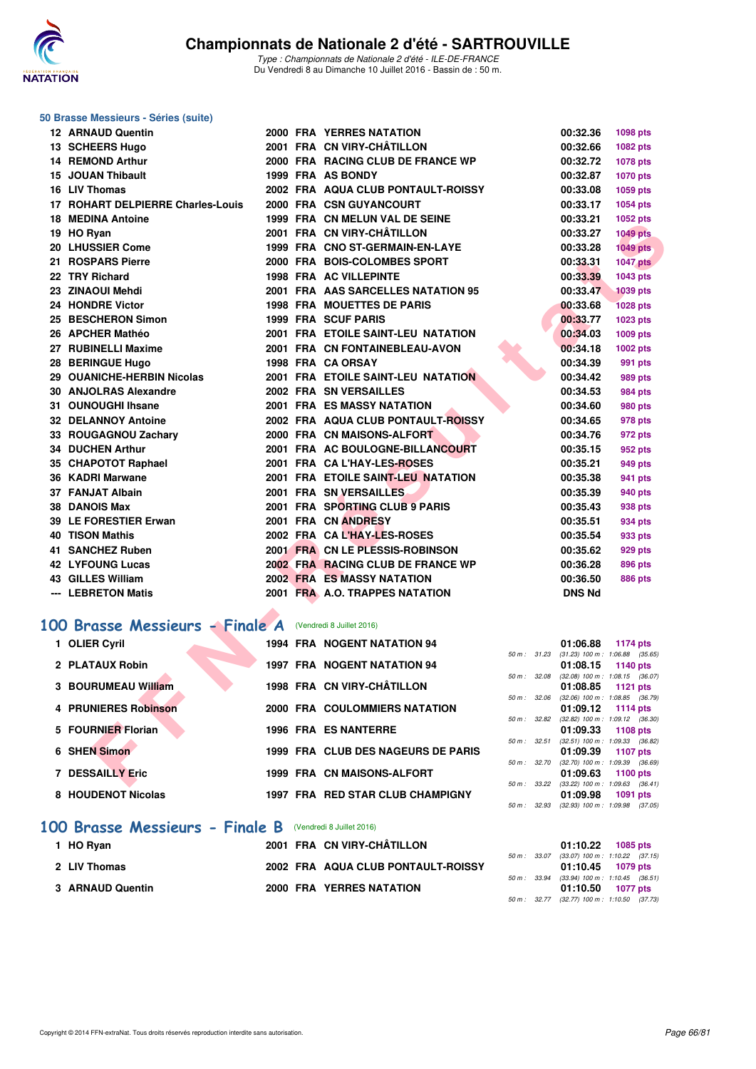# Championnats de Nationale 2 d'été - SARTROUVILLE

*Type : Championnats de Nationale 2 d'été - ILE-DE-FRANCE*

Du Vendredi 8 au Dimanche 10 Juillet 2016 - Bassin de : 50 m.

## 50 Brasse Messieurs - Séries (suite)

| | Nom | Année | Nat. | Club | Temps | Points |
|---|---|---|---|---|---|---|
| 12 | ARNAUD Quentin | 2000 | FRA | YERRES NATATION | 00:32.36 | 1098 pts |
| 13 | SCHEERS Hugo | 2001 | FRA | CN VIRY-CHÂTILLON | 00:32.66 | 1082 pts |
| 14 | REMOND Arthur | 2000 | FRA | RACING CLUB DE FRANCE WP | 00:32.72 | 1078 pts |
| 15 | JOUAN Thibault | 1999 | FRA | AS BONDY | 00:32.87 | 1070 pts |
| 16 | LIV Thomas | 2002 | FRA | AQUA CLUB PONTAULT-ROISSY | 00:33.08 | 1059 pts |
| 17 | ROHART DELPIERRE Charles-Louis | 2000 | FRA | CSN GUYANCOURT | 00:33.17 | 1054 pts |
| 18 | MEDINA Antoine | 1999 | FRA | CN MELUN VAL DE SEINE | 00:33.21 | 1052 pts |
| 19 | HO Ryan | 2001 | FRA | CN VIRY-CHÂTILLON | 00:33.27 | 1049 pts |
| 20 | LHUSSIER Come | 1999 | FRA | CNO ST-GERMAIN-EN-LAYE | 00:33.28 | 1049 pts |
| 21 | ROSPARS Pierre | 2000 | FRA | BOIS-COLOMBES SPORT | 00:33.31 | 1047 pts |
| 22 | TRY Richard | 1998 | FRA | AC VILLEPINTE | 00:33.39 | 1043 pts |
| 23 | ZINAOUI Mehdi | 2001 | FRA | AAS SARCELLES NATATION 95 | 00:33.47 | 1039 pts |
| 24 | HONDRE Victor | 1998 | FRA | MOUETTES DE PARIS | 00:33.68 | 1028 pts |
| 25 | BESCHERON Simon | 1999 | FRA | SCUF PARIS | 00:33.77 | 1023 pts |
| 26 | APCHER Mathéo | 2001 | FRA | ETOILE SAINT-LEU NATATION | 00:34.03 | 1009 pts |
| 27 | RUBINELLI Maxime | 2001 | FRA | CN FONTAINEBLEAU-AVON | 00:34.18 | 1002 pts |
| 28 | BERINGUE Hugo | 1998 | FRA | CA ORSAY | 00:34.39 | 991 pts |
| 29 | OUANICHE-HERBIN Nicolas | 2001 | FRA | ETOILE SAINT-LEU NATATION | 00:34.42 | 989 pts |
| 30 | ANJOLRAS Alexandre | 2002 | FRA | SN VERSAILLES | 00:34.53 | 984 pts |
| 31 | OUNOUGHI Ihsane | 2001 | FRA | ES MASSY NATATION | 00:34.60 | 980 pts |
| 32 | DELANNOY Antoine | 2002 | FRA | AQUA CLUB PONTAULT-ROISSY | 00:34.65 | 978 pts |
| 33 | ROUGAGNOU Zachary | 2000 | FRA | CN MAISONS-ALFORT | 00:34.76 | 972 pts |
| 34 | DUCHEN Arthur | 2001 | FRA | AC BOULOGNE-BILLANCOURT | 00:35.15 | 952 pts |
| 35 | CHAPOTOT Raphael | 2001 | FRA | CA L'HAY-LES-ROSES | 00:35.21 | 949 pts |
| 36 | KADRI Marwane | 2001 | FRA | ETOILE SAINT-LEU NATATION | 00:35.38 | 941 pts |
| 37 | FANJAT Albain | 2001 | FRA | SN VERSAILLES | 00:35.39 | 940 pts |
| 38 | DANOIS Max | 2001 | FRA | SPORTING CLUB 9 PARIS | 00:35.43 | 938 pts |
| 39 | LE FORESTIER Erwan | 2001 | FRA | CN ANDRESY | 00:35.51 | 934 pts |
| 40 | TISON Mathis | 2002 | FRA | CA L'HAY-LES-ROSES | 00:35.54 | 933 pts |
| 41 | SANCHEZ Ruben | 2001 | FRA | CN LE PLESSIS-ROBINSON | 00:35.62 | 929 pts |
| 42 | LYFOUNG Lucas | 2002 | FRA | RACING CLUB DE FRANCE WP | 00:36.28 | 896 pts |
| 43 | GILLES William | 2002 | FRA | ES MASSY NATATION | 00:36.50 | 886 pts |
| --- | LEBRETON Matis | 2001 | FRA | A.O. TRAPPES NATATION | DNS Nd | |

## 100 Brasse Messieurs - Finale A (Vendredi 8 Juillet 2016)

| | Nom | Année | Nat. | Club | Temps | Points | Splits |
|---|---|---|---|---|---|---|---|
| 1 | OLIER Cyril | 1994 | FRA | NOGENT NATATION 94 | 01:06.88 | 1174 pts | 50 m : 31.23 (31.23) 100 m : 1:06.88 (35.65) |
| 2 | PLATAUX Robin | 1997 | FRA | NOGENT NATATION 94 | 01:08.15 | 1140 pts | 50 m : 32.08 (32.08) 100 m : 1:08.15 (36.07) |
| 3 | BOURUMEAU William | 1998 | FRA | CN VIRY-CHÂTILLON | 01:08.85 | 1121 pts | 50 m : 32.06 (32.06) 100 m : 1:08.85 (36.79) |
| 4 | PRUNIERES Robinson | 2000 | FRA | COULOMMIERS NATATION | 01:09.12 | 1114 pts | 50 m : 32.82 (32.82) 100 m : 1:09.12 (36.30) |
| 5 | FOURNIER Florian | 1996 | FRA | ES NANTERRE | 01:09.33 | 1108 pts | 50 m : 32.51 (32.51) 100 m : 1:09.33 (36.82) |
| 6 | SHEN Simon | 1999 | FRA | CLUB DES NAGEURS DE PARIS | 01:09.39 | 1107 pts | 50 m : 32.70 (32.70) 100 m : 1:09.39 (36.69) |
| 7 | DESSAILLY Eric | 1999 | FRA | CN MAISONS-ALFORT | 01:09.63 | 1100 pts | 50 m : 33.22 (33.22) 100 m : 1:09.63 (36.41) |
| 8 | HOUDENOT Nicolas | 1997 | FRA | RED STAR CLUB CHAMPIGNY | 01:09.98 | 1091 pts | 50 m : 32.93 (32.93) 100 m : 1:09.98 (37.05) |

## 100 Brasse Messieurs - Finale B (Vendredi 8 Juillet 2016)

| | Nom | Année | Nat. | Club | Temps | Points | Splits |
|---|---|---|---|---|---|---|---|
| 1 | HO Ryan | 2001 | FRA | CN VIRY-CHÂTILLON | 01:10.22 | 1085 pts | 50 m : 33.07 (33.07) 100 m : 1:10.22 (37.15) |
| 2 | LIV Thomas | 2002 | FRA | AQUA CLUB PONTAULT-ROISSY | 01:10.45 | 1079 pts | 50 m : 33.94 (33.94) 100 m : 1:10.45 (36.51) |
| 3 | ARNAUD Quentin | 2000 | FRA | YERRES NATATION | 01:10.50 | 1077 pts | 50 m : 32.77 (32.77) 100 m : 1:10.50 (37.73) |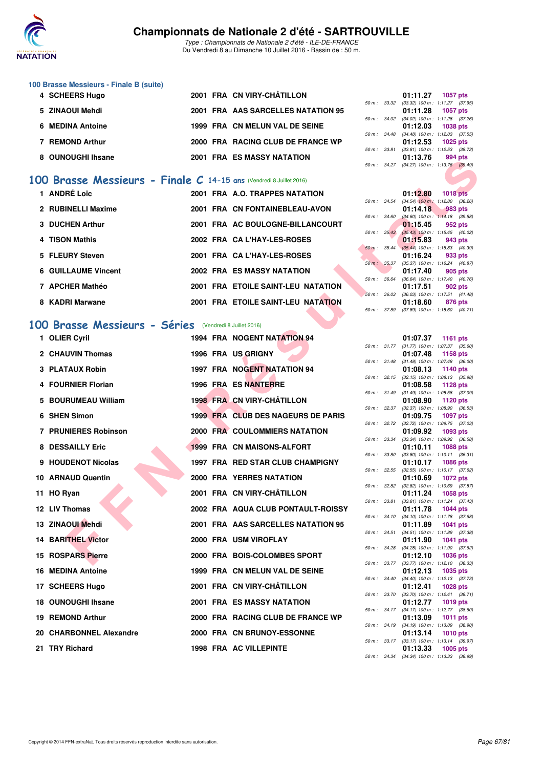### 100 Brasse Messieurs - Finale B (suite)

| Rang | Nom | Année | Nat | Club | Temps | Points | Splits |
|---|---|---|---|---|---|---|---|
| 4 | SCHEERS Hugo | 2001 | FRA | CN VIRY-CHÂTILLON | 01:11.27 | 1057 pts | 50 m : 33.32 (33.32) 100 m : 1:11.27 (37.95) |
| 5 | ZINAOUI Mehdi | 2001 | FRA | AAS SARCELLES NATATION 95 | 01:11.28 | 1057 pts | 50 m : 34.02 (34.02) 100 m : 1:11.28 (37.26) |
| 6 | MEDINA Antoine | 1999 | FRA | CN MELUN VAL DE SEINE | 01:12.03 | 1038 pts | 50 m : 34.48 (34.48) 100 m : 1:12.03 (37.55) |
| 7 | REMOND Arthur | 2000 | FRA | RACING CLUB DE FRANCE WP | 01:12.53 | 1025 pts | 50 m : 33.81 (33.81) 100 m : 1:12.53 (38.72) |
| 8 | OUNOUGHI Ihsane | 2001 | FRA | ES MASSY NATATION | 01:13.76 | 994 pts | 50 m : 34.27 (34.27) 100 m : 1:13.76 (39.49) |

## 100 Brasse Messieurs - Finale C 14-15 ans (Vendredi 8 Juillet 2016)

| Rang | Nom | Année | Nat | Club | Temps | Points | Splits |
|---|---|---|---|---|---|---|---|
| 1 | ANDRÉ Loïc | 2001 | FRA | A.O. TRAPPES NATATION | 01:12.80 | 1018 pts | 50 m : 34.54 (34.54) 100 m : 1:12.80 (38.26) |
| 2 | RUBINELLI Maxime | 2001 | FRA | CN FONTAINEBLEAU-AVON | 01:14.18 | 983 pts | 50 m : 34.60 (34.60) 100 m : 1:14.18 (39.58) |
| 3 | DUCHEN Arthur | 2001 | FRA | AC BOULOGNE-BILLANCOURT | 01:15.45 | 952 pts | 50 m : 35.43 (35.43) 100 m : 1:15.45 (40.02) |
| 4 | TISON Mathis | 2002 | FRA | CA L'HAY-LES-ROSES | 01:15.83 | 943 pts | 50 m : 35.44 (35.44) 100 m : 1:15.83 (40.39) |
| 5 | FLEURY Steven | 2001 | FRA | CA L'HAY-LES-ROSES | 01:16.24 | 933 pts | 50 m : 35.37 (35.37) 100 m : 1:16.24 (40.87) |
| 6 | GUILLAUME Vincent | 2002 | FRA | ES MASSY NATATION | 01:17.40 | 905 pts | 50 m : 36.64 (36.64) 100 m : 1:17.40 (40.76) |
| 7 | APCHER Mathéo | 2001 | FRA | ETOILE SAINT-LEU NATATION | 01:17.51 | 902 pts | 50 m : 36.03 (36.03) 100 m : 1:17.51 (41.48) |
| 8 | KADRI Marwane | 2001 | FRA | ETOILE SAINT-LEU NATATION | 01:18.60 | 876 pts | 50 m : 37.89 (37.89) 100 m : 1:18.60 (40.71) |

## 100 Brasse Messieurs - Séries (Vendredi 8 Juillet 2016)

| Rang | Nom | Année | Nat | Club | Temps | Points | Splits |
|---|---|---|---|---|---|---|---|
| 1 | OLIER Cyril | 1994 | FRA | NOGENT NATATION 94 | 01:07.37 | 1161 pts | 50 m : 31.77 (31.77) 100 m : 1:07.37 (35.60) |
| 2 | CHAUVIN Thomas | 1996 | FRA | US GRIGNY | 01:07.48 | 1158 pts | 50 m : 31.48 (31.48) 100 m : 1:07.48 (36.00) |
| 3 | PLATAUX Robin | 1997 | FRA | NOGENT NATATION 94 | 01:08.13 | 1140 pts | 50 m : 32.15 (32.15) 100 m : 1:08.13 (35.98) |
| 4 | FOURNIER Florian | 1996 | FRA | ES NANTERRE | 01:08.58 | 1128 pts | 50 m : 31.49 (31.49) 100 m : 1:08.58 (37.09) |
| 5 | BOURUMEAU William | 1998 | FRA | CN VIRY-CHÂTILLON | 01:08.90 | 1120 pts | 50 m : 32.37 (32.37) 100 m : 1:08.90 (36.53) |
| 6 | SHEN Simon | 1999 | FRA | CLUB DES NAGEURS DE PARIS | 01:09.75 | 1097 pts | 50 m : 32.72 (32.72) 100 m : 1:09.75 (37.03) |
| 7 | PRUNIERES Robinson | 2000 | FRA | COULOMMIERS NATATION | 01:09.92 | 1093 pts | 50 m : 33.34 (33.34) 100 m : 1:09.92 (36.58) |
| 8 | DESSAILLY Eric | 1999 | FRA | CN MAISONS-ALFORT | 01:10.11 | 1088 pts | 50 m : 33.80 (33.80) 100 m : 1:10.11 (36.31) |
| 9 | HOUDENOT Nicolas | 1997 | FRA | RED STAR CLUB CHAMPIGNY | 01:10.17 | 1086 pts | 50 m : 32.55 (32.55) 100 m : 1:10.17 (37.62) |
| 10 | ARNAUD Quentin | 2000 | FRA | YERRES NATATION | 01:10.69 | 1072 pts | 50 m : 32.82 (32.82) 100 m : 1:10.69 (37.87) |
| 11 | HO Ryan | 2001 | FRA | CN VIRY-CHÂTILLON | 01:11.24 | 1058 pts | 50 m : 33.81 (33.81) 100 m : 1:11.24 (37.43) |
| 12 | LIV Thomas | 2002 | FRA | AQUA CLUB PONTAULT-ROISSY | 01:11.78 | 1044 pts | 50 m : 34.10 (34.10) 100 m : 1:11.78 (37.68) |
| 13 | ZINAOUI Mehdi | 2001 | FRA | AAS SARCELLES NATATION 95 | 01:11.89 | 1041 pts | 50 m : 34.51 (34.51) 100 m : 1:11.89 (37.38) |
| 14 | BARITHEL Victor | 2000 | FRA | USM VIROFLAY | 01:11.90 | 1041 pts | 50 m : 34.28 (34.28) 100 m : 1:11.90 (37.62) |
| 15 | ROSPARS Pierre | 2000 | FRA | BOIS-COLOMBES SPORT | 01:12.10 | 1036 pts | 50 m : 33.77 (33.77) 100 m : 1:12.10 (38.33) |
| 16 | MEDINA Antoine | 1999 | FRA | CN MELUN VAL DE SEINE | 01:12.13 | 1035 pts | 50 m : 34.40 (34.40) 100 m : 1:12.13 (37.73) |
| 17 | SCHEERS Hugo | 2001 | FRA | CN VIRY-CHÂTILLON | 01:12.41 | 1028 pts | 50 m : 33.70 (33.70) 100 m : 1:12.41 (38.71) |
| 18 | OUNOUGHI Ihsane | 2001 | FRA | ES MASSY NATATION | 01:12.77 | 1019 pts | 50 m : 34.17 (34.17) 100 m : 1:12.77 (38.60) |
| 19 | REMOND Arthur | 2000 | FRA | RACING CLUB DE FRANCE WP | 01:13.09 | 1011 pts | 50 m : 34.19 (34.19) 100 m : 1:13.09 (38.90) |
| 20 | CHARBONNEL Alexandre | 2000 | FRA | CN BRUNOY-ESSONNE | 01:13.14 | 1010 pts | 50 m : 33.17 (33.17) 100 m : 1:13.14 (39.97) |
| 21 | TRY Richard | 1998 | FRA | AC VILLEPINTE | 01:13.33 | 1005 pts | 50 m : 34.34 (34.34) 100 m : 1:13.33 (38.99) |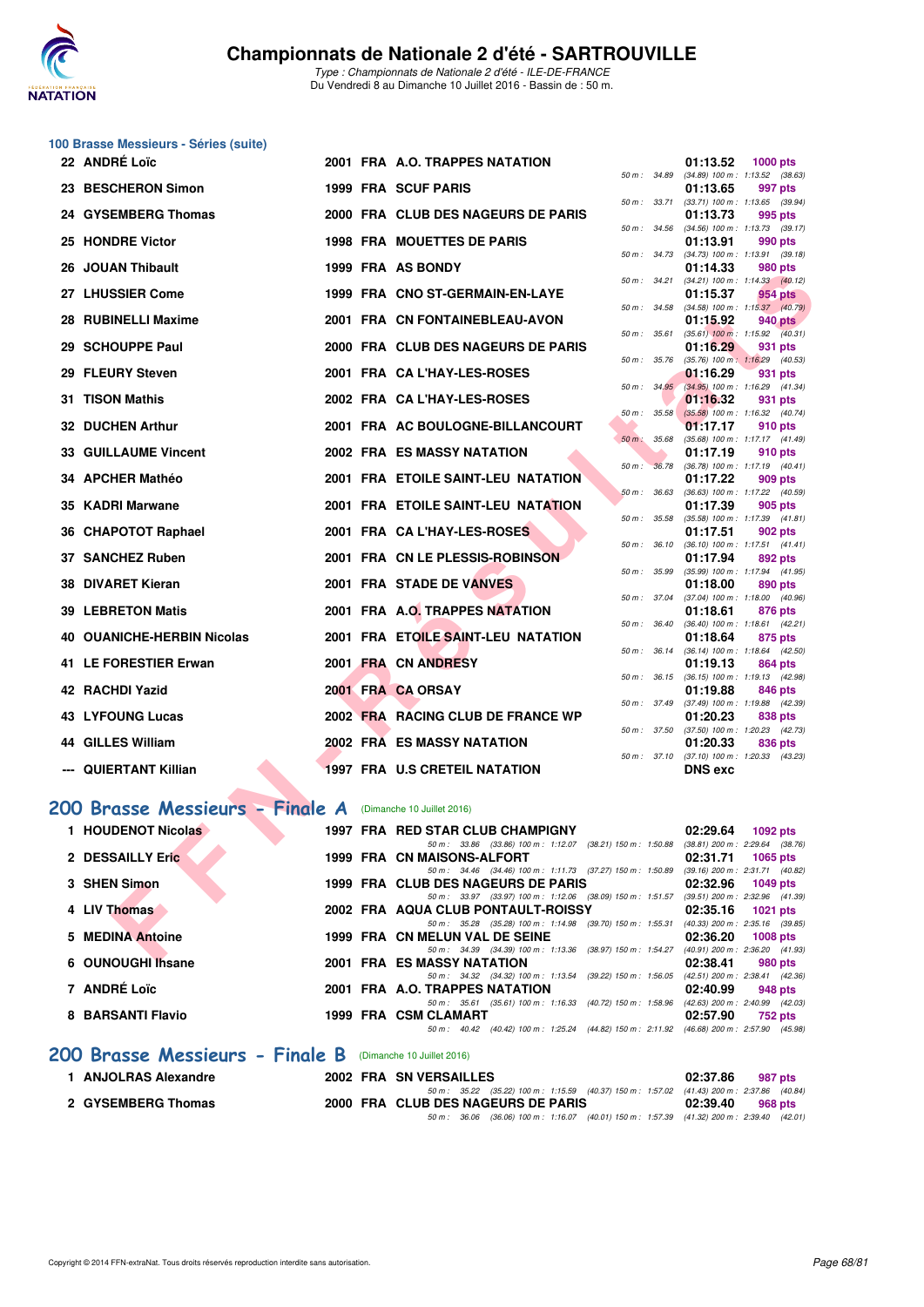# Championnats de Nationale 2 d'été - SARTROUVILLE

*Type : Championnats de Nationale 2 d'été - ILE-DE-FRANCE*
Du Vendredi 8 au Dimanche 10 Juillet 2016 - Bassin de : 50 m.

## 100 Brasse Messieurs - Séries (suite)

| Rang | Nom | Année | Nat | Club | 50 m | 100 m | Temps | Points |
|---|---|---|---|---|---|---|---|---|
| 22 | ANDRÉ Loïc | 2001 | FRA | A.O. TRAPPES NATATION | 34.89 | (34.89) 100 m : 1:13.52 (38.63) | 01:13.52 | 1000 pts |
| 23 | BESCHERON Simon | 1999 | FRA | SCUF PARIS | 33.71 | (33.71) 100 m : 1:13.65 (39.94) | 01:13.65 | 997 pts |
| 24 | GYSEMBERG Thomas | 2000 | FRA | CLUB DES NAGEURS DE PARIS | 34.56 | (34.56) 100 m : 1:13.73 (39.17) | 01:13.73 | 995 pts |
| 25 | HONDRE Victor | 1998 | FRA | MOUETTES DE PARIS | 34.73 | (34.73) 100 m : 1:13.91 (39.18) | 01:13.91 | 990 pts |
| 26 | JOUAN Thibault | 1999 | FRA | AS BONDY | 34.21 | (34.21) 100 m : 1:14.33 (40.12) | 01:14.33 | 980 pts |
| 27 | LHUSSIER Come | 1999 | FRA | CNO ST-GERMAIN-EN-LAYE | 34.58 | (34.58) 100 m : 1:15.37 (40.79) | 01:15.37 | 954 pts |
| 28 | RUBINELLI Maxime | 2001 | FRA | CN FONTAINEBLEAU-AVON | 35.61 | (35.61) 100 m : 1:15.92 (40.31) | 01:15.92 | 940 pts |
| 29 | SCHOUPPE Paul | 2000 | FRA | CLUB DES NAGEURS DE PARIS | 35.76 | (35.76) 100 m : 1:16.29 (40.53) | 01:16.29 | 931 pts |
| 29 | FLEURY Steven | 2001 | FRA | CA L'HAY-LES-ROSES | 34.95 | (34.95) 100 m : 1:16.29 (41.34) | 01:16.29 | 931 pts |
| 31 | TISON Mathis | 2002 | FRA | CA L'HAY-LES-ROSES | 35.58 | (35.58) 100 m : 1:16.32 (40.74) | 01:16.32 | 931 pts |
| 32 | DUCHEN Arthur | 2001 | FRA | AC BOULOGNE-BILLANCOURT | 35.68 | (35.68) 100 m : 1:17.17 (41.49) | 01:17.17 | 910 pts |
| 33 | GUILLAUME Vincent | 2002 | FRA | ES MASSY NATATION | 36.78 | (36.78) 100 m : 1:17.19 (40.41) | 01:17.19 | 910 pts |
| 34 | APCHER Mathéo | 2001 | FRA | ETOILE SAINT-LEU NATATION | 36.63 | (36.63) 100 m : 1:17.22 (40.59) | 01:17.22 | 909 pts |
| 35 | KADRI Marwane | 2001 | FRA | ETOILE SAINT-LEU NATATION | 35.58 | (35.58) 100 m : 1:17.39 (41.81) | 01:17.39 | 905 pts |
| 36 | CHAPOTOT Raphael | 2001 | FRA | CA L'HAY-LES-ROSES | 36.10 | (36.10) 100 m : 1:17.51 (41.41) | 01:17.51 | 902 pts |
| 37 | SANCHEZ Ruben | 2001 | FRA | CN LE PLESSIS-ROBINSON | 35.99 | (35.99) 100 m : 1:17.94 (41.95) | 01:17.94 | 892 pts |
| 38 | DIVARET Kieran | 2001 | FRA | STADE DE VANVES | 37.04 | (37.04) 100 m : 1:18.00 (40.96) | 01:18.00 | 890 pts |
| 39 | LEBRETON Matis | 2001 | FRA | A.O. TRAPPES NATATION | 36.40 | (36.40) 100 m : 1:18.61 (42.21) | 01:18.61 | 876 pts |
| 40 | OUANICHE-HERBIN Nicolas | 2001 | FRA | ETOILE SAINT-LEU NATATION | 36.14 | (36.14) 100 m : 1:18.64 (42.50) | 01:18.64 | 875 pts |
| 41 | LE FORESTIER Erwan | 2001 | FRA | CN ANDRESY | 36.15 | (36.15) 100 m : 1:19.13 (42.98) | 01:19.13 | 864 pts |
| 42 | RACHDI Yazid | 2001 | FRA | CA ORSAY | 37.49 | (37.49) 100 m : 1:19.88 (42.39) | 01:19.88 | 846 pts |
| 43 | LYFOUNG Lucas | 2002 | FRA | RACING CLUB DE FRANCE WP | 37.50 | (37.50) 100 m : 1:20.23 (42.73) | 01:20.23 | 838 pts |
| 44 | GILLES William | 2002 | FRA | ES MASSY NATATION | 37.10 | (37.10) 100 m : 1:20.33 (43.23) | 01:20.33 | 836 pts |
| --- | QUIERTANT Killian | 1997 | FRA | U.S CRETEIL NATATION | | | DNS exc | |

## 200 Brasse Messieurs - Finale A (Dimanche 10 Juillet 2016)

| Rang | Nom | Année | Nat | Club | Temps | Points |
|---|---|---|---|---|---|---|
| 1 | HOUDENOT Nicolas | 1997 | FRA | RED STAR CLUB CHAMPIGNY | 02:29.64 | 1092 pts |
| | 50 m : 33.86 (33.86) 100 m : 1:12.07 (38.21) 150 m : 1:50.88 (38.81) 200 m : 2:29.64 (38.76) | | | | | |
| 2 | DESSAILLY Eric | 1999 | FRA | CN MAISONS-ALFORT | 02:31.71 | 1065 pts |
| | 50 m : 34.46 (34.46) 100 m : 1:11.73 (37.27) 150 m : 1:50.89 (39.16) 200 m : 2:31.71 (40.82) | | | | | |
| 3 | SHEN Simon | 1999 | FRA | CLUB DES NAGEURS DE PARIS | 02:32.96 | 1049 pts |
| | 50 m : 33.97 (33.97) 100 m : 1:12.06 (38.09) 150 m : 1:51.57 (39.51) 200 m : 2:32.96 (41.39) | | | | | |
| 4 | LIV Thomas | 2002 | FRA | AQUA CLUB PONTAULT-ROISSY | 02:35.16 | 1021 pts |
| | 50 m : 35.28 (35.28) 100 m : 1:14.98 (39.70) 150 m : 1:55.31 (40.33) 200 m : 2:35.16 (39.85) | | | | | |
| 5 | MEDINA Antoine | 1999 | FRA | CN MELUN VAL DE SEINE | 02:36.20 | 1008 pts |
| | 50 m : 34.39 (34.39) 100 m : 1:13.36 (38.97) 150 m : 1:54.27 (40.91) 200 m : 2:36.20 (41.93) | | | | | |
| 6 | OUNOUGHI Ihsane | 2001 | FRA | ES MASSY NATATION | 02:38.41 | 980 pts |
| | 50 m : 34.32 (34.32) 100 m : 1:13.54 (39.22) 150 m : 1:56.05 (42.51) 200 m : 2:38.41 (42.36) | | | | | |
| 7 | ANDRÉ Loïc | 2001 | FRA | A.O. TRAPPES NATATION | 02:40.99 | 948 pts |
| | 50 m : 35.61 (35.61) 100 m : 1:16.33 (40.72) 150 m : 1:58.96 (42.63) 200 m : 2:40.99 (42.03) | | | | | |
| 8 | BARSANTI Flavio | 1999 | FRA | CSM CLAMART | 02:57.90 | 752 pts |
| | 50 m : 40.42 (40.42) 100 m : 1:25.24 (44.82) 150 m : 2:11.92 (46.68) 200 m : 2:57.90 (45.98) | | | | | |

## 200 Brasse Messieurs - Finale B (Dimanche 10 Juillet 2016)

| Rang | Nom | Année | Nat | Club | Temps | Points |
|---|---|---|---|---|---|---|
| 1 | ANJOLRAS Alexandre | 2002 | FRA | SN VERSAILLES | 02:37.86 | 987 pts |
| | 50 m : 35.22 (35.22) 100 m : 1:15.59 (40.37) 150 m : 1:57.02 (41.43) 200 m : 2:37.86 (40.84) | | | | | |
| 2 | GYSEMBERG Thomas | 2000 | FRA | CLUB DES NAGEURS DE PARIS | 02:39.40 | 968 pts |
| | 50 m : 36.06 (36.06) 100 m : 1:16.07 (40.01) 150 m : 1:57.39 (41.32) 200 m : 2:39.40 (42.01) | | | | | |

Copyright © 2014 FFN-extraNat. Tous droits réservés reproduction interdite sans autorisation.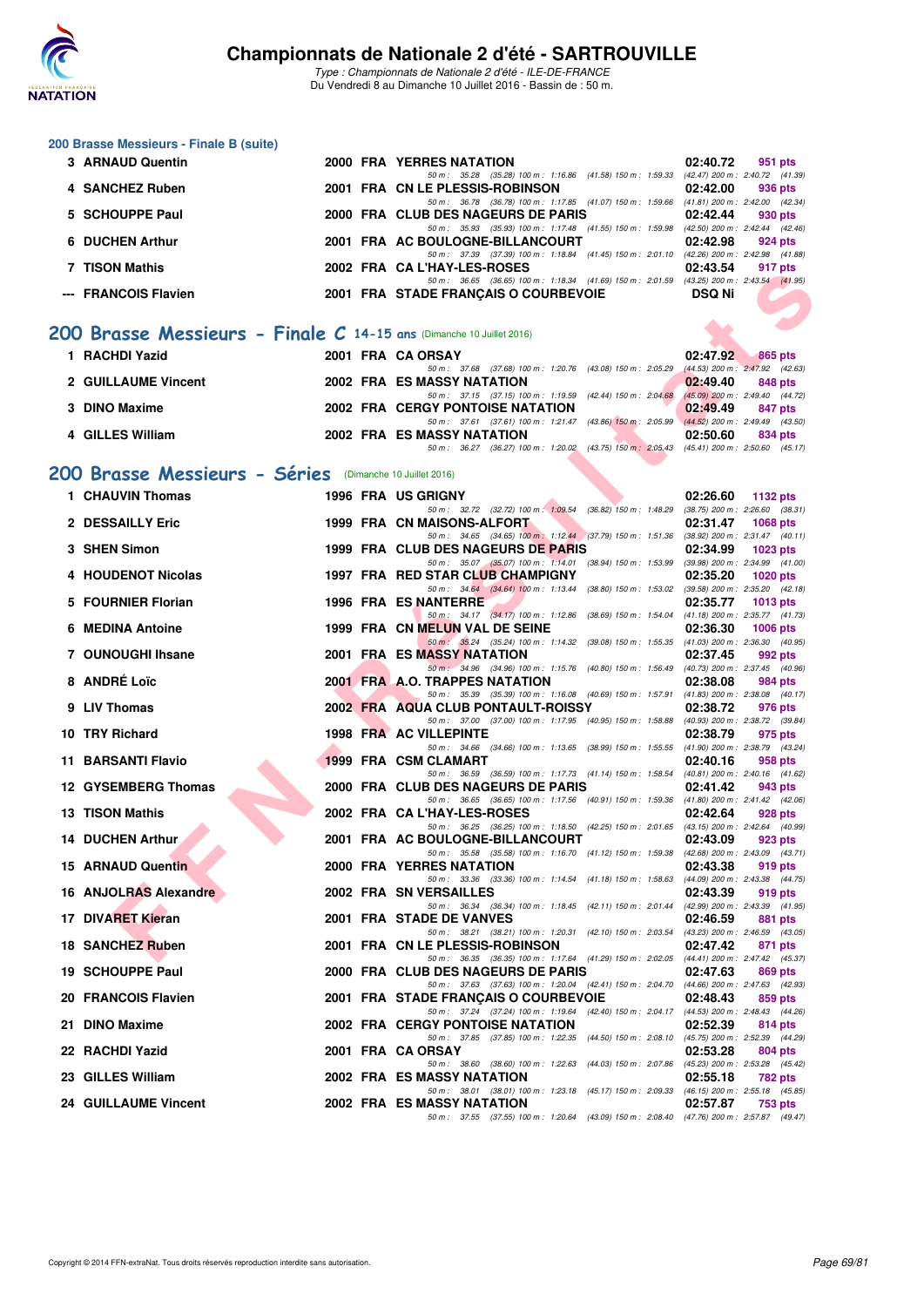### 200 Brasse Messieurs - Finale B (suite)

| Rang | Nom | Année | Nat | Club | Temps | Points |
|---|---|---|---|---|---|---|
| 3 | ARNAUD Quentin | 2000 | FRA | YERRES NATATION | 02:40.72 | 951 pts |
| | | | | 50 m : 35.28 (35.28) 100 m : 1:16.86 (41.58) 150 m : 1:59.33 (42.47) 200 m : 2:40.72 (41.39) | | |
| 4 | SANCHEZ Ruben | 2001 | FRA | CN LE PLESSIS-ROBINSON | 02:42.00 | 936 pts |
| | | | | 50 m : 36.78 (36.78) 100 m : 1:17.85 (41.07) 150 m : 1:59.66 (41.81) 200 m : 2:42.00 (42.34) | | |
| 5 | SCHOUPPE Paul | 2000 | FRA | CLUB DES NAGEURS DE PARIS | 02:42.44 | 930 pts |
| | | | | 50 m : 35.93 (35.93) 100 m : 1:17.48 (41.55) 150 m : 1:59.98 (42.50) 200 m : 2:42.44 (42.46) | | |
| 6 | DUCHEN Arthur | 2001 | FRA | AC BOULOGNE-BILLANCOURT | 02:42.98 | 924 pts |
| | | | | 50 m : 37.39 (37.39) 100 m : 1:18.84 (41.45) 150 m : 2:01.10 (42.26) 200 m : 2:42.98 (41.88) | | |
| 7 | TISON Mathis | 2002 | FRA | CA L'HAY-LES-ROSES | 02:43.54 | 917 pts |
| | | | | 50 m : 36.65 (36.65) 100 m : 1:18.34 (41.69) 150 m : 2:01.59 (43.25) 200 m : 2:43.54 (41.95) | | |
| --- | FRANCOIS Flavien | 2001 | FRA | STADE FRANÇAIS O COURBEVOIE | DSQ Ni | |

## 200 Brasse Messieurs - Finale C 14-15 ans (Dimanche 10 Juillet 2016)

| Rang | Nom | Année | Nat | Club | Temps | Points |
|---|---|---|---|---|---|---|
| 1 | RACHDI Yazid | 2001 | FRA | CA ORSAY | 02:47.92 | 865 pts |
| | | | | 50 m : 37.68 (37.68) 100 m : 1:20.76 (43.08) 150 m : 2:05.29 (44.53) 200 m : 2:47.92 (42.63) | | |
| 2 | GUILLAUME Vincent | 2002 | FRA | ES MASSY NATATION | 02:49.40 | 848 pts |
| | | | | 50 m : 37.15 (37.15) 100 m : 1:19.59 (42.44) 150 m : 2:04.68 (45.09) 200 m : 2:49.40 (44.72) | | |
| 3 | DINO Maxime | 2002 | FRA | CERGY PONTOISE NATATION | 02:49.49 | 847 pts |
| | | | | 50 m : 37.61 (37.61) 100 m : 1:21.47 (43.86) 150 m : 2:05.99 (44.52) 200 m : 2:49.49 (43.50) | | |
| 4 | GILLES William | 2002 | FRA | ES MASSY NATATION | 02:50.60 | 834 pts |
| | | | | 50 m : 36.27 (36.27) 100 m : 1:20.02 (43.75) 150 m : 2:05.43 (45.41) 200 m : 2:50.60 (45.17) | | |

## 200 Brasse Messieurs - Séries (Dimanche 10 Juillet 2016)

| Rang | Nom | Année | Nat | Club | Temps | Points |
|---|---|---|---|---|---|---|
| 1 | CHAUVIN Thomas | 1996 | FRA | US GRIGNY | 02:26.60 | 1132 pts |
| | | | | 50 m : 32.72 (32.72) 100 m : 1:09.54 (36.82) 150 m : 1:48.29 (38.75) 200 m : 2:26.60 (38.31) | | |
| 2 | DESSAILLY Eric | 1999 | FRA | CN MAISONS-ALFORT | 02:31.47 | 1068 pts |
| | | | | 50 m : 34.65 (34.65) 100 m : 1:12.44 (37.79) 150 m : 1:51.36 (38.92) 200 m : 2:31.47 (40.11) | | |
| 3 | SHEN Simon | 1999 | FRA | CLUB DES NAGEURS DE PARIS | 02:34.99 | 1023 pts |
| | | | | 50 m : 35.07 (35.07) 100 m : 1:14.01 (38.94) 150 m : 1:53.99 (39.98) 200 m : 2:34.99 (41.00) | | |
| 4 | HOUDENOT Nicolas | 1997 | FRA | RED STAR CLUB CHAMPIGNY | 02:35.20 | 1020 pts |
| | | | | 50 m : 34.64 (34.64) 100 m : 1:13.44 (38.80) 150 m : 1:53.02 (39.58) 200 m : 2:35.20 (42.18) | | |
| 5 | FOURNIER Florian | 1996 | FRA | ES NANTERRE | 02:35.77 | 1013 pts |
| | | | | 50 m : 34.17 (34.17) 100 m : 1:12.86 (38.69) 150 m : 1:54.04 (41.18) 200 m : 2:35.77 (41.73) | | |
| 6 | MEDINA Antoine | 1999 | FRA | CN MELUN VAL DE SEINE | 02:36.30 | 1006 pts |
| | | | | 50 m : 35.24 (35.24) 100 m : 1:14.32 (39.08) 150 m : 1:55.35 (41.03) 200 m : 2:36.30 (40.95) | | |
| 7 | OUNOUGHI Ihsane | 2001 | FRA | ES MASSY NATATION | 02:37.45 | 992 pts |
| | | | | 50 m : 34.96 (34.96) 100 m : 1:15.76 (40.80) 150 m : 1:56.49 (40.73) 200 m : 2:37.45 (40.96) | | |
| 8 | ANDRÉ Loïc | 2001 | FRA | A.O. TRAPPES NATATION | 02:38.08 | 984 pts |
| | | | | 50 m : 35.39 (35.39) 100 m : 1:16.08 (40.69) 150 m : 1:57.91 (41.83) 200 m : 2:38.08 (40.17) | | |
| 9 | LIV Thomas | 2002 | FRA | AQUA CLUB PONTAULT-ROISSY | 02:38.72 | 976 pts |
| | | | | 50 m : 37.00 (37.00) 100 m : 1:17.95 (40.95) 150 m : 1:58.88 (40.93) 200 m : 2:38.72 (39.84) | | |
| 10 | TRY Richard | 1998 | FRA | AC VILLEPINTE | 02:38.79 | 975 pts |
| | | | | 50 m : 34.66 (34.66) 100 m : 1:13.65 (38.99) 150 m : 1:55.55 (41.90) 200 m : 2:38.79 (43.24) | | |
| 11 | BARSANTI Flavio | 1999 | FRA | CSM CLAMART | 02:40.16 | 958 pts |
| | | | | 50 m : 36.59 (36.59) 100 m : 1:17.73 (41.14) 150 m : 1:58.54 (40.81) 200 m : 2:40.16 (41.62) | | |
| 12 | GYSEMBERG Thomas | 2000 | FRA | CLUB DES NAGEURS DE PARIS | 02:41.42 | 943 pts |
| | | | | 50 m : 36.65 (36.65) 100 m : 1:17.56 (40.91) 150 m : 1:59.36 (41.80) 200 m : 2:41.42 (42.06) | | |
| 13 | TISON Mathis | 2002 | FRA | CA L'HAY-LES-ROSES | 02:42.64 | 928 pts |
| | | | | 50 m : 36.25 (36.25) 100 m : 1:18.50 (42.25) 150 m : 2:01.65 (43.15) 200 m : 2:42.64 (40.99) | | |
| 14 | DUCHEN Arthur | 2001 | FRA | AC BOULOGNE-BILLANCOURT | 02:43.09 | 923 pts |
| | | | | 50 m : 35.58 (35.58) 100 m : 1:16.70 (41.12) 150 m : 1:59.38 (42.68) 200 m : 2:43.09 (43.71) | | |
| 15 | ARNAUD Quentin | 2000 | FRA | YERRES NATATION | 02:43.38 | 919 pts |
| | | | | 50 m : 33.36 (33.36) 100 m : 1:14.54 (41.18) 150 m : 1:58.63 (44.09) 200 m : 2:43.38 (44.75) | | |
| 16 | ANJOLRAS Alexandre | 2002 | FRA | SN VERSAILLES | 02:43.39 | 919 pts |
| | | | | 50 m : 36.34 (36.34) 100 m : 1:18.45 (42.11) 150 m : 2:01.44 (42.99) 200 m : 2:43.39 (41.95) | | |
| 17 | DIVARET Kieran | 2001 | FRA | STADE DE VANVES | 02:46.59 | 881 pts |
| | | | | 50 m : 38.21 (38.21) 100 m : 1:20.31 (42.10) 150 m : 2:03.54 (43.23) 200 m : 2:46.59 (43.05) | | |
| 18 | SANCHEZ Ruben | 2001 | FRA | CN LE PLESSIS-ROBINSON | 02:47.42 | 871 pts |
| | | | | 50 m : 36.35 (36.35) 100 m : 1:17.64 (41.29) 150 m : 2:02.05 (44.41) 200 m : 2:47.42 (45.37) | | |
| 19 | SCHOUPPE Paul | 2000 | FRA | CLUB DES NAGEURS DE PARIS | 02:47.63 | 869 pts |
| | | | | 50 m : 37.63 (37.63) 100 m : 1:20.04 (42.41) 150 m : 2:04.70 (44.66) 200 m : 2:47.63 (42.93) | | |
| 20 | FRANCOIS Flavien | 2001 | FRA | STADE FRANÇAIS O COURBEVOIE | 02:48.43 | 859 pts |
| | | | | 50 m : 37.24 (37.24) 100 m : 1:19.64 (42.40) 150 m : 2:04.17 (44.53) 200 m : 2:48.43 (44.26) | | |
| 21 | DINO Maxime | 2002 | FRA | CERGY PONTOISE NATATION | 02:52.39 | 814 pts |
| | | | | 50 m : 37.85 (37.85) 100 m : 1:22.35 (44.50) 150 m : 2:08.10 (45.75) 200 m : 2:52.39 (44.29) | | |
| 22 | RACHDI Yazid | 2001 | FRA | CA ORSAY | 02:53.28 | 804 pts |
| | | | | 50 m : 38.60 (38.60) 100 m : 1:22.63 (44.03) 150 m : 2:07.86 (45.23) 200 m : 2:53.28 (45.42) | | |
| 23 | GILLES William | 2002 | FRA | ES MASSY NATATION | 02:55.18 | 782 pts |
| | | | | 50 m : 38.01 (38.01) 100 m : 1:23.18 (45.17) 150 m : 2:09.33 (46.15) 200 m : 2:55.18 (45.85) | | |
| 24 | GUILLAUME Vincent | 2002 | FRA | ES MASSY NATATION | 02:57.87 | 753 pts |
| | | | | 50 m : 37.55 (37.55) 100 m : 1:20.64 (43.09) 150 m : 2:08.40 (47.76) 200 m : 2:57.87 (49.47) | | |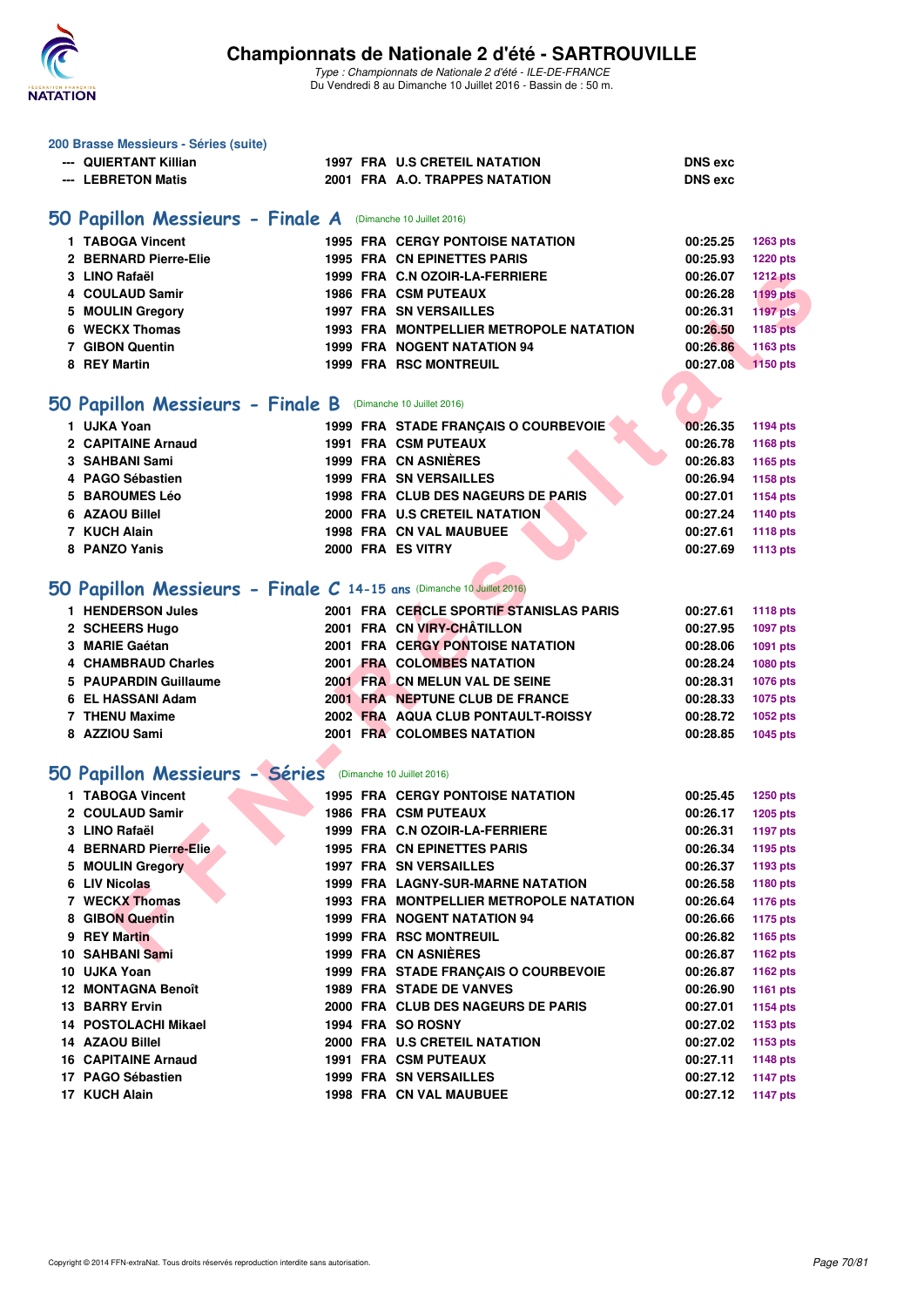**200 Brasse Messieurs - Séries (suite)**

| | | | | | | |
|---|---|---|---|---|---|---|
| --- | QUIERTANT Killian | 1997 | FRA | U.S CRETEIL NATATION | DNS exc | |
| --- | LEBRETON Matis | 2001 | FRA | A.O. TRAPPES NATATION | DNS exc | |

## 50 Papillon Messieurs - Finale A (Dimanche 10 Juillet 2016)

| | | | | | | |
|---|---|---|---|---|---|---|
| 1 | TABOGA Vincent | 1995 | FRA | CERGY PONTOISE NATATION | 00:25.25 | 1263 pts |
| 2 | BERNARD Pierre-Elie | 1995 | FRA | CN EPINETTES PARIS | 00:25.93 | 1220 pts |
| 3 | LINO Rafaël | 1999 | FRA | C.N OZOIR-LA-FERRIERE | 00:26.07 | 1212 pts |
| 4 | COULAUD Samir | 1986 | FRA | CSM PUTEAUX | 00:26.28 | 1199 pts |
| 5 | MOULIN Gregory | 1997 | FRA | SN VERSAILLES | 00:26.31 | 1197 pts |
| 6 | WECKX Thomas | 1993 | FRA | MONTPELLIER METROPOLE NATATION | 00:26.50 | 1185 pts |
| 7 | GIBON Quentin | 1999 | FRA | NOGENT NATATION 94 | 00:26.86 | 1163 pts |
| 8 | REY Martin | 1999 | FRA | RSC MONTREUIL | 00:27.08 | 1150 pts |

## 50 Papillon Messieurs - Finale B (Dimanche 10 Juillet 2016)

| | | | | | | |
|---|---|---|---|---|---|---|
| 1 | UJKA Yoan | 1999 | FRA | STADE FRANÇAIS O COURBEVOIE | 00:26.35 | 1194 pts |
| 2 | CAPITAINE Arnaud | 1991 | FRA | CSM PUTEAUX | 00:26.78 | 1168 pts |
| 3 | SAHBANI Sami | 1999 | FRA | CN ASNIÈRES | 00:26.83 | 1165 pts |
| 4 | PAGO Sébastien | 1999 | FRA | SN VERSAILLES | 00:26.94 | 1158 pts |
| 5 | BAROUMES Léo | 1998 | FRA | CLUB DES NAGEURS DE PARIS | 00:27.01 | 1154 pts |
| 6 | AZAOU Billel | 2000 | FRA | U.S CRETEIL NATATION | 00:27.24 | 1140 pts |
| 7 | KUCH Alain | 1998 | FRA | CN VAL MAUBUEE | 00:27.61 | 1118 pts |
| 8 | PANZO Yanis | 2000 | FRA | ES VITRY | 00:27.69 | 1113 pts |

## 50 Papillon Messieurs - Finale C 14-15 ans (Dimanche 10 Juillet 2016)

| | | | | | | |
|---|---|---|---|---|---|---|
| 1 | HENDERSON Jules | 2001 | FRA | CERCLE SPORTIF STANISLAS PARIS | 00:27.61 | 1118 pts |
| 2 | SCHEERS Hugo | 2001 | FRA | CN VIRY-CHÂTILLON | 00:27.95 | 1097 pts |
| 3 | MARIE Gaétan | 2001 | FRA | CERGY PONTOISE NATATION | 00:28.06 | 1091 pts |
| 4 | CHAMBRAUD Charles | 2001 | FRA | COLOMBES NATATION | 00:28.24 | 1080 pts |
| 5 | PAUPARDIN Guillaume | 2001 | FRA | CN MELUN VAL DE SEINE | 00:28.31 | 1076 pts |
| 6 | EL HASSANI Adam | 2001 | FRA | NEPTUNE CLUB DE FRANCE | 00:28.33 | 1075 pts |
| 7 | THENU Maxime | 2002 | FRA | AQUA CLUB PONTAULT-ROISSY | 00:28.72 | 1052 pts |
| 8 | AZZIOU Sami | 2001 | FRA | COLOMBES NATATION | 00:28.85 | 1045 pts |

## 50 Papillon Messieurs - Séries (Dimanche 10 Juillet 2016)

| | | | | | | |
|---|---|---|---|---|---|---|
| 1 | TABOGA Vincent | 1995 | FRA | CERGY PONTOISE NATATION | 00:25.45 | 1250 pts |
| 2 | COULAUD Samir | 1986 | FRA | CSM PUTEAUX | 00:26.17 | 1205 pts |
| 3 | LINO Rafaël | 1999 | FRA | C.N OZOIR-LA-FERRIERE | 00:26.31 | 1197 pts |
| 4 | BERNARD Pierre-Elie | 1995 | FRA | CN EPINETTES PARIS | 00:26.34 | 1195 pts |
| 5 | MOULIN Gregory | 1997 | FRA | SN VERSAILLES | 00:26.37 | 1193 pts |
| 6 | LIV Nicolas | 1999 | FRA | LAGNY-SUR-MARNE NATATION | 00:26.58 | 1180 pts |
| 7 | WECKX Thomas | 1993 | FRA | MONTPELLIER METROPOLE NATATION | 00:26.64 | 1176 pts |
| 8 | GIBON Quentin | 1999 | FRA | NOGENT NATATION 94 | 00:26.66 | 1175 pts |
| 9 | REY Martin | 1999 | FRA | RSC MONTREUIL | 00:26.82 | 1165 pts |
| 10 | SAHBANI Sami | 1999 | FRA | CN ASNIÈRES | 00:26.87 | 1162 pts |
| 10 | UJKA Yoan | 1999 | FRA | STADE FRANÇAIS O COURBEVOIE | 00:26.87 | 1162 pts |
| 12 | MONTAGNA Benoît | 1989 | FRA | STADE DE VANVES | 00:26.90 | 1161 pts |
| 13 | BARRY Ervin | 2000 | FRA | CLUB DES NAGEURS DE PARIS | 00:27.01 | 1154 pts |
| 14 | POSTOLACHI Mikael | 1994 | FRA | SO ROSNY | 00:27.02 | 1153 pts |
| 14 | AZAOU Billel | 2000 | FRA | U.S CRETEIL NATATION | 00:27.02 | 1153 pts |
| 16 | CAPITAINE Arnaud | 1991 | FRA | CSM PUTEAUX | 00:27.11 | 1148 pts |
| 17 | PAGO Sébastien | 1999 | FRA | SN VERSAILLES | 00:27.12 | 1147 pts |
| 17 | KUCH Alain | 1998 | FRA | CN VAL MAUBUEE | 00:27.12 | 1147 pts |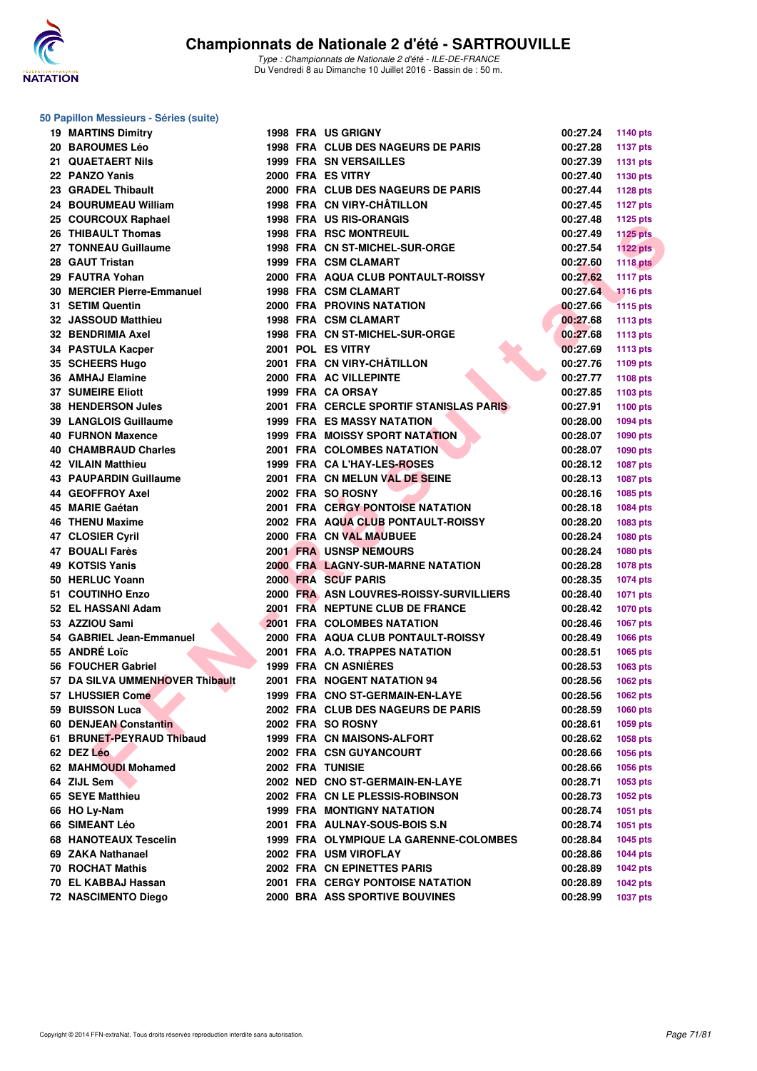# Championnats de Nationale 2 d'été - SARTROUVILLE

*Type : Championnats de Nationale 2 d'été - ILE-DE-FRANCE*
Du Vendredi 8 au Dimanche 10 Juillet 2016 - Bassin de : 50 m.

## 50 Papillon Messieurs - Séries (suite)

| Rang | Nom | Année | Nat. | Club | Temps | Points |
|---|---|---|---|---|---|---|
| 19 | MARTINS Dimitry | 1998 | FRA | US GRIGNY | 00:27.24 | 1140 pts |
| 20 | BAROUMES Léo | 1998 | FRA | CLUB DES NAGEURS DE PARIS | 00:27.28 | 1137 pts |
| 21 | QUATEAERT Nils | 1999 | FRA | SN VERSAILLES | 00:27.39 | 1131 pts |
| 22 | PANZO Yanis | 2000 | FRA | ES VITRY | 00:27.40 | 1130 pts |
| 23 | GRADEL Thibault | 2000 | FRA | CLUB DES NAGEURS DE PARIS | 00:27.44 | 1128 pts |
| 24 | BOURUMEAU William | 1998 | FRA | CN VIRY-CHÂTILLON | 00:27.45 | 1127 pts |
| 25 | COURCOUX Raphael | 1998 | FRA | US RIS-ORANGIS | 00:27.48 | 1125 pts |
| 26 | THIBAULT Thomas | 1998 | FRA | RSC MONTREUIL | 00:27.49 | 1125 pts |
| 27 | TONNEAU Guillaume | 1998 | FRA | CN ST-MICHEL-SUR-ORGE | 00:27.54 | 1122 pts |
| 28 | GAUT Tristan | 1999 | FRA | CSM CLAMART | 00:27.60 | 1118 pts |
| 29 | FAUTRA Yohan | 2000 | FRA | AQUA CLUB PONTAULT-ROISSY | 00:27.62 | 1117 pts |
| 30 | MERCIER Pierre-Emmanuel | 1998 | FRA | CSM CLAMART | 00:27.64 | 1116 pts |
| 31 | SETIM Quentin | 2000 | FRA | PROVINS NATATION | 00:27.66 | 1115 pts |
| 32 | JASSOUD Matthieu | 1998 | FRA | CSM CLAMART | 00:27.68 | 1113 pts |
| 32 | BENDRIMIA Axel | 1998 | FRA | CN ST-MICHEL-SUR-ORGE | 00:27.68 | 1113 pts |
| 34 | PASTULA Kacper | 2001 | POL | ES VITRY | 00:27.69 | 1113 pts |
| 35 | SCHEERS Hugo | 2001 | FRA | CN VIRY-CHÂTILLON | 00:27.76 | 1109 pts |
| 36 | AMHAJ Elamine | 2000 | FRA | AC VILLEPINTE | 00:27.77 | 1108 pts |
| 37 | SUMEIRE Eliott | 1999 | FRA | CA ORSAY | 00:27.85 | 1103 pts |
| 38 | HENDERSON Jules | 2001 | FRA | CERCLE SPORTIF STANISLAS PARIS | 00:27.91 | 1100 pts |
| 39 | LANGLOIS Guillaume | 1999 | FRA | ES MASSY NATATION | 00:28.00 | 1094 pts |
| 40 | FURNON Maxence | 1999 | FRA | MOISSY SPORT NATATION | 00:28.07 | 1090 pts |
| 40 | CHAMBRAUD Charles | 2001 | FRA | COLOMBES NATATION | 00:28.07 | 1090 pts |
| 42 | VILAIN Matthieu | 1999 | FRA | CA L'HAY-LES-ROSES | 00:28.12 | 1087 pts |
| 43 | PAUPARDIN Guillaume | 2001 | FRA | CN MELUN VAL DE SEINE | 00:28.13 | 1087 pts |
| 44 | GEOFFROY Axel | 2002 | FRA | SO ROSNY | 00:28.16 | 1085 pts |
| 45 | MARIE Gaétan | 2001 | FRA | CERGY PONTOISE NATATION | 00:28.18 | 1084 pts |
| 46 | THENU Maxime | 2002 | FRA | AQUA CLUB PONTAULT-ROISSY | 00:28.20 | 1083 pts |
| 47 | CLOSIER Cyril | 2000 | FRA | CN VAL MAUBUEE | 00:28.24 | 1080 pts |
| 47 | BOUALI Farès | 2001 | FRA | USNSP NEMOURS | 00:28.24 | 1080 pts |
| 49 | KOTSIS Yanis | 2000 | FRA | LAGNY-SUR-MARNE NATATION | 00:28.28 | 1078 pts |
| 50 | HERLUC Yoann | 2000 | FRA | SCUF PARIS | 00:28.35 | 1074 pts |
| 51 | COUTINHO Enzo | 2000 | FRA | ASN LOUVRES-ROISSY-SURVILLIERS | 00:28.40 | 1071 pts |
| 52 | EL HASSANI Adam | 2001 | FRA | NEPTUNE CLUB DE FRANCE | 00:28.42 | 1070 pts |
| 53 | AZZIOU Sami | 2001 | FRA | COLOMBES NATATION | 00:28.46 | 1067 pts |
| 54 | GABRIEL Jean-Emmanuel | 2000 | FRA | AQUA CLUB PONTAULT-ROISSY | 00:28.49 | 1066 pts |
| 55 | ANDRÉ Loïc | 2001 | FRA | A.O. TRAPPES NATATION | 00:28.51 | 1065 pts |
| 56 | FOUCHER Gabriel | 1999 | FRA | CN ASNIÈRES | 00:28.53 | 1063 pts |
| 57 | DA SILVA UMMENHOVER Thibault | 2001 | FRA | NOGENT NATATION 94 | 00:28.56 | 1062 pts |
| 57 | LHUSSIER Come | 1999 | FRA | CNO ST-GERMAIN-EN-LAYE | 00:28.56 | 1062 pts |
| 59 | BUISSON Luca | 2002 | FRA | CLUB DES NAGEURS DE PARIS | 00:28.59 | 1060 pts |
| 60 | DENJEAN Constantin | 2002 | FRA | SO ROSNY | 00:28.61 | 1059 pts |
| 61 | BRUNET-PEYRAUD Thibaud | 1999 | FRA | CN MAISONS-ALFORT | 00:28.62 | 1058 pts |
| 62 | DEZ Léo | 2002 | FRA | CSN GUYANCOURT | 00:28.66 | 1056 pts |
| 62 | MAHMOUDI Mohamed | 2002 | FRA | TUNISIE | 00:28.66 | 1056 pts |
| 64 | ZIJL Sem | 2002 | NED | CNO ST-GERMAIN-EN-LAYE | 00:28.71 | 1053 pts |
| 65 | SEYE Matthieu | 2002 | FRA | CN LE PLESSIS-ROBINSON | 00:28.73 | 1052 pts |
| 66 | HO Ly-Nam | 1999 | FRA | MONTIGNY NATATION | 00:28.74 | 1051 pts |
| 66 | SIMEANT Léo | 2001 | FRA | AULNAY-SOUS-BOIS S.N | 00:28.74 | 1051 pts |
| 68 | HANOTEAUX Tescelin | 1999 | FRA | OLYMPIQUE LA GARENNE-COLOMBES | 00:28.84 | 1045 pts |
| 69 | ZAKA Nathanael | 2002 | FRA | USM VIROFLAY | 00:28.86 | 1044 pts |
| 70 | ROCHAT Mathis | 2002 | FRA | CN EPINETTES PARIS | 00:28.89 | 1042 pts |
| 70 | EL KABBAJ Hassan | 2001 | FRA | CERGY PONTOISE NATATION | 00:28.89 | 1042 pts |
| 72 | NASCIMENTO Diego | 2000 | BRA | ASS SPORTIVE BOUVINES | 00:28.99 | 1037 pts |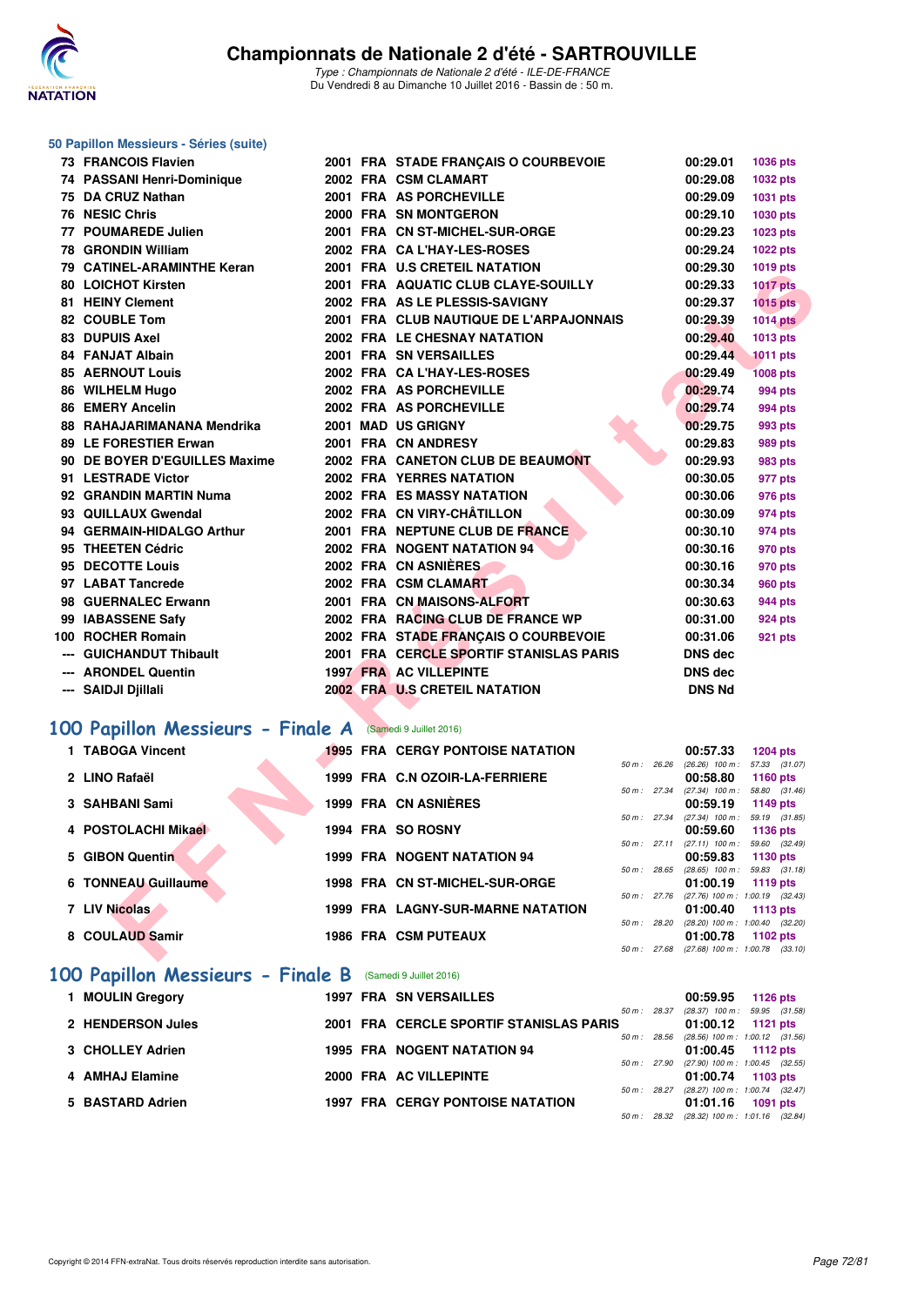# Championnats de Nationale 2 d'été - SARTROUVILLE

*Type : Championnats de Nationale 2 d'été - ILE-DE-FRANCE*
Du Vendredi 8 au Dimanche 10 Juillet 2016 - Bassin de : 50 m.

### 50 Papillon Messieurs - Séries (suite)

| Rang | Nom | Année | Nat. | Club | Temps | Points |
|---|---|---|---|---|---|---|
| 73 | FRANCOIS Flavien | 2001 | FRA | STADE FRANÇAIS O COURBEVOIE | 00:29.01 | 1036 pts |
| 74 | PASSANI Henri-Dominique | 2002 | FRA | CSM CLAMART | 00:29.08 | 1032 pts |
| 75 | DA CRUZ Nathan | 2001 | FRA | AS PORCHEVILLE | 00:29.09 | 1031 pts |
| 76 | NESIC Chris | 2000 | FRA | SN MONTGERON | 00:29.10 | 1030 pts |
| 77 | POUMAREDE Julien | 2001 | FRA | CN ST-MICHEL-SUR-ORGE | 00:29.23 | 1023 pts |
| 78 | GRONDIN William | 2002 | FRA | CA L'HAY-LES-ROSES | 00:29.24 | 1022 pts |
| 79 | CATINEL-ARAMINTHE Keran | 2001 | FRA | U.S CRETEIL NATATION | 00:29.30 | 1019 pts |
| 80 | LOICHOT Kirsten | 2001 | FRA | AQUATIC CLUB CLAYE-SOUILLY | 00:29.33 | 1017 pts |
| 81 | HEINY Clement | 2002 | FRA | AS LE PLESSIS-SAVIGNY | 00:29.37 | 1015 pts |
| 82 | COUBLE Tom | 2001 | FRA | CLUB NAUTIQUE DE L'ARPAJONNAIS | 00:29.39 | 1014 pts |
| 83 | DUPUIS Axel | 2002 | FRA | LE CHESNAY NATATION | 00:29.40 | 1013 pts |
| 84 | FANJAT Albain | 2001 | FRA | SN VERSAILLES | 00:29.44 | 1011 pts |
| 85 | AERNOUT Louis | 2002 | FRA | CA L'HAY-LES-ROSES | 00:29.49 | 1008 pts |
| 86 | WILHELM Hugo | 2002 | FRA | AS PORCHEVILLE | 00:29.74 | 994 pts |
| 86 | EMERY Ancelin | 2002 | FRA | AS PORCHEVILLE | 00:29.74 | 994 pts |
| 88 | RAHAJARIMANANA Mendrika | 2001 | MAD | US GRIGNY | 00:29.75 | 993 pts |
| 89 | LE FORESTIER Erwan | 2001 | FRA | CN ANDRESY | 00:29.83 | 989 pts |
| 90 | DE BOYER D'EGUILLES Maxime | 2002 | FRA | CANETON CLUB DE BEAUMONT | 00:29.93 | 983 pts |
| 91 | LESTRADE Victor | 2002 | FRA | YERRES NATATION | 00:30.05 | 977 pts |
| 92 | GRANDIN MARTIN Numa | 2002 | FRA | ES MASSY NATATION | 00:30.06 | 976 pts |
| 93 | QUILLAUX Gwendal | 2002 | FRA | CN VIRY-CHÂTILLON | 00:30.09 | 974 pts |
| 94 | GERMAIN-HIDALGO Arthur | 2001 | FRA | NEPTUNE CLUB DE FRANCE | 00:30.10 | 974 pts |
| 95 | THEETEN Cédric | 2002 | FRA | NOGENT NATATION 94 | 00:30.16 | 970 pts |
| 95 | DECOTTE Louis | 2002 | FRA | CN ASNIÈRES | 00:30.16 | 970 pts |
| 97 | LABAT Tancrede | 2002 | FRA | CSM CLAMART | 00:30.34 | 960 pts |
| 98 | GUERNALEC Erwann | 2001 | FRA | CN MAISONS-ALFORT | 00:30.63 | 944 pts |
| 99 | IABASSENE Safy | 2002 | FRA | RACING CLUB DE FRANCE WP | 00:31.00 | 924 pts |
| 100 | ROCHER Romain | 2002 | FRA | STADE FRANÇAIS O COURBEVOIE | 00:31.06 | 921 pts |
| --- | GUICHANDUT Thibault | 2001 | FRA | CERCLE SPORTIF STANISLAS PARIS | DNS dec | |
| --- | ARONDEL Quentin | 1997 | FRA | AC VILLEPINTE | DNS dec | |
| --- | SAIDJI Djillali | 2002 | FRA | U.S CRETEIL NATATION | DNS Nd | |

## 100 Papillon Messieurs - Finale A (Samedi 9 Juillet 2016)

| Rang | Nom | Année | Nat. | Club | Temps | Points | Splits |
|---|---|---|---|---|---|---|---|
| 1 | TABOGA Vincent | 1995 | FRA | CERGY PONTOISE NATATION | 00:57.33 | 1204 pts | 50 m : 26.26 (26.26) 100 m : 57.33 (31.07) |
| 2 | LINO Rafaël | 1999 | FRA | C.N OZOIR-LA-FERRIERE | 00:58.80 | 1160 pts | 50 m : 27.34 (27.34) 100 m : 58.80 (31.46) |
| 3 | SAHBANI Sami | 1999 | FRA | CN ASNIÈRES | 00:59.19 | 1149 pts | 50 m : 27.34 (27.34) 100 m : 59.19 (31.85) |
| 4 | POSTOLACHI Mikael | 1994 | FRA | SO ROSNY | 00:59.60 | 1136 pts | 50 m : 27.11 (27.11) 100 m : 59.60 (32.49) |
| 5 | GIBON Quentin | 1999 | FRA | NOGENT NATATION 94 | 00:59.83 | 1130 pts | 50 m : 28.65 (28.65) 100 m : 59.83 (31.18) |
| 6 | TONNEAU Guillaume | 1998 | FRA | CN ST-MICHEL-SUR-ORGE | 01:00.19 | 1119 pts | 50 m : 27.76 (27.76) 100 m : 1:00.19 (32.43) |
| 7 | LIV Nicolas | 1999 | FRA | LAGNY-SUR-MARNE NATATION | 01:00.40 | 1113 pts | 50 m : 28.20 (28.20) 100 m : 1:00.40 (32.20) |
| 8 | COULAUD Samir | 1986 | FRA | CSM PUTEAUX | 01:00.78 | 1102 pts | 50 m : 27.68 (27.68) 100 m : 1:00.78 (33.10) |

## 100 Papillon Messieurs - Finale B (Samedi 9 Juillet 2016)

| Rang | Nom | Année | Nat. | Club | Temps | Points | Splits |
|---|---|---|---|---|---|---|---|
| 1 | MOULIN Gregory | 1997 | FRA | SN VERSAILLES | 00:59.95 | 1126 pts | 50 m : 28.37 (28.37) 100 m : 59.95 (31.58) |
| 2 | HENDERSON Jules | 2001 | FRA | CERCLE SPORTIF STANISLAS PARIS | 01:00.12 | 1121 pts | 50 m : 28.56 (28.56) 100 m : 1:00.12 (31.56) |
| 3 | CHOLLEY Adrien | 1995 | FRA | NOGENT NATATION 94 | 01:00.45 | 1112 pts | 50 m : 27.90 (27.90) 100 m : 1:00.45 (32.55) |
| 4 | AMHAJ Elamine | 2000 | FRA | AC VILLEPINTE | 01:00.74 | 1103 pts | 50 m : 28.27 (28.27) 100 m : 1:00.74 (32.47) |
| 5 | BASTARD Adrien | 1997 | FRA | CERGY PONTOISE NATATION | 01:01.16 | 1091 pts | 50 m : 28.32 (28.32) 100 m : 1:01.16 (32.84) |

Copyright © 2014 FFN-extraNat. Tous droits réservés reproduction interdite sans autorisation.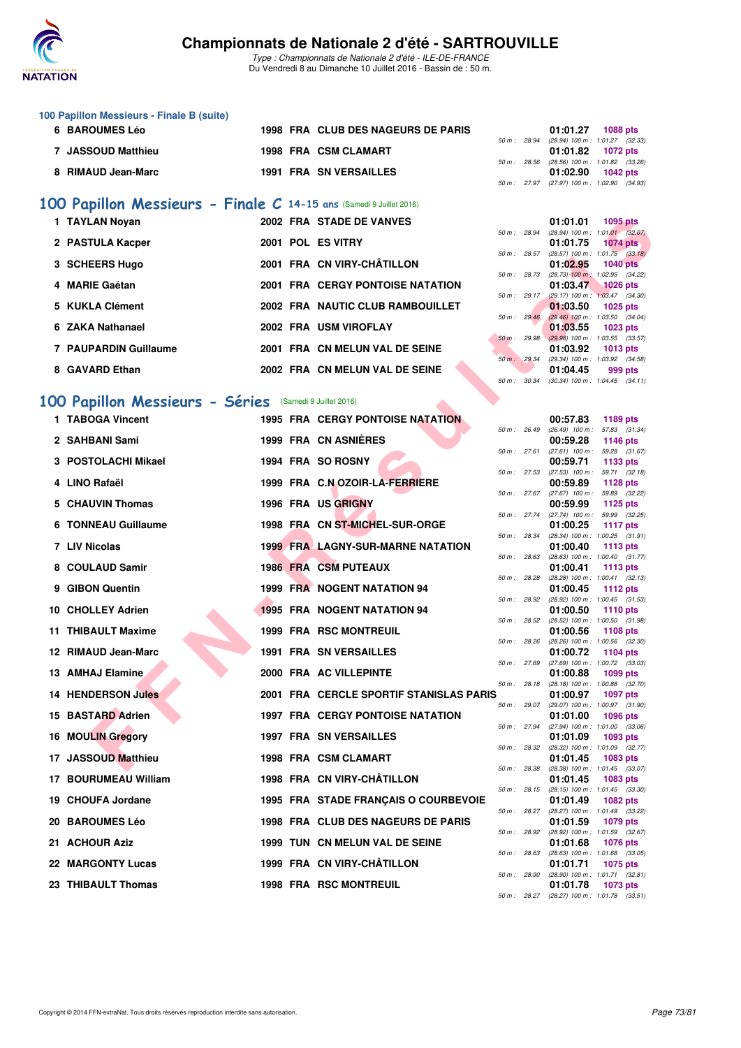### 100 Papillon Messieurs - Finale B (suite)

| Rang | Nom | Année | Nat | Club | 50 m | Temps | Points | Splits |
|---|---|---|---|---|---|---|---|---|
| 6 | BAROUMES Léo | 1998 | FRA | CLUB DES NAGEURS DE PARIS | 50 m : 28.94 | 01:01.27 | 1088 pts | (28.94) 100 m : 1:01.27 (32.33) |
| 7 | JASSOUD Matthieu | 1998 | FRA | CSM CLAMART | 50 m : 28.56 | 01:01.82 | 1072 pts | (28.56) 100 m : 1:01.82 (33.26) |
| 8 | RIMAUD Jean-Marc | 1991 | FRA | SN VERSAILLES | 50 m : 27.97 | 01:02.90 | 1042 pts | (27.97) 100 m : 1:02.90 (34.93) |

## 100 Papillon Messieurs - Finale C 14-15 ans (Samedi 9 Juillet 2016)

| Rang | Nom | Année | Nat | Club | 50 m | Temps | Points | Splits |
|---|---|---|---|---|---|---|---|---|
| 1 | TAYLAN Noyan | 2002 | FRA | STADE DE VANVES | 50 m : 28.94 | 01:01.01 | 1095 pts | (28.94) 100 m : 1:01.01 (32.07) |
| 2 | PASTULA Kacper | 2001 | POL | ES VITRY | 50 m : 28.57 | 01:01.75 | 1074 pts | (28.57) 100 m : 1:01.75 (33.18) |
| 3 | SCHEERS Hugo | 2001 | FRA | CN VIRY-CHÂTILLON | 50 m : 28.73 | 01:02.95 | 1040 pts | (28.73) 100 m : 1:02.95 (34.22) |
| 4 | MARIE Gaétan | 2001 | FRA | CERGY PONTOISE NATATION | 50 m : 29.17 | 01:03.47 | 1026 pts | (29.17) 100 m : 1:03.47 (34.30) |
| 5 | KUKLA Clément | 2002 | FRA | NAUTIC CLUB RAMBOUILLET | 50 m : 29.46 | 01:03.50 | 1025 pts | (29.46) 100 m : 1:03.50 (34.04) |
| 6 | ZAKA Nathanael | 2002 | FRA | USM VIROFLAY | 50 m : 29.98 | 01:03.55 | 1023 pts | (29.98) 100 m : 1:03.55 (33.57) |
| 7 | PAUPARDIN Guillaume | 2001 | FRA | CN MELUN VAL DE SEINE | 50 m : 29.34 | 01:03.92 | 1013 pts | (29.34) 100 m : 1:03.92 (34.58) |
| 8 | GAVARD Ethan | 2002 | FRA | CN MELUN VAL DE SEINE | 50 m : 30.34 | 01:04.45 | 999 pts | (30.34) 100 m : 1:04.45 (34.11) |

## 100 Papillon Messieurs - Séries (Samedi 9 Juillet 2016)

| Rang | Nom | Année | Nat | Club | 50 m | Temps | Points | Splits |
|---|---|---|---|---|---|---|---|---|
| 1 | TABOGA Vincent | 1995 | FRA | CERGY PONTOISE NATATION | 50 m : 26.49 | 00:57.83 | 1189 pts | (26.49) 100 m : 57.83 (31.34) |
| 2 | SAHBANI Sami | 1999 | FRA | CN ASNIÈRES | 50 m : 27.61 | 00:59.28 | 1146 pts | (27.61) 100 m : 59.28 (31.67) |
| 3 | POSTOLACHI Mikael | 1994 | FRA | SO ROSNY | 50 m : 27.53 | 00:59.71 | 1133 pts | (27.53) 100 m : 59.71 (32.18) |
| 4 | LINO Rafaël | 1999 | FRA | C.N OZOIR-LA-FERRIERE | 50 m : 27.67 | 00:59.89 | 1128 pts | (27.67) 100 m : 59.89 (32.22) |
| 5 | CHAUVIN Thomas | 1996 | FRA | US GRIGNY | 50 m : 27.74 | 00:59.99 | 1125 pts | (27.74) 100 m : 59.99 (32.25) |
| 6 | TONNEAU Guillaume | 1998 | FRA | CN ST-MICHEL-SUR-ORGE | 50 m : 28.34 | 01:00.25 | 1117 pts | (28.34) 100 m : 1:00.25 (31.91) |
| 7 | LIV Nicolas | 1999 | FRA | LAGNY-SUR-MARNE NATATION | 50 m : 28.63 | 01:00.40 | 1113 pts | (28.63) 100 m : 1:00.40 (31.77) |
| 8 | COULAUD Samir | 1986 | FRA | CSM PUTEAUX | 50 m : 28.28 | 01:00.41 | 1113 pts | (28.28) 100 m : 1:00.41 (32.13) |
| 9 | GIBON Quentin | 1999 | FRA | NOGENT NATATION 94 | 50 m : 28.92 | 01:00.45 | 1112 pts | (28.92) 100 m : 1:00.45 (31.53) |
| 10 | CHOLLEY Adrien | 1995 | FRA | NOGENT NATATION 94 | 50 m : 28.52 | 01:00.50 | 1110 pts | (28.52) 100 m : 1:00.50 (31.98) |
| 11 | THIBAULT Maxime | 1999 | FRA | RSC MONTREUIL | 50 m : 28.26 | 01:00.56 | 1108 pts | (28.26) 100 m : 1:00.56 (32.30) |
| 12 | RIMAUD Jean-Marc | 1991 | FRA | SN VERSAILLES | 50 m : 27.69 | 01:00.72 | 1104 pts | (27.69) 100 m : 1:00.72 (33.03) |
| 13 | AMHAJ Elamine | 2000 | FRA | AC VILLEPINTE | 50 m : 28.18 | 01:00.88 | 1099 pts | (28.18) 100 m : 1:00.88 (32.70) |
| 14 | HENDERSON Jules | 2001 | FRA | CERCLE SPORTIF STANISLAS PARIS | 50 m : 29.07 | 01:00.97 | 1097 pts | (29.07) 100 m : 1:00.97 (31.90) |
| 15 | BASTARD Adrien | 1997 | FRA | CERGY PONTOISE NATATION | 50 m : 27.94 | 01:01.00 | 1096 pts | (27.94) 100 m : 1:01.00 (33.06) |
| 16 | MOULIN Gregory | 1997 | FRA | SN VERSAILLES | 50 m : 28.32 | 01:01.09 | 1093 pts | (28.32) 100 m : 1:01.09 (32.77) |
| 17 | JASSOUD Matthieu | 1998 | FRA | CSM CLAMART | 50 m : 28.38 | 01:01.45 | 1083 pts | (28.38) 100 m : 1:01.45 (33.07) |
| 17 | BOURUMEAU William | 1998 | FRA | CN VIRY-CHÂTILLON | 50 m : 28.15 | 01:01.45 | 1083 pts | (28.15) 100 m : 1:01.45 (33.30) |
| 19 | CHOUFA Jordane | 1995 | FRA | STADE FRANÇAIS O COURBEVOIE | 50 m : 28.27 | 01:01.49 | 1082 pts | (28.27) 100 m : 1:01.49 (33.22) |
| 20 | BAROUMES Léo | 1998 | FRA | CLUB DES NAGEURS DE PARIS | 50 m : 28.92 | 01:01.59 | 1079 pts | (28.92) 100 m : 1:01.59 (32.67) |
| 21 | ACHOUR Aziz | 1999 | TUN | CN MELUN VAL DE SEINE | 50 m : 28.63 | 01:01.68 | 1076 pts | (28.63) 100 m : 1:01.68 (33.05) |
| 22 | MARGONTY Lucas | 1999 | FRA | CN VIRY-CHÂTILLON | 50 m : 28.90 | 01:01.71 | 1075 pts | (28.90) 100 m : 1:01.71 (32.81) |
| 23 | THIBAULT Thomas | 1998 | FRA | RSC MONTREUIL | 50 m : 28.27 | 01:01.78 | 1073 pts | (28.27) 100 m : 1:01.78 (33.51) |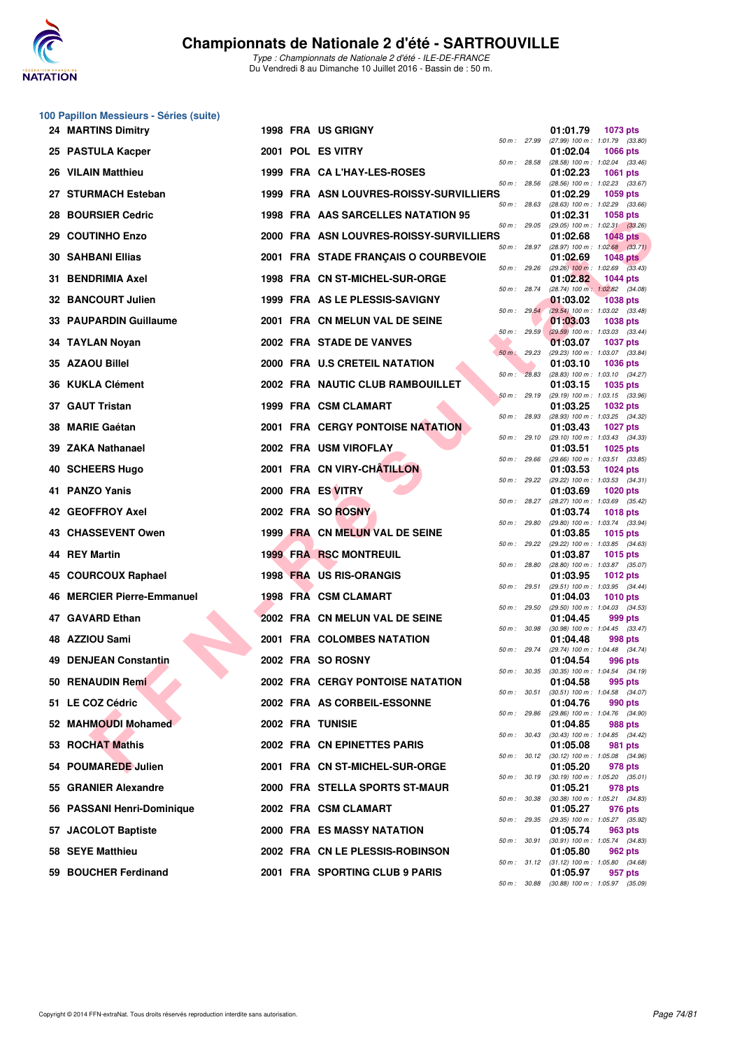# Championnats de Nationale 2 d'été - SARTROUVILLE

*Type : Championnats de Nationale 2 d'été - ILE-DE-FRANCE*
Du Vendredi 8 au Dimanche 10 Juillet 2016 - Bassin de : 50 m.

## 100 Papillon Messieurs - Séries (suite)

| Rang | Nom | Année | Nat. | Club | Splits | Temps | Points |
|---|---|---|---|---|---|---|---|
| 24 | MARTINS Dimitry | 1998 | FRA | US GRIGNY | 50 m : 27.99 (27.99) 100 m : 1:01.79 (33.80) | 01:01.79 | 1073 pts |
| 25 | PASTULA Kacper | 2001 | POL | ES VITRY | 50 m : 28.58 (28.58) 100 m : 1:02.04 (33.46) | 01:02.04 | 1066 pts |
| 26 | VILAIN Matthieu | 1999 | FRA | CA L'HAY-LES-ROSES | 50 m : 28.56 (28.56) 100 m : 1:02.23 (33.67) | 01:02.23 | 1061 pts |
| 27 | STURMACH Esteban | 1999 | FRA | ASN LOUVRES-ROISSY-SURVILLIERS | 50 m : 28.63 (28.63) 100 m : 1:02.29 (33.66) | 01:02.29 | 1059 pts |
| 28 | BOURSIER Cedric | 1998 | FRA | AAS SARCELLES NATATION 95 | 50 m : 29.05 (29.05) 100 m : 1:02.31 (33.26) | 01:02.31 | 1058 pts |
| 29 | COUTINHO Enzo | 2000 | FRA | ASN LOUVRES-ROISSY-SURVILLIERS | 50 m : 28.97 (28.97) 100 m : 1:02.68 (33.71) | 01:02.68 | 1048 pts |
| 30 | SAHBANI Ellias | 2001 | FRA | STADE FRANÇAIS O COURBEVOIE | 50 m : 29.26 (29.26) 100 m : 1:02.69 (33.43) | 01:02.69 | 1048 pts |
| 31 | BENDRIMIA Axel | 1998 | FRA | CN ST-MICHEL-SUR-ORGE | 50 m : 28.74 (28.74) 100 m : 1:02.82 (34.08) | 01:02.82 | 1044 pts |
| 32 | BANCOURT Julien | 1999 | FRA | AS LE PLESSIS-SAVIGNY | 50 m : 29.54 (29.54) 100 m : 1:03.02 (33.48) | 01:03.02 | 1038 pts |
| 33 | PAUPARDIN Guillaume | 2001 | FRA | CN MELUN VAL DE SEINE | 50 m : 29.59 (29.59) 100 m : 1:03.03 (33.44) | 01:03.03 | 1038 pts |
| 34 | TAYLAN Noyan | 2002 | FRA | STADE DE VANVES | 50 m : 29.23 (29.23) 100 m : 1:03.07 (33.84) | 01:03.07 | 1037 pts |
| 35 | AZAOU Billel | 2000 | FRA | U.S CRETEIL NATATION | 50 m : 28.83 (28.83) 100 m : 1:03.10 (34.27) | 01:03.10 | 1036 pts |
| 36 | KUKLA Clément | 2002 | FRA | NAUTIC CLUB RAMBOUILLET | 50 m : 29.19 (29.19) 100 m : 1:03.15 (33.96) | 01:03.15 | 1035 pts |
| 37 | GAUT Tristan | 1999 | FRA | CSM CLAMART | 50 m : 28.93 (28.93) 100 m : 1:03.25 (34.32) | 01:03.25 | 1032 pts |
| 38 | MARIE Gaétan | 2001 | FRA | CERGY PONTOISE NATATION | 50 m : 29.10 (29.10) 100 m : 1:03.43 (34.33) | 01:03.43 | 1027 pts |
| 39 | ZAKA Nathanael | 2002 | FRA | USM VIROFLAY | 50 m : 29.66 (29.66) 100 m : 1:03.51 (33.85) | 01:03.51 | 1025 pts |
| 40 | SCHEERS Hugo | 2001 | FRA | CN VIRY-CHÂTILLON | 50 m : 29.22 (29.22) 100 m : 1:03.53 (34.31) | 01:03.53 | 1024 pts |
| 41 | PANZO Yanis | 2000 | FRA | ES VITRY | 50 m : 28.27 (28.27) 100 m : 1:03.69 (35.42) | 01:03.69 | 1020 pts |
| 42 | GEOFFROY Axel | 2002 | FRA | SO ROSNY | 50 m : 29.80 (29.80) 100 m : 1:03.74 (33.94) | 01:03.74 | 1018 pts |
| 43 | CHASSEVENT Owen | 1999 | FRA | CN MELUN VAL DE SEINE | 50 m : 29.22 (29.22) 100 m : 1:03.85 (34.63) | 01:03.85 | 1015 pts |
| 44 | REY Martin | 1999 | FRA | RSC MONTREUIL | 50 m : 28.80 (28.80) 100 m : 1:03.87 (35.07) | 01:03.87 | 1015 pts |
| 45 | COURCOUX Raphael | 1998 | FRA | US RIS-ORANGIS | 50 m : 29.51 (29.51) 100 m : 1:03.95 (34.44) | 01:03.95 | 1012 pts |
| 46 | MERCIER Pierre-Emmanuel | 1998 | FRA | CSM CLAMART | 50 m : 29.50 (29.50) 100 m : 1:04.03 (34.53) | 01:04.03 | 1010 pts |
| 47 | GAVARD Ethan | 2002 | FRA | CN MELUN VAL DE SEINE | 50 m : 30.98 (30.98) 100 m : 1:04.45 (33.47) | 01:04.45 | 999 pts |
| 48 | AZZIOU Sami | 2001 | FRA | COLOMBES NATATION | 50 m : 29.74 (29.74) 100 m : 1:04.48 (34.74) | 01:04.48 | 998 pts |
| 49 | DENJEAN Constantin | 2002 | FRA | SO ROSNY | 50 m : 30.35 (30.35) 100 m : 1:04.54 (34.19) | 01:04.54 | 996 pts |
| 50 | RENAUDIN Remi | 2002 | FRA | CERGY PONTOISE NATATION | 50 m : 30.51 (30.51) 100 m : 1:04.58 (34.07) | 01:04.58 | 995 pts |
| 51 | LE COZ Cédric | 2002 | FRA | AS CORBEIL-ESSONNE | 50 m : 29.86 (29.86) 100 m : 1:04.76 (34.90) | 01:04.76 | 990 pts |
| 52 | MAHMOUDI Mohamed | 2002 | FRA | TUNISIE | 50 m : 30.43 (30.43) 100 m : 1:04.85 (34.42) | 01:04.85 | 988 pts |
| 53 | ROCHAT Mathis | 2002 | FRA | CN EPINETTES PARIS | 50 m : 30.12 (30.12) 100 m : 1:05.08 (34.96) | 01:05.08 | 981 pts |
| 54 | POUMAREDE Julien | 2001 | FRA | CN ST-MICHEL-SUR-ORGE | 50 m : 30.19 (30.19) 100 m : 1:05.20 (35.01) | 01:05.20 | 978 pts |
| 55 | GRANIER Alexandre | 2000 | FRA | STELLA SPORTS ST-MAUR | 50 m : 30.38 (30.38) 100 m : 1:05.21 (34.83) | 01:05.21 | 978 pts |
| 56 | PASSANI Henri-Dominique | 2002 | FRA | CSM CLAMART | 50 m : 29.35 (29.35) 100 m : 1:05.27 (35.92) | 01:05.27 | 976 pts |
| 57 | JACOLOT Baptiste | 2000 | FRA | ES MASSY NATATION | 50 m : 30.91 (30.91) 100 m : 1:05.74 (34.83) | 01:05.74 | 963 pts |
| 58 | SEYE Matthieu | 2002 | FRA | CN LE PLESSIS-ROBINSON | 50 m : 31.12 (31.12) 100 m : 1:05.80 (34.68) | 01:05.80 | 962 pts |
| 59 | BOUCHER Ferdinand | 2001 | FRA | SPORTING CLUB 9 PARIS | 50 m : 30.88 (30.88) 100 m : 1:05.97 (35.09) | 01:05.97 | 957 pts |

Copyright © 2014 FFN-extraNat. Tous droits réservés reproduction interdite sans autorisation.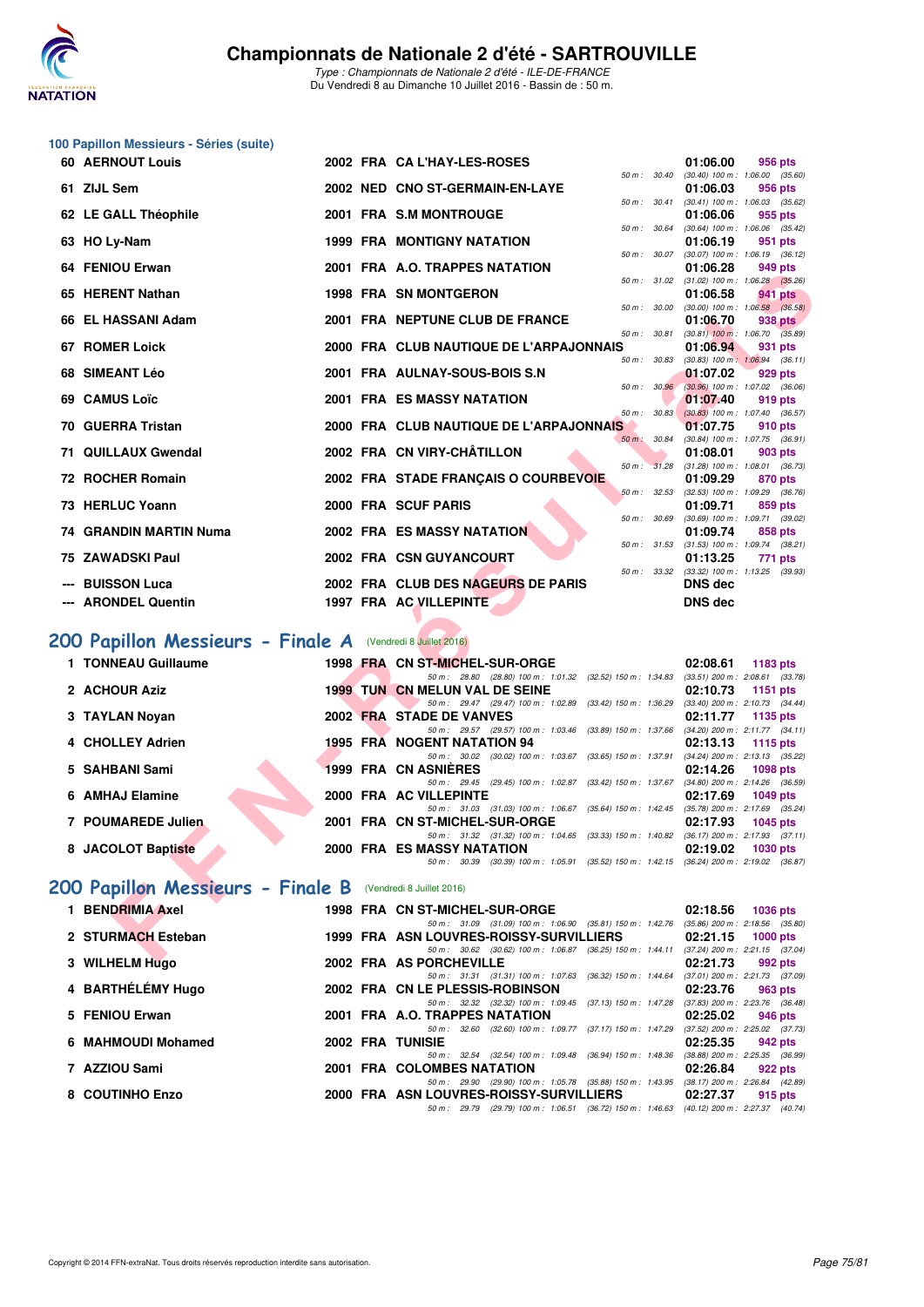# Championnats de Nationale 2 d'été - SARTROUVILLE

*Type : Championnats de Nationale 2 d'été - ILE-DE-FRANCE*
Du Vendredi 8 au Dimanche 10 Juillet 2016 - Bassin de : 50 m.

## 100 Papillon Messieurs - Séries (suite)

| Rang | Nom | Année | Nat. | Club | Temps | Points | Splits |
|---|---|---|---|---|---|---|---|
| 60 | AERNOUT Louis | 2002 | FRA | CA L'HAY-LES-ROSES | 01:06.00 | 956 pts | 50 m : 30.40 (30.40) 100 m : 1:06.00 (35.60) |
| 61 | ZIJL Sem | 2002 | NED | CNO ST-GERMAIN-EN-LAYE | 01:06.03 | 956 pts | 50 m : 30.41 (30.41) 100 m : 1:06.03 (35.62) |
| 62 | LE GALL Théophile | 2001 | FRA | S.M MONTROUGE | 01:06.06 | 955 pts | 50 m : 30.64 (30.64) 100 m : 1:06.06 (35.42) |
| 63 | HO Ly-Nam | 1999 | FRA | MONTIGNY NATATION | 01:06.19 | 951 pts | 50 m : 30.07 (30.07) 100 m : 1:06.19 (36.12) |
| 64 | FENIOU Erwan | 2001 | FRA | A.O. TRAPPES NATATION | 01:06.28 | 949 pts | 50 m : 31.02 (31.02) 100 m : 1:06.28 (35.26) |
| 65 | HERENT Nathan | 1998 | FRA | SN MONTGERON | 01:06.58 | 941 pts | 50 m : 30.00 (30.00) 100 m : 1:06.58 (36.58) |
| 66 | EL HASSANI Adam | 2001 | FRA | NEPTUNE CLUB DE FRANCE | 01:06.70 | 938 pts | 50 m : 30.81 (30.81) 100 m : 1:06.70 (35.89) |
| 67 | ROMER Loick | 2000 | FRA | CLUB NAUTIQUE DE L'ARPAJONNAIS | 01:06.94 | 931 pts | 50 m : 30.83 (30.83) 100 m : 1:06.94 (36.11) |
| 68 | SIMEANT Léo | 2001 | FRA | AULNAY-SOUS-BOIS S.N | 01:07.02 | 929 pts | 50 m : 30.96 (30.96) 100 m : 1:07.02 (36.06) |
| 69 | CAMUS Loïc | 2001 | FRA | ES MASSY NATATION | 01:07.40 | 919 pts | 50 m : 30.83 (30.83) 100 m : 1:07.40 (36.57) |
| 70 | GUERRA Tristan | 2000 | FRA | CLUB NAUTIQUE DE L'ARPAJONNAIS | 01:07.75 | 910 pts | 50 m : 30.84 (30.84) 100 m : 1:07.75 (36.91) |
| 71 | QUILLAUX Gwendal | 2002 | FRA | CN VIRY-CHÂTILLON | 01:08.01 | 903 pts | 50 m : 31.28 (31.28) 100 m : 1:08.01 (36.73) |
| 72 | ROCHER Romain | 2002 | FRA | STADE FRANÇAIS O COURBEVOIE | 01:09.29 | 870 pts | 50 m : 32.53 (32.53) 100 m : 1:09.29 (36.76) |
| 73 | HERLUC Yoann | 2000 | FRA | SCUF PARIS | 01:09.71 | 859 pts | 50 m : 30.69 (30.69) 100 m : 1:09.71 (39.02) |
| 74 | GRANDIN MARTIN Numa | 2002 | FRA | ES MASSY NATATION | 01:09.74 | 858 pts | 50 m : 31.53 (31.53) 100 m : 1:09.74 (38.21) |
| 75 | ZAWADSKI Paul | 2002 | FRA | CSN GUYANCOURT | 01:13.25 | 771 pts | 50 m : 33.32 (33.32) 100 m : 1:13.25 (39.93) |
| --- | BUISSON Luca | 2002 | FRA | CLUB DES NAGEURS DE PARIS | DNS dec | | |
| --- | ARONDEL Quentin | 1997 | FRA | AC VILLEPINTE | DNS dec | | |

## 200 Papillon Messieurs - Finale A (Vendredi 8 Juillet 2016)

| Rang | Nom | Année | Nat. | Club | Temps | Points | Splits |
|---|---|---|---|---|---|---|---|
| 1 | TONNEAU Guillaume | 1998 | FRA | CN ST-MICHEL-SUR-ORGE | 02:08.61 | 1183 pts | 50 m : 28.80 (28.80) 100 m : 1:01.32 (32.52) 150 m : 1:34.83 (33.51) 200 m : 2:08.61 (33.78) |
| 2 | ACHOUR Aziz | 1999 | TUN | CN MELUN VAL DE SEINE | 02:10.73 | 1151 pts | 50 m : 29.47 (29.47) 100 m : 1:02.89 (33.42) 150 m : 1:36.29 (33.40) 200 m : 2:10.73 (34.44) |
| 3 | TAYLAN Noyan | 2002 | FRA | STADE DE VANVES | 02:11.77 | 1135 pts | 50 m : 29.57 (29.57) 100 m : 1:03.46 (33.89) 150 m : 1:37.66 (34.20) 200 m : 2:11.77 (34.11) |
| 4 | CHOLLEY Adrien | 1995 | FRA | NOGENT NATATION 94 | 02:13.13 | 1115 pts | 50 m : 30.02 (30.02) 100 m : 1:03.67 (33.65) 150 m : 1:37.91 (34.24) 200 m : 2:13.13 (35.22) |
| 5 | SAHBANI Sami | 1999 | FRA | CN ASNIÈRES | 02:14.26 | 1098 pts | 50 m : 29.45 (29.45) 100 m : 1:02.87 (33.42) 150 m : 1:37.67 (34.80) 200 m : 2:14.26 (36.59) |
| 6 | AMHAJ Elamine | 2000 | FRA | AC VILLEPINTE | 02:17.69 | 1049 pts | 50 m : 31.03 (31.03) 100 m : 1:06.67 (35.64) 150 m : 1:42.45 (35.78) 200 m : 2:17.69 (35.24) |
| 7 | POUMAREDE Julien | 2001 | FRA | CN ST-MICHEL-SUR-ORGE | 02:17.93 | 1045 pts | 50 m : 31.32 (31.32) 100 m : 1:04.65 (33.33) 150 m : 1:40.82 (36.17) 200 m : 2:17.93 (37.11) |
| 8 | JACOLOT Baptiste | 2000 | FRA | ES MASSY NATATION | 02:19.02 | 1030 pts | 50 m : 30.39 (30.39) 100 m : 1:05.91 (35.52) 150 m : 1:42.15 (36.24) 200 m : 2:19.02 (36.87) |

## 200 Papillon Messieurs - Finale B (Vendredi 8 Juillet 2016)

| Rang | Nom | Année | Nat. | Club | Temps | Points | Splits |
|---|---|---|---|---|---|---|---|
| 1 | BENDRIMIA Axel | 1998 | FRA | CN ST-MICHEL-SUR-ORGE | 02:18.56 | 1036 pts | 50 m : 31.09 (31.09) 100 m : 1:06.90 (35.81) 150 m : 1:42.76 (35.86) 200 m : 2:18.56 (35.80) |
| 2 | STURMACH Esteban | 1999 | FRA | ASN LOUVRES-ROISSY-SURVILLIERS | 02:21.15 | 1000 pts | 50 m : 30.62 (30.62) 100 m : 1:06.87 (36.25) 150 m : 1:44.11 (37.24) 200 m : 2:21.15 (37.04) |
| 3 | WILHELM Hugo | 2002 | FRA | AS PORCHEVILLE | 02:21.73 | 992 pts | 50 m : 31.31 (31.31) 100 m : 1:07.63 (36.32) 150 m : 1:44.64 (37.01) 200 m : 2:21.73 (37.09) |
| 4 | BARTHÉLÉMY Hugo | 2002 | FRA | CN LE PLESSIS-ROBINSON | 02:23.76 | 963 pts | 50 m : 32.32 (32.32) 100 m : 1:09.45 (37.13) 150 m : 1:47.28 (37.83) 200 m : 2:23.76 (36.48) |
| 5 | FENIOU Erwan | 2001 | FRA | A.O. TRAPPES NATATION | 02:25.02 | 946 pts | 50 m : 32.60 (32.60) 100 m : 1:09.77 (37.17) 150 m : 1:47.29 (37.52) 200 m : 2:25.02 (37.73) |
| 6 | MAHMOUDI Mohamed | 2002 | FRA | TUNISIE | 02:25.35 | 942 pts | 50 m : 32.54 (32.54) 100 m : 1:09.48 (36.94) 150 m : 1:48.36 (38.88) 200 m : 2:25.35 (36.99) |
| 7 | AZZIOU Sami | 2001 | FRA | COLOMBES NATATION | 02:26.84 | 922 pts | 50 m : 29.90 (29.90) 100 m : 1:05.78 (35.88) 150 m : 1:43.95 (38.17) 200 m : 2:26.84 (42.89) |
| 8 | COUTINHO Enzo | 2000 | FRA | ASN LOUVRES-ROISSY-SURVILLIERS | 02:27.37 | 915 pts | 50 m : 29.79 (29.79) 100 m : 1:06.51 (36.72) 150 m : 1:46.63 (40.12) 200 m : 2:27.37 (40.74) |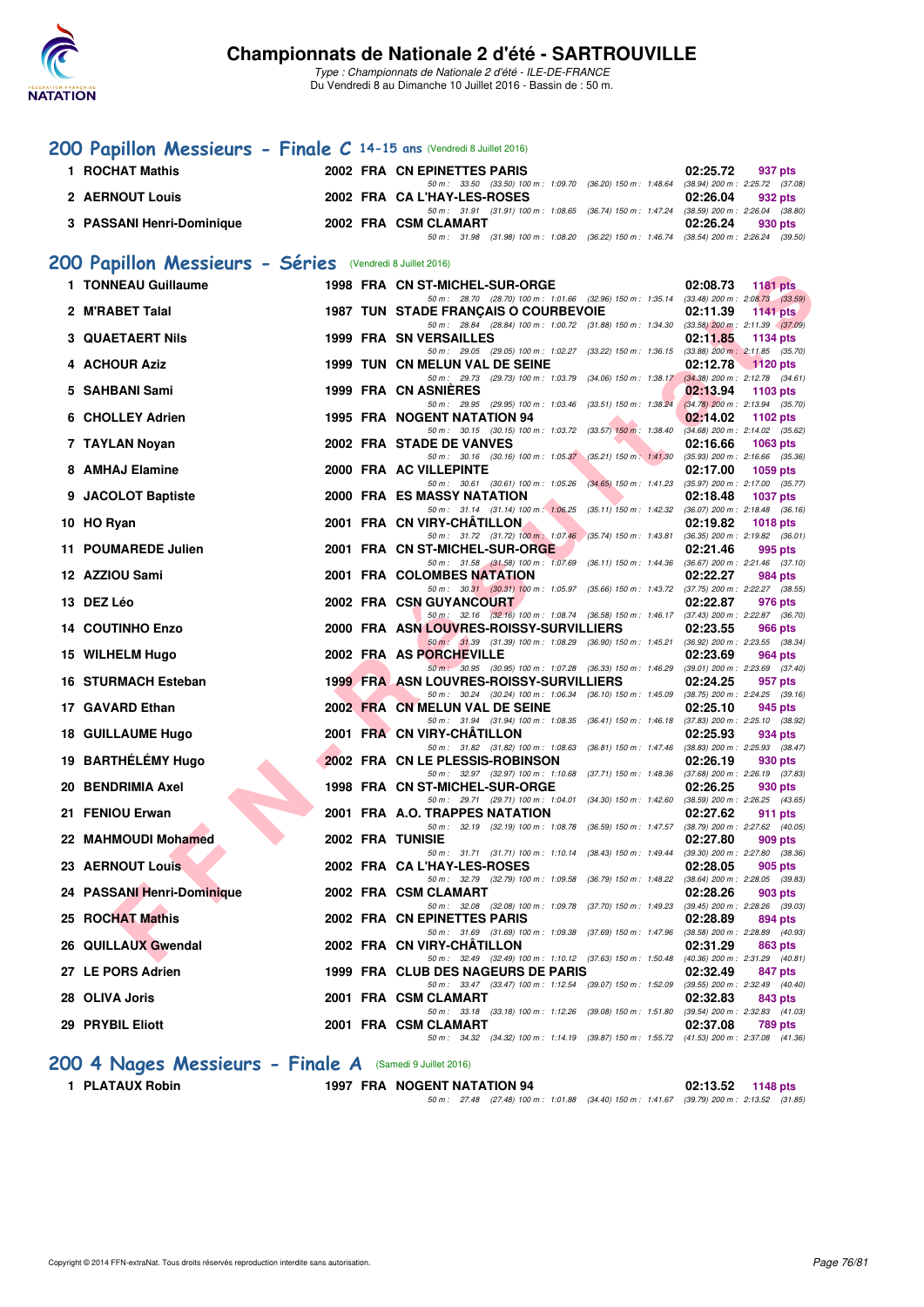# Championnats de Nationale 2 d'été - SARTROUVILLE

*Type : Championnats de Nationale 2 d'été - ILE-DE-FRANCE*
Du Vendredi 8 au Dimanche 10 Juillet 2016 - Bassin de : 50 m.

## 200 Papillon Messieurs - Finale C 14-15 ans (Vendredi 8 Juillet 2016)

| Rang | Nom | Année | Nat | Club | Temps | Points |
|---|---|---|---|---|---|---|
| 1 | ROCHAT Mathis | 2002 | FRA | CN EPINETTES PARIS | 02:25.72 | 937 pts |
| | 50 m : 33.50 (33.50) 100 m : 1:09.70 (36.20) 150 m : 1:48.64 (38.94) 200 m : 2:25.72 (37.08) | | | | | |
| 2 | AERNOUT Louis | 2002 | FRA | CA L'HAY-LES-ROSES | 02:26.04 | 932 pts |
| | 50 m : 31.91 (31.91) 100 m : 1:08.65 (36.74) 150 m : 1:47.24 (38.59) 200 m : 2:26.04 (38.80) | | | | | |
| 3 | PASSANI Henri-Dominique | 2002 | FRA | CSM CLAMART | 02:26.24 | 930 pts |
| | 50 m : 31.98 (31.98) 100 m : 1:08.20 (36.22) 150 m : 1:46.74 (38.54) 200 m : 2:26.24 (39.50) | | | | | |

## 200 Papillon Messieurs - Séries (Vendredi 8 Juillet 2016)

| Rang | Nom | Année | Nat | Club | Temps | Points |
|---|---|---|---|---|---|---|
| 1 | TONNEAU Guillaume | 1998 | FRA | CN ST-MICHEL-SUR-ORGE | 02:08.73 | 1181 pts |
| | 50 m : 28.70 (28.70) 100 m : 1:01.66 (32.96) 150 m : 1:35.14 (33.48) 200 m : 2:08.73 (33.59) | | | | | |
| 2 | M'RABET Talal | 1987 | TUN | STADE FRANÇAIS O COURBEVOIE | 02:11.39 | 1141 pts |
| | 50 m : 28.84 (28.84) 100 m : 1:00.72 (31.88) 150 m : 1:34.30 (33.58) 200 m : 2:11.39 (37.09) | | | | | |
| 3 | QUAETAERT Nils | 1999 | FRA | SN VERSAILLES | 02:11.85 | 1134 pts |
| | 50 m : 29.05 (29.05) 100 m : 1:02.27 (33.22) 150 m : 1:36.15 (33.88) 200 m : 2:11.85 (35.70) | | | | | |
| 4 | ACHOUR Aziz | 1999 | TUN | CN MELUN VAL DE SEINE | 02:12.78 | 1120 pts |
| | 50 m : 29.73 (29.73) 100 m : 1:03.79 (34.06) 150 m : 1:38.17 (34.38) 200 m : 2:12.78 (34.61) | | | | | |
| 5 | SAHBANI Sami | 1999 | FRA | CN ASNIÈRES | 02:13.94 | 1103 pts |
| | 50 m : 29.95 (29.95) 100 m : 1:03.46 (33.51) 150 m : 1:38.24 (34.78) 200 m : 2:13.94 (35.70) | | | | | |
| 6 | CHOLLEY Adrien | 1995 | FRA | NOGENT NATATION 94 | 02:14.02 | 1102 pts |
| | 50 m : 30.15 (30.15) 100 m : 1:03.72 (33.57) 150 m : 1:38.40 (34.68) 200 m : 2:14.02 (35.62) | | | | | |
| 7 | TAYLAN Noyan | 2002 | FRA | STADE DE VANVES | 02:16.66 | 1063 pts |
| | 50 m : 30.16 (30.16) 100 m : 1:05.37 (35.21) 150 m : 1:41.30 (35.93) 200 m : 2:16.66 (35.36) | | | | | |
| 8 | AMHAJ Elamine | 2000 | FRA | AC VILLEPINTE | 02:17.00 | 1059 pts |
| | 50 m : 30.61 (30.61) 100 m : 1:05.26 (34.65) 150 m : 1:41.23 (35.97) 200 m : 2:17.00 (35.77) | | | | | |
| 9 | JACOLOT Baptiste | 2000 | FRA | ES MASSY NATATION | 02:18.48 | 1037 pts |
| | 50 m : 31.14 (31.14) 100 m : 1:06.25 (35.11) 150 m : 1:42.32 (36.07) 200 m : 2:18.48 (36.16) | | | | | |
| 10 | HO Ryan | 2001 | FRA | CN VIRY-CHÂTILLON | 02:19.82 | 1018 pts |
| | 50 m : 31.72 (31.72) 100 m : 1:07.46 (35.74) 150 m : 1:43.81 (36.35) 200 m : 2:19.82 (36.01) | | | | | |
| 11 | POUMAREDE Julien | 2001 | FRA | CN ST-MICHEL-SUR-ORGE | 02:21.46 | 995 pts |
| | 50 m : 31.58 (31.58) 100 m : 1:07.69 (36.11) 150 m : 1:44.36 (36.67) 200 m : 2:21.46 (37.10) | | | | | |
| 12 | AZZIOU Sami | 2001 | FRA | COLOMBES NATATION | 02:22.27 | 984 pts |
| | 50 m : 30.31 (30.31) 100 m : 1:05.97 (35.66) 150 m : 1:43.72 (37.75) 200 m : 2:22.27 (38.55) | | | | | |
| 13 | DEZ Léo | 2002 | FRA | CSN GUYANCOURT | 02:22.87 | 976 pts |
| | 50 m : 32.16 (32.16) 100 m : 1:08.74 (36.58) 150 m : 1:46.17 (37.43) 200 m : 2:22.87 (36.70) | | | | | |
| 14 | COUTINHO Enzo | 2000 | FRA | ASN LOUVRES-ROISSY-SURVILLIERS | 02:23.55 | 966 pts |
| | 50 m : 31.39 (31.39) 100 m : 1:08.29 (36.90) 150 m : 1:45.21 (36.92) 200 m : 2:23.55 (38.34) | | | | | |
| 15 | WILHELM Hugo | 2002 | FRA | AS PORCHEVILLE | 02:23.69 | 964 pts |
| | 50 m : 30.95 (30.95) 100 m : 1:07.28 (36.33) 150 m : 1:46.29 (39.01) 200 m : 2:23.69 (37.40) | | | | | |
| 16 | STURMACH Esteban | 1999 | FRA | ASN LOUVRES-ROISSY-SURVILLIERS | 02:24.25 | 957 pts |
| | 50 m : 30.24 (30.24) 100 m : 1:06.34 (36.10) 150 m : 1:45.09 (38.75) 200 m : 2:24.25 (39.16) | | | | | |
| 17 | GAVARD Ethan | 2002 | FRA | CN MELUN VAL DE SEINE | 02:25.10 | 945 pts |
| | 50 m : 31.94 (31.94) 100 m : 1:08.35 (36.41) 150 m : 1:46.18 (37.83) 200 m : 2:25.10 (38.92) | | | | | |
| 18 | GUILLAUME Hugo | 2001 | FRA | CN VIRY-CHÂTILLON | 02:25.93 | 934 pts |
| | 50 m : 31.82 (31.82) 100 m : 1:08.63 (36.81) 150 m : 1:47.46 (38.83) 200 m : 2:25.93 (38.47) | | | | | |
| 19 | BARTHÉLÉMY Hugo | 2002 | FRA | CN LE PLESSIS-ROBINSON | 02:26.19 | 930 pts |
| | 50 m : 32.97 (32.97) 100 m : 1:10.68 (37.71) 150 m : 1:48.36 (37.68) 200 m : 2:26.19 (37.83) | | | | | |
| 20 | BENDRIMIA Axel | 1998 | FRA | CN ST-MICHEL-SUR-ORGE | 02:26.25 | 930 pts |
| | 50 m : 29.71 (29.71) 100 m : 1:04.01 (34.30) 150 m : 1:42.60 (38.59) 200 m : 2:26.25 (43.65) | | | | | |
| 21 | FENIOU Erwan | 2001 | FRA | A.O. TRAPPES NATATION | 02:27.62 | 911 pts |
| | 50 m : 32.19 (32.19) 100 m : 1:08.78 (36.59) 150 m : 1:47.57 (38.79) 200 m : 2:27.62 (40.05) | | | | | |
| 22 | MAHMOUDI Mohamed | 2002 | FRA | TUNISIE | 02:27.80 | 909 pts |
| | 50 m : 31.71 (31.71) 100 m : 1:10.14 (38.43) 150 m : 1:49.44 (39.30) 200 m : 2:27.80 (38.36) | | | | | |
| 23 | AERNOUT Louis | 2002 | FRA | CA L'HAY-LES-ROSES | 02:28.05 | 905 pts |
| | 50 m : 32.79 (32.79) 100 m : 1:09.58 (36.79) 150 m : 1:48.22 (38.64) 200 m : 2:28.05 (39.83) | | | | | |
| 24 | PASSANI Henri-Dominique | 2002 | FRA | CSM CLAMART | 02:28.26 | 903 pts |
| | 50 m : 32.08 (32.08) 100 m : 1:09.78 (37.70) 150 m : 1:49.23 (39.45) 200 m : 2:28.26 (39.03) | | | | | |
| 25 | ROCHAT Mathis | 2002 | FRA | CN EPINETTES PARIS | 02:28.89 | 894 pts |
| | 50 m : 31.69 (31.69) 100 m : 1:09.38 (37.69) 150 m : 1:47.96 (38.58) 200 m : 2:28.89 (40.93) | | | | | |
| 26 | QUILLAUX Gwendal | 2002 | FRA | CN VIRY-CHÂTILLON | 02:31.29 | 863 pts |
| | 50 m : 32.49 (32.49) 100 m : 1:10.12 (37.63) 150 m : 1:50.48 (40.36) 200 m : 2:31.29 (40.81) | | | | | |
| 27 | LE PORS Adrien | 1999 | FRA | CLUB DES NAGEURS DE PARIS | 02:32.49 | 847 pts |
| | 50 m : 33.47 (33.47) 100 m : 1:12.54 (39.07) 150 m : 1:52.09 (39.55) 200 m : 2:32.49 (40.40) | | | | | |
| 28 | OLIVA Joris | 2001 | FRA | CSM CLAMART | 02:32.83 | 843 pts |
| | 50 m : 33.18 (33.18) 100 m : 1:12.26 (39.08) 150 m : 1:51.80 (39.54) 200 m : 2:32.83 (41.03) | | | | | |
| 29 | PRYBIL Eliott | 2001 | FRA | CSM CLAMART | 02:37.08 | 789 pts |
| | 50 m : 34.32 (34.32) 100 m : 1:14.19 (39.87) 150 m : 1:55.72 (41.53) 200 m : 2:37.08 (41.36) | | | | | |

## 200 4 Nages Messieurs - Finale A (Samedi 9 Juillet 2016)

| Rang | Nom | Année | Nat | Club | Temps | Points |
|---|---|---|---|---|---|---|
| 1 | PLATAUX Robin | 1997 | FRA | NOGENT NATATION 94 | 02:13.52 | 1148 pts |
| | 50 m : 27.48 (27.48) 100 m : 1:01.88 (34.40) 150 m : 1:41.67 (39.79) 200 m : 2:13.52 (31.85) | | | | | |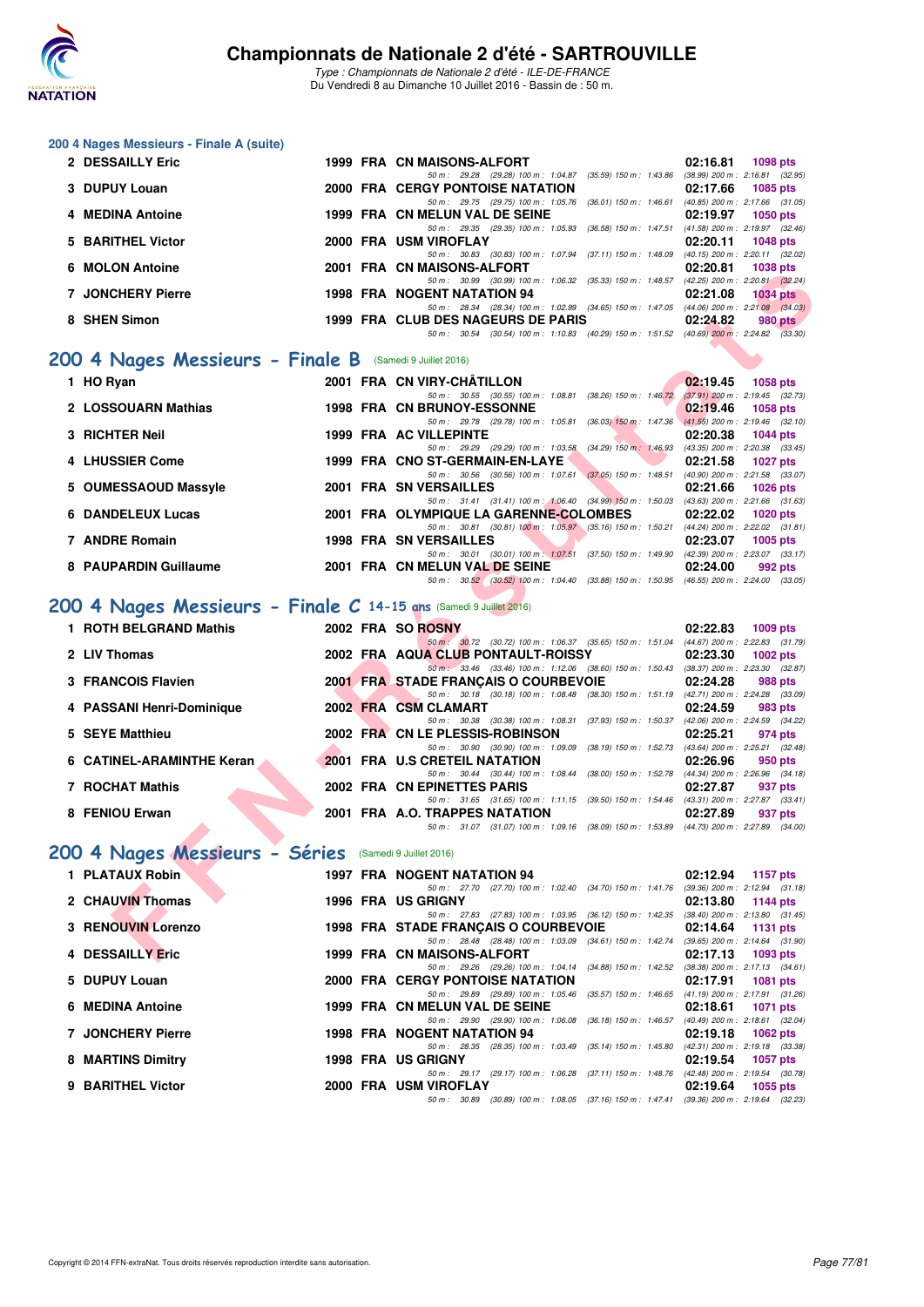### 200 4 Nages Messieurs - Finale A (suite)

| | Nom | Année | Nat | Club | Temps | Points |
|---|---|---|---|---|---|---|
| 2 | DESSAILLY Eric | 1999 | FRA | CN MAISONS-ALFORT | 02:16.81 | 1098 pts |
| | | | | 50 m : 29.28 (29.28) 100 m : 1:04.87 (35.59) 150 m : 1:43.86 (38.99) 200 m : 2:16.81 (32.95) | | |
| 3 | DUPUY Louan | 2000 | FRA | CERGY PONTOISE NATATION | 02:17.66 | 1085 pts |
| | | | | 50 m : 29.75 (29.75) 100 m : 1:05.76 (36.01) 150 m : 1:46.61 (40.85) 200 m : 2:17.66 (31.05) | | |
| 4 | MEDINA Antoine | 1999 | FRA | CN MELUN VAL DE SEINE | 02:19.97 | 1050 pts |
| | | | | 50 m : 29.35 (29.35) 100 m : 1:05.93 (36.58) 150 m : 1:47.51 (41.58) 200 m : 2:19.97 (32.46) | | |
| 5 | BARITHEL Victor | 2000 | FRA | USM VIROFLAY | 02:20.11 | 1048 pts |
| | | | | 50 m : 30.83 (30.83) 100 m : 1:07.94 (37.11) 150 m : 1:48.09 (40.15) 200 m : 2:20.11 (32.02) | | |
| 6 | MOLON Antoine | 2001 | FRA | CN MAISONS-ALFORT | 02:20.81 | 1038 pts |
| | | | | 50 m : 30.99 (30.99) 100 m : 1:06.32 (35.33) 150 m : 1:48.57 (42.25) 200 m : 2:20.81 (32.24) | | |
| 7 | JONCHERY Pierre | 1998 | FRA | NOGENT NATATION 94 | 02:21.08 | 1034 pts |
| | | | | 50 m : 28.34 (28.34) 100 m : 1:02.99 (34.65) 150 m : 1:47.05 (44.06) 200 m : 2:21.08 (34.03) | | |
| 8 | SHEN Simon | 1999 | FRA | CLUB DES NAGEURS DE PARIS | 02:24.82 | 980 pts |
| | | | | 50 m : 30.54 (30.54) 100 m : 1:10.83 (40.29) 150 m : 1:51.52 (40.69) 200 m : 2:24.82 (33.30) | | |

## 200 4 Nages Messieurs - Finale B (Samedi 9 Juillet 2016)

| | Nom | Année | Nat | Club | Temps | Points |
|---|---|---|---|---|---|---|
| 1 | HO Ryan | 2001 | FRA | CN VIRY-CHÂTILLON | 02:19.45 | 1058 pts |
| | | | | 50 m : 30.55 (30.55) 100 m : 1:08.81 (38.26) 150 m : 1:46.72 (37.91) 200 m : 2:19.45 (32.73) | | |
| 2 | LOSSOUARN Mathias | 1998 | FRA | CN BRUNOY-ESSONNE | 02:19.46 | 1058 pts |
| | | | | 50 m : 29.78 (29.78) 100 m : 1:05.81 (36.03) 150 m : 1:47.36 (41.55) 200 m : 2:19.46 (32.10) | | |
| 3 | RICHTER Neil | 1999 | FRA | AC VILLEPINTE | 02:20.38 | 1044 pts |
| | | | | 50 m : 29.29 (29.29) 100 m : 1:03.58 (34.29) 150 m : 1:46.93 (43.35) 200 m : 2:20.38 (33.45) | | |
| 4 | LHUSSIER Come | 1999 | FRA | CNO ST-GERMAIN-EN-LAYE | 02:21.58 | 1027 pts |
| | | | | 50 m : 30.56 (30.56) 100 m : 1:07.61 (37.05) 150 m : 1:48.51 (40.90) 200 m : 2:21.58 (33.07) | | |
| 5 | OUMESSAOUD Massyle | 2001 | FRA | SN VERSAILLES | 02:21.66 | 1026 pts |
| | | | | 50 m : 31.41 (31.41) 100 m : 1:06.40 (34.99) 150 m : 1:50.03 (43.63) 200 m : 2:21.66 (31.63) | | |
| 6 | DANDELEUX Lucas | 2001 | FRA | OLYMPIQUE LA GARENNE-COLOMBES | 02:22.02 | 1020 pts |
| | | | | 50 m : 30.81 (30.81) 100 m : 1:05.97 (35.16) 150 m : 1:50.21 (44.24) 200 m : 2:22.02 (31.81) | | |
| 7 | ANDRE Romain | 1998 | FRA | SN VERSAILLES | 02:23.07 | 1005 pts |
| | | | | 50 m : 30.01 (30.01) 100 m : 1:07.51 (37.50) 150 m : 1:49.90 (42.39) 200 m : 2:23.07 (33.17) | | |
| 8 | PAUPARDIN Guillaume | 2001 | FRA | CN MELUN VAL DE SEINE | 02:24.00 | 992 pts |
| | | | | 50 m : 30.52 (30.52) 100 m : 1:04.40 (33.88) 150 m : 1:50.95 (46.55) 200 m : 2:24.00 (33.05) | | |

## 200 4 Nages Messieurs - Finale C 14-15 ans (Samedi 9 Juillet 2016)

| | Nom | Année | Nat | Club | Temps | Points |
|---|---|---|---|---|---|---|
| 1 | ROTH BELGRAND Mathis | 2002 | FRA | SO ROSNY | 02:22.83 | 1009 pts |
| | | | | 50 m : 30.72 (30.72) 100 m : 1:06.37 (35.65) 150 m : 1:51.04 (44.67) 200 m : 2:22.83 (31.79) | | |
| 2 | LIV Thomas | 2002 | FRA | AQUA CLUB PONTAULT-ROISSY | 02:23.30 | 1002 pts |
| | | | | 50 m : 33.46 (33.46) 100 m : 1:12.06 (38.60) 150 m : 1:50.43 (38.37) 200 m : 2:23.30 (32.87) | | |
| 3 | FRANCOIS Flavien | 2001 | FRA | STADE FRANÇAIS O COURBEVOIE | 02:24.28 | 988 pts |
| | | | | 50 m : 30.18 (30.18) 100 m : 1:08.48 (38.30) 150 m : 1:51.19 (42.71) 200 m : 2:24.28 (33.09) | | |
| 4 | PASSANI Henri-Dominique | 2002 | FRA | CSM CLAMART | 02:24.59 | 983 pts |
| | | | | 50 m : 30.38 (30.38) 100 m : 1:08.31 (37.93) 150 m : 1:50.37 (42.06) 200 m : 2:24.59 (34.22) | | |
| 5 | SEYE Matthieu | 2002 | FRA | CN LE PLESSIS-ROBINSON | 02:25.21 | 974 pts |
| | | | | 50 m : 30.90 (30.90) 100 m : 1:09.09 (38.19) 150 m : 1:52.73 (43.64) 200 m : 2:25.21 (32.48) | | |
| 6 | CATINEL-ARAMINTHE Keran | 2001 | FRA | U.S CRETEIL NATATION | 02:26.96 | 950 pts |
| | | | | 50 m : 30.44 (30.44) 100 m : 1:08.44 (38.00) 150 m : 1:52.78 (44.34) 200 m : 2:26.96 (34.18) | | |
| 7 | ROCHAT Mathis | 2002 | FRA | CN EPINETTES PARIS | 02:27.87 | 937 pts |
| | | | | 50 m : 31.65 (31.65) 100 m : 1:11.15 (39.50) 150 m : 1:54.46 (43.31) 200 m : 2:27.87 (33.41) | | |
| 8 | FENIOU Erwan | 2001 | FRA | A.O. TRAPPES NATATION | 02:27.89 | 937 pts |
| | | | | 50 m : 31.07 (31.07) 100 m : 1:09.16 (38.09) 150 m : 1:53.89 (44.73) 200 m : 2:27.89 (34.00) | | |

## 200 4 Nages Messieurs - Séries (Samedi 9 Juillet 2016)

| | Nom | Année | Nat | Club | Temps | Points |
|---|---|---|---|---|---|---|
| 1 | PLATAUX Robin | 1997 | FRA | NOGENT NATATION 94 | 02:12.94 | 1157 pts |
| | | | | 50 m : 27.70 (27.70) 100 m : 1:02.40 (34.70) 150 m : 1:41.76 (39.36) 200 m : 2:12.94 (31.18) | | |
| 2 | CHAUVIN Thomas | 1996 | FRA | US GRIGNY | 02:13.80 | 1144 pts |
| | | | | 50 m : 27.83 (27.83) 100 m : 1:03.95 (36.12) 150 m : 1:42.35 (38.40) 200 m : 2:13.80 (31.45) | | |
| 3 | RENOUVIN Lorenzo | 1998 | FRA | STADE FRANÇAIS O COURBEVOIE | 02:14.64 | 1131 pts |
| | | | | 50 m : 28.48 (28.48) 100 m : 1:03.09 (34.61) 150 m : 1:42.74 (39.65) 200 m : 2:14.64 (31.90) | | |
| 4 | DESSAILLY Eric | 1999 | FRA | CN MAISONS-ALFORT | 02:17.13 | 1093 pts |
| | | | | 50 m : 29.26 (29.26) 100 m : 1:04.14 (34.88) 150 m : 1:42.52 (38.38) 200 m : 2:17.13 (34.61) | | |
| 5 | DUPUY Louan | 2000 | FRA | CERGY PONTOISE NATATION | 02:17.91 | 1081 pts |
| | | | | 50 m : 29.89 (29.89) 100 m : 1:05.46 (35.57) 150 m : 1:46.65 (41.19) 200 m : 2:17.91 (31.26) | | |
| 6 | MEDINA Antoine | 1999 | FRA | CN MELUN VAL DE SEINE | 02:18.61 | 1071 pts |
| | | | | 50 m : 29.90 (29.90) 100 m : 1:06.08 (36.18) 150 m : 1:46.57 (40.49) 200 m : 2:18.61 (32.04) | | |
| 7 | JONCHERY Pierre | 1998 | FRA | NOGENT NATATION 94 | 02:19.18 | 1062 pts |
| | | | | 50 m : 28.35 (28.35) 100 m : 1:03.49 (35.14) 150 m : 1:45.80 (42.31) 200 m : 2:19.18 (33.38) | | |
| 8 | MARTINS Dimitry | 1998 | FRA | US GRIGNY | 02:19.54 | 1057 pts |
| | | | | 50 m : 29.17 (29.17) 100 m : 1:06.28 (37.11) 150 m : 1:48.76 (42.48) 200 m : 2:19.54 (30.78) | | |
| 9 | BARITHEL Victor | 2000 | FRA | USM VIROFLAY | 02:19.64 | 1055 pts |
| | | | | 50 m : 30.89 (30.89) 100 m : 1:08.05 (37.16) 150 m : 1:47.41 (39.36) 200 m : 2:19.64 (32.23) | | |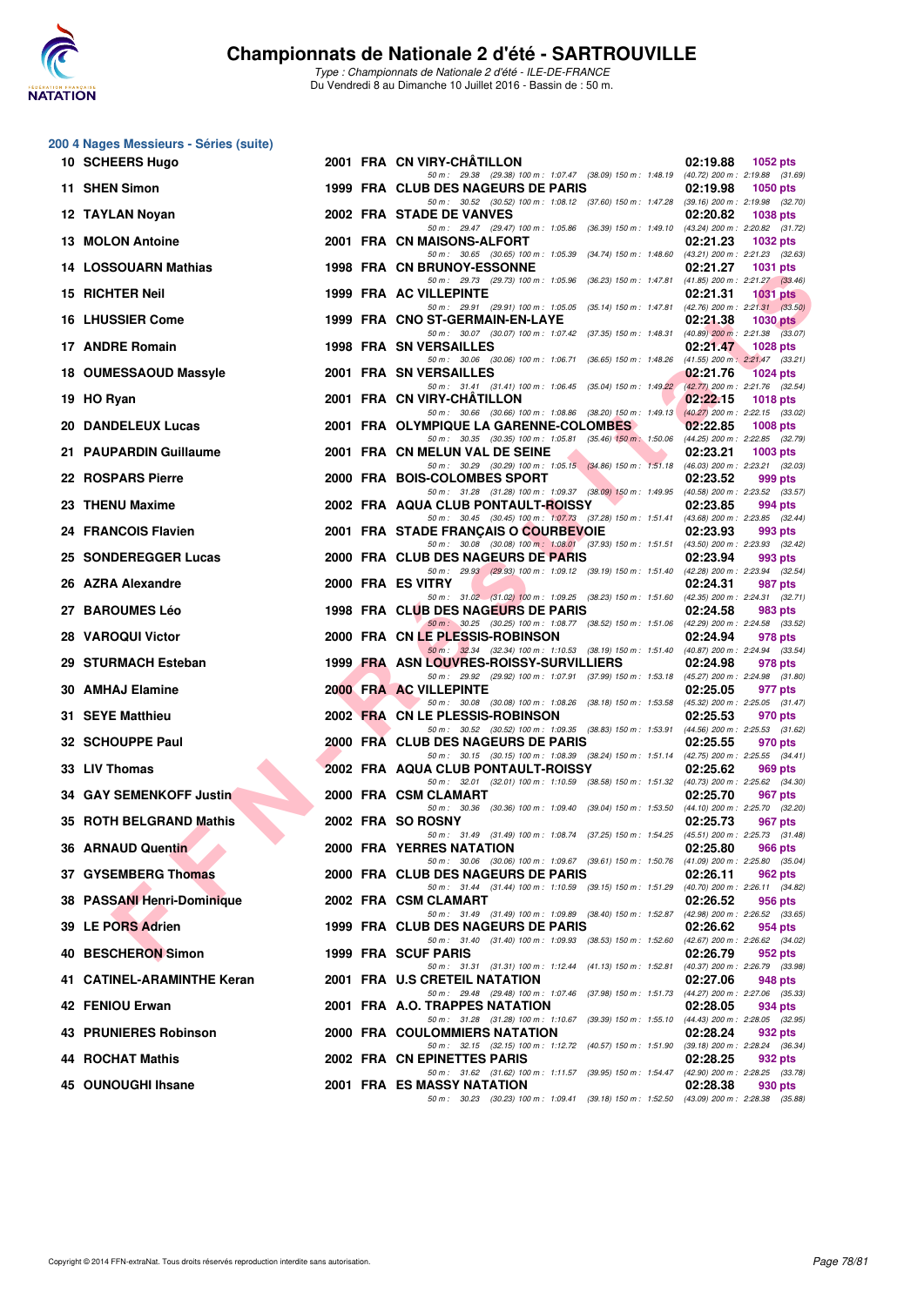# Championnats de Nationale 2 d'été - SARTROUVILLE

*Type : Championnats de Nationale 2 d'été - ILE-DE-FRANCE*
Du Vendredi 8 au Dimanche 10 Juillet 2016 - Bassin de : 50 m.

## 200 4 Nages Messieurs - Séries (suite)

| Rang | Nom | Année | Nat | Club | Temps | Points |
|---|---|---|---|---|---|---|
| 10 | SCHEERS Hugo | 2001 | FRA | CN VIRY-CHÂTILLON | 02:19.88 | 1052 pts |
| | 50 m : 29.38 (29.38) 100 m : 1:07.47 (38.09) 150 m : 1:48.19 (40.72) 200 m : 2:19.88 (31.69) | | | | | |
| 11 | SHEN Simon | 1999 | FRA | CLUB DES NAGEURS DE PARIS | 02:19.98 | 1050 pts |
| | 50 m : 30.52 (30.52) 100 m : 1:08.12 (37.60) 150 m : 1:47.28 (39.16) 200 m : 2:19.98 (32.70) | | | | | |
| 12 | TAYLAN Noyan | 2002 | FRA | STADE DE VANVES | 02:20.82 | 1038 pts |
| | 50 m : 29.47 (29.47) 100 m : 1:05.86 (36.39) 150 m : 1:49.10 (43.24) 200 m : 2:20.82 (31.72) | | | | | |
| 13 | MOLON Antoine | 2001 | FRA | CN MAISONS-ALFORT | 02:21.23 | 1032 pts |
| | 50 m : 30.65 (30.65) 100 m : 1:05.39 (34.74) 150 m : 1:48.60 (43.21) 200 m : 2:21.23 (32.63) | | | | | |
| 14 | LOSSOUARN Mathias | 1998 | FRA | CN BRUNOY-ESSONNE | 02:21.27 | 1031 pts |
| | 50 m : 29.73 (29.73) 100 m : 1:05.96 (36.23) 150 m : 1:47.81 (41.85) 200 m : 2:21.27 (33.46) | | | | | |
| 15 | RICHTER Neil | 1999 | FRA | AC VILLEPINTE | 02:21.31 | 1031 pts |
| | 50 m : 29.91 (29.91) 100 m : 1:05.05 (35.14) 150 m : 1:47.81 (42.76) 200 m : 2:21.31 (33.50) | | | | | |
| 16 | LHUSSIER Come | 1999 | FRA | CNO ST-GERMAIN-EN-LAYE | 02:21.38 | 1030 pts |
| | 50 m : 30.07 (30.07) 100 m : 1:07.42 (37.35) 150 m : 1:48.31 (40.89) 200 m : 2:21.38 (33.07) | | | | | |
| 17 | ANDRE Romain | 1998 | FRA | SN VERSAILLES | 02:21.47 | 1028 pts |
| | 50 m : 30.06 (30.06) 100 m : 1:06.71 (36.65) 150 m : 1:48.26 (41.55) 200 m : 2:21.47 (33.21) | | | | | |
| 18 | OUMESSAOUD Massyle | 2001 | FRA | SN VERSAILLES | 02:21.76 | 1024 pts |
| | 50 m : 31.41 (31.41) 100 m : 1:06.45 (35.04) 150 m : 1:49.22 (42.77) 200 m : 2:21.76 (32.54) | | | | | |
| 19 | HO Ryan | 2001 | FRA | CN VIRY-CHÂTILLON | 02:22.15 | 1018 pts |
| | 50 m : 30.66 (30.66) 100 m : 1:08.86 (38.20) 150 m : 1:49.13 (40.27) 200 m : 2:22.15 (33.02) | | | | | |
| 20 | DANDELEUX Lucas | 2001 | FRA | OLYMPIQUE LA GARENNE-COLOMBES | 02:22.85 | 1008 pts |
| | 50 m : 30.35 (30.35) 100 m : 1:05.81 (35.46) 150 m : 1:50.06 (44.25) 200 m : 2:22.85 (32.79) | | | | | |
| 21 | PAUPARDIN Guillaume | 2001 | FRA | CN MELUN VAL DE SEINE | 02:23.21 | 1003 pts |
| | 50 m : 30.29 (30.29) 100 m : 1:05.15 (34.86) 150 m : 1:51.18 (46.03) 200 m : 2:23.21 (32.03) | | | | | |
| 22 | ROSPARS Pierre | 2000 | FRA | BOIS-COLOMBES SPORT | 02:23.52 | 999 pts |
| | 50 m : 31.28 (31.28) 100 m : 1:09.37 (38.09) 150 m : 1:49.95 (40.58) 200 m : 2:23.52 (33.57) | | | | | |
| 23 | THENU Maxime | 2002 | FRA | AQUA CLUB PONTAULT-ROISSY | 02:23.85 | 994 pts |
| | 50 m : 30.45 (30.45) 100 m : 1:07.73 (37.28) 150 m : 1:51.41 (43.68) 200 m : 2:23.85 (32.44) | | | | | |
| 24 | FRANCOIS Flavien | 2001 | FRA | STADE FRANÇAIS O COURBEVOIE | 02:23.93 | 993 pts |
| | 50 m : 30.08 (30.08) 100 m : 1:08.01 (37.93) 150 m : 1:51.51 (43.50) 200 m : 2:23.93 (32.42) | | | | | |
| 25 | SONDEREGGER Lucas | 2000 | FRA | CLUB DES NAGEURS DE PARIS | 02:23.94 | 993 pts |
| | 50 m : 29.93 (29.93) 100 m : 1:09.12 (39.19) 150 m : 1:51.40 (42.28) 200 m : 2:23.94 (32.54) | | | | | |
| 26 | AZRA Alexandre | 2000 | FRA | ES VITRY | 02:24.31 | 987 pts |
| | 50 m : 31.02 (31.02) 100 m : 1:09.25 (38.23) 150 m : 1:51.60 (42.35) 200 m : 2:24.31 (32.71) | | | | | |
| 27 | BAROUMES Léo | 1998 | FRA | CLUB DES NAGEURS DE PARIS | 02:24.58 | 983 pts |
| | 50 m : 30.25 (30.25) 100 m : 1:08.77 (38.52) 150 m : 1:51.06 (42.29) 200 m : 2:24.58 (33.52) | | | | | |
| 28 | VAROQUI Victor | 2000 | FRA | CN LE PLESSIS-ROBINSON | 02:24.94 | 978 pts |
| | 50 m : 32.34 (32.34) 100 m : 1:10.53 (38.19) 150 m : 1:51.40 (40.87) 200 m : 2:24.94 (33.54) | | | | | |
| 29 | STURMACH Esteban | 1999 | FRA | ASN LOUVRES-ROISSY-SURVILLIERS | 02:24.98 | 978 pts |
| | 50 m : 29.92 (29.92) 100 m : 1:07.91 (37.99) 150 m : 1:53.18 (45.27) 200 m : 2:24.98 (31.80) | | | | | |
| 30 | AMHAJ Elamine | 2000 | FRA | AC VILLEPINTE | 02:25.05 | 977 pts |
| | 50 m : 30.08 (30.08) 100 m : 1:08.26 (38.18) 150 m : 1:53.58 (45.32) 200 m : 2:25.05 (31.47) | | | | | |
| 31 | SEYE Matthieu | 2002 | FRA | CN LE PLESSIS-ROBINSON | 02:25.53 | 970 pts |
| | 50 m : 30.52 (30.52) 100 m : 1:09.35 (38.83) 150 m : 1:53.91 (44.56) 200 m : 2:25.53 (31.62) | | | | | |
| 32 | SCHOUPPE Paul | 2000 | FRA | CLUB DES NAGEURS DE PARIS | 02:25.55 | 970 pts |
| | 50 m : 30.15 (30.15) 100 m : 1:08.39 (38.24) 150 m : 1:51.14 (42.75) 200 m : 2:25.55 (34.41) | | | | | |
| 33 | LIV Thomas | 2002 | FRA | AQUA CLUB PONTAULT-ROISSY | 02:25.62 | 969 pts |
| | 50 m : 32.01 (32.01) 100 m : 1:10.59 (38.58) 150 m : 1:51.32 (40.73) 200 m : 2:25.62 (34.30) | | | | | |
| 34 | GAY SEMENKOFF Justin | 2000 | FRA | CSM CLAMART | 02:25.70 | 967 pts |
| | 50 m : 30.36 (30.36) 100 m : 1:09.40 (39.04) 150 m : 1:53.50 (44.10) 200 m : 2:25.70 (32.20) | | | | | |
| 35 | ROTH BELGRAND Mathis | 2002 | FRA | SO ROSNY | 02:25.73 | 967 pts |
| | 50 m : 31.49 (31.49) 100 m : 1:08.74 (37.25) 150 m : 1:54.25 (45.51) 200 m : 2:25.73 (31.48) | | | | | |
| 36 | ARNAUD Quentin | 2000 | FRA | YERRES NATATION | 02:25.80 | 966 pts |
| | 50 m : 30.06 (30.06) 100 m : 1:09.67 (39.61) 150 m : 1:50.76 (41.09) 200 m : 2:25.80 (35.04) | | | | | |
| 37 | GYSEMBERG Thomas | 2000 | FRA | CLUB DES NAGEURS DE PARIS | 02:26.11 | 962 pts |
| | 50 m : 31.44 (31.44) 100 m : 1:10.59 (39.15) 150 m : 1:51.29 (40.70) 200 m : 2:26.11 (34.82) | | | | | |
| 38 | PASSANI Henri-Dominique | 2002 | FRA | CSM CLAMART | 02:26.52 | 956 pts |
| | 50 m : 31.49 (31.49) 100 m : 1:09.89 (38.40) 150 m : 1:52.87 (42.98) 200 m : 2:26.52 (33.65) | | | | | |
| 39 | LE PORS Adrien | 1999 | FRA | CLUB DES NAGEURS DE PARIS | 02:26.62 | 954 pts |
| | 50 m : 31.40 (31.40) 100 m : 1:09.93 (38.53) 150 m : 1:52.60 (42.67) 200 m : 2:26.62 (34.02) | | | | | |
| 40 | BESCHERON Simon | 1999 | FRA | SCUF PARIS | 02:26.79 | 952 pts |
| | 50 m : 31.31 (31.31) 100 m : 1:12.44 (41.13) 150 m : 1:52.81 (40.37) 200 m : 2:26.79 (33.98) | | | | | |
| 41 | CATINEL-ARAMINTHE Keran | 2001 | FRA | U.S CRETEIL NATATION | 02:27.06 | 948 pts |
| | 50 m : 29.48 (29.48) 100 m : 1:07.46 (37.98) 150 m : 1:51.73 (44.27) 200 m : 2:27.06 (35.33) | | | | | |
| 42 | FENIOU Erwan | 2001 | FRA | A.O. TRAPPES NATATION | 02:28.05 | 934 pts |
| | 50 m : 31.28 (31.28) 100 m : 1:10.67 (39.39) 150 m : 1:55.10 (44.43) 200 m : 2:28.05 (32.95) | | | | | |
| 43 | PRUNIERES Robinson | 2000 | FRA | COULOMMIERS NATATION | 02:28.24 | 932 pts |
| | 50 m : 32.15 (32.15) 100 m : 1:12.72 (40.57) 150 m : 1:51.90 (39.18) 200 m : 2:28.24 (36.34) | | | | | |
| 44 | ROCHAT Mathis | 2002 | FRA | CN EPINETTES PARIS | 02:28.25 | 932 pts |
| | 50 m : 31.62 (31.62) 100 m : 1:11.57 (39.95) 150 m : 1:54.47 (42.90) 200 m : 2:28.25 (33.78) | | | | | |
| 45 | OUNOUGHI Ihsane | 2001 | FRA | ES MASSY NATATION | 02:28.38 | 930 pts |
| | 50 m : 30.23 (30.23) 100 m : 1:09.41 (39.18) 150 m : 1:52.50 (43.09) 200 m : 2:28.38 (35.88) | | | | | |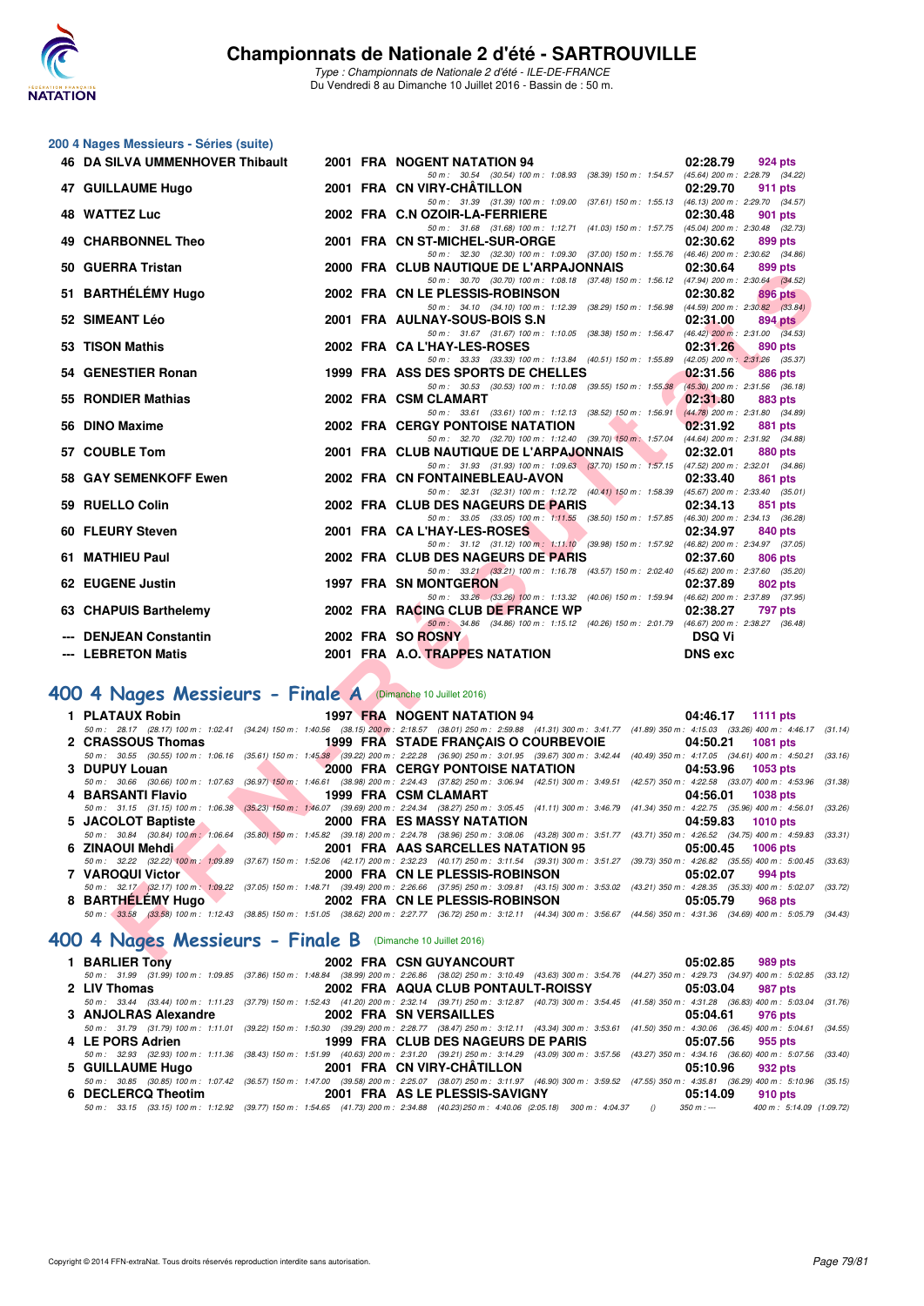## 200 4 Nages Messieurs - Séries (suite)

| Rang | Nom | Année | Nat | Club | Temps | Points |
|---|---|---|---|---|---|---|
| 46 | DA SILVA UMMENHOVER Thibault | 2001 | FRA | NOGENT NATATION 94 | 02:28.79 | 924 pts |
| | 50 m : 30.54 (30.54) 100 m : 1:08.93 (38.39) 150 m : 1:54.57 (45.64) 200 m : 2:28.79 (34.22) | | | | | |
| 47 | GUILLAUME Hugo | 2001 | FRA | CN VIRY-CHÂTILLON | 02:29.70 | 911 pts |
| | 50 m : 31.39 (31.39) 100 m : 1:09.00 (37.61) 150 m : 1:55.13 (46.13) 200 m : 2:29.70 (34.57) | | | | | |
| 48 | WATTEZ Luc | 2002 | FRA | C.N OZOIR-LA-FERRIERE | 02:30.48 | 901 pts |
| | 50 m : 31.68 (31.68) 100 m : 1:12.71 (41.03) 150 m : 1:57.75 (45.04) 200 m : 2:30.48 (32.73) | | | | | |
| 49 | CHARBONNEL Theo | 2001 | FRA | CN ST-MICHEL-SUR-ORGE | 02:30.62 | 899 pts |
| | 50 m : 32.30 (32.30) 100 m : 1:09.30 (37.00) 150 m : 1:55.76 (46.46) 200 m : 2:30.62 (34.86) | | | | | |
| 50 | GUERRA Tristan | 2000 | FRA | CLUB NAUTIQUE DE L'ARPAJONNAIS | 02:30.64 | 899 pts |
| | 50 m : 30.70 (30.70) 100 m : 1:08.18 (37.48) 150 m : 1:56.12 (47.94) 200 m : 2:30.64 (34.52) | | | | | |
| 51 | BARTHÉLÉMY Hugo | 2002 | FRA | CN LE PLESSIS-ROBINSON | 02:30.82 | 896 pts |
| | 50 m : 34.10 (34.10) 100 m : 1:12.39 (38.29) 150 m : 1:56.98 (44.59) 200 m : 2:30.82 (33.84) | | | | | |
| 52 | SIMEANT Léo | 2001 | FRA | AULNAY-SOUS-BOIS S.N | 02:31.00 | 894 pts |
| | 50 m : 31.67 (31.67) 100 m : 1:10.05 (38.38) 150 m : 1:56.47 (46.42) 200 m : 2:31.00 (34.53) | | | | | |
| 53 | TISON Mathis | 2002 | FRA | CA L'HAY-LES-ROSES | 02:31.26 | 890 pts |
| | 50 m : 33.33 (33.33) 100 m : 1:13.84 (40.51) 150 m : 1:55.89 (42.05) 200 m : 2:31.26 (35.37) | | | | | |
| 54 | GENESTIER Ronan | 1999 | FRA | ASS DES SPORTS DE CHELLES | 02:31.56 | 886 pts |
| | 50 m : 30.53 (30.53) 100 m : 1:10.08 (39.55) 150 m : 1:55.38 (45.30) 200 m : 2:31.56 (36.18) | | | | | |
| 55 | RONDIER Mathias | 2002 | FRA | CSM CLAMART | 02:31.80 | 883 pts |
| | 50 m : 33.61 (33.61) 100 m : 1:12.13 (38.52) 150 m : 1:56.91 (44.78) 200 m : 2:31.80 (34.89) | | | | | |
| 56 | DINO Maxime | 2002 | FRA | CERGY PONTOISE NATATION | 02:31.92 | 881 pts |
| | 50 m : 32.70 (32.70) 100 m : 1:12.40 (39.70) 150 m : 1:57.04 (44.64) 200 m : 2:31.92 (34.88) | | | | | |
| 57 | COUBLE Tom | 2001 | FRA | CLUB NAUTIQUE DE L'ARPAJONNAIS | 02:32.01 | 880 pts |
| | 50 m : 31.93 (31.93) 100 m : 1:09.63 (37.70) 150 m : 1:57.15 (47.52) 200 m : 2:32.01 (34.86) | | | | | |
| 58 | GAY SEMENKOFF Ewen | 2002 | FRA | CN FONTAINEBLEAU-AVON | 02:33.40 | 861 pts |
| | 50 m : 32.31 (32.31) 100 m : 1:12.72 (40.41) 150 m : 1:58.39 (45.67) 200 m : 2:33.40 (35.01) | | | | | |
| 59 | RUELLO Colin | 2002 | FRA | CLUB DES NAGEURS DE PARIS | 02:34.13 | 851 pts |
| | 50 m : 33.05 (33.05) 100 m : 1:11.55 (38.50) 150 m : 1:57.85 (46.30) 200 m : 2:34.13 (36.28) | | | | | |
| 60 | FLEURY Steven | 2001 | FRA | CA L'HAY-LES-ROSES | 02:34.97 | 840 pts |
| | 50 m : 31.12 (31.12) 100 m : 1:11.10 (39.98) 150 m : 1:57.92 (46.82) 200 m : 2:34.97 (37.05) | | | | | |
| 61 | MATHIEU Paul | 2002 | FRA | CLUB DES NAGEURS DE PARIS | 02:37.60 | 806 pts |
| | 50 m : 33.21 (33.21) 100 m : 1:16.78 (43.57) 150 m : 2:02.40 (45.62) 200 m : 2:37.60 (35.20) | | | | | |
| 62 | EUGENE Justin | 1997 | FRA | SN MONTGERON | 02:37.89 | 802 pts |
| | 50 m : 33.26 (33.26) 100 m : 1:13.32 (40.06) 150 m : 1:59.94 (46.62) 200 m : 2:37.89 (37.95) | | | | | |
| 63 | CHAPUIS Barthelemy | 2002 | FRA | RACING CLUB DE FRANCE WP | 02:38.27 | 797 pts |
| | 50 m : 34.86 (34.86) 100 m : 1:15.12 (40.26) 150 m : 2:01.79 (46.67) 200 m : 2:38.27 (36.48) | | | | | |
| --- | DENJEAN Constantin | 2002 | FRA | SO ROSNY | DSQ Vi | |
| --- | LEBRETON Matis | 2001 | FRA | A.O. TRAPPES NATATION | DNS exc | |

## 400 4 Nages Messieurs - Finale A (Dimanche 10 Juillet 2016)

| Rang | Nom | Année | Nat | Club | Temps | Points |
|---|---|---|---|---|---|---|
| 1 | PLATAUX Robin | 1997 | FRA | NOGENT NATATION 94 | 04:46.17 | 1111 pts |
| | 50 m : 28.17 (28.17) 100 m : 1:02.41 (34.24) 150 m : 1:40.56 (38.15) 200 m : 2:18.57 (38.01) 250 m : 2:59.88 (41.31) 300 m : 3:41.77 (41.89) 350 m : 4:15.03 (33.26) 400 m : 4:46.17 (31.14) | | | | | |
| 2 | CRASSOUS Thomas | 1999 | FRA | STADE FRANÇAIS O COURBEVOIE | 04:50.21 | 1081 pts |
| | 50 m : 30.55 (30.55) 100 m : 1:06.16 (35.61) 150 m : 1:45.38 (39.22) 200 m : 2:22.28 (36.90) 250 m : 3:01.95 (39.67) 300 m : 3:42.44 (40.49) 350 m : 4:17.05 (34.61) 400 m : 4:50.21 (33.16) | | | | | |
| 3 | DUPUY Louan | 2000 | FRA | CERGY PONTOISE NATATION | 04:53.96 | 1053 pts |
| | 50 m : 30.66 (30.66) 100 m : 1:07.63 (36.97) 150 m : 1:46.61 (38.98) 200 m : 2:24.43 (37.82) 250 m : 3:06.94 (42.51) 300 m : 3:49.51 (42.57) 350 m : 4:22.58 (33.07) 400 m : 4:53.96 (31.38) | | | | | |
| 4 | BARSANTI Flavio | 1999 | FRA | CSM CLAMART | 04:56.01 | 1038 pts |
| | 50 m : 31.15 (31.15) 100 m : 1:06.38 (35.23) 150 m : 1:46.07 (39.69) 200 m : 2:24.34 (38.27) 250 m : 3:05.45 (41.11) 300 m : 3:46.79 (41.34) 350 m : 4:22.75 (35.96) 400 m : 4:56.01 (33.26) | | | | | |
| 5 | JACOLOT Baptiste | 2000 | FRA | ES MASSY NATATION | 04:59.83 | 1010 pts |
| | 50 m : 30.84 (30.84) 100 m : 1:06.64 (35.80) 150 m : 1:45.82 (39.18) 200 m : 2:24.78 (38.96) 250 m : 3:08.06 (43.28) 300 m : 3:51.77 (43.71) 350 m : 4:26.52 (34.75) 400 m : 4:59.83 (33.31) | | | | | |
| 6 | ZINAOUI Mehdi | 2001 | FRA | AAS SARCELLES NATATION 95 | 05:00.45 | 1006 pts |
| | 50 m : 32.22 (32.22) 100 m : 1:09.89 (37.67) 150 m : 1:52.06 (42.17) 200 m : 2:32.23 (40.17) 250 m : 3:11.54 (39.31) 300 m : 3:51.27 (39.73) 350 m : 4:26.82 (35.55) 400 m : 5:00.45 (33.63) | | | | | |
| 7 | VAROQUI Victor | 2000 | FRA | CN LE PLESSIS-ROBINSON | 05:02.07 | 994 pts |
| | 50 m : 32.17 (32.17) 100 m : 1:09.22 (37.05) 150 m : 1:48.71 (39.49) 200 m : 2:26.66 (37.95) 250 m : 3:09.81 (43.15) 300 m : 3:53.02 (43.21) 350 m : 4:28.35 (35.33) 400 m : 5:02.07 (33.72) | | | | | |
| 8 | BARTHÉLÉMY Hugo | 2002 | FRA | CN LE PLESSIS-ROBINSON | 05:05.79 | 968 pts |
| | 50 m : 33.58 (33.58) 100 m : 1:12.43 (38.85) 150 m : 1:51.05 (38.62) 200 m : 2:27.77 (36.72) 250 m : 3:12.11 (44.34) 300 m : 3:56.67 (44.56) 350 m : 4:31.36 (34.69) 400 m : 5:05.79 (34.43) | | | | | |

## 400 4 Nages Messieurs - Finale B (Dimanche 10 Juillet 2016)

| Rang | Nom | Année | Nat | Club | Temps | Points |
|---|---|---|---|---|---|---|
| 1 | BARLIER Tony | 2002 | FRA | CSN GUYANCOURT | 05:02.85 | 989 pts |
| | 50 m : 31.99 (31.99) 100 m : 1:09.85 (37.86) 150 m : 1:48.84 (38.99) 200 m : 2:26.86 (38.02) 250 m : 3:10.49 (43.63) 300 m : 3:54.76 (44.27) 350 m : 4:29.73 (34.97) 400 m : 5:02.85 (33.12) | | | | | |
| 2 | LIV Thomas | 2002 | FRA | AQUA CLUB PONTAULT-ROISSY | 05:03.04 | 987 pts |
| | 50 m : 33.44 (33.44) 100 m : 1:11.23 (37.79) 150 m : 1:52.43 (41.20) 200 m : 2:32.14 (39.71) 250 m : 3:12.87 (40.73) 300 m : 3:54.45 (41.58) 350 m : 4:31.28 (36.83) 400 m : 5:03.04 (31.76) | | | | | |
| 3 | ANJOLRAS Alexandre | 2002 | FRA | SN VERSAILLES | 05:04.61 | 976 pts |
| | 50 m : 31.79 (31.79) 100 m : 1:11.01 (39.22) 150 m : 1:50.30 (39.29) 200 m : 2:28.77 (38.47) 250 m : 3:12.11 (43.34) 300 m : 3:53.61 (41.50) 350 m : 4:30.06 (36.45) 400 m : 5:04.61 (34.55) | | | | | |
| 4 | LE PORS Adrien | 1999 | FRA | CLUB DES NAGEURS DE PARIS | 05:07.56 | 955 pts |
| | 50 m : 32.93 (32.93) 100 m : 1:11.36 (38.43) 150 m : 1:51.99 (40.63) 200 m : 2:31.20 (39.21) 250 m : 3:14.29 (43.09) 300 m : 3:57.56 (43.27) 350 m : 4:34.16 (36.60) 400 m : 5:07.56 (33.40) | | | | | |
| 5 | GUILLAUME Hugo | 2001 | FRA | CN VIRY-CHÂTILLON | 05:10.96 | 932 pts |
| | 50 m : 30.85 (30.85) 100 m : 1:07.42 (36.57) 150 m : 1:47.00 (39.58) 200 m : 2:25.07 (38.07) 250 m : 3:11.97 (46.90) 300 m : 3:59.52 (47.55) 350 m : 4:35.81 (36.29) 400 m : 5:10.96 (35.15) | | | | | |
| 6 | DECLERCQ Theotim | 2001 | FRA | AS LE PLESSIS-SAVIGNY | 05:14.09 | 910 pts |
| | 50 m : 33.15 (33.15) 100 m : 1:12.92 (39.77) 150 m : 1:54.65 (41.73) 200 m : 2:34.88 (40.23) 250 m : 4:40.06 (2:05.18) 300 m : 4:04.37 () 350 m : --- 400 m : 5:14.09 (1:09.72) | | | | | |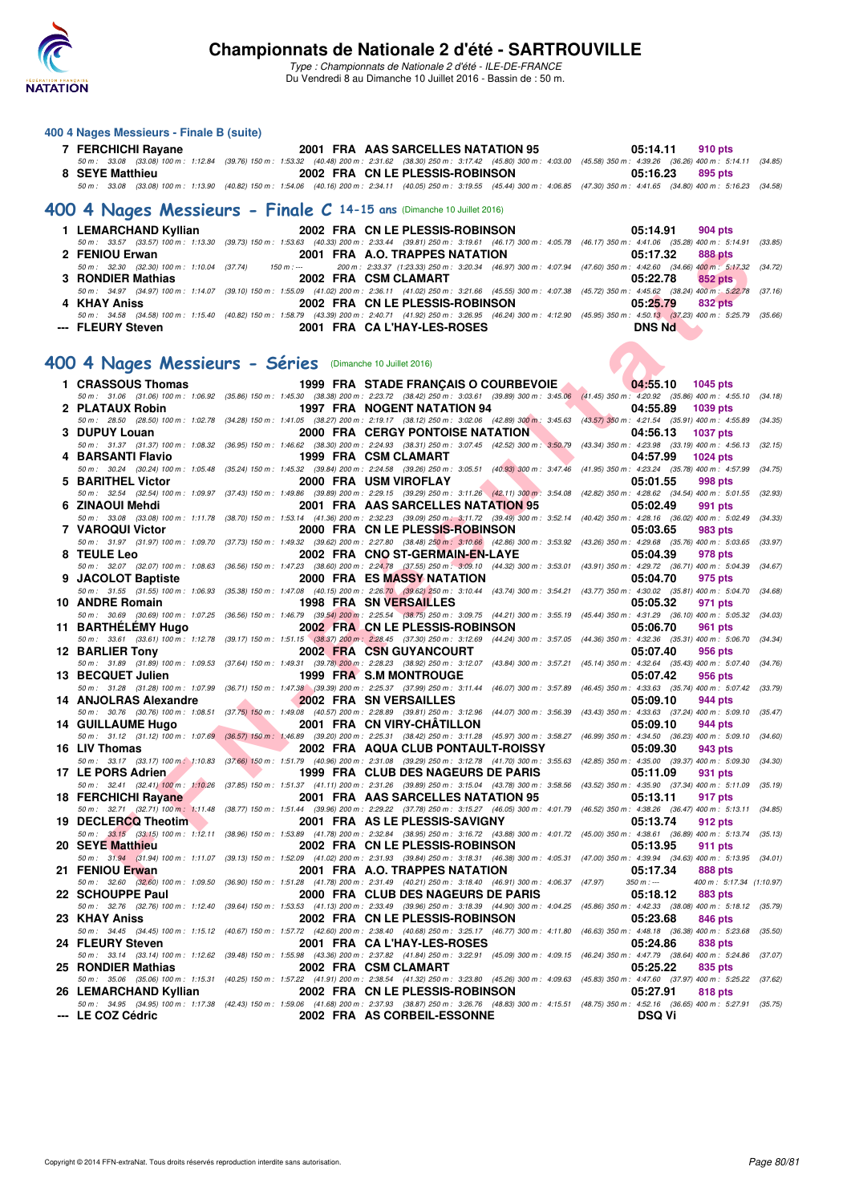## 400 4 Nages Messieurs - Finale B (suite)

| Rang | Nom | Année | Nat | Club | Temps | Points |
|---|---|---|---|---|---|---|
| 7 | FERCHICHI Rayane | 2001 | FRA | AAS SARCELLES NATATION 95 | 05:14.11 | 910 pts |
| | 50 m : 33.08 (33.08) 100 m : 1:12.84 (39.76) 150 m : 1:53.32 (40.48) 200 m : 2:31.62 (38.30) 250 m : 3:17.42 (45.80) 300 m : 4:03.00 (45.58) 350 m : 4:39.26 (36.26) 400 m : 5:14.11 (34.85) | | | | | |
| 8 | SEYE Matthieu | 2002 | FRA | CN LE PLESSIS-ROBINSON | 05:16.23 | 895 pts |
| | 50 m : 33.08 (33.08) 100 m : 1:13.90 (40.82) 150 m : 1:54.06 (40.16) 200 m : 2:34.11 (40.05) 250 m : 3:19.55 (45.44) 300 m : 4:06.85 (47.30) 350 m : 4:41.65 (34.80) 400 m : 5:16.23 (34.58) | | | | | |

## 400 4 Nages Messieurs - Finale C 14-15 ans (Dimanche 10 Juillet 2016)

| Rang | Nom | Année | Nat | Club | Temps | Points |
|---|---|---|---|---|---|---|
| 1 | LEMARCHAND Kyllian | 2002 | FRA | CN LE PLESSIS-ROBINSON | 05:14.91 | 904 pts |
| | 50 m : 33.57 (33.57) 100 m : 1:13.30 (39.73) 150 m : 1:53.63 (40.33) 200 m : 2:33.44 (39.81) 250 m : 3:19.61 (46.17) 300 m : 4:05.78 (46.17) 350 m : 4:41.06 (35.28) 400 m : 5:14.91 (33.85) | | | | | |
| 2 | FENIOU Erwan | 2001 | FRA | A.O. TRAPPES NATATION | 05:17.32 | 888 pts |
| | 50 m : 32.30 (32.30) 100 m : 1:10.04 (37.74) 150 m : --- 200 m : 2:33.37 (1:23.33) 250 m : 3:20.34 (46.97) 300 m : 4:07.94 (47.60) 350 m : 4:42.60 (34.66) 400 m : 5:17.32 (34.72) | | | | | |
| 3 | RONDIER Mathias | 2002 | FRA | CSM CLAMART | 05:22.78 | 852 pts |
| | 50 m : 34.97 (34.97) 100 m : 1:14.07 (39.10) 150 m : 1:55.09 (41.02) 200 m : 2:36.11 (41.02) 250 m : 3:21.66 (45.55) 300 m : 4:07.38 (45.72) 350 m : 4:45.62 (38.24) 400 m : 5:22.78 (37.16) | | | | | |
| 4 | KHAY Aniss | 2002 | FRA | CN LE PLESSIS-ROBINSON | 05:25.79 | 832 pts |
| | 50 m : 34.58 (34.58) 100 m : 1:15.40 (40.82) 150 m : 1:58.79 (43.39) 200 m : 2:40.71 (41.92) 250 m : 3:26.95 (46.24) 300 m : 4:12.90 (45.95) 350 m : 4:50.13 (37.23) 400 m : 5:25.79 (35.66) | | | | | |
| --- | FLEURY Steven | 2001 | FRA | CA L'HAY-LES-ROSES | DNS Nd | |

## 400 4 Nages Messieurs - Séries (Dimanche 10 Juillet 2016)

| Rang | Nom | Année | Nat | Club | Temps | Points |
|---|---|---|---|---|---|---|
| 1 | CRASSOUS Thomas | 1999 | FRA | STADE FRANÇAIS O COURBEVOIE | 04:55.10 | 1045 pts |
| | 50 m : 31.06 (31.06) 100 m : 1:06.92 (35.86) 150 m : 1:45.30 (38.38) 200 m : 2:23.72 (38.42) 250 m : 3:03.61 (39.89) 300 m : 3:45.06 (41.45) 350 m : 4:20.92 (35.86) 400 m : 4:55.10 (34.18) | | | | | |
| 2 | PLATAUX Robin | 1997 | FRA | NOGENT NATATION 94 | 04:55.89 | 1039 pts |
| | 50 m : 28.50 (28.50) 100 m : 1:02.78 (34.28) 150 m : 1:41.05 (38.27) 200 m : 2:19.17 (38.12) 250 m : 3:02.06 (42.89) 300 m : 3:45.63 (43.57) 350 m : 4:21.54 (35.91) 400 m : 4:55.89 (34.35) | | | | | |
| 3 | DUPUY Louan | 2000 | FRA | CERGY PONTOISE NATATION | 04:56.13 | 1037 pts |
| | 50 m : 31.37 (31.37) 100 m : 1:08.32 (36.95) 150 m : 1:46.62 (38.30) 200 m : 2:24.93 (38.31) 250 m : 3:07.45 (42.52) 300 m : 3:50.79 (43.34) 350 m : 4:23.98 (33.19) 400 m : 4:56.13 (32.15) | | | | | |
| 4 | BARSANTI Flavio | 1999 | FRA | CSM CLAMART | 04:57.99 | 1024 pts |
| | 50 m : 30.24 (30.24) 100 m : 1:05.48 (35.24) 150 m : 1:45.32 (39.84) 200 m : 2:24.58 (39.26) 250 m : 3:05.51 (40.93) 300 m : 3:47.46 (41.95) 350 m : 4:23.24 (35.78) 400 m : 4:57.99 (34.75) | | | | | |
| 5 | BARITHEL Victor | 2000 | FRA | USM VIROFLAY | 05:01.55 | 998 pts |
| | 50 m : 32.54 (32.54) 100 m : 1:09.97 (37.43) 150 m : 1:49.86 (39.89) 200 m : 2:29.15 (39.29) 250 m : 3:11.26 (42.11) 300 m : 3:54.08 (42.82) 350 m : 4:28.62 (34.54) 400 m : 5:01.55 (32.93) | | | | | |
| 6 | ZINAOUI Mehdi | 2001 | FRA | AAS SARCELLES NATATION 95 | 05:02.49 | 991 pts |
| | 50 m : 33.08 (33.08) 100 m : 1:11.78 (38.70) 150 m : 1:53.14 (41.36) 200 m : 2:32.23 (39.09) 250 m : 3:11.72 (39.49) 300 m : 3:52.14 (40.42) 350 m : 4:28.16 (36.02) 400 m : 5:02.49 (34.33) | | | | | |
| 7 | VAROQUI Victor | 2000 | FRA | CN LE PLESSIS-ROBINSON | 05:03.65 | 983 pts |
| | 50 m : 31.97 (31.97) 100 m : 1:09.70 (37.73) 150 m : 1:49.32 (39.62) 200 m : 2:27.80 (38.48) 250 m : 3:10.66 (42.86) 300 m : 3:53.92 (43.26) 350 m : 4:29.68 (35.76) 400 m : 5:03.65 (33.97) | | | | | |
| 8 | TEULE Leo | 2002 | FRA | CNO ST-GERMAIN-EN-LAYE | 05:04.39 | 978 pts |
| | 50 m : 32.07 (32.07) 100 m : 1:08.63 (36.56) 150 m : 1:47.23 (38.60) 200 m : 2:24.78 (37.55) 250 m : 3:09.10 (44.32) 300 m : 3:53.01 (43.91) 350 m : 4:29.72 (36.71) 400 m : 5:04.39 (34.67) | | | | | |
| 9 | JACOLOT Baptiste | 2000 | FRA | ES MASSY NATATION | 05:04.70 | 975 pts |
| | 50 m : 31.55 (31.55) 100 m : 1:06.93 (35.38) 150 m : 1:47.08 (40.15) 200 m : 2:26.70 (39.62) 250 m : 3:10.44 (43.74) 300 m : 3:54.21 (43.77) 350 m : 4:30.02 (35.81) 400 m : 5:04.70 (34.68) | | | | | |
| 10 | ANDRE Romain | 1998 | FRA | SN VERSAILLES | 05:05.32 | 971 pts |
| | 50 m : 30.69 (30.69) 100 m : 1:07.25 (36.56) 150 m : 1:46.79 (39.54) 200 m : 2:25.54 (38.75) 250 m : 3:09.75 (44.21) 300 m : 3:55.19 (45.44) 350 m : 4:31.29 (36.10) 400 m : 5:05.32 (34.03) | | | | | |
| 11 | BARTHÉLÉMY Hugo | 2002 | FRA | CN LE PLESSIS-ROBINSON | 05:06.70 | 961 pts |
| | 50 m : 33.61 (33.61) 100 m : 1:12.78 (39.17) 150 m : 1:51.15 (38.37) 200 m : 2:28.45 (37.30) 250 m : 3:12.69 (44.24) 300 m : 3:57.05 (44.36) 350 m : 4:32.36 (35.31) 400 m : 5:06.70 (34.34) | | | | | |
| 12 | BARLIER Tony | 2002 | FRA | CSN GUYANCOURT | 05:07.40 | 956 pts |
| | 50 m : 31.89 (31.89) 100 m : 1:09.53 (37.64) 150 m : 1:49.31 (39.78) 200 m : 2:28.23 (38.92) 250 m : 3:12.07 (43.84) 300 m : 3:57.21 (45.14) 350 m : 4:32.64 (35.43) 400 m : 5:07.40 (34.76) | | | | | |
| 13 | BECQUET Julien | 1999 | FRA | S.M MONTROUGE | 05:07.42 | 956 pts |
| | 50 m : 31.28 (31.28) 100 m : 1:07.99 (36.71) 150 m : 1:47.38 (39.39) 200 m : 2:25.37 (37.99) 250 m : 3:11.44 (46.07) 300 m : 3:57.89 (46.45) 350 m : 4:33.63 (35.74) 400 m : 5:07.42 (33.79) | | | | | |
| 14 | ANJOLRAS Alexandre | 2002 | FRA | SN VERSAILLES | 05:09.10 | 944 pts |
| | 50 m : 30.76 (30.76) 100 m : 1:08.51 (37.75) 150 m : 1:49.08 (40.57) 200 m : 2:28.89 (39.81) 250 m : 3:12.96 (44.07) 300 m : 3:56.39 (43.43) 350 m : 4:33.63 (37.24) 400 m : 5:09.10 (35.47) | | | | | |
| 14 | GUILLAUME Hugo | 2001 | FRA | CN VIRY-CHÂTILLON | 05:09.10 | 944 pts |
| | 50 m : 31.12 (31.12) 100 m : 1:07.69 (36.57) 150 m : 1:46.89 (39.20) 200 m : 2:25.31 (38.42) 250 m : 3:11.28 (45.97) 300 m : 3:58.27 (46.99) 350 m : 4:34.50 (36.23) 400 m : 5:09.10 (34.60) | | | | | |
| 16 | LIV Thomas | 2002 | FRA | AQUA CLUB PONTAULT-ROISSY | 05:09.30 | 943 pts |
| | 50 m : 33.17 (33.17) 100 m : 1:10.83 (37.66) 150 m : 1:51.79 (40.96) 200 m : 2:31.08 (39.29) 250 m : 3:12.78 (41.70) 300 m : 3:55.63 (42.85) 350 m : 4:35.00 (39.37) 400 m : 5:09.30 (34.30) | | | | | |
| 17 | LE PORS Adrien | 1999 | FRA | CLUB DES NAGEURS DE PARIS | 05:11.09 | 931 pts |
| | 50 m : 32.41 (32.41) 100 m : 1:10.26 (37.85) 150 m : 1:51.37 (41.11) 200 m : 2:31.26 (39.89) 250 m : 3:15.04 (43.78) 300 m : 3:58.56 (43.52) 350 m : 4:35.90 (37.34) 400 m : 5:11.09 (35.19) | | | | | |
| 18 | FERCHICHI Rayane | 2001 | FRA | AAS SARCELLES NATATION 95 | 05:13.11 | 917 pts |
| | 50 m : 32.71 (32.71) 100 m : 1:11.48 (38.77) 150 m : 1:51.44 (39.96) 200 m : 2:29.22 (37.78) 250 m : 3:15.27 (46.05) 300 m : 4:01.79 (46.52) 350 m : 4:38.26 (36.47) 400 m : 5:13.11 (34.85) | | | | | |
| 19 | DECLERCQ Theotim | 2001 | FRA | AS LE PLESSIS-SAVIGNY | 05:13.74 | 912 pts |
| | 50 m : 33.15 (33.15) 100 m : 1:12.11 (38.96) 150 m : 1:53.89 (41.78) 200 m : 2:32.84 (38.95) 250 m : 3:16.72 (43.88) 300 m : 4:01.72 (45.00) 350 m : 4:38.61 (36.89) 400 m : 5:13.74 (35.13) | | | | | |
| 20 | SEYE Matthieu | 2002 | FRA | CN LE PLESSIS-ROBINSON | 05:13.95 | 911 pts |
| | 50 m : 31.94 (31.94) 100 m : 1:11.07 (39.13) 150 m : 1:52.09 (41.02) 200 m : 2:31.93 (39.84) 250 m : 3:18.31 (46.38) 300 m : 4:05.31 (47.00) 350 m : 4:39.94 (34.63) 400 m : 5:13.95 (34.01) | | | | | |
| 21 | FENIOU Erwan | 2001 | FRA | A.O. TRAPPES NATATION | 05:17.34 | 888 pts |
| | 50 m : 32.60 (32.60) 100 m : 1:09.50 (36.90) 150 m : 1:51.28 (41.78) 200 m : 2:31.49 (40.21) 250 m : 3:18.40 (46.91) 300 m : 4:06.37 (47.97) 350 m : --- 400 m : 5:17.34 (1:10.97) | | | | | |
| 22 | SCHOUPPE Paul | 2000 | FRA | CLUB DES NAGEURS DE PARIS | 05:18.12 | 883 pts |
| | 50 m : 32.76 (32.76) 100 m : 1:12.40 (39.64) 150 m : 1:53.53 (41.13) 200 m : 2:33.49 (39.96) 250 m : 3:18.39 (44.90) 300 m : 4:04.25 (45.86) 350 m : 4:42.33 (38.08) 400 m : 5:18.12 (35.79) | | | | | |
| 23 | KHAY Aniss | 2002 | FRA | CN LE PLESSIS-ROBINSON | 05:23.68 | 846 pts |
| | 50 m : 34.45 (34.45) 100 m : 1:15.12 (40.67) 150 m : 1:57.72 (42.60) 200 m : 2:38.40 (40.68) 250 m : 3:25.17 (46.77) 300 m : 4:11.80 (46.63) 350 m : 4:48.18 (36.38) 400 m : 5:23.68 (35.50) | | | | | |
| 24 | FLEURY Steven | 2001 | FRA | CA L'HAY-LES-ROSES | 05:24.86 | 838 pts |
| | 50 m : 33.14 (33.14) 100 m : 1:12.62 (39.48) 150 m : 1:55.98 (43.36) 200 m : 2:37.82 (41.84) 250 m : 3:22.91 (45.09) 300 m : 4:09.15 (46.24) 350 m : 4:47.79 (38.64) 400 m : 5:24.86 (37.07) | | | | | |
| 25 | RONDIER Mathias | 2002 | FRA | CSM CLAMART | 05:25.22 | 835 pts |
| | 50 m : 35.06 (35.06) 100 m : 1:15.31 (40.25) 150 m : 1:57.22 (41.91) 200 m : 2:38.54 (41.32) 250 m : 3:23.80 (45.26) 300 m : 4:09.63 (45.83) 350 m : 4:47.60 (37.97) 400 m : 5:25.22 (37.62) | | | | | |
| 26 | LEMARCHAND Kyllian | 2002 | FRA | CN LE PLESSIS-ROBINSON | 05:27.91 | 818 pts |
| | 50 m : 34.95 (34.95) 100 m : 1:17.38 (42.43) 150 m : 1:59.06 (41.68) 200 m : 2:37.93 (38.87) 250 m : 3:26.76 (48.83) 300 m : 4:15.51 (48.75) 350 m : 4:52.16 (36.65) 400 m : 5:27.91 (35.75) | | | | | |
| --- | LE COZ Cédric | 2002 | FRA | AS CORBEIL-ESSONNE | DSQ Vi | |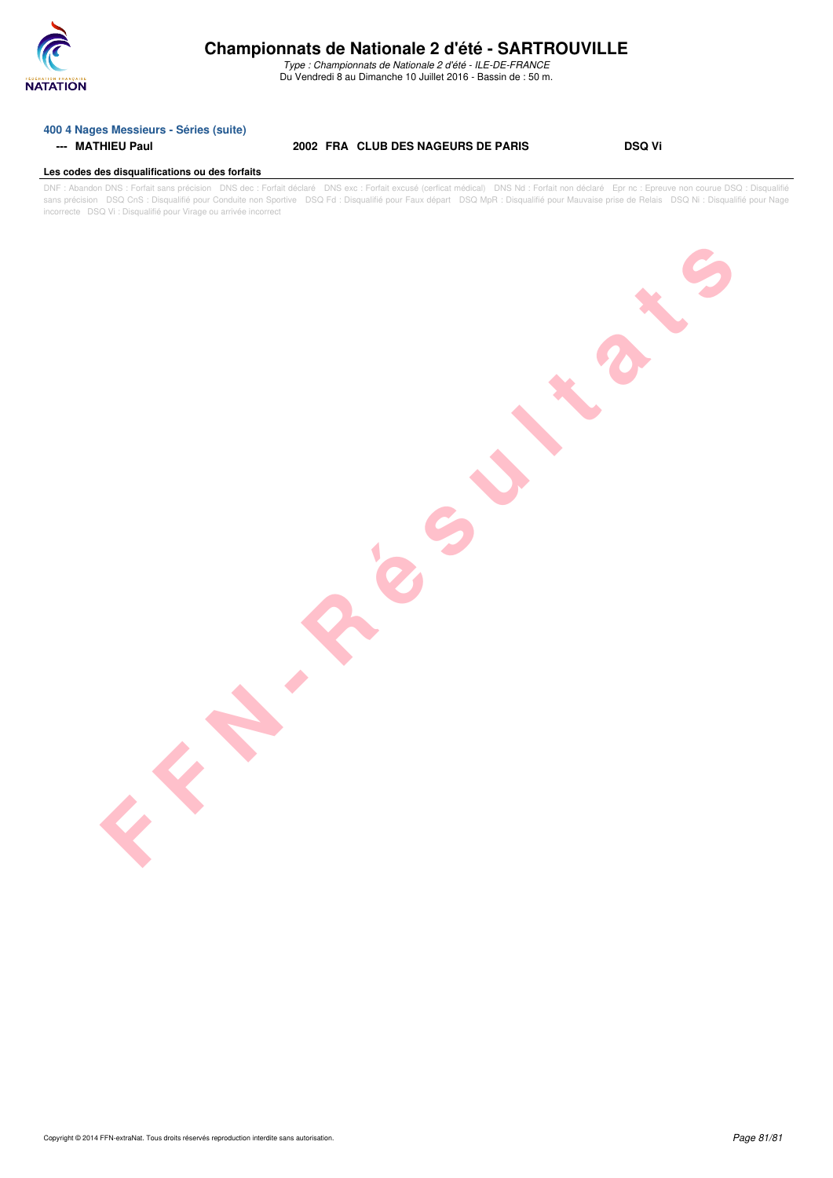# Championnats de Nationale 2 d'été - SARTROUVILLE

*Type : Championnats de Nationale 2 d'été - ILE-DE-FRANCE*

Du Vendredi 8 au Dimanche 10 Juillet 2016 - Bassin de : 50 m.

### 400 4 Nages Messieurs - Séries (suite)

| | | | | | |
|---|---|---|---|---|---|
| --- | MATHIEU Paul | 2002 | FRA | CLUB DES NAGEURS DE PARIS | DSQ Vi |

**Les codes des disqualifications ou des forfaits**

DNF : Abandon DNS : Forfait sans précision DNS dec : Forfait déclaré DNS exc : Forfait excusé (certificat médical) DNS Nd : Forfait non déclaré Epr nc : Epreuve non courue DSQ : Disqualifié sans précision DSQ CnS : Disqualifié pour Conduite non Sportive DSQ Fd : Disqualifié pour Faux départ DSQ MpR : Disqualifié pour Mauvaise prise de Relais DSQ Ni : Disqualifié pour Nage incorrecte DSQ Vi : Disqualifié pour Virage ou arrivée incorrect

Copyright © 2014 FFN-extraNat. Tous droits réservés reproduction interdite sans autorisation.